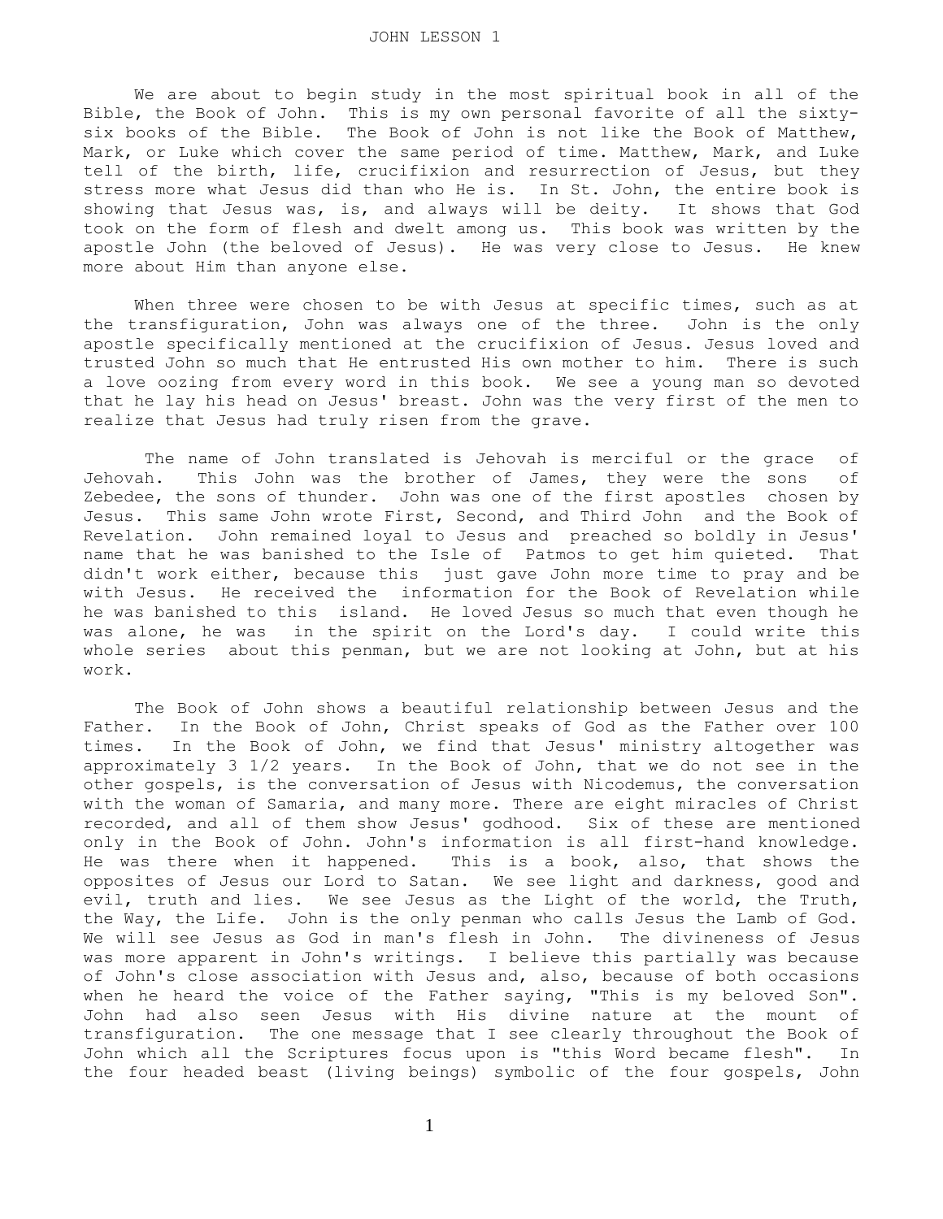# JOHN LESSON 1

We are about to begin study in the most spiritual book in all of the Bible, the Book of John. This is my own personal favorite of all the sixty-six books of the Bible. The Book of John is not like the Book of Matthew, Mark, or Luke which cover the same period of time. Matthew, Mark, and Luke tell of the birth, life, crucifixion and resurrection of Jesus, but they stress more what Jesus did than who He is. In St. John, the entire book is showing that Jesus was, is, and always will be deity. It shows that God took on the form of flesh and dwelt among us. This book was written by the apostle John (the beloved of Jesus). He was very close to Jesus. He knew more about Him than anyone else.

When three were chosen to be with Jesus at specific times, such as at the transfiguration, John was always one of the three. John is the only apostle specifically mentioned at the crucifixion of Jesus. Jesus loved and trusted John so much that He entrusted His own mother to him. There is such a love oozing from every word in this book. We see a young man so devoted that he lay his head on Jesus' breast. John was the very first of the men to realize that Jesus had truly risen from the grave.

The name of John translated is Jehovah is merciful or the grace of Jehovah. This John was the brother of James, they were the sons of Zebedee, the sons of thunder. John was one of the first apostles chosen by Jesus. This same John wrote First, Second, and Third John and the Book of Revelation. John remained loyal to Jesus and preached so boldly in Jesus' name that he was banished to the Isle of Patmos to get him quieted. That didn't work either, because this just gave John more time to pray and be with Jesus. He received the information for the Book of Revelation while he was banished to this island. He loved Jesus so much that even though he was alone, he was in the spirit on the Lord's day. I could write this whole series about this penman, but we are not looking at John, but at his work.

The Book of John shows a beautiful relationship between Jesus and the Father. In the Book of John, Christ speaks of God as the Father over 100 times. In the Book of John, we find that Jesus' ministry altogether was approximately 3 1/2 years. In the Book of John, that we do not see in the other gospels, is the conversation of Jesus with Nicodemus, the conversation with the woman of Samaria, and many more. There are eight miracles of Christ recorded, and all of them show Jesus' godhood. Six of these are mentioned only in the Book of John. John's information is all first-hand knowledge. He was there when it happened. This is a book, also, that shows the opposites of Jesus our Lord to Satan. We see light and darkness, good and evil, truth and lies. We see Jesus as the Light of the world, the Truth, the Way, the Life. John is the only penman who calls Jesus the Lamb of God. We will see Jesus as God in man's flesh in John. The divineness of Jesus was more apparent in John's writings. I believe this partially was because of John's close association with Jesus and, also, because of both occasions when he heard the voice of the Father saying, "This is my beloved Son". John had also seen Jesus with His divine nature at the mount of transfiguration. The one message that I see clearly throughout the Book of John which all the Scriptures focus upon is "this Word became flesh". In the four headed beast (living beings) symbolic of the four gospels, John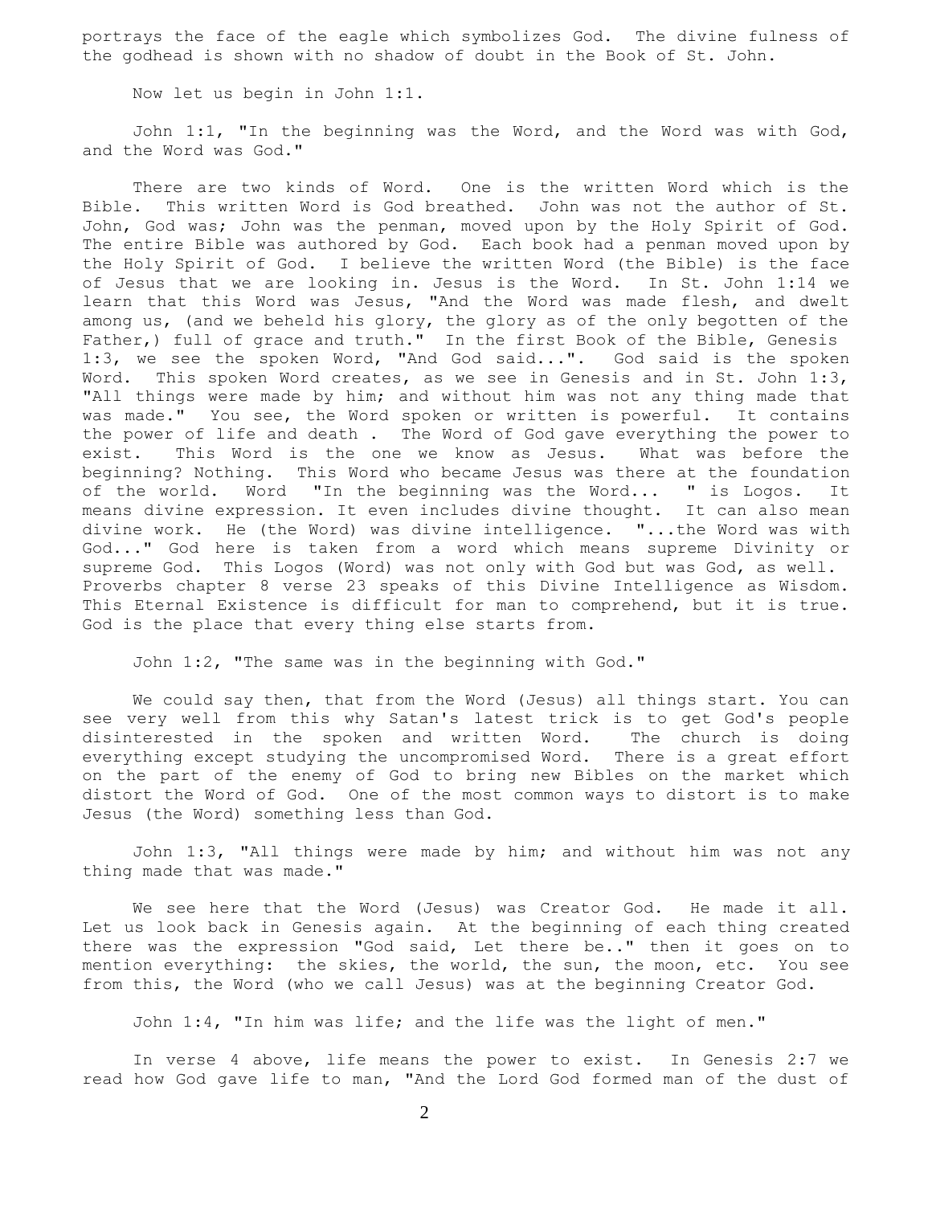portrays the face of the eagle which symbolizes God. The divine fulness of the godhead is shown with no shadow of doubt in the Book of St. John.

Now let us begin in John 1:1.

John 1:1, "In the beginning was the Word, and the Word was with God, and the Word was God."

There are two kinds of Word. One is the written Word which is the Bible. This written Word is God breathed. John was not the author of St. John, God was; John was the penman, moved upon by the Holy Spirit of God. The entire Bible was authored by God. Each book had a penman moved upon by the Holy Spirit of God. I believe the written Word (the Bible) is the face of Jesus that we are looking in. Jesus is the Word. In St. John 1:14 we learn that this Word was Jesus, "And the Word was made flesh, and dwelt among us, (and we beheld his glory, the glory as of the only begotten of the Father,) full of grace and truth." In the first Book of the Bible, Genesis 1:3, we see the spoken Word, "And God said...". God said is the spoken Word. This spoken Word creates, as we see in Genesis and in St. John 1:3, "All things were made by him; and without him was not any thing made that was made." You see, the Word spoken or written is powerful. It contains the power of life and death . The Word of God gave everything the power to exist. This Word is the one we know as Jesus. What was before the beginning? Nothing. This Word who became Jesus was there at the foundation of the world. Word "In the beginning was the Word... " is Logos. It means divine expression. It even includes divine thought. It can also mean divine work. He (the Word) was divine intelligence. "...the Word was with God..." God here is taken from a word which means supreme Divinity or supreme God. This Logos (Word) was not only with God but was God, as well. Proverbs chapter 8 verse 23 speaks of this Divine Intelligence as Wisdom. This Eternal Existence is difficult for man to comprehend, but it is true. God is the place that every thing else starts from.

John 1:2, "The same was in the beginning with God."

We could say then, that from the Word (Jesus) all things start. You can see very well from this why Satan's latest trick is to get God's people disinterested in the spoken and written Word. The church is doing everything except studying the uncompromised Word. There is a great effort on the part of the enemy of God to bring new Bibles on the market which distort the Word of God. One of the most common ways to distort is to make Jesus (the Word) something less than God.

John 1:3, "All things were made by him; and without him was not any thing made that was made."

We see here that the Word (Jesus) was Creator God. He made it all. Let us look back in Genesis again. At the beginning of each thing created there was the expression "God said, Let there be.." then it goes on to mention everything: the skies, the world, the sun, the moon, etc. You see from this, the Word (who we call Jesus) was at the beginning Creator God.

John 1:4, "In him was life; and the life was the light of men."

In verse 4 above, life means the power to exist. In Genesis 2:7 we read how God gave life to man, "And the Lord God formed man of the dust of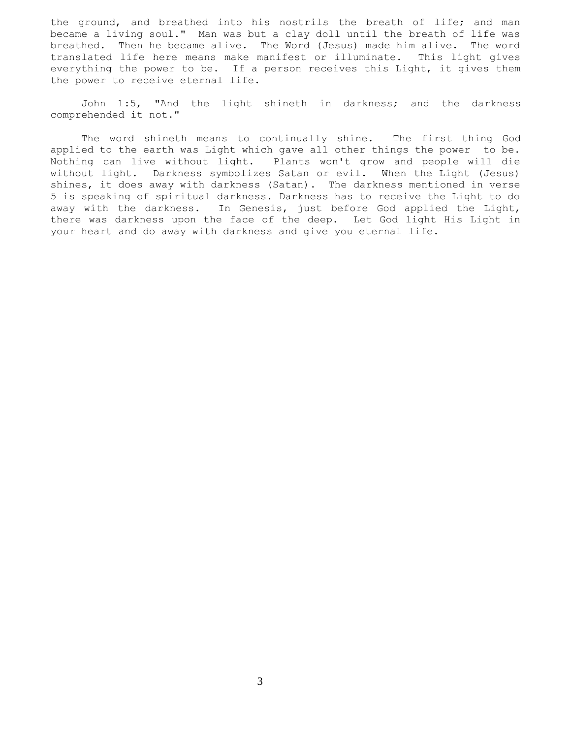the ground, and breathed into his nostrils the breath of life; and man became a living soul." Man was but a clay doll until the breath of life was breathed. Then he became alive. The Word (Jesus) made him alive. The word translated life here means make manifest or illuminate. This light gives everything the power to be. If a person receives this Light, it gives them the power to receive eternal life.

John 1:5, "And the light shineth in darkness; and the darkness comprehended it not."

The word shineth means to continually shine. The first thing God applied to the earth was Light which gave all other things the power to be. Nothing can live without light. Plants won't grow and people will die without light. Darkness symbolizes Satan or evil. When the Light (Jesus) shines, it does away with darkness (Satan). The darkness mentioned in verse 5 is speaking of spiritual darkness. Darkness has to receive the Light to do away with the darkness. In Genesis, just before God applied the Light, there was darkness upon the face of the deep. Let God light His Light in your heart and do away with darkness and give you eternal life.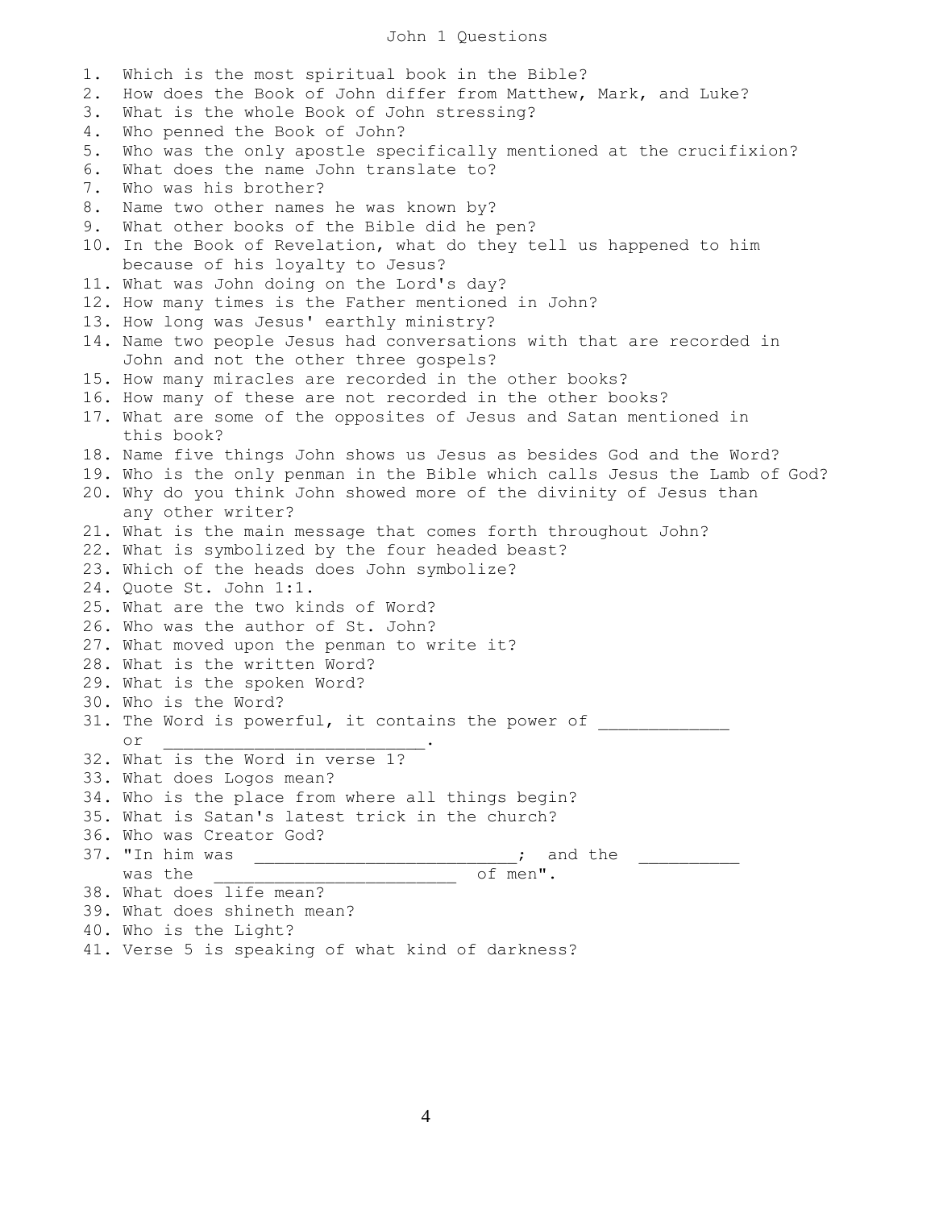# John 1 Questions

1. Which is the most spiritual book in the Bible?
2. How does the Book of John differ from Matthew, Mark, and Luke?
3. What is the whole Book of John stressing?
4. Who penned the Book of John?
5. Who was the only apostle specifically mentioned at the crucifixion?
6. What does the name John translate to?
7. Who was his brother?
8. Name two other names he was known by?
9. What other books of the Bible did he pen?
10. In the Book of Revelation, what do they tell us happened to him because of his loyalty to Jesus?
11. What was John doing on the Lord's day?
12. How many times is the Father mentioned in John?
13. How long was Jesus' earthly ministry?
14. Name two people Jesus had conversations with that are recorded in John and not the other three gospels?
15. How many miracles are recorded in the other books?
16. How many of these are not recorded in the other books?
17. What are some of the opposites of Jesus and Satan mentioned in this book?
18. Name five things John shows us Jesus as besides God and the Word?
19. Who is the only penman in the Bible which calls Jesus the Lamb of God?
20. Why do you think John showed more of the divinity of Jesus than any other writer?
21. What is the main message that comes forth throughout John?
22. What is symbolized by the four headed beast?
23. Which of the heads does John symbolize?
24. Quote St. John 1:1.
25. What are the two kinds of Word?
26. Who was the author of St. John?
27. What moved upon the penman to write it?
28. What is the written Word?
29. What is the spoken Word?
30. Who is the Word?
31. The Word is powerful, it contains the power of _____________ or __________________________.
32. What is the Word in verse 1?
33. What does Logos mean?
34. Who is the place from where all things begin?
35. What is Satan's latest trick in the church?
36. Who was Creator God?
37. "In him was __________________________; and the __________ was the ________________________ of men".
38. What does life mean?
39. What does shineth mean?
40. Who is the Light?
41. Verse 5 is speaking of what kind of darkness?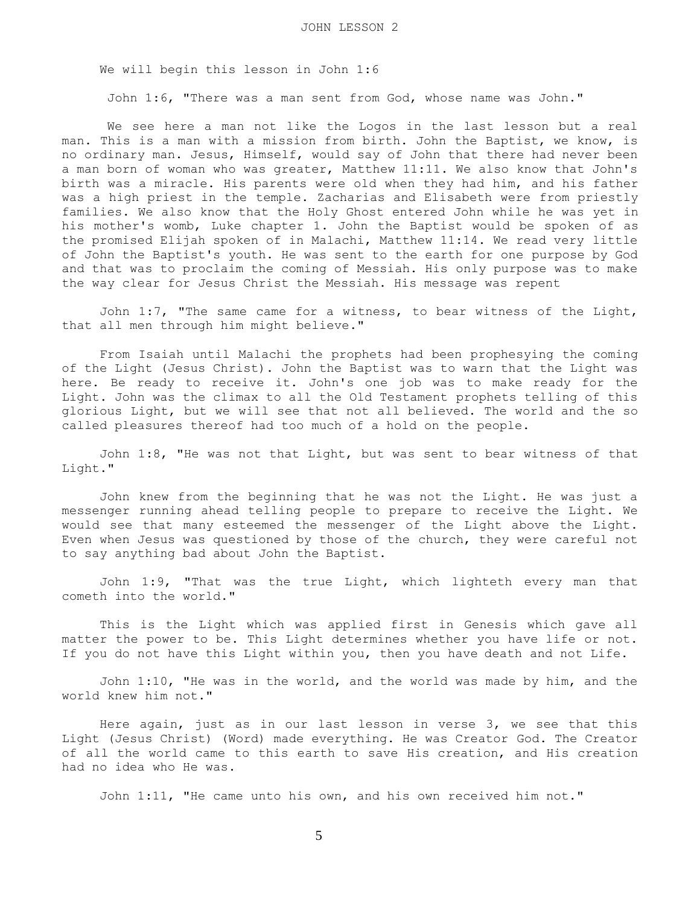We will begin this lesson in John 1:6

John 1:6, "There was a man sent from God, whose name was John."

We see here a man not like the Logos in the last lesson but a real man. This is a man with a mission from birth. John the Baptist, we know, is no ordinary man. Jesus, Himself, would say of John that there had never been a man born of woman who was greater, Matthew 11:11. We also know that John's birth was a miracle. His parents were old when they had him, and his father was a high priest in the temple. Zacharias and Elisabeth were from priestly families. We also know that the Holy Ghost entered John while he was yet in his mother's womb, Luke chapter 1. John the Baptist would be spoken of as the promised Elijah spoken of in Malachi, Matthew 11:14. We read very little of John the Baptist's youth. He was sent to the earth for one purpose by God and that was to proclaim the coming of Messiah. His only purpose was to make the way clear for Jesus Christ the Messiah. His message was repent

John 1:7, "The same came for a witness, to bear witness of the Light, that all men through him might believe."

From Isaiah until Malachi the prophets had been prophesying the coming of the Light (Jesus Christ). John the Baptist was to warn that the Light was here. Be ready to receive it. John's one job was to make ready for the Light. John was the climax to all the Old Testament prophets telling of this glorious Light, but we will see that not all believed. The world and the so called pleasures thereof had too much of a hold on the people.

John 1:8, "He was not that Light, but was sent to bear witness of that Light."

John knew from the beginning that he was not the Light. He was just a messenger running ahead telling people to prepare to receive the Light. We would see that many esteemed the messenger of the Light above the Light. Even when Jesus was questioned by those of the church, they were careful not to say anything bad about John the Baptist.

John 1:9, "That was the true Light, which lighteth every man that cometh into the world."

This is the Light which was applied first in Genesis which gave all matter the power to be. This Light determines whether you have life or not. If you do not have this Light within you, then you have death and not Life.

John 1:10, "He was in the world, and the world was made by him, and the world knew him not."

Here again, just as in our last lesson in verse 3, we see that this Light (Jesus Christ) (Word) made everything. He was Creator God. The Creator of all the world came to this earth to save His creation, and His creation had no idea who He was.

John 1:11, "He came unto his own, and his own received him not."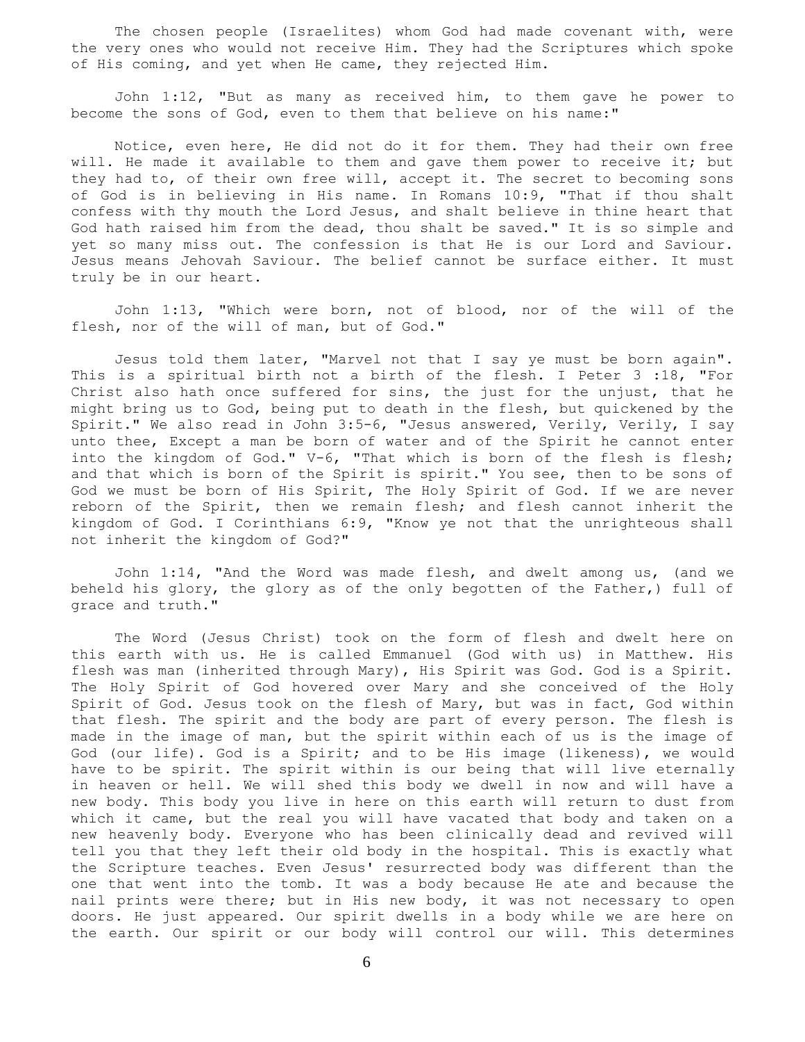The chosen people (Israelites) whom God had made covenant with, were the very ones who would not receive Him. They had the Scriptures which spoke of His coming, and yet when He came, they rejected Him.

John 1:12, "But as many as received him, to them gave he power to become the sons of God, even to them that believe on his name:"

Notice, even here, He did not do it for them. They had their own free will. He made it available to them and gave them power to receive it; but they had to, of their own free will, accept it. The secret to becoming sons of God is in believing in His name. In Romans 10:9, "That if thou shalt confess with thy mouth the Lord Jesus, and shalt believe in thine heart that God hath raised him from the dead, thou shalt be saved." It is so simple and yet so many miss out. The confession is that He is our Lord and Saviour. Jesus means Jehovah Saviour. The belief cannot be surface either. It must truly be in our heart.

John 1:13, "Which were born, not of blood, nor of the will of the flesh, nor of the will of man, but of God."

Jesus told them later, "Marvel not that I say ye must be born again". This is a spiritual birth not a birth of the flesh. I Peter 3 :18, "For Christ also hath once suffered for sins, the just for the unjust, that he might bring us to God, being put to death in the flesh, but quickened by the Spirit." We also read in John 3:5-6, "Jesus answered, Verily, Verily, I say unto thee, Except a man be born of water and of the Spirit he cannot enter into the kingdom of God." V-6, "That which is born of the flesh is flesh; and that which is born of the Spirit is spirit." You see, then to be sons of God we must be born of His Spirit, The Holy Spirit of God. If we are never reborn of the Spirit, then we remain flesh; and flesh cannot inherit the kingdom of God. I Corinthians 6:9, "Know ye not that the unrighteous shall not inherit the kingdom of God?"

John 1:14, "And the Word was made flesh, and dwelt among us, (and we beheld his glory, the glory as of the only begotten of the Father,) full of grace and truth."

The Word (Jesus Christ) took on the form of flesh and dwelt here on this earth with us. He is called Emmanuel (God with us) in Matthew. His flesh was man (inherited through Mary), His Spirit was God. God is a Spirit. The Holy Spirit of God hovered over Mary and she conceived of the Holy Spirit of God. Jesus took on the flesh of Mary, but was in fact, God within that flesh. The spirit and the body are part of every person. The flesh is made in the image of man, but the spirit within each of us is the image of God (our life). God is a Spirit; and to be His image (likeness), we would have to be spirit. The spirit within is our being that will live eternally in heaven or hell. We will shed this body we dwell in now and will have a new body. This body you live in here on this earth will return to dust from which it came, but the real you will have vacated that body and taken on a new heavenly body. Everyone who has been clinically dead and revived will tell you that they left their old body in the hospital. This is exactly what the Scripture teaches. Even Jesus' resurrected body was different than the one that went into the tomb. It was a body because He ate and because the nail prints were there; but in His new body, it was not necessary to open doors. He just appeared. Our spirit dwells in a body while we are here on the earth. Our spirit or our body will control our will. This determines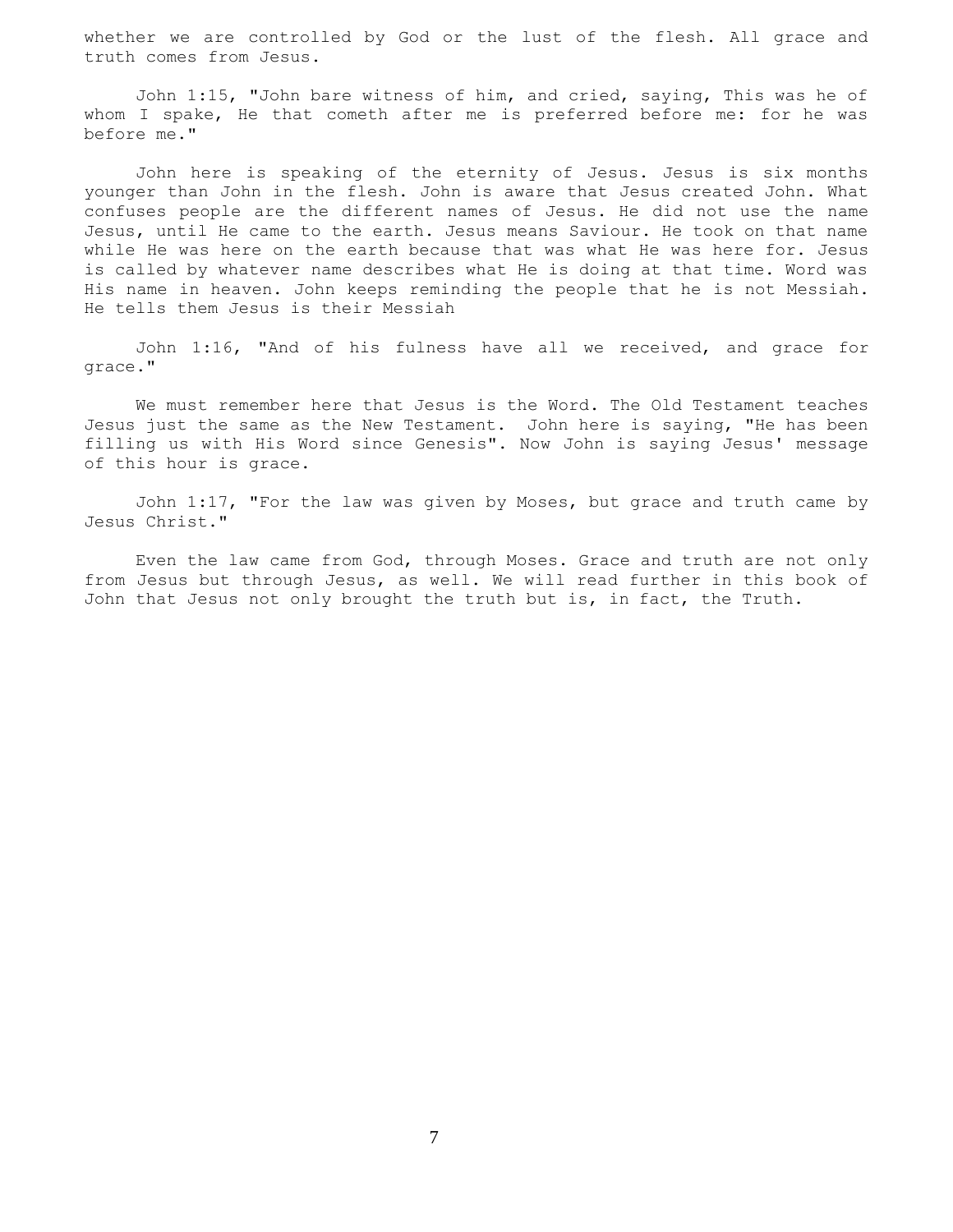whether we are controlled by God or the lust of the flesh. All grace and truth comes from Jesus.

John 1:15, "John bare witness of him, and cried, saying, This was he of whom I spake, He that cometh after me is preferred before me: for he was before me."

John here is speaking of the eternity of Jesus. Jesus is six months younger than John in the flesh. John is aware that Jesus created John. What confuses people are the different names of Jesus. He did not use the name Jesus, until He came to the earth. Jesus means Saviour. He took on that name while He was here on the earth because that was what He was here for. Jesus is called by whatever name describes what He is doing at that time. Word was His name in heaven. John keeps reminding the people that he is not Messiah. He tells them Jesus is their Messiah

John 1:16, "And of his fulness have all we received, and grace for grace."

We must remember here that Jesus is the Word. The Old Testament teaches Jesus just the same as the New Testament. John here is saying, "He has been filling us with His Word since Genesis". Now John is saying Jesus' message of this hour is grace.

John 1:17, "For the law was given by Moses, but grace and truth came by Jesus Christ."

Even the law came from God, through Moses. Grace and truth are not only from Jesus but through Jesus, as well. We will read further in this book of John that Jesus not only brought the truth but is, in fact, the Truth.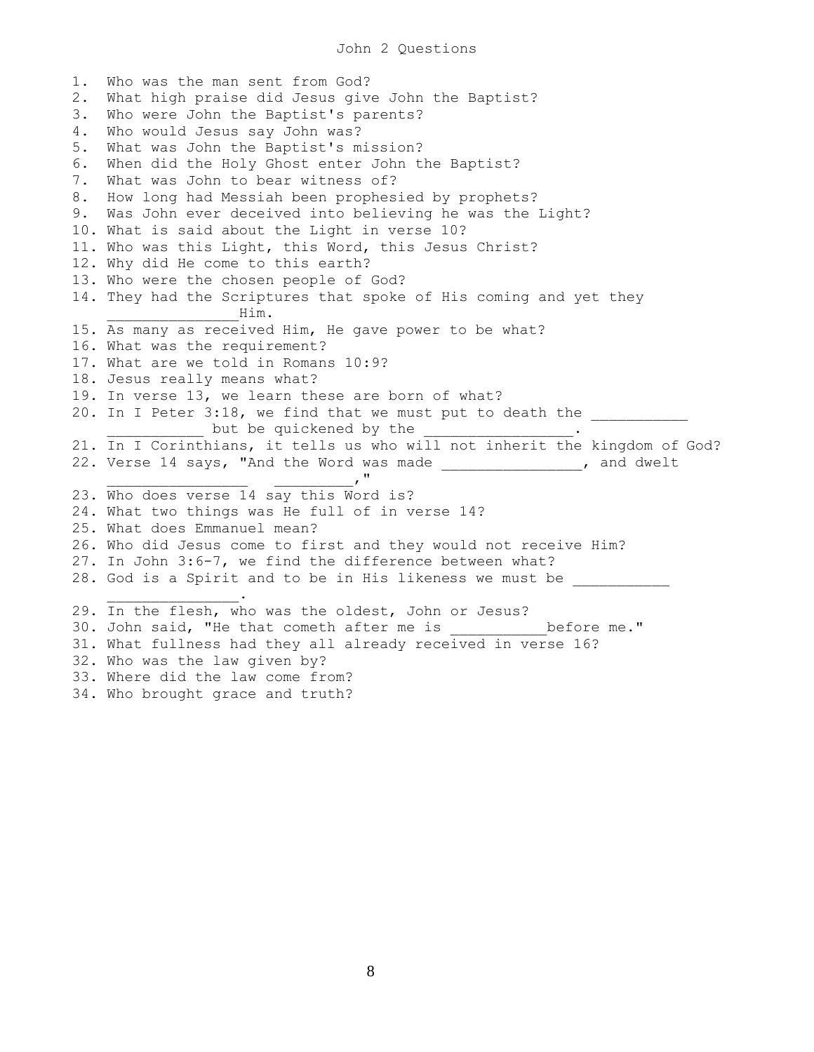# John 2 Questions

1. Who was the man sent from God?
2. What high praise did Jesus give John the Baptist?
3. Who were John the Baptist's parents?
4. Who would Jesus say John was?
5. What was John the Baptist's mission?
6. When did the Holy Ghost enter John the Baptist?
7. What was John to bear witness of?
8. How long had Messiah been prophesied by prophets?
9. Was John ever deceived into believing he was the Light?
10. What is said about the Light in verse 10?
11. Who was this Light, this Word, this Jesus Christ?
12. Why did He come to this earth?
13. Who were the chosen people of God?
14. They had the Scriptures that spoke of His coming and yet they ______________Him.
15. As many as received Him, He gave power to be what?
16. What was the requirement?
17. What are we told in Romans 10:9?
18. Jesus really means what?
19. In verse 13, we learn these are born of what?
20. In I Peter 3:18, we find that we must put to death the ___________ ___________ but be quickened by the _________________.
21. In I Corinthians, it tells us who will not inherit the kingdom of God?
22. Verse 14 says, "And the Word was made ________________, and dwelt ________________ _________,"
23. Who does verse 14 say this Word is?
24. What two things was He full of in verse 14?
25. What does Emmanuel mean?
26. Who did Jesus come to first and they would not receive Him?
27. In John 3:6-7, we find the difference between what?
28. God is a Spirit and to be in His likeness we must be ___________ _______________.
29. In the flesh, who was the oldest, John or Jesus?
30. John said, "He that cometh after me is ___________before me."
31. What fullness had they all already received in verse 16?
32. Who was the law given by?
33. Where did the law come from?
34. Who brought grace and truth?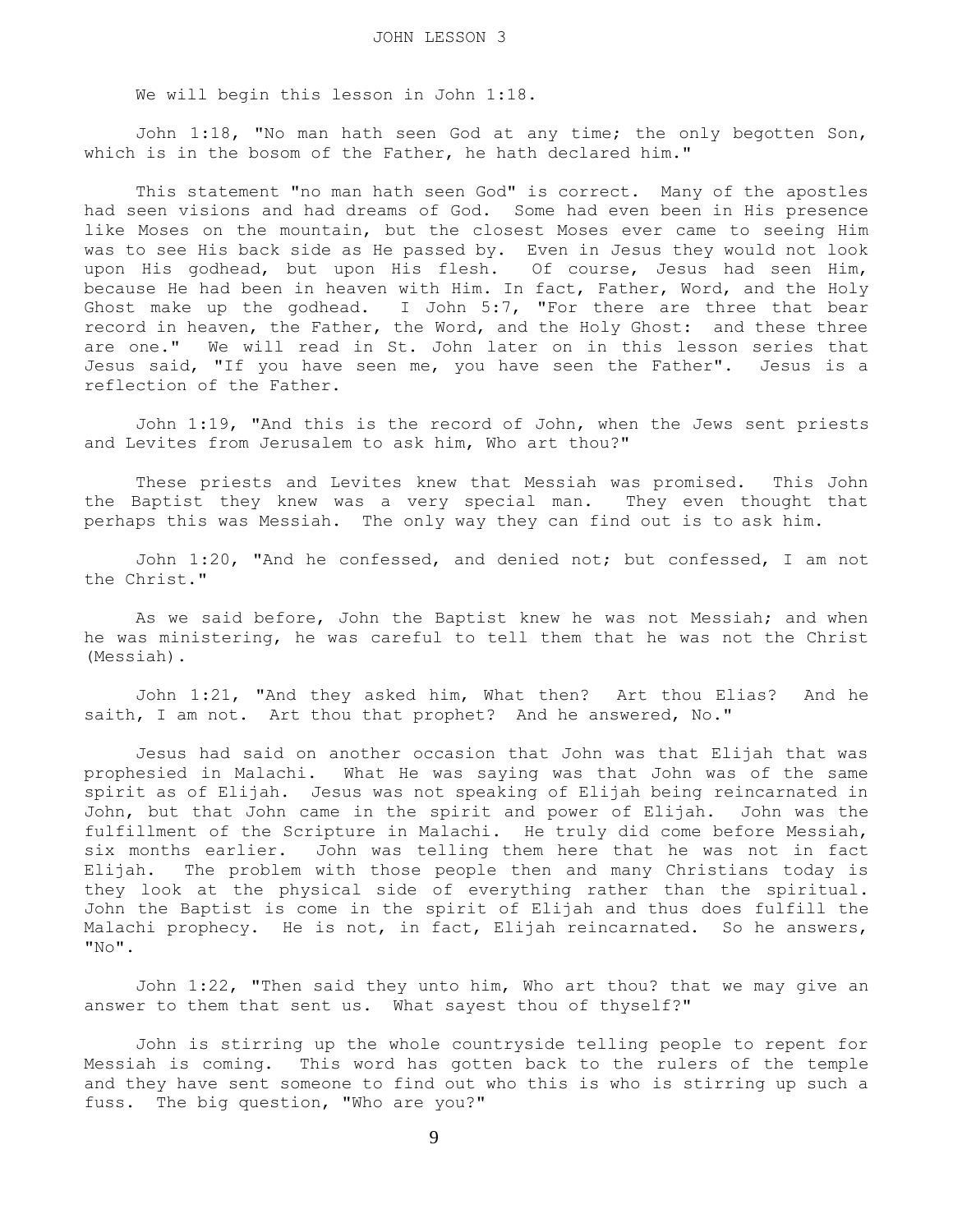# JOHN LESSON 3

We will begin this lesson in John 1:18.

John 1:18, "No man hath seen God at any time; the only begotten Son, which is in the bosom of the Father, he hath declared him."

This statement "no man hath seen God" is correct. Many of the apostles had seen visions and had dreams of God. Some had even been in His presence like Moses on the mountain, but the closest Moses ever came to seeing Him was to see His back side as He passed by. Even in Jesus they would not look upon His godhead, but upon His flesh. Of course, Jesus had seen Him, because He had been in heaven with Him. In fact, Father, Word, and the Holy Ghost make up the godhead. I John 5:7, "For there are three that bear record in heaven, the Father, the Word, and the Holy Ghost: and these three are one." We will read in St. John later on in this lesson series that Jesus said, "If you have seen me, you have seen the Father". Jesus is a reflection of the Father.

John 1:19, "And this is the record of John, when the Jews sent priests and Levites from Jerusalem to ask him, Who art thou?"

These priests and Levites knew that Messiah was promised. This John the Baptist they knew was a very special man. They even thought that perhaps this was Messiah. The only way they can find out is to ask him.

John 1:20, "And he confessed, and denied not; but confessed, I am not the Christ."

As we said before, John the Baptist knew he was not Messiah; and when he was ministering, he was careful to tell them that he was not the Christ (Messiah).

John 1:21, "And they asked him, What then? Art thou Elias? And he saith, I am not. Art thou that prophet? And he answered, No."

Jesus had said on another occasion that John was that Elijah that was prophesied in Malachi. What He was saying was that John was of the same spirit as of Elijah. Jesus was not speaking of Elijah being reincarnated in John, but that John came in the spirit and power of Elijah. John was the fulfillment of the Scripture in Malachi. He truly did come before Messiah, six months earlier. John was telling them here that he was not in fact Elijah. The problem with those people then and many Christians today is they look at the physical side of everything rather than the spiritual. John the Baptist is come in the spirit of Elijah and thus does fulfill the Malachi prophecy. He is not, in fact, Elijah reincarnated. So he answers, "No".

John 1:22, "Then said they unto him, Who art thou? that we may give an answer to them that sent us. What sayest thou of thyself?"

John is stirring up the whole countryside telling people to repent for Messiah is coming. This word has gotten back to the rulers of the temple and they have sent someone to find out who this is who is stirring up such a fuss. The big question, "Who are you?"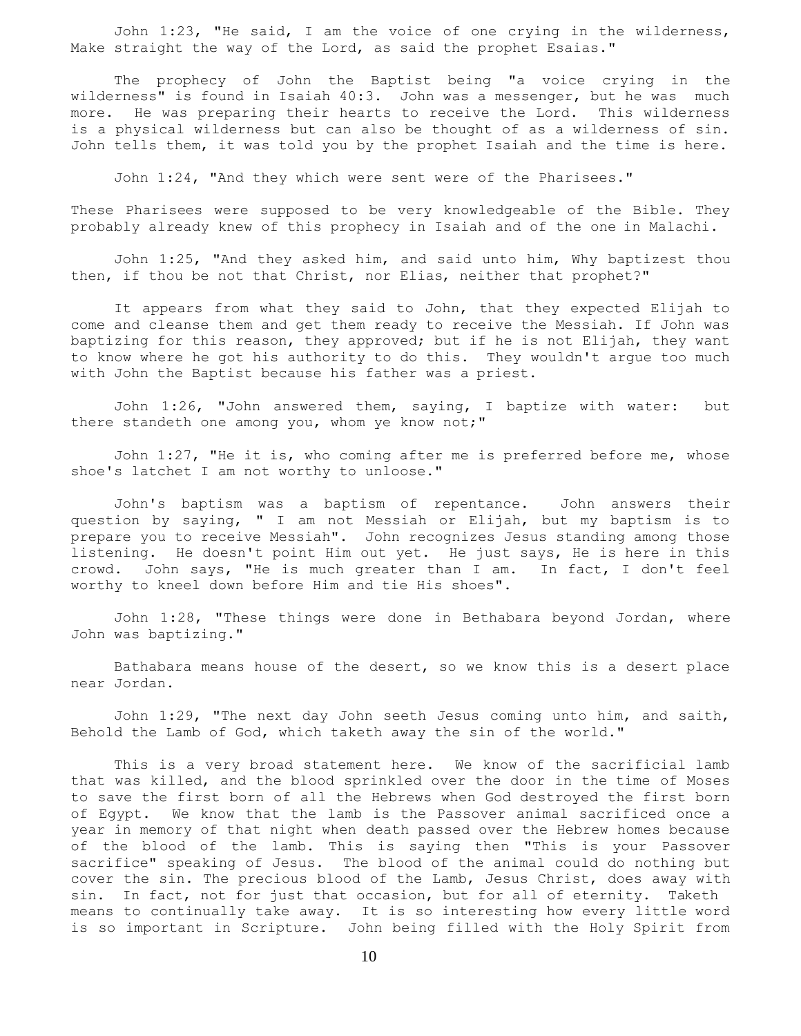John 1:23, "He said, I am the voice of one crying in the wilderness, Make straight the way of the Lord, as said the prophet Esaias."

The prophecy of John the Baptist being "a voice crying in the wilderness" is found in Isaiah 40:3. John was a messenger, but he was much more. He was preparing their hearts to receive the Lord. This wilderness is a physical wilderness but can also be thought of as a wilderness of sin. John tells them, it was told you by the prophet Isaiah and the time is here.

John 1:24, "And they which were sent were of the Pharisees."

These Pharisees were supposed to be very knowledgeable of the Bible. They probably already knew of this prophecy in Isaiah and of the one in Malachi.

John 1:25, "And they asked him, and said unto him, Why baptizest thou then, if thou be not that Christ, nor Elias, neither that prophet?"

It appears from what they said to John, that they expected Elijah to come and cleanse them and get them ready to receive the Messiah. If John was baptizing for this reason, they approved; but if he is not Elijah, they want to know where he got his authority to do this. They wouldn't argue too much with John the Baptist because his father was a priest.

John 1:26, "John answered them, saying, I baptize with water: but there standeth one among you, whom ye know not;"

John 1:27, "He it is, who coming after me is preferred before me, whose shoe's latchet I am not worthy to unloose."

John's baptism was a baptism of repentance. John answers their question by saying, " I am not Messiah or Elijah, but my baptism is to prepare you to receive Messiah". John recognizes Jesus standing among those listening. He doesn't point Him out yet. He just says, He is here in this crowd. John says, "He is much greater than I am. In fact, I don't feel worthy to kneel down before Him and tie His shoes".

John 1:28, "These things were done in Bethabara beyond Jordan, where John was baptizing."

Bathabara means house of the desert, so we know this is a desert place near Jordan.

John 1:29, "The next day John seeth Jesus coming unto him, and saith, Behold the Lamb of God, which taketh away the sin of the world."

This is a very broad statement here. We know of the sacrificial lamb that was killed, and the blood sprinkled over the door in the time of Moses to save the first born of all the Hebrews when God destroyed the first born of Egypt. We know that the lamb is the Passover animal sacrificed once a year in memory of that night when death passed over the Hebrew homes because of the blood of the lamb. This is saying then "This is your Passover sacrifice" speaking of Jesus. The blood of the animal could do nothing but cover the sin. The precious blood of the Lamb, Jesus Christ, does away with sin. In fact, not for just that occasion, but for all of eternity. Taketh means to continually take away. It is so interesting how every little word is so important in Scripture. John being filled with the Holy Spirit from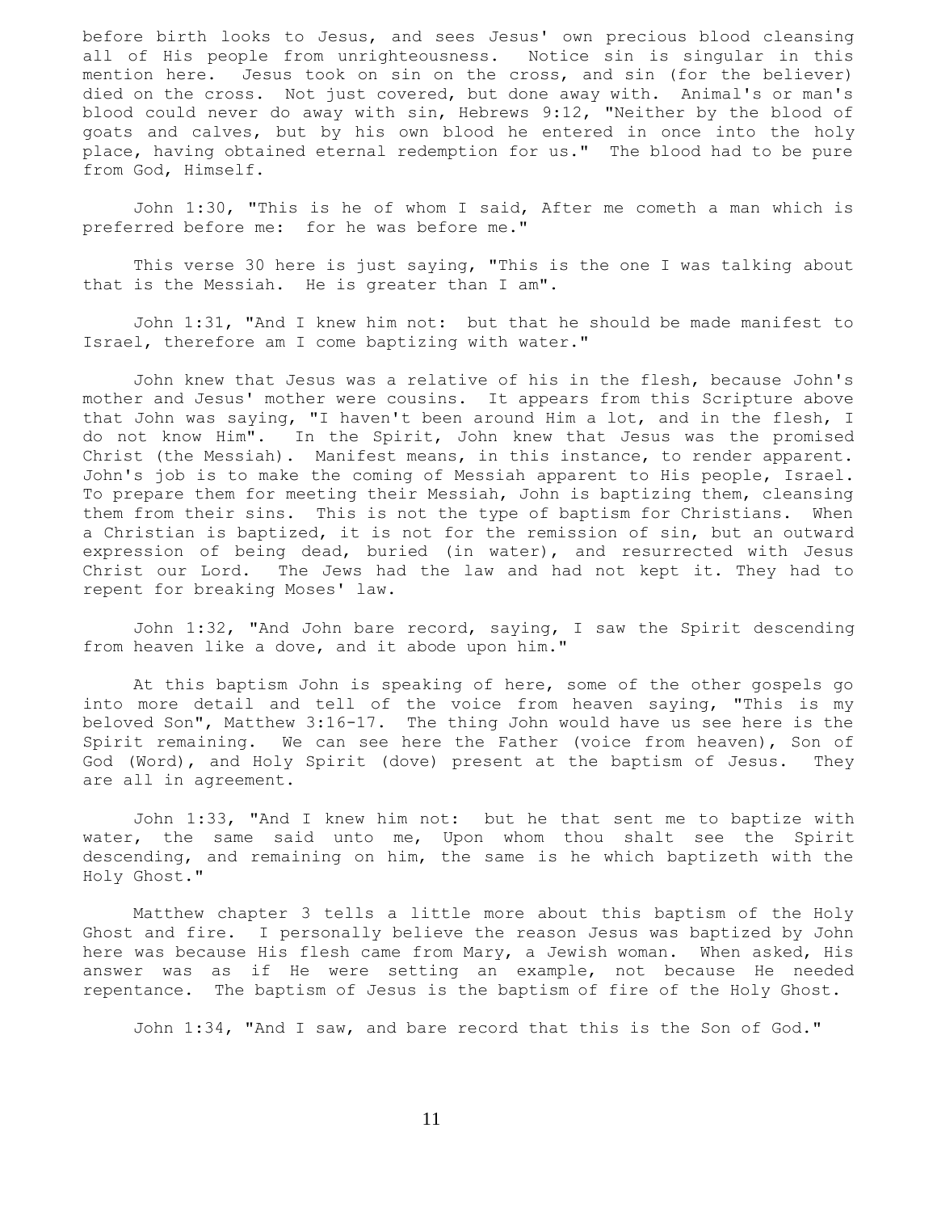before birth looks to Jesus, and sees Jesus' own precious blood cleansing all of His people from unrighteousness. Notice sin is singular in this mention here. Jesus took on sin on the cross, and sin (for the believer) died on the cross. Not just covered, but done away with. Animal's or man's blood could never do away with sin, Hebrews 9:12, "Neither by the blood of goats and calves, but by his own blood he entered in once into the holy place, having obtained eternal redemption for us." The blood had to be pure from God, Himself.

John 1:30, "This is he of whom I said, After me cometh a man which is preferred before me: for he was before me."

This verse 30 here is just saying, "This is the one I was talking about that is the Messiah. He is greater than I am".

John 1:31, "And I knew him not: but that he should be made manifest to Israel, therefore am I come baptizing with water."

John knew that Jesus was a relative of his in the flesh, because John's mother and Jesus' mother were cousins. It appears from this Scripture above that John was saying, "I haven't been around Him a lot, and in the flesh, I do not know Him". In the Spirit, John knew that Jesus was the promised Christ (the Messiah). Manifest means, in this instance, to render apparent. John's job is to make the coming of Messiah apparent to His people, Israel. To prepare them for meeting their Messiah, John is baptizing them, cleansing them from their sins. This is not the type of baptism for Christians. When a Christian is baptized, it is not for the remission of sin, but an outward expression of being dead, buried (in water), and resurrected with Jesus Christ our Lord. The Jews had the law and had not kept it. They had to repent for breaking Moses' law.

John 1:32, "And John bare record, saying, I saw the Spirit descending from heaven like a dove, and it abode upon him."

At this baptism John is speaking of here, some of the other gospels go into more detail and tell of the voice from heaven saying, "This is my beloved Son", Matthew 3:16-17. The thing John would have us see here is the Spirit remaining. We can see here the Father (voice from heaven), Son of God (Word), and Holy Spirit (dove) present at the baptism of Jesus. They are all in agreement.

John 1:33, "And I knew him not: but he that sent me to baptize with water, the same said unto me, Upon whom thou shalt see the Spirit descending, and remaining on him, the same is he which baptizeth with the Holy Ghost."

Matthew chapter 3 tells a little more about this baptism of the Holy Ghost and fire. I personally believe the reason Jesus was baptized by John here was because His flesh came from Mary, a Jewish woman. When asked, His answer was as if He were setting an example, not because He needed repentance. The baptism of Jesus is the baptism of fire of the Holy Ghost.

John 1:34, "And I saw, and bare record that this is the Son of God."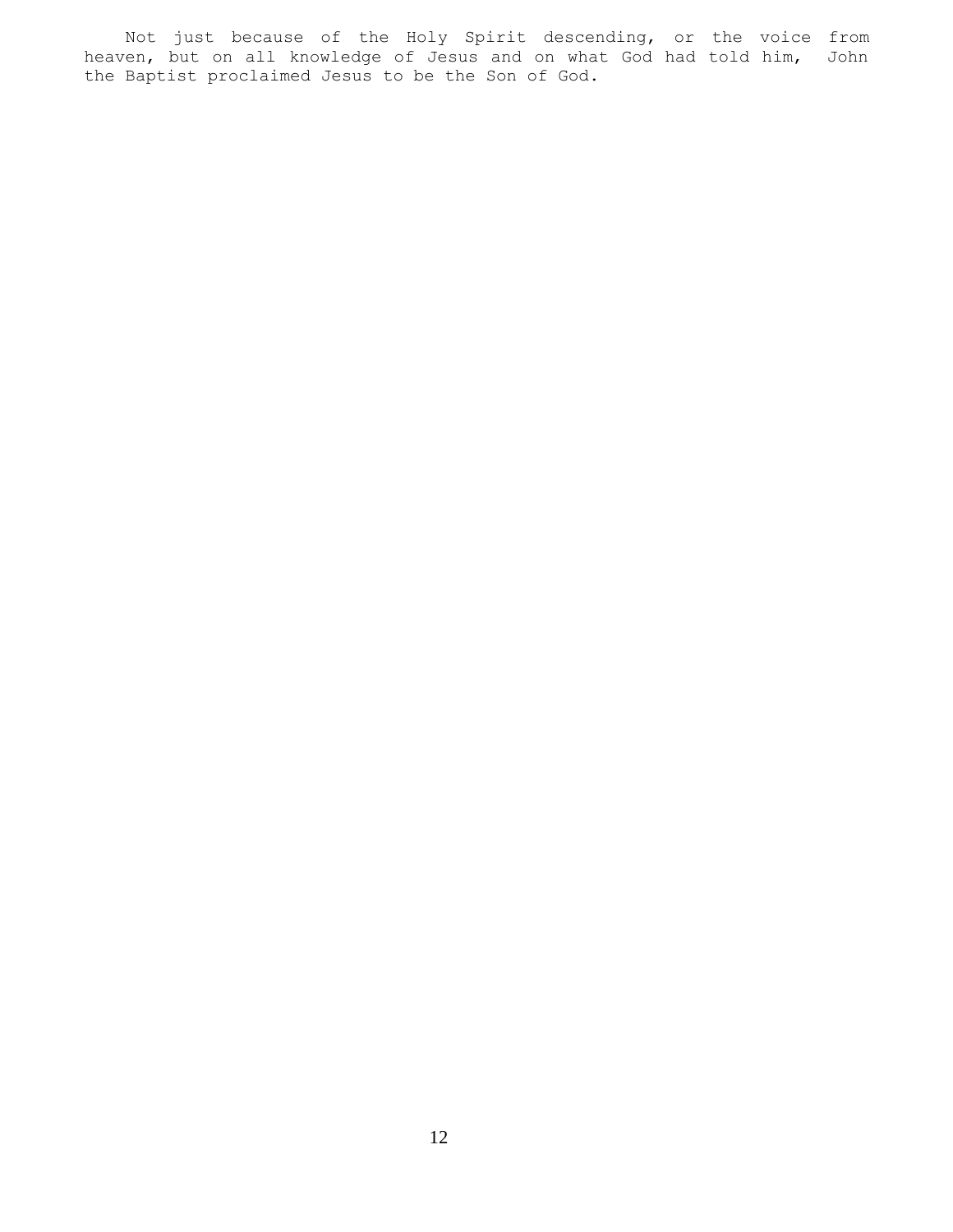Not just because of the Holy Spirit descending, or the voice from heaven, but on all knowledge of Jesus and on what God had told him, John the Baptist proclaimed Jesus to be the Son of God.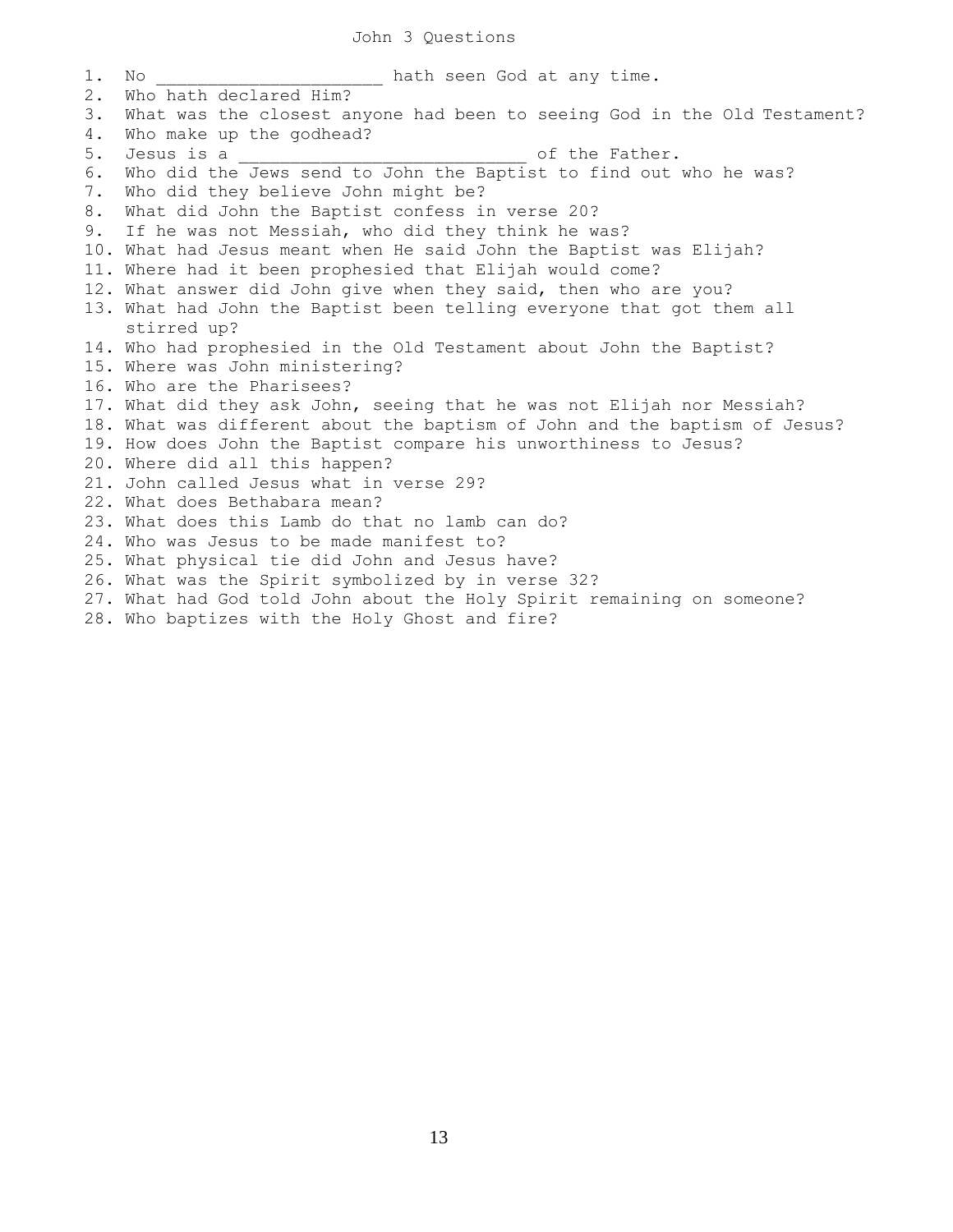# John 3 Questions

1. No ______________________ hath seen God at any time.
2. Who hath declared Him?
3. What was the closest anyone had been to seeing God in the Old Testament?
4. Who make up the godhead?
5. Jesus is a ____________________________ of the Father.
6. Who did the Jews send to John the Baptist to find out who he was?
7. Who did they believe John might be?
8. What did John the Baptist confess in verse 20?
9. If he was not Messiah, who did they think he was?
10. What had Jesus meant when He said John the Baptist was Elijah?
11. Where had it been prophesied that Elijah would come?
12. What answer did John give when they said, then who are you?
13. What had John the Baptist been telling everyone that got them all stirred up?
14. Who had prophesied in the Old Testament about John the Baptist?
15. Where was John ministering?
16. Who are the Pharisees?
17. What did they ask John, seeing that he was not Elijah nor Messiah?
18. What was different about the baptism of John and the baptism of Jesus?
19. How does John the Baptist compare his unworthiness to Jesus?
20. Where did all this happen?
21. John called Jesus what in verse 29?
22. What does Bethabara mean?
23. What does this Lamb do that no lamb can do?
24. Who was Jesus to be made manifest to?
25. What physical tie did John and Jesus have?
26. What was the Spirit symbolized by in verse 32?
27. What had God told John about the Holy Spirit remaining on someone?
28. Who baptizes with the Holy Ghost and fire?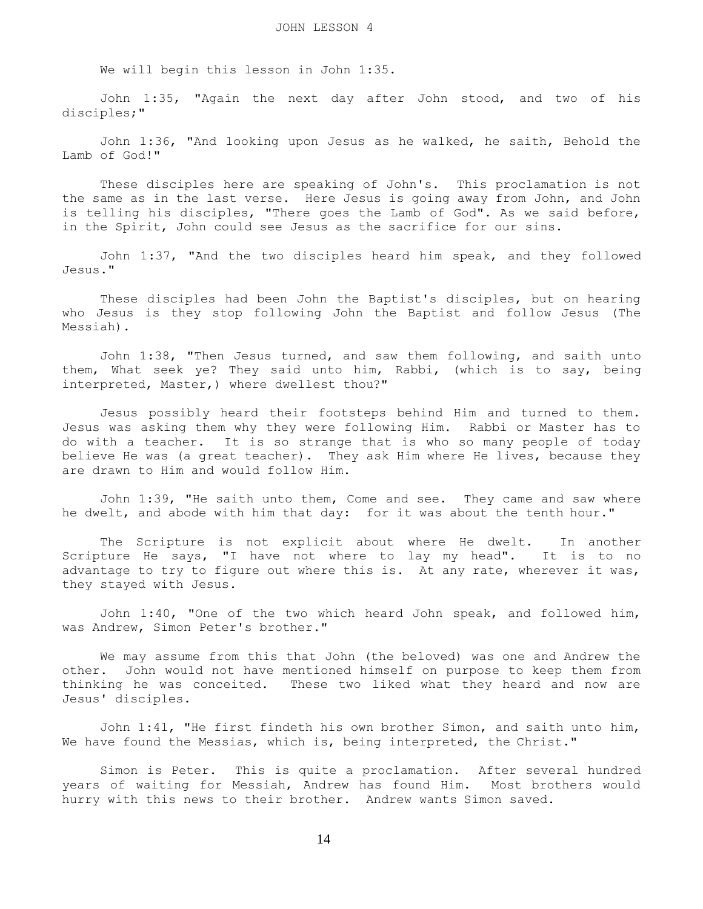# JOHN LESSON 4

We will begin this lesson in John 1:35.

John 1:35, "Again the next day after John stood, and two of his disciples;"

John 1:36, "And looking upon Jesus as he walked, he saith, Behold the Lamb of God!"

These disciples here are speaking of John's. This proclamation is not the same as in the last verse. Here Jesus is going away from John, and John is telling his disciples, "There goes the Lamb of God". As we said before, in the Spirit, John could see Jesus as the sacrifice for our sins.

John 1:37, "And the two disciples heard him speak, and they followed Jesus."

These disciples had been John the Baptist's disciples, but on hearing who Jesus is they stop following John the Baptist and follow Jesus (The Messiah).

John 1:38, "Then Jesus turned, and saw them following, and saith unto them, What seek ye? They said unto him, Rabbi, (which is to say, being interpreted, Master,) where dwellest thou?"

Jesus possibly heard their footsteps behind Him and turned to them. Jesus was asking them why they were following Him. Rabbi or Master has to do with a teacher. It is so strange that is who so many people of today believe He was (a great teacher). They ask Him where He lives, because they are drawn to Him and would follow Him.

John 1:39, "He saith unto them, Come and see. They came and saw where he dwelt, and abode with him that day: for it was about the tenth hour."

The Scripture is not explicit about where He dwelt. In another Scripture He says, "I have not where to lay my head". It is to no advantage to try to figure out where this is. At any rate, wherever it was, they stayed with Jesus.

John 1:40, "One of the two which heard John speak, and followed him, was Andrew, Simon Peter's brother."

We may assume from this that John (the beloved) was one and Andrew the other. John would not have mentioned himself on purpose to keep them from thinking he was conceited. These two liked what they heard and now are Jesus' disciples.

John 1:41, "He first findeth his own brother Simon, and saith unto him, We have found the Messias, which is, being interpreted, the Christ."

Simon is Peter. This is quite a proclamation. After several hundred years of waiting for Messiah, Andrew has found Him. Most brothers would hurry with this news to their brother. Andrew wants Simon saved.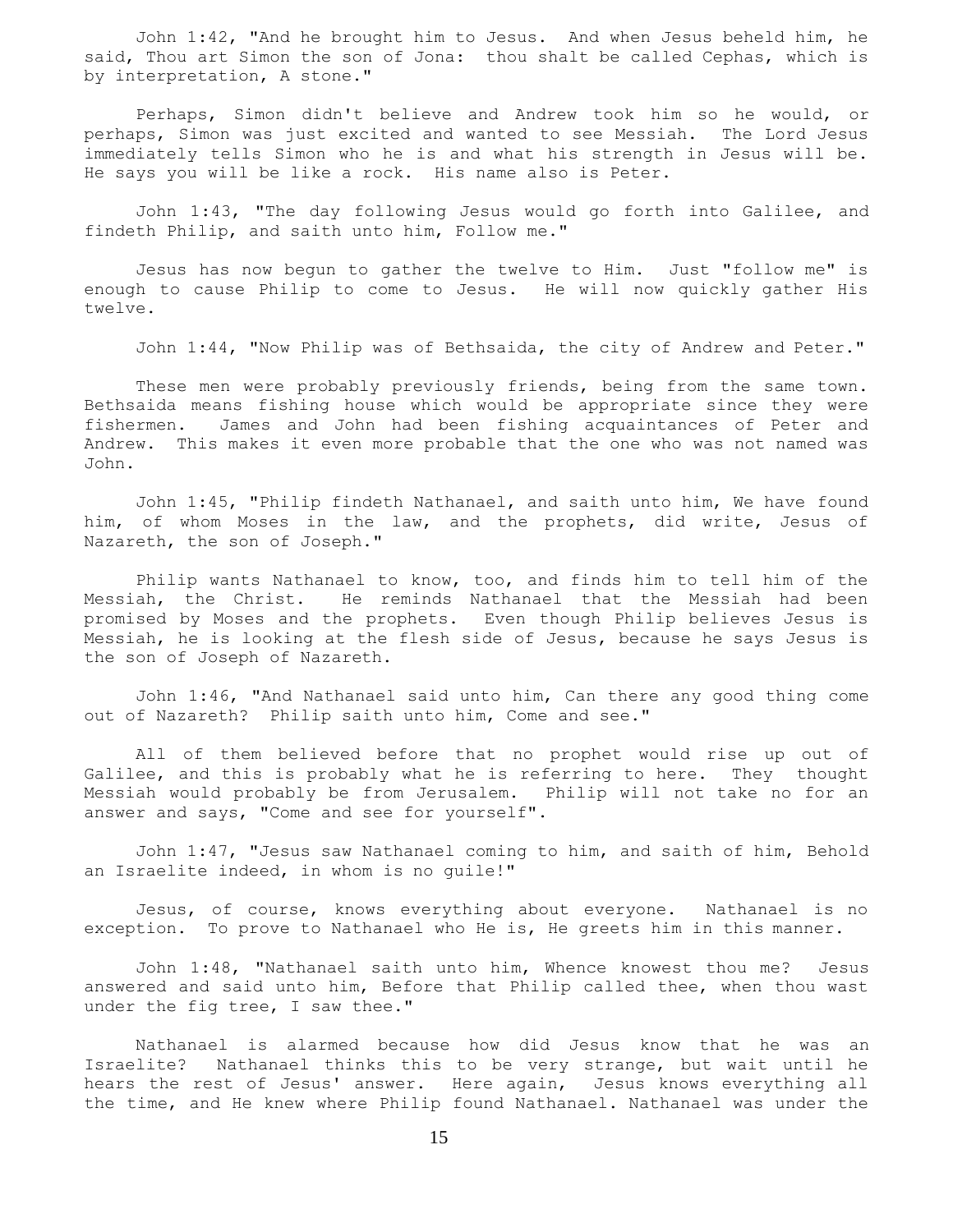John 1:42, "And he brought him to Jesus. And when Jesus beheld him, he said, Thou art Simon the son of Jona: thou shalt be called Cephas, which is by interpretation, A stone."

Perhaps, Simon didn't believe and Andrew took him so he would, or perhaps, Simon was just excited and wanted to see Messiah. The Lord Jesus immediately tells Simon who he is and what his strength in Jesus will be. He says you will be like a rock. His name also is Peter.

John 1:43, "The day following Jesus would go forth into Galilee, and findeth Philip, and saith unto him, Follow me."

Jesus has now begun to gather the twelve to Him. Just "follow me" is enough to cause Philip to come to Jesus. He will now quickly gather His twelve.

John 1:44, "Now Philip was of Bethsaida, the city of Andrew and Peter."

These men were probably previously friends, being from the same town. Bethsaida means fishing house which would be appropriate since they were fishermen. James and John had been fishing acquaintances of Peter and Andrew. This makes it even more probable that the one who was not named was John.

John 1:45, "Philip findeth Nathanael, and saith unto him, We have found him, of whom Moses in the law, and the prophets, did write, Jesus of Nazareth, the son of Joseph."

Philip wants Nathanael to know, too, and finds him to tell him of the Messiah, the Christ. He reminds Nathanael that the Messiah had been promised by Moses and the prophets. Even though Philip believes Jesus is Messiah, he is looking at the flesh side of Jesus, because he says Jesus is the son of Joseph of Nazareth.

John 1:46, "And Nathanael said unto him, Can there any good thing come out of Nazareth? Philip saith unto him, Come and see."

All of them believed before that no prophet would rise up out of Galilee, and this is probably what he is referring to here. They thought Messiah would probably be from Jerusalem. Philip will not take no for an answer and says, "Come and see for yourself".

John 1:47, "Jesus saw Nathanael coming to him, and saith of him, Behold an Israelite indeed, in whom is no guile!"

Jesus, of course, knows everything about everyone. Nathanael is no exception. To prove to Nathanael who He is, He greets him in this manner.

John 1:48, "Nathanael saith unto him, Whence knowest thou me? Jesus answered and said unto him, Before that Philip called thee, when thou wast under the fig tree, I saw thee."

Nathanael is alarmed because how did Jesus know that he was an Israelite? Nathanael thinks this to be very strange, but wait until he hears the rest of Jesus' answer. Here again, Jesus knows everything all the time, and He knew where Philip found Nathanael. Nathanael was under the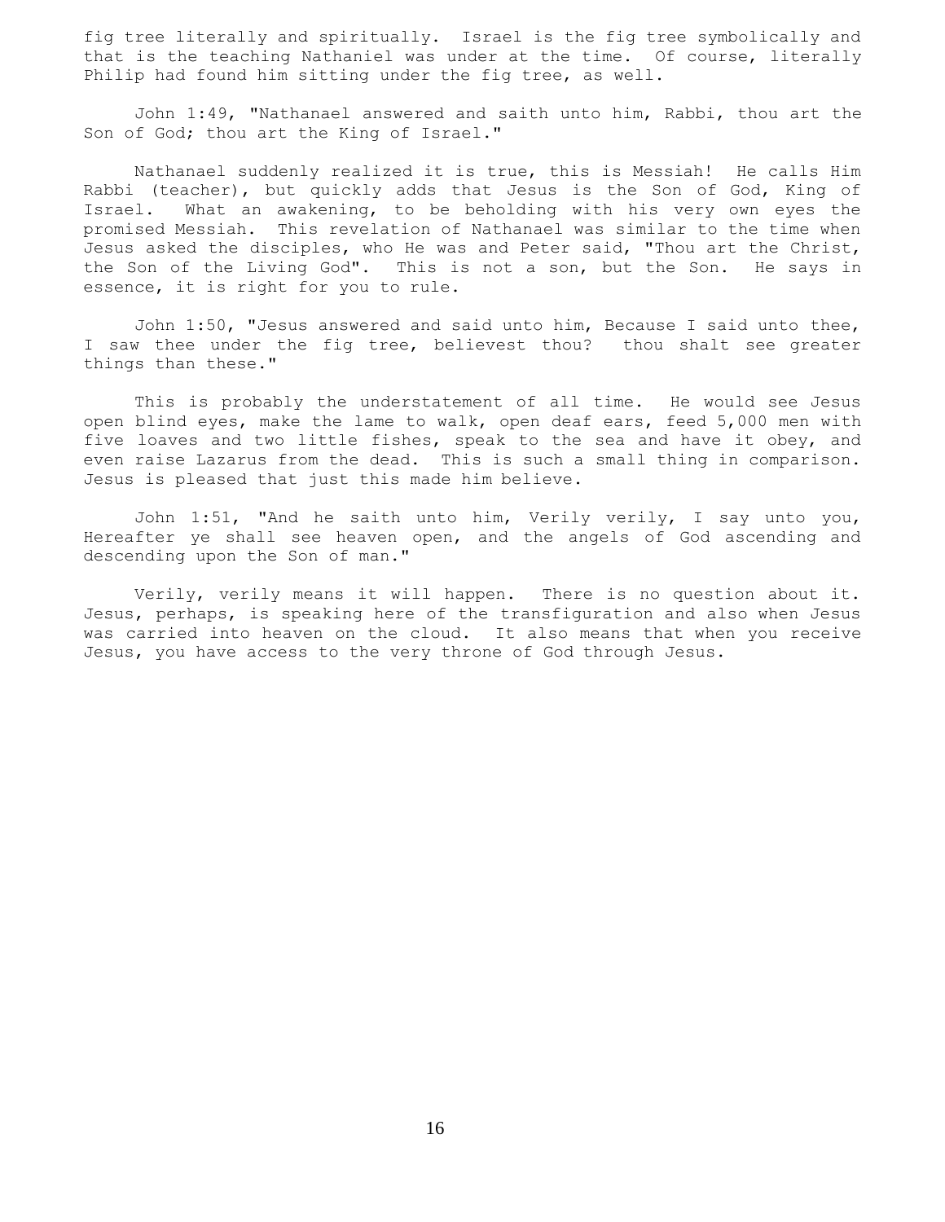fig tree literally and spiritually. Israel is the fig tree symbolically and that is the teaching Nathaniel was under at the time. Of course, literally Philip had found him sitting under the fig tree, as well.

John 1:49, "Nathanael answered and saith unto him, Rabbi, thou art the Son of God; thou art the King of Israel."

Nathanael suddenly realized it is true, this is Messiah! He calls Him Rabbi (teacher), but quickly adds that Jesus is the Son of God, King of Israel. What an awakening, to be beholding with his very own eyes the promised Messiah. This revelation of Nathanael was similar to the time when Jesus asked the disciples, who He was and Peter said, "Thou art the Christ, the Son of the Living God". This is not a son, but the Son. He says in essence, it is right for you to rule.

John 1:50, "Jesus answered and said unto him, Because I said unto thee, I saw thee under the fig tree, believest thou? thou shalt see greater things than these."

This is probably the understatement of all time. He would see Jesus open blind eyes, make the lame to walk, open deaf ears, feed 5,000 men with five loaves and two little fishes, speak to the sea and have it obey, and even raise Lazarus from the dead. This is such a small thing in comparison. Jesus is pleased that just this made him believe.

John 1:51, "And he saith unto him, Verily verily, I say unto you, Hereafter ye shall see heaven open, and the angels of God ascending and descending upon the Son of man."

Verily, verily means it will happen. There is no question about it. Jesus, perhaps, is speaking here of the transfiguration and also when Jesus was carried into heaven on the cloud. It also means that when you receive Jesus, you have access to the very throne of God through Jesus.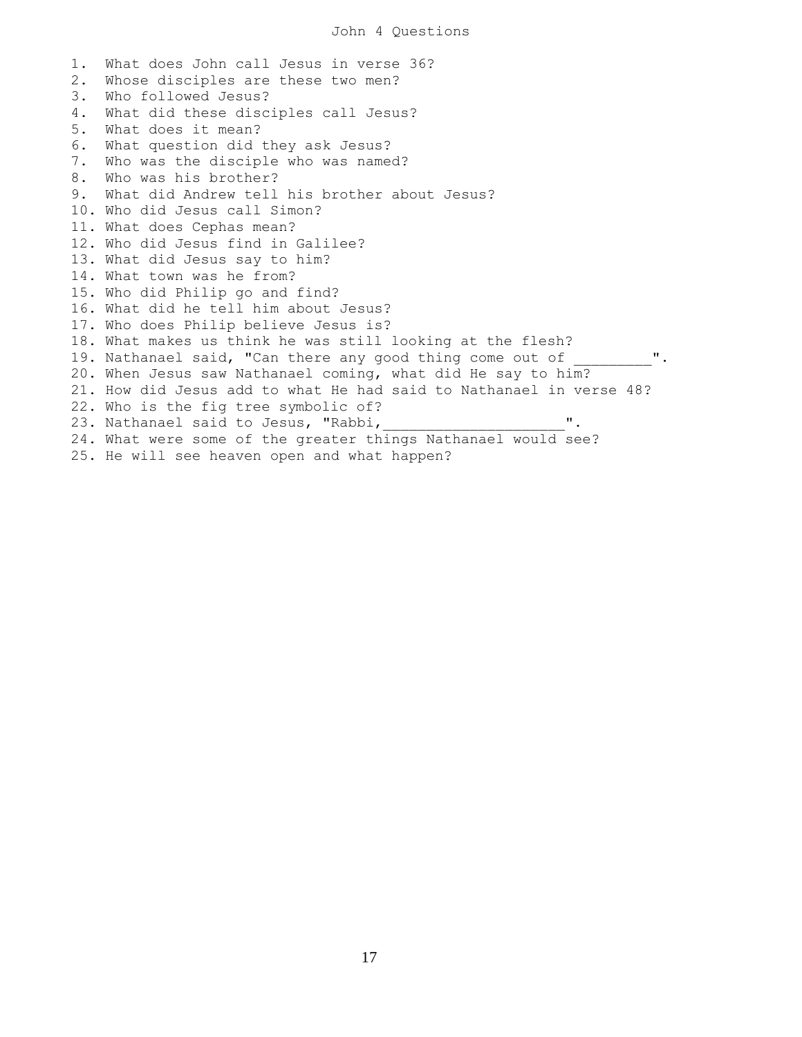# John 4 Questions

1. What does John call Jesus in verse 36?
2. Whose disciples are these two men?
3. Who followed Jesus?
4. What did these disciples call Jesus?
5. What does it mean?
6. What question did they ask Jesus?
7. Who was the disciple who was named?
8. Who was his brother?
9. What did Andrew tell his brother about Jesus?
10. Who did Jesus call Simon?
11. What does Cephas mean?
12. Who did Jesus find in Galilee?
13. What did Jesus say to him?
14. What town was he from?
15. Who did Philip go and find?
16. What did he tell him about Jesus?
17. Who does Philip believe Jesus is?
18. What makes us think he was still looking at the flesh?
19. Nathanael said, "Can there any good thing come out of _________".
20. When Jesus saw Nathanael coming, what did He say to him?
21. How did Jesus add to what He had said to Nathanael in verse 48?
22. Who is the fig tree symbolic of?
23. Nathanael said to Jesus, "Rabbi,____________________".
24. What were some of the greater things Nathanael would see?
25. He will see heaven open and what happen?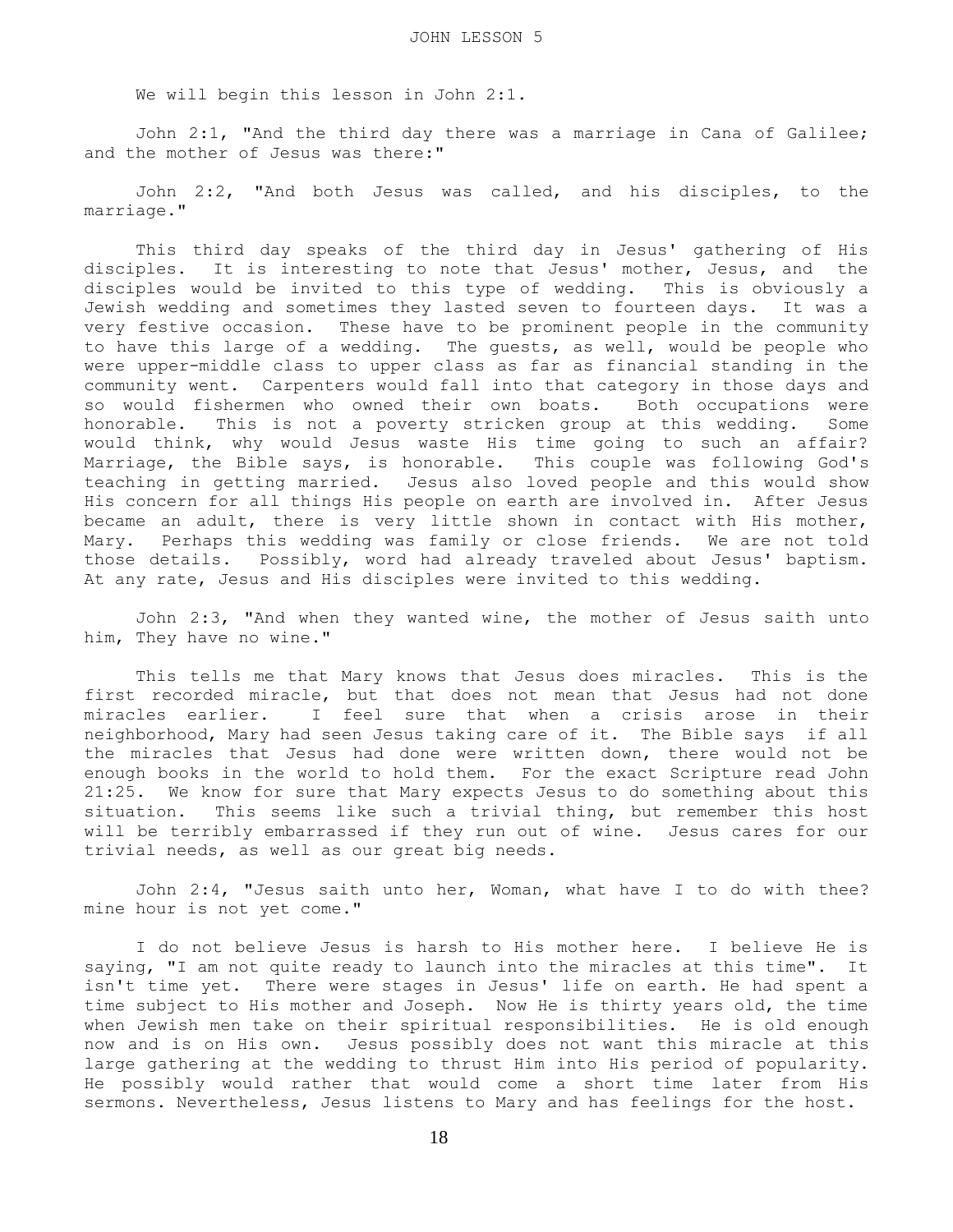# JOHN LESSON 5

We will begin this lesson in John 2:1.

John 2:1, "And the third day there was a marriage in Cana of Galilee; and the mother of Jesus was there:"

John 2:2, "And both Jesus was called, and his disciples, to the marriage."

This third day speaks of the third day in Jesus' gathering of His disciples. It is interesting to note that Jesus' mother, Jesus, and the disciples would be invited to this type of wedding. This is obviously a Jewish wedding and sometimes they lasted seven to fourteen days. It was a very festive occasion. These have to be prominent people in the community to have this large of a wedding. The guests, as well, would be people who were upper-middle class to upper class as far as financial standing in the community went. Carpenters would fall into that category in those days and so would fishermen who owned their own boats. Both occupations were honorable. This is not a poverty stricken group at this wedding. Some would think, why would Jesus waste His time going to such an affair? Marriage, the Bible says, is honorable. This couple was following God's teaching in getting married. Jesus also loved people and this would show His concern for all things His people on earth are involved in. After Jesus became an adult, there is very little shown in contact with His mother, Mary. Perhaps this wedding was family or close friends. We are not told those details. Possibly, word had already traveled about Jesus' baptism. At any rate, Jesus and His disciples were invited to this wedding.

John 2:3, "And when they wanted wine, the mother of Jesus saith unto him, They have no wine."

This tells me that Mary knows that Jesus does miracles. This is the first recorded miracle, but that does not mean that Jesus had not done miracles earlier. I feel sure that when a crisis arose in their neighborhood, Mary had seen Jesus taking care of it. The Bible says if all the miracles that Jesus had done were written down, there would not be enough books in the world to hold them. For the exact Scripture read John 21:25. We know for sure that Mary expects Jesus to do something about this situation. This seems like such a trivial thing, but remember this host will be terribly embarrassed if they run out of wine. Jesus cares for our trivial needs, as well as our great big needs.

John 2:4, "Jesus saith unto her, Woman, what have I to do with thee? mine hour is not yet come."

I do not believe Jesus is harsh to His mother here. I believe He is saying, "I am not quite ready to launch into the miracles at this time". It isn't time yet. There were stages in Jesus' life on earth. He had spent a time subject to His mother and Joseph. Now He is thirty years old, the time when Jewish men take on their spiritual responsibilities. He is old enough now and is on His own. Jesus possibly does not want this miracle at this large gathering at the wedding to thrust Him into His period of popularity. He possibly would rather that would come a short time later from His sermons. Nevertheless, Jesus listens to Mary and has feelings for the host.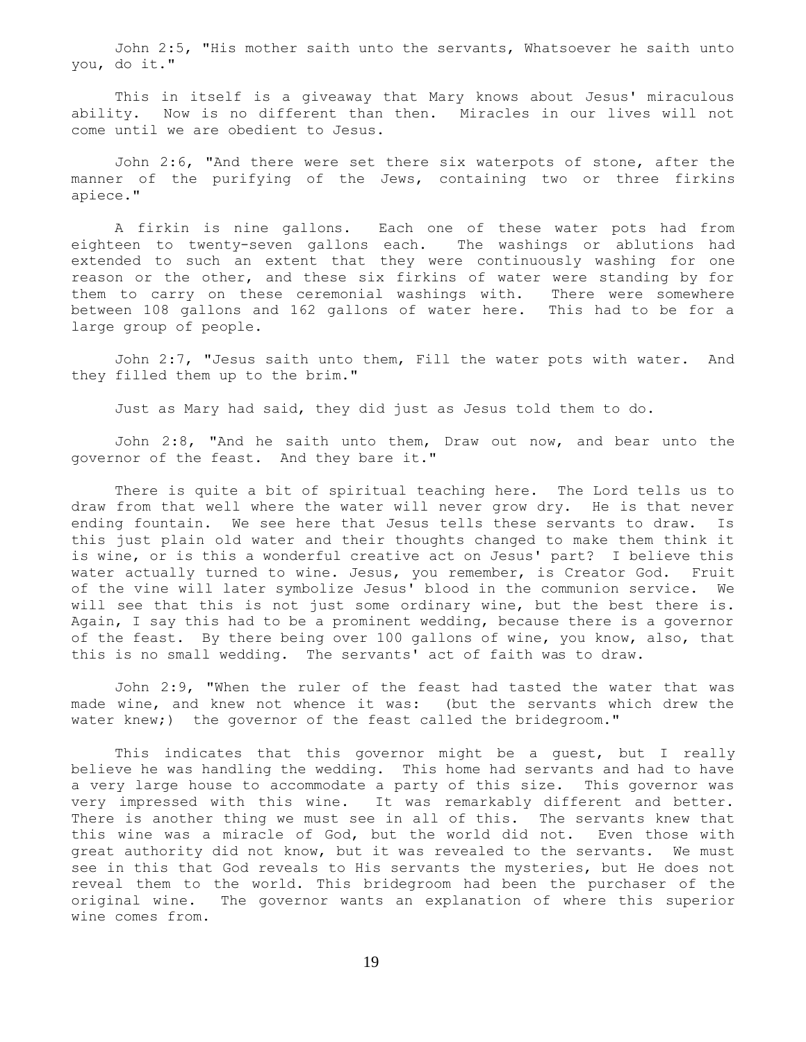John 2:5, "His mother saith unto the servants, Whatsoever he saith unto you, do it."

This in itself is a giveaway that Mary knows about Jesus' miraculous ability. Now is no different than then. Miracles in our lives will not come until we are obedient to Jesus.

John 2:6, "And there were set there six waterpots of stone, after the manner of the purifying of the Jews, containing two or three firkins apiece."

A firkin is nine gallons. Each one of these water pots had from eighteen to twenty-seven gallons each. The washings or ablutions had extended to such an extent that they were continuously washing for one reason or the other, and these six firkins of water were standing by for them to carry on these ceremonial washings with. There were somewhere between 108 gallons and 162 gallons of water here. This had to be for a large group of people.

John 2:7, "Jesus saith unto them, Fill the water pots with water. And they filled them up to the brim."

Just as Mary had said, they did just as Jesus told them to do.

John 2:8, "And he saith unto them, Draw out now, and bear unto the governor of the feast. And they bare it."

There is quite a bit of spiritual teaching here. The Lord tells us to draw from that well where the water will never grow dry. He is that never ending fountain. We see here that Jesus tells these servants to draw. Is this just plain old water and their thoughts changed to make them think it is wine, or is this a wonderful creative act on Jesus' part? I believe this water actually turned to wine. Jesus, you remember, is Creator God. Fruit of the vine will later symbolize Jesus' blood in the communion service. We will see that this is not just some ordinary wine, but the best there is. Again, I say this had to be a prominent wedding, because there is a governor of the feast. By there being over 100 gallons of wine, you know, also, that this is no small wedding. The servants' act of faith was to draw.

John 2:9, "When the ruler of the feast had tasted the water that was made wine, and knew not whence it was: (but the servants which drew the water knew;) the governor of the feast called the bridegroom."

This indicates that this governor might be a guest, but I really believe he was handling the wedding. This home had servants and had to have a very large house to accommodate a party of this size. This governor was very impressed with this wine. It was remarkably different and better. There is another thing we must see in all of this. The servants knew that this wine was a miracle of God, but the world did not. Even those with great authority did not know, but it was revealed to the servants. We must see in this that God reveals to His servants the mysteries, but He does not reveal them to the world. This bridegroom had been the purchaser of the original wine. The governor wants an explanation of where this superior wine comes from.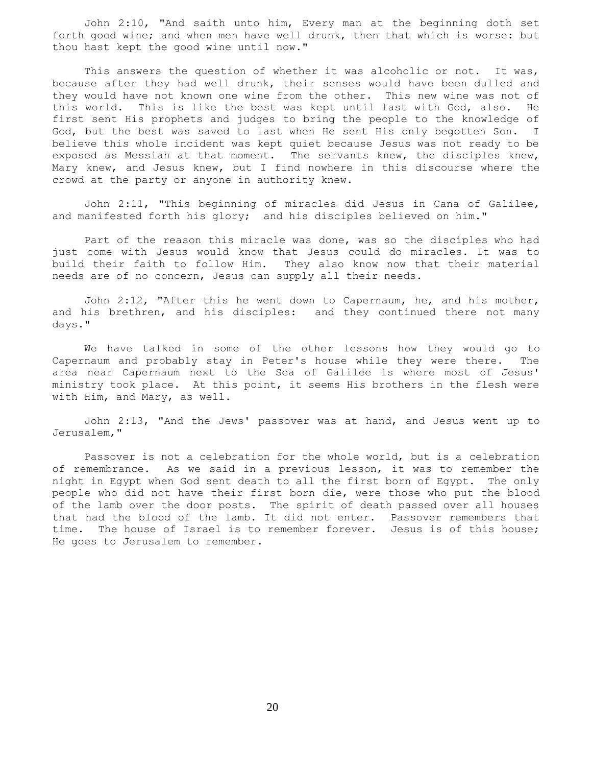John 2:10, "And saith unto him, Every man at the beginning doth set forth good wine; and when men have well drunk, then that which is worse: but thou hast kept the good wine until now."

This answers the question of whether it was alcoholic or not. It was, because after they had well drunk, their senses would have been dulled and they would have not known one wine from the other. This new wine was not of this world. This is like the best was kept until last with God, also. He first sent His prophets and judges to bring the people to the knowledge of God, but the best was saved to last when He sent His only begotten Son. I believe this whole incident was kept quiet because Jesus was not ready to be exposed as Messiah at that moment. The servants knew, the disciples knew, Mary knew, and Jesus knew, but I find nowhere in this discourse where the crowd at the party or anyone in authority knew.

John 2:11, "This beginning of miracles did Jesus in Cana of Galilee, and manifested forth his glory; and his disciples believed on him."

Part of the reason this miracle was done, was so the disciples who had just come with Jesus would know that Jesus could do miracles. It was to build their faith to follow Him. They also know now that their material needs are of no concern, Jesus can supply all their needs.

John 2:12, "After this he went down to Capernaum, he, and his mother, and his brethren, and his disciples: and they continued there not many days."

We have talked in some of the other lessons how they would go to Capernaum and probably stay in Peter's house while they were there. The area near Capernaum next to the Sea of Galilee is where most of Jesus' ministry took place. At this point, it seems His brothers in the flesh were with Him, and Mary, as well.

John 2:13, "And the Jews' passover was at hand, and Jesus went up to Jerusalem,"

Passover is not a celebration for the whole world, but is a celebration of remembrance. As we said in a previous lesson, it was to remember the night in Egypt when God sent death to all the first born of Egypt. The only people who did not have their first born die, were those who put the blood of the lamb over the door posts. The spirit of death passed over all houses that had the blood of the lamb. It did not enter. Passover remembers that time. The house of Israel is to remember forever. Jesus is of this house; He goes to Jerusalem to remember.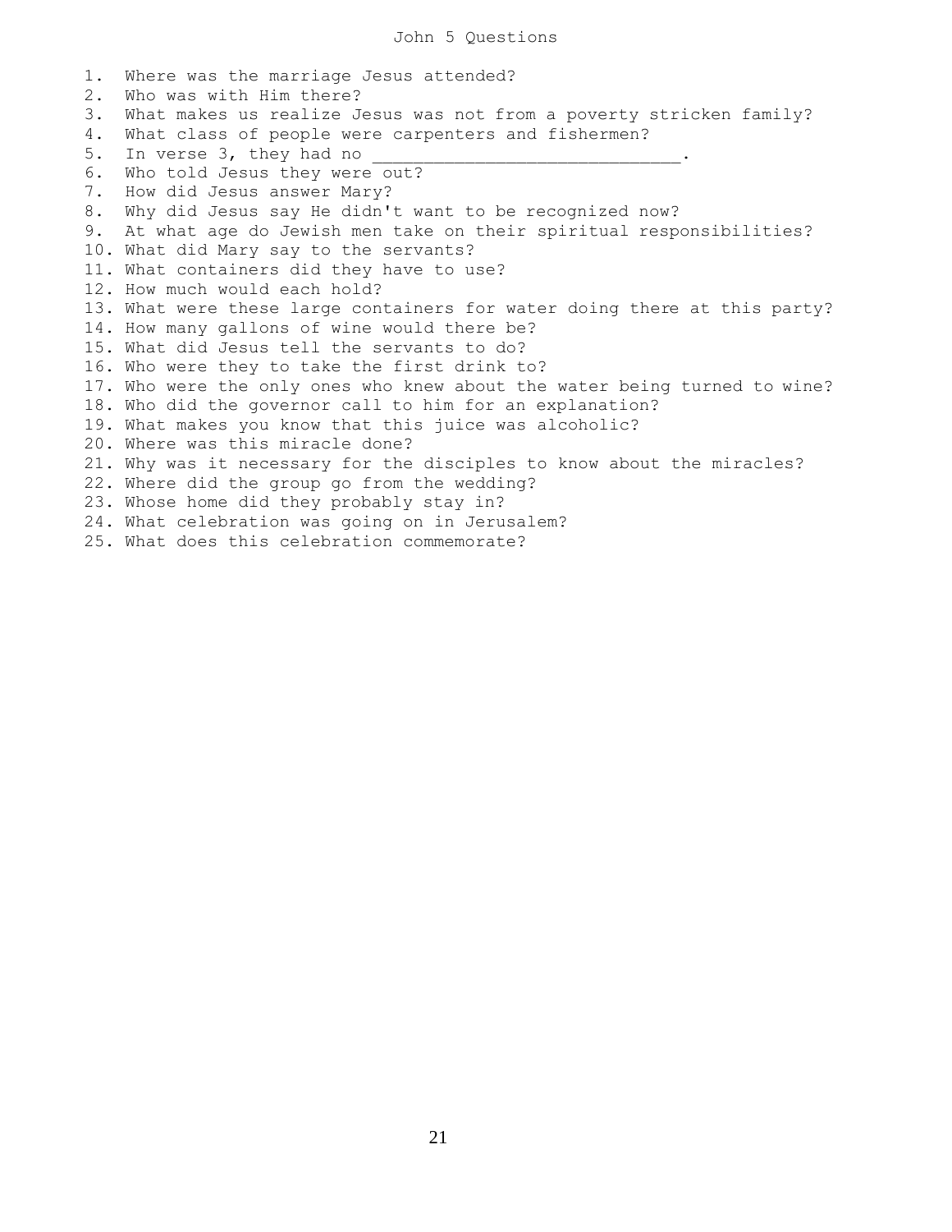# John 5 Questions

1. Where was the marriage Jesus attended?
2. Who was with Him there?
3. What makes us realize Jesus was not from a poverty stricken family?
4. What class of people were carpenters and fishermen?
5. In verse 3, they had no ______________________________.
6. Who told Jesus they were out?
7. How did Jesus answer Mary?
8. Why did Jesus say He didn't want to be recognized now?
9. At what age do Jewish men take on their spiritual responsibilities?
10. What did Mary say to the servants?
11. What containers did they have to use?
12. How much would each hold?
13. What were these large containers for water doing there at this party?
14. How many gallons of wine would there be?
15. What did Jesus tell the servants to do?
16. Who were they to take the first drink to?
17. Who were the only ones who knew about the water being turned to wine?
18. Who did the governor call to him for an explanation?
19. What makes you know that this juice was alcoholic?
20. Where was this miracle done?
21. Why was it necessary for the disciples to know about the miracles?
22. Where did the group go from the wedding?
23. Whose home did they probably stay in?
24. What celebration was going on in Jerusalem?
25. What does this celebration commemorate?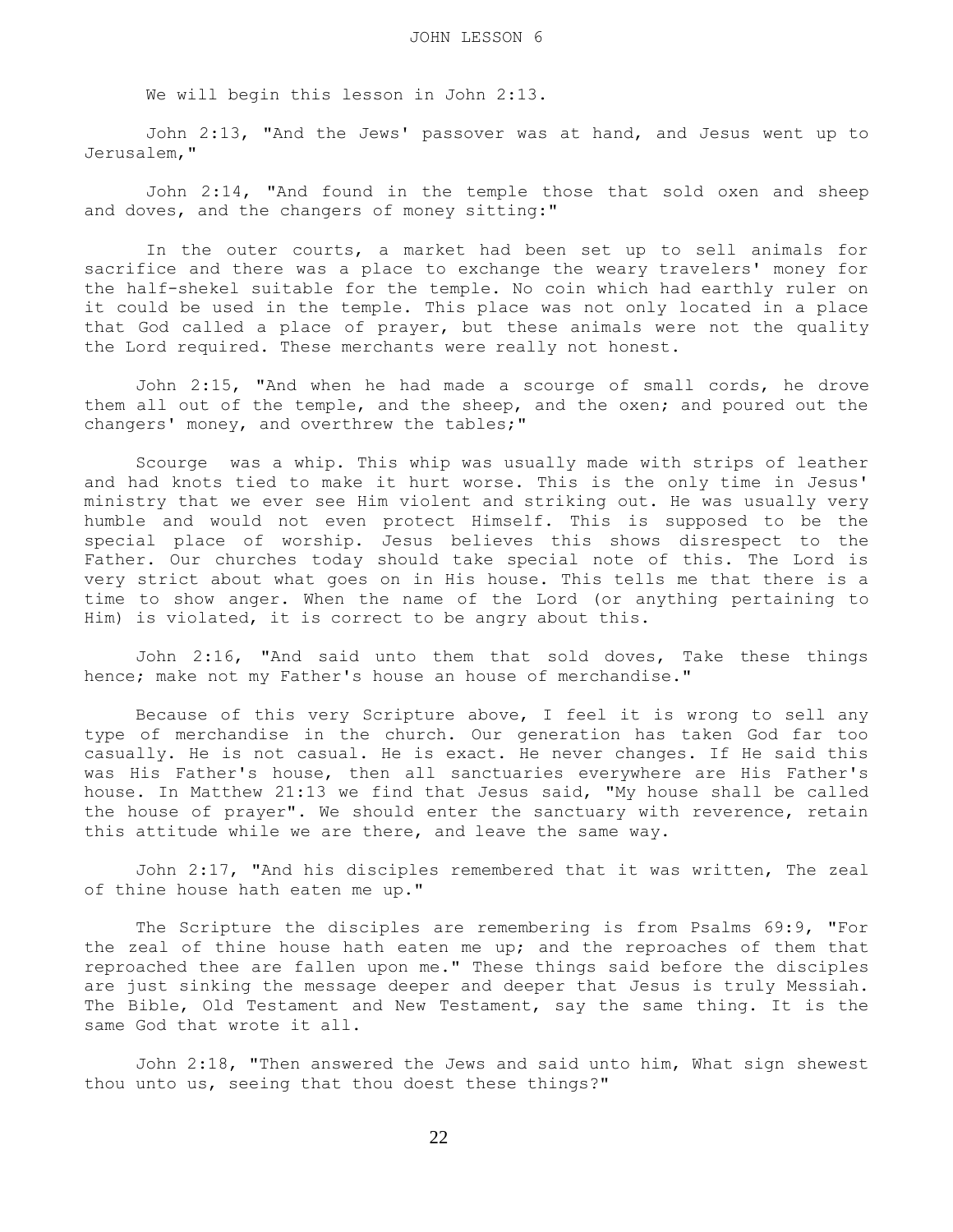JOHN LESSON 6

We will begin this lesson in John 2:13.

John 2:13, "And the Jews' passover was at hand, and Jesus went up to Jerusalem,"

John 2:14, "And found in the temple those that sold oxen and sheep and doves, and the changers of money sitting:"

In the outer courts, a market had been set up to sell animals for sacrifice and there was a place to exchange the weary travelers' money for the half-shekel suitable for the temple. No coin which had earthly ruler on it could be used in the temple. This place was not only located in a place that God called a place of prayer, but these animals were not the quality the Lord required. These merchants were really not honest.

John 2:15, "And when he had made a scourge of small cords, he drove them all out of the temple, and the sheep, and the oxen; and poured out the changers' money, and overthrew the tables;"

Scourge was a whip. This whip was usually made with strips of leather and had knots tied to make it hurt worse. This is the only time in Jesus' ministry that we ever see Him violent and striking out. He was usually very humble and would not even protect Himself. This is supposed to be the special place of worship. Jesus believes this shows disrespect to the Father. Our churches today should take special note of this. The Lord is very strict about what goes on in His house. This tells me that there is a time to show anger. When the name of the Lord (or anything pertaining to Him) is violated, it is correct to be angry about this.

John 2:16, "And said unto them that sold doves, Take these things hence; make not my Father's house an house of merchandise."

Because of this very Scripture above, I feel it is wrong to sell any type of merchandise in the church. Our generation has taken God far too casually. He is not casual. He is exact. He never changes. If He said this was His Father's house, then all sanctuaries everywhere are His Father's house. In Matthew 21:13 we find that Jesus said, "My house shall be called the house of prayer". We should enter the sanctuary with reverence, retain this attitude while we are there, and leave the same way.

John 2:17, "And his disciples remembered that it was written, The zeal of thine house hath eaten me up."

The Scripture the disciples are remembering is from Psalms 69:9, "For the zeal of thine house hath eaten me up; and the reproaches of them that reproached thee are fallen upon me." These things said before the disciples are just sinking the message deeper and deeper that Jesus is truly Messiah. The Bible, Old Testament and New Testament, say the same thing. It is the same God that wrote it all.

John 2:18, "Then answered the Jews and said unto him, What sign shewest thou unto us, seeing that thou doest these things?"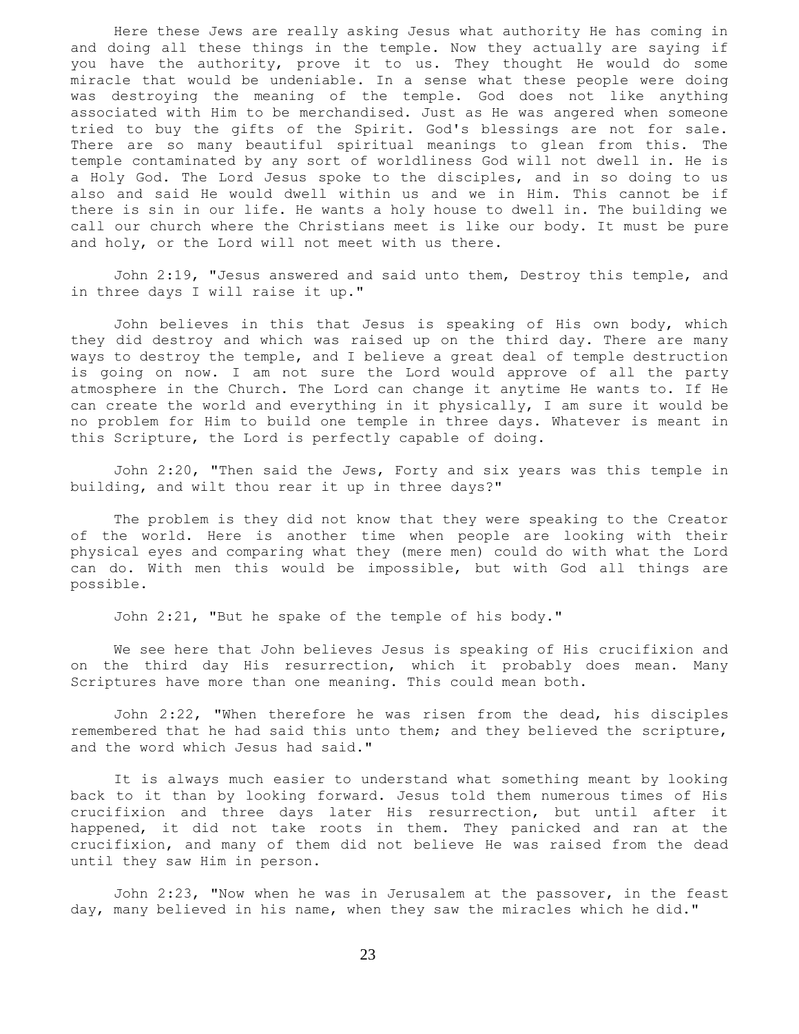Here these Jews are really asking Jesus what authority He has coming in and doing all these things in the temple. Now they actually are saying if you have the authority, prove it to us. They thought He would do some miracle that would be undeniable. In a sense what these people were doing was destroying the meaning of the temple. God does not like anything associated with Him to be merchandised. Just as He was angered when someone tried to buy the gifts of the Spirit. God's blessings are not for sale. There are so many beautiful spiritual meanings to glean from this. The temple contaminated by any sort of worldliness God will not dwell in. He is a Holy God. The Lord Jesus spoke to the disciples, and in so doing to us also and said He would dwell within us and we in Him. This cannot be if there is sin in our life. He wants a holy house to dwell in. The building we call our church where the Christians meet is like our body. It must be pure and holy, or the Lord will not meet with us there.

John 2:19, "Jesus answered and said unto them, Destroy this temple, and in three days I will raise it up."

John believes in this that Jesus is speaking of His own body, which they did destroy and which was raised up on the third day. There are many ways to destroy the temple, and I believe a great deal of temple destruction is going on now. I am not sure the Lord would approve of all the party atmosphere in the Church. The Lord can change it anytime He wants to. If He can create the world and everything in it physically, I am sure it would be no problem for Him to build one temple in three days. Whatever is meant in this Scripture, the Lord is perfectly capable of doing.

John 2:20, "Then said the Jews, Forty and six years was this temple in building, and wilt thou rear it up in three days?"

The problem is they did not know that they were speaking to the Creator of the world. Here is another time when people are looking with their physical eyes and comparing what they (mere men) could do with what the Lord can do. With men this would be impossible, but with God all things are possible.

John 2:21, "But he spake of the temple of his body."

We see here that John believes Jesus is speaking of His crucifixion and on the third day His resurrection, which it probably does mean. Many Scriptures have more than one meaning. This could mean both.

John 2:22, "When therefore he was risen from the dead, his disciples remembered that he had said this unto them; and they believed the scripture, and the word which Jesus had said."

It is always much easier to understand what something meant by looking back to it than by looking forward. Jesus told them numerous times of His crucifixion and three days later His resurrection, but until after it happened, it did not take roots in them. They panicked and ran at the crucifixion, and many of them did not believe He was raised from the dead until they saw Him in person.

John 2:23, "Now when he was in Jerusalem at the passover, in the feast day, many believed in his name, when they saw the miracles which he did."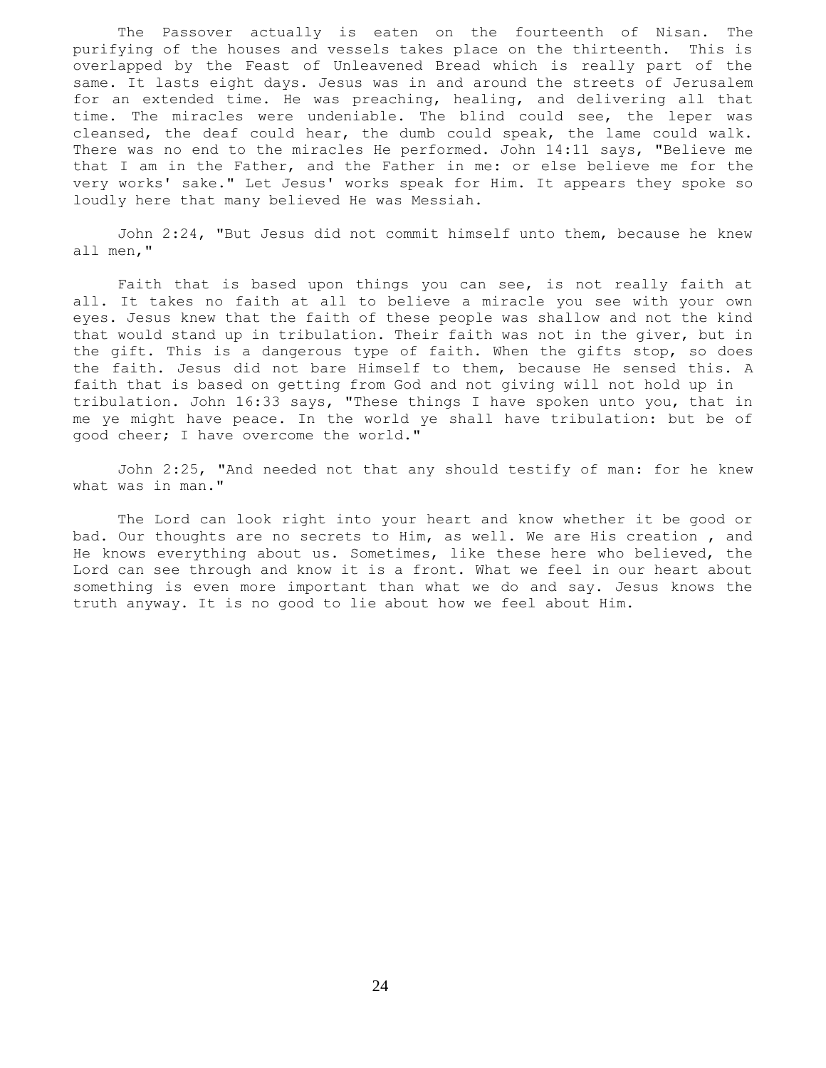The Passover actually is eaten on the fourteenth of Nisan. The purifying of the houses and vessels takes place on the thirteenth. This is overlapped by the Feast of Unleavened Bread which is really part of the same. It lasts eight days. Jesus was in and around the streets of Jerusalem for an extended time. He was preaching, healing, and delivering all that time. The miracles were undeniable. The blind could see, the leper was cleansed, the deaf could hear, the dumb could speak, the lame could walk. There was no end to the miracles He performed. John 14:11 says, "Believe me that I am in the Father, and the Father in me: or else believe me for the very works' sake." Let Jesus' works speak for Him. It appears they spoke so loudly here that many believed He was Messiah.

John 2:24, "But Jesus did not commit himself unto them, because he knew all men,"

Faith that is based upon things you can see, is not really faith at all. It takes no faith at all to believe a miracle you see with your own eyes. Jesus knew that the faith of these people was shallow and not the kind that would stand up in tribulation. Their faith was not in the giver, but in the gift. This is a dangerous type of faith. When the gifts stop, so does the faith. Jesus did not bare Himself to them, because He sensed this. A faith that is based on getting from God and not giving will not hold up in tribulation. John 16:33 says, "These things I have spoken unto you, that in me ye might have peace. In the world ye shall have tribulation: but be of good cheer; I have overcome the world."

John 2:25, "And needed not that any should testify of man: for he knew what was in man."

The Lord can look right into your heart and know whether it be good or bad. Our thoughts are no secrets to Him, as well. We are His creation , and He knows everything about us. Sometimes, like these here who believed, the Lord can see through and know it is a front. What we feel in our heart about something is even more important than what we do and say. Jesus knows the truth anyway. It is no good to lie about how we feel about Him.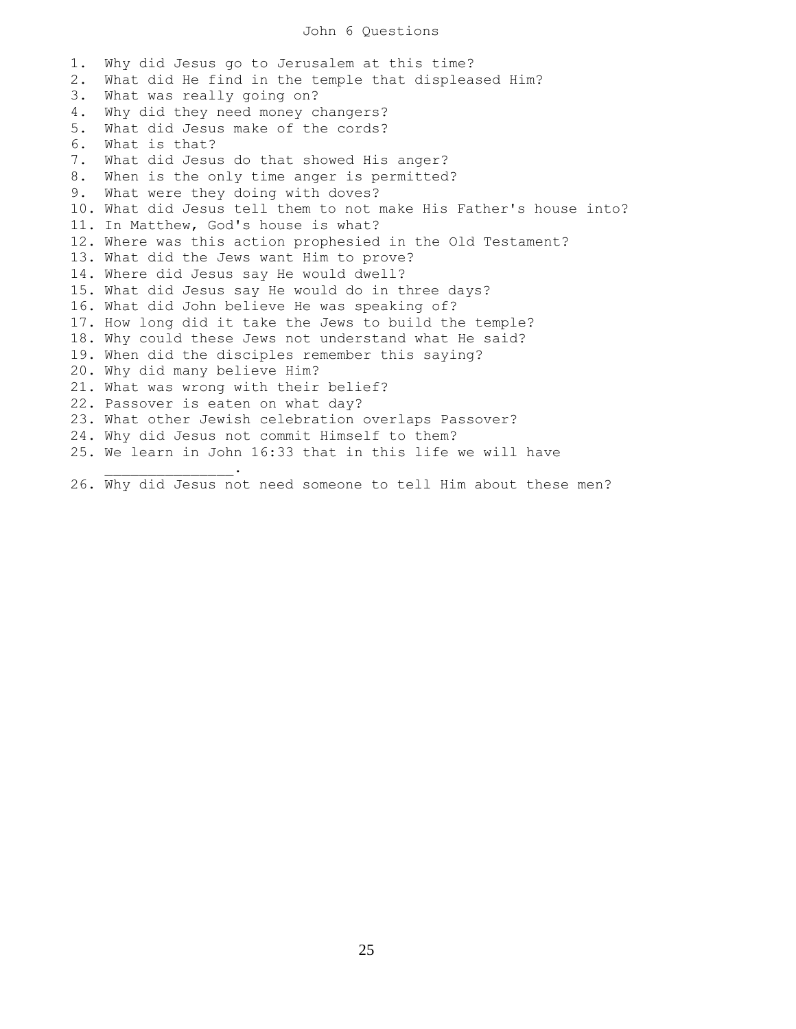# John 6 Questions

1. Why did Jesus go to Jerusalem at this time?
2. What did He find in the temple that displeased Him?
3. What was really going on?
4. Why did they need money changers?
5. What did Jesus make of the cords?
6. What is that?
7. What did Jesus do that showed His anger?
8. When is the only time anger is permitted?
9. What were they doing with doves?
10. What did Jesus tell them to not make His Father's house into?
11. In Matthew, God's house is what?
12. Where was this action prophesied in the Old Testament?
13. What did the Jews want Him to prove?
14. Where did Jesus say He would dwell?
15. What did Jesus say He would do in three days?
16. What did John believe He was speaking of?
17. How long did it take the Jews to build the temple?
18. Why could these Jews not understand what He said?
19. When did the disciples remember this saying?
20. Why did many believe Him?
21. What was wrong with their belief?
22. Passover is eaten on what day?
23. What other Jewish celebration overlaps Passover?
24. Why did Jesus not commit Himself to them?
25. We learn in John 16:33 that in this life we will have _______________.
26. Why did Jesus not need someone to tell Him about these men?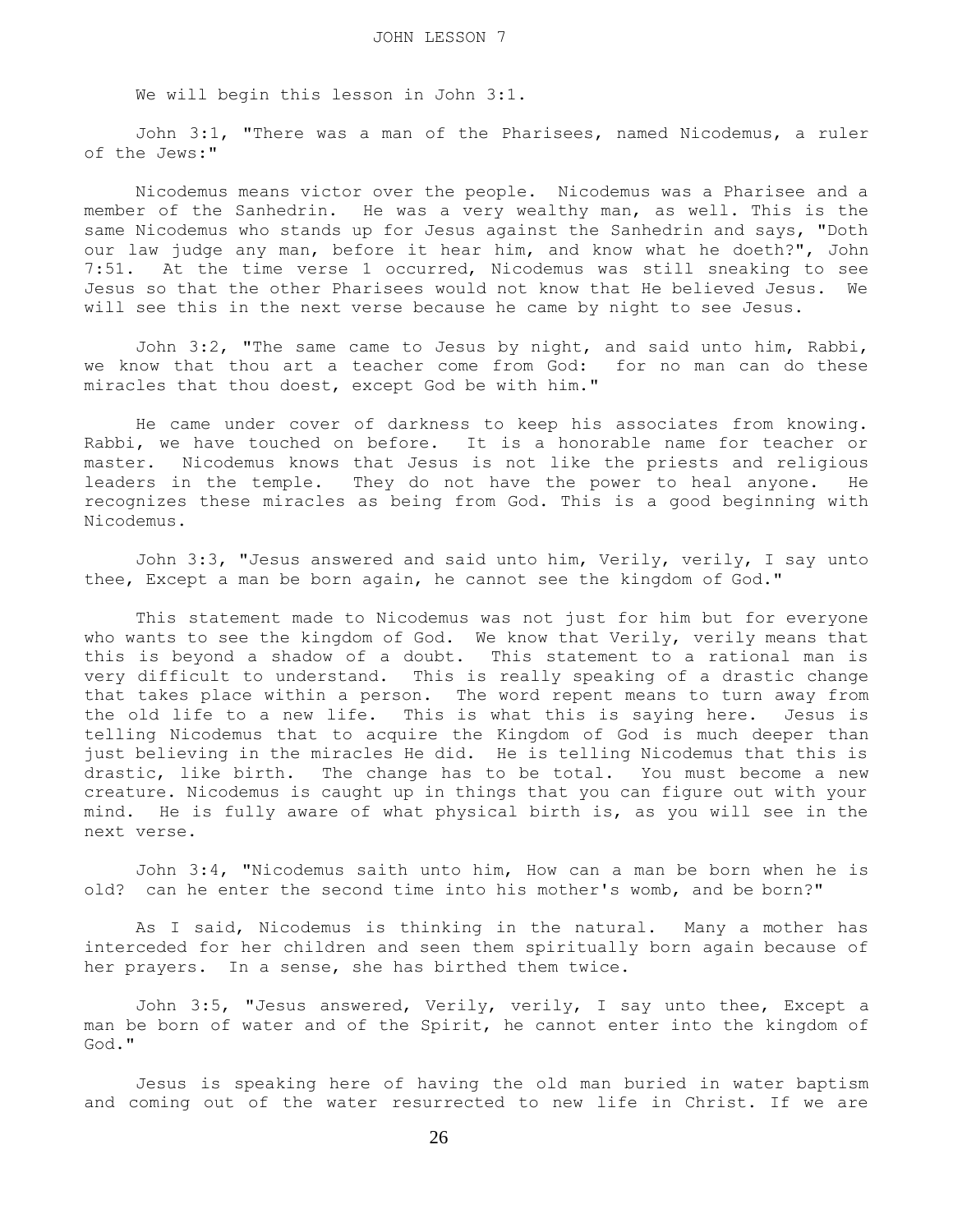# JOHN LESSON 7

We will begin this lesson in John 3:1.

John 3:1, "There was a man of the Pharisees, named Nicodemus, a ruler of the Jews:"

Nicodemus means victor over the people. Nicodemus was a Pharisee and a member of the Sanhedrin. He was a very wealthy man, as well. This is the same Nicodemus who stands up for Jesus against the Sanhedrin and says, "Doth our law judge any man, before it hear him, and know what he doeth?", John 7:51. At the time verse 1 occurred, Nicodemus was still sneaking to see Jesus so that the other Pharisees would not know that He believed Jesus. We will see this in the next verse because he came by night to see Jesus.

John 3:2, "The same came to Jesus by night, and said unto him, Rabbi, we know that thou art a teacher come from God: for no man can do these miracles that thou doest, except God be with him."

He came under cover of darkness to keep his associates from knowing. Rabbi, we have touched on before. It is a honorable name for teacher or master. Nicodemus knows that Jesus is not like the priests and religious leaders in the temple. They do not have the power to heal anyone. He recognizes these miracles as being from God. This is a good beginning with Nicodemus.

John 3:3, "Jesus answered and said unto him, Verily, verily, I say unto thee, Except a man be born again, he cannot see the kingdom of God."

This statement made to Nicodemus was not just for him but for everyone who wants to see the kingdom of God. We know that Verily, verily means that this is beyond a shadow of a doubt. This statement to a rational man is very difficult to understand. This is really speaking of a drastic change that takes place within a person. The word repent means to turn away from the old life to a new life. This is what this is saying here. Jesus is telling Nicodemus that to acquire the Kingdom of God is much deeper than just believing in the miracles He did. He is telling Nicodemus that this is drastic, like birth. The change has to be total. You must become a new creature. Nicodemus is caught up in things that you can figure out with your mind. He is fully aware of what physical birth is, as you will see in the next verse.

John 3:4, "Nicodemus saith unto him, How can a man be born when he is old? can he enter the second time into his mother's womb, and be born?"

As I said, Nicodemus is thinking in the natural. Many a mother has interceded for her children and seen them spiritually born again because of her prayers. In a sense, she has birthed them twice.

John 3:5, "Jesus answered, Verily, verily, I say unto thee, Except a man be born of water and of the Spirit, he cannot enter into the kingdom of God."

Jesus is speaking here of having the old man buried in water baptism and coming out of the water resurrected to new life in Christ. If we are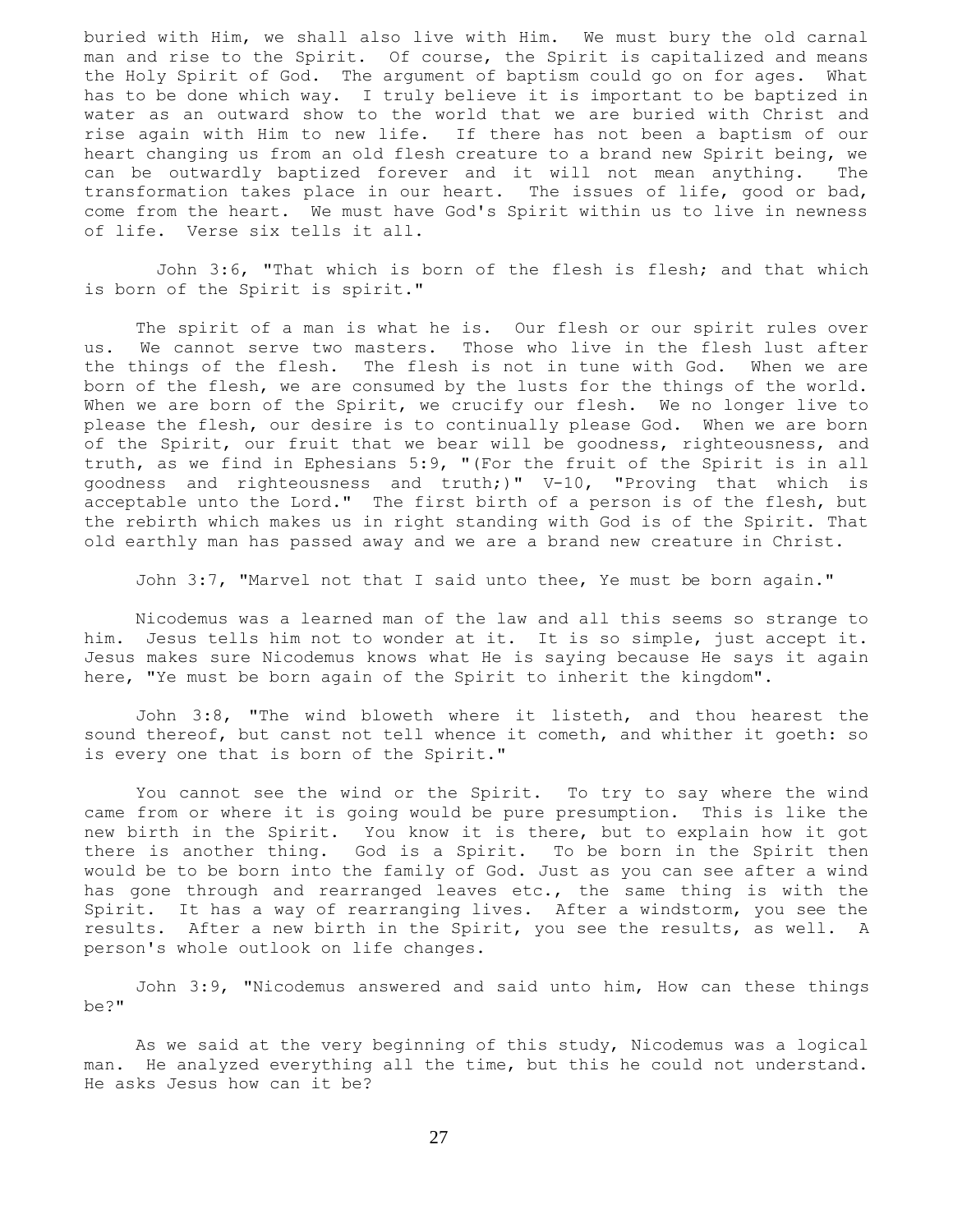buried with Him, we shall also live with Him. We must bury the old carnal man and rise to the Spirit. Of course, the Spirit is capitalized and means the Holy Spirit of God. The argument of baptism could go on for ages. What has to be done which way. I truly believe it is important to be baptized in water as an outward show to the world that we are buried with Christ and rise again with Him to new life. If there has not been a baptism of our heart changing us from an old flesh creature to a brand new Spirit being, we can be outwardly baptized forever and it will not mean anything. The transformation takes place in our heart. The issues of life, good or bad, come from the heart. We must have God's Spirit within us to live in newness of life. Verse six tells it all.

John 3:6, "That which is born of the flesh is flesh; and that which is born of the Spirit is spirit."

The spirit of a man is what he is. Our flesh or our spirit rules over us. We cannot serve two masters. Those who live in the flesh lust after the things of the flesh. The flesh is not in tune with God. When we are born of the flesh, we are consumed by the lusts for the things of the world. When we are born of the Spirit, we crucify our flesh. We no longer live to please the flesh, our desire is to continually please God. When we are born of the Spirit, our fruit that we bear will be goodness, righteousness, and truth, as we find in Ephesians 5:9, "(For the fruit of the Spirit is in all goodness and righteousness and truth;)" V-10, "Proving that which is acceptable unto the Lord." The first birth of a person is of the flesh, but the rebirth which makes us in right standing with God is of the Spirit. That old earthly man has passed away and we are a brand new creature in Christ.

John 3:7, "Marvel not that I said unto thee, Ye must be born again."

Nicodemus was a learned man of the law and all this seems so strange to him. Jesus tells him not to wonder at it. It is so simple, just accept it. Jesus makes sure Nicodemus knows what He is saying because He says it again here, "Ye must be born again of the Spirit to inherit the kingdom".

John 3:8, "The wind bloweth where it listeth, and thou hearest the sound thereof, but canst not tell whence it cometh, and whither it goeth: so is every one that is born of the Spirit."

You cannot see the wind or the Spirit. To try to say where the wind came from or where it is going would be pure presumption. This is like the new birth in the Spirit. You know it is there, but to explain how it got there is another thing. God is a Spirit. To be born in the Spirit then would be to be born into the family of God. Just as you can see after a wind has gone through and rearranged leaves etc., the same thing is with the Spirit. It has a way of rearranging lives. After a windstorm, you see the results. After a new birth in the Spirit, you see the results, as well. A person's whole outlook on life changes.

John 3:9, "Nicodemus answered and said unto him, How can these things be?"

As we said at the very beginning of this study, Nicodemus was a logical man. He analyzed everything all the time, but this he could not understand. He asks Jesus how can it be?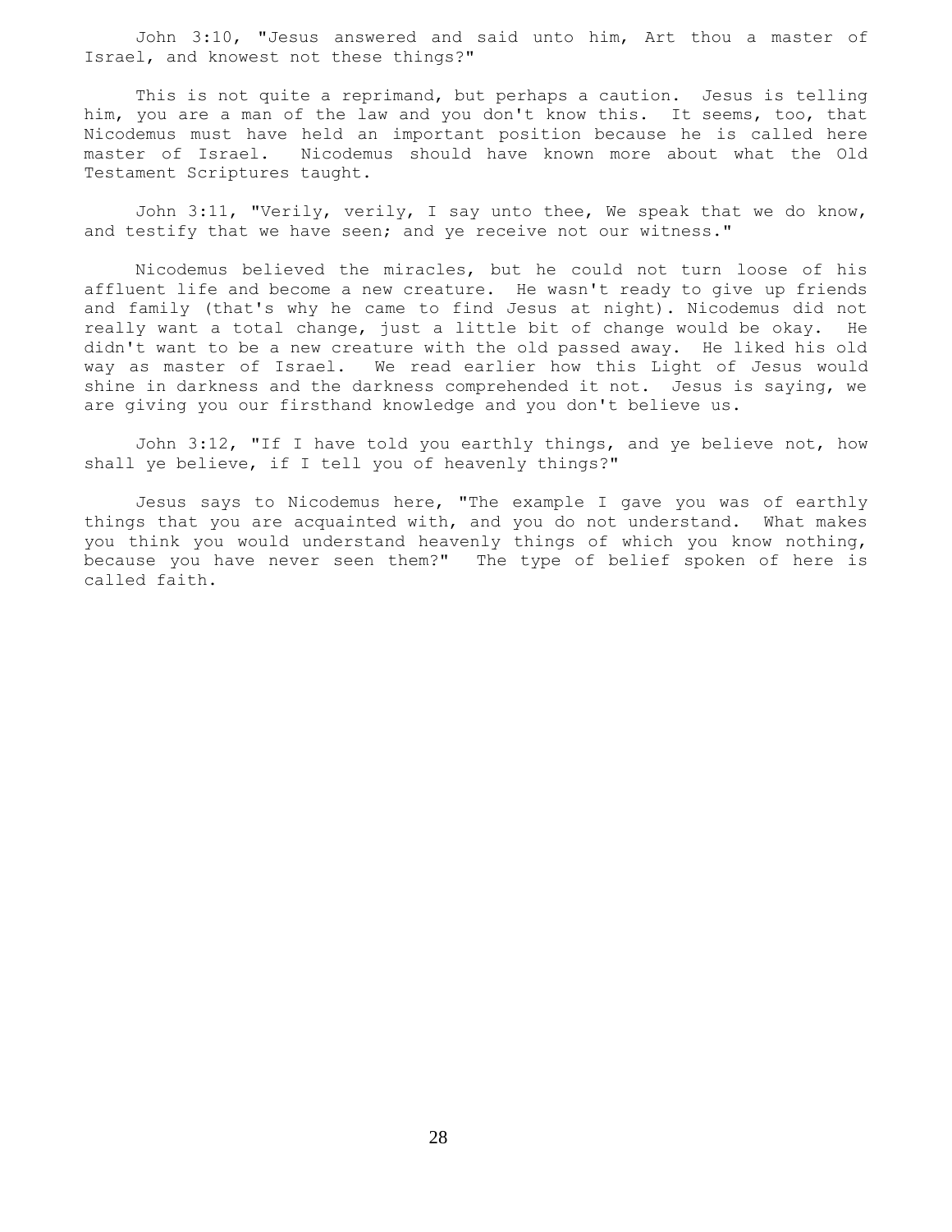John 3:10, "Jesus answered and said unto him, Art thou a master of Israel, and knowest not these things?"

This is not quite a reprimand, but perhaps a caution. Jesus is telling him, you are a man of the law and you don't know this. It seems, too, that Nicodemus must have held an important position because he is called here master of Israel. Nicodemus should have known more about what the Old Testament Scriptures taught.

John 3:11, "Verily, verily, I say unto thee, We speak that we do know, and testify that we have seen; and ye receive not our witness."

Nicodemus believed the miracles, but he could not turn loose of his affluent life and become a new creature. He wasn't ready to give up friends and family (that's why he came to find Jesus at night). Nicodemus did not really want a total change, just a little bit of change would be okay. He didn't want to be a new creature with the old passed away. He liked his old way as master of Israel. We read earlier how this Light of Jesus would shine in darkness and the darkness comprehended it not. Jesus is saying, we are giving you our firsthand knowledge and you don't believe us.

John 3:12, "If I have told you earthly things, and ye believe not, how shall ye believe, if I tell you of heavenly things?"

Jesus says to Nicodemus here, "The example I gave you was of earthly things that you are acquainted with, and you do not understand. What makes you think you would understand heavenly things of which you know nothing, because you have never seen them?" The type of belief spoken of here is called faith.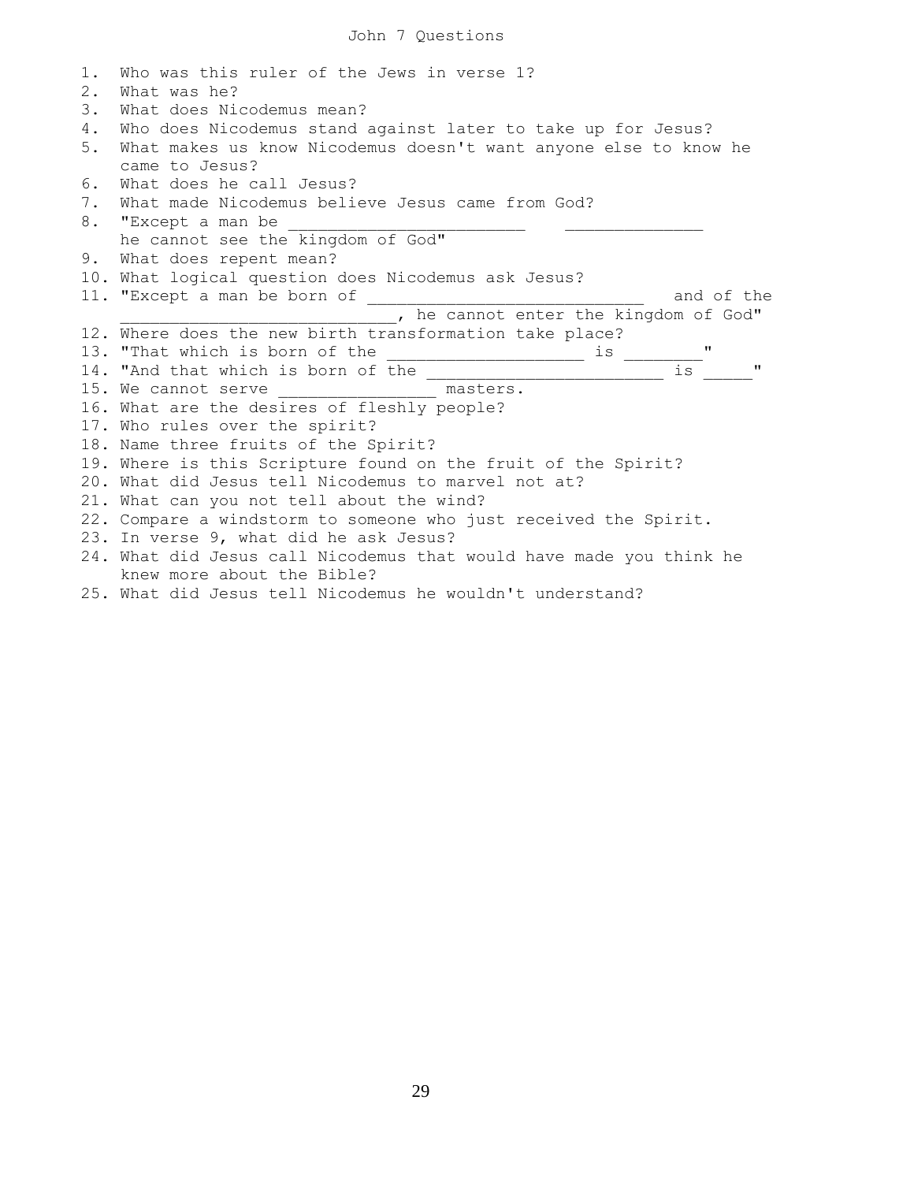# John 7 Questions

1. Who was this ruler of the Jews in verse 1?
2. What was he?
3. What does Nicodemus mean?
4. Who does Nicodemus stand against later to take up for Jesus?
5. What makes us know Nicodemus doesn't want anyone else to know he came to Jesus?
6. What does he call Jesus?
7. What made Nicodemus believe Jesus came from God?
8. "Except a man be ________________________ ______________ he cannot see the kingdom of God"
9. What does repent mean?
10. What logical question does Nicodemus ask Jesus?
11. "Except a man be born of ____________________________ and of the ____________________________, he cannot enter the kingdom of God"
12. Where does the new birth transformation take place?
13. "That which is born of the ____________________ is ________"
14. "And that which is born of the ________________________ is _____"
15. We cannot serve ________________ masters.
16. What are the desires of fleshly people?
17. Who rules over the spirit?
18. Name three fruits of the Spirit?
19. Where is this Scripture found on the fruit of the Spirit?
20. What did Jesus tell Nicodemus to marvel not at?
21. What can you not tell about the wind?
22. Compare a windstorm to someone who just received the Spirit.
23. In verse 9, what did he ask Jesus?
24. What did Jesus call Nicodemus that would have made you think he knew more about the Bible?
25. What did Jesus tell Nicodemus he wouldn't understand?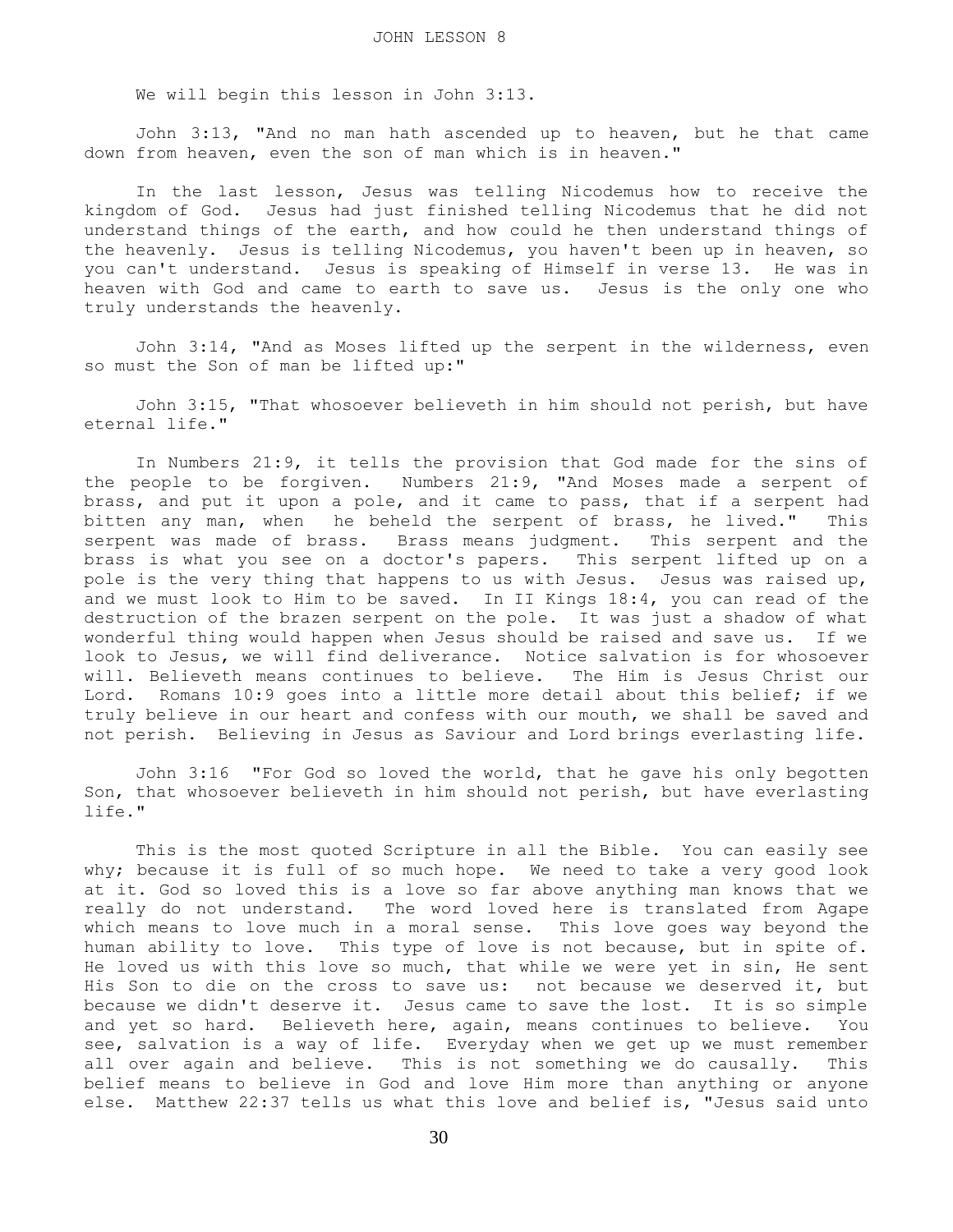# JOHN LESSON 8

We will begin this lesson in John 3:13.

John 3:13, "And no man hath ascended up to heaven, but he that came down from heaven, even the son of man which is in heaven."

In the last lesson, Jesus was telling Nicodemus how to receive the kingdom of God. Jesus had just finished telling Nicodemus that he did not understand things of the earth, and how could he then understand things of the heavenly. Jesus is telling Nicodemus, you haven't been up in heaven, so you can't understand. Jesus is speaking of Himself in verse 13. He was in heaven with God and came to earth to save us. Jesus is the only one who truly understands the heavenly.

John 3:14, "And as Moses lifted up the serpent in the wilderness, even so must the Son of man be lifted up:"

John 3:15, "That whosoever believeth in him should not perish, but have eternal life."

In Numbers 21:9, it tells the provision that God made for the sins of the people to be forgiven. Numbers 21:9, "And Moses made a serpent of brass, and put it upon a pole, and it came to pass, that if a serpent had bitten any man, when he beheld the serpent of brass, he lived." This serpent was made of brass. Brass means judgment. This serpent and the brass is what you see on a doctor's papers. This serpent lifted up on a pole is the very thing that happens to us with Jesus. Jesus was raised up, and we must look to Him to be saved. In II Kings 18:4, you can read of the destruction of the brazen serpent on the pole. It was just a shadow of what wonderful thing would happen when Jesus should be raised and save us. If we look to Jesus, we will find deliverance. Notice salvation is for whosoever will. Believeth means continues to believe. The Him is Jesus Christ our Lord. Romans 10:9 goes into a little more detail about this belief; if we truly believe in our heart and confess with our mouth, we shall be saved and not perish. Believing in Jesus as Saviour and Lord brings everlasting life.

John 3:16 "For God so loved the world, that he gave his only begotten Son, that whosoever believeth in him should not perish, but have everlasting life."

This is the most quoted Scripture in all the Bible. You can easily see why; because it is full of so much hope. We need to take a very good look at it. God so loved this is a love so far above anything man knows that we really do not understand. The word loved here is translated from Agape which means to love much in a moral sense. This love goes way beyond the human ability to love. This type of love is not because, but in spite of. He loved us with this love so much, that while we were yet in sin, He sent His Son to die on the cross to save us: not because we deserved it, but because we didn't deserve it. Jesus came to save the lost. It is so simple and yet so hard. Believeth here, again, means continues to believe. You see, salvation is a way of life. Everyday when we get up we must remember all over again and believe. This is not something we do causally. This belief means to believe in God and love Him more than anything or anyone else. Matthew 22:37 tells us what this love and belief is, "Jesus said unto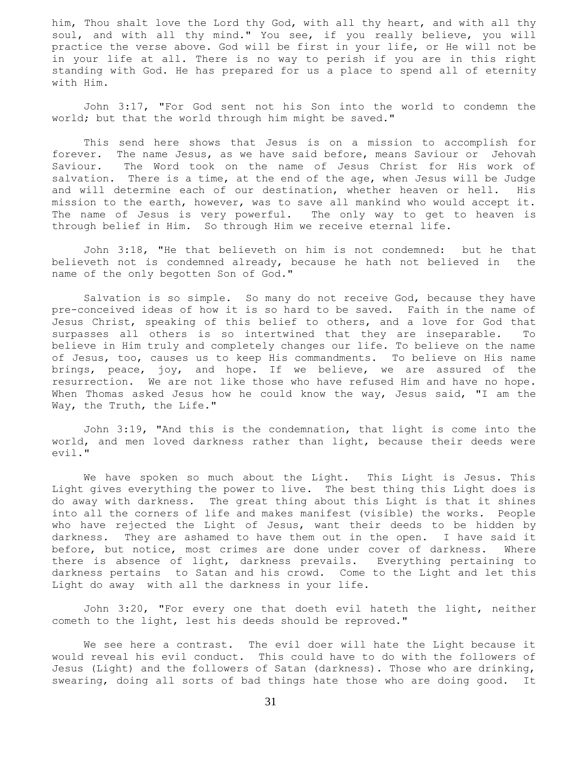him, Thou shalt love the Lord thy God, with all thy heart, and with all thy soul, and with all thy mind." You see, if you really believe, you will practice the verse above. God will be first in your life, or He will not be in your life at all. There is no way to perish if you are in this right standing with God. He has prepared for us a place to spend all of eternity with Him.

John 3:17, "For God sent not his Son into the world to condemn the world; but that the world through him might be saved."

This send here shows that Jesus is on a mission to accomplish for forever. The name Jesus, as we have said before, means Saviour or Jehovah Saviour. The Word took on the name of Jesus Christ for His work of salvation. There is a time, at the end of the age, when Jesus will be Judge and will determine each of our destination, whether heaven or hell. His mission to the earth, however, was to save all mankind who would accept it. The name of Jesus is very powerful. The only way to get to heaven is through belief in Him. So through Him we receive eternal life.

John 3:18, "He that believeth on him is not condemned: but he that believeth not is condemned already, because he hath not believed in the name of the only begotten Son of God."

Salvation is so simple. So many do not receive God, because they have pre-conceived ideas of how it is so hard to be saved. Faith in the name of Jesus Christ, speaking of this belief to others, and a love for God that surpasses all others is so intertwined that they are inseparable. To believe in Him truly and completely changes our life. To believe on the name of Jesus, too, causes us to keep His commandments. To believe on His name brings, peace, joy, and hope. If we believe, we are assured of the resurrection. We are not like those who have refused Him and have no hope. When Thomas asked Jesus how he could know the way, Jesus said, "I am the Way, the Truth, the Life."

John 3:19, "And this is the condemnation, that light is come into the world, and men loved darkness rather than light, because their deeds were evil."

We have spoken so much about the Light. This Light is Jesus. This Light gives everything the power to live. The best thing this Light does is do away with darkness. The great thing about this Light is that it shines into all the corners of life and makes manifest (visible) the works. People who have rejected the Light of Jesus, want their deeds to be hidden by darkness. They are ashamed to have them out in the open. I have said it before, but notice, most crimes are done under cover of darkness. Where there is absence of light, darkness prevails. Everything pertaining to darkness pertains to Satan and his crowd. Come to the Light and let this Light do away with all the darkness in your life.

John 3:20, "For every one that doeth evil hateth the light, neither cometh to the light, lest his deeds should be reproved."

We see here a contrast. The evil doer will hate the Light because it would reveal his evil conduct. This could have to do with the followers of Jesus (Light) and the followers of Satan (darkness). Those who are drinking, swearing, doing all sorts of bad things hate those who are doing good. It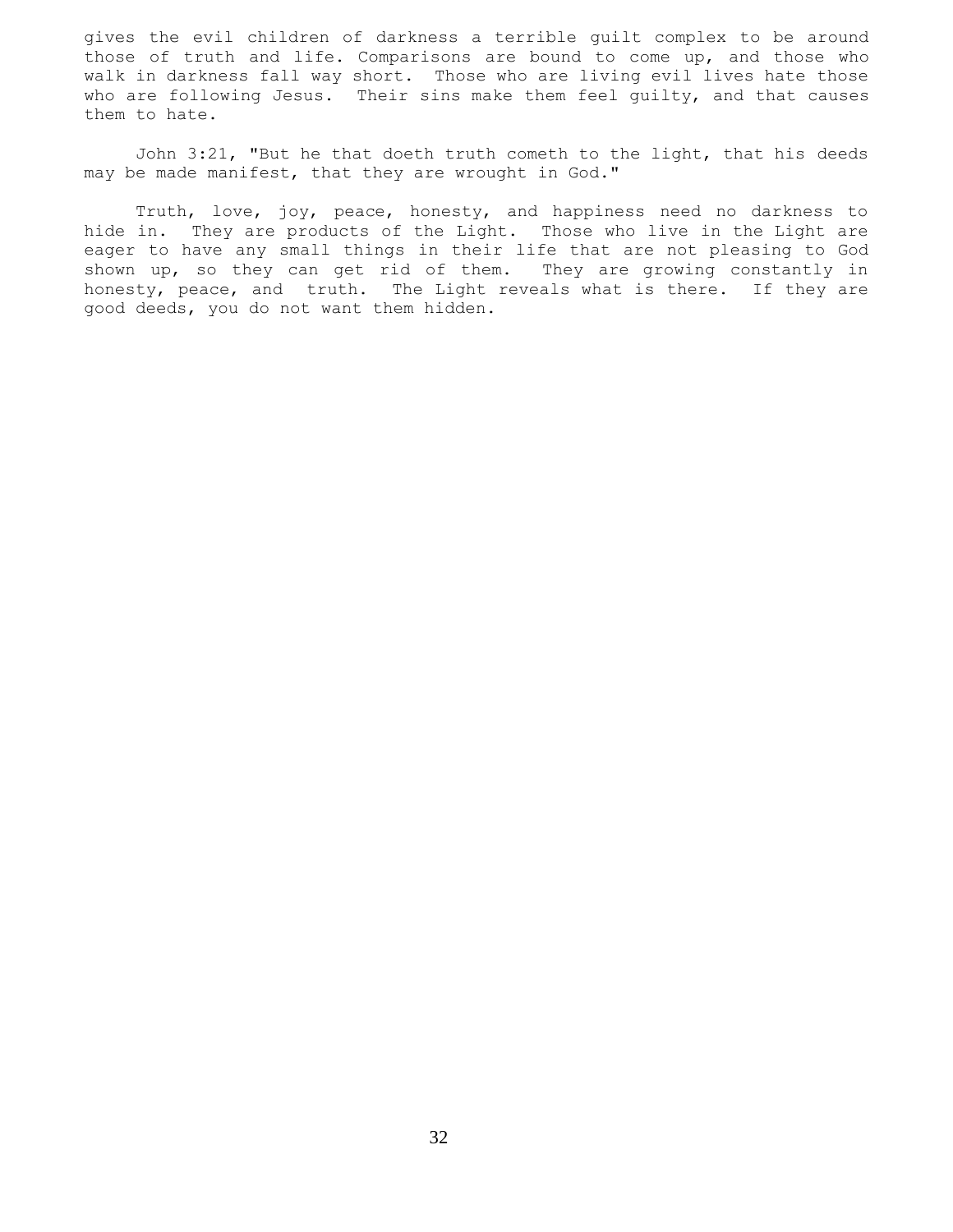gives the evil children of darkness a terrible guilt complex to be around those of truth and life. Comparisons are bound to come up, and those who walk in darkness fall way short. Those who are living evil lives hate those who are following Jesus. Their sins make them feel guilty, and that causes them to hate.

John 3:21, "But he that doeth truth cometh to the light, that his deeds may be made manifest, that they are wrought in God."

Truth, love, joy, peace, honesty, and happiness need no darkness to hide in. They are products of the Light. Those who live in the Light are eager to have any small things in their life that are not pleasing to God shown up, so they can get rid of them. They are growing constantly in honesty, peace, and truth. The Light reveals what is there. If they are good deeds, you do not want them hidden.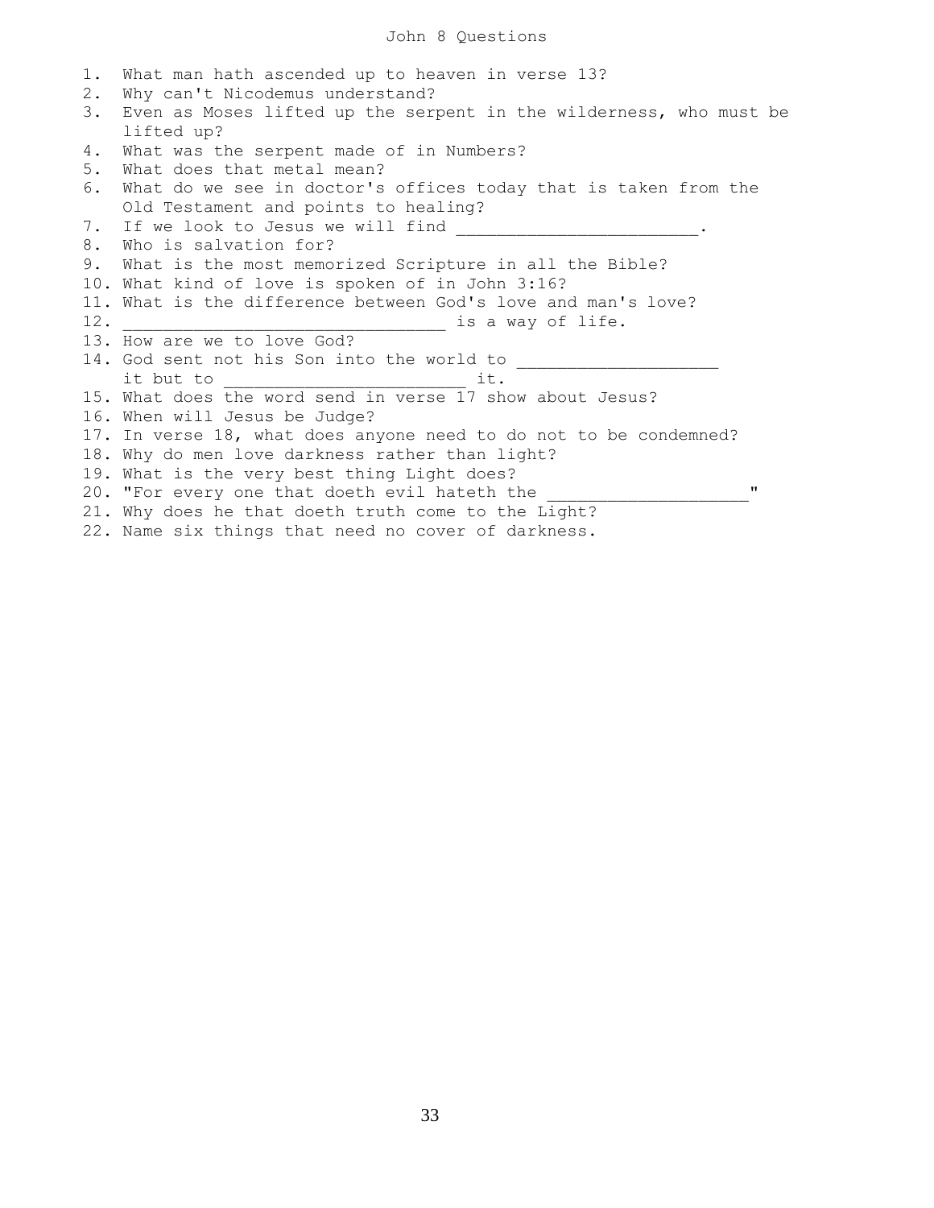# John 8 Questions

1. What man hath ascended up to heaven in verse 13?
2. Why can't Nicodemus understand?
3. Even as Moses lifted up the serpent in the wilderness, who must be lifted up?
4. What was the serpent made of in Numbers?
5. What does that metal mean?
6. What do we see in doctor's offices today that is taken from the Old Testament and points to healing?
7. If we look to Jesus we will find _______________________.
8. Who is salvation for?
9. What is the most memorized Scripture in all the Bible?
10. What kind of love is spoken of in John 3:16?
11. What is the difference between God's love and man's love?
12. _______________________________ is a way of life.
13. How are we to love God?
14. God sent not his Son into the world to ___________________ it but to _______________________ it.
15. What does the word send in verse 17 show about Jesus?
16. When will Jesus be Judge?
17. In verse 18, what does anyone need to do not to be condemned?
18. Why do men love darkness rather than light?
19. What is the very best thing Light does?
20. "For every one that doeth evil hateth the ___________________"
21. Why does he that doeth truth come to the Light?
22. Name six things that need no cover of darkness.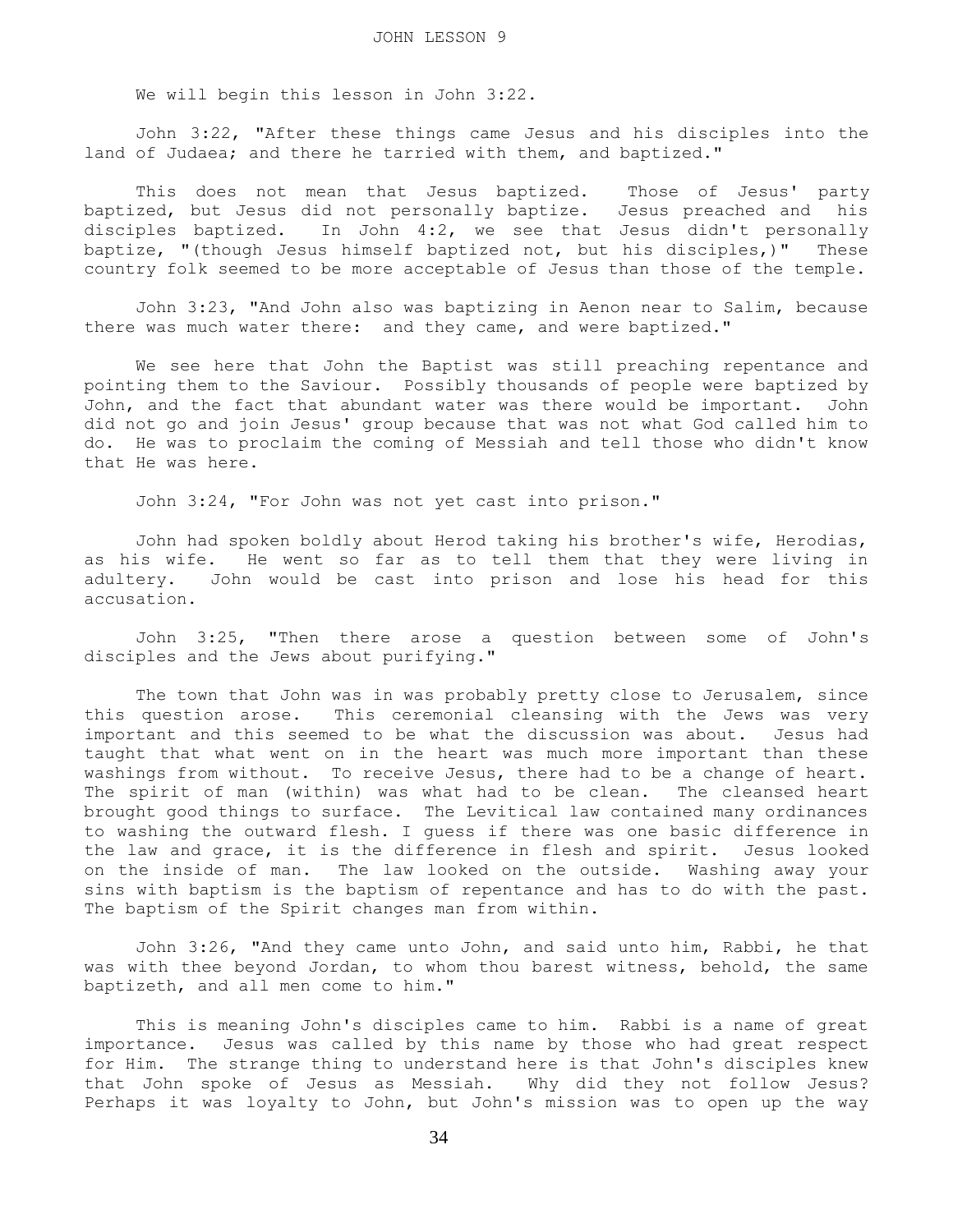# JOHN LESSON 9

We will begin this lesson in John 3:22.

John 3:22, "After these things came Jesus and his disciples into the land of Judaea; and there he tarried with them, and baptized."

This does not mean that Jesus baptized. Those of Jesus' party baptized, but Jesus did not personally baptize. Jesus preached and his disciples baptized. In John 4:2, we see that Jesus didn't personally baptize, "(though Jesus himself baptized not, but his disciples,)" These country folk seemed to be more acceptable of Jesus than those of the temple.

John 3:23, "And John also was baptizing in Aenon near to Salim, because there was much water there: and they came, and were baptized."

We see here that John the Baptist was still preaching repentance and pointing them to the Saviour. Possibly thousands of people were baptized by John, and the fact that abundant water was there would be important. John did not go and join Jesus' group because that was not what God called him to do. He was to proclaim the coming of Messiah and tell those who didn't know that He was here.

John 3:24, "For John was not yet cast into prison."

John had spoken boldly about Herod taking his brother's wife, Herodias, as his wife. He went so far as to tell them that they were living in adultery. John would be cast into prison and lose his head for this accusation.

John 3:25, "Then there arose a question between some of John's disciples and the Jews about purifying."

The town that John was in was probably pretty close to Jerusalem, since this question arose. This ceremonial cleansing with the Jews was very important and this seemed to be what the discussion was about. Jesus had taught that what went on in the heart was much more important than these washings from without. To receive Jesus, there had to be a change of heart. The spirit of man (within) was what had to be clean. The cleansed heart brought good things to surface. The Levitical law contained many ordinances to washing the outward flesh. I guess if there was one basic difference in the law and grace, it is the difference in flesh and spirit. Jesus looked on the inside of man. The law looked on the outside. Washing away your sins with baptism is the baptism of repentance and has to do with the past. The baptism of the Spirit changes man from within.

John 3:26, "And they came unto John, and said unto him, Rabbi, he that was with thee beyond Jordan, to whom thou barest witness, behold, the same baptizeth, and all men come to him."

This is meaning John's disciples came to him. Rabbi is a name of great importance. Jesus was called by this name by those who had great respect for Him. The strange thing to understand here is that John's disciples knew that John spoke of Jesus as Messiah. Why did they not follow Jesus? Perhaps it was loyalty to John, but John's mission was to open up the way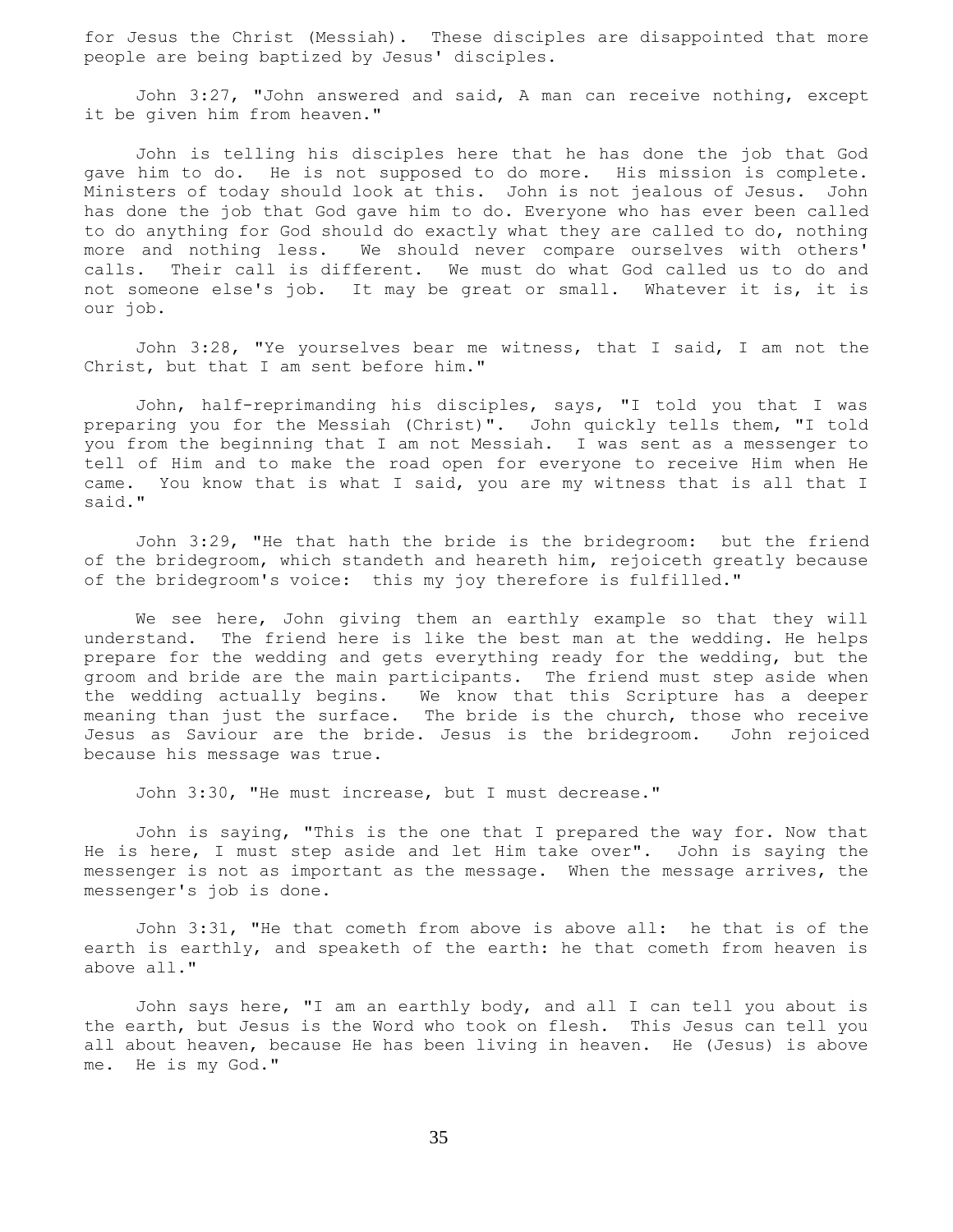for Jesus the Christ (Messiah). These disciples are disappointed that more people are being baptized by Jesus' disciples.

John 3:27, "John answered and said, A man can receive nothing, except it be given him from heaven."

John is telling his disciples here that he has done the job that God gave him to do. He is not supposed to do more. His mission is complete. Ministers of today should look at this. John is not jealous of Jesus. John has done the job that God gave him to do. Everyone who has ever been called to do anything for God should do exactly what they are called to do, nothing more and nothing less. We should never compare ourselves with others' calls. Their call is different. We must do what God called us to do and not someone else's job. It may be great or small. Whatever it is, it is our job.

John 3:28, "Ye yourselves bear me witness, that I said, I am not the Christ, but that I am sent before him."

John, half-reprimanding his disciples, says, "I told you that I was preparing you for the Messiah (Christ)". John quickly tells them, "I told you from the beginning that I am not Messiah. I was sent as a messenger to tell of Him and to make the road open for everyone to receive Him when He came. You know that is what I said, you are my witness that is all that I said."

John 3:29, "He that hath the bride is the bridegroom: but the friend of the bridegroom, which standeth and heareth him, rejoiceth greatly because of the bridegroom's voice: this my joy therefore is fulfilled."

We see here, John giving them an earthly example so that they will understand. The friend here is like the best man at the wedding. He helps prepare for the wedding and gets everything ready for the wedding, but the groom and bride are the main participants. The friend must step aside when the wedding actually begins. We know that this Scripture has a deeper meaning than just the surface. The bride is the church, those who receive Jesus as Saviour are the bride. Jesus is the bridegroom. John rejoiced because his message was true.

John 3:30, "He must increase, but I must decrease."

John is saying, "This is the one that I prepared the way for. Now that He is here, I must step aside and let Him take over". John is saying the messenger is not as important as the message. When the message arrives, the messenger's job is done.

John 3:31, "He that cometh from above is above all: he that is of the earth is earthly, and speaketh of the earth: he that cometh from heaven is above all."

John says here, "I am an earthly body, and all I can tell you about is the earth, but Jesus is the Word who took on flesh. This Jesus can tell you all about heaven, because He has been living in heaven. He (Jesus) is above me. He is my God."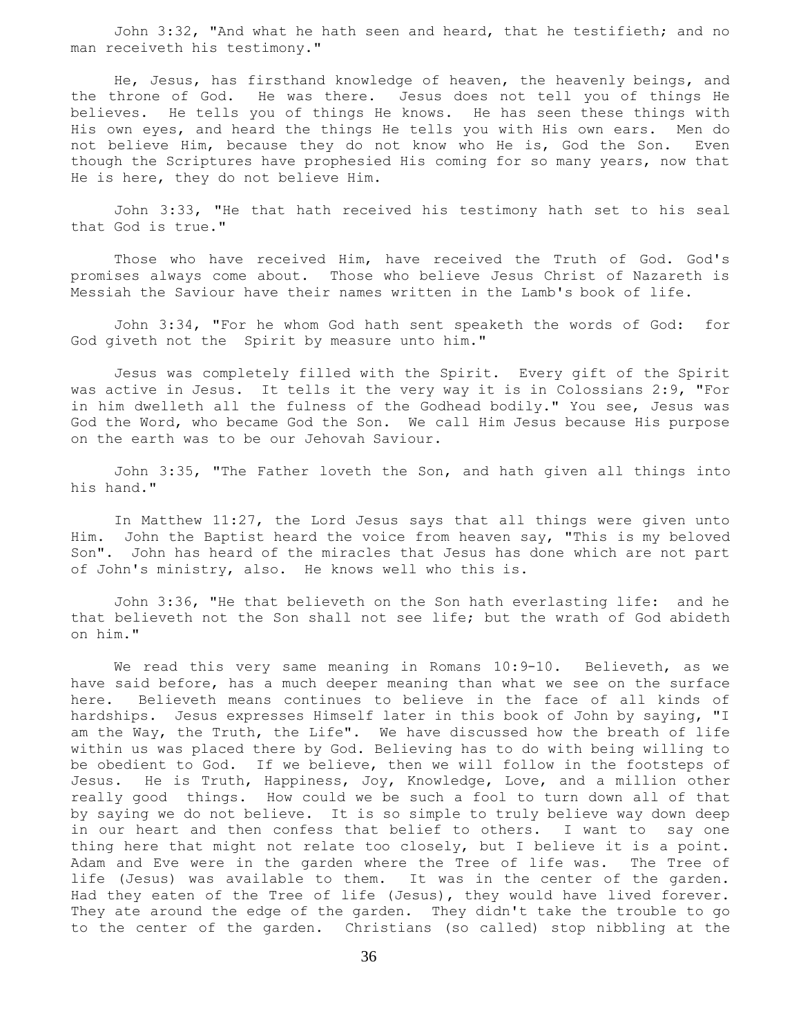John 3:32, "And what he hath seen and heard, that he testifieth; and no man receiveth his testimony."

He, Jesus, has firsthand knowledge of heaven, the heavenly beings, and the throne of God. He was there. Jesus does not tell you of things He believes. He tells you of things He knows. He has seen these things with His own eyes, and heard the things He tells you with His own ears. Men do not believe Him, because they do not know who He is, God the Son. Even though the Scriptures have prophesied His coming for so many years, now that He is here, they do not believe Him.

John 3:33, "He that hath received his testimony hath set to his seal that God is true."

Those who have received Him, have received the Truth of God. God's promises always come about. Those who believe Jesus Christ of Nazareth is Messiah the Saviour have their names written in the Lamb's book of life.

John 3:34, "For he whom God hath sent speaketh the words of God: for God giveth not the Spirit by measure unto him."

Jesus was completely filled with the Spirit. Every gift of the Spirit was active in Jesus. It tells it the very way it is in Colossians 2:9, "For in him dwelleth all the fulness of the Godhead bodily." You see, Jesus was God the Word, who became God the Son. We call Him Jesus because His purpose on the earth was to be our Jehovah Saviour.

John 3:35, "The Father loveth the Son, and hath given all things into his hand."

In Matthew 11:27, the Lord Jesus says that all things were given unto Him. John the Baptist heard the voice from heaven say, "This is my beloved Son". John has heard of the miracles that Jesus has done which are not part of John's ministry, also. He knows well who this is.

John 3:36, "He that believeth on the Son hath everlasting life: and he that believeth not the Son shall not see life; but the wrath of God abideth on him."

We read this very same meaning in Romans 10:9-10. Believeth, as we have said before, has a much deeper meaning than what we see on the surface here. Believeth means continues to believe in the face of all kinds of hardships. Jesus expresses Himself later in this book of John by saying, "I am the Way, the Truth, the Life". We have discussed how the breath of life within us was placed there by God. Believing has to do with being willing to be obedient to God. If we believe, then we will follow in the footsteps of Jesus. He is Truth, Happiness, Joy, Knowledge, Love, and a million other really good things. How could we be such a fool to turn down all of that by saying we do not believe. It is so simple to truly believe way down deep in our heart and then confess that belief to others. I want to say one thing here that might not relate too closely, but I believe it is a point. Adam and Eve were in the garden where the Tree of life was. The Tree of life (Jesus) was available to them. It was in the center of the garden. Had they eaten of the Tree of life (Jesus), they would have lived forever. They ate around the edge of the garden. They didn't take the trouble to go to the center of the garden. Christians (so called) stop nibbling at the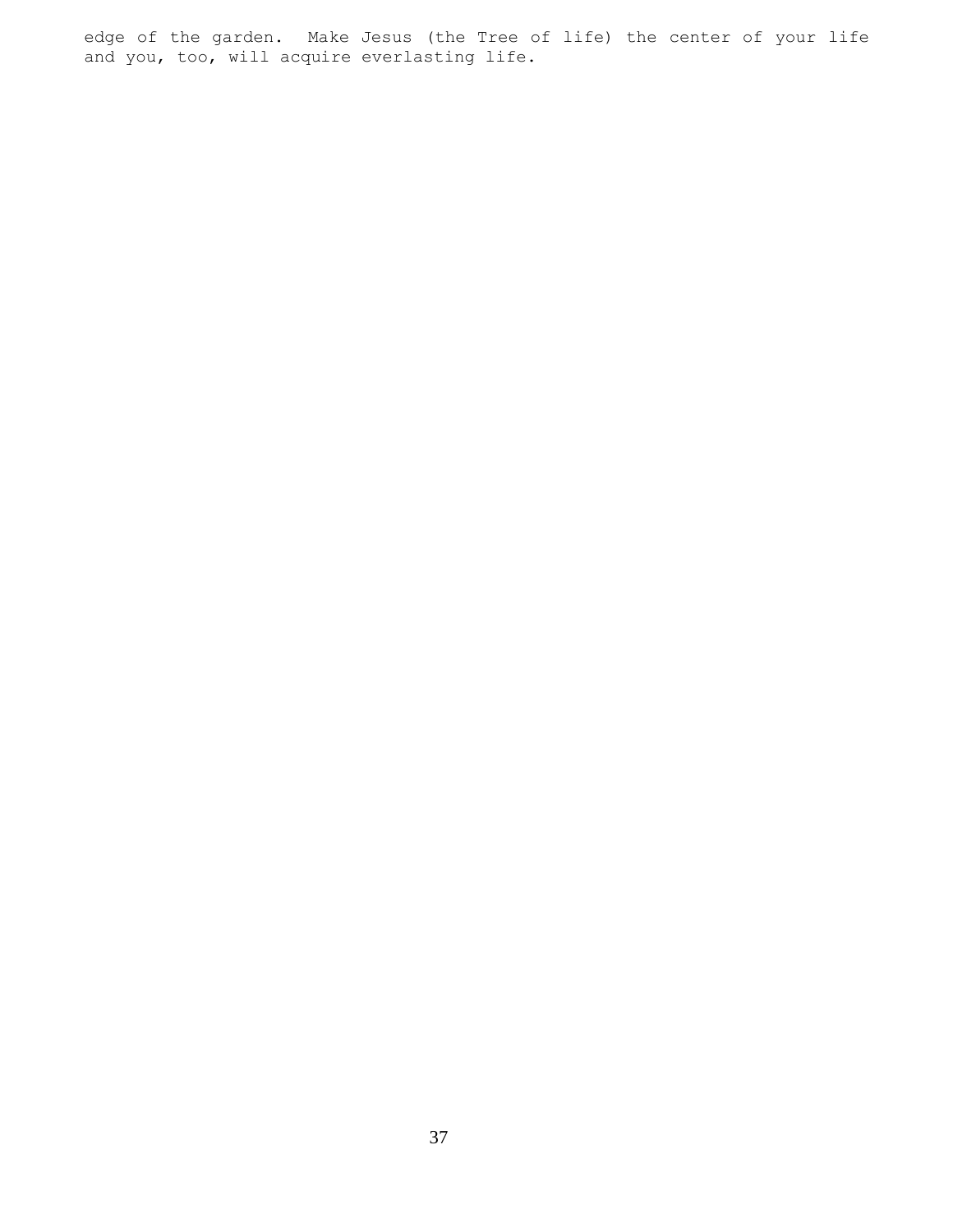edge of the garden.  Make Jesus (the Tree of life) the center of your life and you, too, will acquire everlasting life.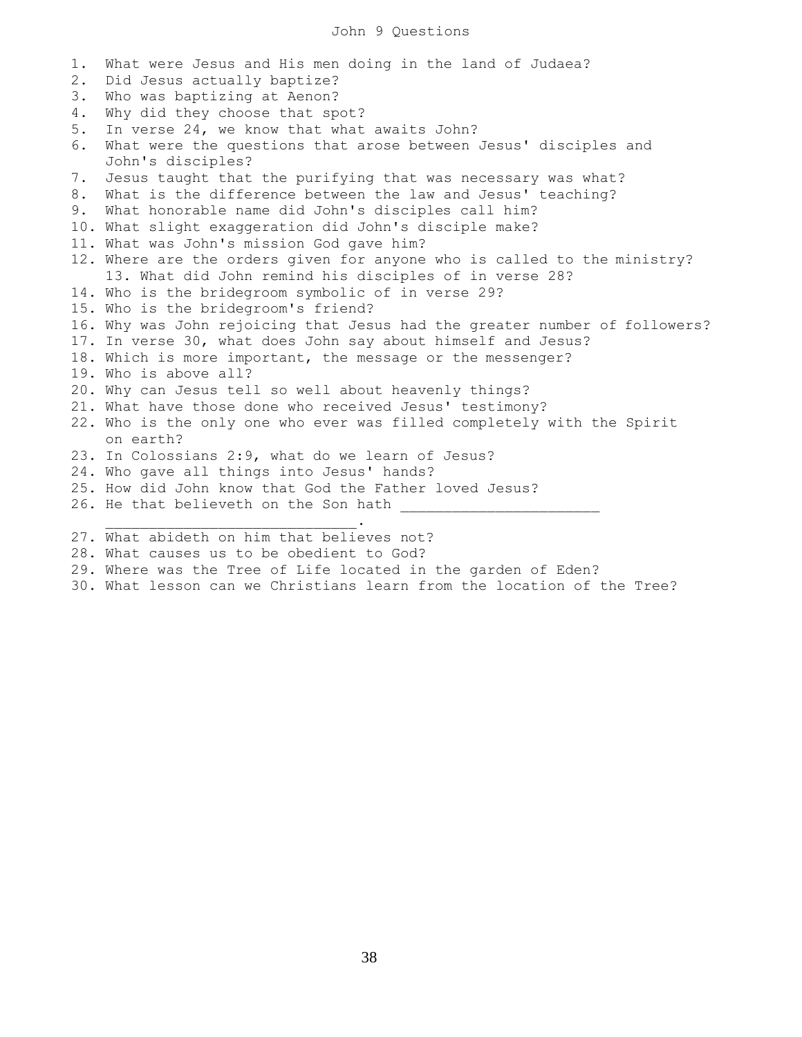# John 9 Questions

1. What were Jesus and His men doing in the land of Judaea?
2. Did Jesus actually baptize?
3. Who was baptizing at Aenon?
4. Why did they choose that spot?
5. In verse 24, we know that what awaits John?
6. What were the questions that arose between Jesus' disciples and John's disciples?
7. Jesus taught that the purifying that was necessary was what?
8. What is the difference between the law and Jesus' teaching?
9. What honorable name did John's disciples call him?
10. What slight exaggeration did John's disciple make?
11. What was John's mission God gave him?
12. Where are the orders given for anyone who is called to the ministry?
13. What did John remind his disciples of in verse 28?
14. Who is the bridegroom symbolic of in verse 29?
15. Who is the bridegroom's friend?
16. Why was John rejoicing that Jesus had the greater number of followers?
17. In verse 30, what does John say about himself and Jesus?
18. Which is more important, the message or the messenger?
19. Who is above all?
20. Why can Jesus tell so well about heavenly things?
21. What have those done who received Jesus' testimony?
22. Who is the only one who ever was filled completely with the Spirit on earth?
23. In Colossians 2:9, what do we learn of Jesus?
24. Who gave all things into Jesus' hands?
25. How did John know that God the Father loved Jesus?
26. He that believeth on the Son hath ______________________ ____________________________.
27. What abideth on him that believes not?
28. What causes us to be obedient to God?
29. Where was the Tree of Life located in the garden of Eden?
30. What lesson can we Christians learn from the location of the Tree?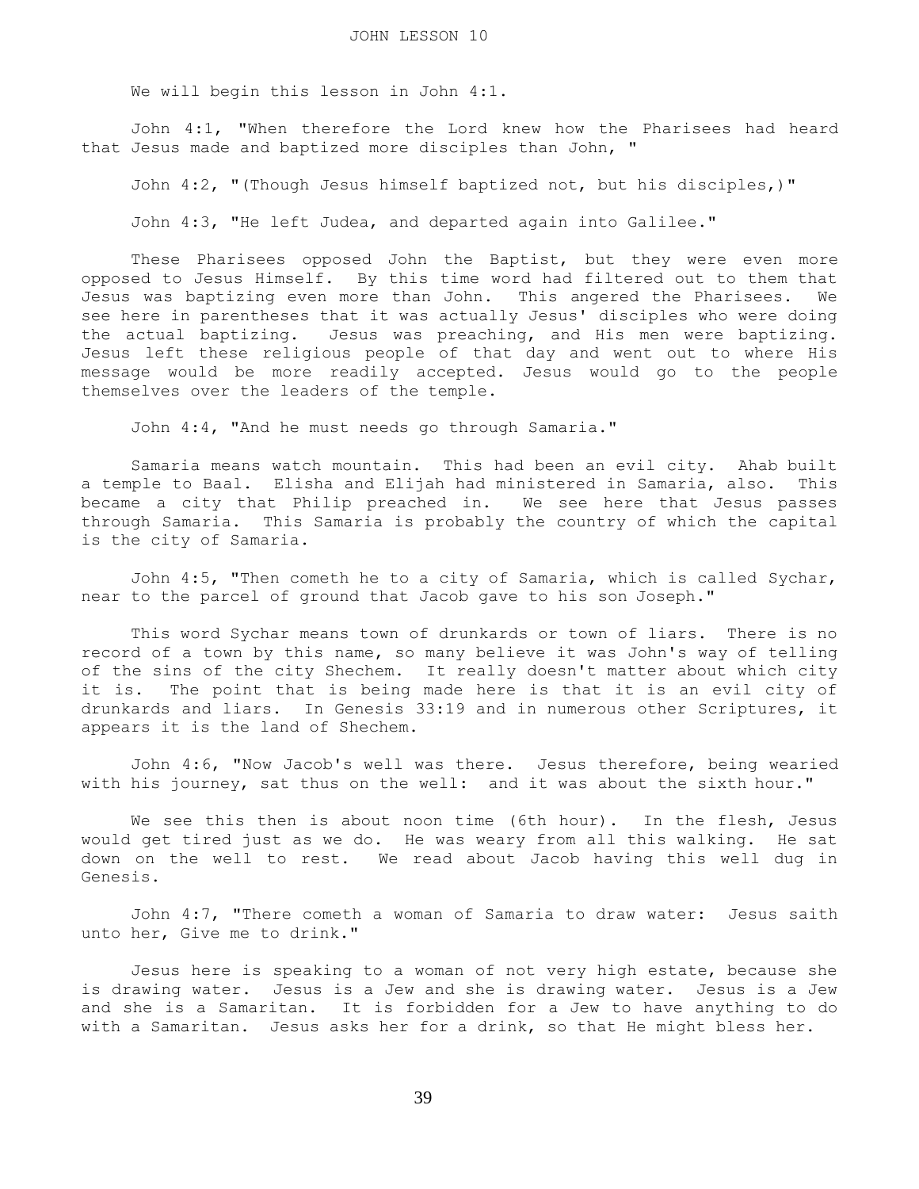# JOHN LESSON 10

We will begin this lesson in John 4:1.

John 4:1, "When therefore the Lord knew how the Pharisees had heard that Jesus made and baptized more disciples than John, "

John 4:2, "(Though Jesus himself baptized not, but his disciples,)"

John 4:3, "He left Judea, and departed again into Galilee."

These Pharisees opposed John the Baptist, but they were even more opposed to Jesus Himself. By this time word had filtered out to them that Jesus was baptizing even more than John. This angered the Pharisees. We see here in parentheses that it was actually Jesus' disciples who were doing the actual baptizing. Jesus was preaching, and His men were baptizing. Jesus left these religious people of that day and went out to where His message would be more readily accepted. Jesus would go to the people themselves over the leaders of the temple.

John 4:4, "And he must needs go through Samaria."

Samaria means watch mountain. This had been an evil city. Ahab built a temple to Baal. Elisha and Elijah had ministered in Samaria, also. This became a city that Philip preached in. We see here that Jesus passes through Samaria. This Samaria is probably the country of which the capital is the city of Samaria.

John 4:5, "Then cometh he to a city of Samaria, which is called Sychar, near to the parcel of ground that Jacob gave to his son Joseph."

This word Sychar means town of drunkards or town of liars. There is no record of a town by this name, so many believe it was John's way of telling of the sins of the city Shechem. It really doesn't matter about which city it is. The point that is being made here is that it is an evil city of drunkards and liars. In Genesis 33:19 and in numerous other Scriptures, it appears it is the land of Shechem.

John 4:6, "Now Jacob's well was there. Jesus therefore, being wearied with his journey, sat thus on the well: and it was about the sixth hour."

We see this then is about noon time (6th hour). In the flesh, Jesus would get tired just as we do. He was weary from all this walking. He sat down on the well to rest. We read about Jacob having this well dug in Genesis.

John 4:7, "There cometh a woman of Samaria to draw water: Jesus saith unto her, Give me to drink."

Jesus here is speaking to a woman of not very high estate, because she is drawing water. Jesus is a Jew and she is drawing water. Jesus is a Jew and she is a Samaritan. It is forbidden for a Jew to have anything to do with a Samaritan. Jesus asks her for a drink, so that He might bless her.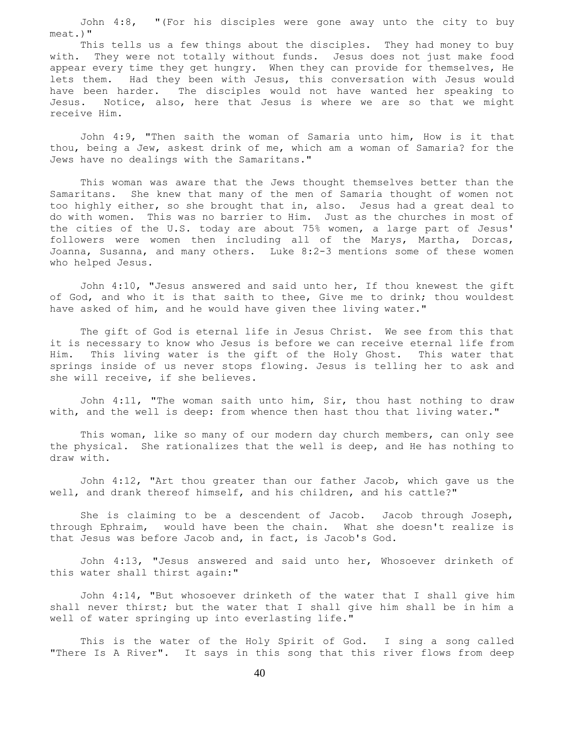John 4:8, "(For his disciples were gone away unto the city to buy meat.)"

This tells us a few things about the disciples. They had money to buy with. They were not totally without funds. Jesus does not just make food appear every time they get hungry. When they can provide for themselves, He lets them. Had they been with Jesus, this conversation with Jesus would have been harder. The disciples would not have wanted her speaking to Jesus. Notice, also, here that Jesus is where we are so that we might receive Him.

John 4:9, "Then saith the woman of Samaria unto him, How is it that thou, being a Jew, askest drink of me, which am a woman of Samaria? for the Jews have no dealings with the Samaritans."

This woman was aware that the Jews thought themselves better than the Samaritans. She knew that many of the men of Samaria thought of women not too highly either, so she brought that in, also. Jesus had a great deal to do with women. This was no barrier to Him. Just as the churches in most of the cities of the U.S. today are about 75% women, a large part of Jesus' followers were women then including all of the Marys, Martha, Dorcas, Joanna, Susanna, and many others. Luke 8:2-3 mentions some of these women who helped Jesus.

John 4:10, "Jesus answered and said unto her, If thou knewest the gift of God, and who it is that saith to thee, Give me to drink; thou wouldest have asked of him, and he would have given thee living water."

The gift of God is eternal life in Jesus Christ. We see from this that it is necessary to know who Jesus is before we can receive eternal life from Him. This living water is the gift of the Holy Ghost. This water that springs inside of us never stops flowing. Jesus is telling her to ask and she will receive, if she believes.

John 4:11, "The woman saith unto him, Sir, thou hast nothing to draw with, and the well is deep: from whence then hast thou that living water."

This woman, like so many of our modern day church members, can only see the physical. She rationalizes that the well is deep, and He has nothing to draw with.

John 4:12, "Art thou greater than our father Jacob, which gave us the well, and drank thereof himself, and his children, and his cattle?"

She is claiming to be a descendent of Jacob. Jacob through Joseph, through Ephraim, would have been the chain. What she doesn't realize is that Jesus was before Jacob and, in fact, is Jacob's God.

John 4:13, "Jesus answered and said unto her, Whosoever drinketh of this water shall thirst again:"

John 4:14, "But whosoever drinketh of the water that I shall give him shall never thirst; but the water that I shall give him shall be in him a well of water springing up into everlasting life."

This is the water of the Holy Spirit of God. I sing a song called "There Is A River". It says in this song that this river flows from deep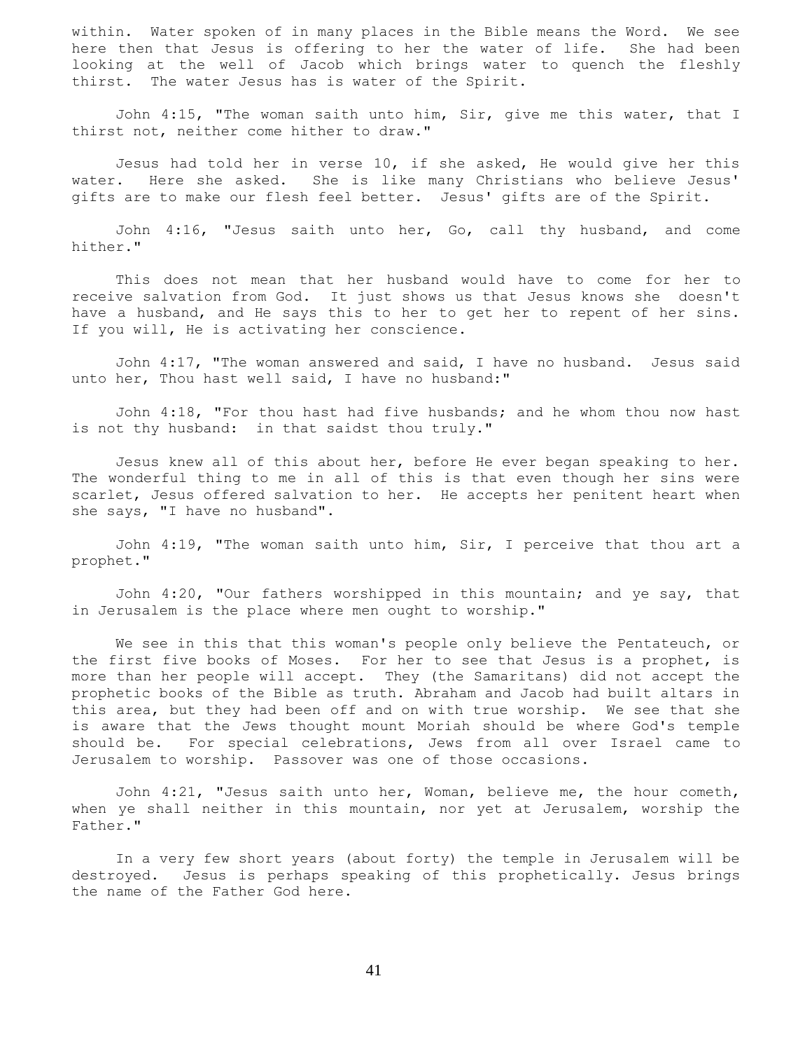within. Water spoken of in many places in the Bible means the Word. We see here then that Jesus is offering to her the water of life. She had been looking at the well of Jacob which brings water to quench the fleshly thirst. The water Jesus has is water of the Spirit.

John 4:15, "The woman saith unto him, Sir, give me this water, that I thirst not, neither come hither to draw."

Jesus had told her in verse 10, if she asked, He would give her this water. Here she asked. She is like many Christians who believe Jesus' gifts are to make our flesh feel better. Jesus' gifts are of the Spirit.

John 4:16, "Jesus saith unto her, Go, call thy husband, and come hither."

This does not mean that her husband would have to come for her to receive salvation from God. It just shows us that Jesus knows she doesn't have a husband, and He says this to her to get her to repent of her sins. If you will, He is activating her conscience.

John 4:17, "The woman answered and said, I have no husband. Jesus said unto her, Thou hast well said, I have no husband:"

John 4:18, "For thou hast had five husbands; and he whom thou now hast is not thy husband: in that saidst thou truly."

Jesus knew all of this about her, before He ever began speaking to her. The wonderful thing to me in all of this is that even though her sins were scarlet, Jesus offered salvation to her. He accepts her penitent heart when she says, "I have no husband".

John 4:19, "The woman saith unto him, Sir, I perceive that thou art a prophet."

John 4:20, "Our fathers worshipped in this mountain; and ye say, that in Jerusalem is the place where men ought to worship."

We see in this that this woman's people only believe the Pentateuch, or the first five books of Moses. For her to see that Jesus is a prophet, is more than her people will accept. They (the Samaritans) did not accept the prophetic books of the Bible as truth. Abraham and Jacob had built altars in this area, but they had been off and on with true worship. We see that she is aware that the Jews thought mount Moriah should be where God's temple should be. For special celebrations, Jews from all over Israel came to Jerusalem to worship. Passover was one of those occasions.

John 4:21, "Jesus saith unto her, Woman, believe me, the hour cometh, when ye shall neither in this mountain, nor yet at Jerusalem, worship the Father."

In a very few short years (about forty) the temple in Jerusalem will be destroyed. Jesus is perhaps speaking of this prophetically. Jesus brings the name of the Father God here.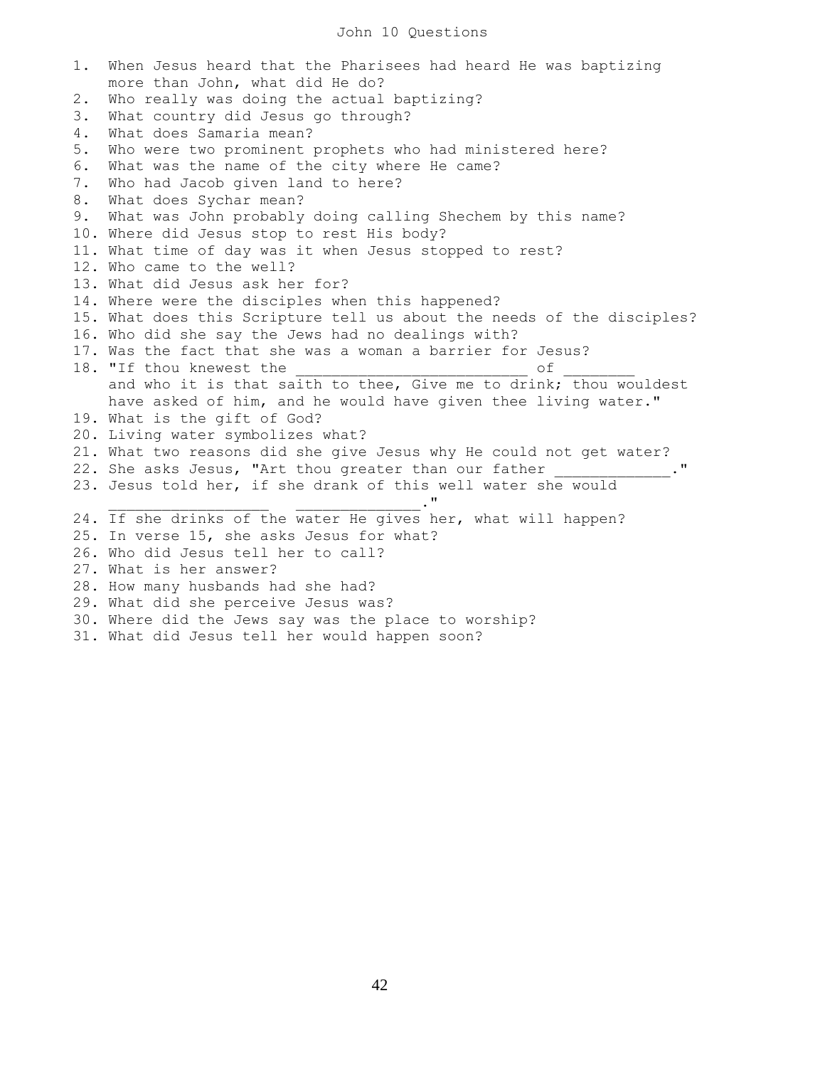# John 10 Questions

1. When Jesus heard that the Pharisees had heard He was baptizing more than John, what did He do?
2. Who really was doing the actual baptizing?
3. What country did Jesus go through?
4. What does Samaria mean?
5. Who were two prominent prophets who had ministered here?
6. What was the name of the city where He came?
7. Who had Jacob given land to here?
8. What does Sychar mean?
9. What was John probably doing calling Shechem by this name?
10. Where did Jesus stop to rest His body?
11. What time of day was it when Jesus stopped to rest?
12. Who came to the well?
13. What did Jesus ask her for?
14. Where were the disciples when this happened?
15. What does this Scripture tell us about the needs of the disciples?
16. Who did she say the Jews had no dealings with?
17. Was the fact that she was a woman a barrier for Jesus?
18. "If thou knewest the __________________________ of ________ and who it is that saith to thee, Give me to drink; thou wouldest have asked of him, and he would have given thee living water."
19. What is the gift of God?
20. Living water symbolizes what?
21. What two reasons did she give Jesus why He could not get water?
22. She asks Jesus, "Art thou greater than our father _____________."
23. Jesus told her, if she drank of this well water she would __________________ ______________."
24. If she drinks of the water He gives her, what will happen?
25. In verse 15, she asks Jesus for what?
26. Who did Jesus tell her to call?
27. What is her answer?
28. How many husbands had she had?
29. What did she perceive Jesus was?
30. Where did the Jews say was the place to worship?
31. What did Jesus tell her would happen soon?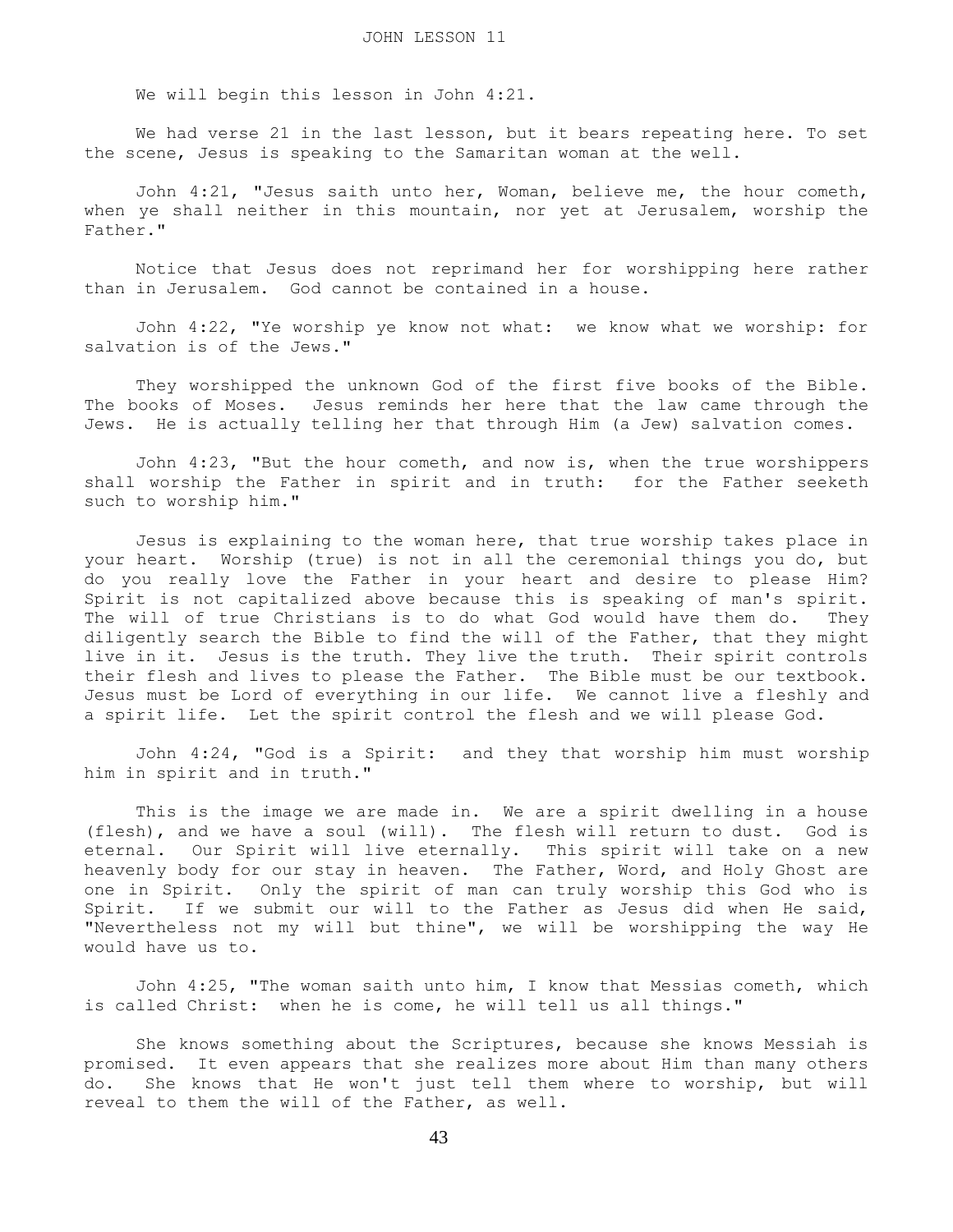# JOHN LESSON 11

We will begin this lesson in John 4:21.

We had verse 21 in the last lesson, but it bears repeating here. To set the scene, Jesus is speaking to the Samaritan woman at the well.

John 4:21, "Jesus saith unto her, Woman, believe me, the hour cometh, when ye shall neither in this mountain, nor yet at Jerusalem, worship the Father."

Notice that Jesus does not reprimand her for worshipping here rather than in Jerusalem. God cannot be contained in a house.

John 4:22, "Ye worship ye know not what: we know what we worship: for salvation is of the Jews."

They worshipped the unknown God of the first five books of the Bible. The books of Moses. Jesus reminds her here that the law came through the Jews. He is actually telling her that through Him (a Jew) salvation comes.

John 4:23, "But the hour cometh, and now is, when the true worshippers shall worship the Father in spirit and in truth: for the Father seeketh such to worship him."

Jesus is explaining to the woman here, that true worship takes place in your heart. Worship (true) is not in all the ceremonial things you do, but do you really love the Father in your heart and desire to please Him? Spirit is not capitalized above because this is speaking of man's spirit. The will of true Christians is to do what God would have them do. They diligently search the Bible to find the will of the Father, that they might live in it. Jesus is the truth. They live the truth. Their spirit controls their flesh and lives to please the Father. The Bible must be our textbook. Jesus must be Lord of everything in our life. We cannot live a fleshly and a spirit life. Let the spirit control the flesh and we will please God.

John 4:24, "God is a Spirit: and they that worship him must worship him in spirit and in truth."

This is the image we are made in. We are a spirit dwelling in a house (flesh), and we have a soul (will). The flesh will return to dust. God is eternal. Our Spirit will live eternally. This spirit will take on a new heavenly body for our stay in heaven. The Father, Word, and Holy Ghost are one in Spirit. Only the spirit of man can truly worship this God who is Spirit. If we submit our will to the Father as Jesus did when He said, "Nevertheless not my will but thine", we will be worshipping the way He would have us to.

John 4:25, "The woman saith unto him, I know that Messias cometh, which is called Christ: when he is come, he will tell us all things."

She knows something about the Scriptures, because she knows Messiah is promised. It even appears that she realizes more about Him than many others do. She knows that He won't just tell them where to worship, but will reveal to them the will of the Father, as well.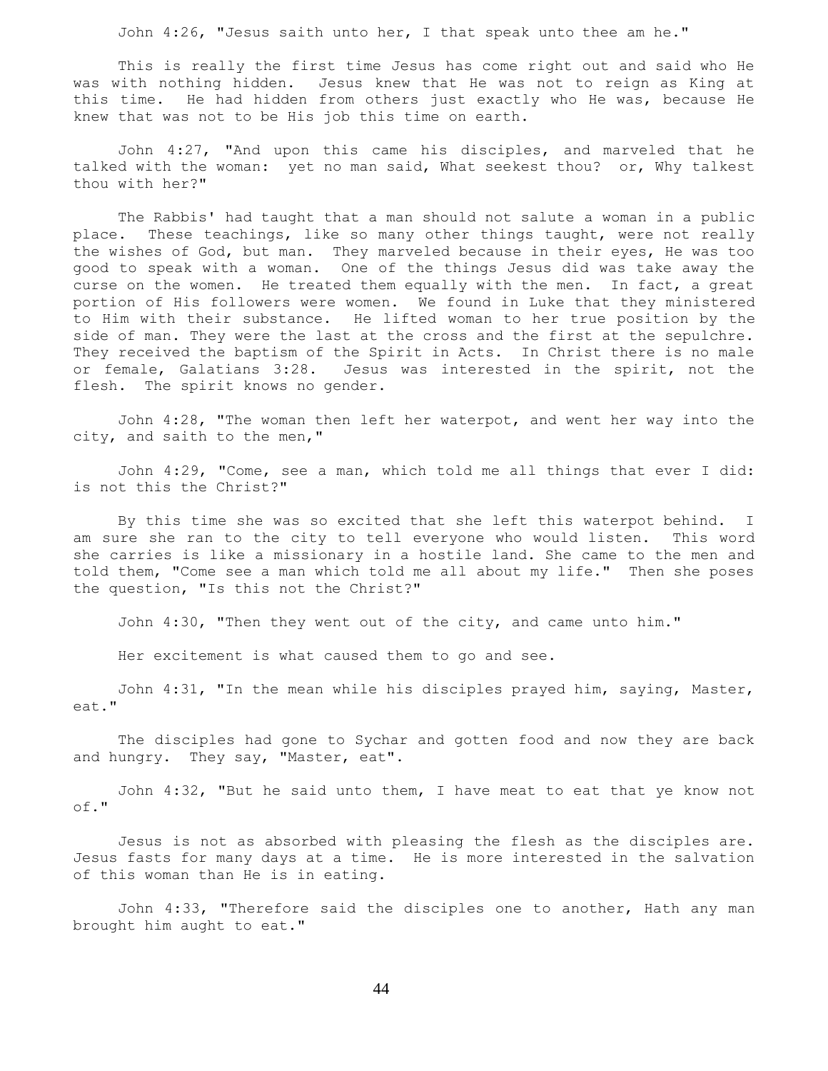John 4:26, "Jesus saith unto her, I that speak unto thee am he."

This is really the first time Jesus has come right out and said who He was with nothing hidden. Jesus knew that He was not to reign as King at this time. He had hidden from others just exactly who He was, because He knew that was not to be His job this time on earth.

John 4:27, "And upon this came his disciples, and marveled that he talked with the woman: yet no man said, What seekest thou? or, Why talkest thou with her?"

The Rabbis' had taught that a man should not salute a woman in a public place. These teachings, like so many other things taught, were not really the wishes of God, but man. They marveled because in their eyes, He was too good to speak with a woman. One of the things Jesus did was take away the curse on the women. He treated them equally with the men. In fact, a great portion of His followers were women. We found in Luke that they ministered to Him with their substance. He lifted woman to her true position by the side of man. They were the last at the cross and the first at the sepulchre. They received the baptism of the Spirit in Acts. In Christ there is no male or female, Galatians 3:28. Jesus was interested in the spirit, not the flesh. The spirit knows no gender.

John 4:28, "The woman then left her waterpot, and went her way into the city, and saith to the men,"

John 4:29, "Come, see a man, which told me all things that ever I did: is not this the Christ?"

By this time she was so excited that she left this waterpot behind. I am sure she ran to the city to tell everyone who would listen. This word she carries is like a missionary in a hostile land. She came to the men and told them, "Come see a man which told me all about my life." Then she poses the question, "Is this not the Christ?"

John 4:30, "Then they went out of the city, and came unto him."

Her excitement is what caused them to go and see.

John 4:31, "In the mean while his disciples prayed him, saying, Master, eat."

The disciples had gone to Sychar and gotten food and now they are back and hungry. They say, "Master, eat".

John 4:32, "But he said unto them, I have meat to eat that ye know not of."

Jesus is not as absorbed with pleasing the flesh as the disciples are. Jesus fasts for many days at a time. He is more interested in the salvation of this woman than He is in eating.

John 4:33, "Therefore said the disciples one to another, Hath any man brought him aught to eat."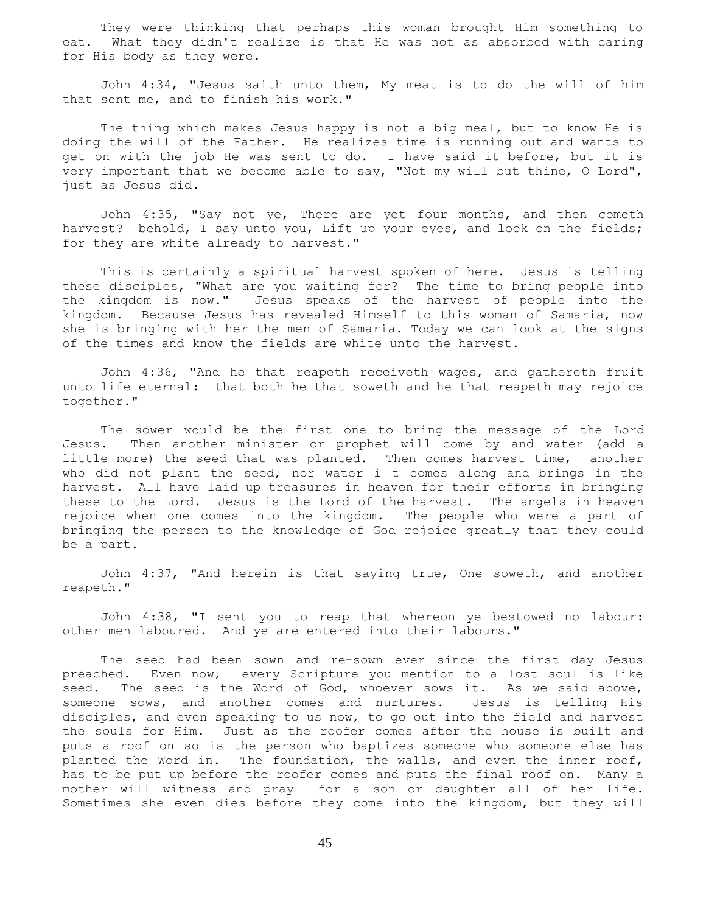They were thinking that perhaps this woman brought Him something to eat. What they didn't realize is that He was not as absorbed with caring for His body as they were.

John 4:34, "Jesus saith unto them, My meat is to do the will of him that sent me, and to finish his work."

The thing which makes Jesus happy is not a big meal, but to know He is doing the will of the Father. He realizes time is running out and wants to get on with the job He was sent to do. I have said it before, but it is very important that we become able to say, "Not my will but thine, O Lord", just as Jesus did.

John 4:35, "Say not ye, There are yet four months, and then cometh harvest? behold, I say unto you, Lift up your eyes, and look on the fields; for they are white already to harvest."

This is certainly a spiritual harvest spoken of here. Jesus is telling these disciples, "What are you waiting for? The time to bring people into the kingdom is now." Jesus speaks of the harvest of people into the kingdom. Because Jesus has revealed Himself to this woman of Samaria, now she is bringing with her the men of Samaria. Today we can look at the signs of the times and know the fields are white unto the harvest.

John 4:36, "And he that reapeth receiveth wages, and gathereth fruit unto life eternal: that both he that soweth and he that reapeth may rejoice together."

The sower would be the first one to bring the message of the Lord Jesus. Then another minister or prophet will come by and water (add a little more) the seed that was planted. Then comes harvest time, another who did not plant the seed, nor water i t comes along and brings in the harvest. All have laid up treasures in heaven for their efforts in bringing these to the Lord. Jesus is the Lord of the harvest. The angels in heaven rejoice when one comes into the kingdom. The people who were a part of bringing the person to the knowledge of God rejoice greatly that they could be a part.

John 4:37, "And herein is that saying true, One soweth, and another reapeth."

John 4:38, "I sent you to reap that whereon ye bestowed no labour: other men laboured. And ye are entered into their labours."

The seed had been sown and re-sown ever since the first day Jesus preached. Even now, every Scripture you mention to a lost soul is like seed. The seed is the Word of God, whoever sows it. As we said above, someone sows, and another comes and nurtures. Jesus is telling His disciples, and even speaking to us now, to go out into the field and harvest the souls for Him. Just as the roofer comes after the house is built and puts a roof on so is the person who baptizes someone who someone else has planted the Word in. The foundation, the walls, and even the inner roof, has to be put up before the roofer comes and puts the final roof on. Many a mother will witness and pray for a son or daughter all of her life. Sometimes she even dies before they come into the kingdom, but they will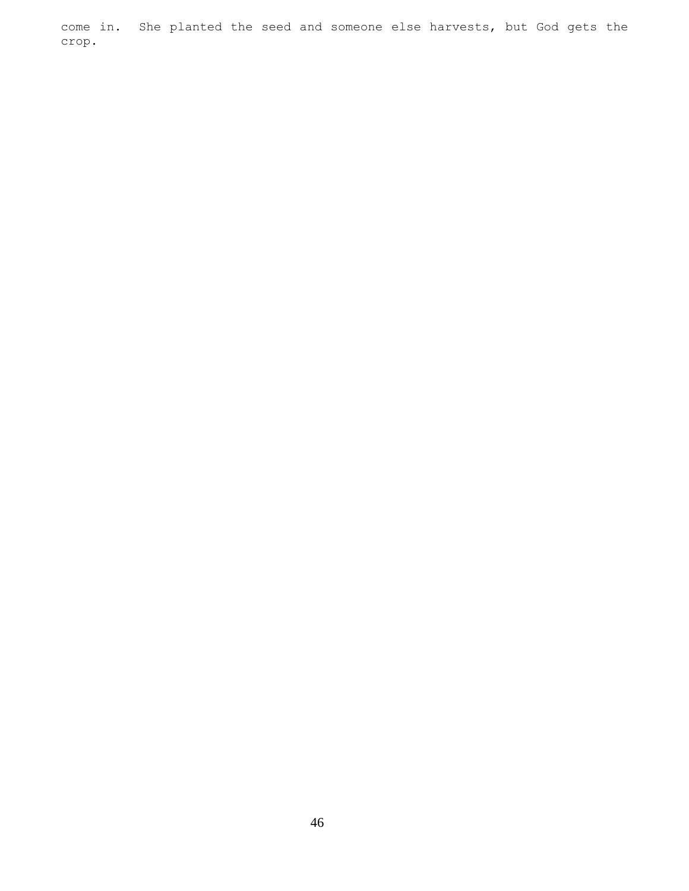come in.  She planted the seed and someone else harvests, but God gets the crop.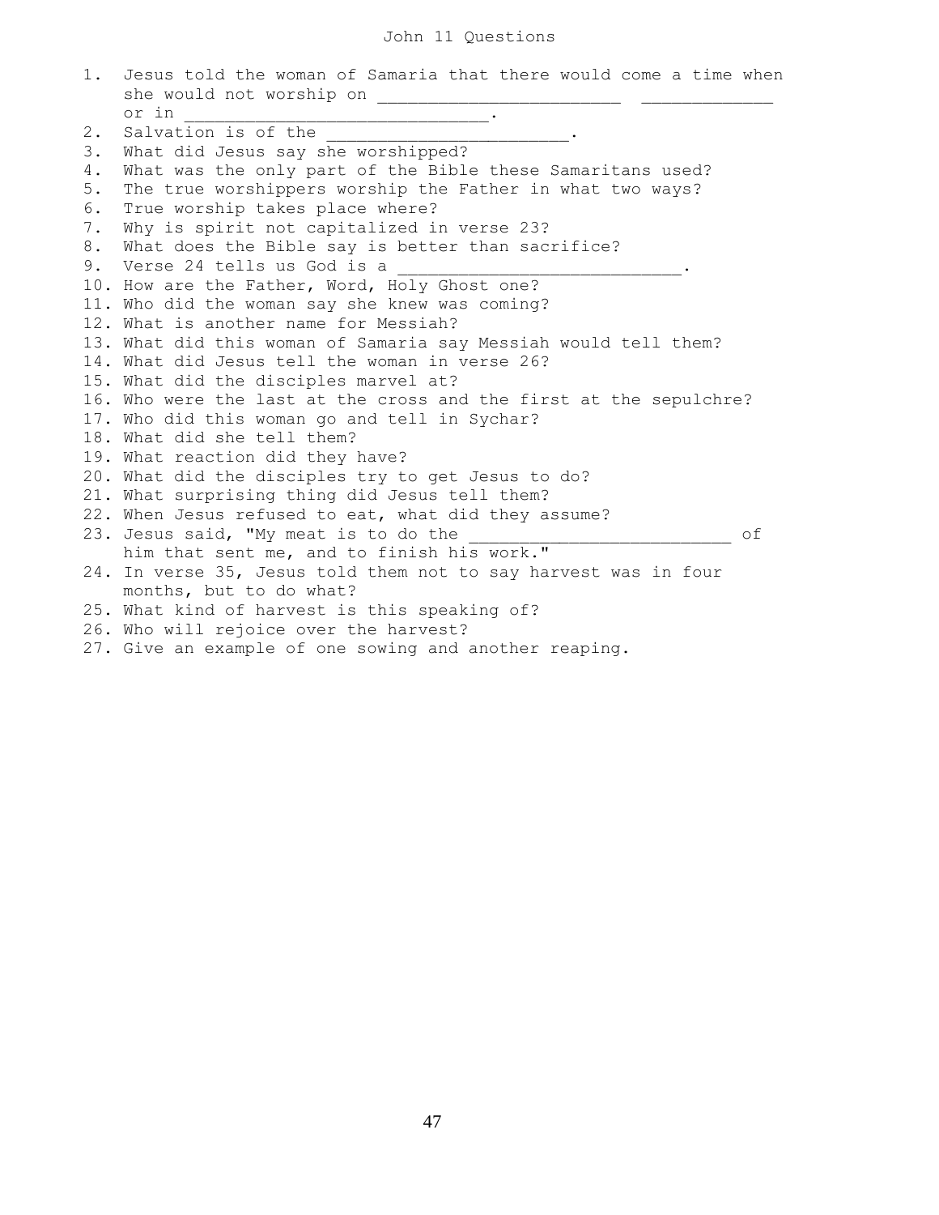# John 11 Questions

1. Jesus told the woman of Samaria that there would come a time when she would not worship on _______________________ ____________ or in _____________________________.
2. Salvation is of the ______________________.
3. What did Jesus say she worshipped?
4. What was the only part of the Bible these Samaritans used?
5. The true worshippers worship the Father in what two ways?
6. True worship takes place where?
7. Why is spirit not capitalized in verse 23?
8. What does the Bible say is better than sacrifice?
9. Verse 24 tells us God is a ___________________________.
10. How are the Father, Word, Holy Ghost one?
11. Who did the woman say she knew was coming?
12. What is another name for Messiah?
13. What did this woman of Samaria say Messiah would tell them?
14. What did Jesus tell the woman in verse 26?
15. What did the disciples marvel at?
16. Who were the last at the cross and the first at the sepulchre?
17. Who did this woman go and tell in Sychar?
18. What did she tell them?
19. What reaction did they have?
20. What did the disciples try to get Jesus to do?
21. What surprising thing did Jesus tell them?
22. When Jesus refused to eat, what did they assume?
23. Jesus said, "My meat is to do the __________________________ of him that sent me, and to finish his work."
24. In verse 35, Jesus told them not to say harvest was in four months, but to do what?
25. What kind of harvest is this speaking of?
26. Who will rejoice over the harvest?
27. Give an example of one sowing and another reaping.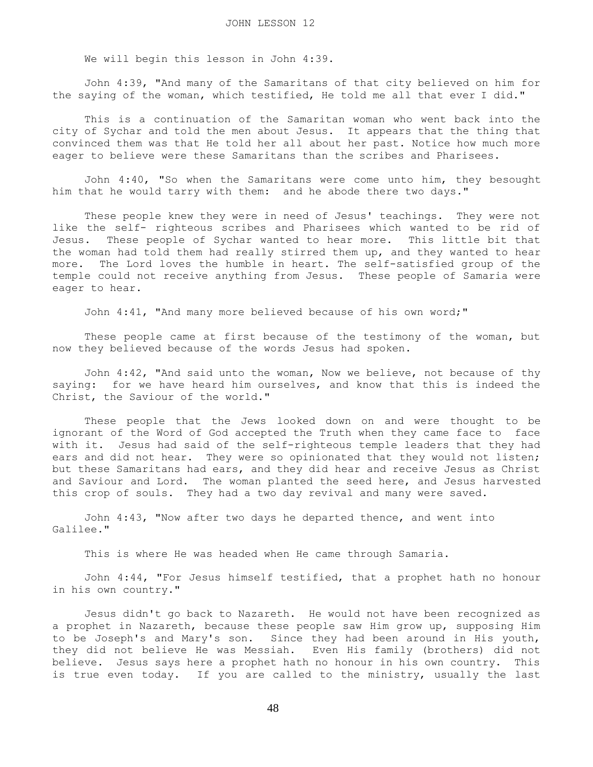# JOHN LESSON 12

We will begin this lesson in John 4:39.

John 4:39, "And many of the Samaritans of that city believed on him for the saying of the woman, which testified, He told me all that ever I did."

This is a continuation of the Samaritan woman who went back into the city of Sychar and told the men about Jesus. It appears that the thing that convinced them was that He told her all about her past. Notice how much more eager to believe were these Samaritans than the scribes and Pharisees.

John 4:40, "So when the Samaritans were come unto him, they besought him that he would tarry with them: and he abode there two days."

These people knew they were in need of Jesus' teachings. They were not like the self- righteous scribes and Pharisees which wanted to be rid of Jesus. These people of Sychar wanted to hear more. This little bit that the woman had told them had really stirred them up, and they wanted to hear more. The Lord loves the humble in heart. The self-satisfied group of the temple could not receive anything from Jesus. These people of Samaria were eager to hear.

John 4:41, "And many more believed because of his own word;"

These people came at first because of the testimony of the woman, but now they believed because of the words Jesus had spoken.

John 4:42, "And said unto the woman, Now we believe, not because of thy saying: for we have heard him ourselves, and know that this is indeed the Christ, the Saviour of the world."

These people that the Jews looked down on and were thought to be ignorant of the Word of God accepted the Truth when they came face to face with it. Jesus had said of the self-righteous temple leaders that they had ears and did not hear. They were so opinionated that they would not listen; but these Samaritans had ears, and they did hear and receive Jesus as Christ and Saviour and Lord. The woman planted the seed here, and Jesus harvested this crop of souls. They had a two day revival and many were saved.

John 4:43, "Now after two days he departed thence, and went into Galilee."

This is where He was headed when He came through Samaria.

John 4:44, "For Jesus himself testified, that a prophet hath no honour in his own country."

Jesus didn't go back to Nazareth. He would not have been recognized as a prophet in Nazareth, because these people saw Him grow up, supposing Him to be Joseph's and Mary's son. Since they had been around in His youth, they did not believe He was Messiah. Even His family (brothers) did not believe. Jesus says here a prophet hath no honour in his own country. This is true even today. If you are called to the ministry, usually the last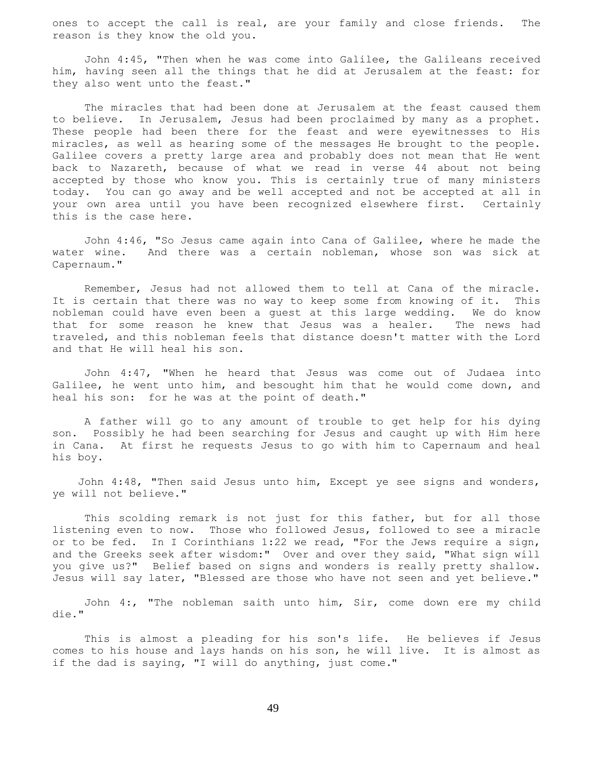ones to accept the call is real, are your family and close friends. The reason is they know the old you.

John 4:45, "Then when he was come into Galilee, the Galileans received him, having seen all the things that he did at Jerusalem at the feast: for they also went unto the feast."

The miracles that had been done at Jerusalem at the feast caused them to believe. In Jerusalem, Jesus had been proclaimed by many as a prophet. These people had been there for the feast and were eyewitnesses to His miracles, as well as hearing some of the messages He brought to the people. Galilee covers a pretty large area and probably does not mean that He went back to Nazareth, because of what we read in verse 44 about not being accepted by those who know you. This is certainly true of many ministers today. You can go away and be well accepted and not be accepted at all in your own area until you have been recognized elsewhere first. Certainly this is the case here.

John 4:46, "So Jesus came again into Cana of Galilee, where he made the water wine. And there was a certain nobleman, whose son was sick at Capernaum."

Remember, Jesus had not allowed them to tell at Cana of the miracle. It is certain that there was no way to keep some from knowing of it. This nobleman could have even been a guest at this large wedding. We do know that for some reason he knew that Jesus was a healer. The news had traveled, and this nobleman feels that distance doesn't matter with the Lord and that He will heal his son.

John 4:47, "When he heard that Jesus was come out of Judaea into Galilee, he went unto him, and besought him that he would come down, and heal his son: for he was at the point of death."

A father will go to any amount of trouble to get help for his dying son. Possibly he had been searching for Jesus and caught up with Him here in Cana. At first he requests Jesus to go with him to Capernaum and heal his boy.

John 4:48, "Then said Jesus unto him, Except ye see signs and wonders, ye will not believe."

This scolding remark is not just for this father, but for all those listening even to now. Those who followed Jesus, followed to see a miracle or to be fed. In I Corinthians 1:22 we read, "For the Jews require a sign, and the Greeks seek after wisdom:" Over and over they said, "What sign will you give us?" Belief based on signs and wonders is really pretty shallow. Jesus will say later, "Blessed are those who have not seen and yet believe."

John 4:, "The nobleman saith unto him, Sir, come down ere my child die."

This is almost a pleading for his son's life. He believes if Jesus comes to his house and lays hands on his son, he will live. It is almost as if the dad is saying, "I will do anything, just come."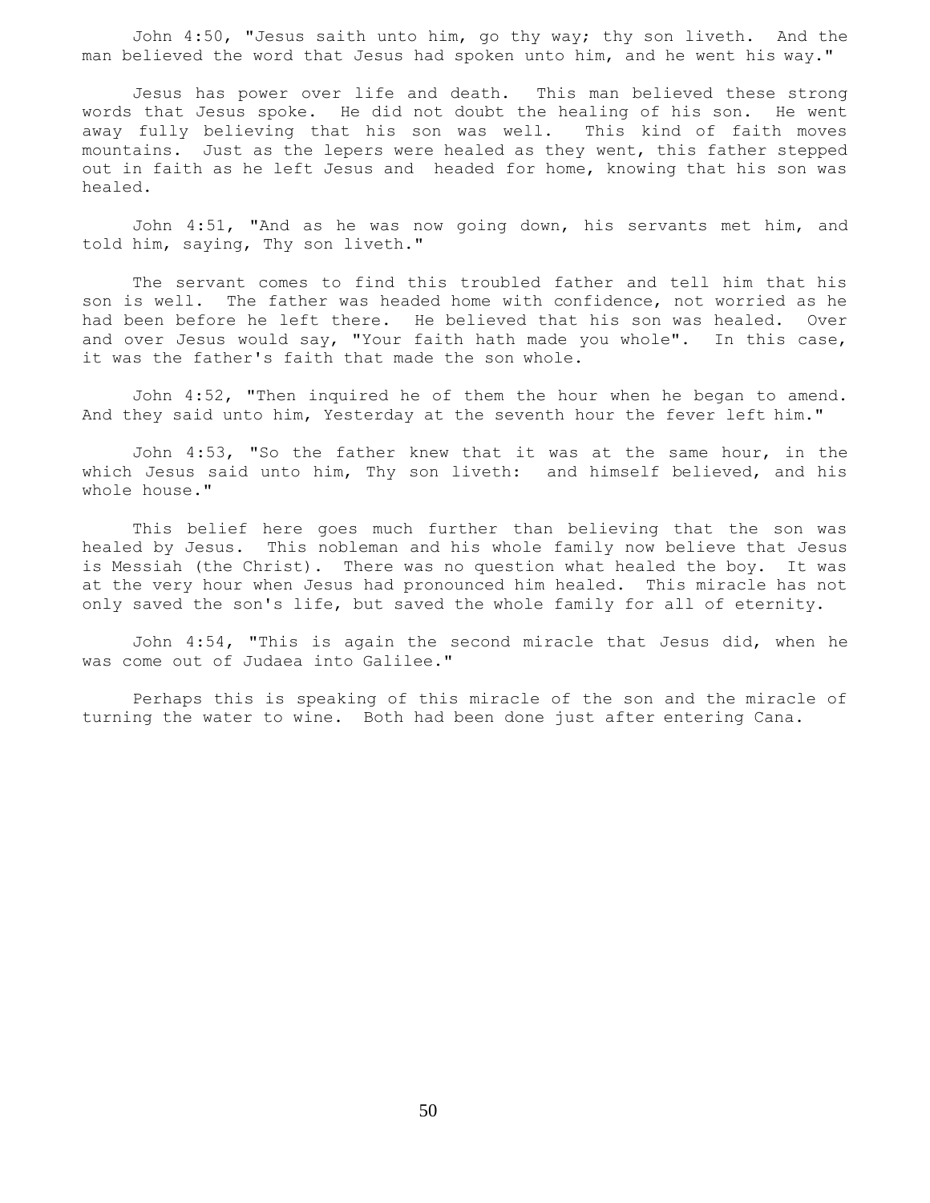John 4:50, "Jesus saith unto him, go thy way; thy son liveth. And the man believed the word that Jesus had spoken unto him, and he went his way."

Jesus has power over life and death. This man believed these strong words that Jesus spoke. He did not doubt the healing of his son. He went away fully believing that his son was well. This kind of faith moves mountains. Just as the lepers were healed as they went, this father stepped out in faith as he left Jesus and headed for home, knowing that his son was healed.

John 4:51, "And as he was now going down, his servants met him, and told him, saying, Thy son liveth."

The servant comes to find this troubled father and tell him that his son is well. The father was headed home with confidence, not worried as he had been before he left there. He believed that his son was healed. Over and over Jesus would say, "Your faith hath made you whole". In this case, it was the father's faith that made the son whole.

John 4:52, "Then inquired he of them the hour when he began to amend. And they said unto him, Yesterday at the seventh hour the fever left him."

John 4:53, "So the father knew that it was at the same hour, in the which Jesus said unto him, Thy son liveth: and himself believed, and his whole house."

This belief here goes much further than believing that the son was healed by Jesus. This nobleman and his whole family now believe that Jesus is Messiah (the Christ). There was no question what healed the boy. It was at the very hour when Jesus had pronounced him healed. This miracle has not only saved the son's life, but saved the whole family for all of eternity.

John 4:54, "This is again the second miracle that Jesus did, when he was come out of Judaea into Galilee."

Perhaps this is speaking of this miracle of the son and the miracle of turning the water to wine. Both had been done just after entering Cana.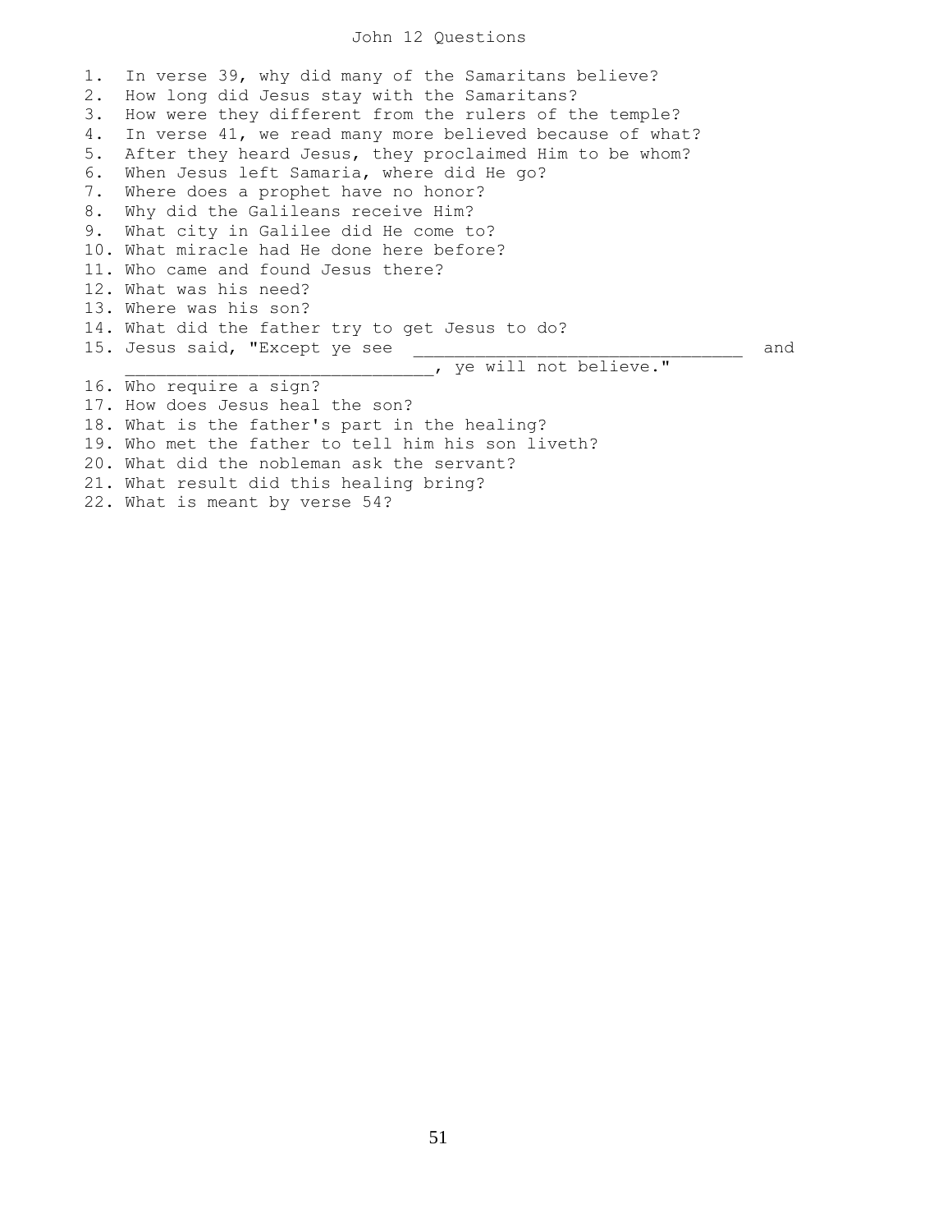# John 12 Questions

1. In verse 39, why did many of the Samaritans believe?
2. How long did Jesus stay with the Samaritans?
3. How were they different from the rulers of the temple?
4. In verse 41, we read many more believed because of what?
5. After they heard Jesus, they proclaimed Him to be whom?
6. When Jesus left Samaria, where did He go?
7. Where does a prophet have no honor?
8. Why did the Galileans receive Him?
9. What city in Galilee did He come to?
10. What miracle had He done here before?
11. Who came and found Jesus there?
12. What was his need?
13. Where was his son?
14. What did the father try to get Jesus to do?
15. Jesus said, "Except ye see ________________________________ and _____________________________, ye will not believe."
16. Who require a sign?
17. How does Jesus heal the son?
18. What is the father's part in the healing?
19. Who met the father to tell him his son liveth?
20. What did the nobleman ask the servant?
21. What result did this healing bring?
22. What is meant by verse 54?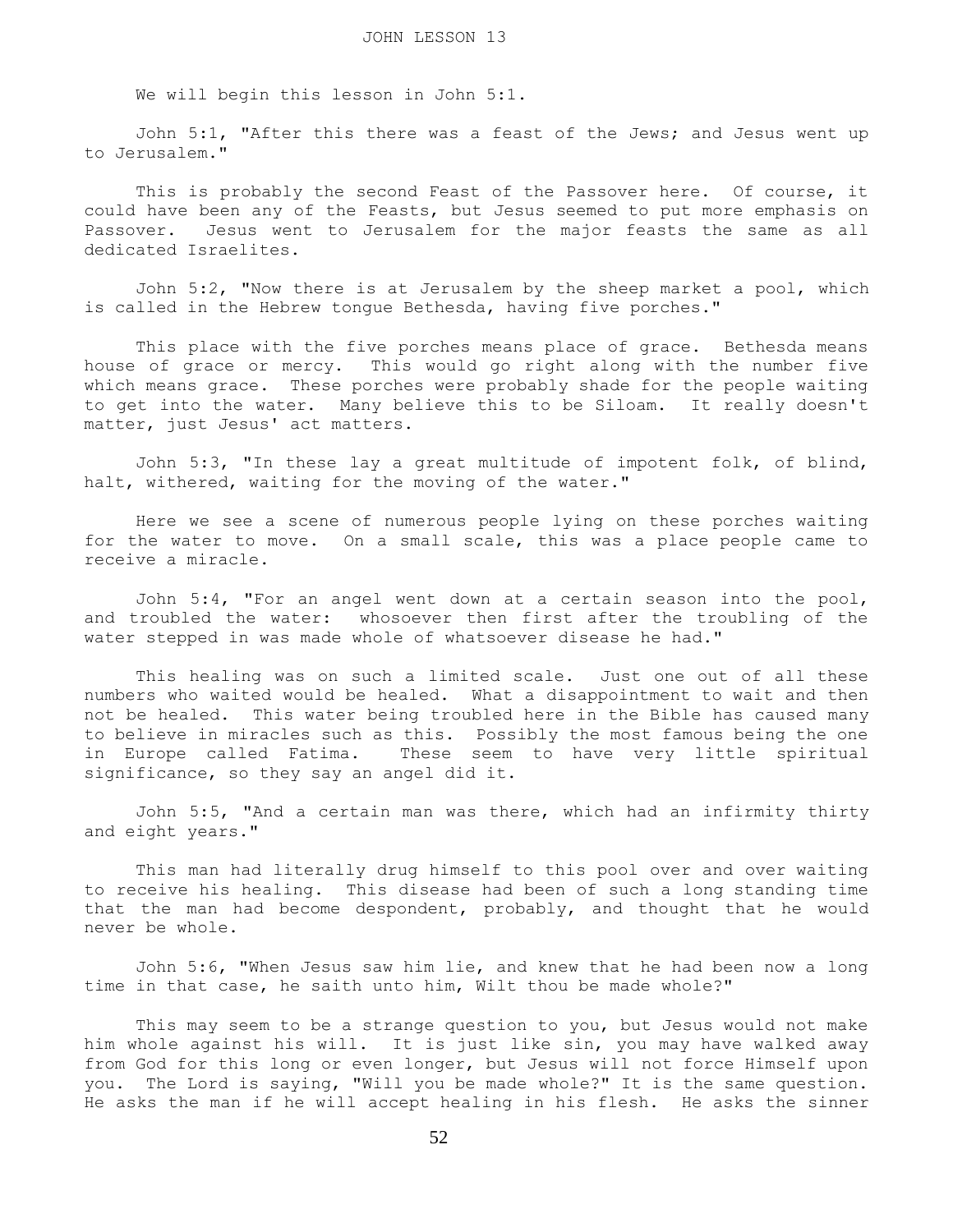# JOHN LESSON 13

We will begin this lesson in John 5:1.

John 5:1, "After this there was a feast of the Jews; and Jesus went up to Jerusalem."

This is probably the second Feast of the Passover here. Of course, it could have been any of the Feasts, but Jesus seemed to put more emphasis on Passover. Jesus went to Jerusalem for the major feasts the same as all dedicated Israelites.

John 5:2, "Now there is at Jerusalem by the sheep market a pool, which is called in the Hebrew tongue Bethesda, having five porches."

This place with the five porches means place of grace. Bethesda means house of grace or mercy. This would go right along with the number five which means grace. These porches were probably shade for the people waiting to get into the water. Many believe this to be Siloam. It really doesn't matter, just Jesus' act matters.

John 5:3, "In these lay a great multitude of impotent folk, of blind, halt, withered, waiting for the moving of the water."

Here we see a scene of numerous people lying on these porches waiting for the water to move. On a small scale, this was a place people came to receive a miracle.

John 5:4, "For an angel went down at a certain season into the pool, and troubled the water: whosoever then first after the troubling of the water stepped in was made whole of whatsoever disease he had."

This healing was on such a limited scale. Just one out of all these numbers who waited would be healed. What a disappointment to wait and then not be healed. This water being troubled here in the Bible has caused many to believe in miracles such as this. Possibly the most famous being the one in Europe called Fatima. These seem to have very little spiritual significance, so they say an angel did it.

John 5:5, "And a certain man was there, which had an infirmity thirty and eight years."

This man had literally drug himself to this pool over and over waiting to receive his healing. This disease had been of such a long standing time that the man had become despondent, probably, and thought that he would never be whole.

John 5:6, "When Jesus saw him lie, and knew that he had been now a long time in that case, he saith unto him, Wilt thou be made whole?"

This may seem to be a strange question to you, but Jesus would not make him whole against his will. It is just like sin, you may have walked away from God for this long or even longer, but Jesus will not force Himself upon you. The Lord is saying, "Will you be made whole?" It is the same question. He asks the man if he will accept healing in his flesh. He asks the sinner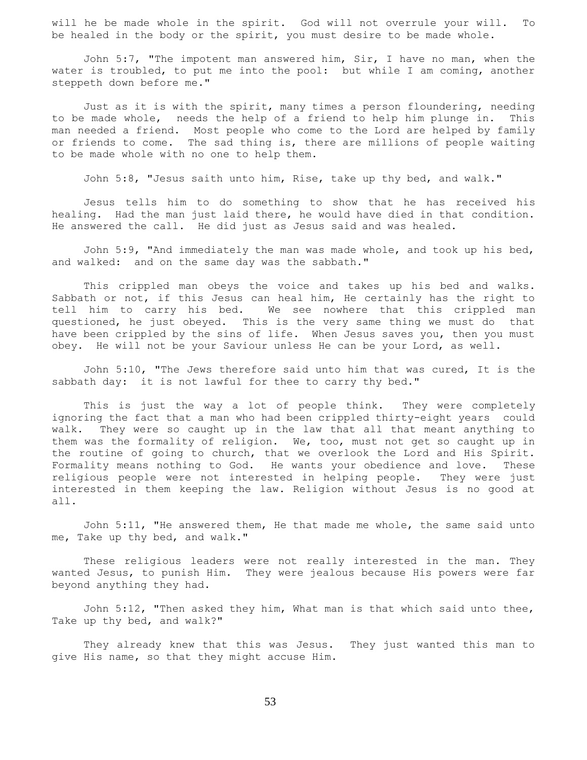will he be made whole in the spirit. God will not overrule your will. To be healed in the body or the spirit, you must desire to be made whole.

John 5:7, "The impotent man answered him, Sir, I have no man, when the water is troubled, to put me into the pool: but while I am coming, another steppeth down before me."

Just as it is with the spirit, many times a person floundering, needing to be made whole, needs the help of a friend to help him plunge in. This man needed a friend. Most people who come to the Lord are helped by family or friends to come. The sad thing is, there are millions of people waiting to be made whole with no one to help them.

John 5:8, "Jesus saith unto him, Rise, take up thy bed, and walk."

Jesus tells him to do something to show that he has received his healing. Had the man just laid there, he would have died in that condition. He answered the call. He did just as Jesus said and was healed.

John 5:9, "And immediately the man was made whole, and took up his bed, and walked: and on the same day was the sabbath."

This crippled man obeys the voice and takes up his bed and walks. Sabbath or not, if this Jesus can heal him, He certainly has the right to tell him to carry his bed. We see nowhere that this crippled man questioned, he just obeyed. This is the very same thing we must do that have been crippled by the sins of life. When Jesus saves you, then you must obey. He will not be your Saviour unless He can be your Lord, as well.

John 5:10, "The Jews therefore said unto him that was cured, It is the sabbath day: it is not lawful for thee to carry thy bed."

This is just the way a lot of people think. They were completely ignoring the fact that a man who had been crippled thirty-eight years could walk. They were so caught up in the law that all that meant anything to them was the formality of religion. We, too, must not get so caught up in the routine of going to church, that we overlook the Lord and His Spirit. Formality means nothing to God. He wants your obedience and love. These religious people were not interested in helping people. They were just interested in them keeping the law. Religion without Jesus is no good at all.

John 5:11, "He answered them, He that made me whole, the same said unto me, Take up thy bed, and walk."

These religious leaders were not really interested in the man. They wanted Jesus, to punish Him. They were jealous because His powers were far beyond anything they had.

John 5:12, "Then asked they him, What man is that which said unto thee, Take up thy bed, and walk?"

They already knew that this was Jesus. They just wanted this man to give His name, so that they might accuse Him.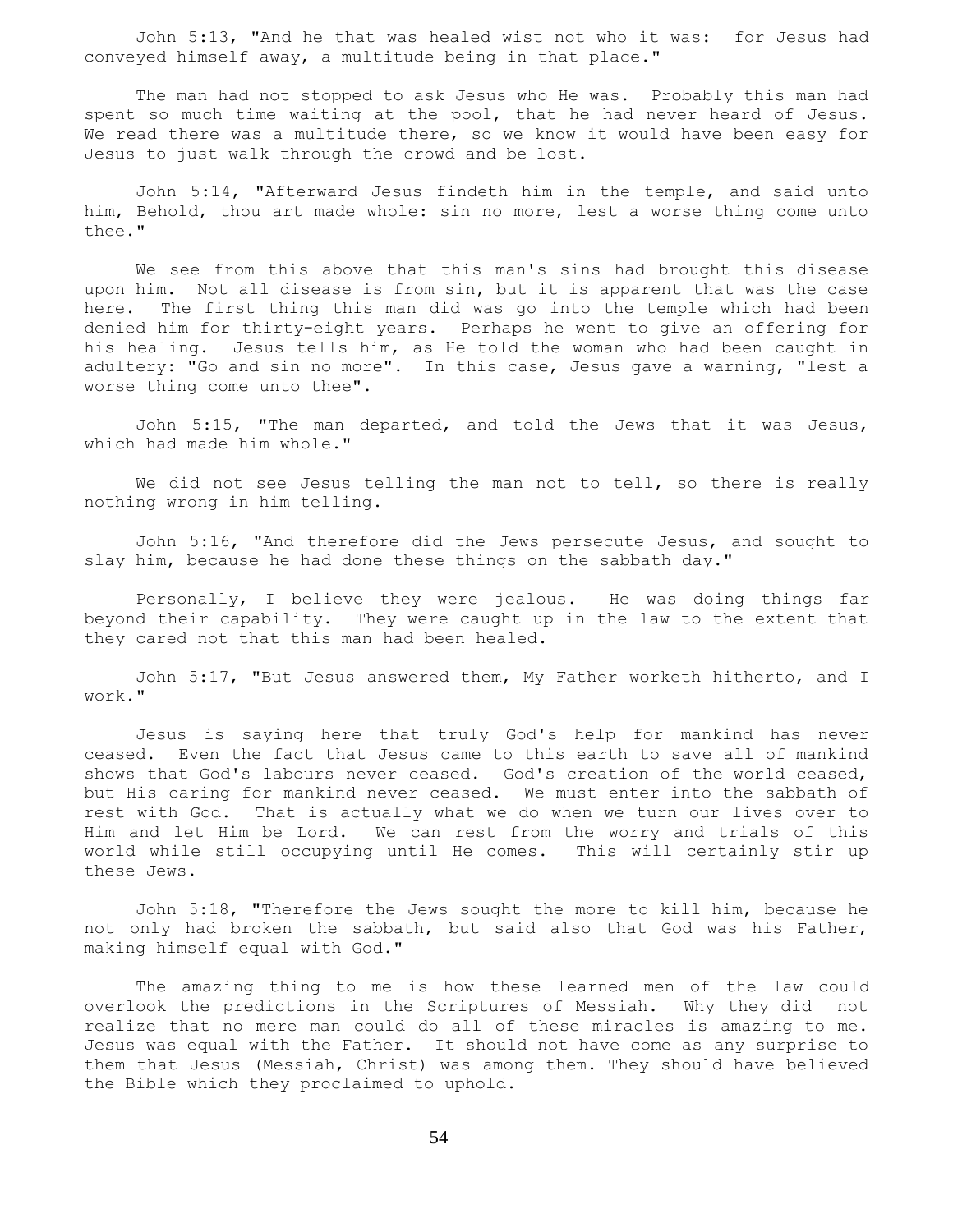John 5:13, "And he that was healed wist not who it was: for Jesus had conveyed himself away, a multitude being in that place."

The man had not stopped to ask Jesus who He was. Probably this man had spent so much time waiting at the pool, that he had never heard of Jesus. We read there was a multitude there, so we know it would have been easy for Jesus to just walk through the crowd and be lost.

John 5:14, "Afterward Jesus findeth him in the temple, and said unto him, Behold, thou art made whole: sin no more, lest a worse thing come unto thee."

We see from this above that this man's sins had brought this disease upon him. Not all disease is from sin, but it is apparent that was the case here. The first thing this man did was go into the temple which had been denied him for thirty-eight years. Perhaps he went to give an offering for his healing. Jesus tells him, as He told the woman who had been caught in adultery: "Go and sin no more". In this case, Jesus gave a warning, "lest a worse thing come unto thee".

John 5:15, "The man departed, and told the Jews that it was Jesus, which had made him whole."

We did not see Jesus telling the man not to tell, so there is really nothing wrong in him telling.

John 5:16, "And therefore did the Jews persecute Jesus, and sought to slay him, because he had done these things on the sabbath day."

Personally, I believe they were jealous. He was doing things far beyond their capability. They were caught up in the law to the extent that they cared not that this man had been healed.

John 5:17, "But Jesus answered them, My Father worketh hitherto, and I work."

Jesus is saying here that truly God's help for mankind has never ceased. Even the fact that Jesus came to this earth to save all of mankind shows that God's labours never ceased. God's creation of the world ceased, but His caring for mankind never ceased. We must enter into the sabbath of rest with God. That is actually what we do when we turn our lives over to Him and let Him be Lord. We can rest from the worry and trials of this world while still occupying until He comes. This will certainly stir up these Jews.

John 5:18, "Therefore the Jews sought the more to kill him, because he not only had broken the sabbath, but said also that God was his Father, making himself equal with God."

The amazing thing to me is how these learned men of the law could overlook the predictions in the Scriptures of Messiah. Why they did not realize that no mere man could do all of these miracles is amazing to me. Jesus was equal with the Father. It should not have come as any surprise to them that Jesus (Messiah, Christ) was among them. They should have believed the Bible which they proclaimed to uphold.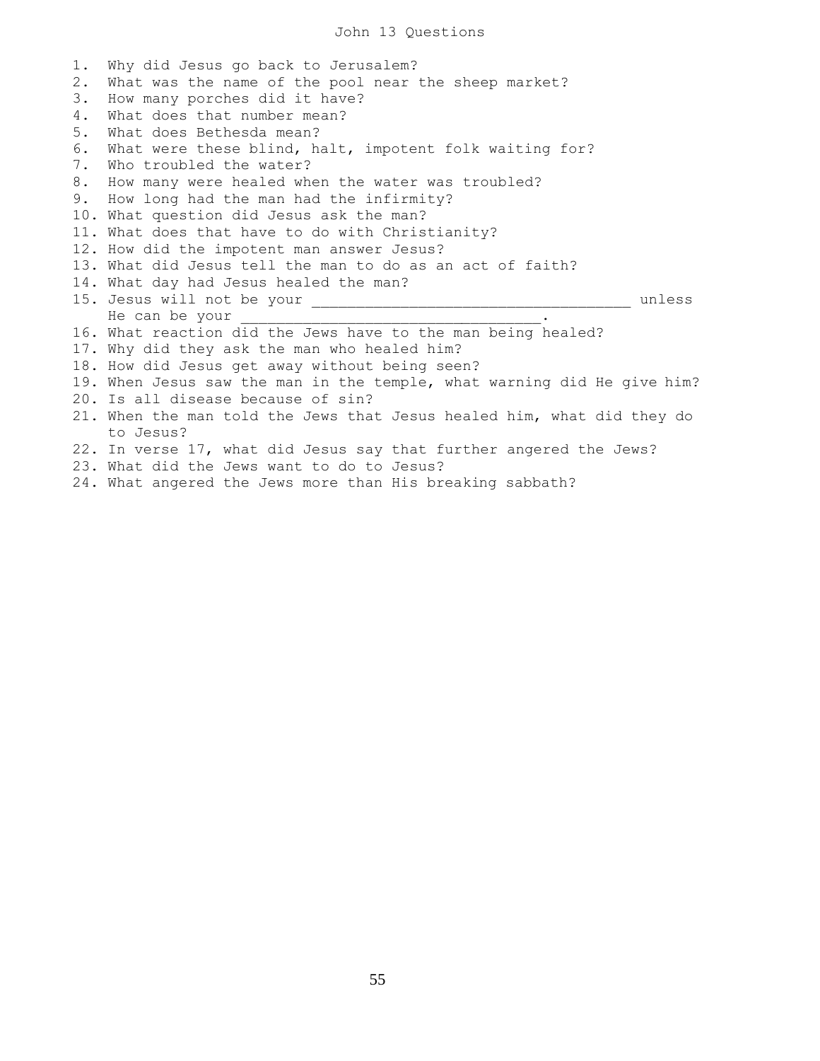# John 13 Questions

1. Why did Jesus go back to Jerusalem?
2. What was the name of the pool near the sheep market?
3. How many porches did it have?
4. What does that number mean?
5. What does Bethesda mean?
6. What were these blind, halt, impotent folk waiting for?
7. Who troubled the water?
8. How many were healed when the water was troubled?
9. How long had the man had the infirmity?
10. What question did Jesus ask the man?
11. What does that have to do with Christianity?
12. How did the impotent man answer Jesus?
13. What did Jesus tell the man to do as an act of faith?
14. What day had Jesus healed the man?
15. Jesus will not be your ____________________________________ unless He can be your __________________________________.
16. What reaction did the Jews have to the man being healed?
17. Why did they ask the man who healed him?
18. How did Jesus get away without being seen?
19. When Jesus saw the man in the temple, what warning did He give him?
20. Is all disease because of sin?
21. When the man told the Jews that Jesus healed him, what did they do to Jesus?
22. In verse 17, what did Jesus say that further angered the Jews?
23. What did the Jews want to do to Jesus?
24. What angered the Jews more than His breaking sabbath?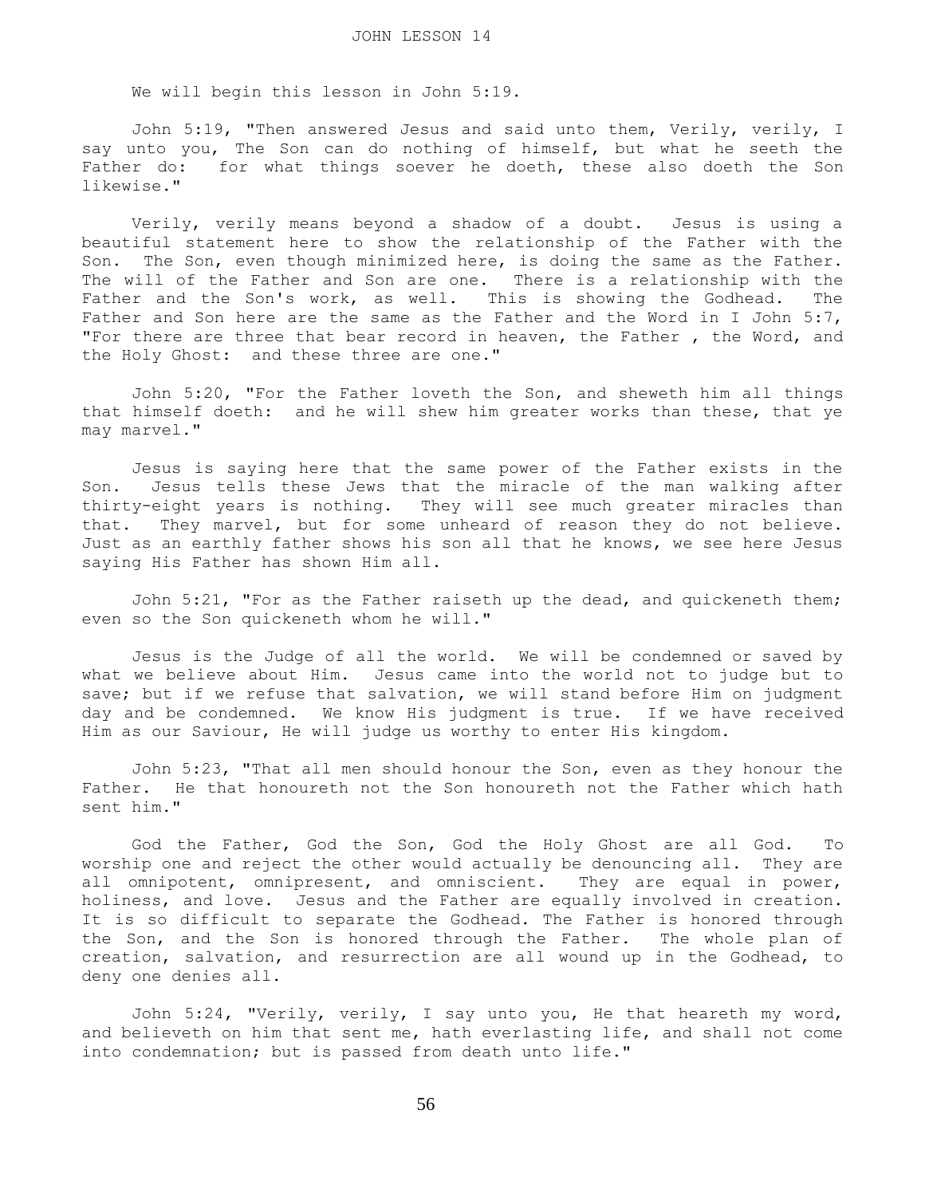# JOHN LESSON 14

We will begin this lesson in John 5:19.

John 5:19, "Then answered Jesus and said unto them, Verily, verily, I say unto you, The Son can do nothing of himself, but what he seeth the Father do: for what things soever he doeth, these also doeth the Son likewise."

Verily, verily means beyond a shadow of a doubt. Jesus is using a beautiful statement here to show the relationship of the Father with the Son. The Son, even though minimized here, is doing the same as the Father. The will of the Father and Son are one. There is a relationship with the Father and the Son's work, as well. This is showing the Godhead. The Father and Son here are the same as the Father and the Word in I John 5:7, "For there are three that bear record in heaven, the Father , the Word, and the Holy Ghost: and these three are one."

John 5:20, "For the Father loveth the Son, and sheweth him all things that himself doeth: and he will shew him greater works than these, that ye may marvel."

Jesus is saying here that the same power of the Father exists in the Son. Jesus tells these Jews that the miracle of the man walking after thirty-eight years is nothing. They will see much greater miracles than that. They marvel, but for some unheard of reason they do not believe. Just as an earthly father shows his son all that he knows, we see here Jesus saying His Father has shown Him all.

John 5:21, "For as the Father raiseth up the dead, and quickeneth them; even so the Son quickeneth whom he will."

Jesus is the Judge of all the world. We will be condemned or saved by what we believe about Him. Jesus came into the world not to judge but to save; but if we refuse that salvation, we will stand before Him on judgment day and be condemned. We know His judgment is true. If we have received Him as our Saviour, He will judge us worthy to enter His kingdom.

John 5:23, "That all men should honour the Son, even as they honour the Father. He that honoureth not the Son honoureth not the Father which hath sent him."

God the Father, God the Son, God the Holy Ghost are all God. To worship one and reject the other would actually be denouncing all. They are all omnipotent, omnipresent, and omniscient. They are equal in power, holiness, and love. Jesus and the Father are equally involved in creation. It is so difficult to separate the Godhead. The Father is honored through the Son, and the Son is honored through the Father. The whole plan of creation, salvation, and resurrection are all wound up in the Godhead, to deny one denies all.

John 5:24, "Verily, verily, I say unto you, He that heareth my word, and believeth on him that sent me, hath everlasting life, and shall not come into condemnation; but is passed from death unto life."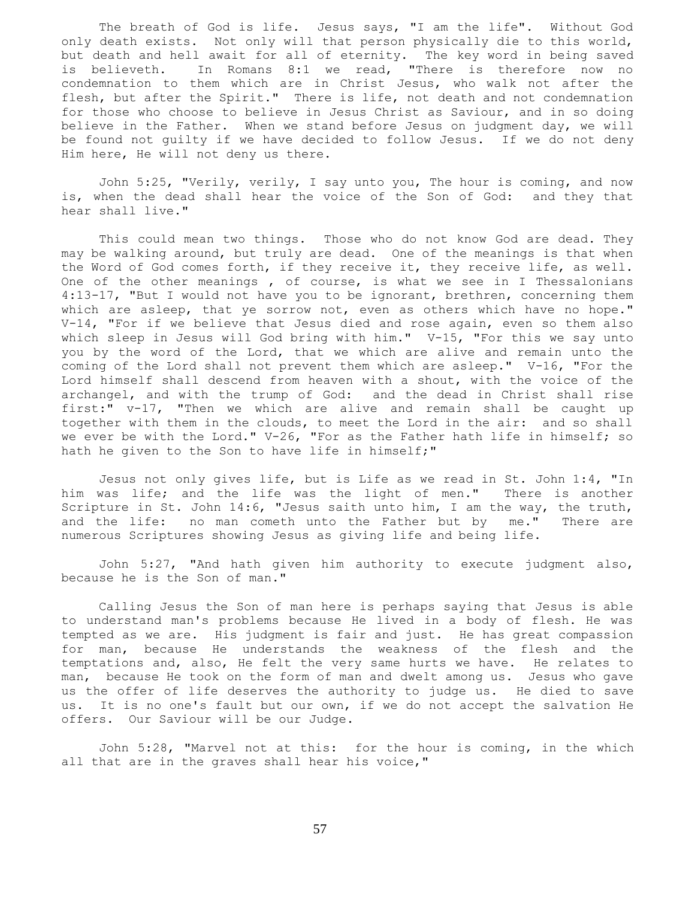The breath of God is life. Jesus says, "I am the life". Without God only death exists. Not only will that person physically die to this world, but death and hell await for all of eternity. The key word in being saved is believeth. In Romans 8:1 we read, "There is therefore now no condemnation to them which are in Christ Jesus, who walk not after the flesh, but after the Spirit." There is life, not death and not condemnation for those who choose to believe in Jesus Christ as Saviour, and in so doing believe in the Father. When we stand before Jesus on judgment day, we will be found not guilty if we have decided to follow Jesus. If we do not deny Him here, He will not deny us there.

John 5:25, "Verily, verily, I say unto you, The hour is coming, and now is, when the dead shall hear the voice of the Son of God: and they that hear shall live."

This could mean two things. Those who do not know God are dead. They may be walking around, but truly are dead. One of the meanings is that when the Word of God comes forth, if they receive it, they receive life, as well. One of the other meanings , of course, is what we see in I Thessalonians 4:13-17, "But I would not have you to be ignorant, brethren, concerning them which are asleep, that ye sorrow not, even as others which have no hope." V-14, "For if we believe that Jesus died and rose again, even so them also which sleep in Jesus will God bring with him." V-15, "For this we say unto you by the word of the Lord, that we which are alive and remain unto the coming of the Lord shall not prevent them which are asleep." V-16, "For the Lord himself shall descend from heaven with a shout, with the voice of the archangel, and with the trump of God: and the dead in Christ shall rise first:" v-17, "Then we which are alive and remain shall be caught up together with them in the clouds, to meet the Lord in the air: and so shall we ever be with the Lord." V-26, "For as the Father hath life in himself; so hath he given to the Son to have life in himself;"

Jesus not only gives life, but is Life as we read in St. John 1:4, "In him was life; and the life was the light of men." There is another Scripture in St. John 14:6, "Jesus saith unto him, I am the way, the truth, and the life: no man cometh unto the Father but by me." There are numerous Scriptures showing Jesus as giving life and being life.

John 5:27, "And hath given him authority to execute judgment also, because he is the Son of man."

Calling Jesus the Son of man here is perhaps saying that Jesus is able to understand man's problems because He lived in a body of flesh. He was tempted as we are. His judgment is fair and just. He has great compassion for man, because He understands the weakness of the flesh and the temptations and, also, He felt the very same hurts we have. He relates to man, because He took on the form of man and dwelt among us. Jesus who gave us the offer of life deserves the authority to judge us. He died to save us. It is no one's fault but our own, if we do not accept the salvation He offers. Our Saviour will be our Judge.

John 5:28, "Marvel not at this: for the hour is coming, in the which all that are in the graves shall hear his voice,"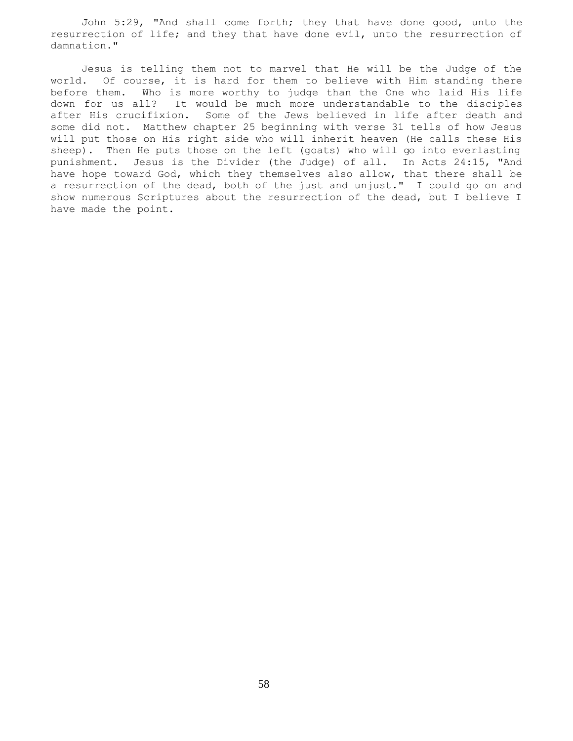John 5:29, "And shall come forth; they that have done good, unto the resurrection of life; and they that have done evil, unto the resurrection of damnation."

Jesus is telling them not to marvel that He will be the Judge of the world. Of course, it is hard for them to believe with Him standing there before them. Who is more worthy to judge than the One who laid His life down for us all? It would be much more understandable to the disciples after His crucifixion. Some of the Jews believed in life after death and some did not. Matthew chapter 25 beginning with verse 31 tells of how Jesus will put those on His right side who will inherit heaven (He calls these His sheep). Then He puts those on the left (goats) who will go into everlasting punishment. Jesus is the Divider (the Judge) of all. In Acts 24:15, "And have hope toward God, which they themselves also allow, that there shall be a resurrection of the dead, both of the just and unjust." I could go on and show numerous Scriptures about the resurrection of the dead, but I believe I have made the point.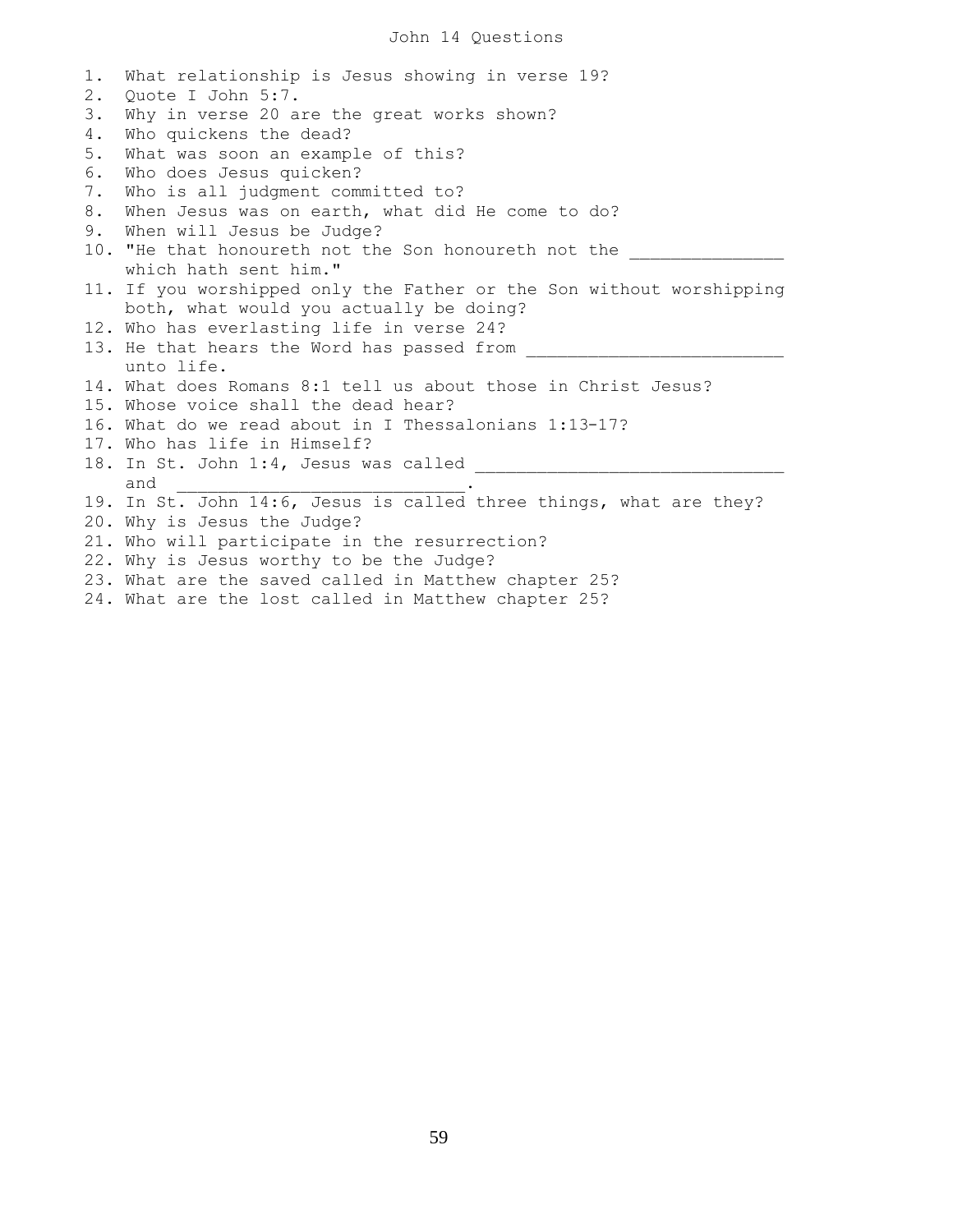# John 14 Questions

1. What relationship is Jesus showing in verse 19?
2. Quote I John 5:7.
3. Why in verse 20 are the great works shown?
4. Who quickens the dead?
5. What was soon an example of this?
6. Who does Jesus quicken?
7. Who is all judgment committed to?
8. When Jesus was on earth, what did He come to do?
9. When will Jesus be Judge?
10. "He that honoureth not the Son honoureth not the _______________ which hath sent him."
11. If you worshipped only the Father or the Son without worshipping both, what would you actually be doing?
12. Who has everlasting life in verse 24?
13. He that hears the Word has passed from _________________________ unto life.
14. What does Romans 8:1 tell us about those in Christ Jesus?
15. Whose voice shall the dead hear?
16. What do we read about in I Thessalonians 1:13-17?
17. Who has life in Himself?
18. In St. John 1:4, Jesus was called ______________________________ and ____________________________.
19. In St. John 14:6, Jesus is called three things, what are they?
20. Why is Jesus the Judge?
21. Who will participate in the resurrection?
22. Why is Jesus worthy to be the Judge?
23. What are the saved called in Matthew chapter 25?
24. What are the lost called in Matthew chapter 25?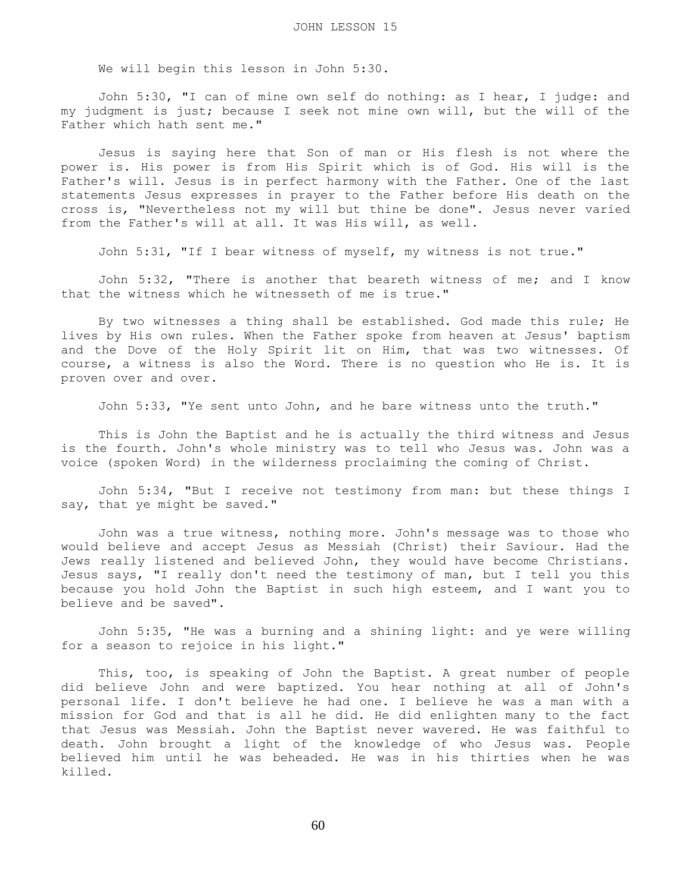# JOHN LESSON 15

We will begin this lesson in John 5:30.

John 5:30, "I can of mine own self do nothing: as I hear, I judge: and my judgment is just; because I seek not mine own will, but the will of the Father which hath sent me."

Jesus is saying here that Son of man or His flesh is not where the power is. His power is from His Spirit which is of God. His will is the Father's will. Jesus is in perfect harmony with the Father. One of the last statements Jesus expresses in prayer to the Father before His death on the cross is, "Nevertheless not my will but thine be done". Jesus never varied from the Father's will at all. It was His will, as well.

John 5:31, "If I bear witness of myself, my witness is not true."

John 5:32, "There is another that beareth witness of me; and I know that the witness which he witnesseth of me is true."

By two witnesses a thing shall be established. God made this rule; He lives by His own rules. When the Father spoke from heaven at Jesus' baptism and the Dove of the Holy Spirit lit on Him, that was two witnesses. Of course, a witness is also the Word. There is no question who He is. It is proven over and over.

John 5:33, "Ye sent unto John, and he bare witness unto the truth."

This is John the Baptist and he is actually the third witness and Jesus is the fourth. John's whole ministry was to tell who Jesus was. John was a voice (spoken Word) in the wilderness proclaiming the coming of Christ.

John 5:34, "But I receive not testimony from man: but these things I say, that ye might be saved."

John was a true witness, nothing more. John's message was to those who would believe and accept Jesus as Messiah (Christ) their Saviour. Had the Jews really listened and believed John, they would have become Christians. Jesus says, "I really don't need the testimony of man, but I tell you this because you hold John the Baptist in such high esteem, and I want you to believe and be saved".

John 5:35, "He was a burning and a shining light: and ye were willing for a season to rejoice in his light."

This, too, is speaking of John the Baptist. A great number of people did believe John and were baptized. You hear nothing at all of John's personal life. I don't believe he had one. I believe he was a man with a mission for God and that is all he did. He did enlighten many to the fact that Jesus was Messiah. John the Baptist never wavered. He was faithful to death. John brought a light of the knowledge of who Jesus was. People believed him until he was beheaded. He was in his thirties when he was killed.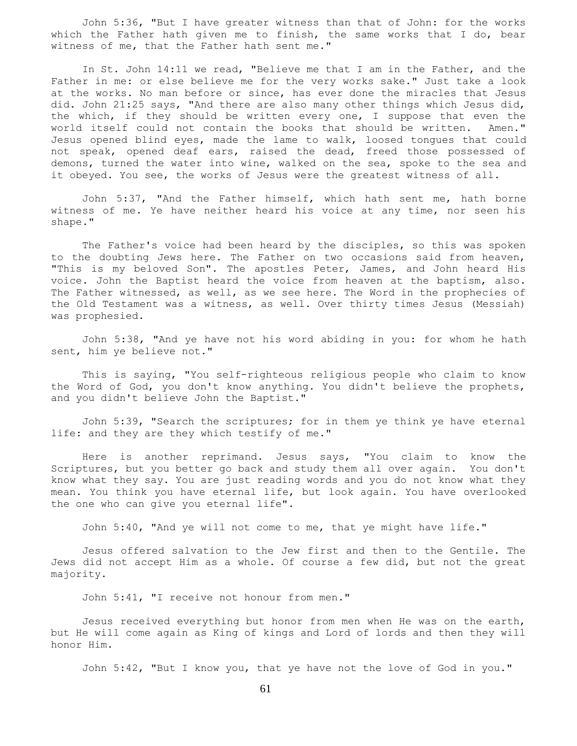John 5:36, "But I have greater witness than that of John: for the works which the Father hath given me to finish, the same works that I do, bear witness of me, that the Father hath sent me."

In St. John 14:11 we read, "Believe me that I am in the Father, and the Father in me: or else believe me for the very works sake." Just take a look at the works. No man before or since, has ever done the miracles that Jesus did. John 21:25 says, "And there are also many other things which Jesus did, the which, if they should be written every one, I suppose that even the world itself could not contain the books that should be written. Amen." Jesus opened blind eyes, made the lame to walk, loosed tongues that could not speak, opened deaf ears, raised the dead, freed those possessed of demons, turned the water into wine, walked on the sea, spoke to the sea and it obeyed. You see, the works of Jesus were the greatest witness of all.

John 5:37, "And the Father himself, which hath sent me, hath borne witness of me. Ye have neither heard his voice at any time, nor seen his shape."

The Father's voice had been heard by the disciples, so this was spoken to the doubting Jews here. The Father on two occasions said from heaven, "This is my beloved Son". The apostles Peter, James, and John heard His voice. John the Baptist heard the voice from heaven at the baptism, also. The Father witnessed, as well, as we see here. The Word in the prophecies of the Old Testament was a witness, as well. Over thirty times Jesus (Messiah) was prophesied.

John 5:38, "And ye have not his word abiding in you: for whom he hath sent, him ye believe not."

This is saying, "You self-righteous religious people who claim to know the Word of God, you don't know anything. You didn't believe the prophets, and you didn't believe John the Baptist."

John 5:39, "Search the scriptures; for in them ye think ye have eternal life: and they are they which testify of me."

Here is another reprimand. Jesus says, "You claim to know the Scriptures, but you better go back and study them all over again. You don't know what they say. You are just reading words and you do not know what they mean. You think you have eternal life, but look again. You have overlooked the one who can give you eternal life".

John 5:40, "And ye will not come to me, that ye might have life."

Jesus offered salvation to the Jew first and then to the Gentile. The Jews did not accept Him as a whole. Of course a few did, but not the great majority.

John 5:41, "I receive not honour from men."

Jesus received everything but honor from men when He was on the earth, but He will come again as King of kings and Lord of lords and then they will honor Him.

John 5:42, "But I know you, that ye have not the love of God in you."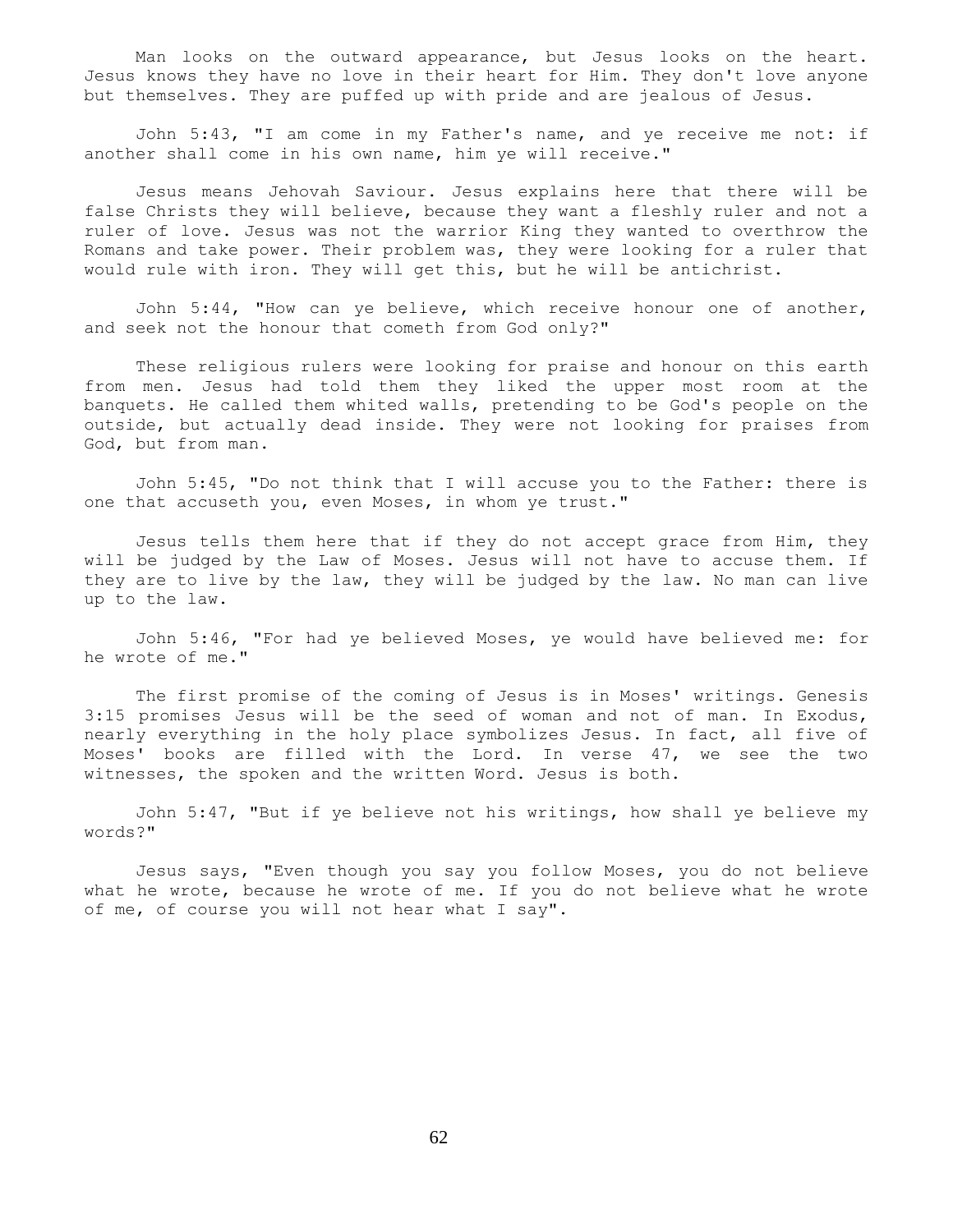Man looks on the outward appearance, but Jesus looks on the heart. Jesus knows they have no love in their heart for Him. They don't love anyone but themselves. They are puffed up with pride and are jealous of Jesus.

John 5:43, "I am come in my Father's name, and ye receive me not: if another shall come in his own name, him ye will receive."

Jesus means Jehovah Saviour. Jesus explains here that there will be false Christs they will believe, because they want a fleshly ruler and not a ruler of love. Jesus was not the warrior King they wanted to overthrow the Romans and take power. Their problem was, they were looking for a ruler that would rule with iron. They will get this, but he will be antichrist.

John 5:44, "How can ye believe, which receive honour one of another, and seek not the honour that cometh from God only?"

These religious rulers were looking for praise and honour on this earth from men. Jesus had told them they liked the upper most room at the banquets. He called them whited walls, pretending to be God's people on the outside, but actually dead inside. They were not looking for praises from God, but from man.

John 5:45, "Do not think that I will accuse you to the Father: there is one that accuseth you, even Moses, in whom ye trust."

Jesus tells them here that if they do not accept grace from Him, they will be judged by the Law of Moses. Jesus will not have to accuse them. If they are to live by the law, they will be judged by the law. No man can live up to the law.

John 5:46, "For had ye believed Moses, ye would have believed me: for he wrote of me."

The first promise of the coming of Jesus is in Moses' writings. Genesis 3:15 promises Jesus will be the seed of woman and not of man. In Exodus, nearly everything in the holy place symbolizes Jesus. In fact, all five of Moses' books are filled with the Lord. In verse 47, we see the two witnesses, the spoken and the written Word. Jesus is both.

John 5:47, "But if ye believe not his writings, how shall ye believe my words?"

Jesus says, "Even though you say you follow Moses, you do not believe what he wrote, because he wrote of me. If you do not believe what he wrote of me, of course you will not hear what I say".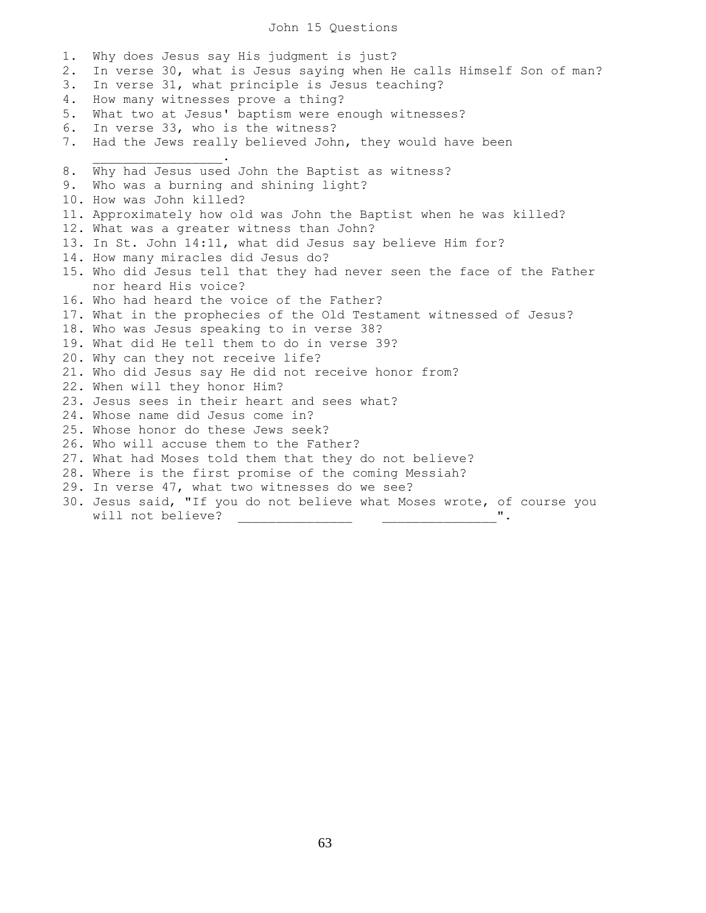# John 15 Questions

1. Why does Jesus say His judgment is just?
2. In verse 30, what is Jesus saying when He calls Himself Son of man?
3. In verse 31, what principle is Jesus teaching?
4. How many witnesses prove a thing?
5. What two at Jesus' baptism were enough witnesses?
6. In verse 33, who is the witness?
7. Had the Jews really believed John, they would have been \_\_\_\_\_\_\_\_\_\_\_\_\_\_\_\_.
8. Why had Jesus used John the Baptist as witness?
9. Who was a burning and shining light?
10. How was John killed?
11. Approximately how old was John the Baptist when he was killed?
12. What was a greater witness than John?
13. In St. John 14:11, what did Jesus say believe Him for?
14. How many miracles did Jesus do?
15. Who did Jesus tell that they had never seen the face of the Father nor heard His voice?
16. Who had heard the voice of the Father?
17. What in the prophecies of the Old Testament witnessed of Jesus?
18. Who was Jesus speaking to in verse 38?
19. What did He tell them to do in verse 39?
20. Why can they not receive life?
21. Who did Jesus say He did not receive honor from?
22. When will they honor Him?
23. Jesus sees in their heart and sees what?
24. Whose name did Jesus come in?
25. Whose honor do these Jews seek?
26. Who will accuse them to the Father?
27. What had Moses told them that they do not believe?
28. Where is the first promise of the coming Messiah?
29. In verse 47, what two witnesses do we see?
30. Jesus said, "If you do not believe what Moses wrote, of course you will not believe? \_\_\_\_\_\_\_\_\_\_\_\_\_\_\_ \_\_\_\_\_\_\_\_\_\_\_\_\_\_\_".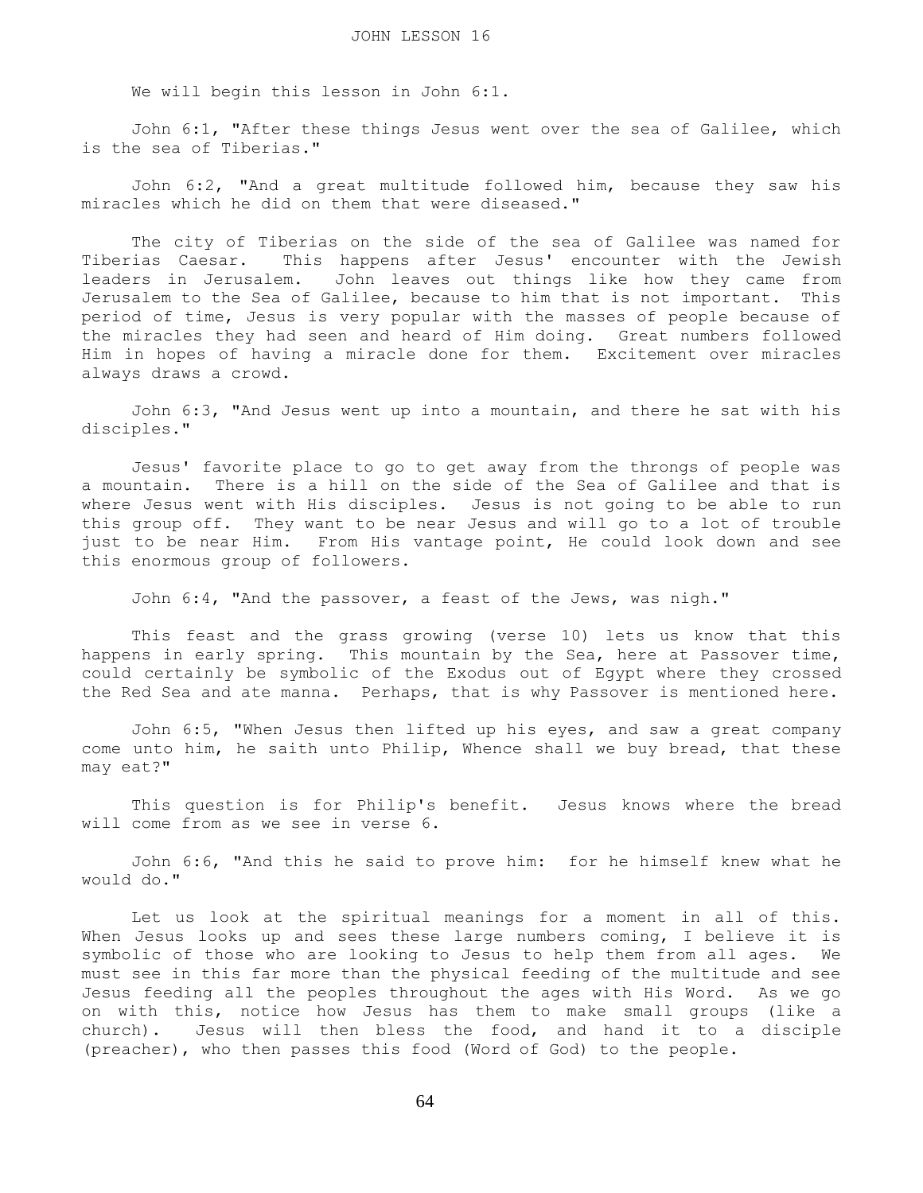# JOHN LESSON 16

We will begin this lesson in John 6:1.

John 6:1, "After these things Jesus went over the sea of Galilee, which is the sea of Tiberias."

John 6:2, "And a great multitude followed him, because they saw his miracles which he did on them that were diseased."

The city of Tiberias on the side of the sea of Galilee was named for Tiberias Caesar. This happens after Jesus' encounter with the Jewish leaders in Jerusalem. John leaves out things like how they came from Jerusalem to the Sea of Galilee, because to him that is not important. This period of time, Jesus is very popular with the masses of people because of the miracles they had seen and heard of Him doing. Great numbers followed Him in hopes of having a miracle done for them. Excitement over miracles always draws a crowd.

John 6:3, "And Jesus went up into a mountain, and there he sat with his disciples."

Jesus' favorite place to go to get away from the throngs of people was a mountain. There is a hill on the side of the Sea of Galilee and that is where Jesus went with His disciples. Jesus is not going to be able to run this group off. They want to be near Jesus and will go to a lot of trouble just to be near Him. From His vantage point, He could look down and see this enormous group of followers.

John 6:4, "And the passover, a feast of the Jews, was nigh."

This feast and the grass growing (verse 10) lets us know that this happens in early spring. This mountain by the Sea, here at Passover time, could certainly be symbolic of the Exodus out of Egypt where they crossed the Red Sea and ate manna. Perhaps, that is why Passover is mentioned here.

John 6:5, "When Jesus then lifted up his eyes, and saw a great company come unto him, he saith unto Philip, Whence shall we buy bread, that these may eat?"

This question is for Philip's benefit. Jesus knows where the bread will come from as we see in verse 6.

John 6:6, "And this he said to prove him: for he himself knew what he would do."

Let us look at the spiritual meanings for a moment in all of this. When Jesus looks up and sees these large numbers coming, I believe it is symbolic of those who are looking to Jesus to help them from all ages. We must see in this far more than the physical feeding of the multitude and see Jesus feeding all the peoples throughout the ages with His Word. As we go on with this, notice how Jesus has them to make small groups (like a church). Jesus will then bless the food, and hand it to a disciple (preacher), who then passes this food (Word of God) to the people.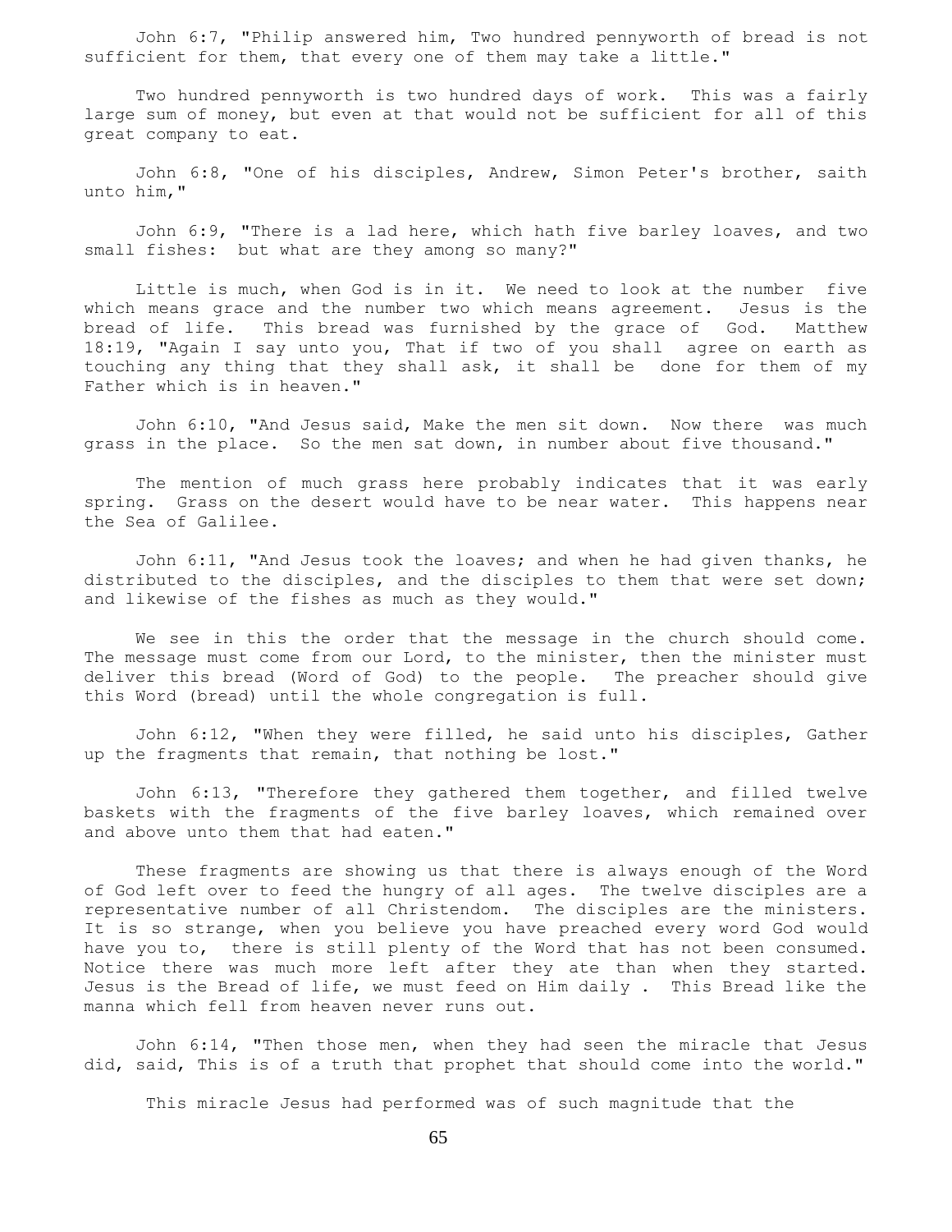John 6:7, "Philip answered him, Two hundred pennyworth of bread is not sufficient for them, that every one of them may take a little."

Two hundred pennyworth is two hundred days of work. This was a fairly large sum of money, but even at that would not be sufficient for all of this great company to eat.

John 6:8, "One of his disciples, Andrew, Simon Peter's brother, saith unto him,"

John 6:9, "There is a lad here, which hath five barley loaves, and two small fishes: but what are they among so many?"

Little is much, when God is in it. We need to look at the number five which means grace and the number two which means agreement. Jesus is the bread of life. This bread was furnished by the grace of God. Matthew 18:19, "Again I say unto you, That if two of you shall agree on earth as touching any thing that they shall ask, it shall be done for them of my Father which is in heaven."

John 6:10, "And Jesus said, Make the men sit down. Now there was much grass in the place. So the men sat down, in number about five thousand."

The mention of much grass here probably indicates that it was early spring. Grass on the desert would have to be near water. This happens near the Sea of Galilee.

John 6:11, "And Jesus took the loaves; and when he had given thanks, he distributed to the disciples, and the disciples to them that were set down; and likewise of the fishes as much as they would."

We see in this the order that the message in the church should come. The message must come from our Lord, to the minister, then the minister must deliver this bread (Word of God) to the people. The preacher should give this Word (bread) until the whole congregation is full.

John 6:12, "When they were filled, he said unto his disciples, Gather up the fragments that remain, that nothing be lost."

John 6:13, "Therefore they gathered them together, and filled twelve baskets with the fragments of the five barley loaves, which remained over and above unto them that had eaten."

These fragments are showing us that there is always enough of the Word of God left over to feed the hungry of all ages. The twelve disciples are a representative number of all Christendom. The disciples are the ministers. It is so strange, when you believe you have preached every word God would have you to, there is still plenty of the Word that has not been consumed. Notice there was much more left after they ate than when they started. Jesus is the Bread of life, we must feed on Him daily . This Bread like the manna which fell from heaven never runs out.

John 6:14, "Then those men, when they had seen the miracle that Jesus did, said, This is of a truth that prophet that should come into the world."

This miracle Jesus had performed was of such magnitude that the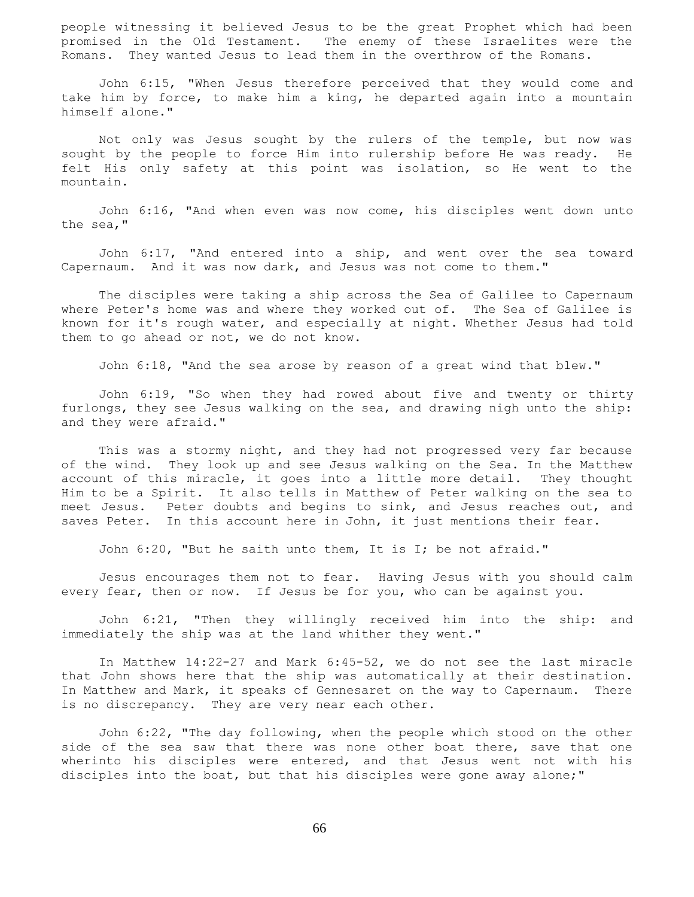people witnessing it believed Jesus to be the great Prophet which had been promised in the Old Testament. The enemy of these Israelites were the Romans. They wanted Jesus to lead them in the overthrow of the Romans.

John 6:15, "When Jesus therefore perceived that they would come and take him by force, to make him a king, he departed again into a mountain himself alone."

Not only was Jesus sought by the rulers of the temple, but now was sought by the people to force Him into rulership before He was ready. He felt His only safety at this point was isolation, so He went to the mountain.

John 6:16, "And when even was now come, his disciples went down unto the sea,"

John 6:17, "And entered into a ship, and went over the sea toward Capernaum. And it was now dark, and Jesus was not come to them."

The disciples were taking a ship across the Sea of Galilee to Capernaum where Peter's home was and where they worked out of. The Sea of Galilee is known for it's rough water, and especially at night. Whether Jesus had told them to go ahead or not, we do not know.

John 6:18, "And the sea arose by reason of a great wind that blew."

John 6:19, "So when they had rowed about five and twenty or thirty furlongs, they see Jesus walking on the sea, and drawing nigh unto the ship: and they were afraid."

This was a stormy night, and they had not progressed very far because of the wind. They look up and see Jesus walking on the Sea. In the Matthew account of this miracle, it goes into a little more detail. They thought Him to be a Spirit. It also tells in Matthew of Peter walking on the sea to meet Jesus. Peter doubts and begins to sink, and Jesus reaches out, and saves Peter. In this account here in John, it just mentions their fear.

John 6:20, "But he saith unto them, It is I; be not afraid."

Jesus encourages them not to fear. Having Jesus with you should calm every fear, then or now. If Jesus be for you, who can be against you.

John 6:21, "Then they willingly received him into the ship: and immediately the ship was at the land whither they went."

In Matthew 14:22-27 and Mark 6:45-52, we do not see the last miracle that John shows here that the ship was automatically at their destination. In Matthew and Mark, it speaks of Gennesaret on the way to Capernaum. There is no discrepancy. They are very near each other.

John 6:22, "The day following, when the people which stood on the other side of the sea saw that there was none other boat there, save that one wherinto his disciples were entered, and that Jesus went not with his disciples into the boat, but that his disciples were gone away alone;"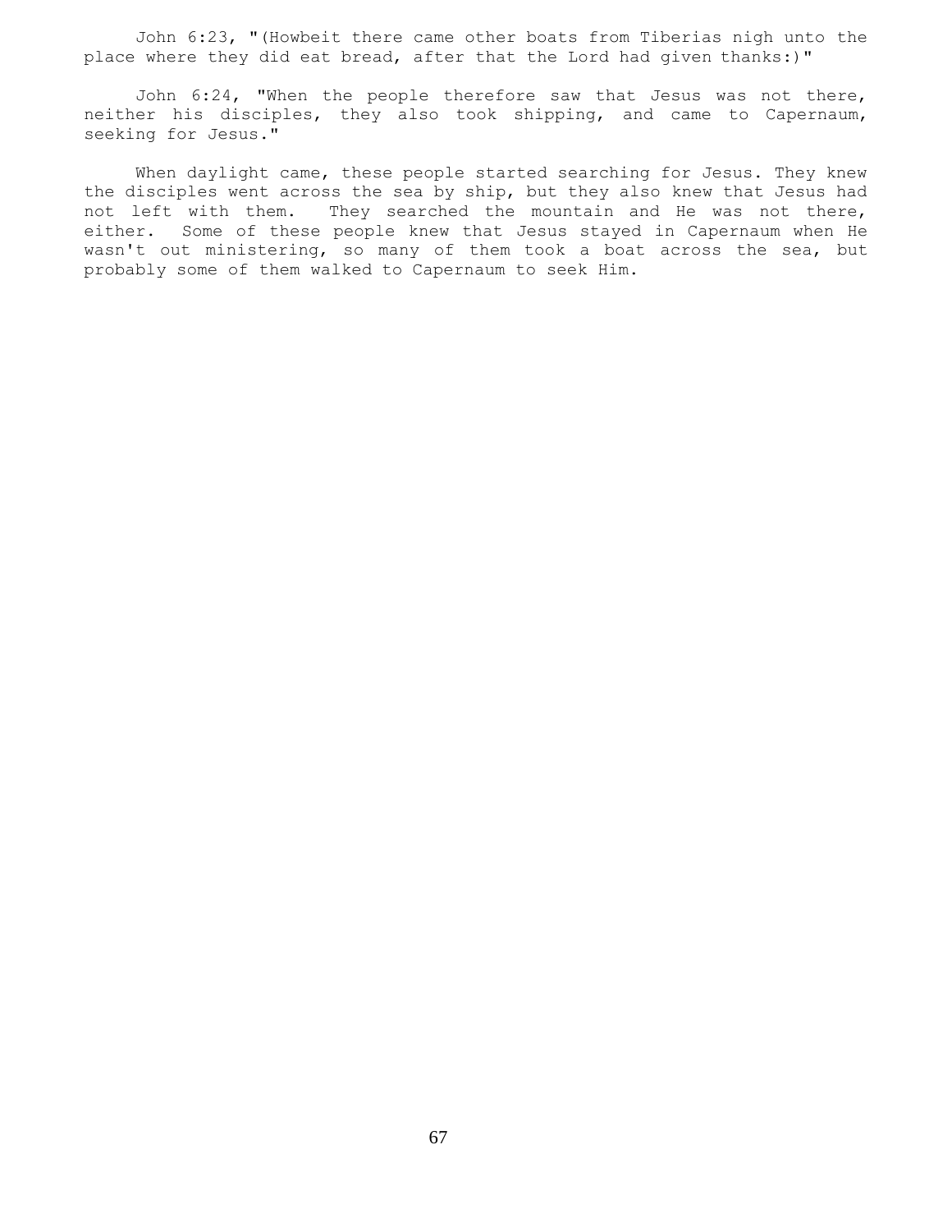John 6:23, "(Howbeit there came other boats from Tiberias nigh unto the place where they did eat bread, after that the Lord had given thanks:)"

John 6:24, "When the people therefore saw that Jesus was not there, neither his disciples, they also took shipping, and came to Capernaum, seeking for Jesus."

When daylight came, these people started searching for Jesus. They knew the disciples went across the sea by ship, but they also knew that Jesus had not left with them. They searched the mountain and He was not there, either. Some of these people knew that Jesus stayed in Capernaum when He wasn't out ministering, so many of them took a boat across the sea, but probably some of them walked to Capernaum to seek Him.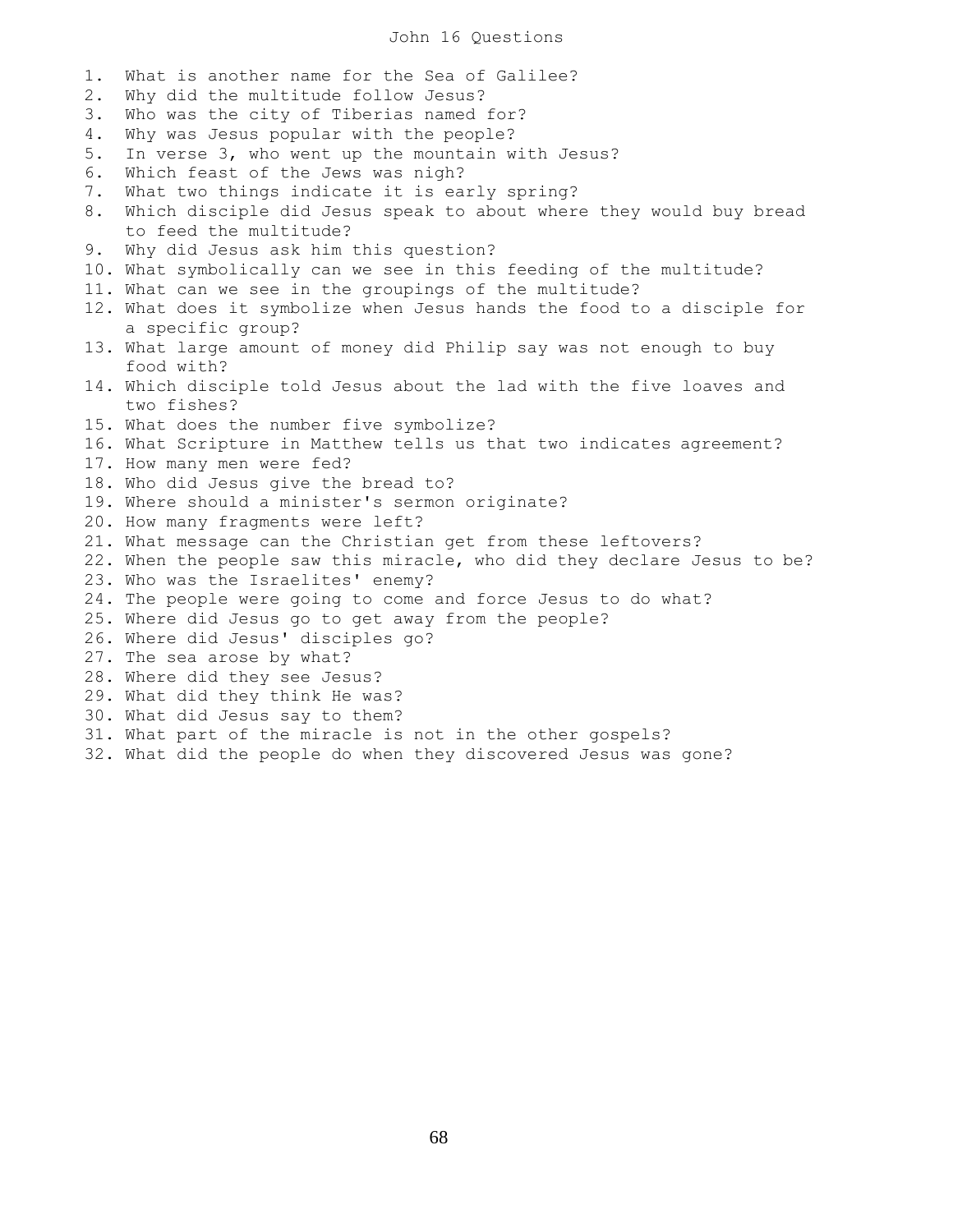# John 16 Questions

1. What is another name for the Sea of Galilee?
2. Why did the multitude follow Jesus?
3. Who was the city of Tiberias named for?
4. Why was Jesus popular with the people?
5. In verse 3, who went up the mountain with Jesus?
6. Which feast of the Jews was nigh?
7. What two things indicate it is early spring?
8. Which disciple did Jesus speak to about where they would buy bread to feed the multitude?
9. Why did Jesus ask him this question?
10. What symbolically can we see in this feeding of the multitude?
11. What can we see in the groupings of the multitude?
12. What does it symbolize when Jesus hands the food to a disciple for a specific group?
13. What large amount of money did Philip say was not enough to buy food with?
14. Which disciple told Jesus about the lad with the five loaves and two fishes?
15. What does the number five symbolize?
16. What Scripture in Matthew tells us that two indicates agreement?
17. How many men were fed?
18. Who did Jesus give the bread to?
19. Where should a minister's sermon originate?
20. How many fragments were left?
21. What message can the Christian get from these leftovers?
22. When the people saw this miracle, who did they declare Jesus to be?
23. Who was the Israelites' enemy?
24. The people were going to come and force Jesus to do what?
25. Where did Jesus go to get away from the people?
26. Where did Jesus' disciples go?
27. The sea arose by what?
28. Where did they see Jesus?
29. What did they think He was?
30. What did Jesus say to them?
31. What part of the miracle is not in the other gospels?
32. What did the people do when they discovered Jesus was gone?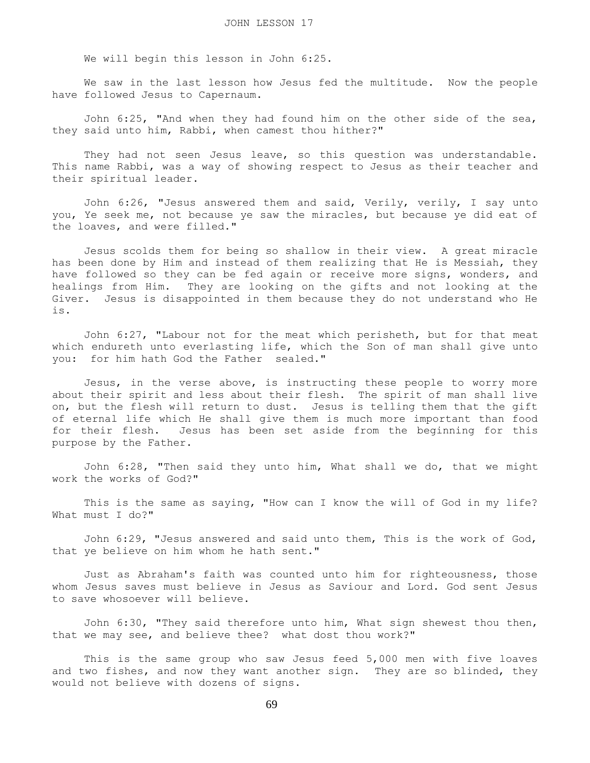# JOHN LESSON 17

We will begin this lesson in John 6:25.

We saw in the last lesson how Jesus fed the multitude. Now the people have followed Jesus to Capernaum.

John 6:25, "And when they had found him on the other side of the sea, they said unto him, Rabbi, when camest thou hither?"

They had not seen Jesus leave, so this question was understandable. This name Rabbi, was a way of showing respect to Jesus as their teacher and their spiritual leader.

John 6:26, "Jesus answered them and said, Verily, verily, I say unto you, Ye seek me, not because ye saw the miracles, but because ye did eat of the loaves, and were filled."

Jesus scolds them for being so shallow in their view. A great miracle has been done by Him and instead of them realizing that He is Messiah, they have followed so they can be fed again or receive more signs, wonders, and healings from Him. They are looking on the gifts and not looking at the Giver. Jesus is disappointed in them because they do not understand who He is.

John 6:27, "Labour not for the meat which perisheth, but for that meat which endureth unto everlasting life, which the Son of man shall give unto you: for him hath God the Father sealed."

Jesus, in the verse above, is instructing these people to worry more about their spirit and less about their flesh. The spirit of man shall live on, but the flesh will return to dust. Jesus is telling them that the gift of eternal life which He shall give them is much more important than food for their flesh. Jesus has been set aside from the beginning for this purpose by the Father.

John 6:28, "Then said they unto him, What shall we do, that we might work the works of God?"

This is the same as saying, "How can I know the will of God in my life? What must I do?"

John 6:29, "Jesus answered and said unto them, This is the work of God, that ye believe on him whom he hath sent."

Just as Abraham's faith was counted unto him for righteousness, those whom Jesus saves must believe in Jesus as Saviour and Lord. God sent Jesus to save whosoever will believe.

John 6:30, "They said therefore unto him, What sign shewest thou then, that we may see, and believe thee? what dost thou work?"

This is the same group who saw Jesus feed 5,000 men with five loaves and two fishes, and now they want another sign. They are so blinded, they would not believe with dozens of signs.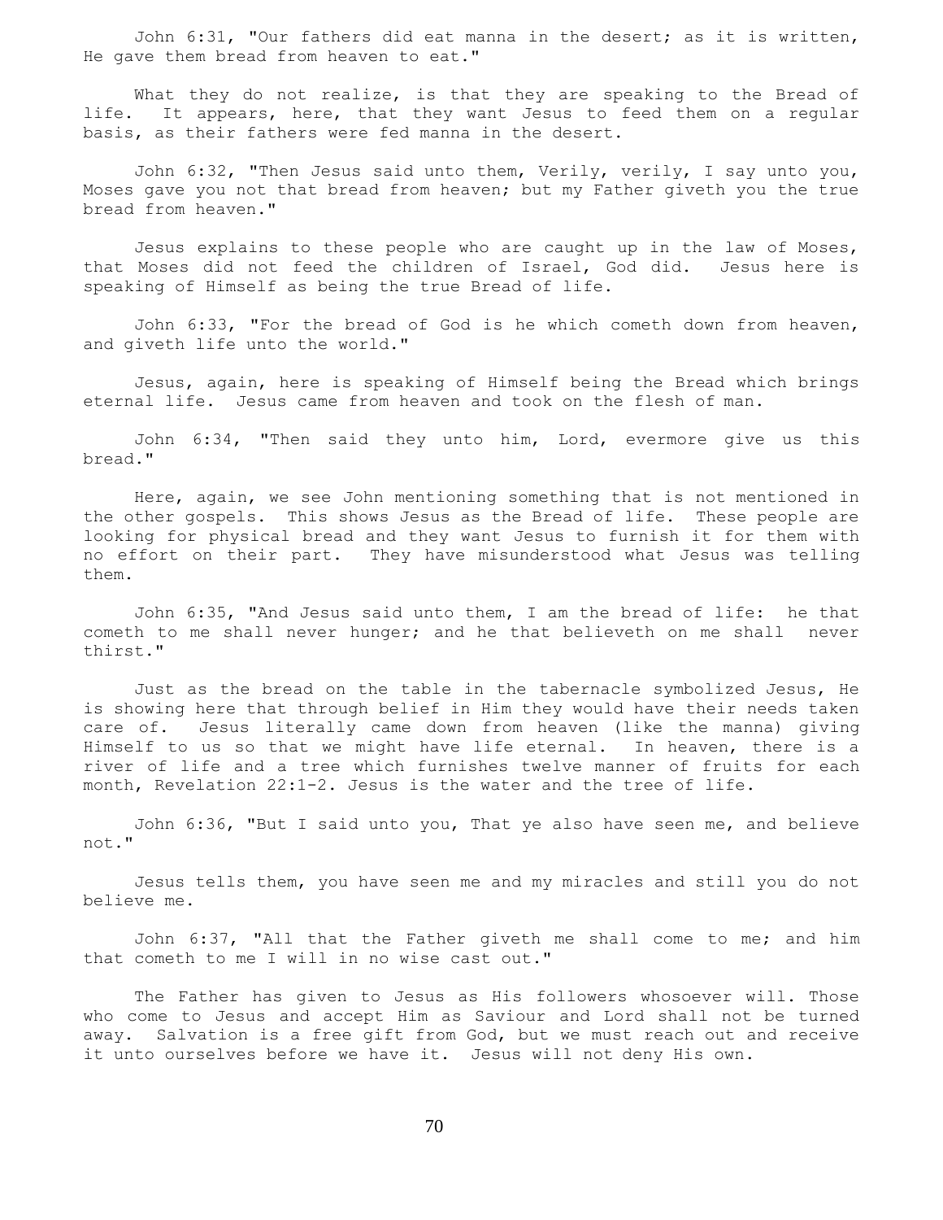John 6:31, "Our fathers did eat manna in the desert; as it is written, He gave them bread from heaven to eat."

What they do not realize, is that they are speaking to the Bread of life. It appears, here, that they want Jesus to feed them on a regular basis, as their fathers were fed manna in the desert.

John 6:32, "Then Jesus said unto them, Verily, verily, I say unto you, Moses gave you not that bread from heaven; but my Father giveth you the true bread from heaven."

Jesus explains to these people who are caught up in the law of Moses, that Moses did not feed the children of Israel, God did. Jesus here is speaking of Himself as being the true Bread of life.

John 6:33, "For the bread of God is he which cometh down from heaven, and giveth life unto the world."

Jesus, again, here is speaking of Himself being the Bread which brings eternal life. Jesus came from heaven and took on the flesh of man.

John 6:34, "Then said they unto him, Lord, evermore give us this bread."

Here, again, we see John mentioning something that is not mentioned in the other gospels. This shows Jesus as the Bread of life. These people are looking for physical bread and they want Jesus to furnish it for them with no effort on their part. They have misunderstood what Jesus was telling them.

John 6:35, "And Jesus said unto them, I am the bread of life: he that cometh to me shall never hunger; and he that believeth on me shall never thirst."

Just as the bread on the table in the tabernacle symbolized Jesus, He is showing here that through belief in Him they would have their needs taken care of. Jesus literally came down from heaven (like the manna) giving Himself to us so that we might have life eternal. In heaven, there is a river of life and a tree which furnishes twelve manner of fruits for each month, Revelation 22:1-2. Jesus is the water and the tree of life.

John 6:36, "But I said unto you, That ye also have seen me, and believe not."

Jesus tells them, you have seen me and my miracles and still you do not believe me.

John 6:37, "All that the Father giveth me shall come to me; and him that cometh to me I will in no wise cast out."

The Father has given to Jesus as His followers whosoever will. Those who come to Jesus and accept Him as Saviour and Lord shall not be turned away. Salvation is a free gift from God, but we must reach out and receive it unto ourselves before we have it. Jesus will not deny His own.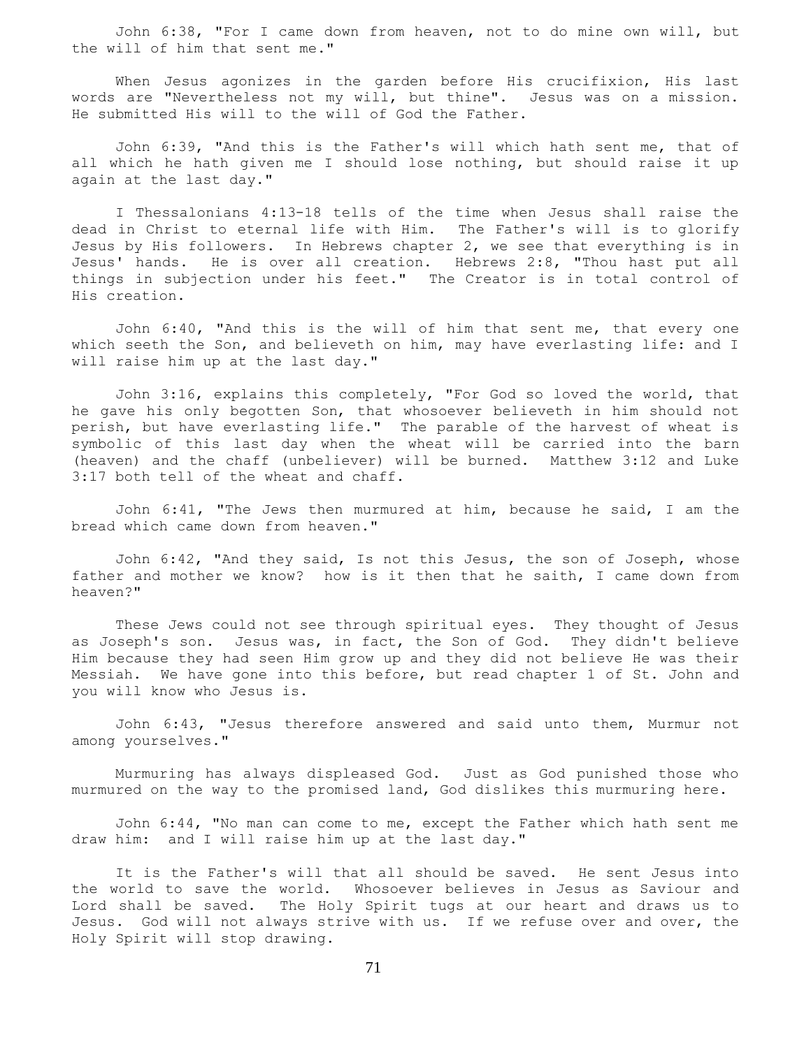John 6:38, "For I came down from heaven, not to do mine own will, but the will of him that sent me."

When Jesus agonizes in the garden before His crucifixion, His last words are "Nevertheless not my will, but thine". Jesus was on a mission. He submitted His will to the will of God the Father.

John 6:39, "And this is the Father's will which hath sent me, that of all which he hath given me I should lose nothing, but should raise it up again at the last day."

I Thessalonians 4:13-18 tells of the time when Jesus shall raise the dead in Christ to eternal life with Him. The Father's will is to glorify Jesus by His followers. In Hebrews chapter 2, we see that everything is in Jesus' hands. He is over all creation. Hebrews 2:8, "Thou hast put all things in subjection under his feet." The Creator is in total control of His creation.

John 6:40, "And this is the will of him that sent me, that every one which seeth the Son, and believeth on him, may have everlasting life: and I will raise him up at the last day."

John 3:16, explains this completely, "For God so loved the world, that he gave his only begotten Son, that whosoever believeth in him should not perish, but have everlasting life." The parable of the harvest of wheat is symbolic of this last day when the wheat will be carried into the barn (heaven) and the chaff (unbeliever) will be burned. Matthew 3:12 and Luke 3:17 both tell of the wheat and chaff.

John 6:41, "The Jews then murmured at him, because he said, I am the bread which came down from heaven."

John 6:42, "And they said, Is not this Jesus, the son of Joseph, whose father and mother we know? how is it then that he saith, I came down from heaven?"

These Jews could not see through spiritual eyes. They thought of Jesus as Joseph's son. Jesus was, in fact, the Son of God. They didn't believe Him because they had seen Him grow up and they did not believe He was their Messiah. We have gone into this before, but read chapter 1 of St. John and you will know who Jesus is.

John 6:43, "Jesus therefore answered and said unto them, Murmur not among yourselves."

Murmuring has always displeased God. Just as God punished those who murmured on the way to the promised land, God dislikes this murmuring here.

John 6:44, "No man can come to me, except the Father which hath sent me draw him: and I will raise him up at the last day."

It is the Father's will that all should be saved. He sent Jesus into the world to save the world. Whosoever believes in Jesus as Saviour and Lord shall be saved. The Holy Spirit tugs at our heart and draws us to Jesus. God will not always strive with us. If we refuse over and over, the Holy Spirit will stop drawing.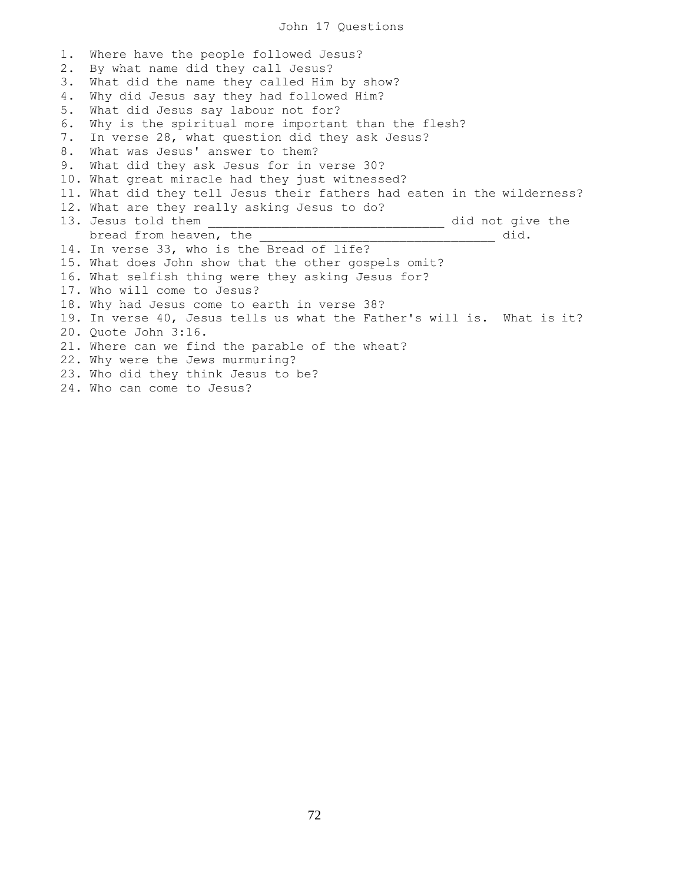# John 17 Questions

1. Where have the people followed Jesus?
2. By what name did they call Jesus?
3. What did the name they called Him by show?
4. Why did Jesus say they had followed Him?
5. What did Jesus say labour not for?
6. Why is the spiritual more important than the flesh?
7. In verse 28, what question did they ask Jesus?
8. What was Jesus' answer to them?
9. What did they ask Jesus for in verse 30?
10. What great miracle had they just witnessed?
11. What did they tell Jesus their fathers had eaten in the wilderness?
12. What are they really asking Jesus to do?
13. Jesus told them ______________________________ did not give the bread from heaven, the ______________________________ did.
14. In verse 33, who is the Bread of life?
15. What does John show that the other gospels omit?
16. What selfish thing were they asking Jesus for?
17. Who will come to Jesus?
18. Why had Jesus come to earth in verse 38?
19. In verse 40, Jesus tells us what the Father's will is. What is it?
20. Quote John 3:16.
21. Where can we find the parable of the wheat?
22. Why were the Jews murmuring?
23. Who did they think Jesus to be?
24. Who can come to Jesus?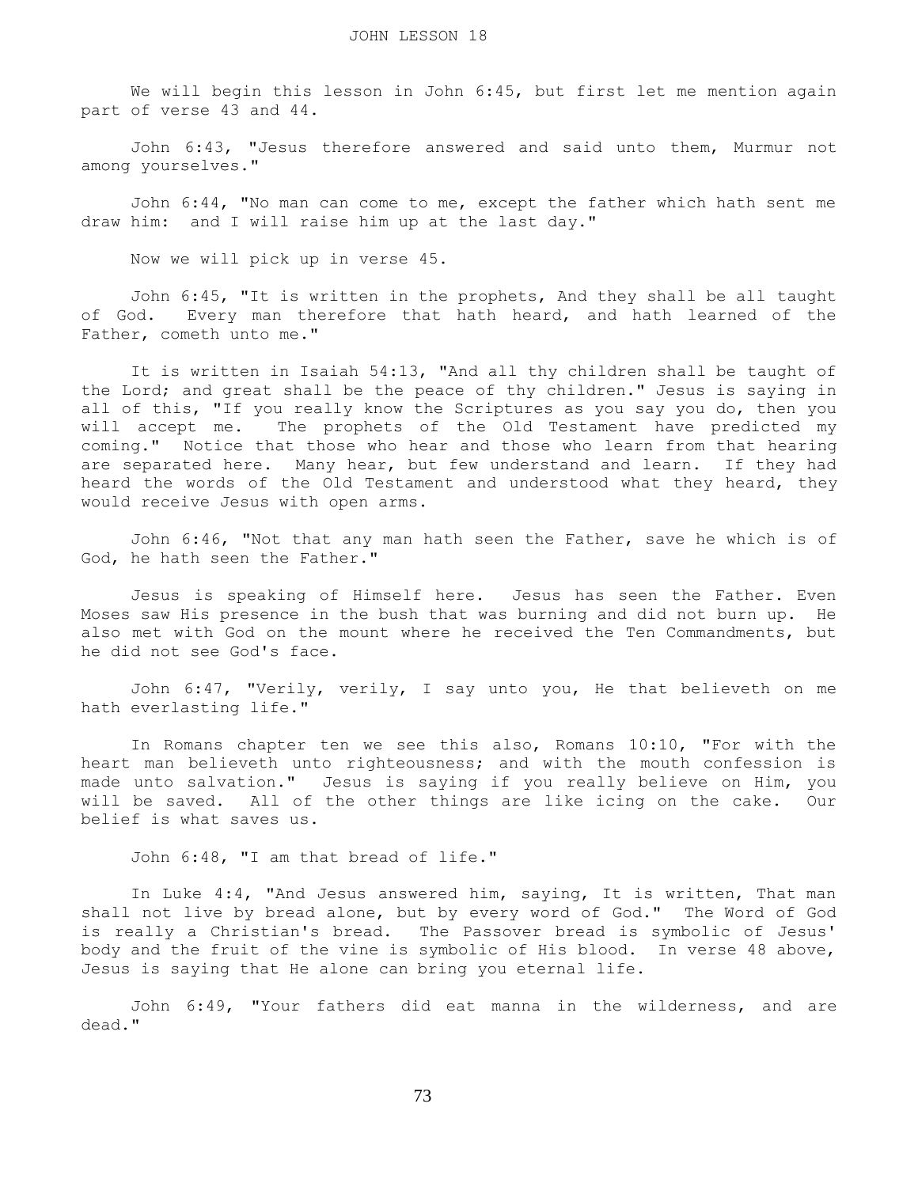# JOHN LESSON 18

We will begin this lesson in John 6:45, but first let me mention again part of verse 43 and 44.

John 6:43, "Jesus therefore answered and said unto them, Murmur not among yourselves."

John 6:44, "No man can come to me, except the father which hath sent me draw him: and I will raise him up at the last day."

Now we will pick up in verse 45.

John 6:45, "It is written in the prophets, And they shall be all taught of God. Every man therefore that hath heard, and hath learned of the Father, cometh unto me."

It is written in Isaiah 54:13, "And all thy children shall be taught of the Lord; and great shall be the peace of thy children." Jesus is saying in all of this, "If you really know the Scriptures as you say you do, then you will accept me. The prophets of the Old Testament have predicted my coming." Notice that those who hear and those who learn from that hearing are separated here. Many hear, but few understand and learn. If they had heard the words of the Old Testament and understood what they heard, they would receive Jesus with open arms.

John 6:46, "Not that any man hath seen the Father, save he which is of God, he hath seen the Father."

Jesus is speaking of Himself here. Jesus has seen the Father. Even Moses saw His presence in the bush that was burning and did not burn up. He also met with God on the mount where he received the Ten Commandments, but he did not see God's face.

John 6:47, "Verily, verily, I say unto you, He that believeth on me hath everlasting life."

In Romans chapter ten we see this also, Romans 10:10, "For with the heart man believeth unto righteousness; and with the mouth confession is made unto salvation." Jesus is saying if you really believe on Him, you will be saved. All of the other things are like icing on the cake. Our belief is what saves us.

John 6:48, "I am that bread of life."

In Luke 4:4, "And Jesus answered him, saying, It is written, That man shall not live by bread alone, but by every word of God." The Word of God is really a Christian's bread. The Passover bread is symbolic of Jesus' body and the fruit of the vine is symbolic of His blood. In verse 48 above, Jesus is saying that He alone can bring you eternal life.

John 6:49, "Your fathers did eat manna in the wilderness, and are dead."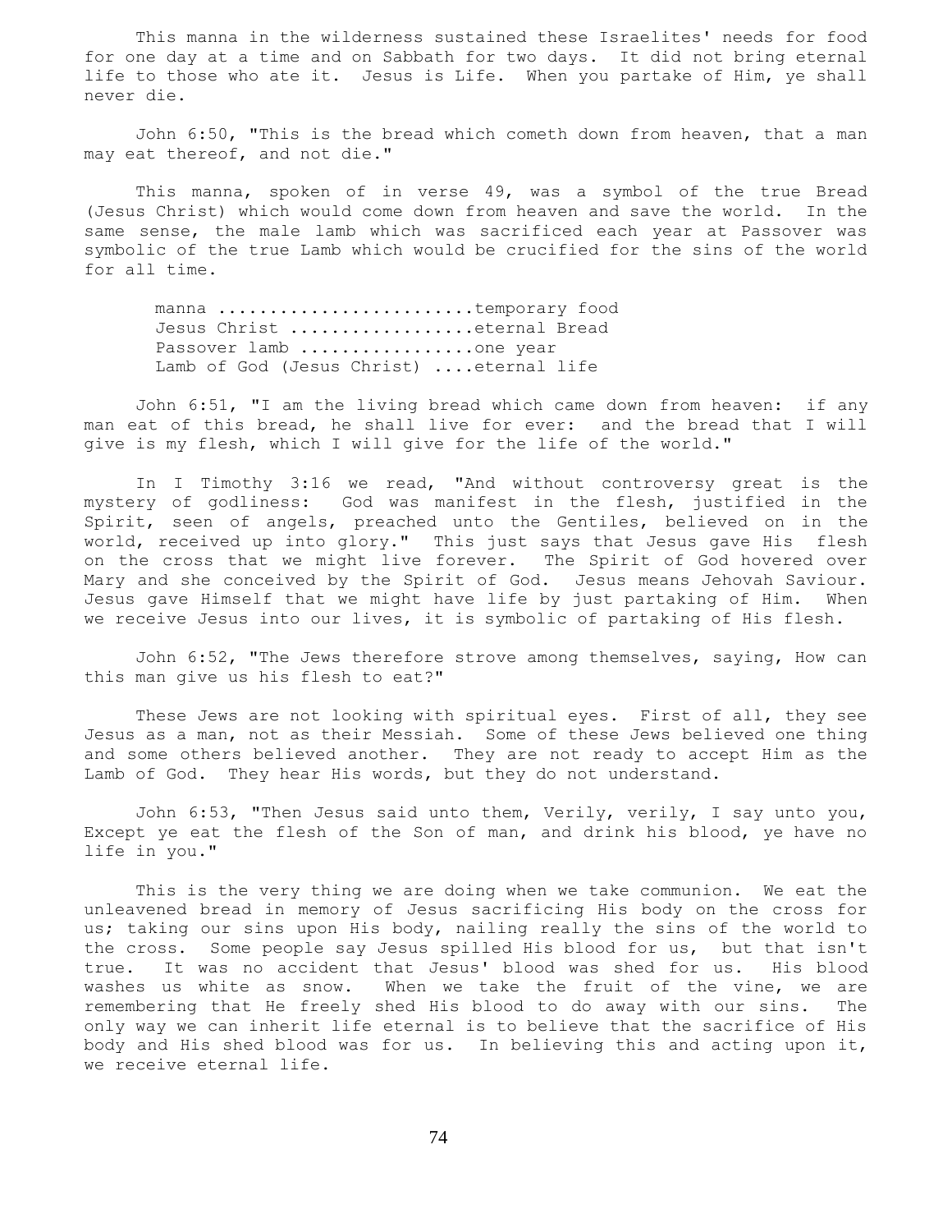This manna in the wilderness sustained these Israelites' needs for food for one day at a time and on Sabbath for two days. It did not bring eternal life to those who ate it. Jesus is Life. When you partake of Him, ye shall never die.

John 6:50, "This is the bread which cometh down from heaven, that a man may eat thereof, and not die."

This manna, spoken of in verse 49, was a symbol of the true Bread (Jesus Christ) which would come down from heaven and save the world. In the same sense, the male lamb which was sacrificed each year at Passover was symbolic of the true Lamb which would be crucified for the sins of the world for all time.

manna ........................temporary food
Jesus Christ .................eternal Bread
Passover lamb ................one year
Lamb of God (Jesus Christ) ....eternal life

John 6:51, "I am the living bread which came down from heaven: if any man eat of this bread, he shall live for ever: and the bread that I will give is my flesh, which I will give for the life of the world."

In I Timothy 3:16 we read, "And without controversy great is the mystery of godliness: God was manifest in the flesh, justified in the Spirit, seen of angels, preached unto the Gentiles, believed on in the world, received up into glory." This just says that Jesus gave His flesh on the cross that we might live forever. The Spirit of God hovered over Mary and she conceived by the Spirit of God. Jesus means Jehovah Saviour. Jesus gave Himself that we might have life by just partaking of Him. When we receive Jesus into our lives, it is symbolic of partaking of His flesh.

John 6:52, "The Jews therefore strove among themselves, saying, How can this man give us his flesh to eat?"

These Jews are not looking with spiritual eyes. First of all, they see Jesus as a man, not as their Messiah. Some of these Jews believed one thing and some others believed another. They are not ready to accept Him as the Lamb of God. They hear His words, but they do not understand.

John 6:53, "Then Jesus said unto them, Verily, verily, I say unto you, Except ye eat the flesh of the Son of man, and drink his blood, ye have no life in you."

This is the very thing we are doing when we take communion. We eat the unleavened bread in memory of Jesus sacrificing His body on the cross for us; taking our sins upon His body, nailing really the sins of the world to the cross. Some people say Jesus spilled His blood for us, but that isn't true. It was no accident that Jesus' blood was shed for us. His blood washes us white as snow. When we take the fruit of the vine, we are remembering that He freely shed His blood to do away with our sins. The only way we can inherit life eternal is to believe that the sacrifice of His body and His shed blood was for us. In believing this and acting upon it, we receive eternal life.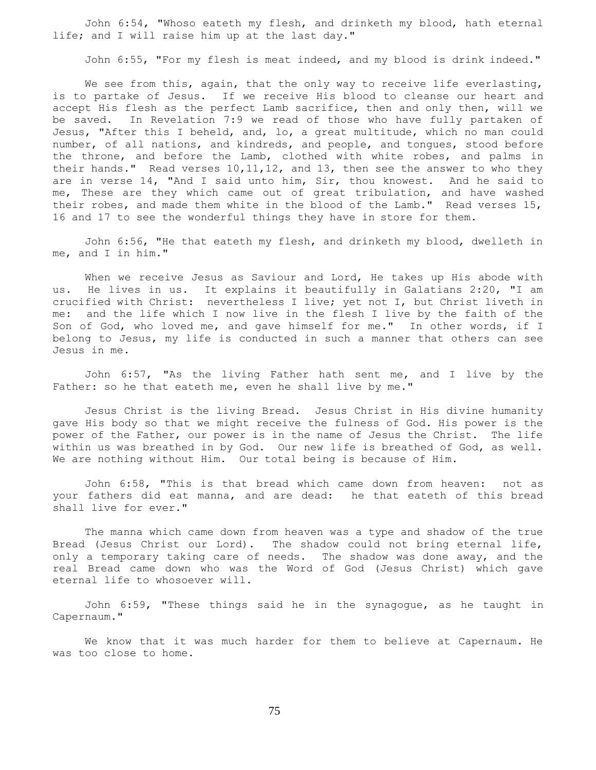John 6:54, "Whoso eateth my flesh, and drinketh my blood, hath eternal life; and I will raise him up at the last day."

John 6:55, "For my flesh is meat indeed, and my blood is drink indeed."

We see from this, again, that the only way to receive life everlasting, is to partake of Jesus. If we receive His blood to cleanse our heart and accept His flesh as the perfect Lamb sacrifice, then and only then, will we be saved. In Revelation 7:9 we read of those who have fully partaken of Jesus, "After this I beheld, and, lo, a great multitude, which no man could number, of all nations, and kindreds, and people, and tongues, stood before the throne, and before the Lamb, clothed with white robes, and palms in their hands." Read verses 10,11,12, and 13, then see the answer to who they are in verse 14, "And I said unto him, Sir, thou knowest. And he said to me, These are they which came out of great tribulation, and have washed their robes, and made them white in the blood of the Lamb." Read verses 15, 16 and 17 to see the wonderful things they have in store for them.

John 6:56, "He that eateth my flesh, and drinketh my blood, dwelleth in me, and I in him."

When we receive Jesus as Saviour and Lord, He takes up His abode with us. He lives in us. It explains it beautifully in Galatians 2:20, "I am crucified with Christ: nevertheless I live; yet not I, but Christ liveth in me: and the life which I now live in the flesh I live by the faith of the Son of God, who loved me, and gave himself for me." In other words, if I belong to Jesus, my life is conducted in such a manner that others can see Jesus in me.

John 6:57, "As the living Father hath sent me, and I live by the Father: so he that eateth me, even he shall live by me."

Jesus Christ is the living Bread. Jesus Christ in His divine humanity gave His body so that we might receive the fulness of God. His power is the power of the Father, our power is in the name of Jesus the Christ. The life within us was breathed in by God. Our new life is breathed of God, as well. We are nothing without Him. Our total being is because of Him.

John 6:58, "This is that bread which came down from heaven: not as your fathers did eat manna, and are dead: he that eateth of this bread shall live for ever."

The manna which came down from heaven was a type and shadow of the true Bread (Jesus Christ our Lord). The shadow could not bring eternal life, only a temporary taking care of needs. The shadow was done away, and the real Bread came down who was the Word of God (Jesus Christ) which gave eternal life to whosoever will.

John 6:59, "These things said he in the synagogue, as he taught in Capernaum."

We know that it was much harder for them to believe at Capernaum. He was too close to home.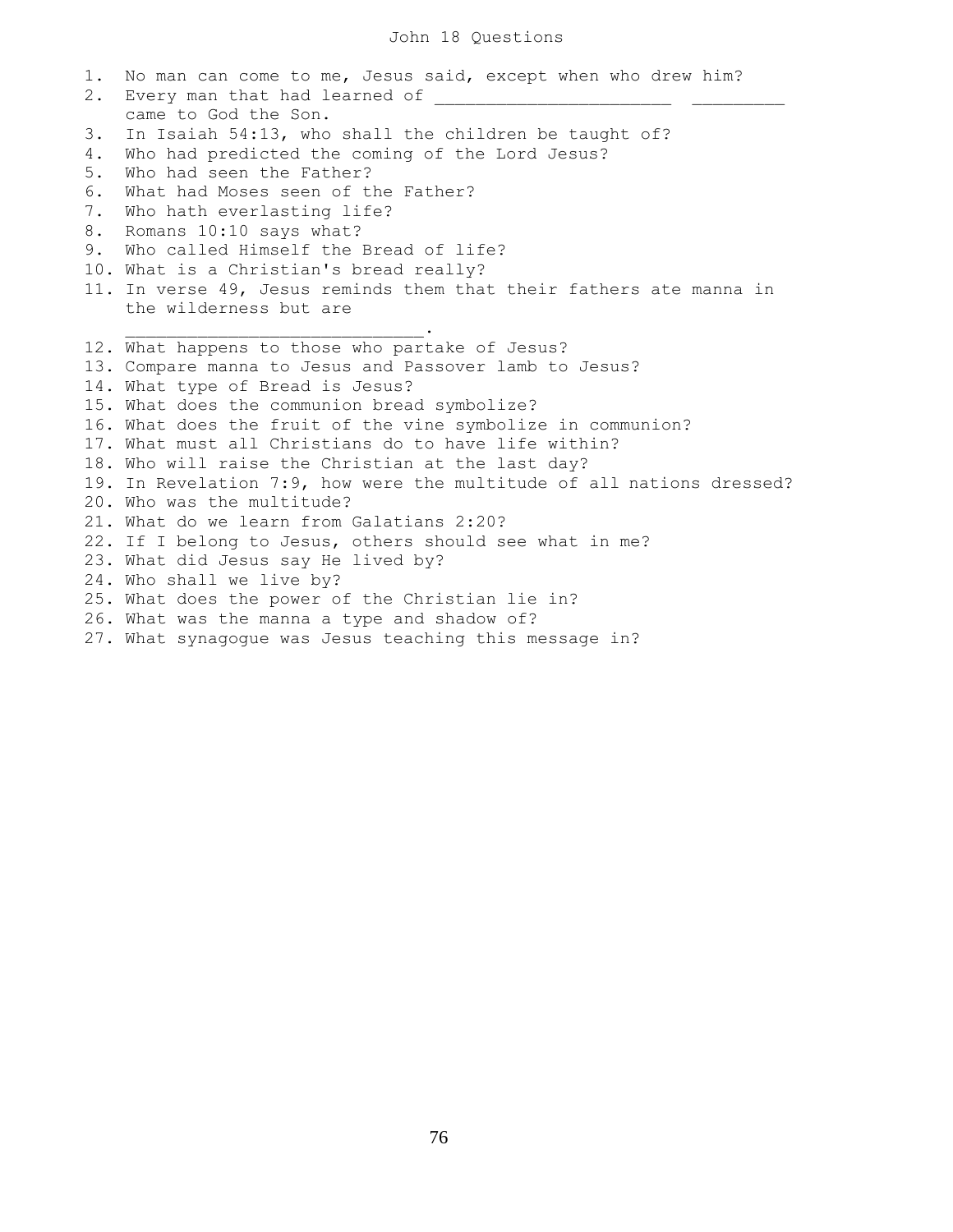# John 18 Questions

1. No man can come to me, Jesus said, except when who drew him?
2. Every man that had learned of ______________________ _________ came to God the Son.
3. In Isaiah 54:13, who shall the children be taught of?
4. Who had predicted the coming of the Lord Jesus?
5. Who had seen the Father?
6. What had Moses seen of the Father?
7. Who hath everlasting life?
8. Romans 10:10 says what?
9. Who called Himself the Bread of life?
10. What is a Christian's bread really?
11. In verse 49, Jesus reminds them that their fathers ate manna in the wilderness but are _____________________________.
12. What happens to those who partake of Jesus?
13. Compare manna to Jesus and Passover lamb to Jesus?
14. What type of Bread is Jesus?
15. What does the communion bread symbolize?
16. What does the fruit of the vine symbolize in communion?
17. What must all Christians do to have life within?
18. Who will raise the Christian at the last day?
19. In Revelation 7:9, how were the multitude of all nations dressed?
20. Who was the multitude?
21. What do we learn from Galatians 2:20?
22. If I belong to Jesus, others should see what in me?
23. What did Jesus say He lived by?
24. Who shall we live by?
25. What does the power of the Christian lie in?
26. What was the manna a type and shadow of?
27. What synagogue was Jesus teaching this message in?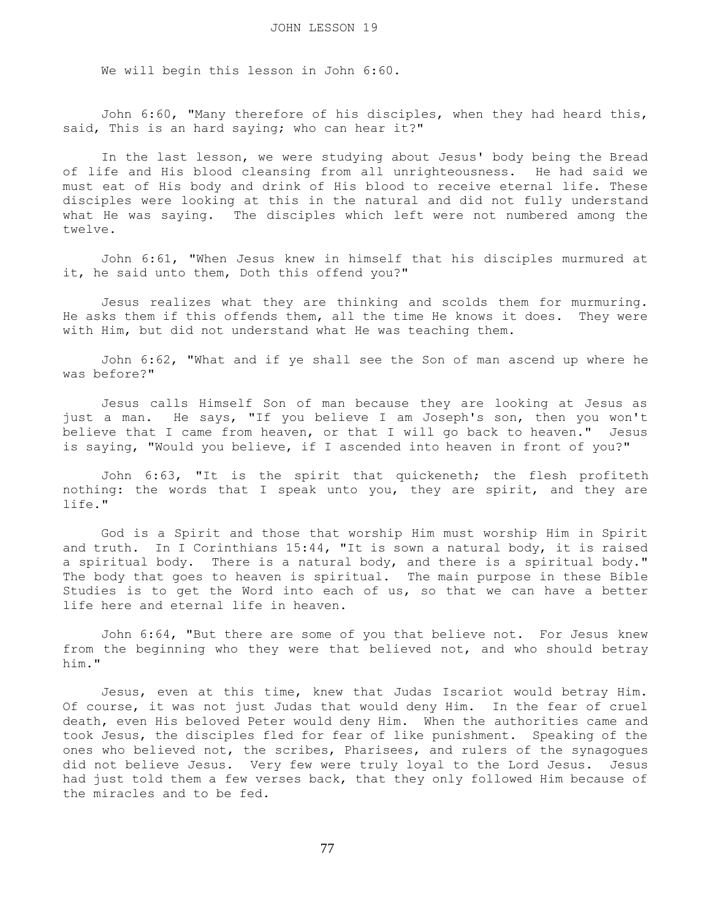# JOHN LESSON 19

We will begin this lesson in John 6:60.

John 6:60, "Many therefore of his disciples, when they had heard this, said, This is an hard saying; who can hear it?"

In the last lesson, we were studying about Jesus' body being the Bread of life and His blood cleansing from all unrighteousness. He had said we must eat of His body and drink of His blood to receive eternal life. These disciples were looking at this in the natural and did not fully understand what He was saying. The disciples which left were not numbered among the twelve.

John 6:61, "When Jesus knew in himself that his disciples murmured at it, he said unto them, Doth this offend you?"

Jesus realizes what they are thinking and scolds them for murmuring. He asks them if this offends them, all the time He knows it does. They were with Him, but did not understand what He was teaching them.

John 6:62, "What and if ye shall see the Son of man ascend up where he was before?"

Jesus calls Himself Son of man because they are looking at Jesus as just a man. He says, "If you believe I am Joseph's son, then you won't believe that I came from heaven, or that I will go back to heaven." Jesus is saying, "Would you believe, if I ascended into heaven in front of you?"

John 6:63, "It is the spirit that quickeneth; the flesh profiteth nothing: the words that I speak unto you, they are spirit, and they are life."

God is a Spirit and those that worship Him must worship Him in Spirit and truth. In I Corinthians 15:44, "It is sown a natural body, it is raised a spiritual body. There is a natural body, and there is a spiritual body." The body that goes to heaven is spiritual. The main purpose in these Bible Studies is to get the Word into each of us, so that we can have a better life here and eternal life in heaven.

John 6:64, "But there are some of you that believe not. For Jesus knew from the beginning who they were that believed not, and who should betray him."

Jesus, even at this time, knew that Judas Iscariot would betray Him. Of course, it was not just Judas that would deny Him. In the fear of cruel death, even His beloved Peter would deny Him. When the authorities came and took Jesus, the disciples fled for fear of like punishment. Speaking of the ones who believed not, the scribes, Pharisees, and rulers of the synagogues did not believe Jesus. Very few were truly loyal to the Lord Jesus. Jesus had just told them a few verses back, that they only followed Him because of the miracles and to be fed.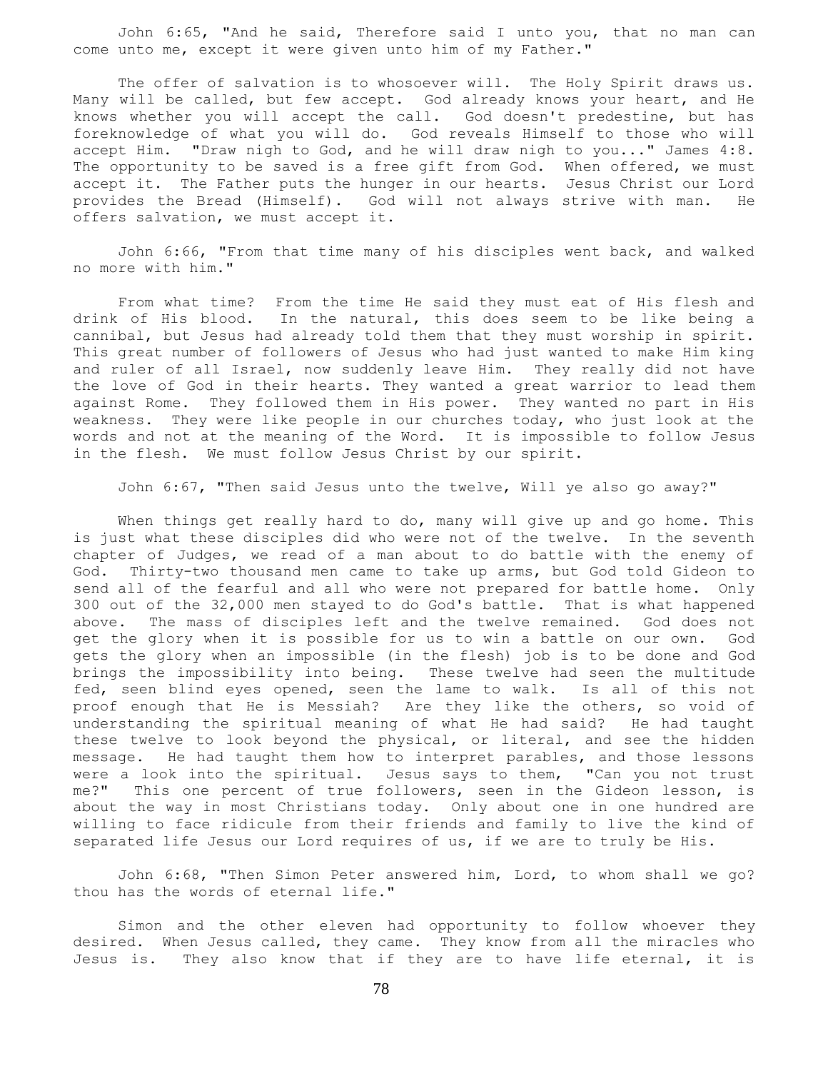John 6:65, "And he said, Therefore said I unto you, that no man can come unto me, except it were given unto him of my Father."

The offer of salvation is to whosoever will. The Holy Spirit draws us. Many will be called, but few accept. God already knows your heart, and He knows whether you will accept the call. God doesn't predestine, but has foreknowledge of what you will do. God reveals Himself to those who will accept Him. "Draw nigh to God, and he will draw nigh to you..." James 4:8. The opportunity to be saved is a free gift from God. When offered, we must accept it. The Father puts the hunger in our hearts. Jesus Christ our Lord provides the Bread (Himself). God will not always strive with man. He offers salvation, we must accept it.

John 6:66, "From that time many of his disciples went back, and walked no more with him."

From what time? From the time He said they must eat of His flesh and drink of His blood. In the natural, this does seem to be like being a cannibal, but Jesus had already told them that they must worship in spirit. This great number of followers of Jesus who had just wanted to make Him king and ruler of all Israel, now suddenly leave Him. They really did not have the love of God in their hearts. They wanted a great warrior to lead them against Rome. They followed them in His power. They wanted no part in His weakness. They were like people in our churches today, who just look at the words and not at the meaning of the Word. It is impossible to follow Jesus in the flesh. We must follow Jesus Christ by our spirit.

John 6:67, "Then said Jesus unto the twelve, Will ye also go away?"

When things get really hard to do, many will give up and go home. This is just what these disciples did who were not of the twelve. In the seventh chapter of Judges, we read of a man about to do battle with the enemy of God. Thirty-two thousand men came to take up arms, but God told Gideon to send all of the fearful and all who were not prepared for battle home. Only 300 out of the 32,000 men stayed to do God's battle. That is what happened above. The mass of disciples left and the twelve remained. God does not get the glory when it is possible for us to win a battle on our own. God gets the glory when an impossible (in the flesh) job is to be done and God brings the impossibility into being. These twelve had seen the multitude fed, seen blind eyes opened, seen the lame to walk. Is all of this not proof enough that He is Messiah? Are they like the others, so void of understanding the spiritual meaning of what He had said? He had taught these twelve to look beyond the physical, or literal, and see the hidden message. He had taught them how to interpret parables, and those lessons were a look into the spiritual. Jesus says to them, "Can you not trust me?" This one percent of true followers, seen in the Gideon lesson, is about the way in most Christians today. Only about one in one hundred are willing to face ridicule from their friends and family to live the kind of separated life Jesus our Lord requires of us, if we are to truly be His.

John 6:68, "Then Simon Peter answered him, Lord, to whom shall we go? thou has the words of eternal life."

Simon and the other eleven had opportunity to follow whoever they desired. When Jesus called, they came. They know from all the miracles who Jesus is. They also know that if they are to have life eternal, it is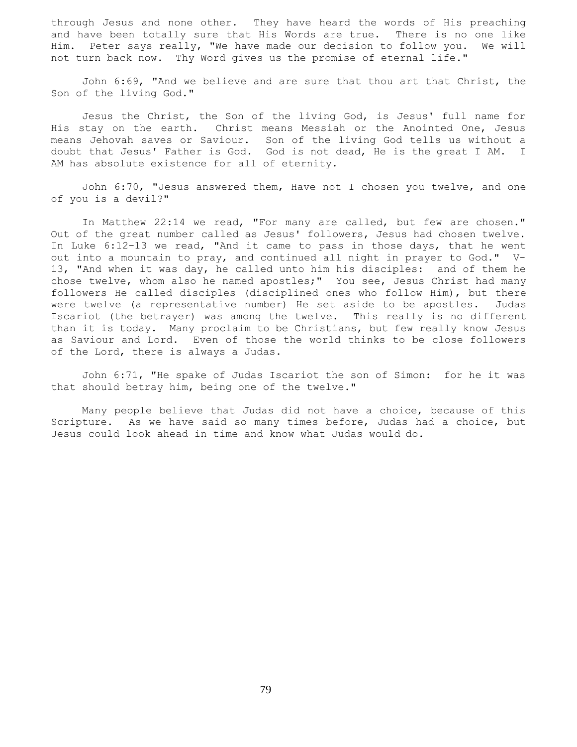through Jesus and none other. They have heard the words of His preaching and have been totally sure that His Words are true. There is no one like Him. Peter says really, "We have made our decision to follow you. We will not turn back now. Thy Word gives us the promise of eternal life."

John 6:69, "And we believe and are sure that thou art that Christ, the Son of the living God."

Jesus the Christ, the Son of the living God, is Jesus' full name for His stay on the earth. Christ means Messiah or the Anointed One, Jesus means Jehovah saves or Saviour. Son of the living God tells us without a doubt that Jesus' Father is God. God is not dead, He is the great I AM. I AM has absolute existence for all of eternity.

John 6:70, "Jesus answered them, Have not I chosen you twelve, and one of you is a devil?"

In Matthew 22:14 we read, "For many are called, but few are chosen." Out of the great number called as Jesus' followers, Jesus had chosen twelve. In Luke 6:12-13 we read, "And it came to pass in those days, that he went out into a mountain to pray, and continued all night in prayer to God." V-13, "And when it was day, he called unto him his disciples: and of them he chose twelve, whom also he named apostles;" You see, Jesus Christ had many followers He called disciples (disciplined ones who follow Him), but there were twelve (a representative number) He set aside to be apostles. Judas Iscariot (the betrayer) was among the twelve. This really is no different than it is today. Many proclaim to be Christians, but few really know Jesus as Saviour and Lord. Even of those the world thinks to be close followers of the Lord, there is always a Judas.

John 6:71, "He spake of Judas Iscariot the son of Simon: for he it was that should betray him, being one of the twelve."

Many people believe that Judas did not have a choice, because of this Scripture. As we have said so many times before, Judas had a choice, but Jesus could look ahead in time and know what Judas would do.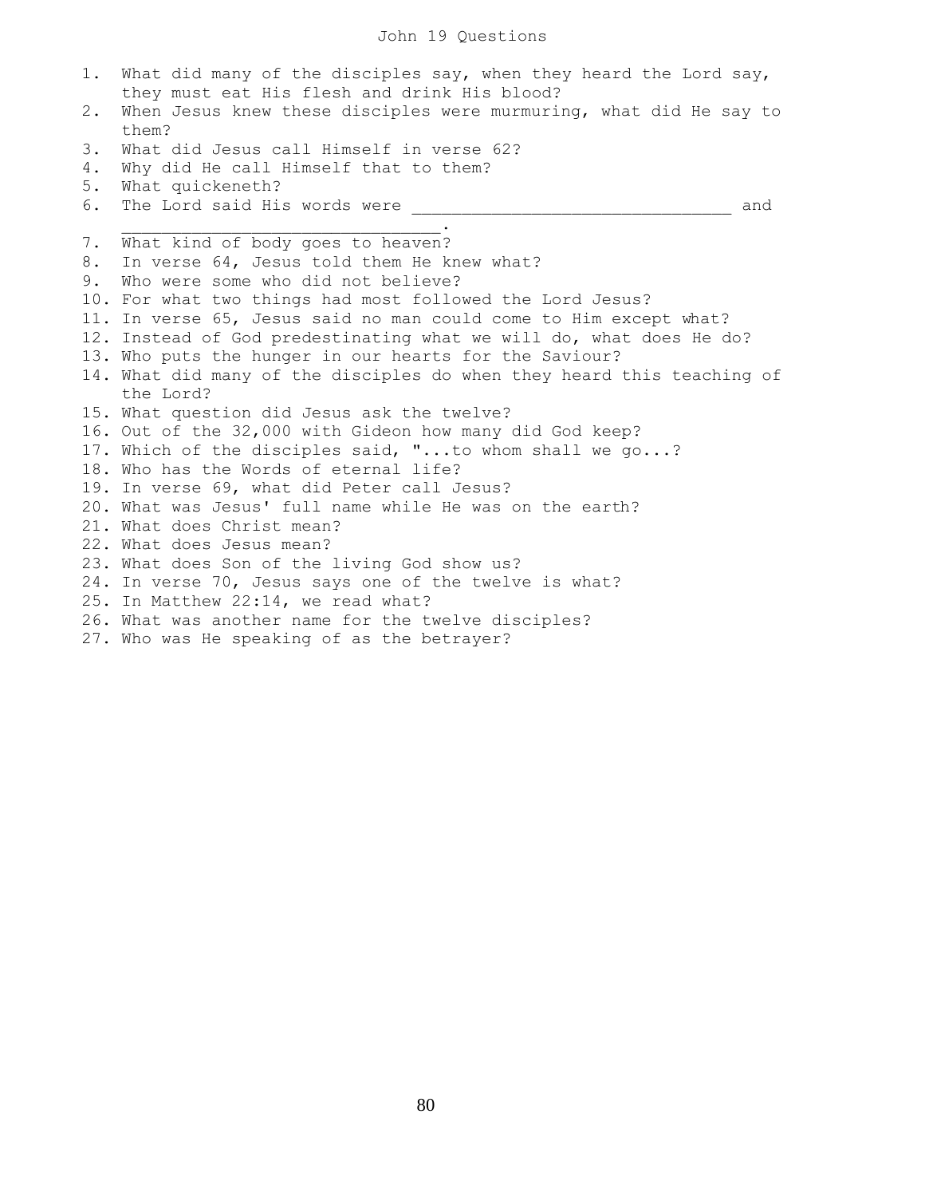# John 19 Questions

1. What did many of the disciples say, when they heard the Lord say, they must eat His flesh and drink His blood?
2. When Jesus knew these disciples were murmuring, what did He say to them?
3. What did Jesus call Himself in verse 62?
4. Why did He call Himself that to them?
5. What quickeneth?
6. The Lord said His words were ________________________________ and ________________________________.
7. What kind of body goes to heaven?
8. In verse 64, Jesus told them He knew what?
9. Who were some who did not believe?
10. For what two things had most followed the Lord Jesus?
11. In verse 65, Jesus said no man could come to Him except what?
12. Instead of God predestinating what we will do, what does He do?
13. Who puts the hunger in our hearts for the Saviour?
14. What did many of the disciples do when they heard this teaching of the Lord?
15. What question did Jesus ask the twelve?
16. Out of the 32,000 with Gideon how many did God keep?
17. Which of the disciples said, "...to whom shall we go...?
18. Who has the Words of eternal life?
19. In verse 69, what did Peter call Jesus?
20. What was Jesus' full name while He was on the earth?
21. What does Christ mean?
22. What does Jesus mean?
23. What does Son of the living God show us?
24. In verse 70, Jesus says one of the twelve is what?
25. In Matthew 22:14, we read what?
26. What was another name for the twelve disciples?
27. Who was He speaking of as the betrayer?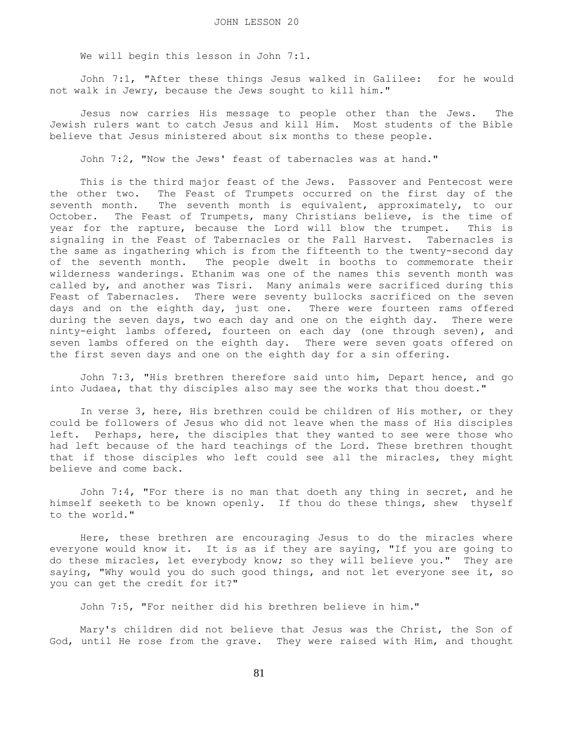# JOHN LESSON 20

We will begin this lesson in John 7:1.

John 7:1, "After these things Jesus walked in Galilee: for he would not walk in Jewry, because the Jews sought to kill him."

Jesus now carries His message to people other than the Jews. The Jewish rulers want to catch Jesus and kill Him. Most students of the Bible believe that Jesus ministered about six months to these people.

John 7:2, "Now the Jews' feast of tabernacles was at hand."

This is the third major feast of the Jews. Passover and Pentecost were the other two. The Feast of Trumpets occurred on the first day of the seventh month. The seventh month is equivalent, approximately, to our October. The Feast of Trumpets, many Christians believe, is the time of year for the rapture, because the Lord will blow the trumpet. This is signaling in the Feast of Tabernacles or the Fall Harvest. Tabernacles is the same as ingathering which is from the fifteenth to the twenty-second day of the seventh month. The people dwelt in booths to commemorate their wilderness wanderings. Ethanim was one of the names this seventh month was called by, and another was Tisri. Many animals were sacrificed during this Feast of Tabernacles. There were seventy bullocks sacrificed on the seven days and on the eighth day, just one. There were fourteen rams offered during the seven days, two each day and one on the eighth day. There were ninty-eight lambs offered, fourteen on each day (one through seven), and seven lambs offered on the eighth day. There were seven goats offered on the first seven days and one on the eighth day for a sin offering.

John 7:3, "His brethren therefore said unto him, Depart hence, and go into Judaea, that thy disciples also may see the works that thou doest."

In verse 3, here, His brethren could be children of His mother, or they could be followers of Jesus who did not leave when the mass of His disciples left. Perhaps, here, the disciples that they wanted to see were those who had left because of the hard teachings of the Lord. These brethren thought that if those disciples who left could see all the miracles, they might believe and come back.

John 7:4, "For there is no man that doeth any thing in secret, and he himself seeketh to be known openly. If thou do these things, shew thyself to the world."

Here, these brethren are encouraging Jesus to do the miracles where everyone would know it. It is as if they are saying, "If you are going to do these miracles, let everybody know; so they will believe you." They are saying, "Why would you do such good things, and not let everyone see it, so you can get the credit for it?"

John 7:5, "For neither did his brethren believe in him."

Mary's children did not believe that Jesus was the Christ, the Son of God, until He rose from the grave. They were raised with Him, and thought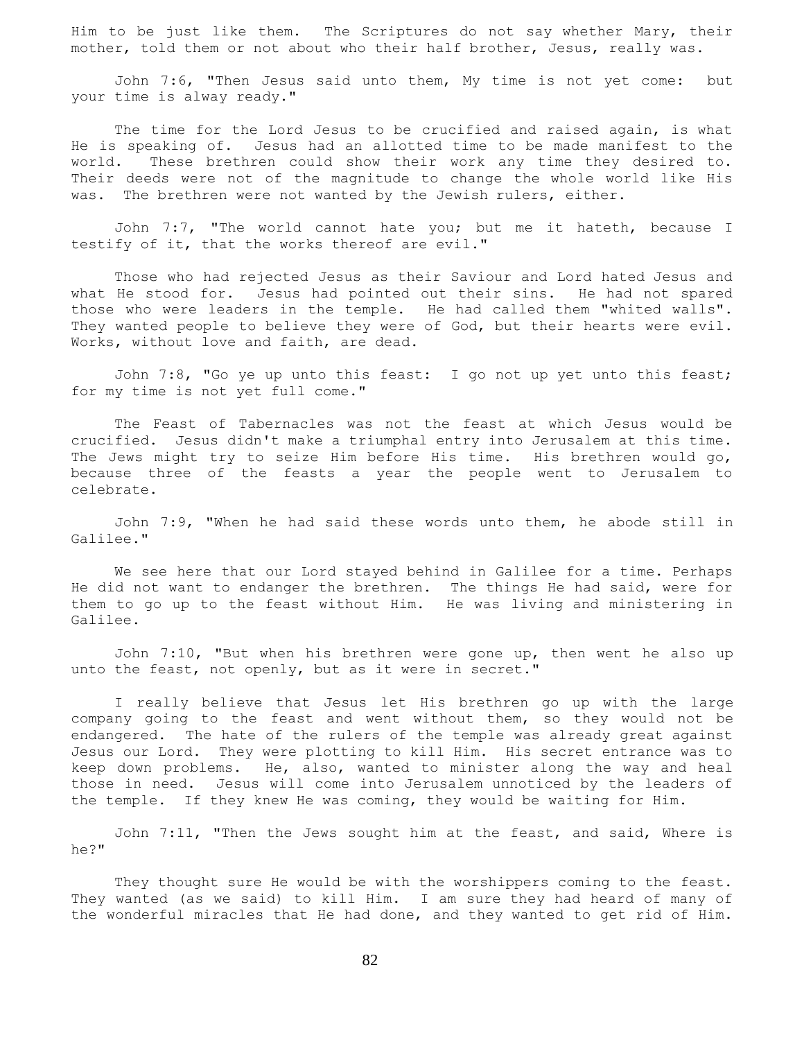Him to be just like them. The Scriptures do not say whether Mary, their mother, told them or not about who their half brother, Jesus, really was.

John 7:6, "Then Jesus said unto them, My time is not yet come: but your time is alway ready."

The time for the Lord Jesus to be crucified and raised again, is what He is speaking of. Jesus had an allotted time to be made manifest to the world. These brethren could show their work any time they desired to. Their deeds were not of the magnitude to change the whole world like His was. The brethren were not wanted by the Jewish rulers, either.

John 7:7, "The world cannot hate you; but me it hateth, because I testify of it, that the works thereof are evil."

Those who had rejected Jesus as their Saviour and Lord hated Jesus and what He stood for. Jesus had pointed out their sins. He had not spared those who were leaders in the temple. He had called them "whited walls". They wanted people to believe they were of God, but their hearts were evil. Works, without love and faith, are dead.

John 7:8, "Go ye up unto this feast: I go not up yet unto this feast; for my time is not yet full come."

The Feast of Tabernacles was not the feast at which Jesus would be crucified. Jesus didn't make a triumphal entry into Jerusalem at this time. The Jews might try to seize Him before His time. His brethren would go, because three of the feasts a year the people went to Jerusalem to celebrate.

John 7:9, "When he had said these words unto them, he abode still in Galilee."

We see here that our Lord stayed behind in Galilee for a time. Perhaps He did not want to endanger the brethren. The things He had said, were for them to go up to the feast without Him. He was living and ministering in Galilee.

John 7:10, "But when his brethren were gone up, then went he also up unto the feast, not openly, but as it were in secret."

I really believe that Jesus let His brethren go up with the large company going to the feast and went without them, so they would not be endangered. The hate of the rulers of the temple was already great against Jesus our Lord. They were plotting to kill Him. His secret entrance was to keep down problems. He, also, wanted to minister along the way and heal those in need. Jesus will come into Jerusalem unnoticed by the leaders of the temple. If they knew He was coming, they would be waiting for Him.

John 7:11, "Then the Jews sought him at the feast, and said, Where is he?"

They thought sure He would be with the worshippers coming to the feast. They wanted (as we said) to kill Him. I am sure they had heard of many of the wonderful miracles that He had done, and they wanted to get rid of Him.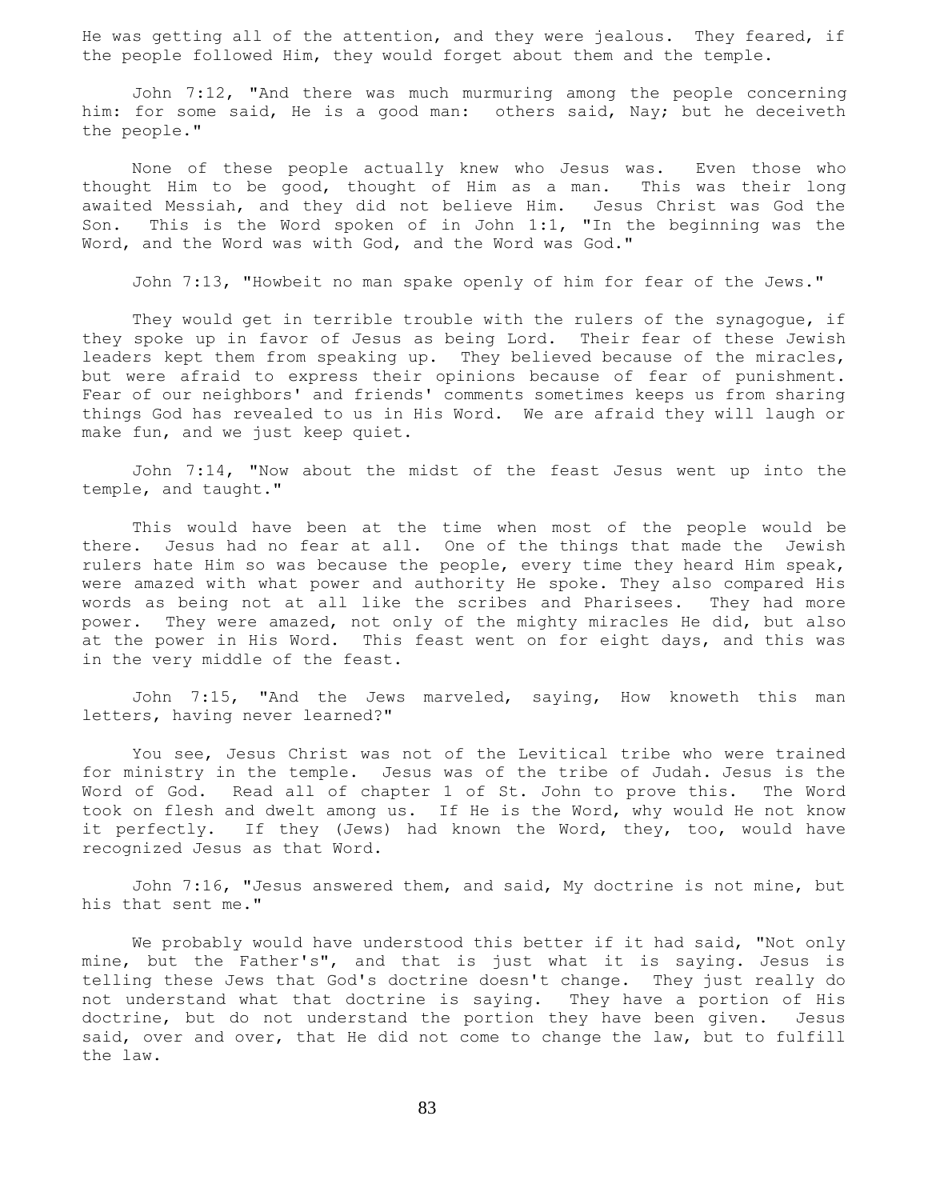He was getting all of the attention, and they were jealous. They feared, if the people followed Him, they would forget about them and the temple.

John 7:12, "And there was much murmuring among the people concerning him: for some said, He is a good man: others said, Nay; but he deceiveth the people."

None of these people actually knew who Jesus was. Even those who thought Him to be good, thought of Him as a man. This was their long awaited Messiah, and they did not believe Him. Jesus Christ was God the Son. This is the Word spoken of in John 1:1, "In the beginning was the Word, and the Word was with God, and the Word was God."

John 7:13, "Howbeit no man spake openly of him for fear of the Jews."

They would get in terrible trouble with the rulers of the synagogue, if they spoke up in favor of Jesus as being Lord. Their fear of these Jewish leaders kept them from speaking up. They believed because of the miracles, but were afraid to express their opinions because of fear of punishment. Fear of our neighbors' and friends' comments sometimes keeps us from sharing things God has revealed to us in His Word. We are afraid they will laugh or make fun, and we just keep quiet.

John 7:14, "Now about the midst of the feast Jesus went up into the temple, and taught."

This would have been at the time when most of the people would be there. Jesus had no fear at all. One of the things that made the Jewish rulers hate Him so was because the people, every time they heard Him speak, were amazed with what power and authority He spoke. They also compared His words as being not at all like the scribes and Pharisees. They had more power. They were amazed, not only of the mighty miracles He did, but also at the power in His Word. This feast went on for eight days, and this was in the very middle of the feast.

John 7:15, "And the Jews marveled, saying, How knoweth this man letters, having never learned?"

You see, Jesus Christ was not of the Levitical tribe who were trained for ministry in the temple. Jesus was of the tribe of Judah. Jesus is the Word of God. Read all of chapter 1 of St. John to prove this. The Word took on flesh and dwelt among us. If He is the Word, why would He not know it perfectly. If they (Jews) had known the Word, they, too, would have recognized Jesus as that Word.

John 7:16, "Jesus answered them, and said, My doctrine is not mine, but his that sent me."

We probably would have understood this better if it had said, "Not only mine, but the Father's", and that is just what it is saying. Jesus is telling these Jews that God's doctrine doesn't change. They just really do not understand what that doctrine is saying. They have a portion of His doctrine, but do not understand the portion they have been given. Jesus said, over and over, that He did not come to change the law, but to fulfill the law.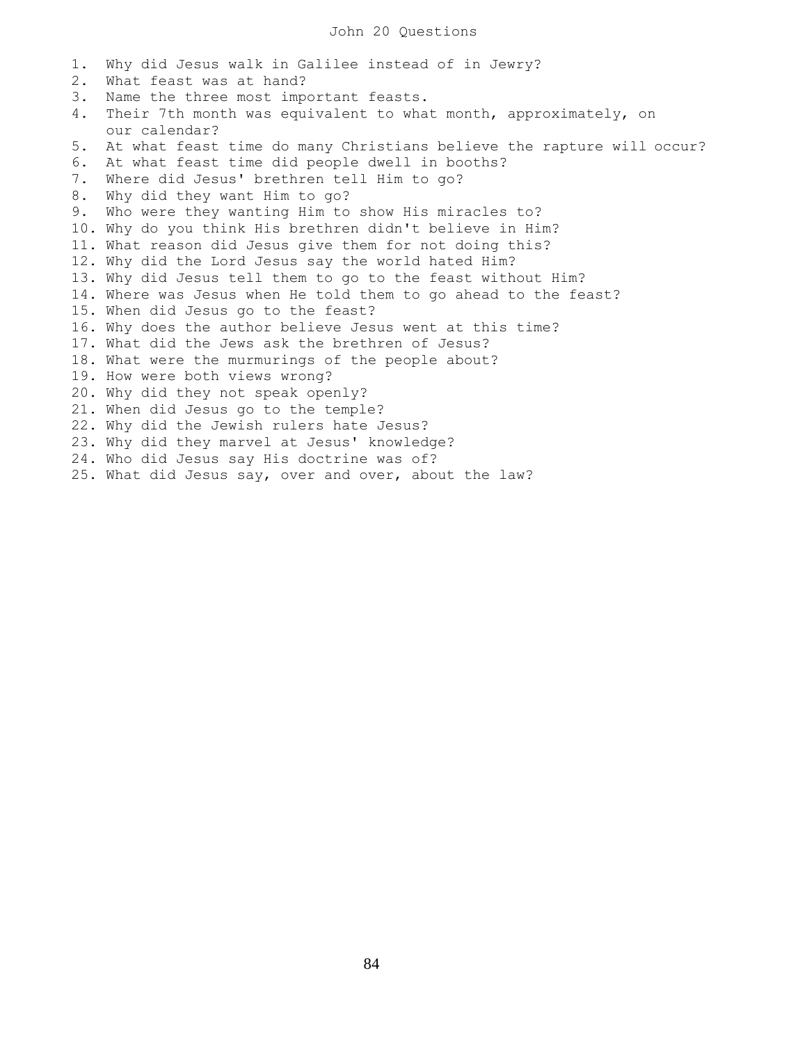# John 20 Questions

1. Why did Jesus walk in Galilee instead of in Jewry?
2. What feast was at hand?
3. Name the three most important feasts.
4. Their 7th month was equivalent to what month, approximately, on our calendar?
5. At what feast time do many Christians believe the rapture will occur?
6. At what feast time did people dwell in booths?
7. Where did Jesus' brethren tell Him to go?
8. Why did they want Him to go?
9. Who were they wanting Him to show His miracles to?
10. Why do you think His brethren didn't believe in Him?
11. What reason did Jesus give them for not doing this?
12. Why did the Lord Jesus say the world hated Him?
13. Why did Jesus tell them to go to the feast without Him?
14. Where was Jesus when He told them to go ahead to the feast?
15. When did Jesus go to the feast?
16. Why does the author believe Jesus went at this time?
17. What did the Jews ask the brethren of Jesus?
18. What were the murmurings of the people about?
19. How were both views wrong?
20. Why did they not speak openly?
21. When did Jesus go to the temple?
22. Why did the Jewish rulers hate Jesus?
23. Why did they marvel at Jesus' knowledge?
24. Who did Jesus say His doctrine was of?
25. What did Jesus say, over and over, about the law?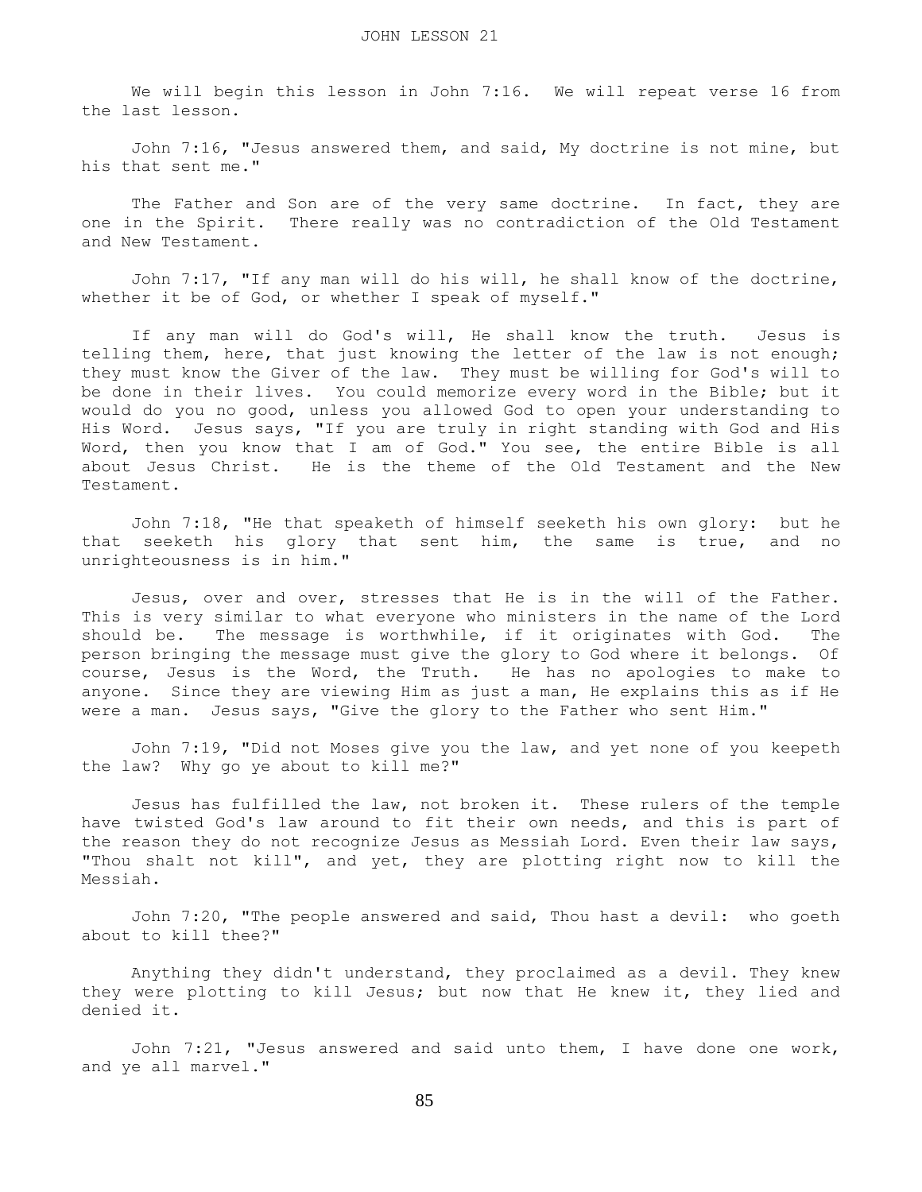# JOHN LESSON 21

We will begin this lesson in John 7:16. We will repeat verse 16 from the last lesson.

John 7:16, "Jesus answered them, and said, My doctrine is not mine, but his that sent me."

The Father and Son are of the very same doctrine. In fact, they are one in the Spirit. There really was no contradiction of the Old Testament and New Testament.

John 7:17, "If any man will do his will, he shall know of the doctrine, whether it be of God, or whether I speak of myself."

If any man will do God's will, He shall know the truth. Jesus is telling them, here, that just knowing the letter of the law is not enough; they must know the Giver of the law. They must be willing for God's will to be done in their lives. You could memorize every word in the Bible; but it would do you no good, unless you allowed God to open your understanding to His Word. Jesus says, "If you are truly in right standing with God and His Word, then you know that I am of God." You see, the entire Bible is all about Jesus Christ. He is the theme of the Old Testament and the New Testament.

John 7:18, "He that speaketh of himself seeketh his own glory: but he that seeketh his glory that sent him, the same is true, and no unrighteousness is in him."

Jesus, over and over, stresses that He is in the will of the Father. This is very similar to what everyone who ministers in the name of the Lord should be. The message is worthwhile, if it originates with God. The person bringing the message must give the glory to God where it belongs. Of course, Jesus is the Word, the Truth. He has no apologies to make to anyone. Since they are viewing Him as just a man, He explains this as if He were a man. Jesus says, "Give the glory to the Father who sent Him."

John 7:19, "Did not Moses give you the law, and yet none of you keepeth the law? Why go ye about to kill me?"

Jesus has fulfilled the law, not broken it. These rulers of the temple have twisted God's law around to fit their own needs, and this is part of the reason they do not recognize Jesus as Messiah Lord. Even their law says, "Thou shalt not kill", and yet, they are plotting right now to kill the Messiah.

John 7:20, "The people answered and said, Thou hast a devil: who goeth about to kill thee?"

Anything they didn't understand, they proclaimed as a devil. They knew they were plotting to kill Jesus; but now that He knew it, they lied and denied it.

John 7:21, "Jesus answered and said unto them, I have done one work, and ye all marvel."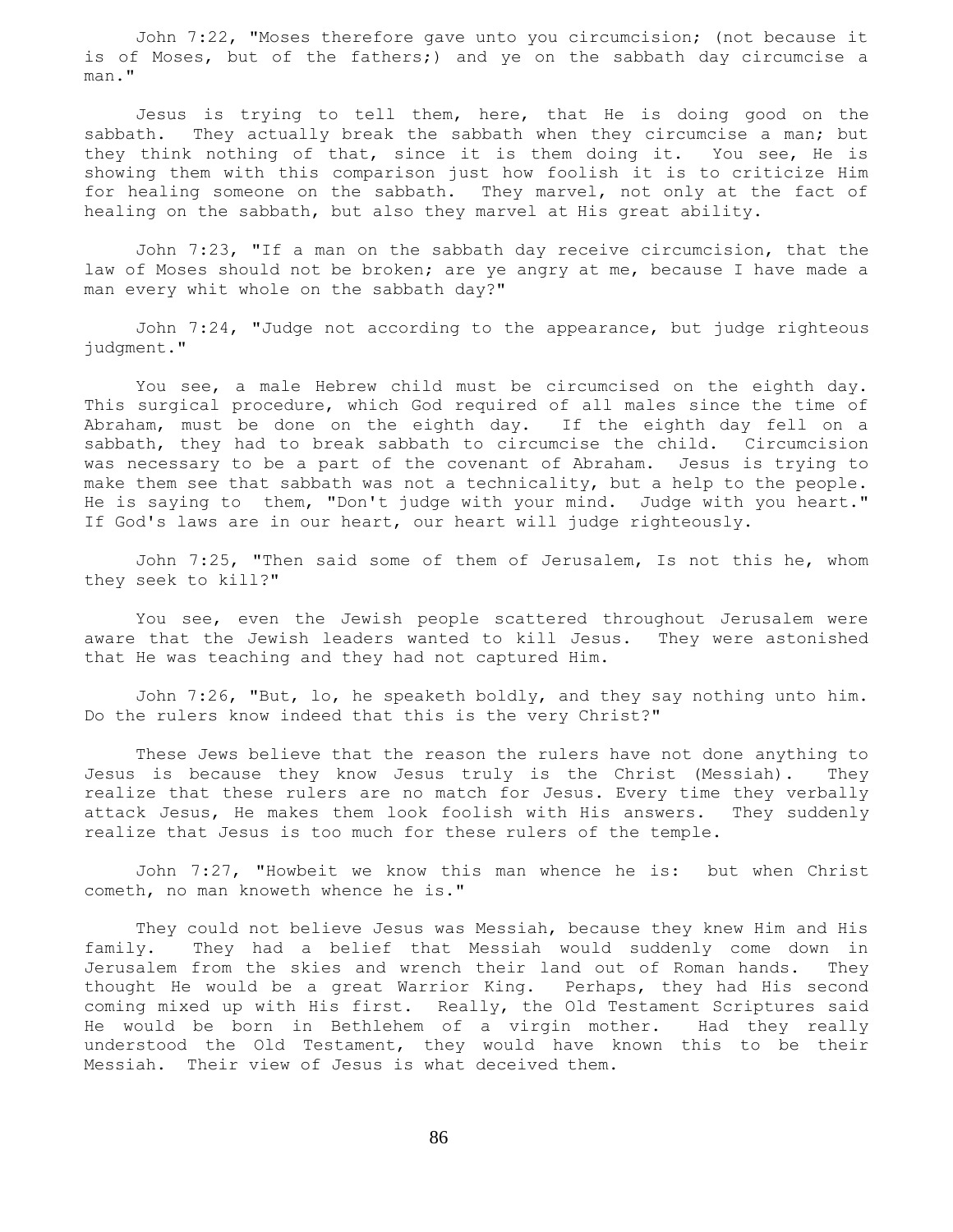John 7:22, "Moses therefore gave unto you circumcision; (not because it is of Moses, but of the fathers;) and ye on the sabbath day circumcise a man."

Jesus is trying to tell them, here, that He is doing good on the sabbath. They actually break the sabbath when they circumcise a man; but they think nothing of that, since it is them doing it. You see, He is showing them with this comparison just how foolish it is to criticize Him for healing someone on the sabbath. They marvel, not only at the fact of healing on the sabbath, but also they marvel at His great ability.

John 7:23, "If a man on the sabbath day receive circumcision, that the law of Moses should not be broken; are ye angry at me, because I have made a man every whit whole on the sabbath day?"

John 7:24, "Judge not according to the appearance, but judge righteous judgment."

You see, a male Hebrew child must be circumcised on the eighth day. This surgical procedure, which God required of all males since the time of Abraham, must be done on the eighth day. If the eighth day fell on a sabbath, they had to break sabbath to circumcise the child. Circumcision was necessary to be a part of the covenant of Abraham. Jesus is trying to make them see that sabbath was not a technicality, but a help to the people. He is saying to them, "Don't judge with your mind. Judge with you heart." If God's laws are in our heart, our heart will judge righteously.

John 7:25, "Then said some of them of Jerusalem, Is not this he, whom they seek to kill?"

You see, even the Jewish people scattered throughout Jerusalem were aware that the Jewish leaders wanted to kill Jesus. They were astonished that He was teaching and they had not captured Him.

John 7:26, "But, lo, he speaketh boldly, and they say nothing unto him. Do the rulers know indeed that this is the very Christ?"

These Jews believe that the reason the rulers have not done anything to Jesus is because they know Jesus truly is the Christ (Messiah). They realize that these rulers are no match for Jesus. Every time they verbally attack Jesus, He makes them look foolish with His answers. They suddenly realize that Jesus is too much for these rulers of the temple.

John 7:27, "Howbeit we know this man whence he is: but when Christ cometh, no man knoweth whence he is."

They could not believe Jesus was Messiah, because they knew Him and His family. They had a belief that Messiah would suddenly come down in Jerusalem from the skies and wrench their land out of Roman hands. They thought He would be a great Warrior King. Perhaps, they had His second coming mixed up with His first. Really, the Old Testament Scriptures said He would be born in Bethlehem of a virgin mother. Had they really understood the Old Testament, they would have known this to be their Messiah. Their view of Jesus is what deceived them.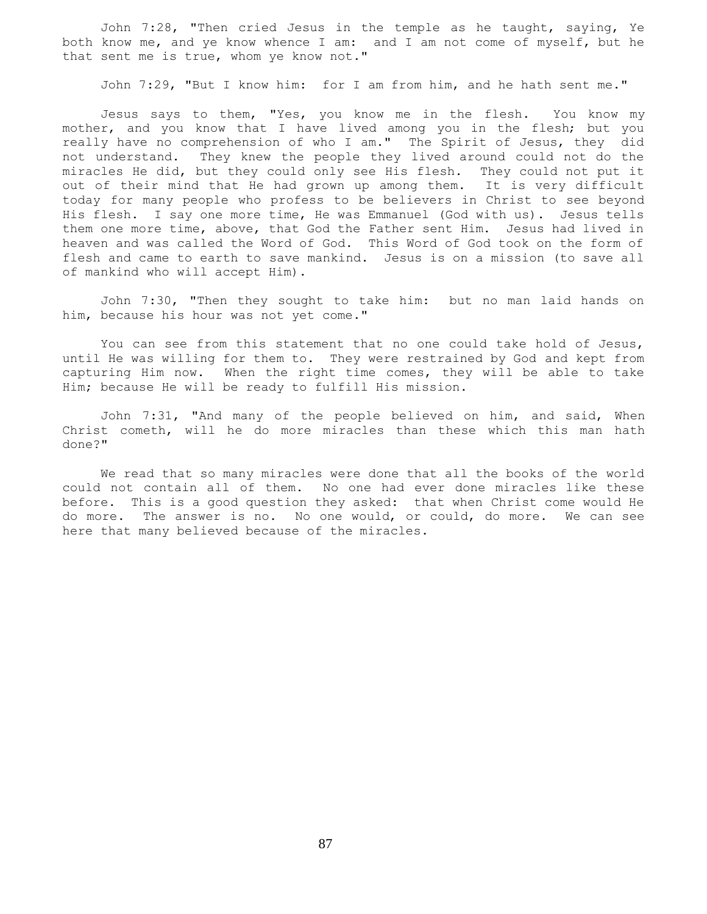John 7:28, "Then cried Jesus in the temple as he taught, saying, Ye both know me, and ye know whence I am: and I am not come of myself, but he that sent me is true, whom ye know not."

John 7:29, "But I know him: for I am from him, and he hath sent me."

Jesus says to them, "Yes, you know me in the flesh. You know my mother, and you know that I have lived among you in the flesh; but you really have no comprehension of who I am." The Spirit of Jesus, they did not understand. They knew the people they lived around could not do the miracles He did, but they could only see His flesh. They could not put it out of their mind that He had grown up among them. It is very difficult today for many people who profess to be believers in Christ to see beyond His flesh. I say one more time, He was Emmanuel (God with us). Jesus tells them one more time, above, that God the Father sent Him. Jesus had lived in heaven and was called the Word of God. This Word of God took on the form of flesh and came to earth to save mankind. Jesus is on a mission (to save all of mankind who will accept Him).

John 7:30, "Then they sought to take him: but no man laid hands on him, because his hour was not yet come."

You can see from this statement that no one could take hold of Jesus, until He was willing for them to. They were restrained by God and kept from capturing Him now. When the right time comes, they will be able to take Him; because He will be ready to fulfill His mission.

John 7:31, "And many of the people believed on him, and said, When Christ cometh, will he do more miracles than these which this man hath done?"

We read that so many miracles were done that all the books of the world could not contain all of them. No one had ever done miracles like these before. This is a good question they asked: that when Christ come would He do more. The answer is no. No one would, or could, do more. We can see here that many believed because of the miracles.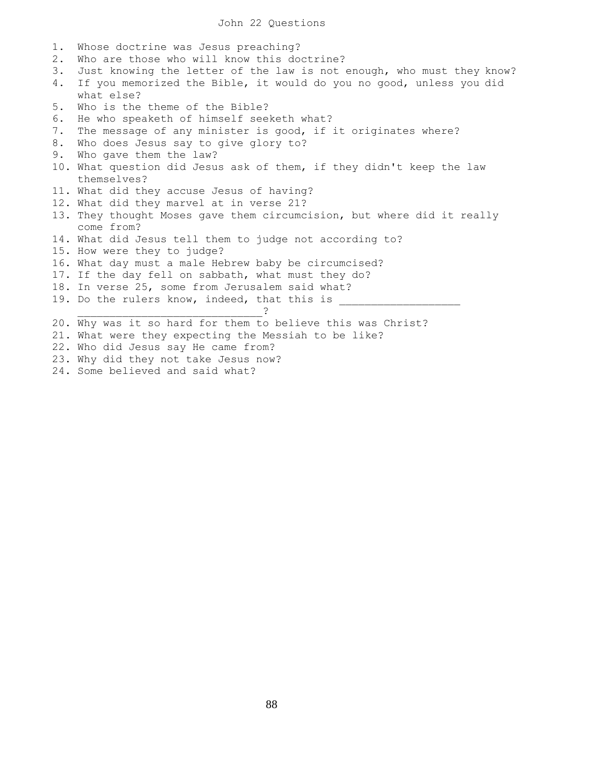# John 22 Questions

1. Whose doctrine was Jesus preaching?
2. Who are those who will know this doctrine?
3. Just knowing the letter of the law is not enough, who must they know?
4. If you memorized the Bible, it would do you no good, unless you did what else?
5. Who is the theme of the Bible?
6. He who speaketh of himself seeketh what?
7. The message of any minister is good, if it originates where?
8. Who does Jesus say to give glory to?
9. Who gave them the law?
10. What question did Jesus ask of them, if they didn't keep the law themselves?
11. What did they accuse Jesus of having?
12. What did they marvel at in verse 21?
13. They thought Moses gave them circumcision, but where did it really come from?
14. What did Jesus tell them to judge not according to?
15. How were they to judge?
16. What day must a male Hebrew baby be circumcised?
17. If the day fell on sabbath, what must they do?
18. In verse 25, some from Jerusalem said what?
19. Do the rulers know, indeed, that this is ___________________ ____________________________?
20. Why was it so hard for them to believe this was Christ?
21. What were they expecting the Messiah to be like?
22. Who did Jesus say He came from?
23. Why did they not take Jesus now?
24. Some believed and said what?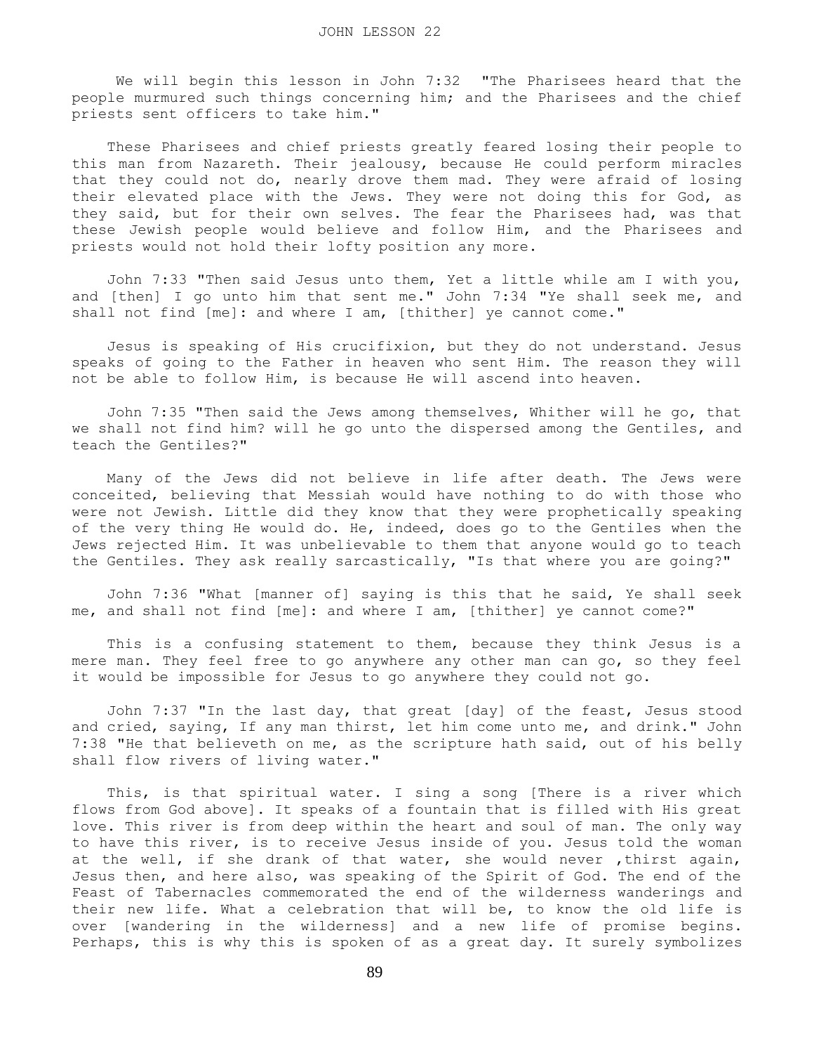# JOHN LESSON 22

We will begin this lesson in John 7:32 "The Pharisees heard that the people murmured such things concerning him; and the Pharisees and the chief priests sent officers to take him."

These Pharisees and chief priests greatly feared losing their people to this man from Nazareth. Their jealousy, because He could perform miracles that they could not do, nearly drove them mad. They were afraid of losing their elevated place with the Jews. They were not doing this for God, as they said, but for their own selves. The fear the Pharisees had, was that these Jewish people would believe and follow Him, and the Pharisees and priests would not hold their lofty position any more.

John 7:33 "Then said Jesus unto them, Yet a little while am I with you, and [then] I go unto him that sent me." John 7:34 "Ye shall seek me, and shall not find [me]: and where I am, [thither] ye cannot come."

Jesus is speaking of His crucifixion, but they do not understand. Jesus speaks of going to the Father in heaven who sent Him. The reason they will not be able to follow Him, is because He will ascend into heaven.

John 7:35 "Then said the Jews among themselves, Whither will he go, that we shall not find him? will he go unto the dispersed among the Gentiles, and teach the Gentiles?"

Many of the Jews did not believe in life after death. The Jews were conceited, believing that Messiah would have nothing to do with those who were not Jewish. Little did they know that they were prophetically speaking of the very thing He would do. He, indeed, does go to the Gentiles when the Jews rejected Him. It was unbelievable to them that anyone would go to teach the Gentiles. They ask really sarcastically, "Is that where you are going?"

John 7:36 "What [manner of] saying is this that he said, Ye shall seek me, and shall not find [me]: and where I am, [thither] ye cannot come?"

This is a confusing statement to them, because they think Jesus is a mere man. They feel free to go anywhere any other man can go, so they feel it would be impossible for Jesus to go anywhere they could not go.

John 7:37 "In the last day, that great [day] of the feast, Jesus stood and cried, saying, If any man thirst, let him come unto me, and drink." John 7:38 "He that believeth on me, as the scripture hath said, out of his belly shall flow rivers of living water."

This, is that spiritual water. I sing a song [There is a river which flows from God above]. It speaks of a fountain that is filled with His great love. This river is from deep within the heart and soul of man. The only way to have this river, is to receive Jesus inside of you. Jesus told the woman at the well, if she drank of that water, she would never ,thirst again, Jesus then, and here also, was speaking of the Spirit of God. The end of the Feast of Tabernacles commemorated the end of the wilderness wanderings and their new life. What a celebration that will be, to know the old life is over [wandering in the wilderness] and a new life of promise begins. Perhaps, this is why this is spoken of as a great day. It surely symbolizes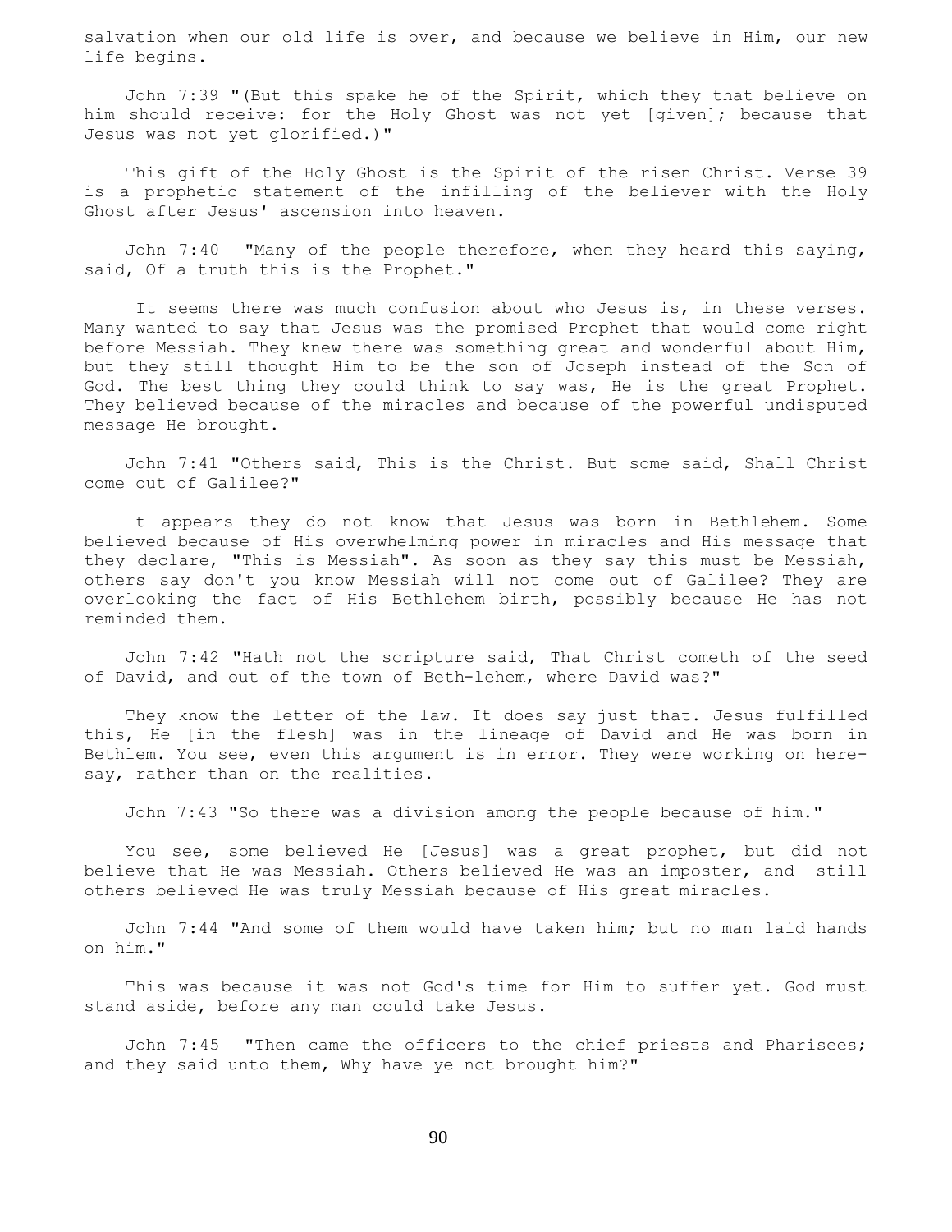salvation when our old life is over, and because we believe in Him, our new life begins.

John 7:39 "(But this spake he of the Spirit, which they that believe on him should receive: for the Holy Ghost was not yet [given]; because that Jesus was not yet glorified.)"

This gift of the Holy Ghost is the Spirit of the risen Christ. Verse 39 is a prophetic statement of the infilling of the believer with the Holy Ghost after Jesus' ascension into heaven.

John 7:40 "Many of the people therefore, when they heard this saying, said, Of a truth this is the Prophet."

It seems there was much confusion about who Jesus is, in these verses. Many wanted to say that Jesus was the promised Prophet that would come right before Messiah. They knew there was something great and wonderful about Him, but they still thought Him to be the son of Joseph instead of the Son of God. The best thing they could think to say was, He is the great Prophet. They believed because of the miracles and because of the powerful undisputed message He brought.

John 7:41 "Others said, This is the Christ. But some said, Shall Christ come out of Galilee?"

It appears they do not know that Jesus was born in Bethlehem. Some believed because of His overwhelming power in miracles and His message that they declare, "This is Messiah". As soon as they say this must be Messiah, others say don't you know Messiah will not come out of Galilee? They are overlooking the fact of His Bethlehem birth, possibly because He has not reminded them.

John 7:42 "Hath not the scripture said, That Christ cometh of the seed of David, and out of the town of Beth-lehem, where David was?"

They know the letter of the law. It does say just that. Jesus fulfilled this, He [in the flesh] was in the lineage of David and He was born in Bethlem. You see, even this argument is in error. They were working on here-say, rather than on the realities.

John 7:43 "So there was a division among the people because of him."

You see, some believed He [Jesus] was a great prophet, but did not believe that He was Messiah. Others believed He was an imposter, and still others believed He was truly Messiah because of His great miracles.

John 7:44 "And some of them would have taken him; but no man laid hands on him."

This was because it was not God's time for Him to suffer yet. God must stand aside, before any man could take Jesus.

John 7:45 "Then came the officers to the chief priests and Pharisees; and they said unto them, Why have ye not brought him?"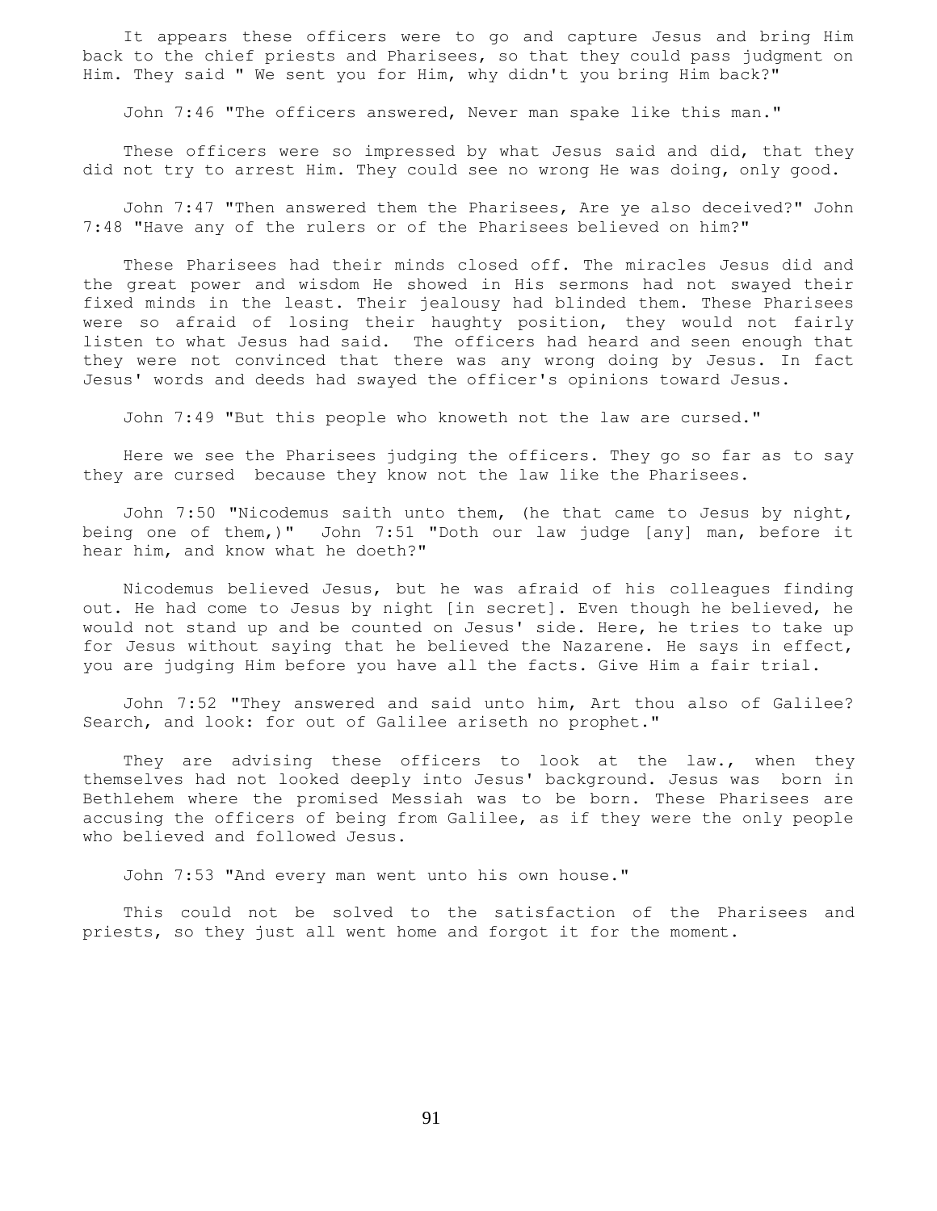It appears these officers were to go and capture Jesus and bring Him back to the chief priests and Pharisees, so that they could pass judgment on Him. They said " We sent you for Him, why didn't you bring Him back?"

John 7:46 "The officers answered, Never man spake like this man."

These officers were so impressed by what Jesus said and did, that they did not try to arrest Him. They could see no wrong He was doing, only good.

John 7:47 "Then answered them the Pharisees, Are ye also deceived?" John 7:48 "Have any of the rulers or of the Pharisees believed on him?"

These Pharisees had their minds closed off. The miracles Jesus did and the great power and wisdom He showed in His sermons had not swayed their fixed minds in the least. Their jealousy had blinded them. These Pharisees were so afraid of losing their haughty position, they would not fairly listen to what Jesus had said. The officers had heard and seen enough that they were not convinced that there was any wrong doing by Jesus. In fact Jesus' words and deeds had swayed the officer's opinions toward Jesus.

John 7:49 "But this people who knoweth not the law are cursed."

Here we see the Pharisees judging the officers. They go so far as to say they are cursed because they know not the law like the Pharisees.

John 7:50 "Nicodemus saith unto them, (he that came to Jesus by night, being one of them,)" John 7:51 "Doth our law judge [any] man, before it hear him, and know what he doeth?"

Nicodemus believed Jesus, but he was afraid of his colleagues finding out. He had come to Jesus by night [in secret]. Even though he believed, he would not stand up and be counted on Jesus' side. Here, he tries to take up for Jesus without saying that he believed the Nazarene. He says in effect, you are judging Him before you have all the facts. Give Him a fair trial.

John 7:52 "They answered and said unto him, Art thou also of Galilee? Search, and look: for out of Galilee ariseth no prophet."

They are advising these officers to look at the law., when they themselves had not looked deeply into Jesus' background. Jesus was born in Bethlehem where the promised Messiah was to be born. These Pharisees are accusing the officers of being from Galilee, as if they were the only people who believed and followed Jesus.

John 7:53 "And every man went unto his own house."

This could not be solved to the satisfaction of the Pharisees and priests, so they just all went home and forgot it for the moment.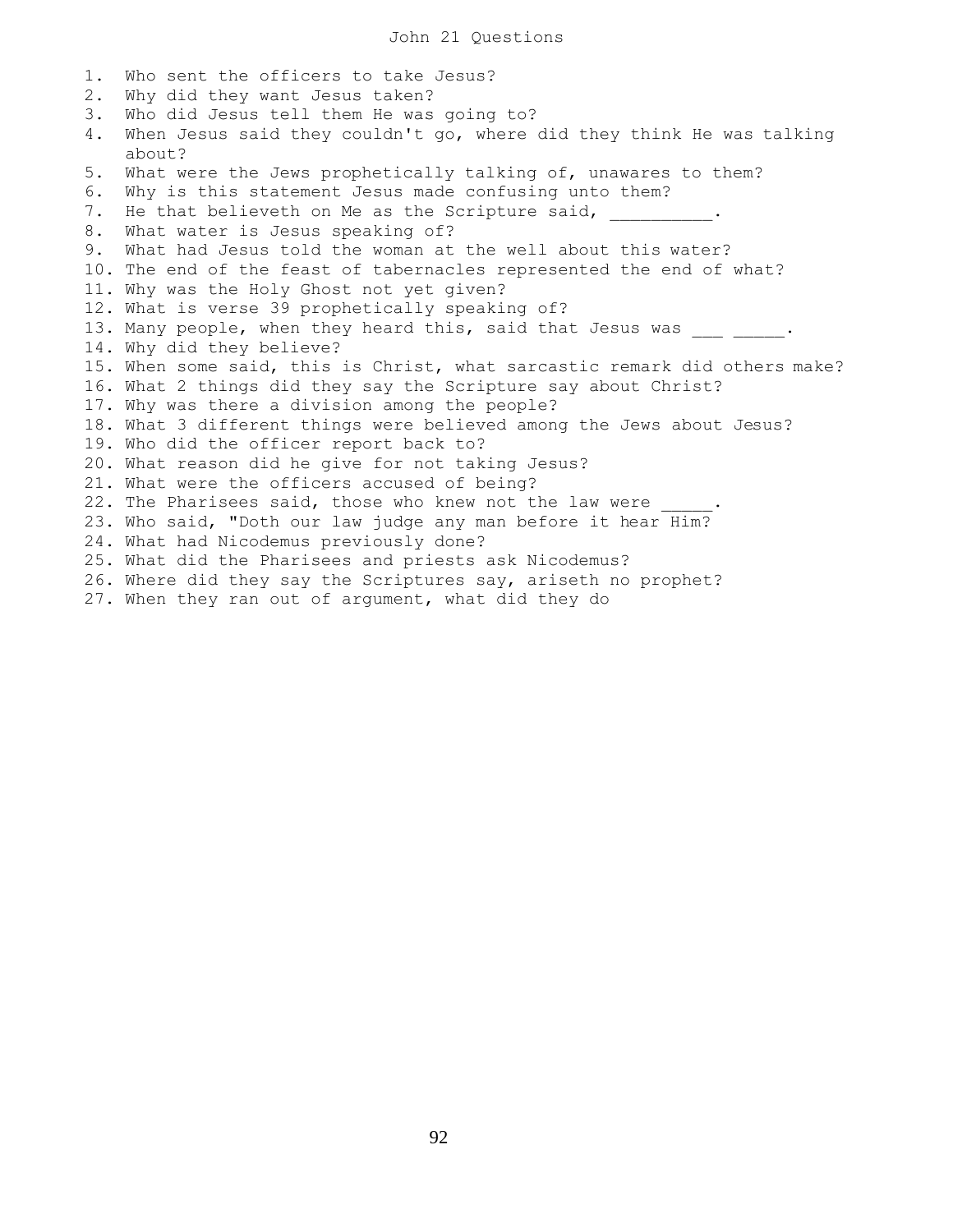# John 21 Questions

1. Who sent the officers to take Jesus?
2. Why did they want Jesus taken?
3. Who did Jesus tell them He was going to?
4. When Jesus said they couldn't go, where did they think He was talking about?
5. What were the Jews prophetically talking of, unawares to them?
6. Why is this statement Jesus made confusing unto them?
7. He that believeth on Me as the Scripture said, __________.
8. What water is Jesus speaking of?
9. What had Jesus told the woman at the well about this water?
10. The end of the feast of tabernacles represented the end of what?
11. Why was the Holy Ghost not yet given?
12. What is verse 39 prophetically speaking of?
13. Many people, when they heard this, said that Jesus was ___ _____.
14. Why did they believe?
15. When some said, this is Christ, what sarcastic remark did others make?
16. What 2 things did they say the Scripture say about Christ?
17. Why was there a division among the people?
18. What 3 different things were believed among the Jews about Jesus?
19. Who did the officer report back to?
20. What reason did he give for not taking Jesus?
21. What were the officers accused of being?
22. The Pharisees said, those who knew not the law were _____.
23. Who said, "Doth our law judge any man before it hear Him?
24. What had Nicodemus previously done?
25. What did the Pharisees and priests ask Nicodemus?
26. Where did they say the Scriptures say, ariseth no prophet?
27. When they ran out of argument, what did they do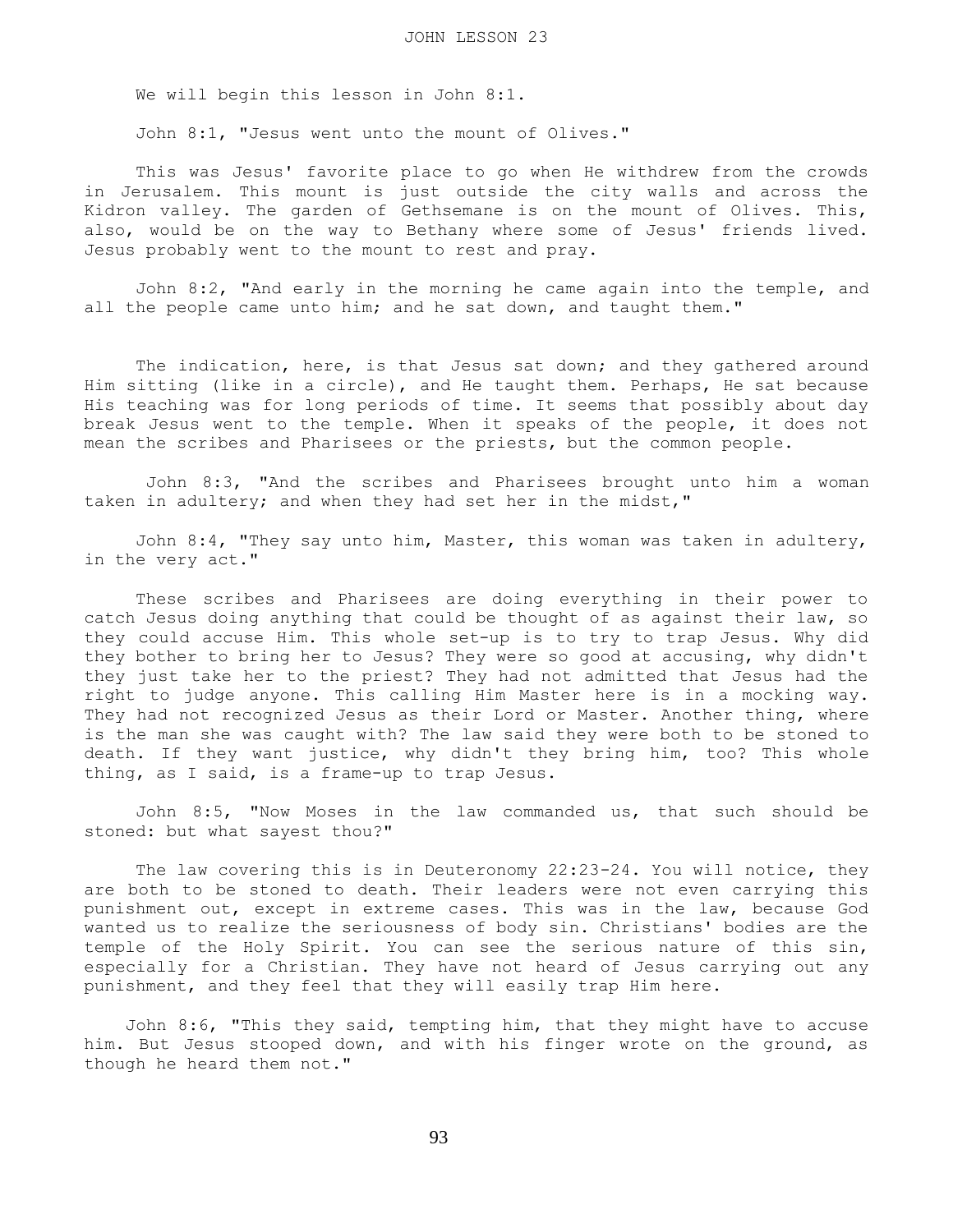# JOHN LESSON 23

We will begin this lesson in John 8:1.

John 8:1, "Jesus went unto the mount of Olives."

This was Jesus' favorite place to go when He withdrew from the crowds in Jerusalem. This mount is just outside the city walls and across the Kidron valley. The garden of Gethsemane is on the mount of Olives. This, also, would be on the way to Bethany where some of Jesus' friends lived. Jesus probably went to the mount to rest and pray.

John 8:2, "And early in the morning he came again into the temple, and all the people came unto him; and he sat down, and taught them."

The indication, here, is that Jesus sat down; and they gathered around Him sitting (like in a circle), and He taught them. Perhaps, He sat because His teaching was for long periods of time. It seems that possibly about day break Jesus went to the temple. When it speaks of the people, it does not mean the scribes and Pharisees or the priests, but the common people.

John 8:3, "And the scribes and Pharisees brought unto him a woman taken in adultery; and when they had set her in the midst,"

John 8:4, "They say unto him, Master, this woman was taken in adultery, in the very act."

These scribes and Pharisees are doing everything in their power to catch Jesus doing anything that could be thought of as against their law, so they could accuse Him. This whole set-up is to try to trap Jesus. Why did they bother to bring her to Jesus? They were so good at accusing, why didn't they just take her to the priest? They had not admitted that Jesus had the right to judge anyone. This calling Him Master here is in a mocking way. They had not recognized Jesus as their Lord or Master. Another thing, where is the man she was caught with? The law said they were both to be stoned to death. If they want justice, why didn't they bring him, too? This whole thing, as I said, is a frame-up to trap Jesus.

John 8:5, "Now Moses in the law commanded us, that such should be stoned: but what sayest thou?"

The law covering this is in Deuteronomy 22:23-24. You will notice, they are both to be stoned to death. Their leaders were not even carrying this punishment out, except in extreme cases. This was in the law, because God wanted us to realize the seriousness of body sin. Christians' bodies are the temple of the Holy Spirit. You can see the serious nature of this sin, especially for a Christian. They have not heard of Jesus carrying out any punishment, and they feel that they will easily trap Him here.

John 8:6, "This they said, tempting him, that they might have to accuse him. But Jesus stooped down, and with his finger wrote on the ground, as though he heard them not."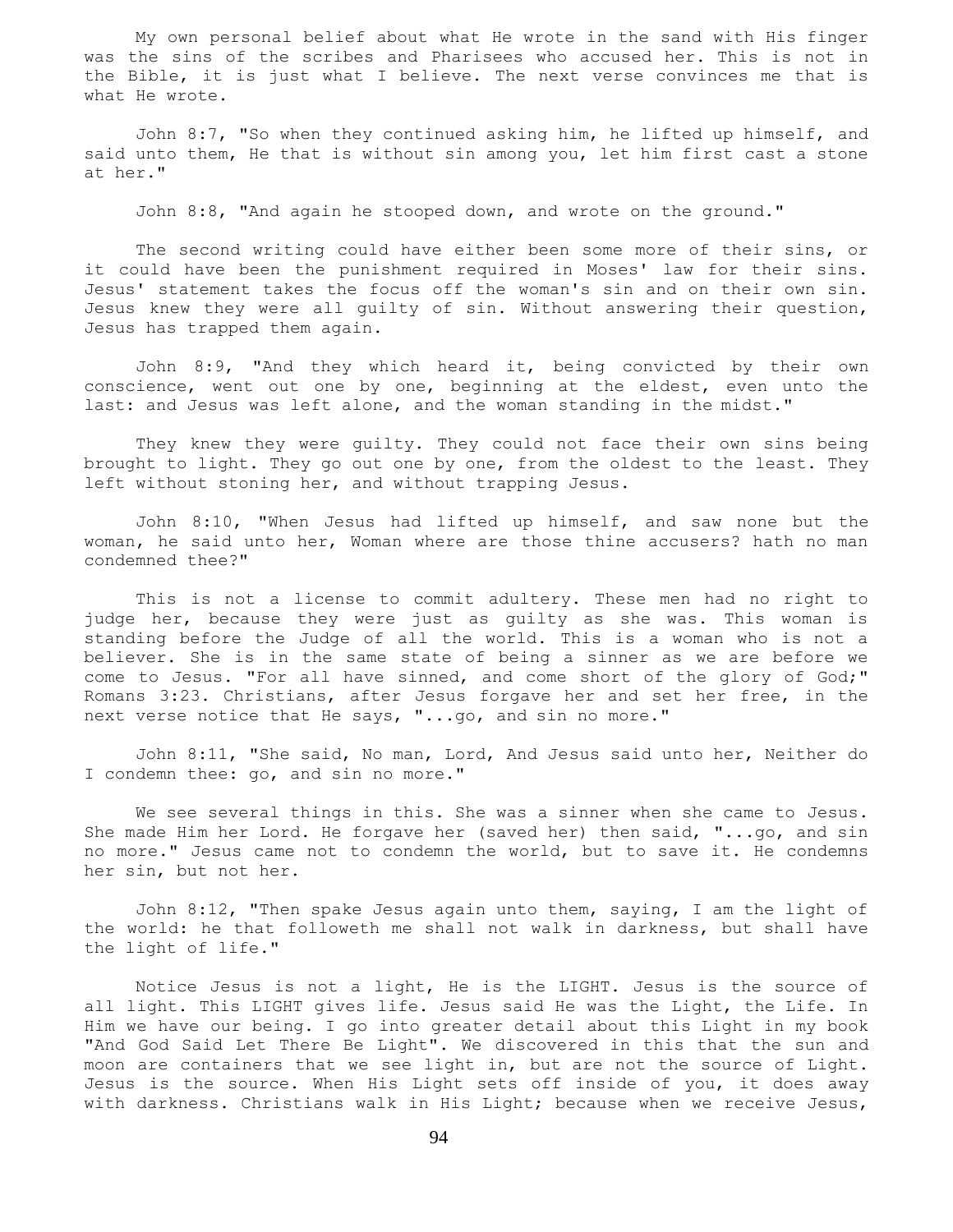My own personal belief about what He wrote in the sand with His finger was the sins of the scribes and Pharisees who accused her. This is not in the Bible, it is just what I believe. The next verse convinces me that is what He wrote.

John 8:7, "So when they continued asking him, he lifted up himself, and said unto them, He that is without sin among you, let him first cast a stone at her."

John 8:8, "And again he stooped down, and wrote on the ground."

The second writing could have either been some more of their sins, or it could have been the punishment required in Moses' law for their sins. Jesus' statement takes the focus off the woman's sin and on their own sin. Jesus knew they were all guilty of sin. Without answering their question, Jesus has trapped them again.

John 8:9, "And they which heard it, being convicted by their own conscience, went out one by one, beginning at the eldest, even unto the last: and Jesus was left alone, and the woman standing in the midst."

They knew they were guilty. They could not face their own sins being brought to light. They go out one by one, from the oldest to the least. They left without stoning her, and without trapping Jesus.

John 8:10, "When Jesus had lifted up himself, and saw none but the woman, he said unto her, Woman where are those thine accusers? hath no man condemned thee?"

This is not a license to commit adultery. These men had no right to judge her, because they were just as guilty as she was. This woman is standing before the Judge of all the world. This is a woman who is not a believer. She is in the same state of being a sinner as we are before we come to Jesus. "For all have sinned, and come short of the glory of God;" Romans 3:23. Christians, after Jesus forgave her and set her free, in the next verse notice that He says, "...go, and sin no more."

John 8:11, "She said, No man, Lord, And Jesus said unto her, Neither do I condemn thee: go, and sin no more."

We see several things in this. She was a sinner when she came to Jesus. She made Him her Lord. He forgave her (saved her) then said, "...go, and sin no more." Jesus came not to condemn the world, but to save it. He condemns her sin, but not her.

John 8:12, "Then spake Jesus again unto them, saying, I am the light of the world: he that followeth me shall not walk in darkness, but shall have the light of life."

Notice Jesus is not a light, He is the LIGHT. Jesus is the source of all light. This LIGHT gives life. Jesus said He was the Light, the Life. In Him we have our being. I go into greater detail about this Light in my book "And God Said Let There Be Light". We discovered in this that the sun and moon are containers that we see light in, but are not the source of Light. Jesus is the source. When His Light sets off inside of you, it does away with darkness. Christians walk in His Light; because when we receive Jesus,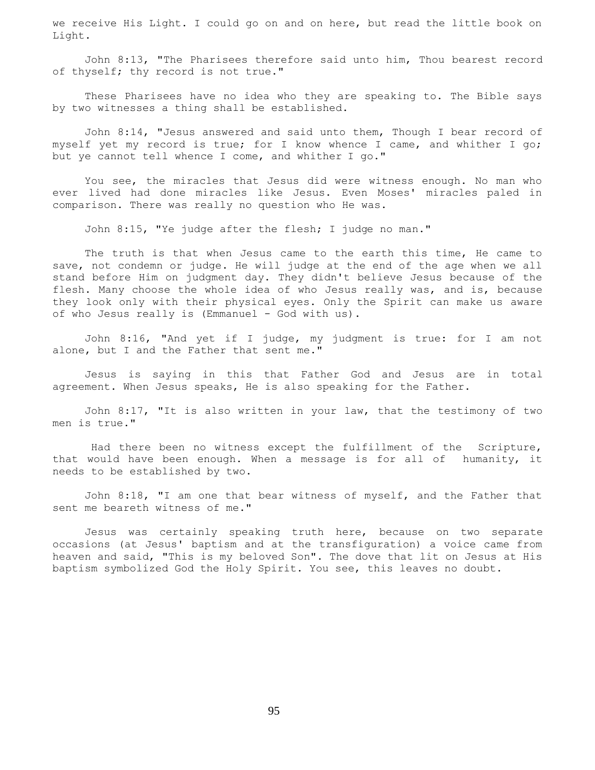we receive His Light. I could go on and on here, but read the little book on Light.

John 8:13, "The Pharisees therefore said unto him, Thou bearest record of thyself; thy record is not true."

These Pharisees have no idea who they are speaking to. The Bible says by two witnesses a thing shall be established.

John 8:14, "Jesus answered and said unto them, Though I bear record of myself yet my record is true; for I know whence I came, and whither I go; but ye cannot tell whence I come, and whither I go."

You see, the miracles that Jesus did were witness enough. No man who ever lived had done miracles like Jesus. Even Moses' miracles paled in comparison. There was really no question who He was.

John 8:15, "Ye judge after the flesh; I judge no man."

The truth is that when Jesus came to the earth this time, He came to save, not condemn or judge. He will judge at the end of the age when we all stand before Him on judgment day. They didn't believe Jesus because of the flesh. Many choose the whole idea of who Jesus really was, and is, because they look only with their physical eyes. Only the Spirit can make us aware of who Jesus really is (Emmanuel - God with us).

John 8:16, "And yet if I judge, my judgment is true: for I am not alone, but I and the Father that sent me."

Jesus is saying in this that Father God and Jesus are in total agreement. When Jesus speaks, He is also speaking for the Father.

John 8:17, "It is also written in your law, that the testimony of two men is true."

Had there been no witness except the fulfillment of the Scripture, that would have been enough. When a message is for all of humanity, it needs to be established by two.

John 8:18, "I am one that bear witness of myself, and the Father that sent me beareth witness of me."

Jesus was certainly speaking truth here, because on two separate occasions (at Jesus' baptism and at the transfiguration) a voice came from heaven and said, "This is my beloved Son". The dove that lit on Jesus at His baptism symbolized God the Holy Spirit. You see, this leaves no doubt.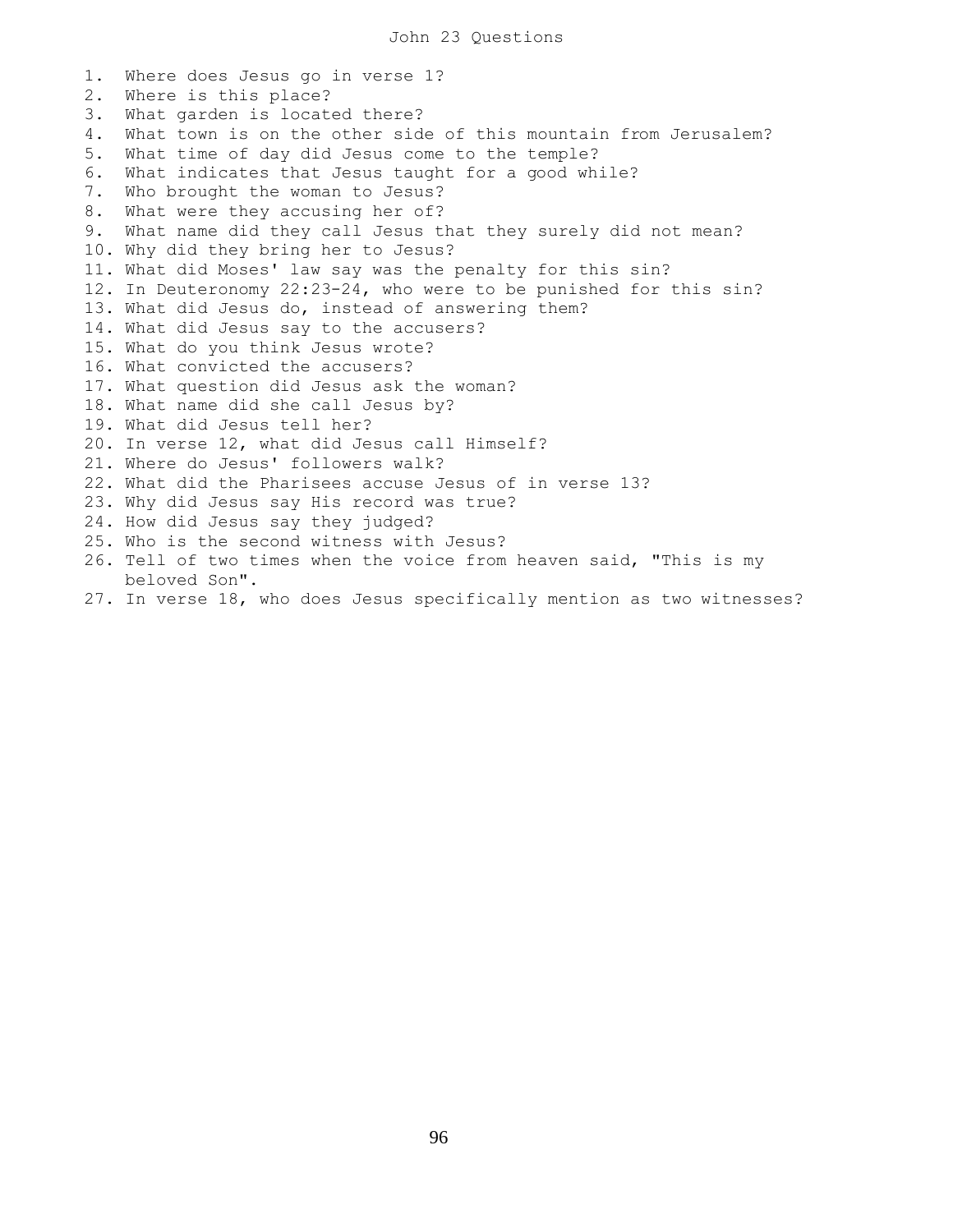# John 23 Questions

1. Where does Jesus go in verse 1?
2. Where is this place?
3. What garden is located there?
4. What town is on the other side of this mountain from Jerusalem?
5. What time of day did Jesus come to the temple?
6. What indicates that Jesus taught for a good while?
7. Who brought the woman to Jesus?
8. What were they accusing her of?
9. What name did they call Jesus that they surely did not mean?
10. Why did they bring her to Jesus?
11. What did Moses' law say was the penalty for this sin?
12. In Deuteronomy 22:23-24, who were to be punished for this sin?
13. What did Jesus do, instead of answering them?
14. What did Jesus say to the accusers?
15. What do you think Jesus wrote?
16. What convicted the accusers?
17. What question did Jesus ask the woman?
18. What name did she call Jesus by?
19. What did Jesus tell her?
20. In verse 12, what did Jesus call Himself?
21. Where do Jesus' followers walk?
22. What did the Pharisees accuse Jesus of in verse 13?
23. Why did Jesus say His record was true?
24. How did Jesus say they judged?
25. Who is the second witness with Jesus?
26. Tell of two times when the voice from heaven said, "This is my beloved Son".
27. In verse 18, who does Jesus specifically mention as two witnesses?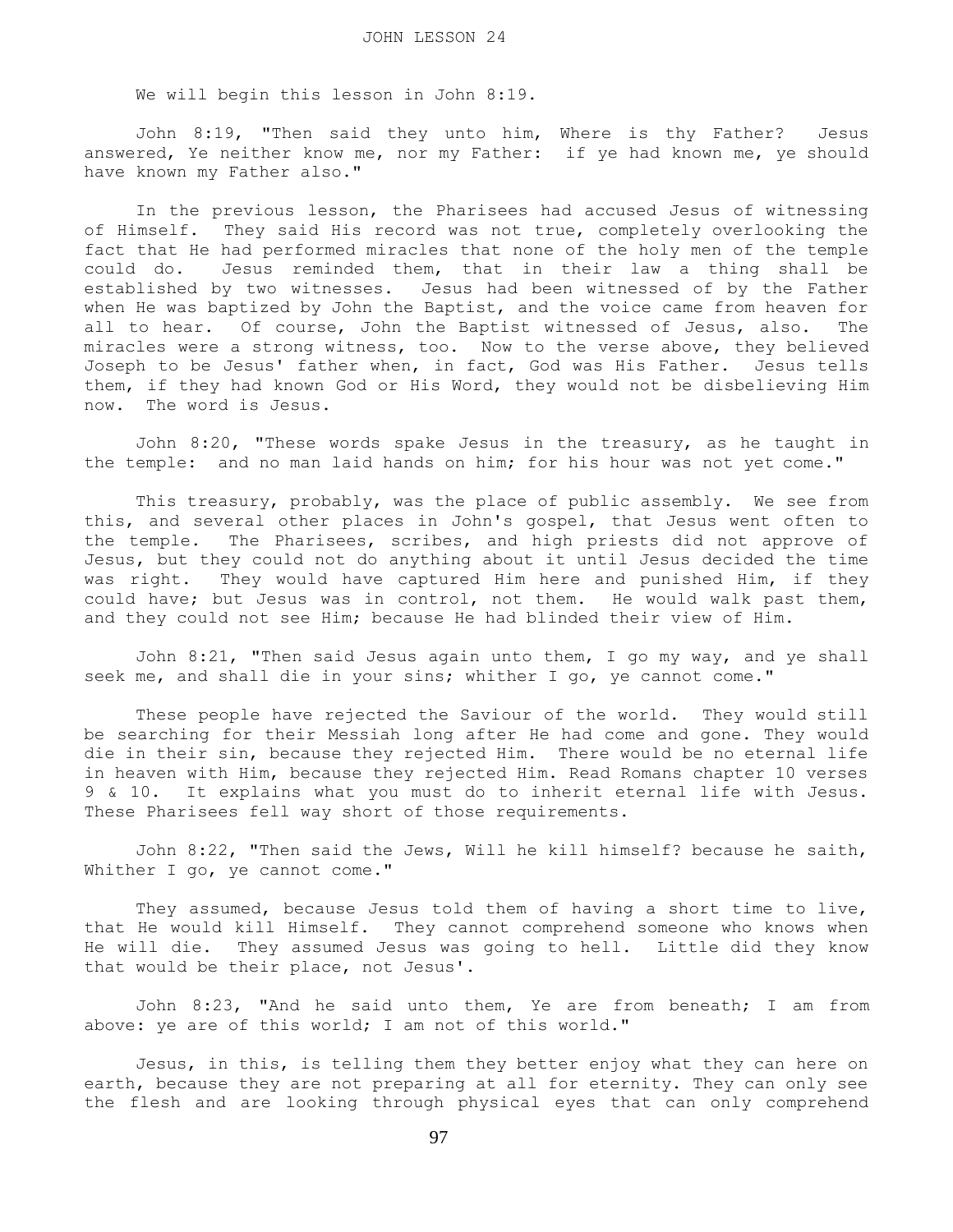# JOHN LESSON 24

We will begin this lesson in John 8:19.

John 8:19, "Then said they unto him, Where is thy Father? Jesus answered, Ye neither know me, nor my Father: if ye had known me, ye should have known my Father also."

In the previous lesson, the Pharisees had accused Jesus of witnessing of Himself. They said His record was not true, completely overlooking the fact that He had performed miracles that none of the holy men of the temple could do. Jesus reminded them, that in their law a thing shall be established by two witnesses. Jesus had been witnessed of by the Father when He was baptized by John the Baptist, and the voice came from heaven for all to hear. Of course, John the Baptist witnessed of Jesus, also. The miracles were a strong witness, too. Now to the verse above, they believed Joseph to be Jesus' father when, in fact, God was His Father. Jesus tells them, if they had known God or His Word, they would not be disbelieving Him now. The word is Jesus.

John 8:20, "These words spake Jesus in the treasury, as he taught in the temple: and no man laid hands on him; for his hour was not yet come."

This treasury, probably, was the place of public assembly. We see from this, and several other places in John's gospel, that Jesus went often to the temple. The Pharisees, scribes, and high priests did not approve of Jesus, but they could not do anything about it until Jesus decided the time was right. They would have captured Him here and punished Him, if they could have; but Jesus was in control, not them. He would walk past them, and they could not see Him; because He had blinded their view of Him.

John 8:21, "Then said Jesus again unto them, I go my way, and ye shall seek me, and shall die in your sins; whither I go, ye cannot come."

These people have rejected the Saviour of the world. They would still be searching for their Messiah long after He had come and gone. They would die in their sin, because they rejected Him. There would be no eternal life in heaven with Him, because they rejected Him. Read Romans chapter 10 verses 9 & 10. It explains what you must do to inherit eternal life with Jesus. These Pharisees fell way short of those requirements.

John 8:22, "Then said the Jews, Will he kill himself? because he saith, Whither I go, ye cannot come."

They assumed, because Jesus told them of having a short time to live, that He would kill Himself. They cannot comprehend someone who knows when He will die. They assumed Jesus was going to hell. Little did they know that would be their place, not Jesus'.

John 8:23, "And he said unto them, Ye are from beneath; I am from above: ye are of this world; I am not of this world."

Jesus, in this, is telling them they better enjoy what they can here on earth, because they are not preparing at all for eternity. They can only see the flesh and are looking through physical eyes that can only comprehend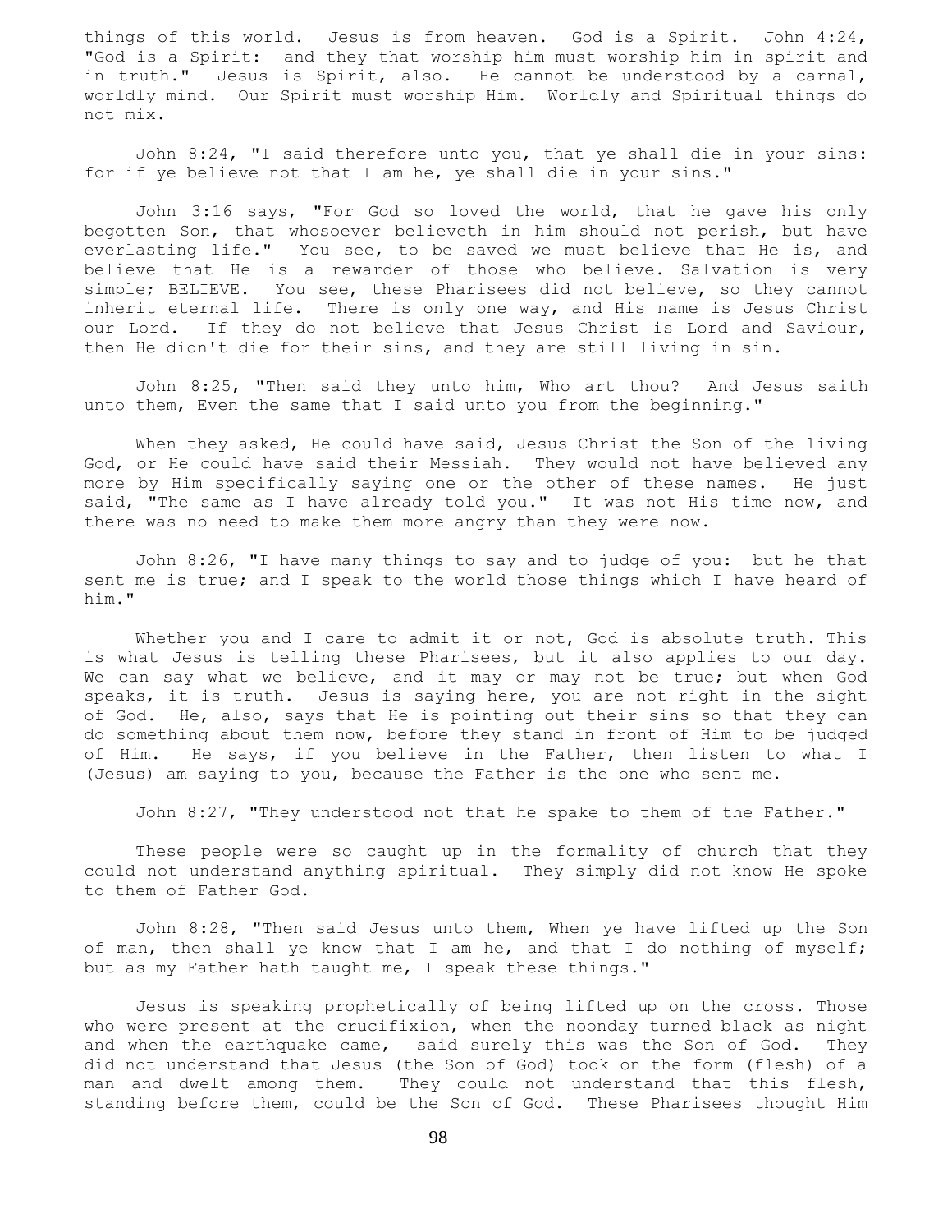things of this world. Jesus is from heaven. God is a Spirit. John 4:24, "God is a Spirit: and they that worship him must worship him in spirit and in truth." Jesus is Spirit, also. He cannot be understood by a carnal, worldly mind. Our Spirit must worship Him. Worldly and Spiritual things do not mix.

John 8:24, "I said therefore unto you, that ye shall die in your sins: for if ye believe not that I am he, ye shall die in your sins."

John 3:16 says, "For God so loved the world, that he gave his only begotten Son, that whosoever believeth in him should not perish, but have everlasting life." You see, to be saved we must believe that He is, and believe that He is a rewarder of those who believe. Salvation is very simple; BELIEVE. You see, these Pharisees did not believe, so they cannot inherit eternal life. There is only one way, and His name is Jesus Christ our Lord. If they do not believe that Jesus Christ is Lord and Saviour, then He didn't die for their sins, and they are still living in sin.

John 8:25, "Then said they unto him, Who art thou? And Jesus saith unto them, Even the same that I said unto you from the beginning."

When they asked, He could have said, Jesus Christ the Son of the living God, or He could have said their Messiah. They would not have believed any more by Him specifically saying one or the other of these names. He just said, "The same as I have already told you." It was not His time now, and there was no need to make them more angry than they were now.

John 8:26, "I have many things to say and to judge of you: but he that sent me is true; and I speak to the world those things which I have heard of him."

Whether you and I care to admit it or not, God is absolute truth. This is what Jesus is telling these Pharisees, but it also applies to our day. We can say what we believe, and it may or may not be true; but when God speaks, it is truth. Jesus is saying here, you are not right in the sight of God. He, also, says that He is pointing out their sins so that they can do something about them now, before they stand in front of Him to be judged of Him. He says, if you believe in the Father, then listen to what I (Jesus) am saying to you, because the Father is the one who sent me.

John 8:27, "They understood not that he spake to them of the Father."

These people were so caught up in the formality of church that they could not understand anything spiritual. They simply did not know He spoke to them of Father God.

John 8:28, "Then said Jesus unto them, When ye have lifted up the Son of man, then shall ye know that I am he, and that I do nothing of myself; but as my Father hath taught me, I speak these things."

Jesus is speaking prophetically of being lifted up on the cross. Those who were present at the crucifixion, when the noonday turned black as night and when the earthquake came, said surely this was the Son of God. They did not understand that Jesus (the Son of God) took on the form (flesh) of a man and dwelt among them. They could not understand that this flesh, standing before them, could be the Son of God. These Pharisees thought Him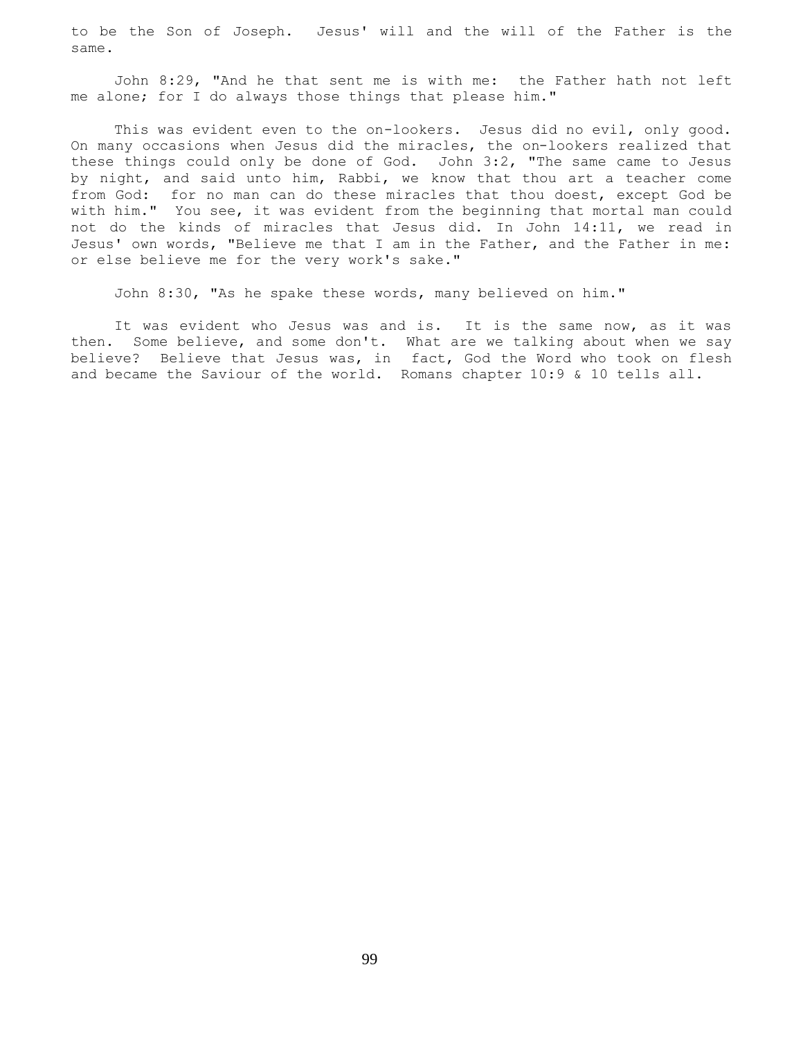to be the Son of Joseph. Jesus' will and the will of the Father is the same.

John 8:29, "And he that sent me is with me: the Father hath not left me alone; for I do always those things that please him."

This was evident even to the on-lookers. Jesus did no evil, only good. On many occasions when Jesus did the miracles, the on-lookers realized that these things could only be done of God. John 3:2, "The same came to Jesus by night, and said unto him, Rabbi, we know that thou art a teacher come from God: for no man can do these miracles that thou doest, except God be with him." You see, it was evident from the beginning that mortal man could not do the kinds of miracles that Jesus did. In John 14:11, we read in Jesus' own words, "Believe me that I am in the Father, and the Father in me: or else believe me for the very work's sake."

John 8:30, "As he spake these words, many believed on him."

It was evident who Jesus was and is. It is the same now, as it was then. Some believe, and some don't. What are we talking about when we say believe? Believe that Jesus was, in fact, God the Word who took on flesh and became the Saviour of the world. Romans chapter 10:9 & 10 tells all.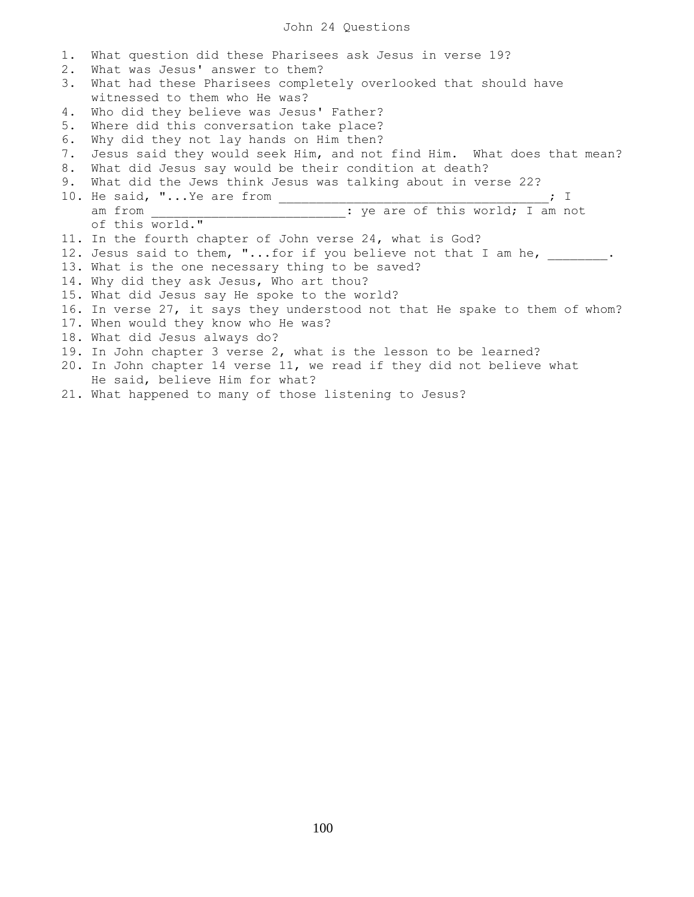# John 24 Questions

1. What question did these Pharisees ask Jesus in verse 19?
2. What was Jesus' answer to them?
3. What had these Pharisees completely overlooked that should have witnessed to them who He was?
4. Who did they believe was Jesus' Father?
5. Where did this conversation take place?
6. Why did they not lay hands on Him then?
7. Jesus said they would seek Him, and not find Him. What does that mean?
8. What did Jesus say would be their condition at death?
9. What did the Jews think Jesus was talking about in verse 22?
10. He said, "...Ye are from ____________________________________; I am from __________________________: ye are of this world; I am not of this world."
11. In the fourth chapter of John verse 24, what is God?
12. Jesus said to them, "...for if you believe not that I am he, ________.
13. What is the one necessary thing to be saved?
14. Why did they ask Jesus, Who art thou?
15. What did Jesus say He spoke to the world?
16. In verse 27, it says they understood not that He spake to them of whom?
17. When would they know who He was?
18. What did Jesus always do?
19. In John chapter 3 verse 2, what is the lesson to be learned?
20. In John chapter 14 verse 11, we read if they did not believe what He said, believe Him for what?
21. What happened to many of those listening to Jesus?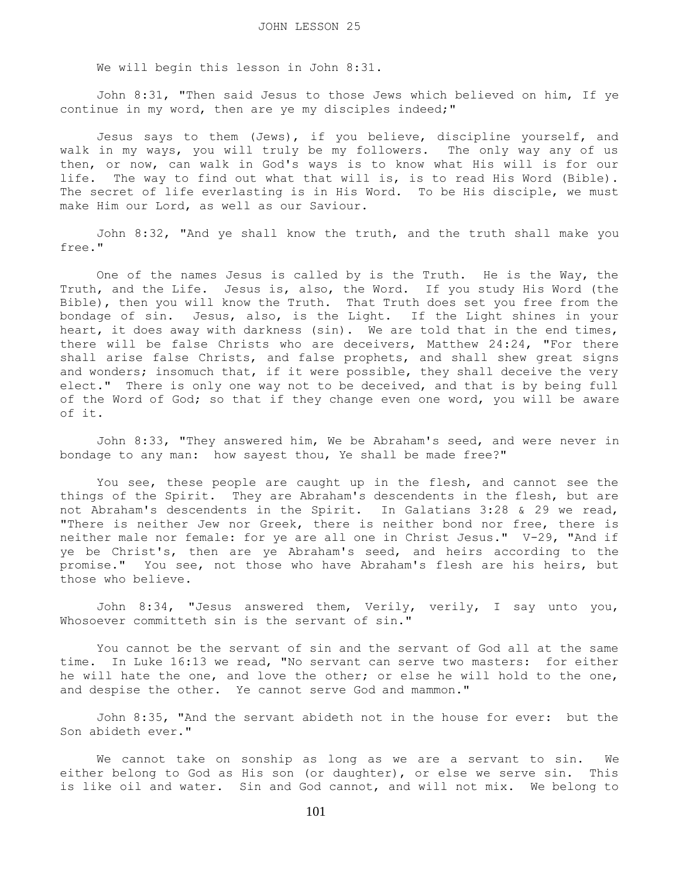# JOHN LESSON 25

We will begin this lesson in John 8:31.

John 8:31, "Then said Jesus to those Jews which believed on him, If ye continue in my word, then are ye my disciples indeed;"

Jesus says to them (Jews), if you believe, discipline yourself, and walk in my ways, you will truly be my followers. The only way any of us then, or now, can walk in God's ways is to know what His will is for our life. The way to find out what that will is, is to read His Word (Bible). The secret of life everlasting is in His Word. To be His disciple, we must make Him our Lord, as well as our Saviour.

John 8:32, "And ye shall know the truth, and the truth shall make you free."

One of the names Jesus is called by is the Truth. He is the Way, the Truth, and the Life. Jesus is, also, the Word. If you study His Word (the Bible), then you will know the Truth. That Truth does set you free from the bondage of sin. Jesus, also, is the Light. If the Light shines in your heart, it does away with darkness (sin). We are told that in the end times, there will be false Christs who are deceivers, Matthew 24:24, "For there shall arise false Christs, and false prophets, and shall shew great signs and wonders; insomuch that, if it were possible, they shall deceive the very elect." There is only one way not to be deceived, and that is by being full of the Word of God; so that if they change even one word, you will be aware of it.

John 8:33, "They answered him, We be Abraham's seed, and were never in bondage to any man: how sayest thou, Ye shall be made free?"

You see, these people are caught up in the flesh, and cannot see the things of the Spirit. They are Abraham's descendents in the flesh, but are not Abraham's descendents in the Spirit. In Galatians 3:28 & 29 we read, "There is neither Jew nor Greek, there is neither bond nor free, there is neither male nor female: for ye are all one in Christ Jesus." V-29, "And if ye be Christ's, then are ye Abraham's seed, and heirs according to the promise." You see, not those who have Abraham's flesh are his heirs, but those who believe.

John 8:34, "Jesus answered them, Verily, verily, I say unto you, Whosoever committeth sin is the servant of sin."

You cannot be the servant of sin and the servant of God all at the same time. In Luke 16:13 we read, "No servant can serve two masters: for either he will hate the one, and love the other; or else he will hold to the one, and despise the other. Ye cannot serve God and mammon."

John 8:35, "And the servant abideth not in the house for ever: but the Son abideth ever."

We cannot take on sonship as long as we are a servant to sin. We either belong to God as His son (or daughter), or else we serve sin. This is like oil and water. Sin and God cannot, and will not mix. We belong to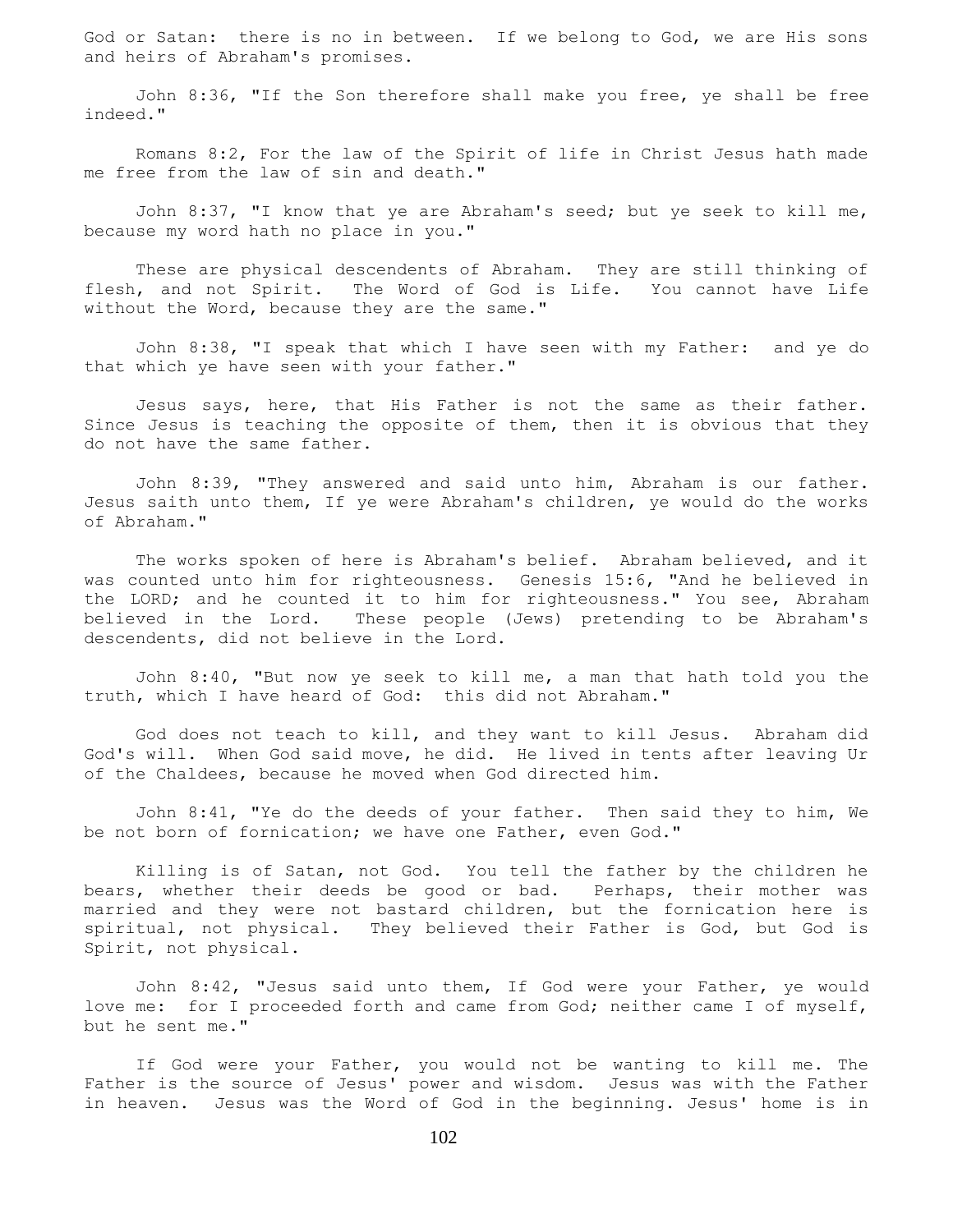God or Satan: there is no in between. If we belong to God, we are His sons and heirs of Abraham's promises.

John 8:36, "If the Son therefore shall make you free, ye shall be free indeed."

Romans 8:2, For the law of the Spirit of life in Christ Jesus hath made me free from the law of sin and death."

John 8:37, "I know that ye are Abraham's seed; but ye seek to kill me, because my word hath no place in you."

These are physical descendents of Abraham. They are still thinking of flesh, and not Spirit. The Word of God is Life. You cannot have Life without the Word, because they are the same."

John 8:38, "I speak that which I have seen with my Father: and ye do that which ye have seen with your father."

Jesus says, here, that His Father is not the same as their father. Since Jesus is teaching the opposite of them, then it is obvious that they do not have the same father.

John 8:39, "They answered and said unto him, Abraham is our father. Jesus saith unto them, If ye were Abraham's children, ye would do the works of Abraham."

The works spoken of here is Abraham's belief. Abraham believed, and it was counted unto him for righteousness. Genesis 15:6, "And he believed in the LORD; and he counted it to him for righteousness." You see, Abraham believed in the Lord. These people (Jews) pretending to be Abraham's descendents, did not believe in the Lord.

John 8:40, "But now ye seek to kill me, a man that hath told you the truth, which I have heard of God: this did not Abraham."

God does not teach to kill, and they want to kill Jesus. Abraham did God's will. When God said move, he did. He lived in tents after leaving Ur of the Chaldees, because he moved when God directed him.

John 8:41, "Ye do the deeds of your father. Then said they to him, We be not born of fornication; we have one Father, even God."

Killing is of Satan, not God. You tell the father by the children he bears, whether their deeds be good or bad. Perhaps, their mother was married and they were not bastard children, but the fornication here is spiritual, not physical. They believed their Father is God, but God is Spirit, not physical.

John 8:42, "Jesus said unto them, If God were your Father, ye would love me: for I proceeded forth and came from God; neither came I of myself, but he sent me."

If God were your Father, you would not be wanting to kill me. The Father is the source of Jesus' power and wisdom. Jesus was with the Father in heaven. Jesus was the Word of God in the beginning. Jesus' home is in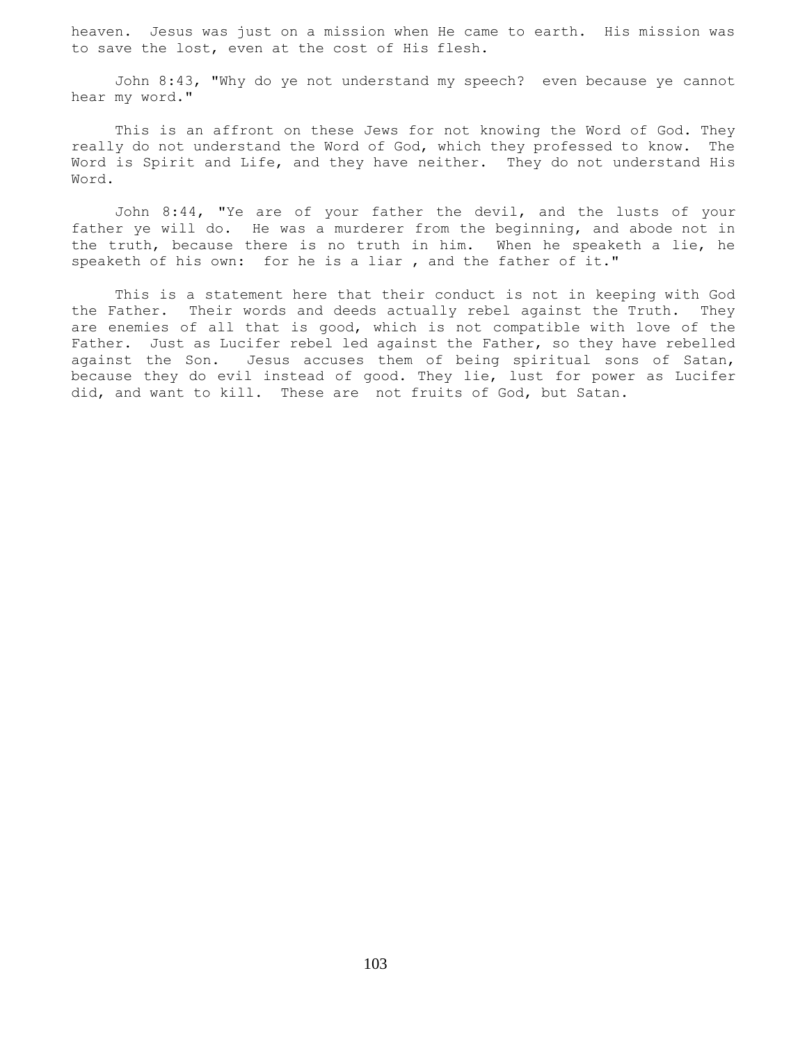heaven. Jesus was just on a mission when He came to earth. His mission was to save the lost, even at the cost of His flesh.

John 8:43, "Why do ye not understand my speech? even because ye cannot hear my word."

This is an affront on these Jews for not knowing the Word of God. They really do not understand the Word of God, which they professed to know. The Word is Spirit and Life, and they have neither. They do not understand His Word.

John 8:44, "Ye are of your father the devil, and the lusts of your father ye will do. He was a murderer from the beginning, and abode not in the truth, because there is no truth in him. When he speaketh a lie, he speaketh of his own: for he is a liar , and the father of it."

This is a statement here that their conduct is not in keeping with God the Father. Their words and deeds actually rebel against the Truth. They are enemies of all that is good, which is not compatible with love of the Father. Just as Lucifer rebel led against the Father, so they have rebelled against the Son. Jesus accuses them of being spiritual sons of Satan, because they do evil instead of good. They lie, lust for power as Lucifer did, and want to kill. These are not fruits of God, but Satan.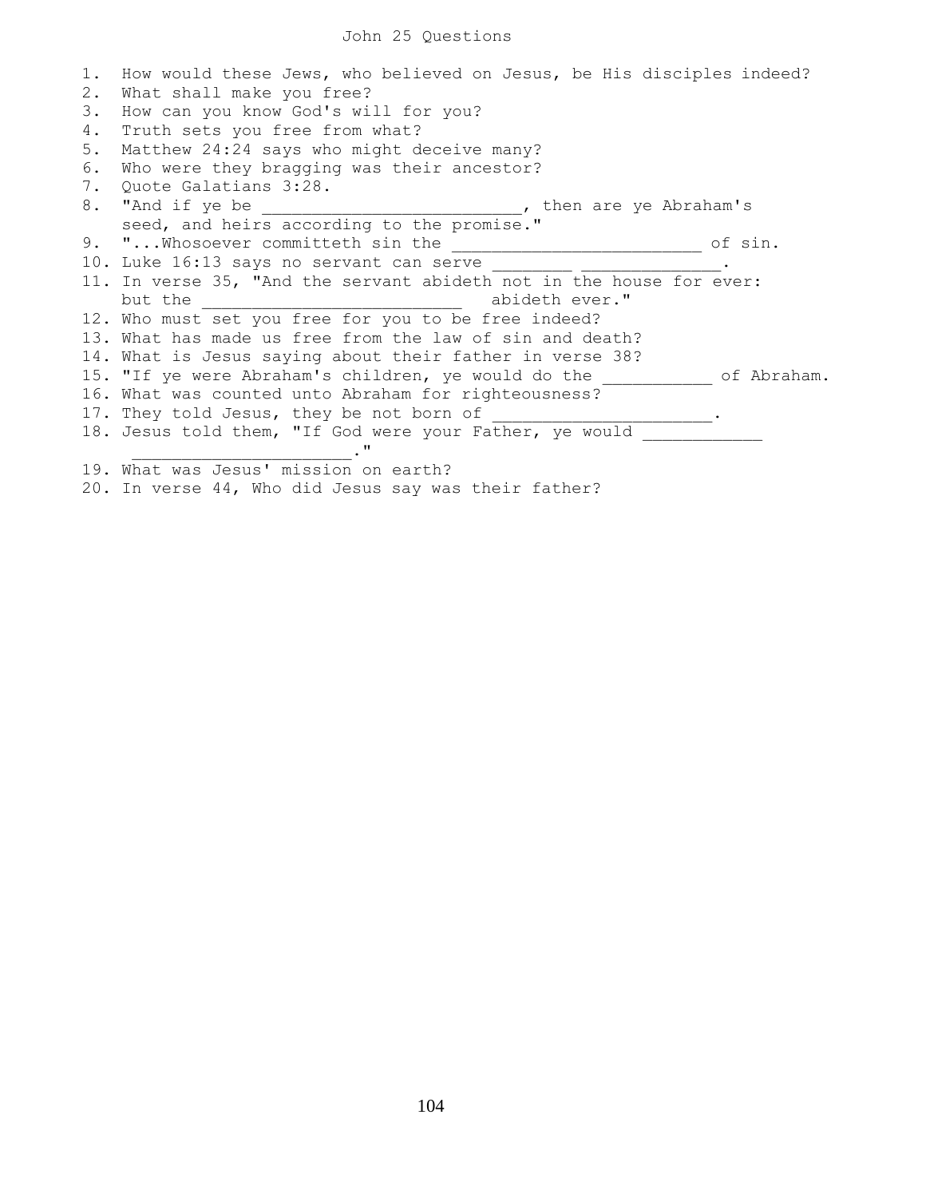# John 25 Questions

1. How would these Jews, who believed on Jesus, be His disciples indeed?
2. What shall make you free?
3. How can you know God's will for you?
4. Truth sets you free from what?
5. Matthew 24:24 says who might deceive many?
6. Who were they bragging was their ancestor?
7. Quote Galatians 3:28.
8. "And if ye be __________________________, then are ye Abraham's seed, and heirs according to the promise."
9. "...Whosoever committeth sin the _________________________ of sin.
10. Luke 16:13 says no servant can serve ________ ______________.
11. In verse 35, "And the servant abideth not in the house for ever: but the __________________________ abideth ever."
12. Who must set you free for you to be free indeed?
13. What has made us free from the law of sin and death?
14. What is Jesus saying about their father in verse 38?
15. "If ye were Abraham's children, ye would do the ___________ of Abraham.
16. What was counted unto Abraham for righteousness?
17. They told Jesus, they be not born of ______________________.
18. Jesus told them, "If God were your Father, ye would ____________ ______________________."
19. What was Jesus' mission on earth?
20. In verse 44, Who did Jesus say was their father?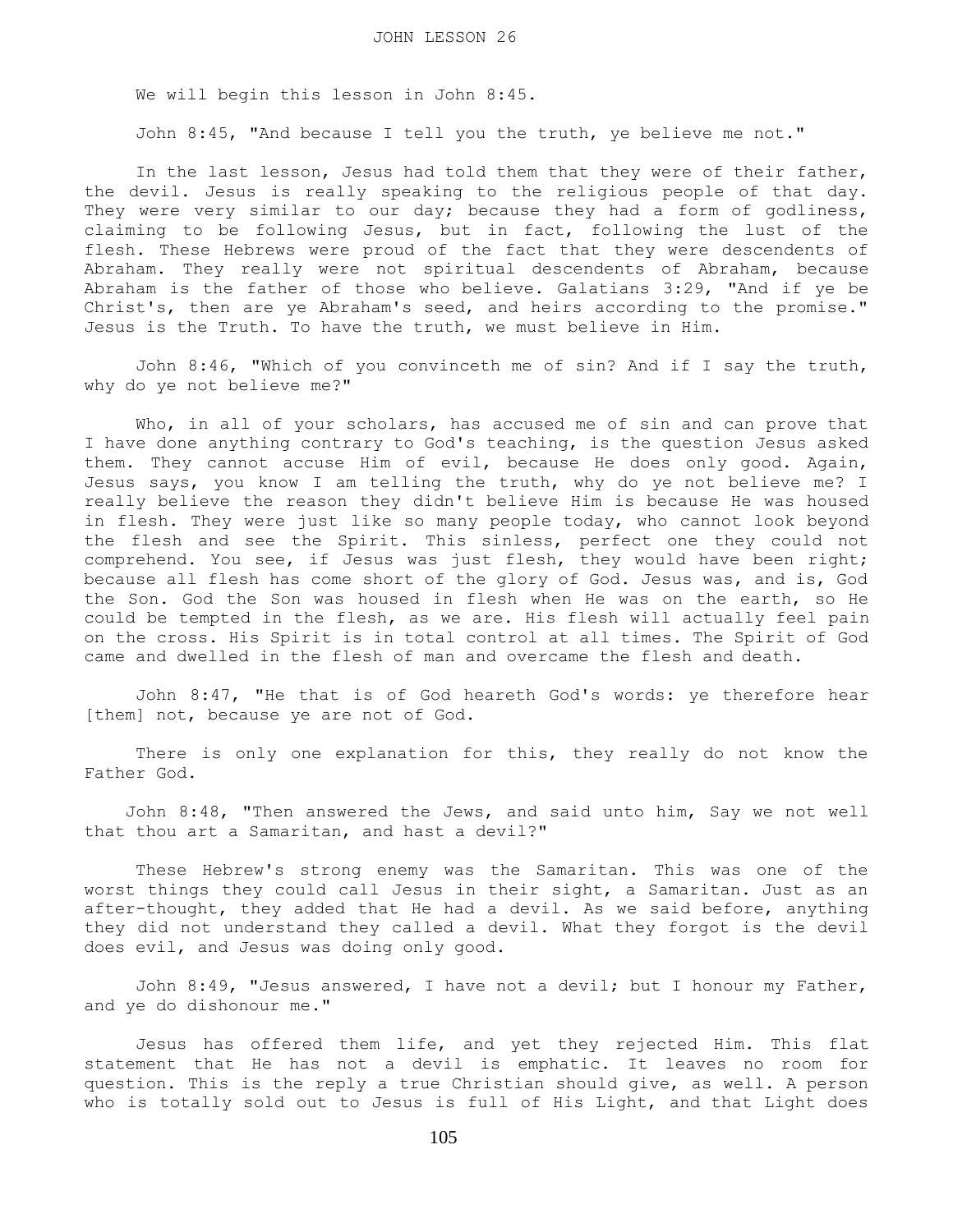# JOHN LESSON 26

We will begin this lesson in John 8:45.

John 8:45, "And because I tell you the truth, ye believe me not."

In the last lesson, Jesus had told them that they were of their father, the devil. Jesus is really speaking to the religious people of that day. They were very similar to our day; because they had a form of godliness, claiming to be following Jesus, but in fact, following the lust of the flesh. These Hebrews were proud of the fact that they were descendents of Abraham. They really were not spiritual descendents of Abraham, because Abraham is the father of those who believe. Galatians 3:29, "And if ye be Christ's, then are ye Abraham's seed, and heirs according to the promise." Jesus is the Truth. To have the truth, we must believe in Him.

John 8:46, "Which of you convinceth me of sin? And if I say the truth, why do ye not believe me?"

Who, in all of your scholars, has accused me of sin and can prove that I have done anything contrary to God's teaching, is the question Jesus asked them. They cannot accuse Him of evil, because He does only good. Again, Jesus says, you know I am telling the truth, why do ye not believe me? I really believe the reason they didn't believe Him is because He was housed in flesh. They were just like so many people today, who cannot look beyond the flesh and see the Spirit. This sinless, perfect one they could not comprehend. You see, if Jesus was just flesh, they would have been right; because all flesh has come short of the glory of God. Jesus was, and is, God the Son. God the Son was housed in flesh when He was on the earth, so He could be tempted in the flesh, as we are. His flesh will actually feel pain on the cross. His Spirit is in total control at all times. The Spirit of God came and dwelled in the flesh of man and overcame the flesh and death.

John 8:47, "He that is of God heareth God's words: ye therefore hear [them] not, because ye are not of God.

There is only one explanation for this, they really do not know the Father God.

John 8:48, "Then answered the Jews, and said unto him, Say we not well that thou art a Samaritan, and hast a devil?"

These Hebrew's strong enemy was the Samaritan. This was one of the worst things they could call Jesus in their sight, a Samaritan. Just as an after-thought, they added that He had a devil. As we said before, anything they did not understand they called a devil. What they forgot is the devil does evil, and Jesus was doing only good.

John 8:49, "Jesus answered, I have not a devil; but I honour my Father, and ye do dishonour me."

Jesus has offered them life, and yet they rejected Him. This flat statement that He has not a devil is emphatic. It leaves no room for question. This is the reply a true Christian should give, as well. A person who is totally sold out to Jesus is full of His Light, and that Light does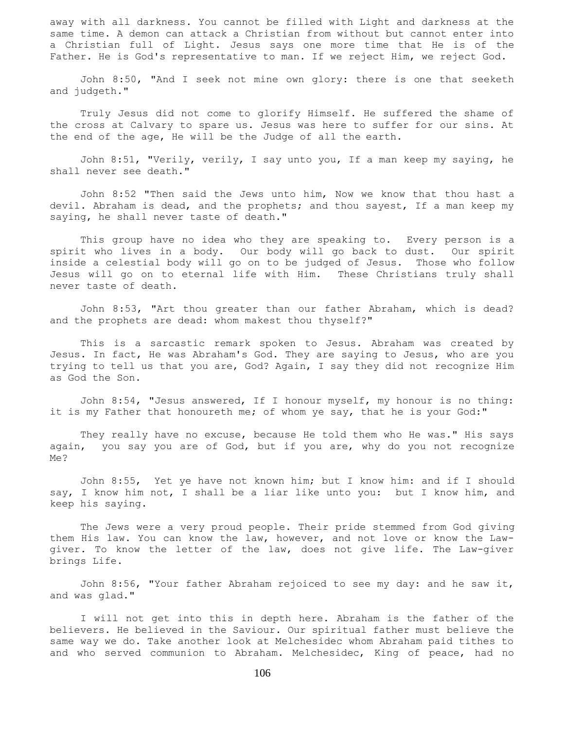away with all darkness. You cannot be filled with Light and darkness at the same time. A demon can attack a Christian from without but cannot enter into a Christian full of Light. Jesus says one more time that He is of the Father. He is God's representative to man. If we reject Him, we reject God.

John 8:50, "And I seek not mine own glory: there is one that seeketh and judgeth."

Truly Jesus did not come to glorify Himself. He suffered the shame of the cross at Calvary to spare us. Jesus was here to suffer for our sins. At the end of the age, He will be the Judge of all the earth.

John 8:51, "Verily, verily, I say unto you, If a man keep my saying, he shall never see death."

John 8:52 "Then said the Jews unto him, Now we know that thou hast a devil. Abraham is dead, and the prophets; and thou sayest, If a man keep my saying, he shall never taste of death."

This group have no idea who they are speaking to. Every person is a spirit who lives in a body. Our body will go back to dust. Our spirit inside a celestial body will go on to be judged of Jesus. Those who follow Jesus will go on to eternal life with Him. These Christians truly shall never taste of death.

John 8:53, "Art thou greater than our father Abraham, which is dead? and the prophets are dead: whom makest thou thyself?"

This is a sarcastic remark spoken to Jesus. Abraham was created by Jesus. In fact, He was Abraham's God. They are saying to Jesus, who are you trying to tell us that you are, God? Again, I say they did not recognize Him as God the Son.

John 8:54, "Jesus answered, If I honour myself, my honour is no thing: it is my Father that honoureth me; of whom ye say, that he is your God:"

They really have no excuse, because He told them who He was." His says again, you say you are of God, but if you are, why do you not recognize Me?

John 8:55, Yet ye have not known him; but I know him: and if I should say, I know him not, I shall be a liar like unto you: but I know him, and keep his saying.

The Jews were a very proud people. Their pride stemmed from God giving them His law. You can know the law, however, and not love or know the Law-giver. To know the letter of the law, does not give life. The Law-giver brings Life.

John 8:56, "Your father Abraham rejoiced to see my day: and he saw it, and was glad."

I will not get into this in depth here. Abraham is the father of the believers. He believed in the Saviour. Our spiritual father must believe the same way we do. Take another look at Melchesidec whom Abraham paid tithes to and who served communion to Abraham. Melchesidec, King of peace, had no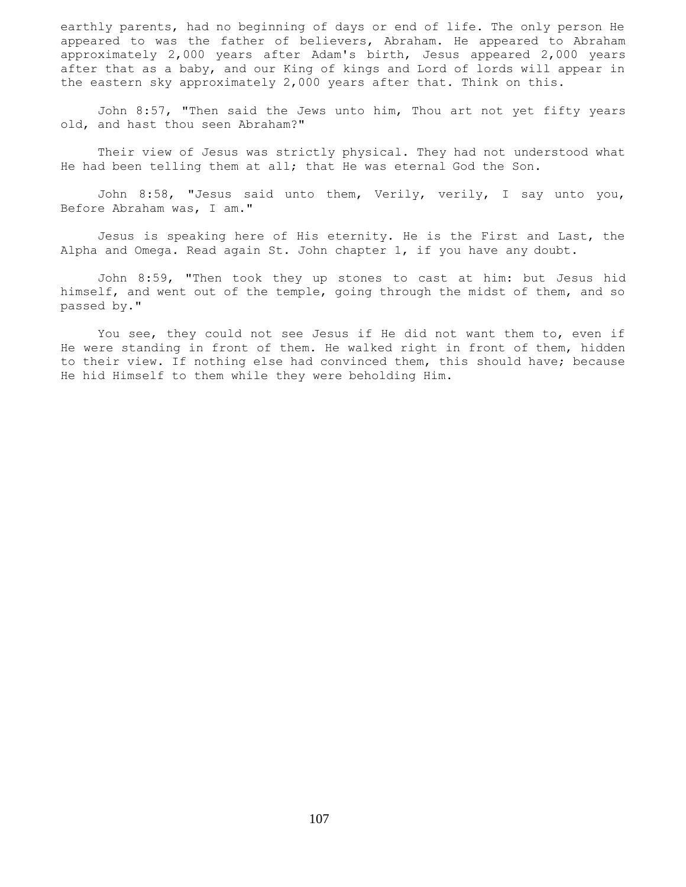earthly parents, had no beginning of days or end of life. The only person He appeared to was the father of believers, Abraham. He appeared to Abraham approximately 2,000 years after Adam's birth, Jesus appeared 2,000 years after that as a baby, and our King of kings and Lord of lords will appear in the eastern sky approximately 2,000 years after that. Think on this.

John 8:57, "Then said the Jews unto him, Thou art not yet fifty years old, and hast thou seen Abraham?"

Their view of Jesus was strictly physical. They had not understood what He had been telling them at all; that He was eternal God the Son.

John 8:58, "Jesus said unto them, Verily, verily, I say unto you, Before Abraham was, I am."

Jesus is speaking here of His eternity. He is the First and Last, the Alpha and Omega. Read again St. John chapter 1, if you have any doubt.

John 8:59, "Then took they up stones to cast at him: but Jesus hid himself, and went out of the temple, going through the midst of them, and so passed by."

You see, they could not see Jesus if He did not want them to, even if He were standing in front of them. He walked right in front of them, hidden to their view. If nothing else had convinced them, this should have; because He hid Himself to them while they were beholding Him.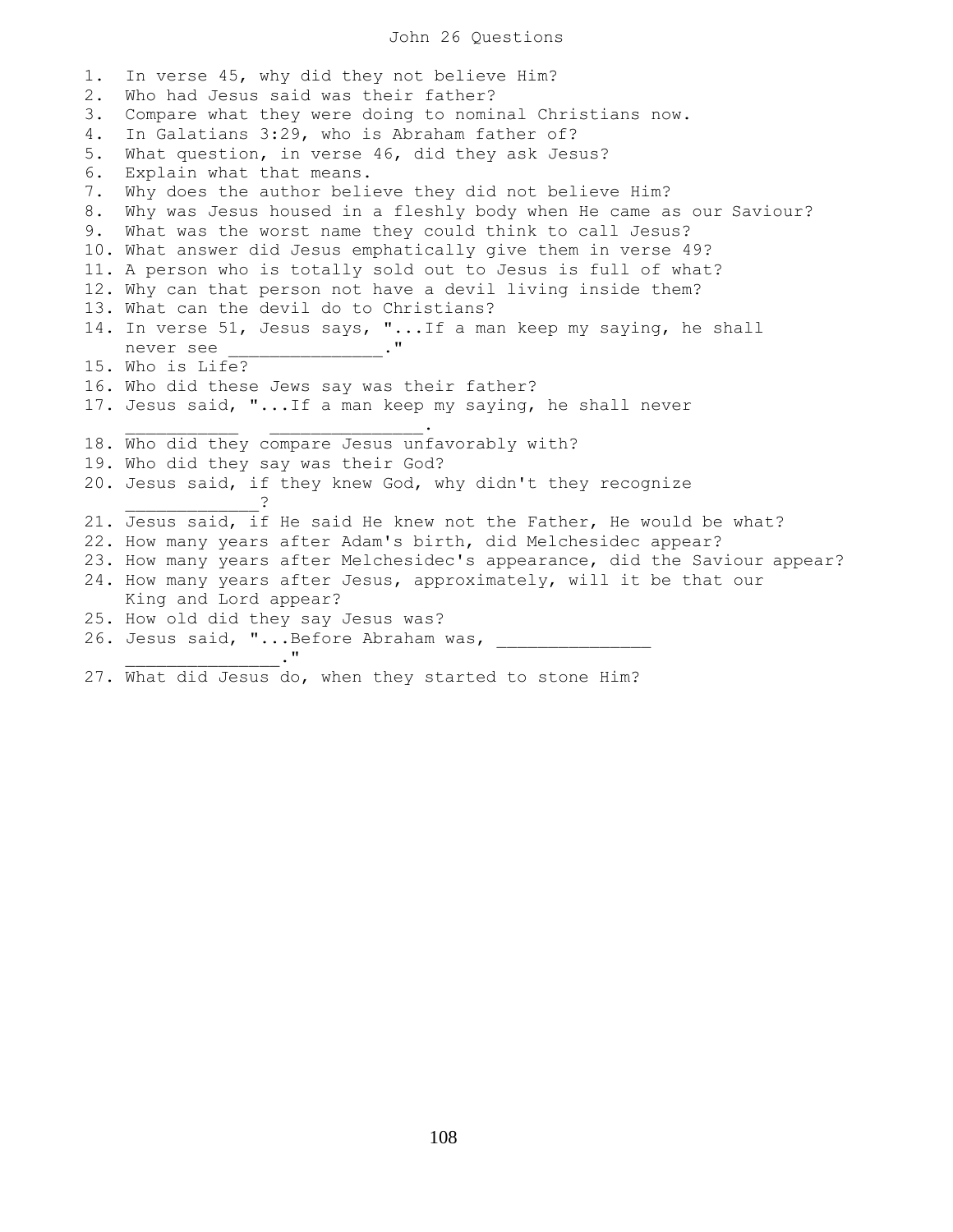# John 26 Questions

1. In verse 45, why did they not believe Him?
2. Who had Jesus said was their father?
3. Compare what they were doing to nominal Christians now.
4. In Galatians 3:29, who is Abraham father of?
5. What question, in verse 46, did they ask Jesus?
6. Explain what that means.
7. Why does the author believe they did not believe Him?
8. Why was Jesus housed in a fleshly body when He came as our Saviour?
9. What was the worst name they could think to call Jesus?
10. What answer did Jesus emphatically give them in verse 49?
11. A person who is totally sold out to Jesus is full of what?
12. Why can that person not have a devil living inside them?
13. What can the devil do to Christians?
14. In verse 51, Jesus says, "...If a man keep my saying, he shall never see ______________."
15. Who is Life?
16. Who did these Jews say was their father?
17. Jesus said, "...If a man keep my saying, he shall never ___________ _______________.
18. Who did they compare Jesus unfavorably with?
19. Who did they say was their God?
20. Jesus said, if they knew God, why didn't they recognize _____________?
21. Jesus said, if He said He knew not the Father, He would be what?
22. How many years after Adam's birth, did Melchesidec appear?
23. How many years after Melchesidec's appearance, did the Saviour appear?
24. How many years after Jesus, approximately, will it be that our King and Lord appear?
25. How old did they say Jesus was?
26. Jesus said, "...Before Abraham was, _______________ _______________."
27. What did Jesus do, when they started to stone Him?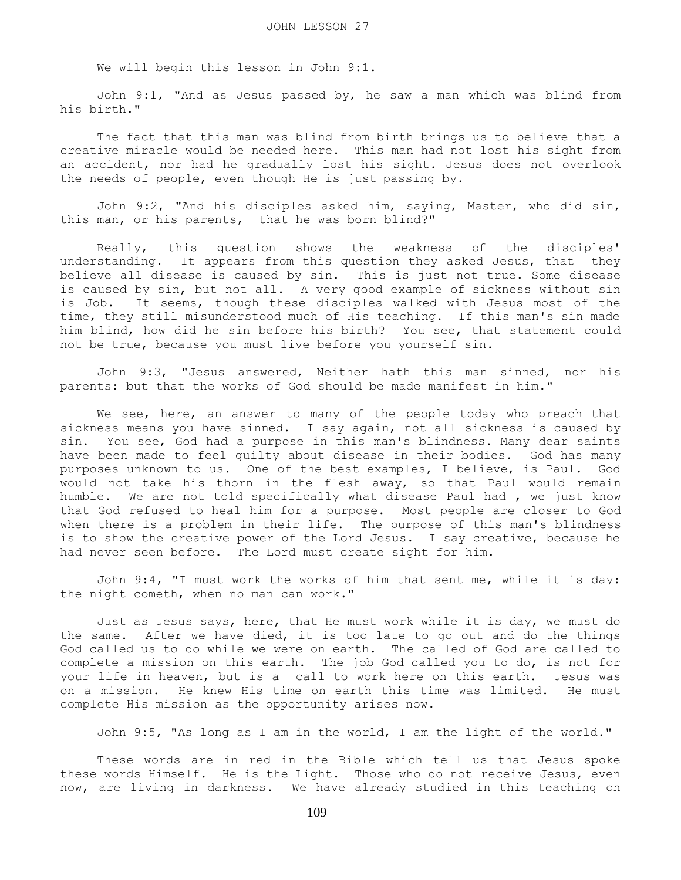# JOHN LESSON 27

We will begin this lesson in John 9:1.

John 9:1, "And as Jesus passed by, he saw a man which was blind from his birth."

The fact that this man was blind from birth brings us to believe that a creative miracle would be needed here. This man had not lost his sight from an accident, nor had he gradually lost his sight. Jesus does not overlook the needs of people, even though He is just passing by.

John 9:2, "And his disciples asked him, saying, Master, who did sin, this man, or his parents, that he was born blind?"

Really, this question shows the weakness of the disciples' understanding. It appears from this question they asked Jesus, that they believe all disease is caused by sin. This is just not true. Some disease is caused by sin, but not all. A very good example of sickness without sin is Job. It seems, though these disciples walked with Jesus most of the time, they still misunderstood much of His teaching. If this man's sin made him blind, how did he sin before his birth? You see, that statement could not be true, because you must live before you yourself sin.

John 9:3, "Jesus answered, Neither hath this man sinned, nor his parents: but that the works of God should be made manifest in him."

We see, here, an answer to many of the people today who preach that sickness means you have sinned. I say again, not all sickness is caused by sin. You see, God had a purpose in this man's blindness. Many dear saints have been made to feel guilty about disease in their bodies. God has many purposes unknown to us. One of the best examples, I believe, is Paul. God would not take his thorn in the flesh away, so that Paul would remain humble. We are not told specifically what disease Paul had , we just know that God refused to heal him for a purpose. Most people are closer to God when there is a problem in their life. The purpose of this man's blindness is to show the creative power of the Lord Jesus. I say creative, because he had never seen before. The Lord must create sight for him.

John 9:4, "I must work the works of him that sent me, while it is day: the night cometh, when no man can work."

Just as Jesus says, here, that He must work while it is day, we must do the same. After we have died, it is too late to go out and do the things God called us to do while we were on earth. The called of God are called to complete a mission on this earth. The job God called you to do, is not for your life in heaven, but is a call to work here on this earth. Jesus was on a mission. He knew His time on earth this time was limited. He must complete His mission as the opportunity arises now.

John 9:5, "As long as I am in the world, I am the light of the world."

These words are in red in the Bible which tell us that Jesus spoke these words Himself. He is the Light. Those who do not receive Jesus, even now, are living in darkness. We have already studied in this teaching on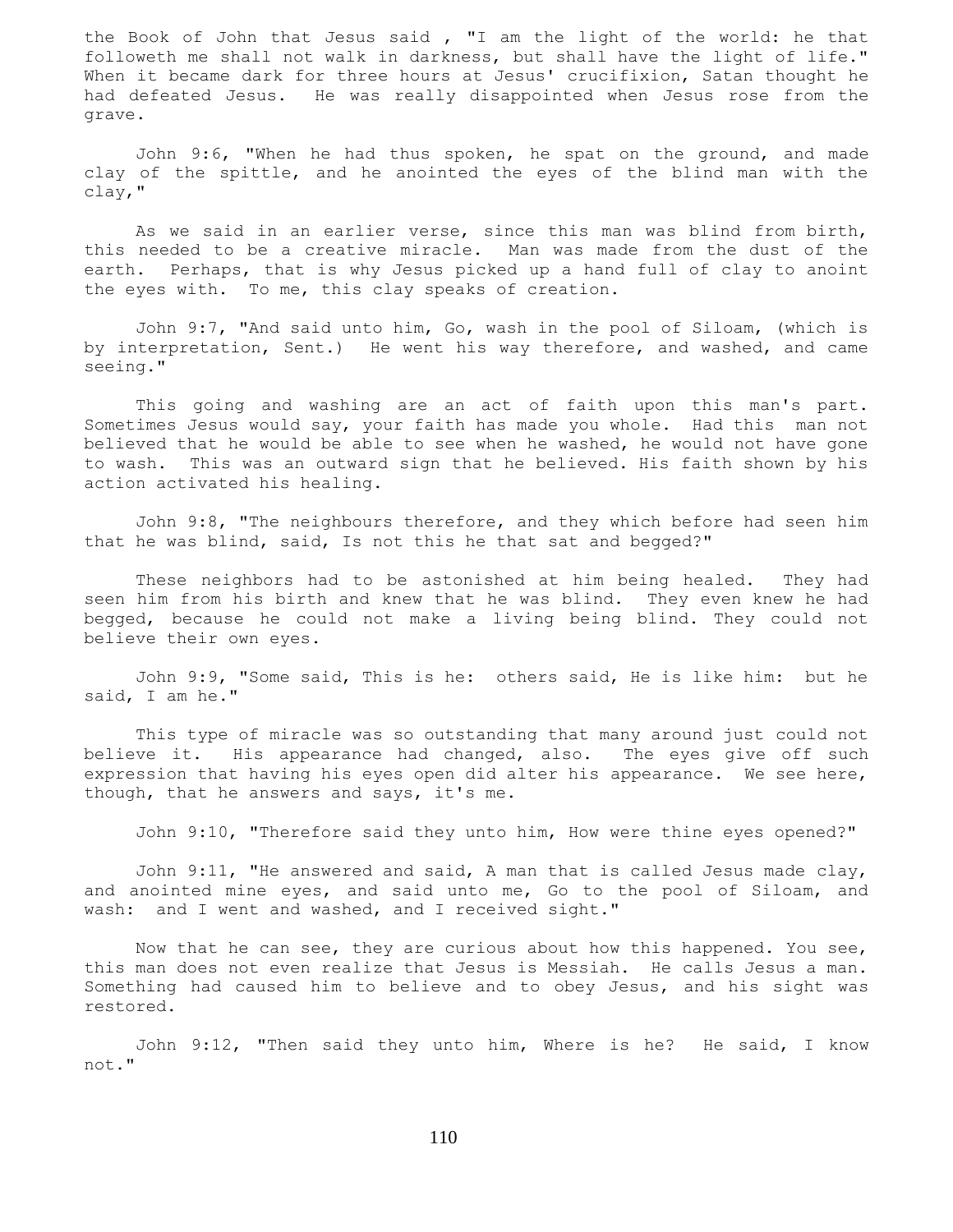the Book of John that Jesus said , "I am the light of the world: he that followeth me shall not walk in darkness, but shall have the light of life." When it became dark for three hours at Jesus' crucifixion, Satan thought he had defeated Jesus. He was really disappointed when Jesus rose from the grave.

John 9:6, "When he had thus spoken, he spat on the ground, and made clay of the spittle, and he anointed the eyes of the blind man with the clay,"

As we said in an earlier verse, since this man was blind from birth, this needed to be a creative miracle. Man was made from the dust of the earth. Perhaps, that is why Jesus picked up a hand full of clay to anoint the eyes with. To me, this clay speaks of creation.

John 9:7, "And said unto him, Go, wash in the pool of Siloam, (which is by interpretation, Sent.) He went his way therefore, and washed, and came seeing."

This going and washing are an act of faith upon this man's part. Sometimes Jesus would say, your faith has made you whole. Had this man not believed that he would be able to see when he washed, he would not have gone to wash. This was an outward sign that he believed. His faith shown by his action activated his healing.

John 9:8, "The neighbours therefore, and they which before had seen him that he was blind, said, Is not this he that sat and begged?"

These neighbors had to be astonished at him being healed. They had seen him from his birth and knew that he was blind. They even knew he had begged, because he could not make a living being blind. They could not believe their own eyes.

John 9:9, "Some said, This is he: others said, He is like him: but he said, I am he."

This type of miracle was so outstanding that many around just could not believe it. His appearance had changed, also. The eyes give off such expression that having his eyes open did alter his appearance. We see here, though, that he answers and says, it's me.

John 9:10, "Therefore said they unto him, How were thine eyes opened?"

John 9:11, "He answered and said, A man that is called Jesus made clay, and anointed mine eyes, and said unto me, Go to the pool of Siloam, and wash: and I went and washed, and I received sight."

Now that he can see, they are curious about how this happened. You see, this man does not even realize that Jesus is Messiah. He calls Jesus a man. Something had caused him to believe and to obey Jesus, and his sight was restored.

John 9:12, "Then said they unto him, Where is he? He said, I know not."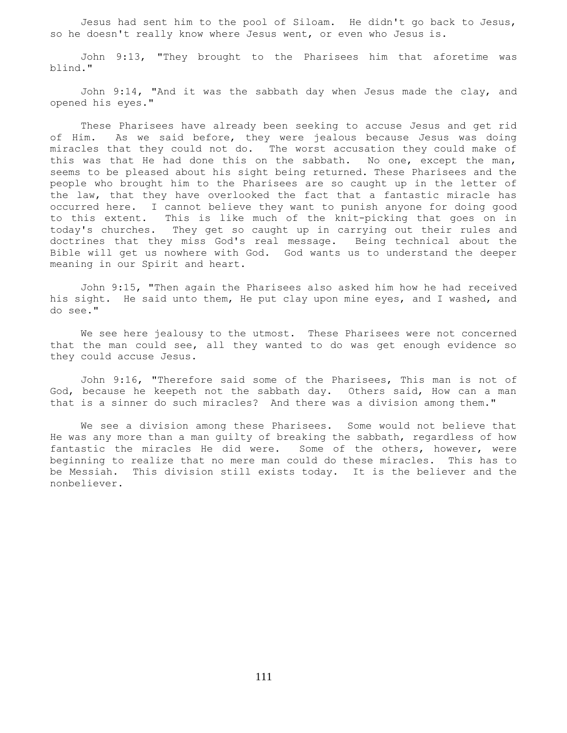Jesus had sent him to the pool of Siloam. He didn't go back to Jesus, so he doesn't really know where Jesus went, or even who Jesus is.

John 9:13, "They brought to the Pharisees him that aforetime was blind."

John 9:14, "And it was the sabbath day when Jesus made the clay, and opened his eyes."

These Pharisees have already been seeking to accuse Jesus and get rid of Him. As we said before, they were jealous because Jesus was doing miracles that they could not do. The worst accusation they could make of this was that He had done this on the sabbath. No one, except the man, seems to be pleased about his sight being returned. These Pharisees and the people who brought him to the Pharisees are so caught up in the letter of the law, that they have overlooked the fact that a fantastic miracle has occurred here. I cannot believe they want to punish anyone for doing good to this extent. This is like much of the knit-picking that goes on in today's churches. They get so caught up in carrying out their rules and doctrines that they miss God's real message. Being technical about the Bible will get us nowhere with God. God wants us to understand the deeper meaning in our Spirit and heart.

John 9:15, "Then again the Pharisees also asked him how he had received his sight. He said unto them, He put clay upon mine eyes, and I washed, and do see."

We see here jealousy to the utmost. These Pharisees were not concerned that the man could see, all they wanted to do was get enough evidence so they could accuse Jesus.

John 9:16, "Therefore said some of the Pharisees, This man is not of God, because he keepeth not the sabbath day. Others said, How can a man that is a sinner do such miracles? And there was a division among them."

We see a division among these Pharisees. Some would not believe that He was any more than a man guilty of breaking the sabbath, regardless of how fantastic the miracles He did were. Some of the others, however, were beginning to realize that no mere man could do these miracles. This has to be Messiah. This division still exists today. It is the believer and the nonbeliever.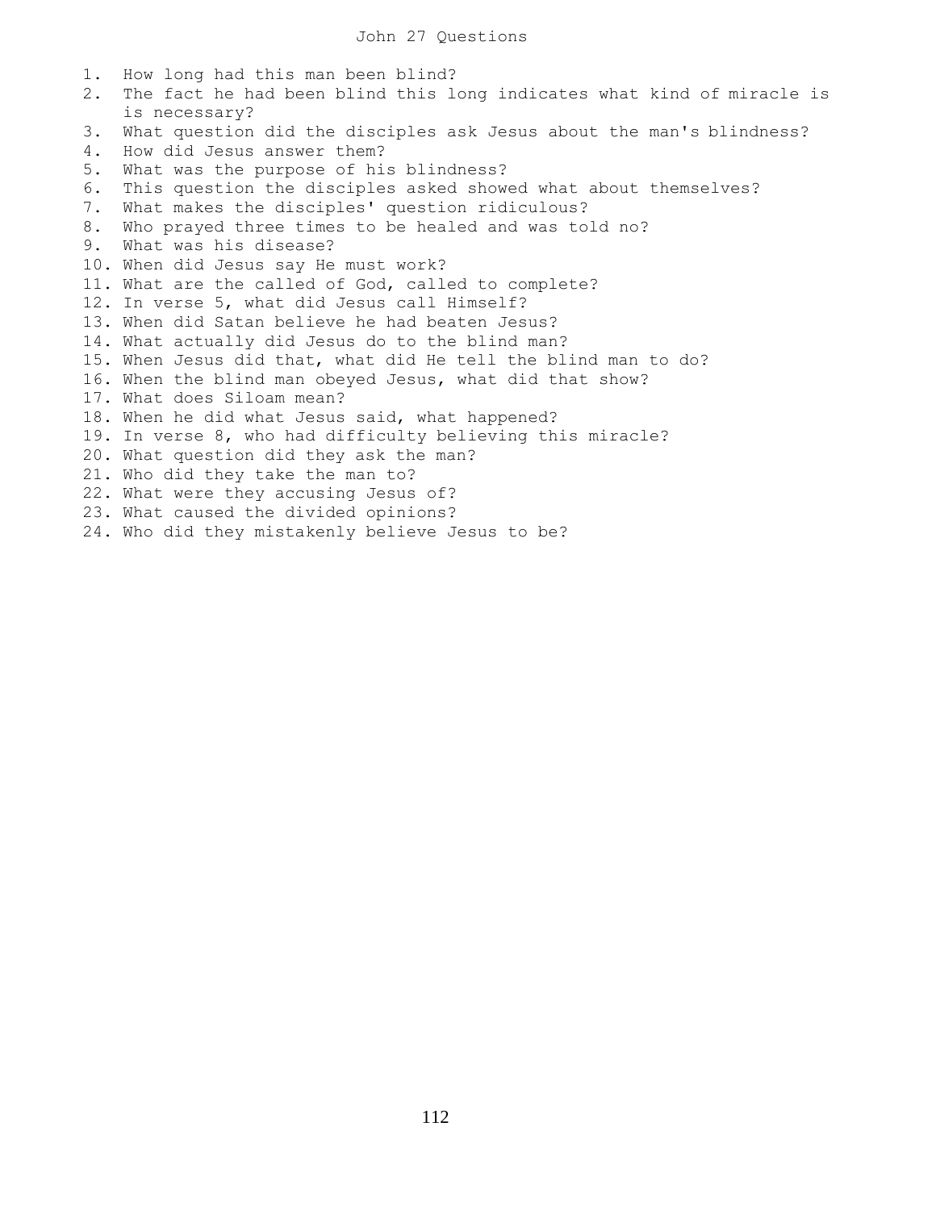# John 27 Questions

1. How long had this man been blind?
2. The fact he had been blind this long indicates what kind of miracle is is necessary?
3. What question did the disciples ask Jesus about the man's blindness?
4. How did Jesus answer them?
5. What was the purpose of his blindness?
6. This question the disciples asked showed what about themselves?
7. What makes the disciples' question ridiculous?
8. Who prayed three times to be healed and was told no?
9. What was his disease?
10. When did Jesus say He must work?
11. What are the called of God, called to complete?
12. In verse 5, what did Jesus call Himself?
13. When did Satan believe he had beaten Jesus?
14. What actually did Jesus do to the blind man?
15. When Jesus did that, what did He tell the blind man to do?
16. When the blind man obeyed Jesus, what did that show?
17. What does Siloam mean?
18. When he did what Jesus said, what happened?
19. In verse 8, who had difficulty believing this miracle?
20. What question did they ask the man?
21. Who did they take the man to?
22. What were they accusing Jesus of?
23. What caused the divided opinions?
24. Who did they mistakenly believe Jesus to be?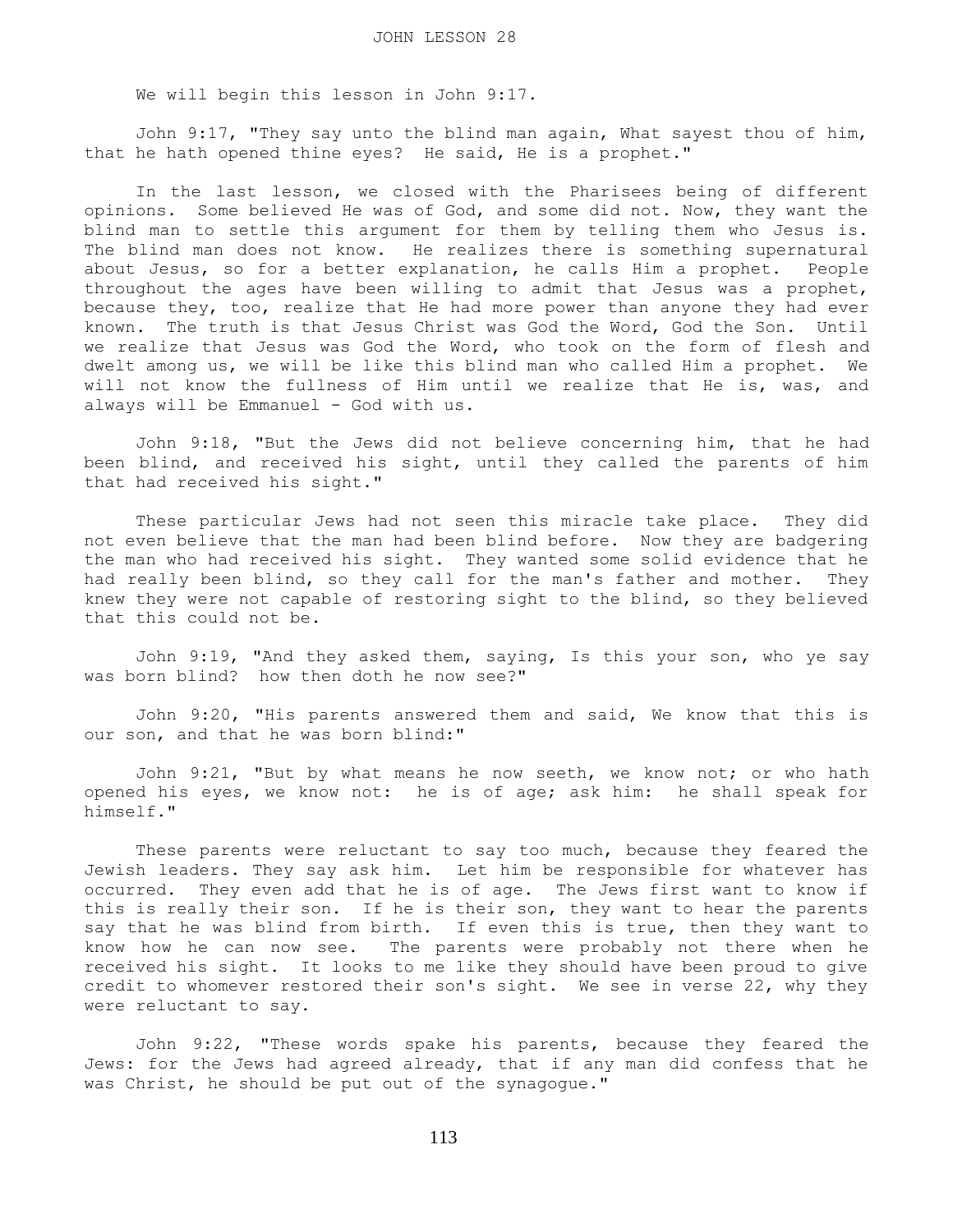# JOHN LESSON 28

We will begin this lesson in John 9:17.

John 9:17, "They say unto the blind man again, What sayest thou of him, that he hath opened thine eyes? He said, He is a prophet."

In the last lesson, we closed with the Pharisees being of different opinions. Some believed He was of God, and some did not. Now, they want the blind man to settle this argument for them by telling them who Jesus is. The blind man does not know. He realizes there is something supernatural about Jesus, so for a better explanation, he calls Him a prophet. People throughout the ages have been willing to admit that Jesus was a prophet, because they, too, realize that He had more power than anyone they had ever known. The truth is that Jesus Christ was God the Word, God the Son. Until we realize that Jesus was God the Word, who took on the form of flesh and dwelt among us, we will be like this blind man who called Him a prophet. We will not know the fullness of Him until we realize that He is, was, and always will be Emmanuel - God with us.

John 9:18, "But the Jews did not believe concerning him, that he had been blind, and received his sight, until they called the parents of him that had received his sight."

These particular Jews had not seen this miracle take place. They did not even believe that the man had been blind before. Now they are badgering the man who had received his sight. They wanted some solid evidence that he had really been blind, so they call for the man's father and mother. They knew they were not capable of restoring sight to the blind, so they believed that this could not be.

John 9:19, "And they asked them, saying, Is this your son, who ye say was born blind? how then doth he now see?"

John 9:20, "His parents answered them and said, We know that this is our son, and that he was born blind:"

John 9:21, "But by what means he now seeth, we know not; or who hath opened his eyes, we know not: he is of age; ask him: he shall speak for himself."

These parents were reluctant to say too much, because they feared the Jewish leaders. They say ask him. Let him be responsible for whatever has occurred. They even add that he is of age. The Jews first want to know if this is really their son. If he is their son, they want to hear the parents say that he was blind from birth. If even this is true, then they want to know how he can now see. The parents were probably not there when he received his sight. It looks to me like they should have been proud to give credit to whomever restored their son's sight. We see in verse 22, why they were reluctant to say.

John 9:22, "These words spake his parents, because they feared the Jews: for the Jews had agreed already, that if any man did confess that he was Christ, he should be put out of the synagogue."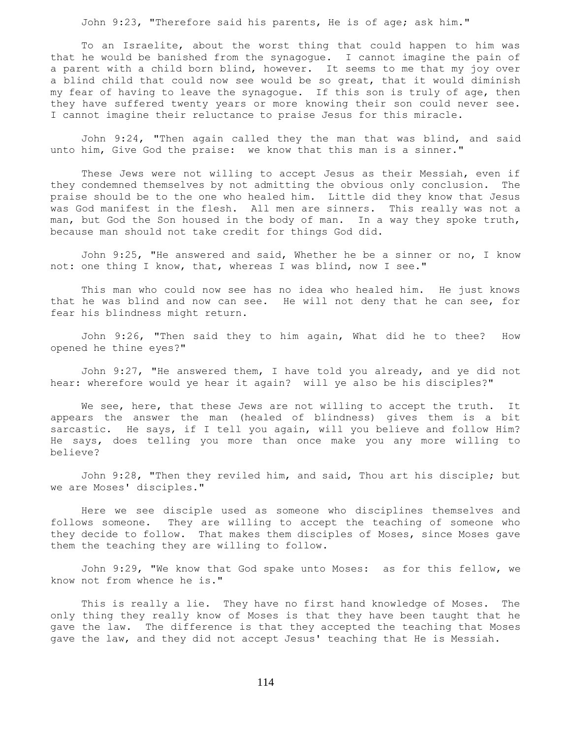John 9:23, "Therefore said his parents, He is of age; ask him."

To an Israelite, about the worst thing that could happen to him was that he would be banished from the synagogue. I cannot imagine the pain of a parent with a child born blind, however. It seems to me that my joy over a blind child that could now see would be so great, that it would diminish my fear of having to leave the synagogue. If this son is truly of age, then they have suffered twenty years or more knowing their son could never see. I cannot imagine their reluctance to praise Jesus for this miracle.

John 9:24, "Then again called they the man that was blind, and said unto him, Give God the praise: we know that this man is a sinner."

These Jews were not willing to accept Jesus as their Messiah, even if they condemned themselves by not admitting the obvious only conclusion. The praise should be to the one who healed him. Little did they know that Jesus was God manifest in the flesh. All men are sinners. This really was not a man, but God the Son housed in the body of man. In a way they spoke truth, because man should not take credit for things God did.

John 9:25, "He answered and said, Whether he be a sinner or no, I know not: one thing I know, that, whereas I was blind, now I see."

This man who could now see has no idea who healed him. He just knows that he was blind and now can see. He will not deny that he can see, for fear his blindness might return.

John 9:26, "Then said they to him again, What did he to thee? How opened he thine eyes?"

John 9:27, "He answered them, I have told you already, and ye did not hear: wherefore would ye hear it again? will ye also be his disciples?"

We see, here, that these Jews are not willing to accept the truth. It appears the answer the man (healed of blindness) gives them is a bit sarcastic. He says, if I tell you again, will you believe and follow Him? He says, does telling you more than once make you any more willing to believe?

John 9:28, "Then they reviled him, and said, Thou art his disciple; but we are Moses' disciples."

Here we see disciple used as someone who disciplines themselves and follows someone. They are willing to accept the teaching of someone who they decide to follow. That makes them disciples of Moses, since Moses gave them the teaching they are willing to follow.

John 9:29, "We know that God spake unto Moses: as for this fellow, we know not from whence he is."

This is really a lie. They have no first hand knowledge of Moses. The only thing they really know of Moses is that they have been taught that he gave the law. The difference is that they accepted the teaching that Moses gave the law, and they did not accept Jesus' teaching that He is Messiah.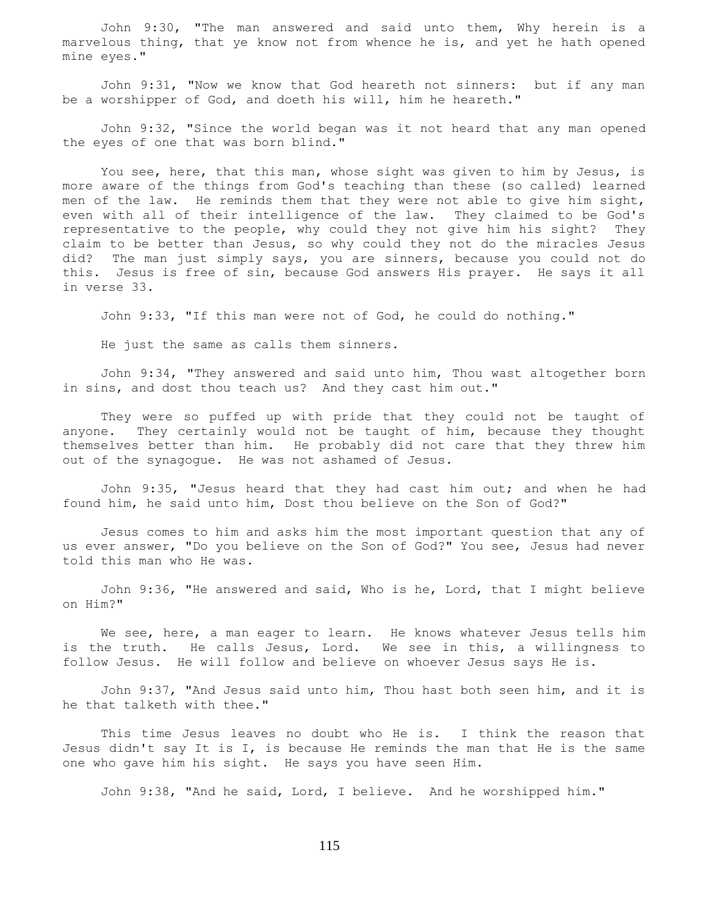John 9:30, "The man answered and said unto them, Why herein is a marvelous thing, that ye know not from whence he is, and yet he hath opened mine eyes."

John 9:31, "Now we know that God heareth not sinners: but if any man be a worshipper of God, and doeth his will, him he heareth."

John 9:32, "Since the world began was it not heard that any man opened the eyes of one that was born blind."

You see, here, that this man, whose sight was given to him by Jesus, is more aware of the things from God's teaching than these (so called) learned men of the law. He reminds them that they were not able to give him sight, even with all of their intelligence of the law. They claimed to be God's representative to the people, why could they not give him his sight? They claim to be better than Jesus, so why could they not do the miracles Jesus did? The man just simply says, you are sinners, because you could not do this. Jesus is free of sin, because God answers His prayer. He says it all in verse 33.

John 9:33, "If this man were not of God, he could do nothing."

He just the same as calls them sinners.

John 9:34, "They answered and said unto him, Thou wast altogether born in sins, and dost thou teach us? And they cast him out."

They were so puffed up with pride that they could not be taught of anyone. They certainly would not be taught of him, because they thought themselves better than him. He probably did not care that they threw him out of the synagogue. He was not ashamed of Jesus.

John 9:35, "Jesus heard that they had cast him out; and when he had found him, he said unto him, Dost thou believe on the Son of God?"

Jesus comes to him and asks him the most important question that any of us ever answer, "Do you believe on the Son of God?" You see, Jesus had never told this man who He was.

John 9:36, "He answered and said, Who is he, Lord, that I might believe on Him?"

We see, here, a man eager to learn. He knows whatever Jesus tells him is the truth. He calls Jesus, Lord. We see in this, a willingness to follow Jesus. He will follow and believe on whoever Jesus says He is.

John 9:37, "And Jesus said unto him, Thou hast both seen him, and it is he that talketh with thee."

This time Jesus leaves no doubt who He is. I think the reason that Jesus didn't say It is I, is because He reminds the man that He is the same one who gave him his sight. He says you have seen Him.

John 9:38, "And he said, Lord, I believe. And he worshipped him."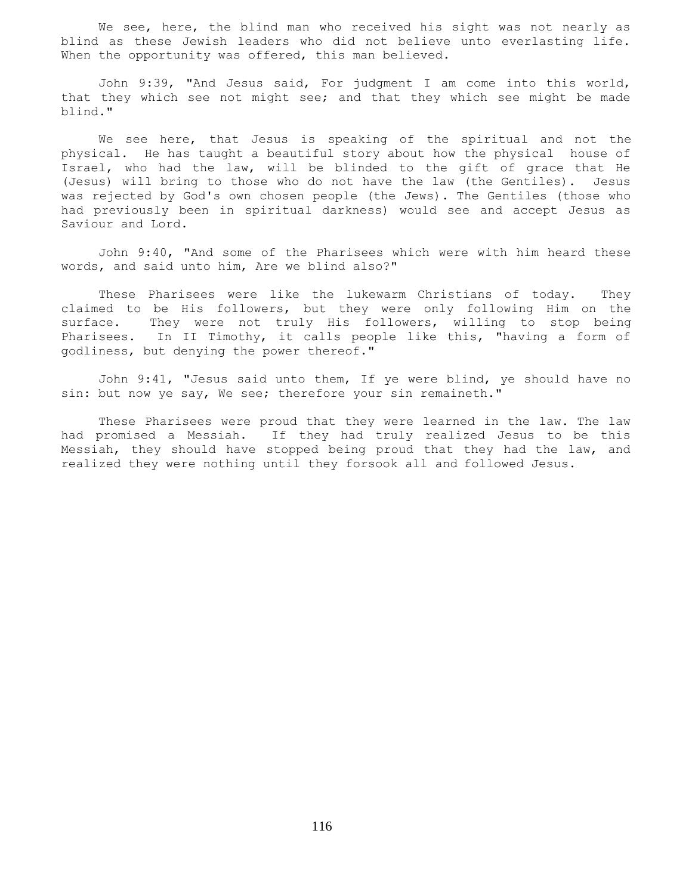We see, here, the blind man who received his sight was not nearly as blind as these Jewish leaders who did not believe unto everlasting life. When the opportunity was offered, this man believed.

John 9:39, "And Jesus said, For judgment I am come into this world, that they which see not might see; and that they which see might be made blind."

We see here, that Jesus is speaking of the spiritual and not the physical. He has taught a beautiful story about how the physical house of Israel, who had the law, will be blinded to the gift of grace that He (Jesus) will bring to those who do not have the law (the Gentiles). Jesus was rejected by God's own chosen people (the Jews). The Gentiles (those who had previously been in spiritual darkness) would see and accept Jesus as Saviour and Lord.

John 9:40, "And some of the Pharisees which were with him heard these words, and said unto him, Are we blind also?"

These Pharisees were like the lukewarm Christians of today. They claimed to be His followers, but they were only following Him on the surface. They were not truly His followers, willing to stop being Pharisees. In II Timothy, it calls people like this, "having a form of godliness, but denying the power thereof."

John 9:41, "Jesus said unto them, If ye were blind, ye should have no sin: but now ye say, We see; therefore your sin remaineth."

These Pharisees were proud that they were learned in the law. The law had promised a Messiah. If they had truly realized Jesus to be this Messiah, they should have stopped being proud that they had the law, and realized they were nothing until they forsook all and followed Jesus.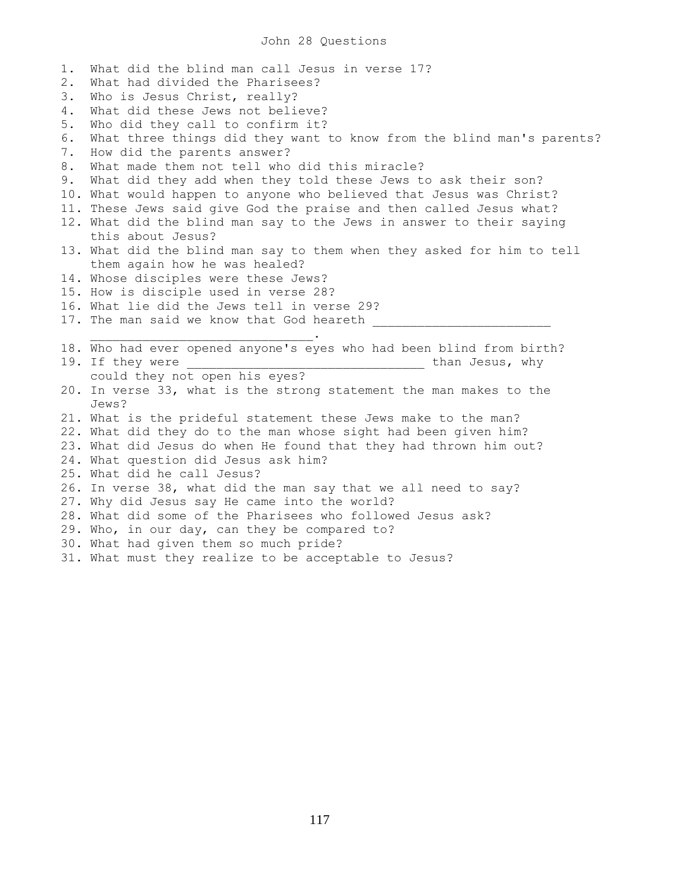# John 28 Questions

1. What did the blind man call Jesus in verse 17?
2. What had divided the Pharisees?
3. Who is Jesus Christ, really?
4. What did these Jews not believe?
5. Who did they call to confirm it?
6. What three things did they want to know from the blind man's parents?
7. How did the parents answer?
8. What made them not tell who did this miracle?
9. What did they add when they told these Jews to ask their son?
10. What would happen to anyone who believed that Jesus was Christ?
11. These Jews said give God the praise and then called Jesus what?
12. What did the blind man say to the Jews in answer to their saying this about Jesus?
13. What did the blind man say to them when they asked for him to tell them again how he was healed?
14. Whose disciples were these Jews?
15. How is disciple used in verse 28?
16. What lie did the Jews tell in verse 29?
17. The man said we know that God heareth ________________________ ______________________________.
18. Who had ever opened anyone's eyes who had been blind from birth?
19. If they were ________________________________ than Jesus, why could they not open his eyes?
20. In verse 33, what is the strong statement the man makes to the Jews?
21. What is the prideful statement these Jews make to the man?
22. What did they do to the man whose sight had been given him?
23. What did Jesus do when He found that they had thrown him out?
24. What question did Jesus ask him?
25. What did he call Jesus?
26. In verse 38, what did the man say that we all need to say?
27. Why did Jesus say He came into the world?
28. What did some of the Pharisees who followed Jesus ask?
29. Who, in our day, can they be compared to?
30. What had given them so much pride?
31. What must they realize to be acceptable to Jesus?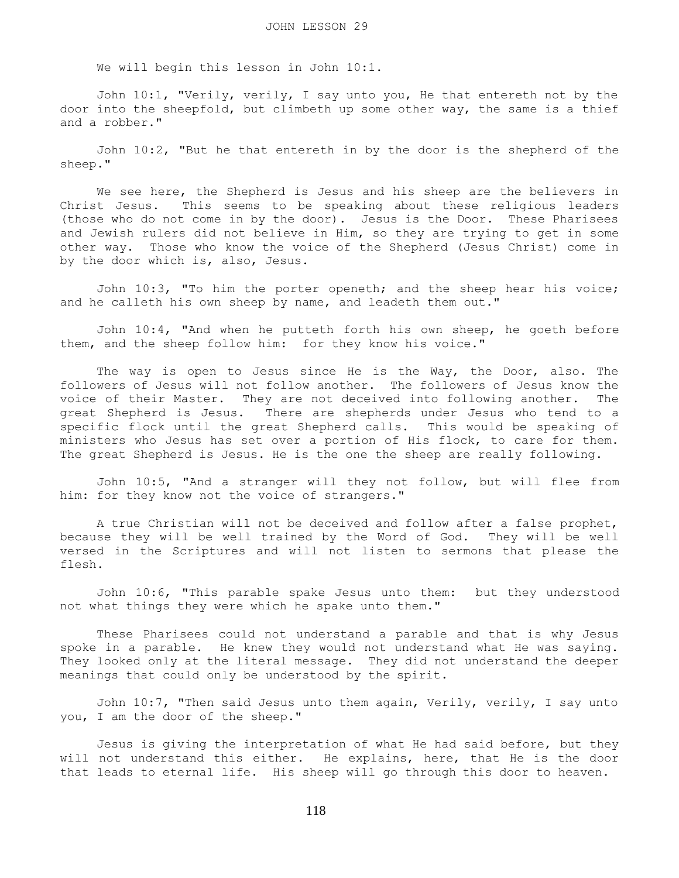# JOHN LESSON 29

We will begin this lesson in John 10:1.

John 10:1, "Verily, verily, I say unto you, He that entereth not by the door into the sheepfold, but climbeth up some other way, the same is a thief and a robber."

John 10:2, "But he that entereth in by the door is the shepherd of the sheep."

We see here, the Shepherd is Jesus and his sheep are the believers in Christ Jesus. This seems to be speaking about these religious leaders (those who do not come in by the door). Jesus is the Door. These Pharisees and Jewish rulers did not believe in Him, so they are trying to get in some other way. Those who know the voice of the Shepherd (Jesus Christ) come in by the door which is, also, Jesus.

John 10:3, "To him the porter openeth; and the sheep hear his voice; and he calleth his own sheep by name, and leadeth them out."

John 10:4, "And when he putteth forth his own sheep, he goeth before them, and the sheep follow him: for they know his voice."

The way is open to Jesus since He is the Way, the Door, also. The followers of Jesus will not follow another. The followers of Jesus know the voice of their Master. They are not deceived into following another. The great Shepherd is Jesus. There are shepherds under Jesus who tend to a specific flock until the great Shepherd calls. This would be speaking of ministers who Jesus has set over a portion of His flock, to care for them. The great Shepherd is Jesus. He is the one the sheep are really following.

John 10:5, "And a stranger will they not follow, but will flee from him: for they know not the voice of strangers."

A true Christian will not be deceived and follow after a false prophet, because they will be well trained by the Word of God. They will be well versed in the Scriptures and will not listen to sermons that please the flesh.

John 10:6, "This parable spake Jesus unto them: but they understood not what things they were which he spake unto them."

These Pharisees could not understand a parable and that is why Jesus spoke in a parable. He knew they would not understand what He was saying. They looked only at the literal message. They did not understand the deeper meanings that could only be understood by the spirit.

John 10:7, "Then said Jesus unto them again, Verily, verily, I say unto you, I am the door of the sheep."

Jesus is giving the interpretation of what He had said before, but they will not understand this either. He explains, here, that He is the door that leads to eternal life. His sheep will go through this door to heaven.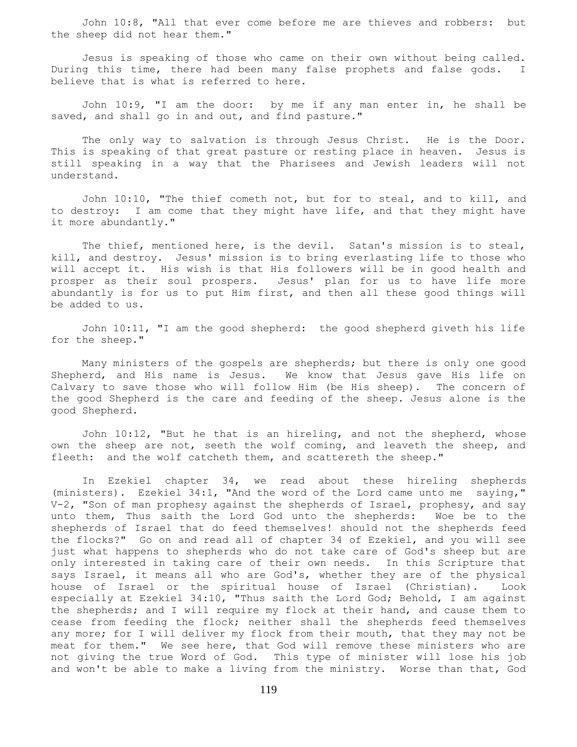John 10:8, "All that ever come before me are thieves and robbers: but the sheep did not hear them."

Jesus is speaking of those who came on their own without being called. During this time, there had been many false prophets and false gods. I believe that is what is referred to here.

John 10:9, "I am the door: by me if any man enter in, he shall be saved, and shall go in and out, and find pasture."

The only way to salvation is through Jesus Christ. He is the Door. This is speaking of that great pasture or resting place in heaven. Jesus is still speaking in a way that the Pharisees and Jewish leaders will not understand.

John 10:10, "The thief cometh not, but for to steal, and to kill, and to destroy: I am come that they might have life, and that they might have it more abundantly."

The thief, mentioned here, is the devil. Satan's mission is to steal, kill, and destroy. Jesus' mission is to bring everlasting life to those who will accept it. His wish is that His followers will be in good health and prosper as their soul prospers. Jesus' plan for us to have life more abundantly is for us to put Him first, and then all these good things will be added to us.

John 10:11, "I am the good shepherd: the good shepherd giveth his life for the sheep."

Many ministers of the gospels are shepherds; but there is only one good Shepherd, and His name is Jesus. We know that Jesus gave His life on Calvary to save those who will follow Him (be His sheep). The concern of the good Shepherd is the care and feeding of the sheep. Jesus alone is the good Shepherd.

John 10:12, "But he that is an hireling, and not the shepherd, whose own the sheep are not, seeth the wolf coming, and leaveth the sheep, and fleeth: and the wolf catcheth them, and scattereth the sheep."

In Ezekiel chapter 34, we read about these hireling shepherds (ministers). Ezekiel 34:1, "And the word of the Lord came unto me saying," V-2, "Son of man prophesy against the shepherds of Israel, prophesy, and say unto them, Thus saith the Lord God unto the shepherds: Woe be to the shepherds of Israel that do feed themselves! should not the shepherds feed the flocks?" Go on and read all of chapter 34 of Ezekiel, and you will see just what happens to shepherds who do not take care of God's sheep but are only interested in taking care of their own needs. In this Scripture that says Israel, it means all who are God's, whether they are of the physical house of Israel or the spiritual house of Israel (Christian). Look especially at Ezekiel 34:10, "Thus saith the Lord God; Behold, I am against the shepherds; and I will require my flock at their hand, and cause them to cease from feeding the flock; neither shall the shepherds feed themselves any more; for I will deliver my flock from their mouth, that they may not be meat for them." We see here, that God will remove these ministers who are not giving the true Word of God. This type of minister will lose his job and won't be able to make a living from the ministry. Worse than that, God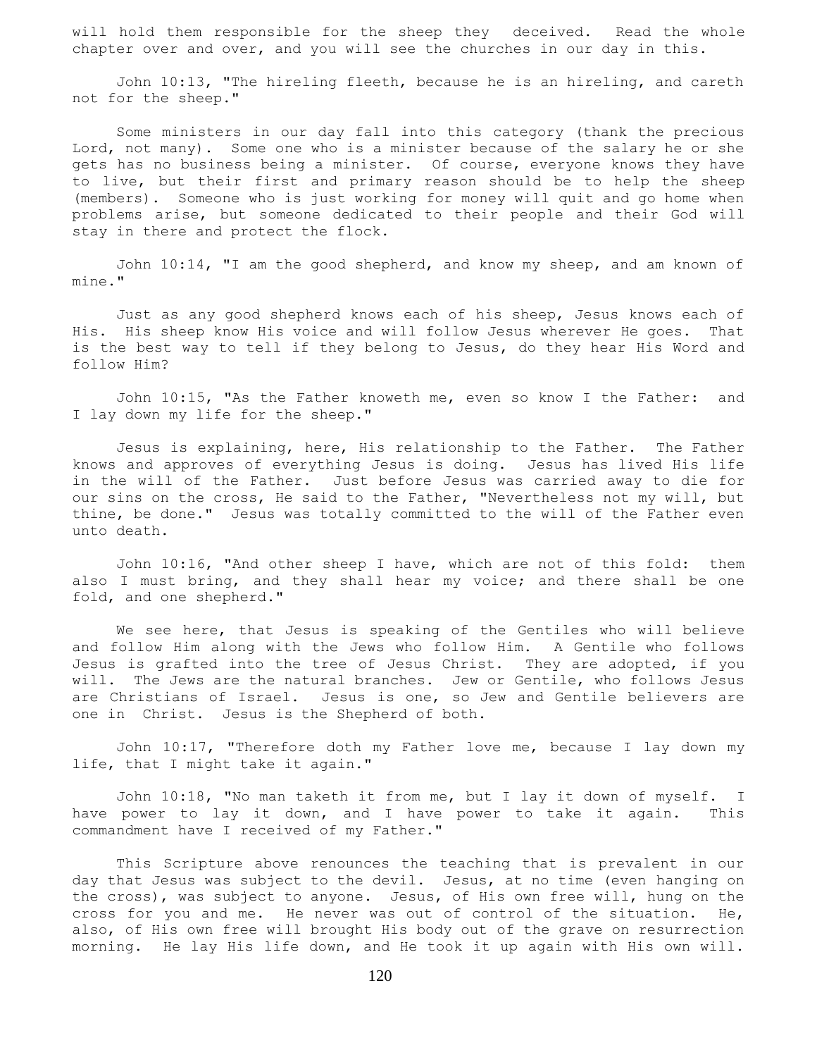will hold them responsible for the sheep they deceived. Read the whole chapter over and over, and you will see the churches in our day in this.

John 10:13, "The hireling fleeth, because he is an hireling, and careth not for the sheep."

Some ministers in our day fall into this category (thank the precious Lord, not many). Some one who is a minister because of the salary he or she gets has no business being a minister. Of course, everyone knows they have to live, but their first and primary reason should be to help the sheep (members). Someone who is just working for money will quit and go home when problems arise, but someone dedicated to their people and their God will stay in there and protect the flock.

John 10:14, "I am the good shepherd, and know my sheep, and am known of mine."

Just as any good shepherd knows each of his sheep, Jesus knows each of His. His sheep know His voice and will follow Jesus wherever He goes. That is the best way to tell if they belong to Jesus, do they hear His Word and follow Him?

John 10:15, "As the Father knoweth me, even so know I the Father: and I lay down my life for the sheep."

Jesus is explaining, here, His relationship to the Father. The Father knows and approves of everything Jesus is doing. Jesus has lived His life in the will of the Father. Just before Jesus was carried away to die for our sins on the cross, He said to the Father, "Nevertheless not my will, but thine, be done." Jesus was totally committed to the will of the Father even unto death.

John 10:16, "And other sheep I have, which are not of this fold: them also I must bring, and they shall hear my voice; and there shall be one fold, and one shepherd."

We see here, that Jesus is speaking of the Gentiles who will believe and follow Him along with the Jews who follow Him. A Gentile who follows Jesus is grafted into the tree of Jesus Christ. They are adopted, if you will. The Jews are the natural branches. Jew or Gentile, who follows Jesus are Christians of Israel. Jesus is one, so Jew and Gentile believers are one in Christ. Jesus is the Shepherd of both.

John 10:17, "Therefore doth my Father love me, because I lay down my life, that I might take it again."

John 10:18, "No man taketh it from me, but I lay it down of myself. I have power to lay it down, and I have power to take it again. This commandment have I received of my Father."

This Scripture above renounces the teaching that is prevalent in our day that Jesus was subject to the devil. Jesus, at no time (even hanging on the cross), was subject to anyone. Jesus, of His own free will, hung on the cross for you and me. He never was out of control of the situation. He, also, of His own free will brought His body out of the grave on resurrection morning. He lay His life down, and He took it up again with His own will.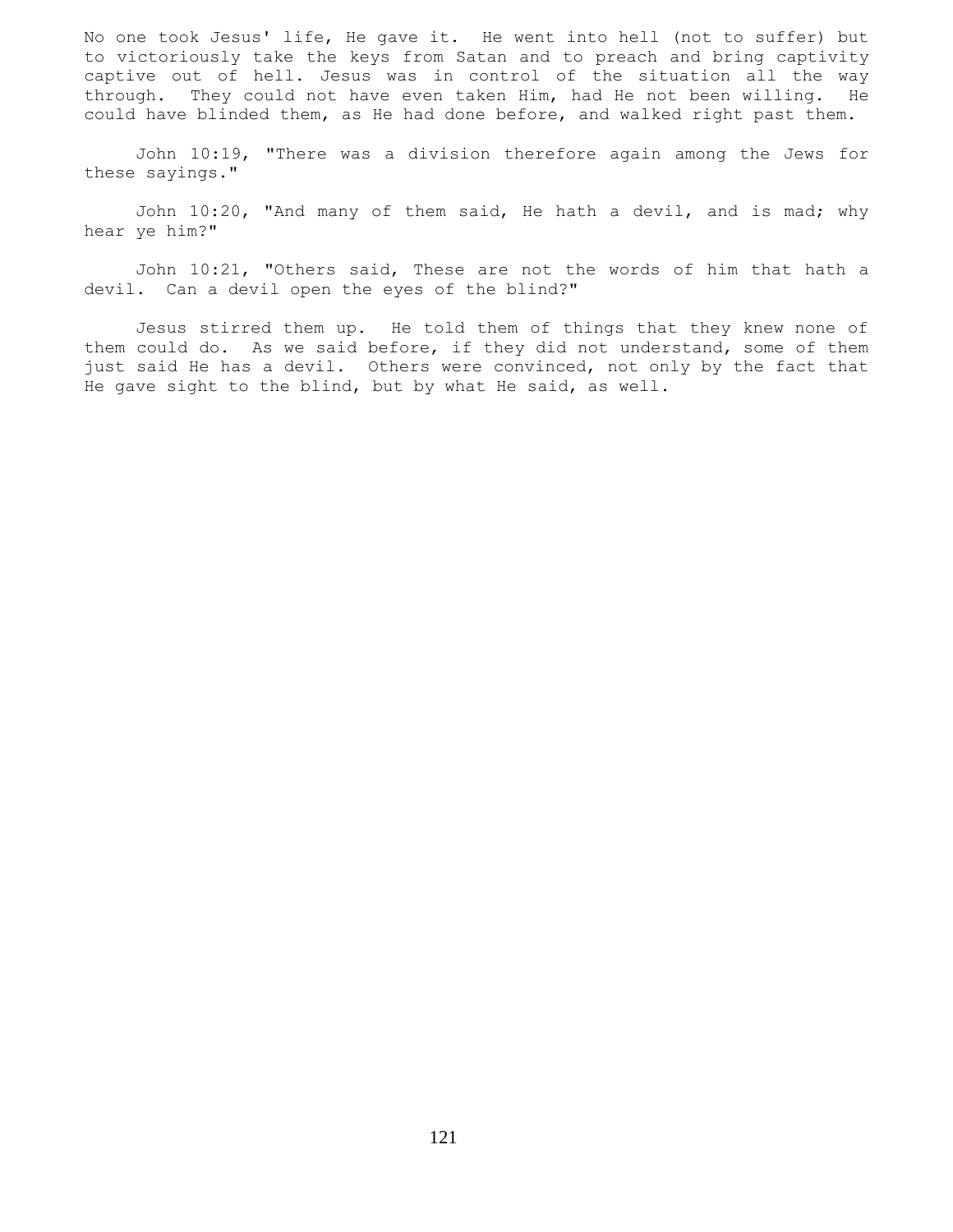No one took Jesus' life, He gave it. He went into hell (not to suffer) but to victoriously take the keys from Satan and to preach and bring captivity captive out of hell. Jesus was in control of the situation all the way through. They could not have even taken Him, had He not been willing. He could have blinded them, as He had done before, and walked right past them.

John 10:19, "There was a division therefore again among the Jews for these sayings."

John 10:20, "And many of them said, He hath a devil, and is mad; why hear ye him?"

John 10:21, "Others said, These are not the words of him that hath a devil. Can a devil open the eyes of the blind?"

Jesus stirred them up. He told them of things that they knew none of them could do. As we said before, if they did not understand, some of them just said He has a devil. Others were convinced, not only by the fact that He gave sight to the blind, but by what He said, as well.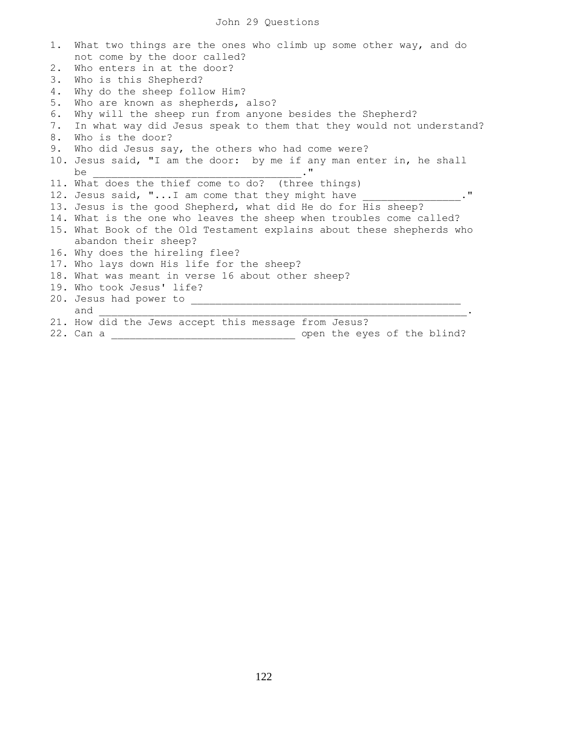# John 29 Questions

1. What two things are the ones who climb up some other way, and do not come by the door called?
2. Who enters in at the door?
3. Who is this Shepherd?
4. Why do the sheep follow Him?
5. Who are known as shepherds, also?
6. Why will the sheep run from anyone besides the Shepherd?
7. In what way did Jesus speak to them that they would not understand?
8. Who is the door?
9. Who did Jesus say, the others who had come were?
10. Jesus said, "I am the door: by me if any man enter in, he shall be __________________________________."
11. What does the thief come to do? (three things)
12. Jesus said, "...I am come that they might have ________________."
13. Jesus is the good Shepherd, what did He do for His sheep?
14. What is the one who leaves the sheep when troubles come called?
15. What Book of the Old Testament explains about these shepherds who abandon their sheep?
16. Why does the hireling flee?
17. Who lays down His life for the sheep?
18. What was meant in verse 16 about other sheep?
19. Who took Jesus' life?
20. Jesus had power to ____________________________________________ and ____________________________________________________________.
21. How did the Jews accept this message from Jesus?
22. Can a ______________________________ open the eyes of the blind?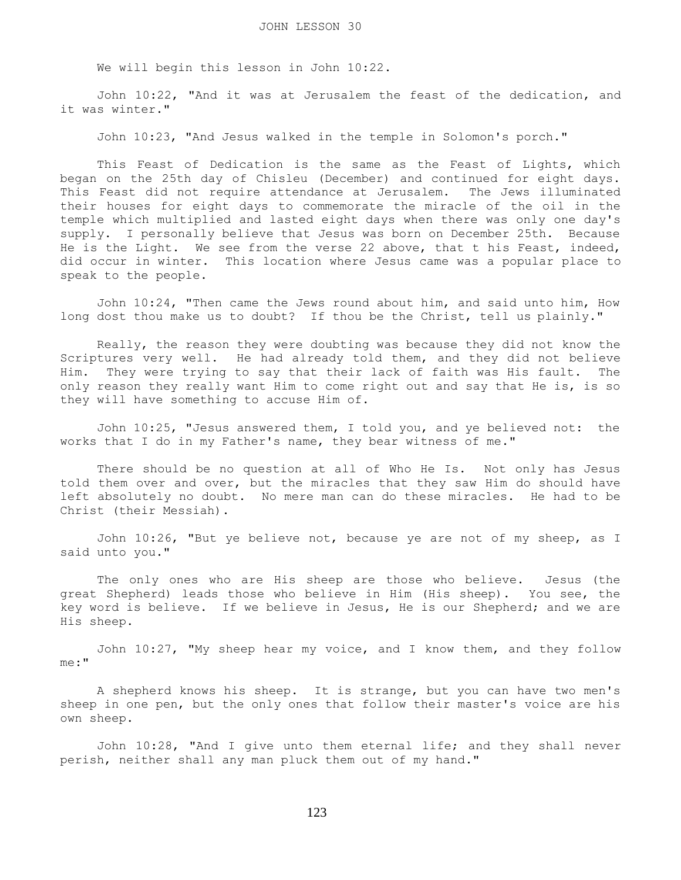# JOHN LESSON 30

We will begin this lesson in John 10:22.

John 10:22, "And it was at Jerusalem the feast of the dedication, and it was winter."

John 10:23, "And Jesus walked in the temple in Solomon's porch."

This Feast of Dedication is the same as the Feast of Lights, which began on the 25th day of Chisleu (December) and continued for eight days. This Feast did not require attendance at Jerusalem. The Jews illuminated their houses for eight days to commemorate the miracle of the oil in the temple which multiplied and lasted eight days when there was only one day's supply. I personally believe that Jesus was born on December 25th. Because He is the Light. We see from the verse 22 above, that t his Feast, indeed, did occur in winter. This location where Jesus came was a popular place to speak to the people.

John 10:24, "Then came the Jews round about him, and said unto him, How long dost thou make us to doubt? If thou be the Christ, tell us plainly."

Really, the reason they were doubting was because they did not know the Scriptures very well. He had already told them, and they did not believe Him. They were trying to say that their lack of faith was His fault. The only reason they really want Him to come right out and say that He is, is so they will have something to accuse Him of.

John 10:25, "Jesus answered them, I told you, and ye believed not: the works that I do in my Father's name, they bear witness of me."

There should be no question at all of Who He Is. Not only has Jesus told them over and over, but the miracles that they saw Him do should have left absolutely no doubt. No mere man can do these miracles. He had to be Christ (their Messiah).

John 10:26, "But ye believe not, because ye are not of my sheep, as I said unto you."

The only ones who are His sheep are those who believe. Jesus (the great Shepherd) leads those who believe in Him (His sheep). You see, the key word is believe. If we believe in Jesus, He is our Shepherd; and we are His sheep.

John 10:27, "My sheep hear my voice, and I know them, and they follow me:"

A shepherd knows his sheep. It is strange, but you can have two men's sheep in one pen, but the only ones that follow their master's voice are his own sheep.

John 10:28, "And I give unto them eternal life; and they shall never perish, neither shall any man pluck them out of my hand."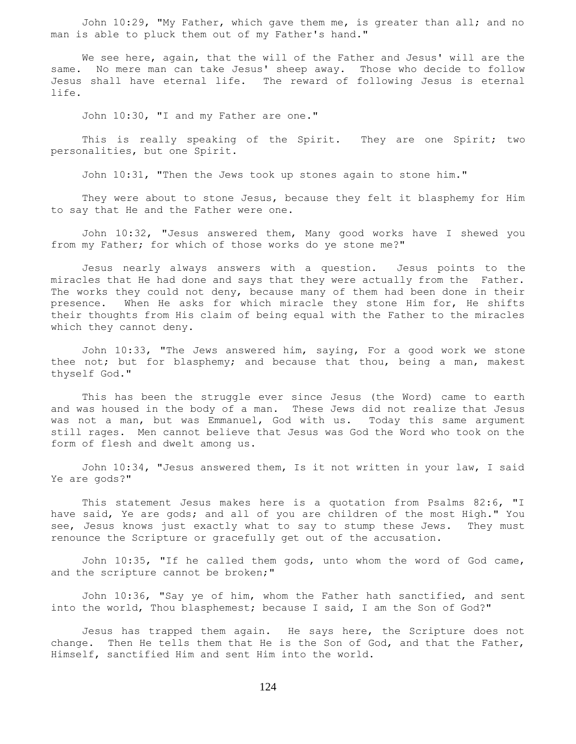John 10:29, "My Father, which gave them me, is greater than all; and no man is able to pluck them out of my Father's hand."

We see here, again, that the will of the Father and Jesus' will are the same. No mere man can take Jesus' sheep away. Those who decide to follow Jesus shall have eternal life. The reward of following Jesus is eternal life.

John 10:30, "I and my Father are one."

This is really speaking of the Spirit. They are one Spirit; two personalities, but one Spirit.

John 10:31, "Then the Jews took up stones again to stone him."

They were about to stone Jesus, because they felt it blasphemy for Him to say that He and the Father were one.

John 10:32, "Jesus answered them, Many good works have I shewed you from my Father; for which of those works do ye stone me?"

Jesus nearly always answers with a question. Jesus points to the miracles that He had done and says that they were actually from the Father. The works they could not deny, because many of them had been done in their presence. When He asks for which miracle they stone Him for, He shifts their thoughts from His claim of being equal with the Father to the miracles which they cannot deny.

John 10:33, "The Jews answered him, saying, For a good work we stone thee not; but for blasphemy; and because that thou, being a man, makest thyself God."

This has been the struggle ever since Jesus (the Word) came to earth and was housed in the body of a man. These Jews did not realize that Jesus was not a man, but was Emmanuel, God with us. Today this same argument still rages. Men cannot believe that Jesus was God the Word who took on the form of flesh and dwelt among us.

John 10:34, "Jesus answered them, Is it not written in your law, I said Ye are gods?"

This statement Jesus makes here is a quotation from Psalms 82:6, "I have said, Ye are gods; and all of you are children of the most High." You see, Jesus knows just exactly what to say to stump these Jews. They must renounce the Scripture or gracefully get out of the accusation.

John 10:35, "If he called them gods, unto whom the word of God came, and the scripture cannot be broken;"

John 10:36, "Say ye of him, whom the Father hath sanctified, and sent into the world, Thou blasphemest; because I said, I am the Son of God?"

Jesus has trapped them again. He says here, the Scripture does not change. Then He tells them that He is the Son of God, and that the Father, Himself, sanctified Him and sent Him into the world.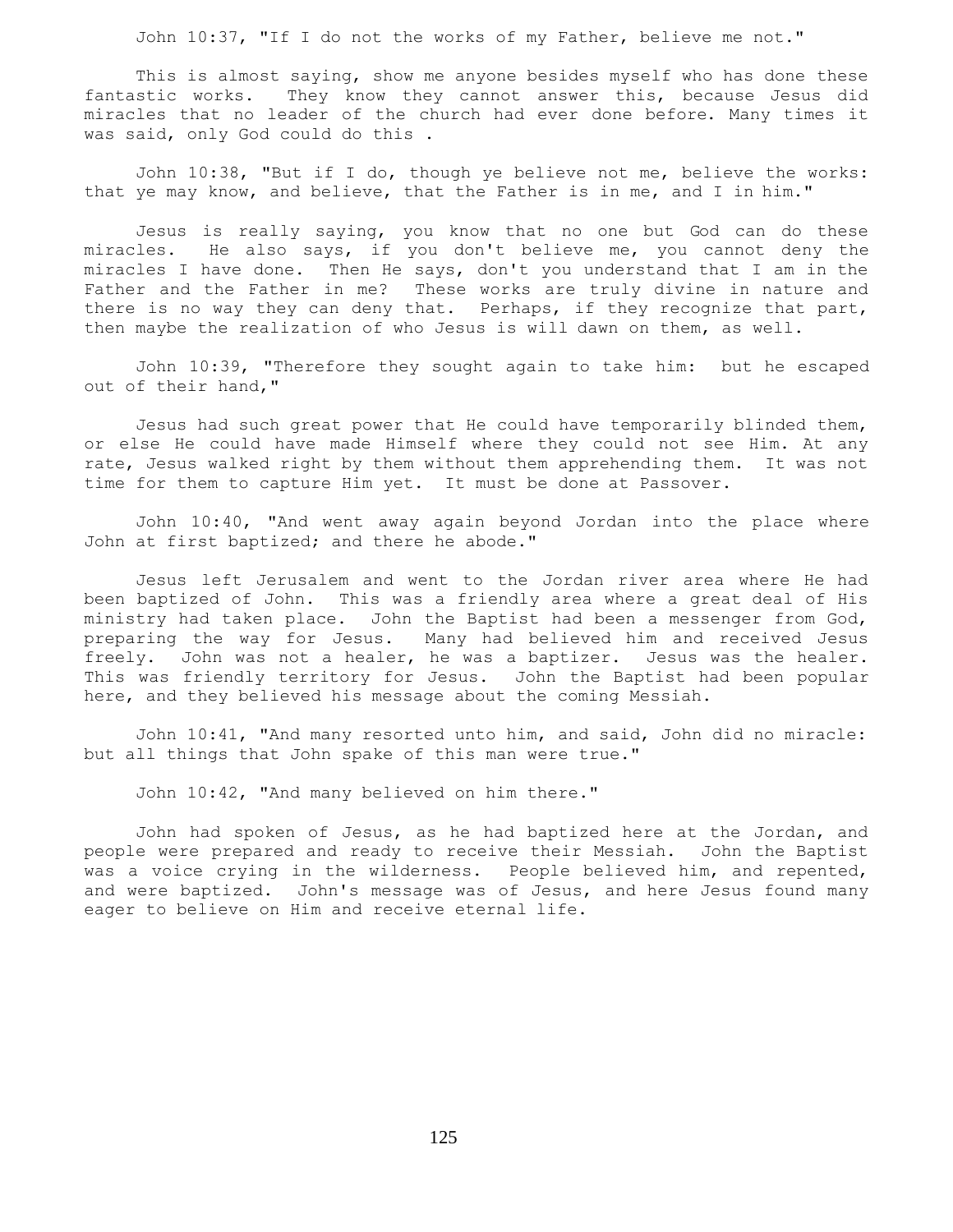John 10:37, "If I do not the works of my Father, believe me not."

This is almost saying, show me anyone besides myself who has done these fantastic works. They know they cannot answer this, because Jesus did miracles that no leader of the church had ever done before. Many times it was said, only God could do this .

John 10:38, "But if I do, though ye believe not me, believe the works: that ye may know, and believe, that the Father is in me, and I in him."

Jesus is really saying, you know that no one but God can do these miracles. He also says, if you don't believe me, you cannot deny the miracles I have done. Then He says, don't you understand that I am in the Father and the Father in me? These works are truly divine in nature and there is no way they can deny that. Perhaps, if they recognize that part, then maybe the realization of who Jesus is will dawn on them, as well.

John 10:39, "Therefore they sought again to take him: but he escaped out of their hand,"

Jesus had such great power that He could have temporarily blinded them, or else He could have made Himself where they could not see Him. At any rate, Jesus walked right by them without them apprehending them. It was not time for them to capture Him yet. It must be done at Passover.

John 10:40, "And went away again beyond Jordan into the place where John at first baptized; and there he abode."

Jesus left Jerusalem and went to the Jordan river area where He had been baptized of John. This was a friendly area where a great deal of His ministry had taken place. John the Baptist had been a messenger from God, preparing the way for Jesus. Many had believed him and received Jesus freely. John was not a healer, he was a baptizer. Jesus was the healer. This was friendly territory for Jesus. John the Baptist had been popular here, and they believed his message about the coming Messiah.

John 10:41, "And many resorted unto him, and said, John did no miracle: but all things that John spake of this man were true."

John 10:42, "And many believed on him there."

John had spoken of Jesus, as he had baptized here at the Jordan, and people were prepared and ready to receive their Messiah. John the Baptist was a voice crying in the wilderness. People believed him, and repented, and were baptized. John's message was of Jesus, and here Jesus found many eager to believe on Him and receive eternal life.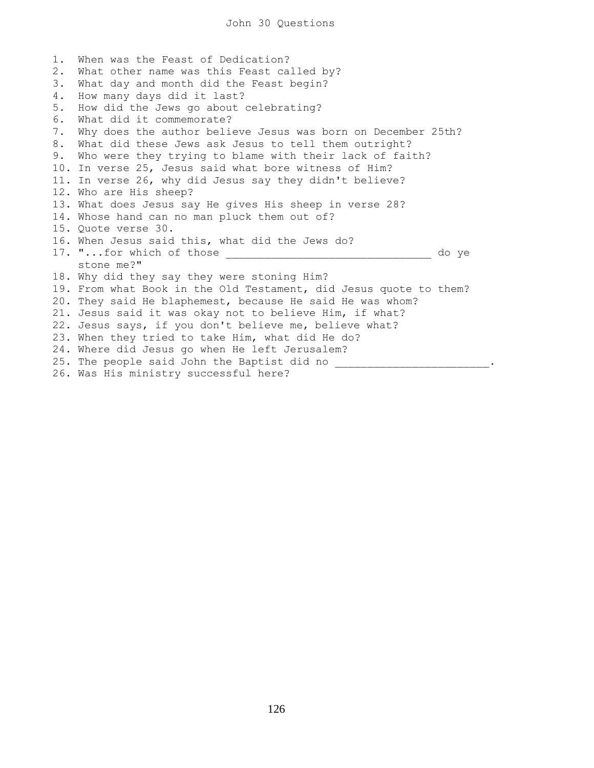# John 30 Questions

1. When was the Feast of Dedication?
2. What other name was this Feast called by?
3. What day and month did the Feast begin?
4. How many days did it last?
5. How did the Jews go about celebrating?
6. What did it commemorate?
7. Why does the author believe Jesus was born on December 25th?
8. What did these Jews ask Jesus to tell them outright?
9. Who were they trying to blame with their lack of faith?
10. In verse 25, Jesus said what bore witness of Him?
11. In verse 26, why did Jesus say they didn't believe?
12. Who are His sheep?
13. What does Jesus say He gives His sheep in verse 28?
14. Whose hand can no man pluck them out of?
15. Quote verse 30.
16. When Jesus said this, what did the Jews do?
17. "...for which of those ________________________________ do ye stone me?"
18. Why did they say they were stoning Him?
19. From what Book in the Old Testament, did Jesus quote to them?
20. They said He blaphemest, because He said He was whom?
21. Jesus said it was okay not to believe Him, if what?
22. Jesus says, if you don't believe me, believe what?
23. When they tried to take Him, what did He do?
24. Where did Jesus go when He left Jerusalem?
25. The people said John the Baptist did no ________________________.
26. Was His ministry successful here?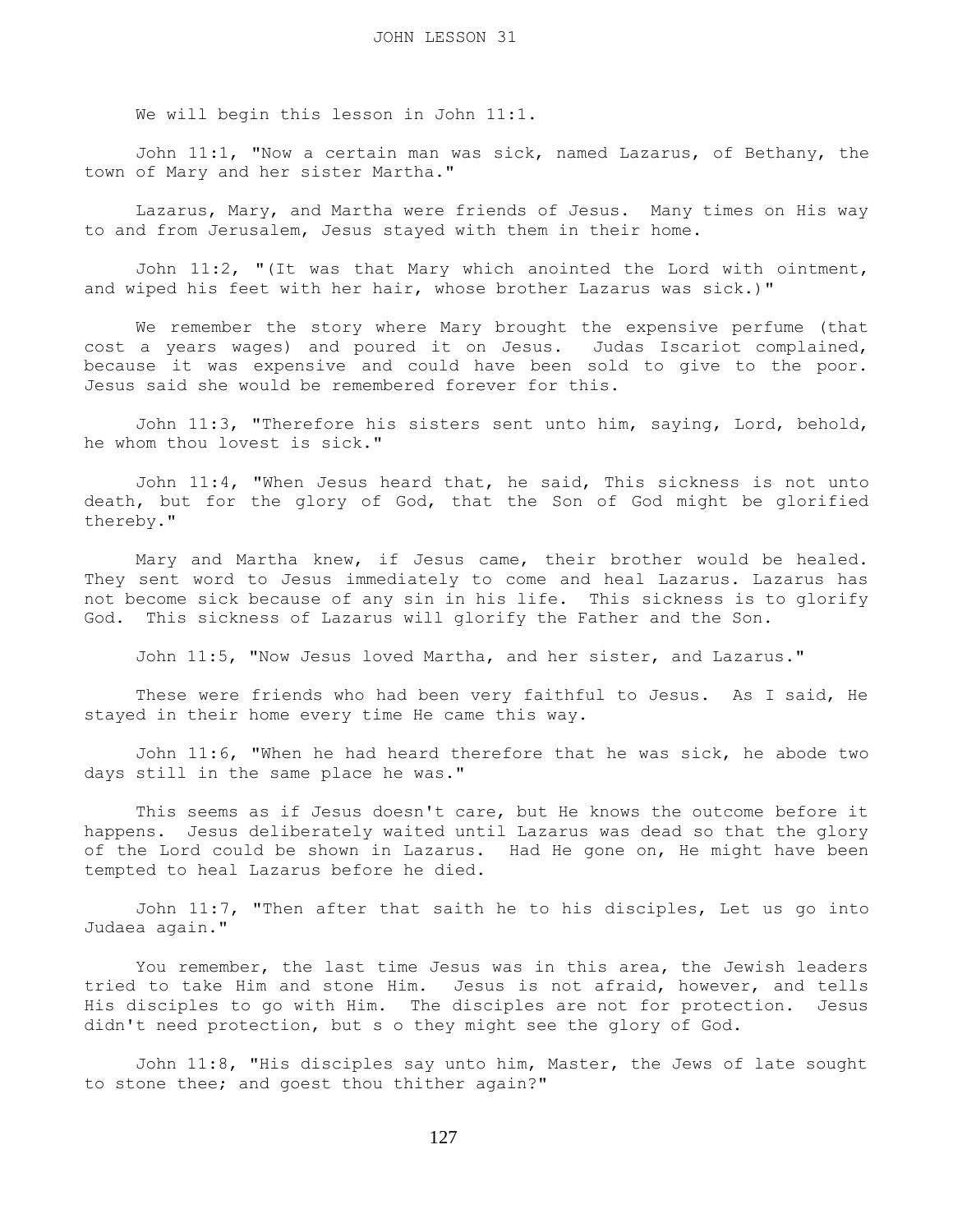# JOHN LESSON 31

We will begin this lesson in John 11:1.

John 11:1, "Now a certain man was sick, named Lazarus, of Bethany, the town of Mary and her sister Martha."

Lazarus, Mary, and Martha were friends of Jesus. Many times on His way to and from Jerusalem, Jesus stayed with them in their home.

John 11:2, "(It was that Mary which anointed the Lord with ointment, and wiped his feet with her hair, whose brother Lazarus was sick.)"

We remember the story where Mary brought the expensive perfume (that cost a years wages) and poured it on Jesus. Judas Iscariot complained, because it was expensive and could have been sold to give to the poor. Jesus said she would be remembered forever for this.

John 11:3, "Therefore his sisters sent unto him, saying, Lord, behold, he whom thou lovest is sick."

John 11:4, "When Jesus heard that, he said, This sickness is not unto death, but for the glory of God, that the Son of God might be glorified thereby."

Mary and Martha knew, if Jesus came, their brother would be healed. They sent word to Jesus immediately to come and heal Lazarus. Lazarus has not become sick because of any sin in his life. This sickness is to glorify God. This sickness of Lazarus will glorify the Father and the Son.

John 11:5, "Now Jesus loved Martha, and her sister, and Lazarus."

These were friends who had been very faithful to Jesus. As I said, He stayed in their home every time He came this way.

John 11:6, "When he had heard therefore that he was sick, he abode two days still in the same place he was."

This seems as if Jesus doesn't care, but He knows the outcome before it happens. Jesus deliberately waited until Lazarus was dead so that the glory of the Lord could be shown in Lazarus. Had He gone on, He might have been tempted to heal Lazarus before he died.

John 11:7, "Then after that saith he to his disciples, Let us go into Judaea again."

You remember, the last time Jesus was in this area, the Jewish leaders tried to take Him and stone Him. Jesus is not afraid, however, and tells His disciples to go with Him. The disciples are not for protection. Jesus didn't need protection, but s o they might see the glory of God.

John 11:8, "His disciples say unto him, Master, the Jews of late sought to stone thee; and goest thou thither again?"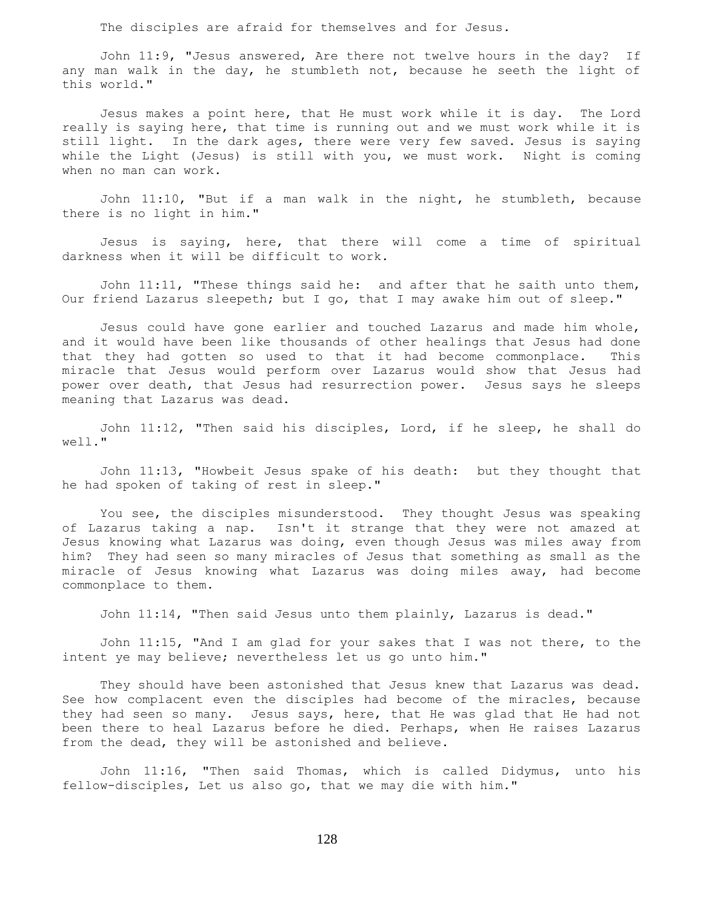The disciples are afraid for themselves and for Jesus.

John 11:9, "Jesus answered, Are there not twelve hours in the day? If any man walk in the day, he stumbleth not, because he seeth the light of this world."

Jesus makes a point here, that He must work while it is day. The Lord really is saying here, that time is running out and we must work while it is still light. In the dark ages, there were very few saved. Jesus is saying while the Light (Jesus) is still with you, we must work. Night is coming when no man can work.

John 11:10, "But if a man walk in the night, he stumbleth, because there is no light in him."

Jesus is saying, here, that there will come a time of spiritual darkness when it will be difficult to work.

John 11:11, "These things said he: and after that he saith unto them, Our friend Lazarus sleepeth; but I go, that I may awake him out of sleep."

Jesus could have gone earlier and touched Lazarus and made him whole, and it would have been like thousands of other healings that Jesus had done that they had gotten so used to that it had become commonplace. This miracle that Jesus would perform over Lazarus would show that Jesus had power over death, that Jesus had resurrection power. Jesus says he sleeps meaning that Lazarus was dead.

John 11:12, "Then said his disciples, Lord, if he sleep, he shall do well."

John 11:13, "Howbeit Jesus spake of his death: but they thought that he had spoken of taking of rest in sleep."

You see, the disciples misunderstood. They thought Jesus was speaking of Lazarus taking a nap. Isn't it strange that they were not amazed at Jesus knowing what Lazarus was doing, even though Jesus was miles away from him? They had seen so many miracles of Jesus that something as small as the miracle of Jesus knowing what Lazarus was doing miles away, had become commonplace to them.

John 11:14, "Then said Jesus unto them plainly, Lazarus is dead."

John 11:15, "And I am glad for your sakes that I was not there, to the intent ye may believe; nevertheless let us go unto him."

They should have been astonished that Jesus knew that Lazarus was dead. See how complacent even the disciples had become of the miracles, because they had seen so many. Jesus says, here, that He was glad that He had not been there to heal Lazarus before he died. Perhaps, when He raises Lazarus from the dead, they will be astonished and believe.

John 11:16, "Then said Thomas, which is called Didymus, unto his fellow-disciples, Let us also go, that we may die with him."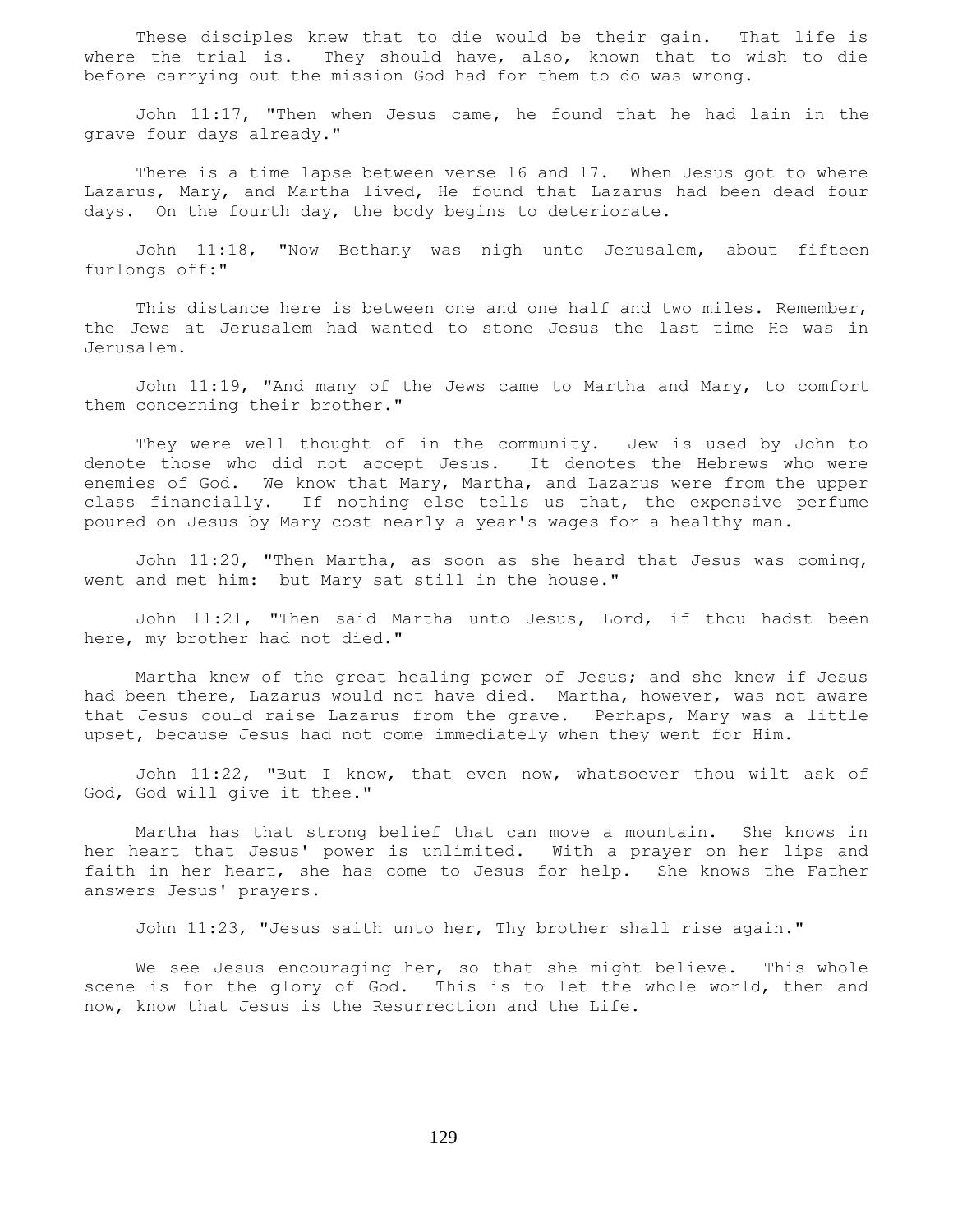These disciples knew that to die would be their gain. That life is where the trial is. They should have, also, known that to wish to die before carrying out the mission God had for them to do was wrong.

John 11:17, "Then when Jesus came, he found that he had lain in the grave four days already."

There is a time lapse between verse 16 and 17. When Jesus got to where Lazarus, Mary, and Martha lived, He found that Lazarus had been dead four days. On the fourth day, the body begins to deteriorate.

John 11:18, "Now Bethany was nigh unto Jerusalem, about fifteen furlongs off:"

This distance here is between one and one half and two miles. Remember, the Jews at Jerusalem had wanted to stone Jesus the last time He was in Jerusalem.

John 11:19, "And many of the Jews came to Martha and Mary, to comfort them concerning their brother."

They were well thought of in the community. Jew is used by John to denote those who did not accept Jesus. It denotes the Hebrews who were enemies of God. We know that Mary, Martha, and Lazarus were from the upper class financially. If nothing else tells us that, the expensive perfume poured on Jesus by Mary cost nearly a year's wages for a healthy man.

John 11:20, "Then Martha, as soon as she heard that Jesus was coming, went and met him: but Mary sat still in the house."

John 11:21, "Then said Martha unto Jesus, Lord, if thou hadst been here, my brother had not died."

Martha knew of the great healing power of Jesus; and she knew if Jesus had been there, Lazarus would not have died. Martha, however, was not aware that Jesus could raise Lazarus from the grave. Perhaps, Mary was a little upset, because Jesus had not come immediately when they went for Him.

John 11:22, "But I know, that even now, whatsoever thou wilt ask of God, God will give it thee."

Martha has that strong belief that can move a mountain. She knows in her heart that Jesus' power is unlimited. With a prayer on her lips and faith in her heart, she has come to Jesus for help. She knows the Father answers Jesus' prayers.

John 11:23, "Jesus saith unto her, Thy brother shall rise again."

We see Jesus encouraging her, so that she might believe. This whole scene is for the glory of God. This is to let the whole world, then and now, know that Jesus is the Resurrection and the Life.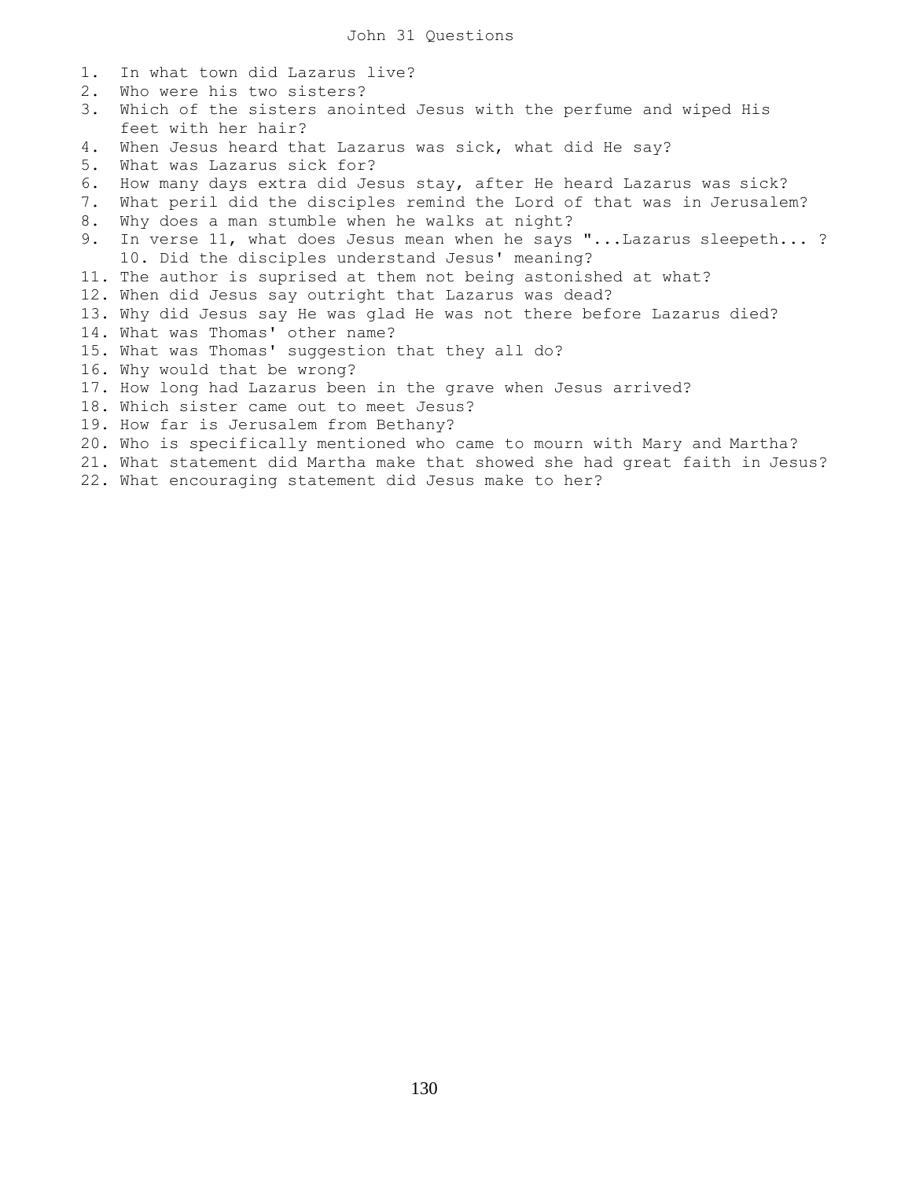# John 31 Questions

1. In what town did Lazarus live?
2. Who were his two sisters?
3. Which of the sisters anointed Jesus with the perfume and wiped His feet with her hair?
4. When Jesus heard that Lazarus was sick, what did He say?
5. What was Lazarus sick for?
6. How many days extra did Jesus stay, after He heard Lazarus was sick?
7. What peril did the disciples remind the Lord of that was in Jerusalem?
8. Why does a man stumble when he walks at night?
9. In verse 11, what does Jesus mean when he says "...Lazarus sleepeth... ?
10. Did the disciples understand Jesus' meaning?
11. The author is suprised at them not being astonished at what?
12. When did Jesus say outright that Lazarus was dead?
13. Why did Jesus say He was glad He was not there before Lazarus died?
14. What was Thomas' other name?
15. What was Thomas' suggestion that they all do?
16. Why would that be wrong?
17. How long had Lazarus been in the grave when Jesus arrived?
18. Which sister came out to meet Jesus?
19. How far is Jerusalem from Bethany?
20. Who is specifically mentioned who came to mourn with Mary and Martha?
21. What statement did Martha make that showed she had great faith in Jesus?
22. What encouraging statement did Jesus make to her?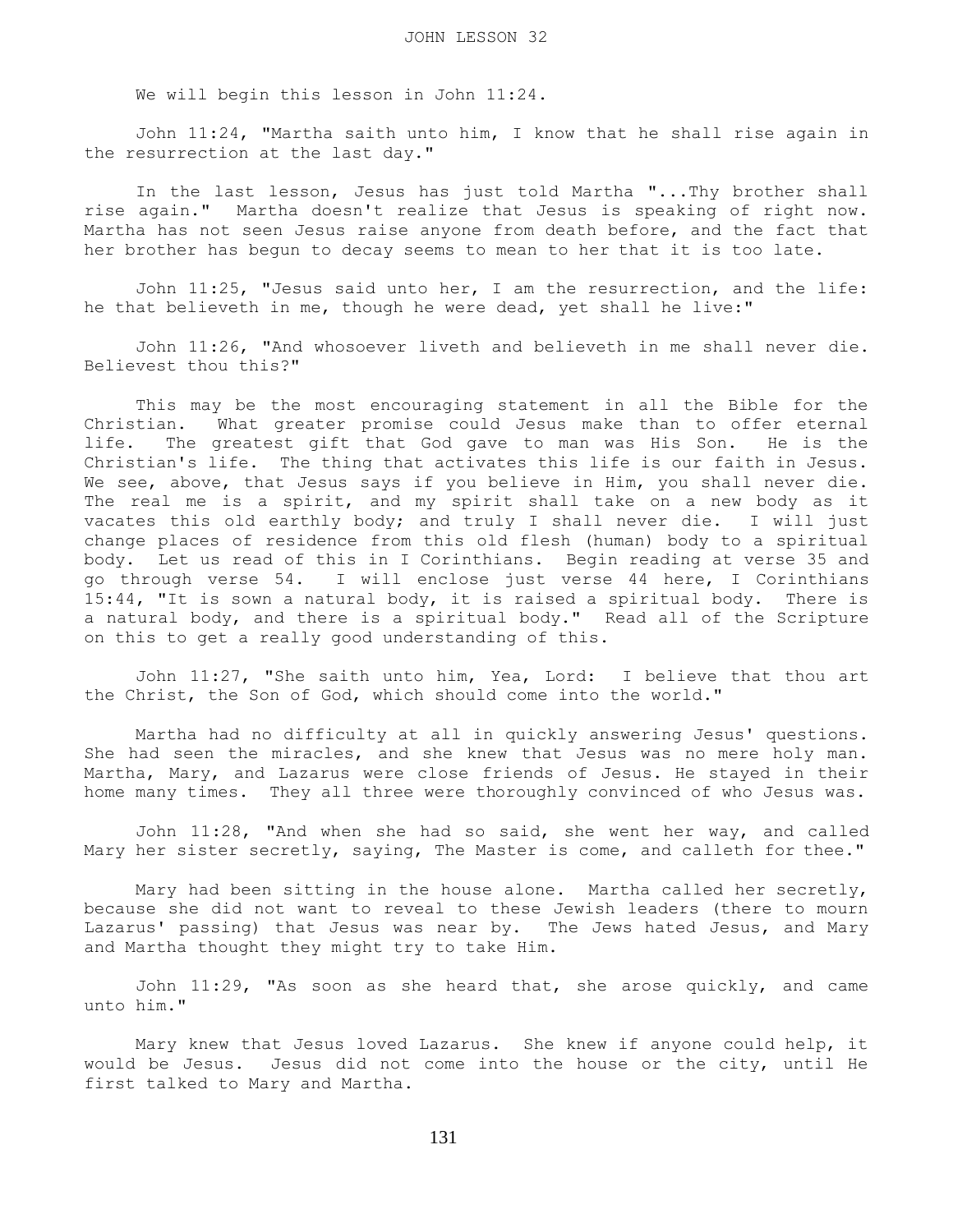# JOHN LESSON 32

We will begin this lesson in John 11:24.

John 11:24, "Martha saith unto him, I know that he shall rise again in the resurrection at the last day."

In the last lesson, Jesus has just told Martha "...Thy brother shall rise again." Martha doesn't realize that Jesus is speaking of right now. Martha has not seen Jesus raise anyone from death before, and the fact that her brother has begun to decay seems to mean to her that it is too late.

John 11:25, "Jesus said unto her, I am the resurrection, and the life: he that believeth in me, though he were dead, yet shall he live:"

John 11:26, "And whosoever liveth and believeth in me shall never die. Believest thou this?"

This may be the most encouraging statement in all the Bible for the Christian. What greater promise could Jesus make than to offer eternal life. The greatest gift that God gave to man was His Son. He is the Christian's life. The thing that activates this life is our faith in Jesus. We see, above, that Jesus says if you believe in Him, you shall never die. The real me is a spirit, and my spirit shall take on a new body as it vacates this old earthly body; and truly I shall never die. I will just change places of residence from this old flesh (human) body to a spiritual body. Let us read of this in I Corinthians. Begin reading at verse 35 and go through verse 54. I will enclose just verse 44 here, I Corinthians 15:44, "It is sown a natural body, it is raised a spiritual body. There is a natural body, and there is a spiritual body." Read all of the Scripture on this to get a really good understanding of this.

John 11:27, "She saith unto him, Yea, Lord: I believe that thou art the Christ, the Son of God, which should come into the world."

Martha had no difficulty at all in quickly answering Jesus' questions. She had seen the miracles, and she knew that Jesus was no mere holy man. Martha, Mary, and Lazarus were close friends of Jesus. He stayed in their home many times. They all three were thoroughly convinced of who Jesus was.

John 11:28, "And when she had so said, she went her way, and called Mary her sister secretly, saying, The Master is come, and calleth for thee."

Mary had been sitting in the house alone. Martha called her secretly, because she did not want to reveal to these Jewish leaders (there to mourn Lazarus' passing) that Jesus was near by. The Jews hated Jesus, and Mary and Martha thought they might try to take Him.

John 11:29, "As soon as she heard that, she arose quickly, and came unto him."

Mary knew that Jesus loved Lazarus. She knew if anyone could help, it would be Jesus. Jesus did not come into the house or the city, until He first talked to Mary and Martha.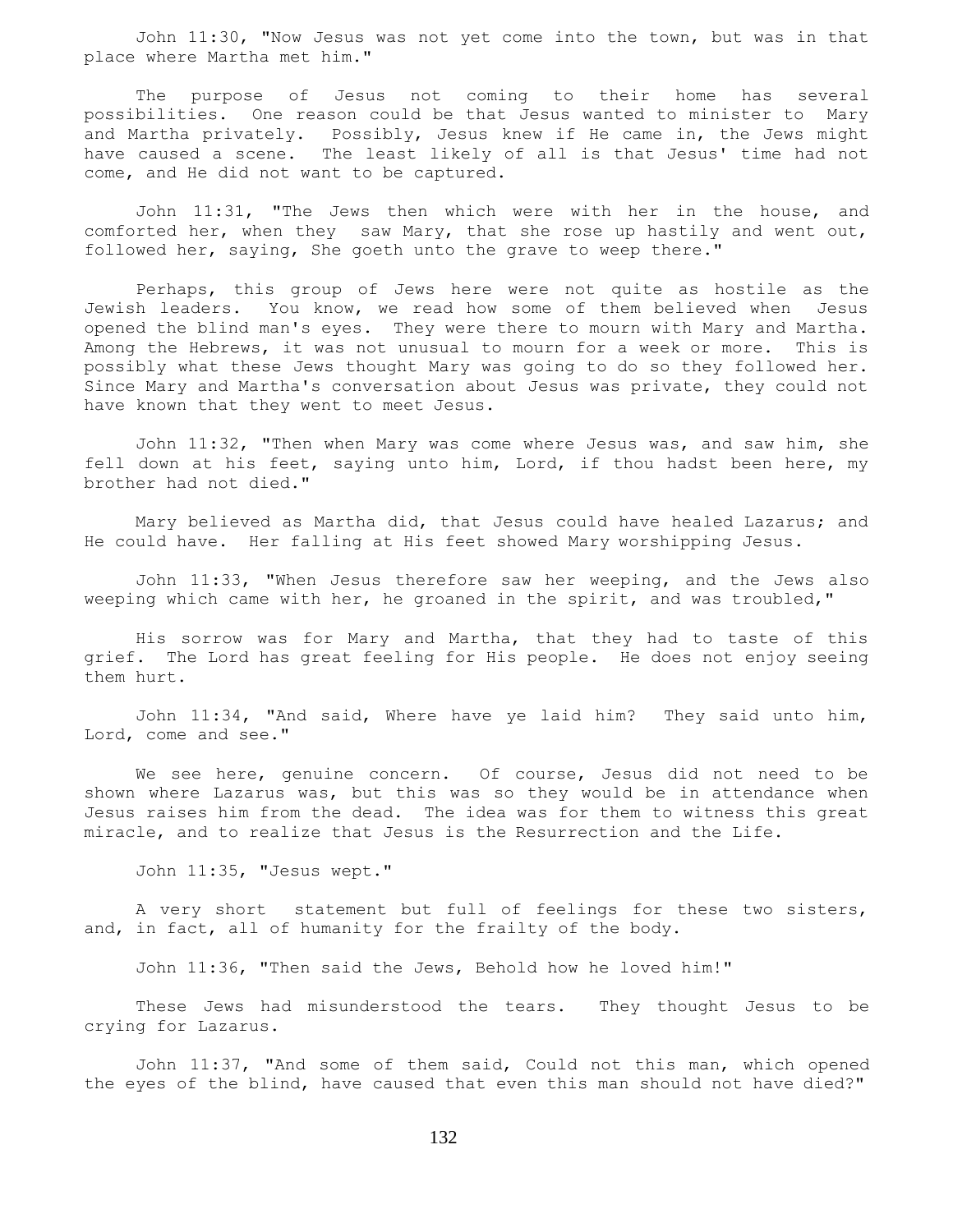John 11:30, "Now Jesus was not yet come into the town, but was in that place where Martha met him."

The purpose of Jesus not coming to their home has several possibilities. One reason could be that Jesus wanted to minister to Mary and Martha privately. Possibly, Jesus knew if He came in, the Jews might have caused a scene. The least likely of all is that Jesus' time had not come, and He did not want to be captured.

John 11:31, "The Jews then which were with her in the house, and comforted her, when they saw Mary, that she rose up hastily and went out, followed her, saying, She goeth unto the grave to weep there."

Perhaps, this group of Jews here were not quite as hostile as the Jewish leaders. You know, we read how some of them believed when Jesus opened the blind man's eyes. They were there to mourn with Mary and Martha. Among the Hebrews, it was not unusual to mourn for a week or more. This is possibly what these Jews thought Mary was going to do so they followed her. Since Mary and Martha's conversation about Jesus was private, they could not have known that they went to meet Jesus.

John 11:32, "Then when Mary was come where Jesus was, and saw him, she fell down at his feet, saying unto him, Lord, if thou hadst been here, my brother had not died."

Mary believed as Martha did, that Jesus could have healed Lazarus; and He could have. Her falling at His feet showed Mary worshipping Jesus.

John 11:33, "When Jesus therefore saw her weeping, and the Jews also weeping which came with her, he groaned in the spirit, and was troubled,"

His sorrow was for Mary and Martha, that they had to taste of this grief. The Lord has great feeling for His people. He does not enjoy seeing them hurt.

John 11:34, "And said, Where have ye laid him? They said unto him, Lord, come and see."

We see here, genuine concern. Of course, Jesus did not need to be shown where Lazarus was, but this was so they would be in attendance when Jesus raises him from the dead. The idea was for them to witness this great miracle, and to realize that Jesus is the Resurrection and the Life.

John 11:35, "Jesus wept."

A very short statement but full of feelings for these two sisters, and, in fact, all of humanity for the frailty of the body.

John 11:36, "Then said the Jews, Behold how he loved him!"

These Jews had misunderstood the tears. They thought Jesus to be crying for Lazarus.

John 11:37, "And some of them said, Could not this man, which opened the eyes of the blind, have caused that even this man should not have died?"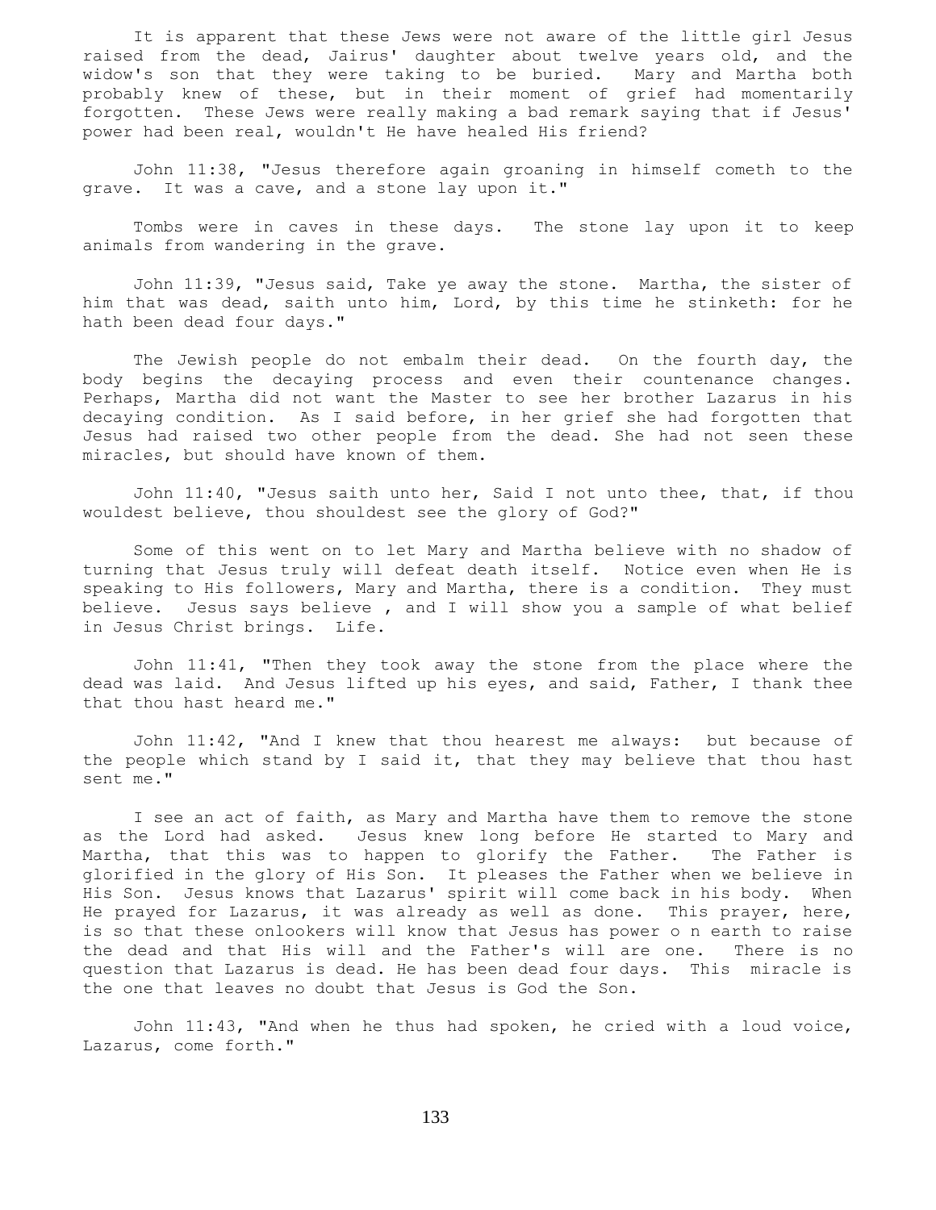It is apparent that these Jews were not aware of the little girl Jesus raised from the dead, Jairus' daughter about twelve years old, and the widow's son that they were taking to be buried. Mary and Martha both probably knew of these, but in their moment of grief had momentarily forgotten. These Jews were really making a bad remark saying that if Jesus' power had been real, wouldn't He have healed His friend?

John 11:38, "Jesus therefore again groaning in himself cometh to the grave. It was a cave, and a stone lay upon it."

Tombs were in caves in these days. The stone lay upon it to keep animals from wandering in the grave.

John 11:39, "Jesus said, Take ye away the stone. Martha, the sister of him that was dead, saith unto him, Lord, by this time he stinketh: for he hath been dead four days."

The Jewish people do not embalm their dead. On the fourth day, the body begins the decaying process and even their countenance changes. Perhaps, Martha did not want the Master to see her brother Lazarus in his decaying condition. As I said before, in her grief she had forgotten that Jesus had raised two other people from the dead. She had not seen these miracles, but should have known of them.

John 11:40, "Jesus saith unto her, Said I not unto thee, that, if thou wouldest believe, thou shouldest see the glory of God?"

Some of this went on to let Mary and Martha believe with no shadow of turning that Jesus truly will defeat death itself. Notice even when He is speaking to His followers, Mary and Martha, there is a condition. They must believe. Jesus says believe , and I will show you a sample of what belief in Jesus Christ brings. Life.

John 11:41, "Then they took away the stone from the place where the dead was laid. And Jesus lifted up his eyes, and said, Father, I thank thee that thou hast heard me."

John 11:42, "And I knew that thou hearest me always: but because of the people which stand by I said it, that they may believe that thou hast sent me."

I see an act of faith, as Mary and Martha have them to remove the stone as the Lord had asked. Jesus knew long before He started to Mary and Martha, that this was to happen to glorify the Father. The Father is glorified in the glory of His Son. It pleases the Father when we believe in His Son. Jesus knows that Lazarus' spirit will come back in his body. When He prayed for Lazarus, it was already as well as done. This prayer, here, is so that these onlookers will know that Jesus has power o n earth to raise the dead and that His will and the Father's will are one. There is no question that Lazarus is dead. He has been dead four days. This miracle is the one that leaves no doubt that Jesus is God the Son.

John 11:43, "And when he thus had spoken, he cried with a loud voice, Lazarus, come forth."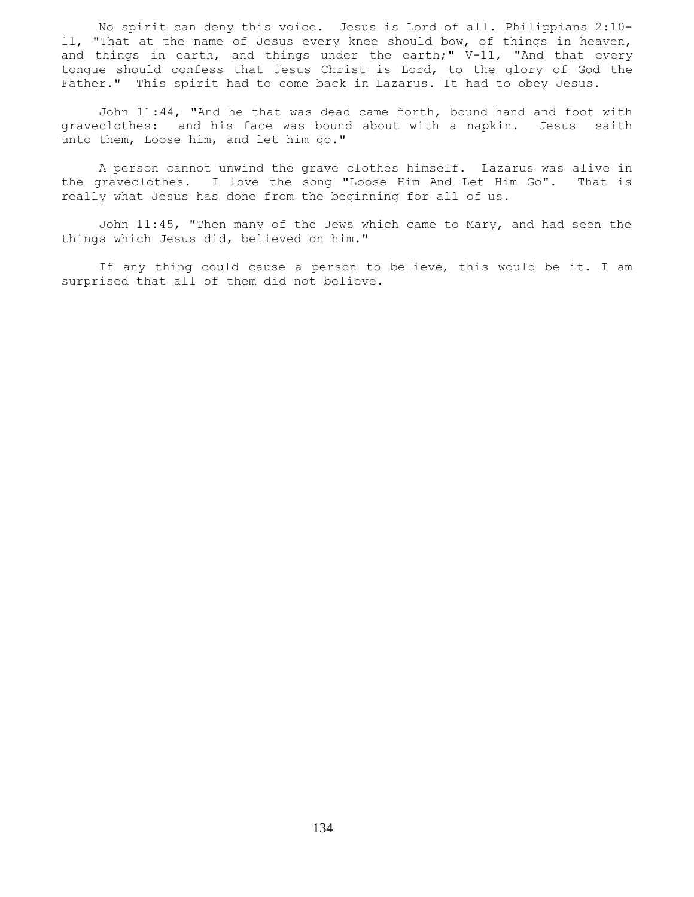No spirit can deny this voice. Jesus is Lord of all. Philippians 2:10-11, "That at the name of Jesus every knee should bow, of things in heaven, and things in earth, and things under the earth;" V-11, "And that every tongue should confess that Jesus Christ is Lord, to the glory of God the Father." This spirit had to come back in Lazarus. It had to obey Jesus.

John 11:44, "And he that was dead came forth, bound hand and foot with graveclothes: and his face was bound about with a napkin. Jesus saith unto them, Loose him, and let him go."

A person cannot unwind the grave clothes himself. Lazarus was alive in the graveclothes. I love the song "Loose Him And Let Him Go". That is really what Jesus has done from the beginning for all of us.

John 11:45, "Then many of the Jews which came to Mary, and had seen the things which Jesus did, believed on him."

If any thing could cause a person to believe, this would be it. I am surprised that all of them did not believe.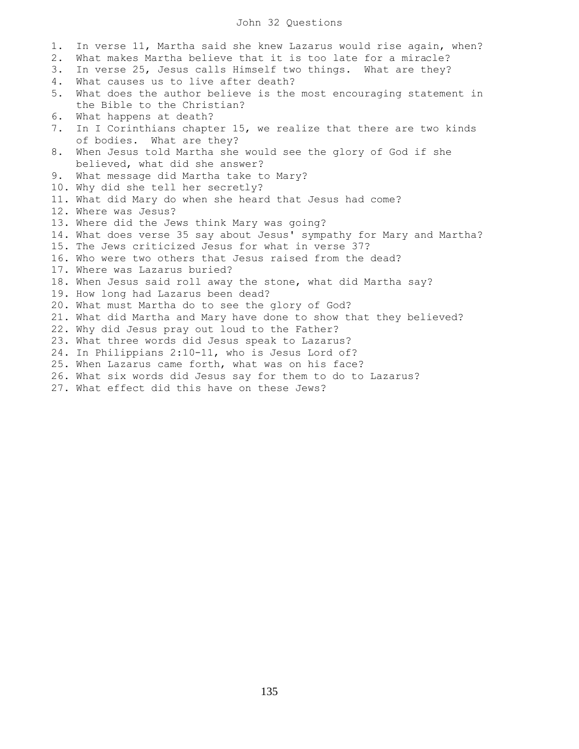# John 32 Questions

1. In verse 11, Martha said she knew Lazarus would rise again, when?
2. What makes Martha believe that it is too late for a miracle?
3. In verse 25, Jesus calls Himself two things. What are they?
4. What causes us to live after death?
5. What does the author believe is the most encouraging statement in the Bible to the Christian?
6. What happens at death?
7. In I Corinthians chapter 15, we realize that there are two kinds of bodies. What are they?
8. When Jesus told Martha she would see the glory of God if she believed, what did she answer?
9. What message did Martha take to Mary?
10. Why did she tell her secretly?
11. What did Mary do when she heard that Jesus had come?
12. Where was Jesus?
13. Where did the Jews think Mary was going?
14. What does verse 35 say about Jesus' sympathy for Mary and Martha?
15. The Jews criticized Jesus for what in verse 37?
16. Who were two others that Jesus raised from the dead?
17. Where was Lazarus buried?
18. When Jesus said roll away the stone, what did Martha say?
19. How long had Lazarus been dead?
20. What must Martha do to see the glory of God?
21. What did Martha and Mary have done to show that they believed?
22. Why did Jesus pray out loud to the Father?
23. What three words did Jesus speak to Lazarus?
24. In Philippians 2:10-11, who is Jesus Lord of?
25. When Lazarus came forth, what was on his face?
26. What six words did Jesus say for them to do to Lazarus?
27. What effect did this have on these Jews?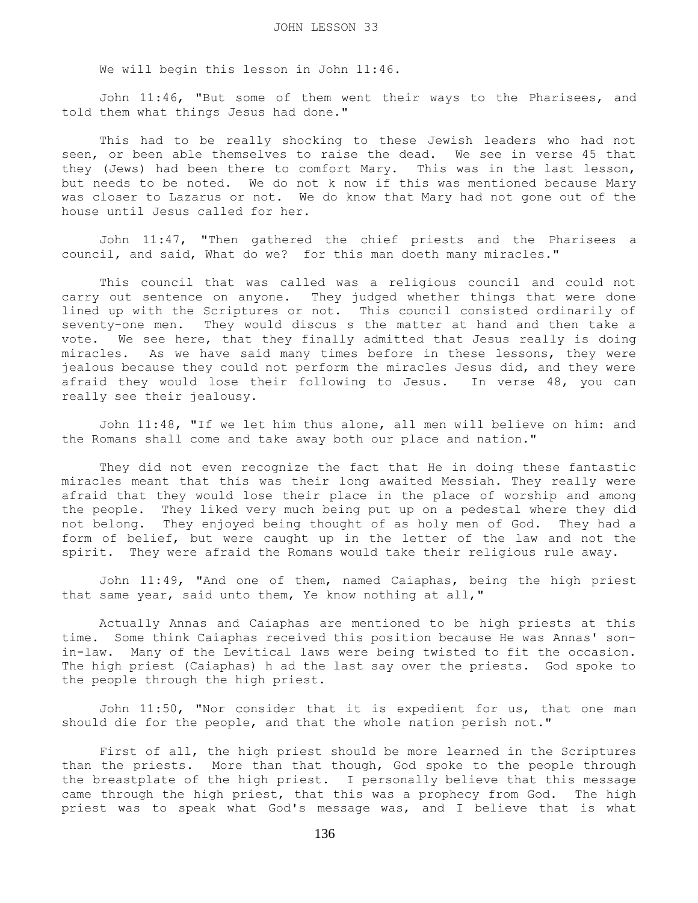# JOHN LESSON 33

We will begin this lesson in John 11:46.

John 11:46, "But some of them went their ways to the Pharisees, and told them what things Jesus had done."

This had to be really shocking to these Jewish leaders who had not seen, or been able themselves to raise the dead. We see in verse 45 that they (Jews) had been there to comfort Mary. This was in the last lesson, but needs to be noted. We do not k now if this was mentioned because Mary was closer to Lazarus or not. We do know that Mary had not gone out of the house until Jesus called for her.

John 11:47, "Then gathered the chief priests and the Pharisees a council, and said, What do we? for this man doeth many miracles."

This council that was called was a religious council and could not carry out sentence on anyone. They judged whether things that were done lined up with the Scriptures or not. This council consisted ordinarily of seventy-one men. They would discus s the matter at hand and then take a vote. We see here, that they finally admitted that Jesus really is doing miracles. As we have said many times before in these lessons, they were jealous because they could not perform the miracles Jesus did, and they were afraid they would lose their following to Jesus. In verse 48, you can really see their jealousy.

John 11:48, "If we let him thus alone, all men will believe on him: and the Romans shall come and take away both our place and nation."

They did not even recognize the fact that He in doing these fantastic miracles meant that this was their long awaited Messiah. They really were afraid that they would lose their place in the place of worship and among the people. They liked very much being put up on a pedestal where they did not belong. They enjoyed being thought of as holy men of God. They had a form of belief, but were caught up in the letter of the law and not the spirit. They were afraid the Romans would take their religious rule away.

John 11:49, "And one of them, named Caiaphas, being the high priest that same year, said unto them, Ye know nothing at all,"

Actually Annas and Caiaphas are mentioned to be high priests at this time. Some think Caiaphas received this position because He was Annas' son-in-law. Many of the Levitical laws were being twisted to fit the occasion. The high priest (Caiaphas) h ad the last say over the priests. God spoke to the people through the high priest.

John 11:50, "Nor consider that it is expedient for us, that one man should die for the people, and that the whole nation perish not."

First of all, the high priest should be more learned in the Scriptures than the priests. More than that though, God spoke to the people through the breastplate of the high priest. I personally believe that this message came through the high priest, that this was a prophecy from God. The high priest was to speak what God's message was, and I believe that is what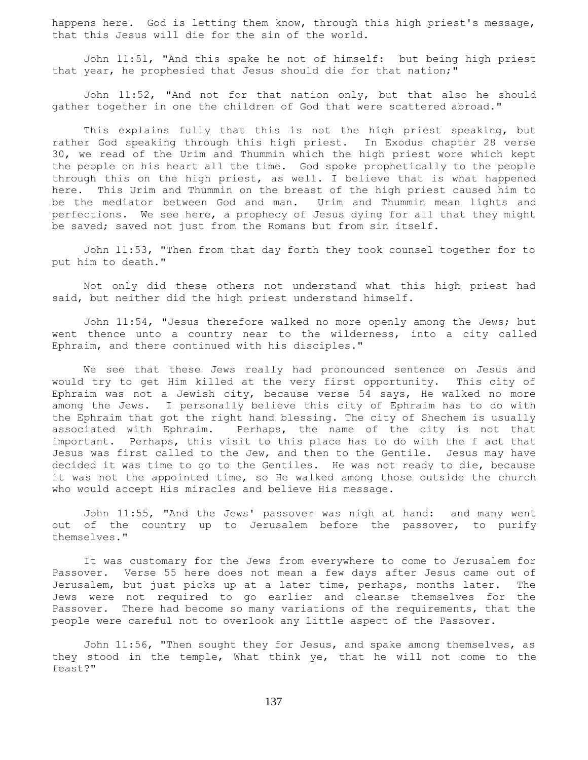happens here. God is letting them know, through this high priest's message, that this Jesus will die for the sin of the world.

John 11:51, "And this spake he not of himself: but being high priest that year, he prophesied that Jesus should die for that nation;"

John 11:52, "And not for that nation only, but that also he should gather together in one the children of God that were scattered abroad."

This explains fully that this is not the high priest speaking, but rather God speaking through this high priest. In Exodus chapter 28 verse 30, we read of the Urim and Thummin which the high priest wore which kept the people on his heart all the time. God spoke prophetically to the people through this on the high priest, as well. I believe that is what happened here. This Urim and Thummin on the breast of the high priest caused him to be the mediator between God and man. Urim and Thummin mean lights and perfections. We see here, a prophecy of Jesus dying for all that they might be saved; saved not just from the Romans but from sin itself.

John 11:53, "Then from that day forth they took counsel together for to put him to death."

Not only did these others not understand what this high priest had said, but neither did the high priest understand himself.

John 11:54, "Jesus therefore walked no more openly among the Jews; but went thence unto a country near to the wilderness, into a city called Ephraim, and there continued with his disciples."

We see that these Jews really had pronounced sentence on Jesus and would try to get Him killed at the very first opportunity. This city of Ephraim was not a Jewish city, because verse 54 says, He walked no more among the Jews. I personally believe this city of Ephraim has to do with the Ephraim that got the right hand blessing. The city of Shechem is usually associated with Ephraim. Perhaps, the name of the city is not that important. Perhaps, this visit to this place has to do with the f act that Jesus was first called to the Jew, and then to the Gentile. Jesus may have decided it was time to go to the Gentiles. He was not ready to die, because it was not the appointed time, so He walked among those outside the church who would accept His miracles and believe His message.

John 11:55, "And the Jews' passover was nigh at hand: and many went out of the country up to Jerusalem before the passover, to purify themselves."

It was customary for the Jews from everywhere to come to Jerusalem for Passover. Verse 55 here does not mean a few days after Jesus came out of Jerusalem, but just picks up at a later time, perhaps, months later. The Jews were not required to go earlier and cleanse themselves for the Passover. There had become so many variations of the requirements, that the people were careful not to overlook any little aspect of the Passover.

John 11:56, "Then sought they for Jesus, and spake among themselves, as they stood in the temple, What think ye, that he will not come to the feast?"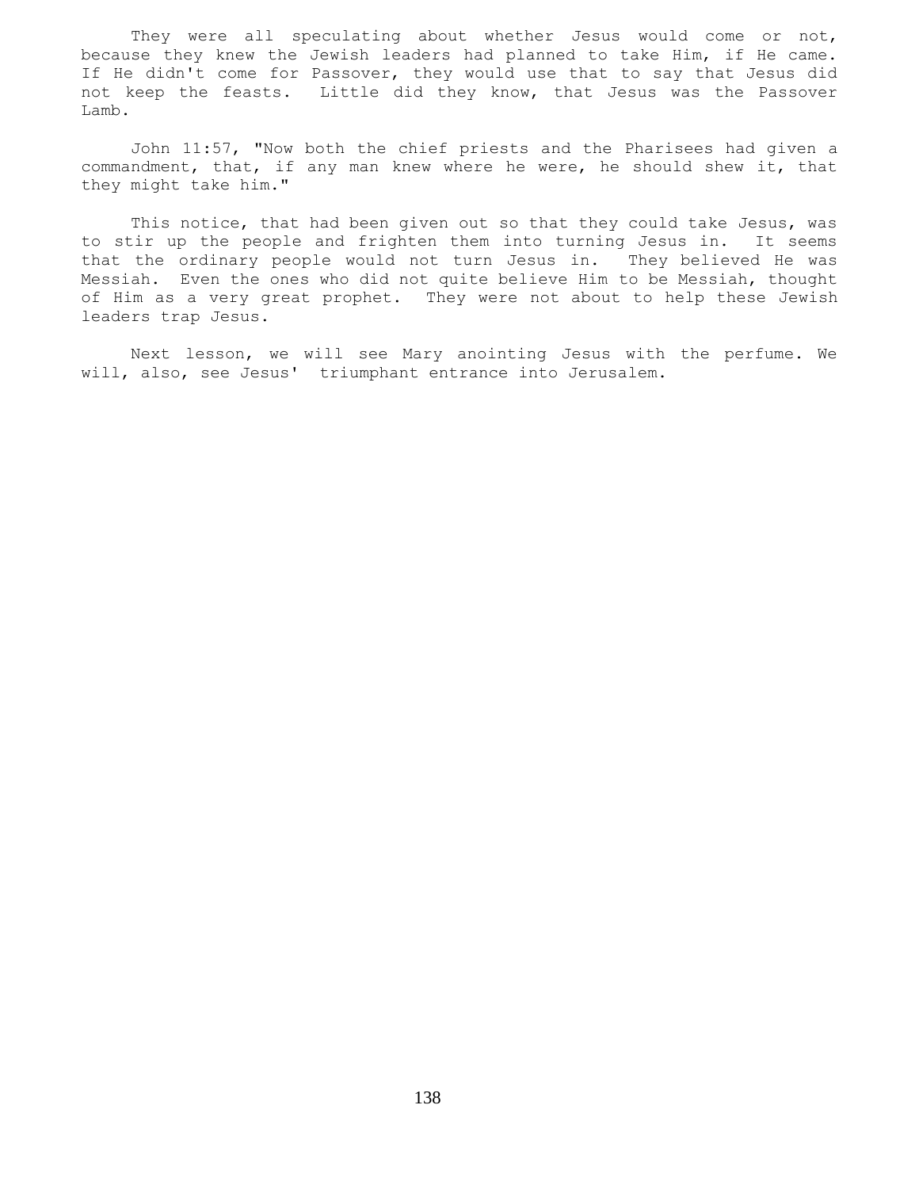They were all speculating about whether Jesus would come or not, because they knew the Jewish leaders had planned to take Him, if He came. If He didn't come for Passover, they would use that to say that Jesus did not keep the feasts. Little did they know, that Jesus was the Passover Lamb.

John 11:57, "Now both the chief priests and the Pharisees had given a commandment, that, if any man knew where he were, he should shew it, that they might take him."

This notice, that had been given out so that they could take Jesus, was to stir up the people and frighten them into turning Jesus in. It seems that the ordinary people would not turn Jesus in. They believed He was Messiah. Even the ones who did not quite believe Him to be Messiah, thought of Him as a very great prophet. They were not about to help these Jewish leaders trap Jesus.

Next lesson, we will see Mary anointing Jesus with the perfume. We will, also, see Jesus' triumphant entrance into Jerusalem.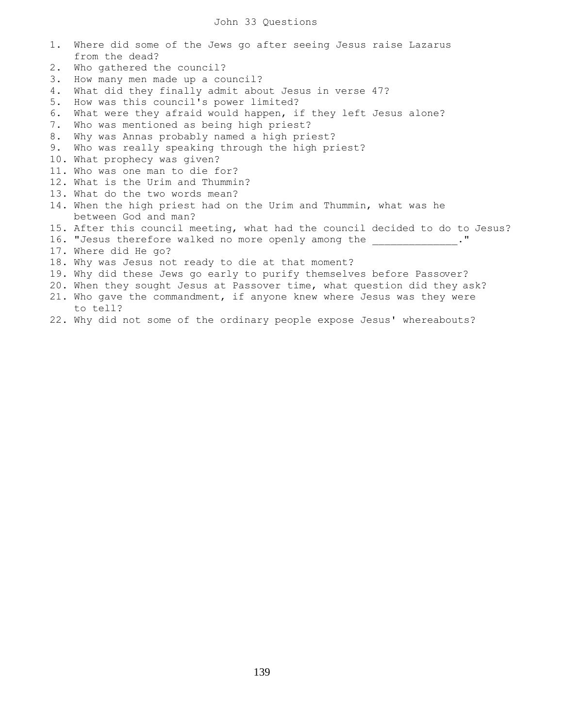# John 33 Questions

1. Where did some of the Jews go after seeing Jesus raise Lazarus from the dead?
2. Who gathered the council?
3. How many men made up a council?
4. What did they finally admit about Jesus in verse 47?
5. How was this council's power limited?
6. What were they afraid would happen, if they left Jesus alone?
7. Who was mentioned as being high priest?
8. Why was Annas probably named a high priest?
9. Who was really speaking through the high priest?
10. What prophecy was given?
11. Who was one man to die for?
12. What is the Urim and Thummin?
13. What do the two words mean?
14. When the high priest had on the Urim and Thummin, what was he between God and man?
15. After this council meeting, what had the council decided to do to Jesus?
16. "Jesus therefore walked no more openly among the ______________."
17. Where did He go?
18. Why was Jesus not ready to die at that moment?
19. Why did these Jews go early to purify themselves before Passover?
20. When they sought Jesus at Passover time, what question did they ask?
21. Who gave the commandment, if anyone knew where Jesus was they were to tell?
22. Why did not some of the ordinary people expose Jesus' whereabouts?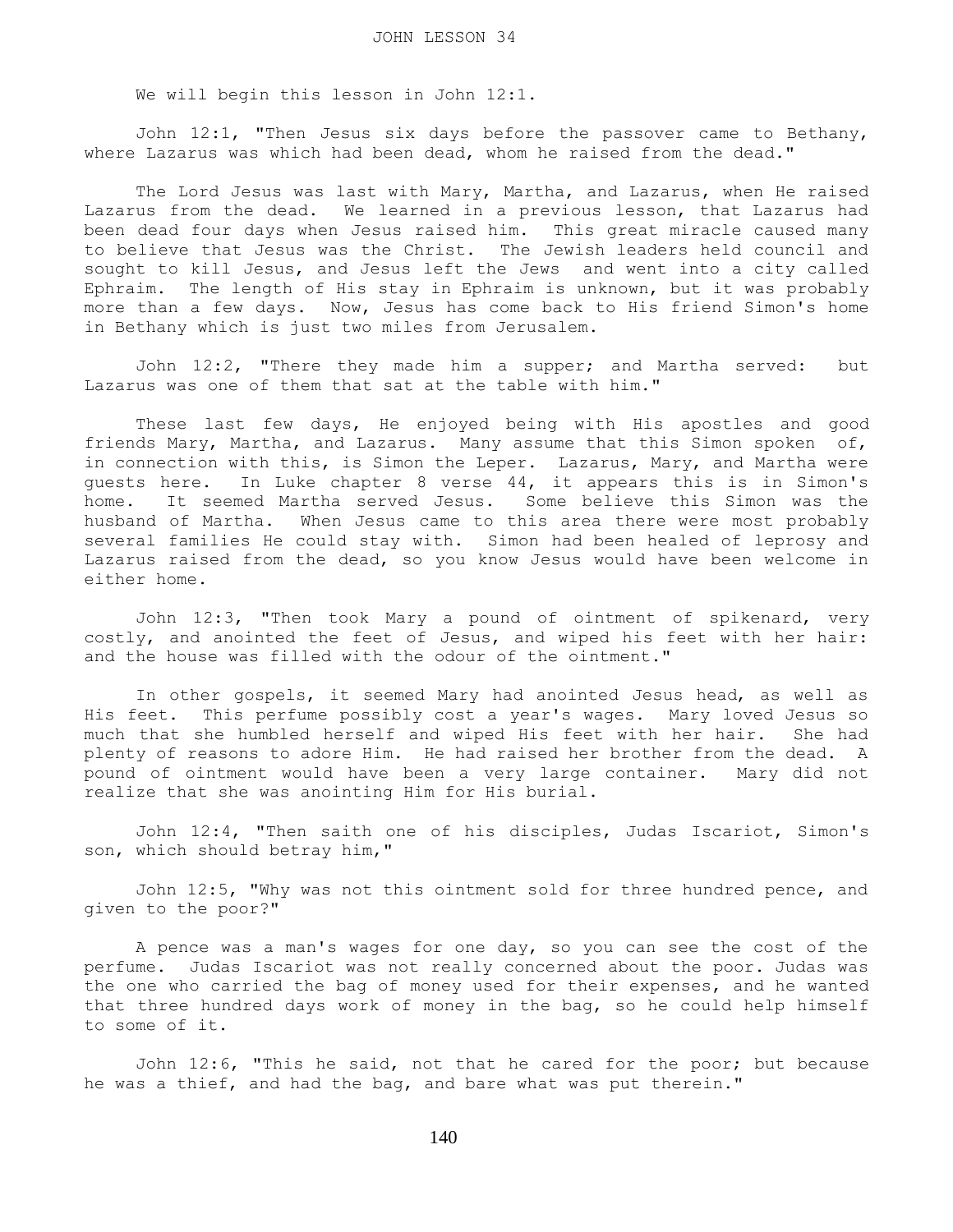# JOHN LESSON 34

We will begin this lesson in John 12:1.

John 12:1, "Then Jesus six days before the passover came to Bethany, where Lazarus was which had been dead, whom he raised from the dead."

The Lord Jesus was last with Mary, Martha, and Lazarus, when He raised Lazarus from the dead. We learned in a previous lesson, that Lazarus had been dead four days when Jesus raised him. This great miracle caused many to believe that Jesus was the Christ. The Jewish leaders held council and sought to kill Jesus, and Jesus left the Jews and went into a city called Ephraim. The length of His stay in Ephraim is unknown, but it was probably more than a few days. Now, Jesus has come back to His friend Simon's home in Bethany which is just two miles from Jerusalem.

John 12:2, "There they made him a supper; and Martha served: but Lazarus was one of them that sat at the table with him."

These last few days, He enjoyed being with His apostles and good friends Mary, Martha, and Lazarus. Many assume that this Simon spoken of, in connection with this, is Simon the Leper. Lazarus, Mary, and Martha were guests here. In Luke chapter 8 verse 44, it appears this is in Simon's home. It seemed Martha served Jesus. Some believe this Simon was the husband of Martha. When Jesus came to this area there were most probably several families He could stay with. Simon had been healed of leprosy and Lazarus raised from the dead, so you know Jesus would have been welcome in either home.

John 12:3, "Then took Mary a pound of ointment of spikenard, very costly, and anointed the feet of Jesus, and wiped his feet with her hair: and the house was filled with the odour of the ointment."

In other gospels, it seemed Mary had anointed Jesus head, as well as His feet. This perfume possibly cost a year's wages. Mary loved Jesus so much that she humbled herself and wiped His feet with her hair. She had plenty of reasons to adore Him. He had raised her brother from the dead. A pound of ointment would have been a very large container. Mary did not realize that she was anointing Him for His burial.

John 12:4, "Then saith one of his disciples, Judas Iscariot, Simon's son, which should betray him,"

John 12:5, "Why was not this ointment sold for three hundred pence, and given to the poor?"

A pence was a man's wages for one day, so you can see the cost of the perfume. Judas Iscariot was not really concerned about the poor. Judas was the one who carried the bag of money used for their expenses, and he wanted that three hundred days work of money in the bag, so he could help himself to some of it.

John 12:6, "This he said, not that he cared for the poor; but because he was a thief, and had the bag, and bare what was put therein."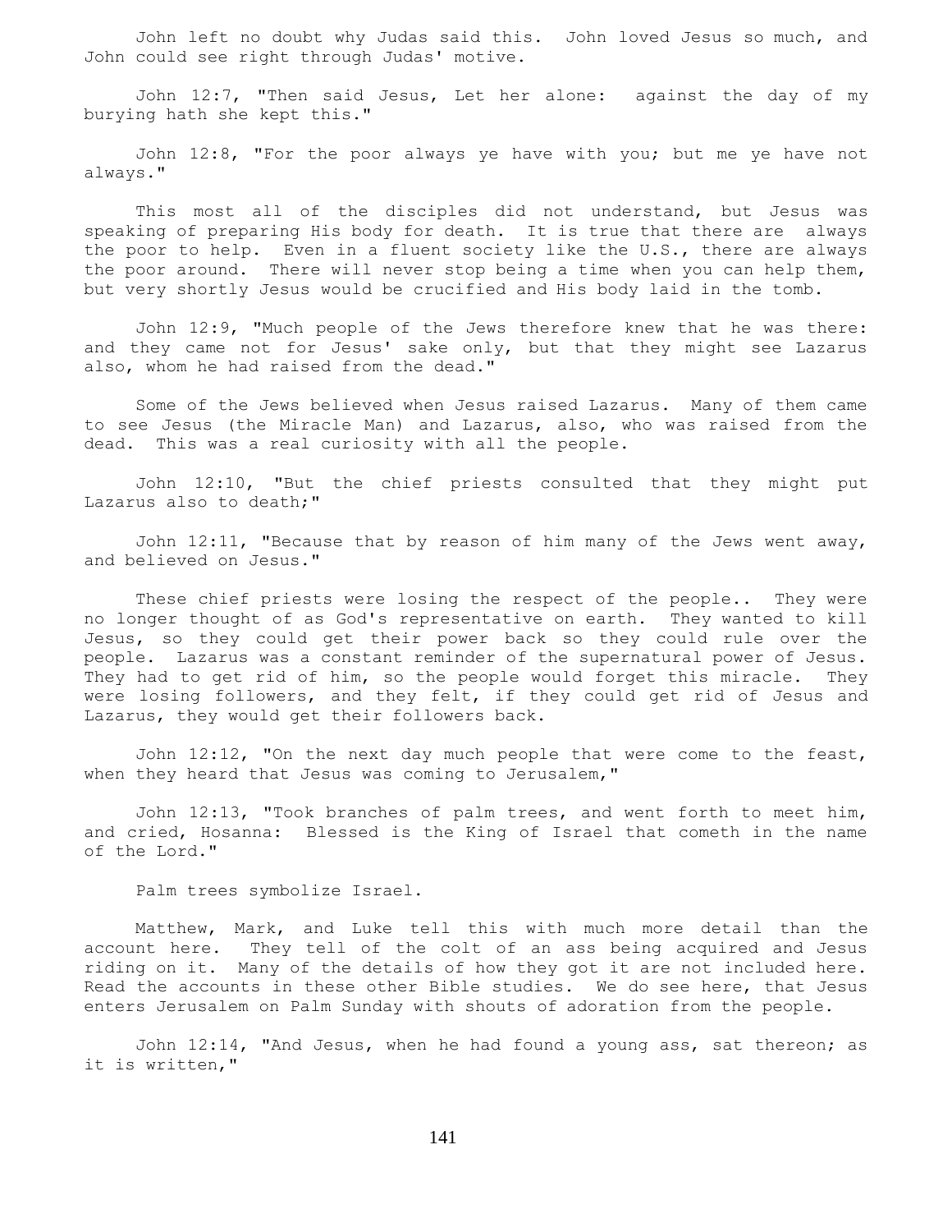John left no doubt why Judas said this. John loved Jesus so much, and John could see right through Judas' motive.

John 12:7, "Then said Jesus, Let her alone: against the day of my burying hath she kept this."

John 12:8, "For the poor always ye have with you; but me ye have not always."

This most all of the disciples did not understand, but Jesus was speaking of preparing His body for death. It is true that there are always the poor to help. Even in a fluent society like the U.S., there are always the poor around. There will never stop being a time when you can help them, but very shortly Jesus would be crucified and His body laid in the tomb.

John 12:9, "Much people of the Jews therefore knew that he was there: and they came not for Jesus' sake only, but that they might see Lazarus also, whom he had raised from the dead."

Some of the Jews believed when Jesus raised Lazarus. Many of them came to see Jesus (the Miracle Man) and Lazarus, also, who was raised from the dead. This was a real curiosity with all the people.

John 12:10, "But the chief priests consulted that they might put Lazarus also to death;"

John 12:11, "Because that by reason of him many of the Jews went away, and believed on Jesus."

These chief priests were losing the respect of the people.. They were no longer thought of as God's representative on earth. They wanted to kill Jesus, so they could get their power back so they could rule over the people. Lazarus was a constant reminder of the supernatural power of Jesus. They had to get rid of him, so the people would forget this miracle. They were losing followers, and they felt, if they could get rid of Jesus and Lazarus, they would get their followers back.

John 12:12, "On the next day much people that were come to the feast, when they heard that Jesus was coming to Jerusalem,"

John 12:13, "Took branches of palm trees, and went forth to meet him, and cried, Hosanna: Blessed is the King of Israel that cometh in the name of the Lord."

Palm trees symbolize Israel.

Matthew, Mark, and Luke tell this with much more detail than the account here. They tell of the colt of an ass being acquired and Jesus riding on it. Many of the details of how they got it are not included here. Read the accounts in these other Bible studies. We do see here, that Jesus enters Jerusalem on Palm Sunday with shouts of adoration from the people.

John 12:14, "And Jesus, when he had found a young ass, sat thereon; as it is written,"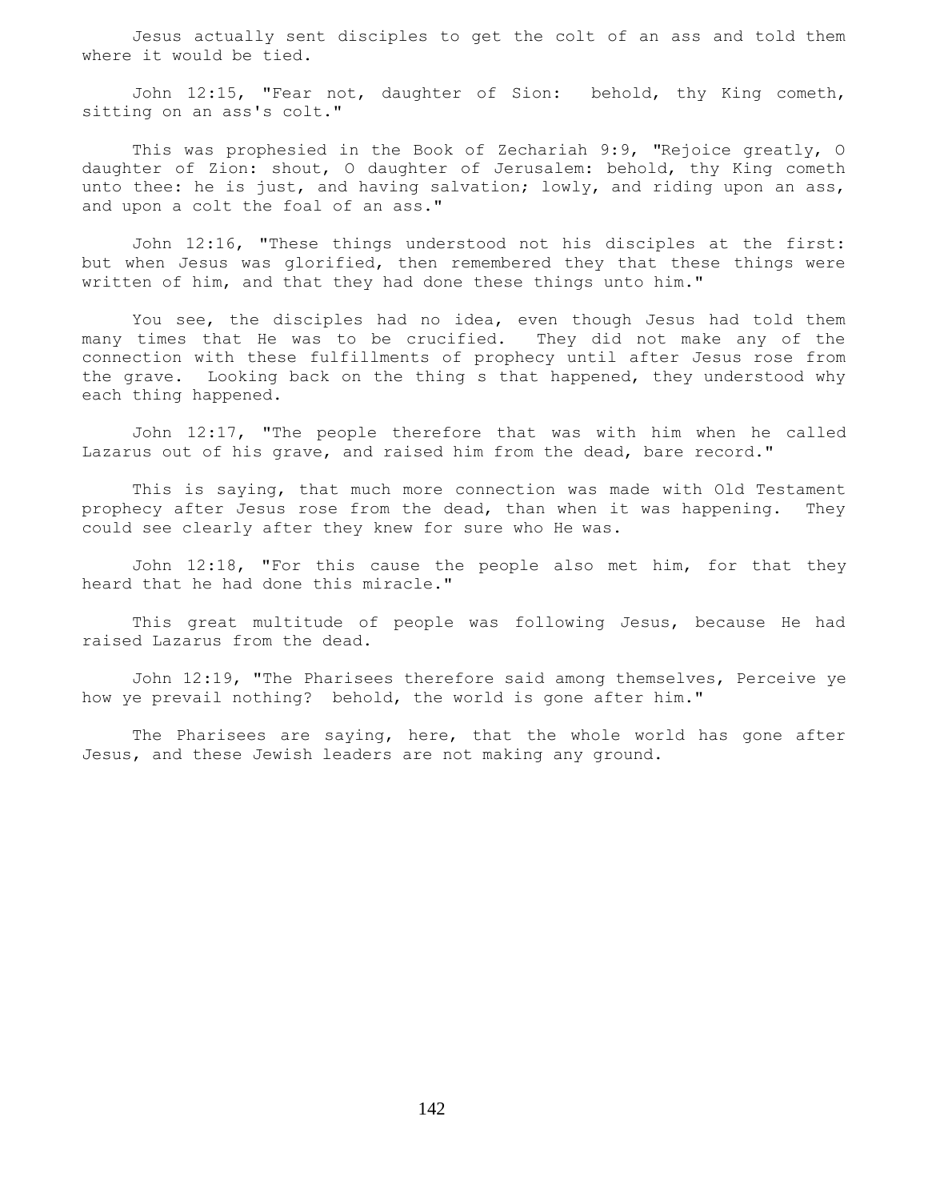Jesus actually sent disciples to get the colt of an ass and told them where it would be tied.

John 12:15, "Fear not, daughter of Sion: behold, thy King cometh, sitting on an ass's colt."

This was prophesied in the Book of Zechariah 9:9, "Rejoice greatly, O daughter of Zion: shout, O daughter of Jerusalem: behold, thy King cometh unto thee: he is just, and having salvation; lowly, and riding upon an ass, and upon a colt the foal of an ass."

John 12:16, "These things understood not his disciples at the first: but when Jesus was glorified, then remembered they that these things were written of him, and that they had done these things unto him."

You see, the disciples had no idea, even though Jesus had told them many times that He was to be crucified. They did not make any of the connection with these fulfillments of prophecy until after Jesus rose from the grave. Looking back on the thing s that happened, they understood why each thing happened.

John 12:17, "The people therefore that was with him when he called Lazarus out of his grave, and raised him from the dead, bare record."

This is saying, that much more connection was made with Old Testament prophecy after Jesus rose from the dead, than when it was happening. They could see clearly after they knew for sure who He was.

John 12:18, "For this cause the people also met him, for that they heard that he had done this miracle."

This great multitude of people was following Jesus, because He had raised Lazarus from the dead.

John 12:19, "The Pharisees therefore said among themselves, Perceive ye how ye prevail nothing? behold, the world is gone after him."

The Pharisees are saying, here, that the whole world has gone after Jesus, and these Jewish leaders are not making any ground.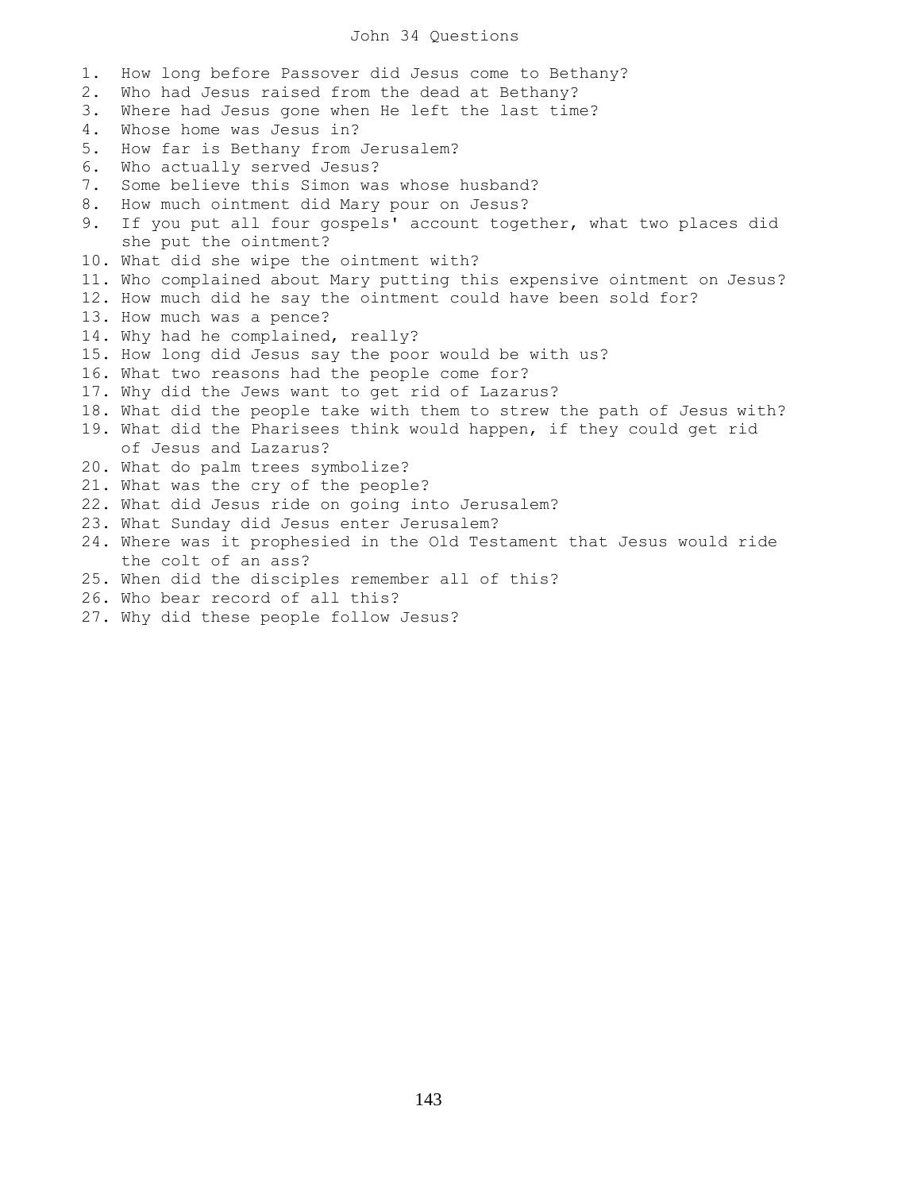# John 34 Questions

1. How long before Passover did Jesus come to Bethany?
2. Who had Jesus raised from the dead at Bethany?
3. Where had Jesus gone when He left the last time?
4. Whose home was Jesus in?
5. How far is Bethany from Jerusalem?
6. Who actually served Jesus?
7. Some believe this Simon was whose husband?
8. How much ointment did Mary pour on Jesus?
9. If you put all four gospels' account together, what two places did she put the ointment?
10. What did she wipe the ointment with?
11. Who complained about Mary putting this expensive ointment on Jesus?
12. How much did he say the ointment could have been sold for?
13. How much was a pence?
14. Why had he complained, really?
15. How long did Jesus say the poor would be with us?
16. What two reasons had the people come for?
17. Why did the Jews want to get rid of Lazarus?
18. What did the people take with them to strew the path of Jesus with?
19. What did the Pharisees think would happen, if they could get rid of Jesus and Lazarus?
20. What do palm trees symbolize?
21. What was the cry of the people?
22. What did Jesus ride on going into Jerusalem?
23. What Sunday did Jesus enter Jerusalem?
24. Where was it prophesied in the Old Testament that Jesus would ride the colt of an ass?
25. When did the disciples remember all of this?
26. Who bear record of all this?
27. Why did these people follow Jesus?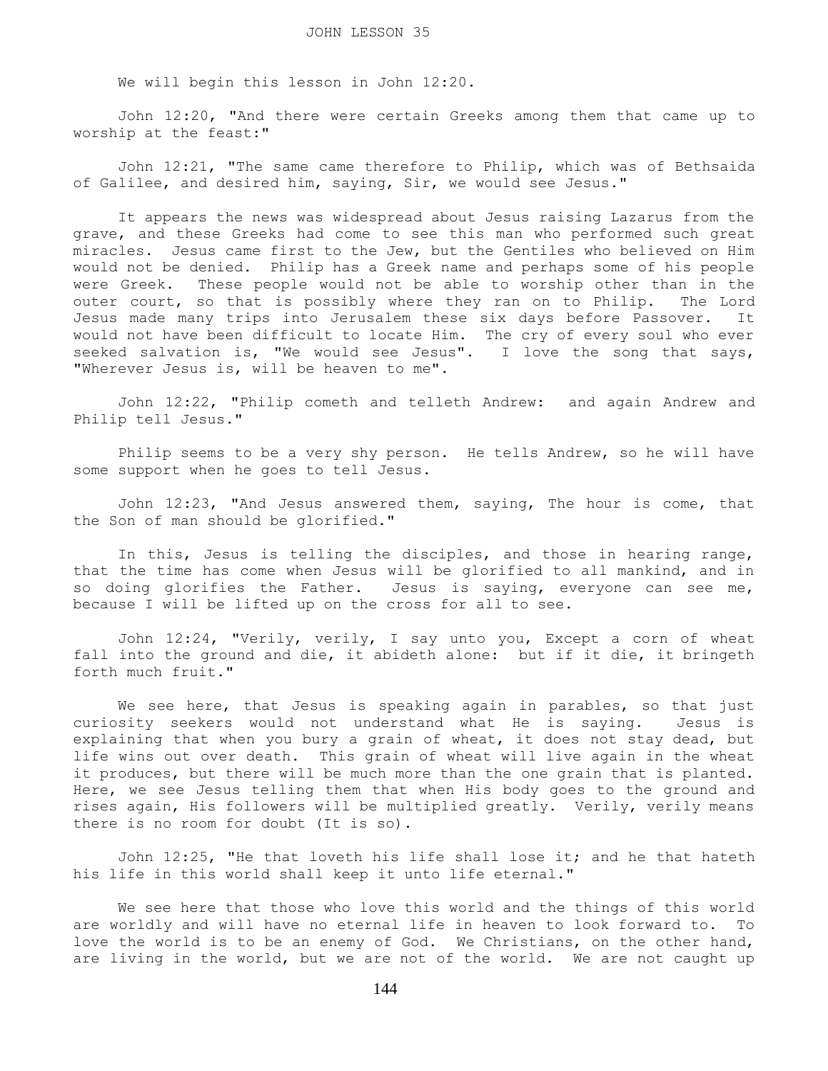# JOHN LESSON 35

We will begin this lesson in John 12:20.

John 12:20, "And there were certain Greeks among them that came up to worship at the feast:"

John 12:21, "The same came therefore to Philip, which was of Bethsaida of Galilee, and desired him, saying, Sir, we would see Jesus."

It appears the news was widespread about Jesus raising Lazarus from the grave, and these Greeks had come to see this man who performed such great miracles. Jesus came first to the Jew, but the Gentiles who believed on Him would not be denied. Philip has a Greek name and perhaps some of his people were Greek. These people would not be able to worship other than in the outer court, so that is possibly where they ran on to Philip. The Lord Jesus made many trips into Jerusalem these six days before Passover. It would not have been difficult to locate Him. The cry of every soul who ever seeked salvation is, "We would see Jesus". I love the song that says, "Wherever Jesus is, will be heaven to me".

John 12:22, "Philip cometh and telleth Andrew: and again Andrew and Philip tell Jesus."

Philip seems to be a very shy person. He tells Andrew, so he will have some support when he goes to tell Jesus.

John 12:23, "And Jesus answered them, saying, The hour is come, that the Son of man should be glorified."

In this, Jesus is telling the disciples, and those in hearing range, that the time has come when Jesus will be glorified to all mankind, and in so doing glorifies the Father. Jesus is saying, everyone can see me, because I will be lifted up on the cross for all to see.

John 12:24, "Verily, verily, I say unto you, Except a corn of wheat fall into the ground and die, it abideth alone: but if it die, it bringeth forth much fruit."

We see here, that Jesus is speaking again in parables, so that just curiosity seekers would not understand what He is saying. Jesus is explaining that when you bury a grain of wheat, it does not stay dead, but life wins out over death. This grain of wheat will live again in the wheat it produces, but there will be much more than the one grain that is planted. Here, we see Jesus telling them that when His body goes to the ground and rises again, His followers will be multiplied greatly. Verily, verily means there is no room for doubt (It is so).

John 12:25, "He that loveth his life shall lose it; and he that hateth his life in this world shall keep it unto life eternal."

We see here that those who love this world and the things of this world are worldly and will have no eternal life in heaven to look forward to. To love the world is to be an enemy of God. We Christians, on the other hand, are living in the world, but we are not of the world. We are not caught up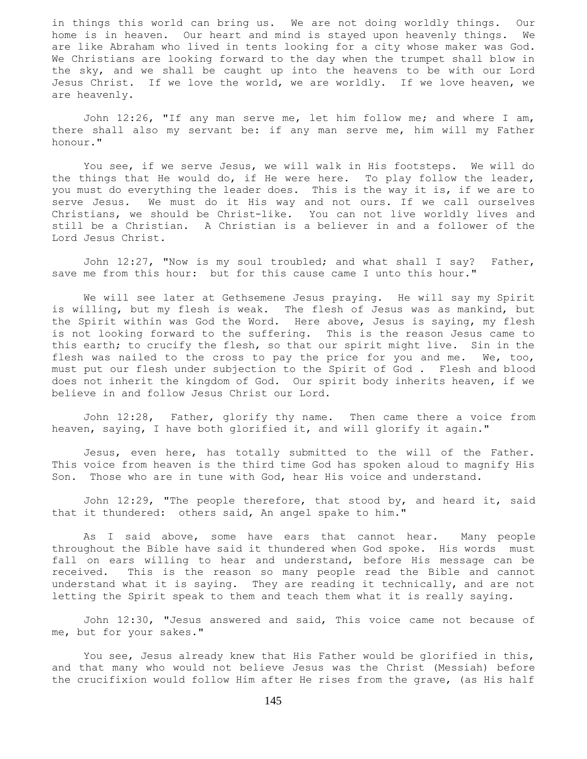in things this world can bring us. We are not doing worldly things. Our home is in heaven. Our heart and mind is stayed upon heavenly things. We are like Abraham who lived in tents looking for a city whose maker was God. We Christians are looking forward to the day when the trumpet shall blow in the sky, and we shall be caught up into the heavens to be with our Lord Jesus Christ. If we love the world, we are worldly. If we love heaven, we are heavenly.

John 12:26, "If any man serve me, let him follow me; and where I am, there shall also my servant be: if any man serve me, him will my Father honour."

You see, if we serve Jesus, we will walk in His footsteps. We will do the things that He would do, if He were here. To play follow the leader, you must do everything the leader does. This is the way it is, if we are to serve Jesus. We must do it His way and not ours. If we call ourselves Christians, we should be Christ-like. You can not live worldly lives and still be a Christian. A Christian is a believer in and a follower of the Lord Jesus Christ.

John 12:27, "Now is my soul troubled; and what shall I say? Father, save me from this hour: but for this cause came I unto this hour."

We will see later at Gethsemene Jesus praying. He will say my Spirit is willing, but my flesh is weak. The flesh of Jesus was as mankind, but the Spirit within was God the Word. Here above, Jesus is saying, my flesh is not looking forward to the suffering. This is the reason Jesus came to this earth; to crucify the flesh, so that our spirit might live. Sin in the flesh was nailed to the cross to pay the price for you and me. We, too, must put our flesh under subjection to the Spirit of God . Flesh and blood does not inherit the kingdom of God. Our spirit body inherits heaven, if we believe in and follow Jesus Christ our Lord.

John 12:28, Father, glorify thy name. Then came there a voice from heaven, saying, I have both glorified it, and will glorify it again."

Jesus, even here, has totally submitted to the will of the Father. This voice from heaven is the third time God has spoken aloud to magnify His Son. Those who are in tune with God, hear His voice and understand.

John 12:29, "The people therefore, that stood by, and heard it, said that it thundered: others said, An angel spake to him."

As I said above, some have ears that cannot hear. Many people throughout the Bible have said it thundered when God spoke. His words must fall on ears willing to hear and understand, before His message can be received. This is the reason so many people read the Bible and cannot understand what it is saying. They are reading it technically, and are not letting the Spirit speak to them and teach them what it is really saying.

John 12:30, "Jesus answered and said, This voice came not because of me, but for your sakes."

You see, Jesus already knew that His Father would be glorified in this, and that many who would not believe Jesus was the Christ (Messiah) before the crucifixion would follow Him after He rises from the grave, (as His half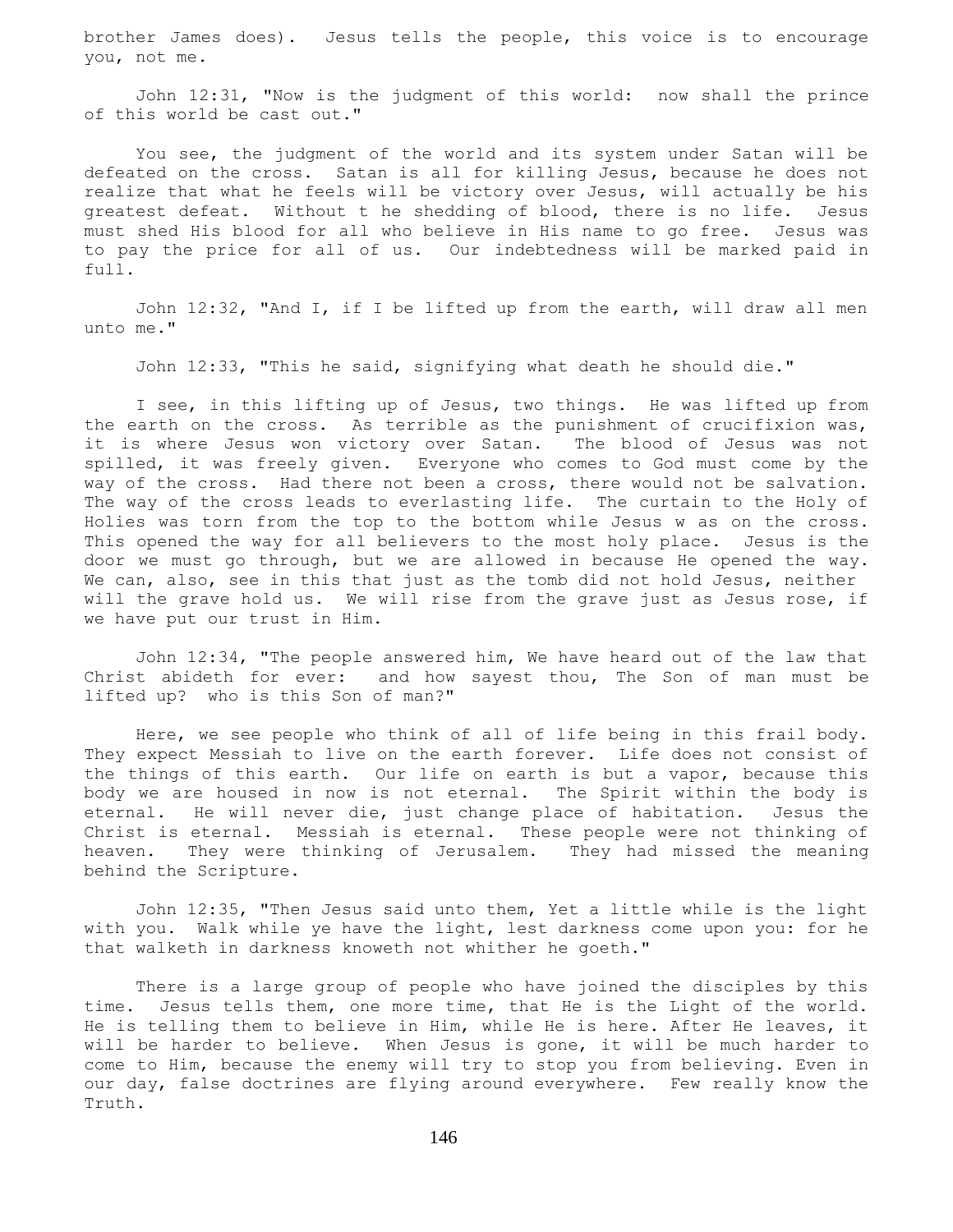brother James does). Jesus tells the people, this voice is to encourage you, not me.

John 12:31, "Now is the judgment of this world: now shall the prince of this world be cast out."

You see, the judgment of the world and its system under Satan will be defeated on the cross. Satan is all for killing Jesus, because he does not realize that what he feels will be victory over Jesus, will actually be his greatest defeat. Without t he shedding of blood, there is no life. Jesus must shed His blood for all who believe in His name to go free. Jesus was to pay the price for all of us. Our indebtedness will be marked paid in full.

John 12:32, "And I, if I be lifted up from the earth, will draw all men unto me."

John 12:33, "This he said, signifying what death he should die."

I see, in this lifting up of Jesus, two things. He was lifted up from the earth on the cross. As terrible as the punishment of crucifixion was, it is where Jesus won victory over Satan. The blood of Jesus was not spilled, it was freely given. Everyone who comes to God must come by the way of the cross. Had there not been a cross, there would not be salvation. The way of the cross leads to everlasting life. The curtain to the Holy of Holies was torn from the top to the bottom while Jesus w as on the cross. This opened the way for all believers to the most holy place. Jesus is the door we must go through, but we are allowed in because He opened the way. We can, also, see in this that just as the tomb did not hold Jesus, neither will the grave hold us. We will rise from the grave just as Jesus rose, if we have put our trust in Him.

John 12:34, "The people answered him, We have heard out of the law that Christ abideth for ever: and how sayest thou, The Son of man must be lifted up? who is this Son of man?"

Here, we see people who think of all of life being in this frail body. They expect Messiah to live on the earth forever. Life does not consist of the things of this earth. Our life on earth is but a vapor, because this body we are housed in now is not eternal. The Spirit within the body is eternal. He will never die, just change place of habitation. Jesus the Christ is eternal. Messiah is eternal. These people were not thinking of heaven. They were thinking of Jerusalem. They had missed the meaning behind the Scripture.

John 12:35, "Then Jesus said unto them, Yet a little while is the light with you. Walk while ye have the light, lest darkness come upon you: for he that walketh in darkness knoweth not whither he goeth."

There is a large group of people who have joined the disciples by this time. Jesus tells them, one more time, that He is the Light of the world. He is telling them to believe in Him, while He is here. After He leaves, it will be harder to believe. When Jesus is gone, it will be much harder to come to Him, because the enemy will try to stop you from believing. Even in our day, false doctrines are flying around everywhere. Few really know the Truth.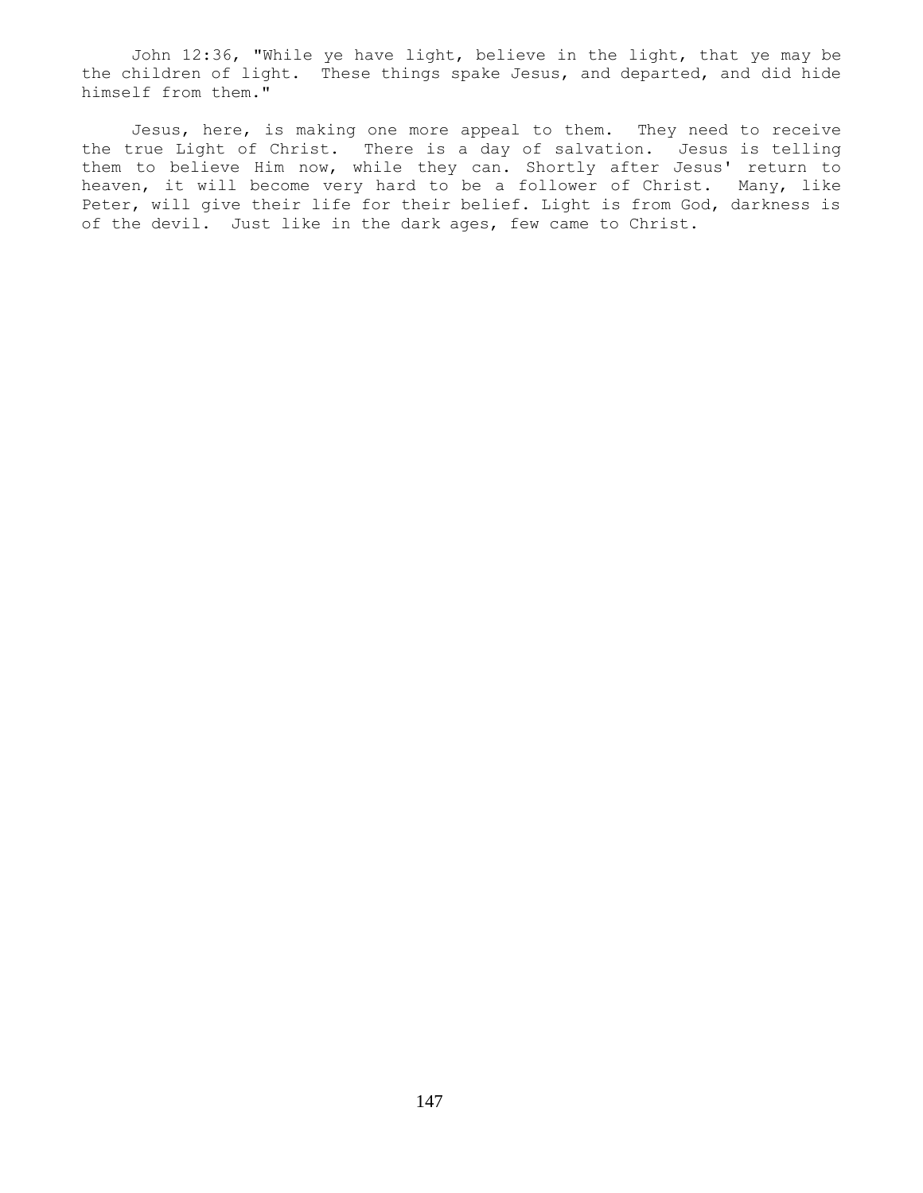John 12:36, "While ye have light, believe in the light, that ye may be the children of light. These things spake Jesus, and departed, and did hide himself from them."

Jesus, here, is making one more appeal to them. They need to receive the true Light of Christ. There is a day of salvation. Jesus is telling them to believe Him now, while they can. Shortly after Jesus' return to heaven, it will become very hard to be a follower of Christ. Many, like Peter, will give their life for their belief. Light is from God, darkness is of the devil. Just like in the dark ages, few came to Christ.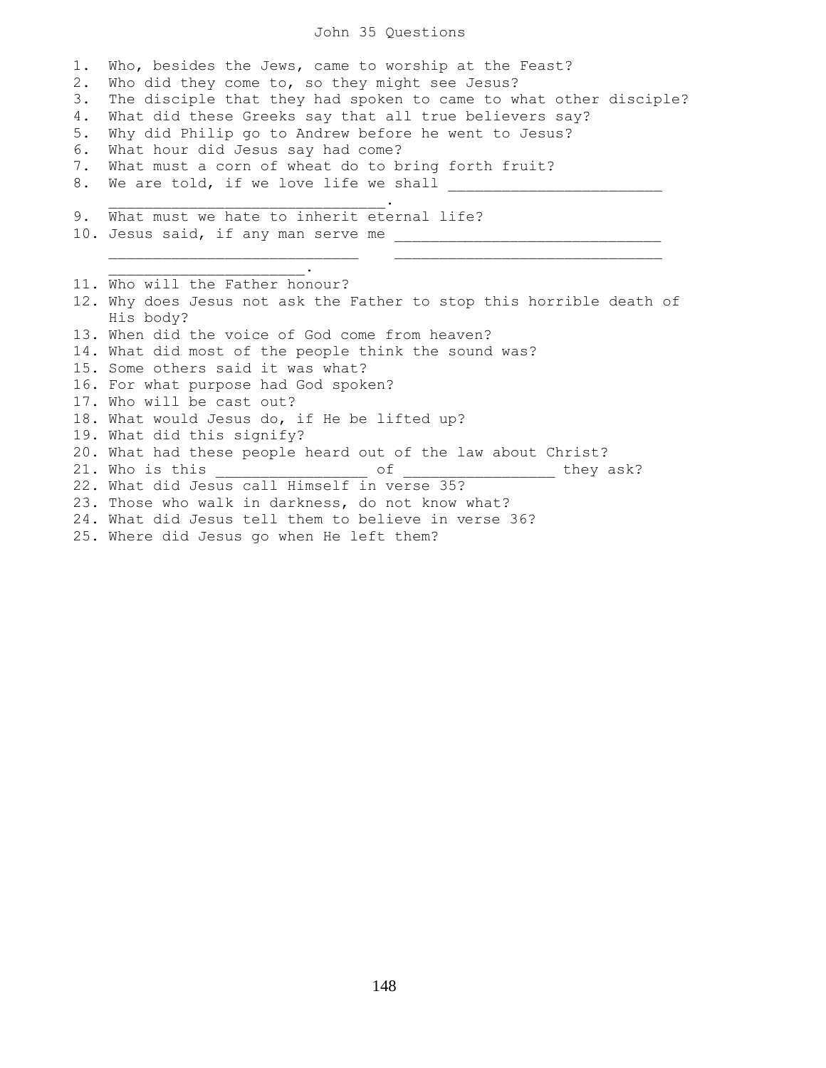# John 35 Questions

1. Who, besides the Jews, came to worship at the Feast?
2. Who did they come to, so they might see Jesus?
3. The disciple that they had spoken to came to what other disciple?
4. What did these Greeks say that all true believers say?
5. Why did Philip go to Andrew before he went to Jesus?
6. What hour did Jesus say had come?
7. What must a corn of wheat do to bring forth fruit?
8. We are told, if we love life we shall ________________________ ______________________________.
9. What must we hate to inherit eternal life?
10. Jesus said, if any man serve me ______________________________ __________________________ ______________________________ _____________________.
11. Who will the Father honour?
12. Why does Jesus not ask the Father to stop this horrible death of His body?
13. When did the voice of God come from heaven?
14. What did most of the people think the sound was?
15. Some others said it was what?
16. For what purpose had God spoken?
17. Who will be cast out?
18. What would Jesus do, if He be lifted up?
19. What did this signify?
20. What had these people heard out of the law about Christ?
21. Who is this ________________ of ________________ they ask?
22. What did Jesus call Himself in verse 35?
23. Those who walk in darkness, do not know what?
24. What did Jesus tell them to believe in verse 36?
25. Where did Jesus go when He left them?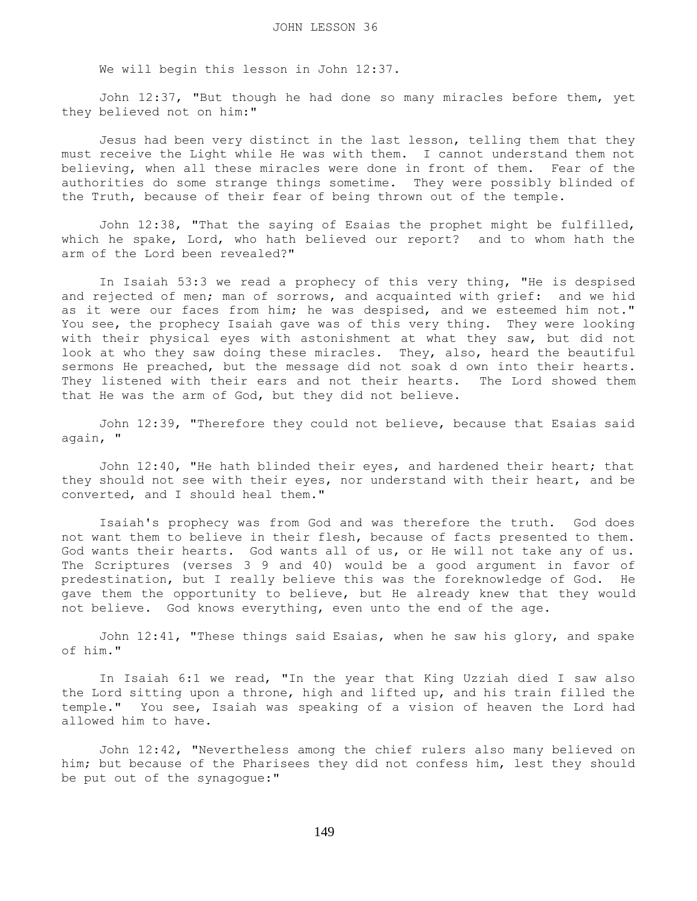# JOHN LESSON 36

We will begin this lesson in John 12:37.

John 12:37, "But though he had done so many miracles before them, yet they believed not on him:"

Jesus had been very distinct in the last lesson, telling them that they must receive the Light while He was with them. I cannot understand them not believing, when all these miracles were done in front of them. Fear of the authorities do some strange things sometime. They were possibly blinded of the Truth, because of their fear of being thrown out of the temple.

John 12:38, "That the saying of Esaias the prophet might be fulfilled, which he spake, Lord, who hath believed our report? and to whom hath the arm of the Lord been revealed?"

In Isaiah 53:3 we read a prophecy of this very thing, "He is despised and rejected of men; man of sorrows, and acquainted with grief: and we hid as it were our faces from him; he was despised, and we esteemed him not." You see, the prophecy Isaiah gave was of this very thing. They were looking with their physical eyes with astonishment at what they saw, but did not look at who they saw doing these miracles. They, also, heard the beautiful sermons He preached, but the message did not soak d own into their hearts. They listened with their ears and not their hearts. The Lord showed them that He was the arm of God, but they did not believe.

John 12:39, "Therefore they could not believe, because that Esaias said again, "

John 12:40, "He hath blinded their eyes, and hardened their heart; that they should not see with their eyes, nor understand with their heart, and be converted, and I should heal them."

Isaiah's prophecy was from God and was therefore the truth. God does not want them to believe in their flesh, because of facts presented to them. God wants their hearts. God wants all of us, or He will not take any of us. The Scriptures (verses 3 9 and 40) would be a good argument in favor of predestination, but I really believe this was the foreknowledge of God. He gave them the opportunity to believe, but He already knew that they would not believe. God knows everything, even unto the end of the age.

John 12:41, "These things said Esaias, when he saw his glory, and spake of him."

In Isaiah 6:1 we read, "In the year that King Uzziah died I saw also the Lord sitting upon a throne, high and lifted up, and his train filled the temple." You see, Isaiah was speaking of a vision of heaven the Lord had allowed him to have.

John 12:42, "Nevertheless among the chief rulers also many believed on him; but because of the Pharisees they did not confess him, lest they should be put out of the synagogue:"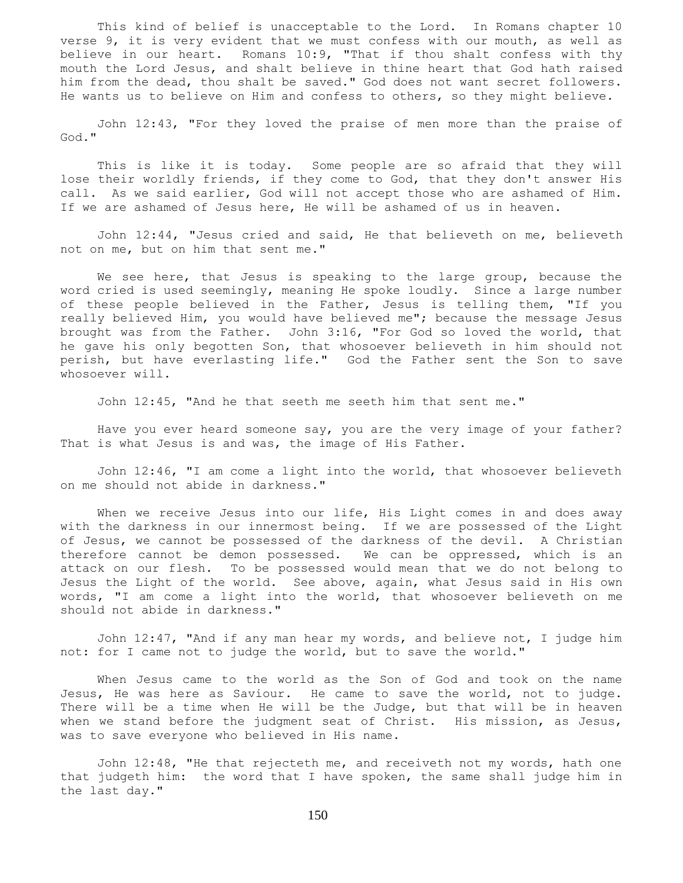This kind of belief is unacceptable to the Lord. In Romans chapter 10 verse 9, it is very evident that we must confess with our mouth, as well as believe in our heart. Romans 10:9, "That if thou shalt confess with thy mouth the Lord Jesus, and shalt believe in thine heart that God hath raised him from the dead, thou shalt be saved." God does not want secret followers. He wants us to believe on Him and confess to others, so they might believe.

John 12:43, "For they loved the praise of men more than the praise of God."

This is like it is today. Some people are so afraid that they will lose their worldly friends, if they come to God, that they don't answer His call. As we said earlier, God will not accept those who are ashamed of Him. If we are ashamed of Jesus here, He will be ashamed of us in heaven.

John 12:44, "Jesus cried and said, He that believeth on me, believeth not on me, but on him that sent me."

We see here, that Jesus is speaking to the large group, because the word cried is used seemingly, meaning He spoke loudly. Since a large number of these people believed in the Father, Jesus is telling them, "If you really believed Him, you would have believed me"; because the message Jesus brought was from the Father. John 3:16, "For God so loved the world, that he gave his only begotten Son, that whosoever believeth in him should not perish, but have everlasting life." God the Father sent the Son to save whosoever will.

John 12:45, "And he that seeth me seeth him that sent me."

Have you ever heard someone say, you are the very image of your father? That is what Jesus is and was, the image of His Father.

John 12:46, "I am come a light into the world, that whosoever believeth on me should not abide in darkness."

When we receive Jesus into our life, His Light comes in and does away with the darkness in our innermost being. If we are possessed of the Light of Jesus, we cannot be possessed of the darkness of the devil. A Christian therefore cannot be demon possessed. We can be oppressed, which is an attack on our flesh. To be possessed would mean that we do not belong to Jesus the Light of the world. See above, again, what Jesus said in His own words, "I am come a light into the world, that whosoever believeth on me should not abide in darkness."

John 12:47, "And if any man hear my words, and believe not, I judge him not: for I came not to judge the world, but to save the world."

When Jesus came to the world as the Son of God and took on the name Jesus, He was here as Saviour. He came to save the world, not to judge. There will be a time when He will be the Judge, but that will be in heaven when we stand before the judgment seat of Christ. His mission, as Jesus, was to save everyone who believed in His name.

John 12:48, "He that rejecteth me, and receiveth not my words, hath one that judgeth him: the word that I have spoken, the same shall judge him in the last day."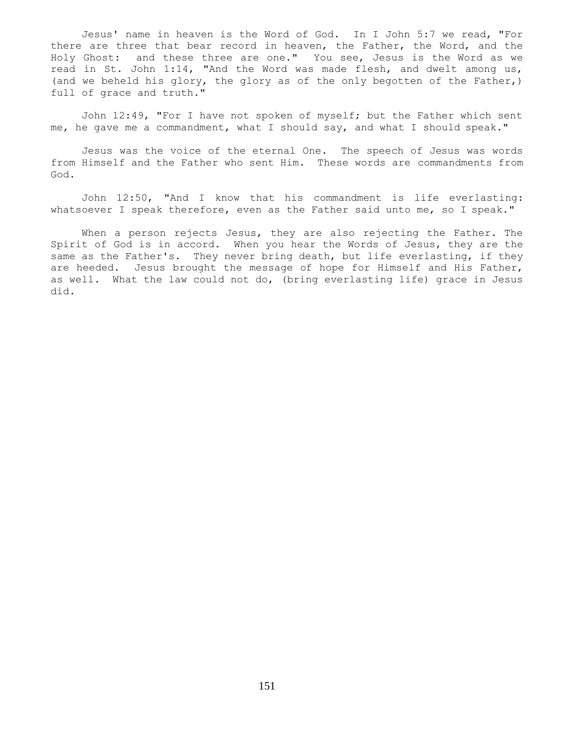Jesus' name in heaven is the Word of God. In I John 5:7 we read, "For there are three that bear record in heaven, the Father, the Word, and the Holy Ghost: and these three are one." You see, Jesus is the Word as we read in St. John 1:14, "And the Word was made flesh, and dwelt among us, (and we beheld his glory, the glory as of the only begotten of the Father,) full of grace and truth."

John 12:49, "For I have not spoken of myself; but the Father which sent me, he gave me a commandment, what I should say, and what I should speak."

Jesus was the voice of the eternal One. The speech of Jesus was words from Himself and the Father who sent Him. These words are commandments from God.

John 12:50, "And I know that his commandment is life everlasting: whatsoever I speak therefore, even as the Father said unto me, so I speak."

When a person rejects Jesus, they are also rejecting the Father. The Spirit of God is in accord. When you hear the Words of Jesus, they are the same as the Father's. They never bring death, but life everlasting, if they are heeded. Jesus brought the message of hope for Himself and His Father, as well. What the law could not do, (bring everlasting life) grace in Jesus did.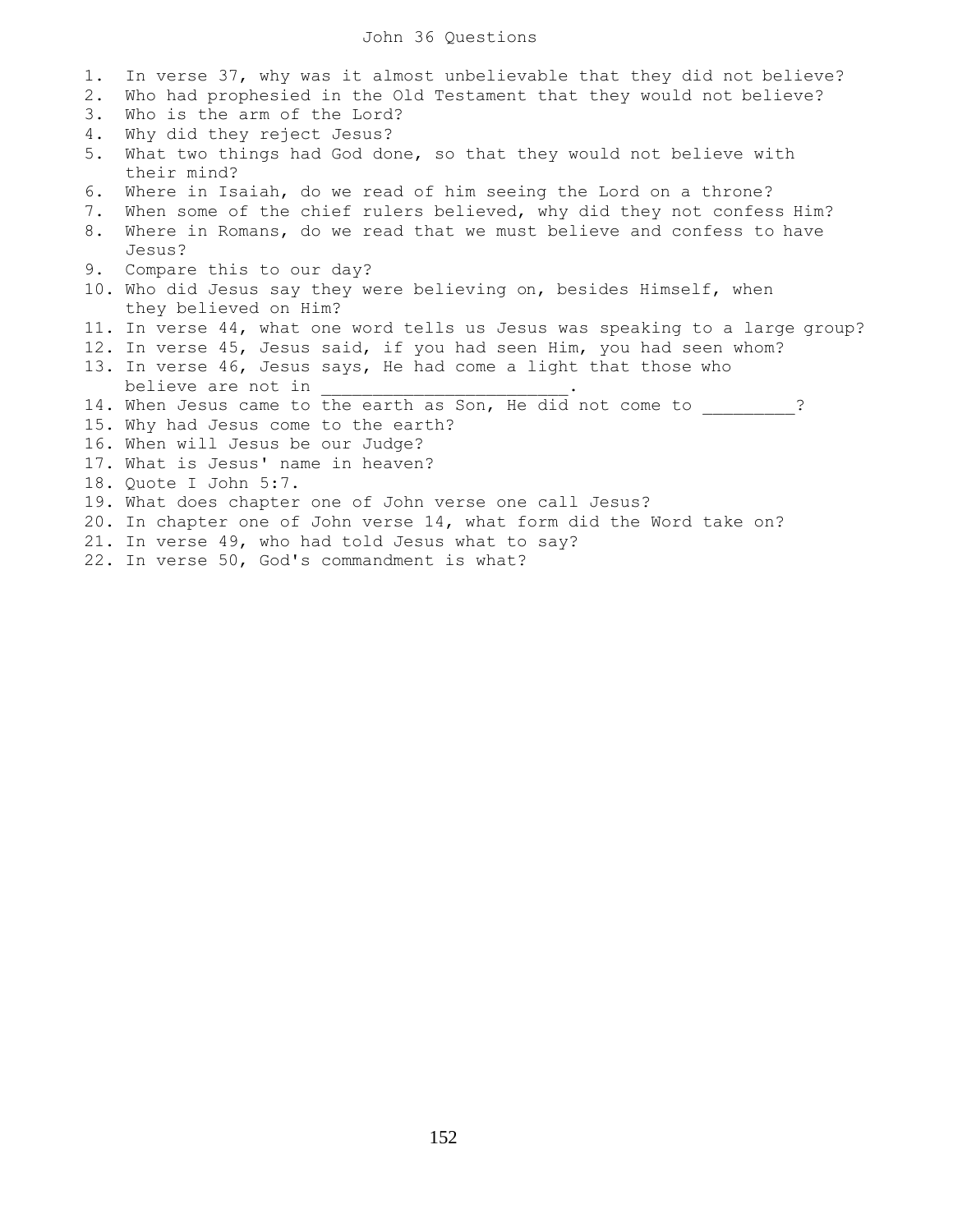# John 36 Questions

1. In verse 37, why was it almost unbelievable that they did not believe?
2. Who had prophesied in the Old Testament that they would not believe?
3. Who is the arm of the Lord?
4. Why did they reject Jesus?
5. What two things had God done, so that they would not believe with their mind?
6. Where in Isaiah, do we read of him seeing the Lord on a throne?
7. When some of the chief rulers believed, why did they not confess Him?
8. Where in Romans, do we read that we must believe and confess to have Jesus?
9. Compare this to our day?
10. Who did Jesus say they were believing on, besides Himself, when they believed on Him?
11. In verse 44, what one word tells us Jesus was speaking to a large group?
12. In verse 45, Jesus said, if you had seen Him, you had seen whom?
13. In verse 46, Jesus says, He had come a light that those who believe are not in ________________________.
14. When Jesus came to the earth as Son, He did not come to _________?
15. Why had Jesus come to the earth?
16. When will Jesus be our Judge?
17. What is Jesus' name in heaven?
18. Quote I John 5:7.
19. What does chapter one of John verse one call Jesus?
20. In chapter one of John verse 14, what form did the Word take on?
21. In verse 49, who had told Jesus what to say?
22. In verse 50, God's commandment is what?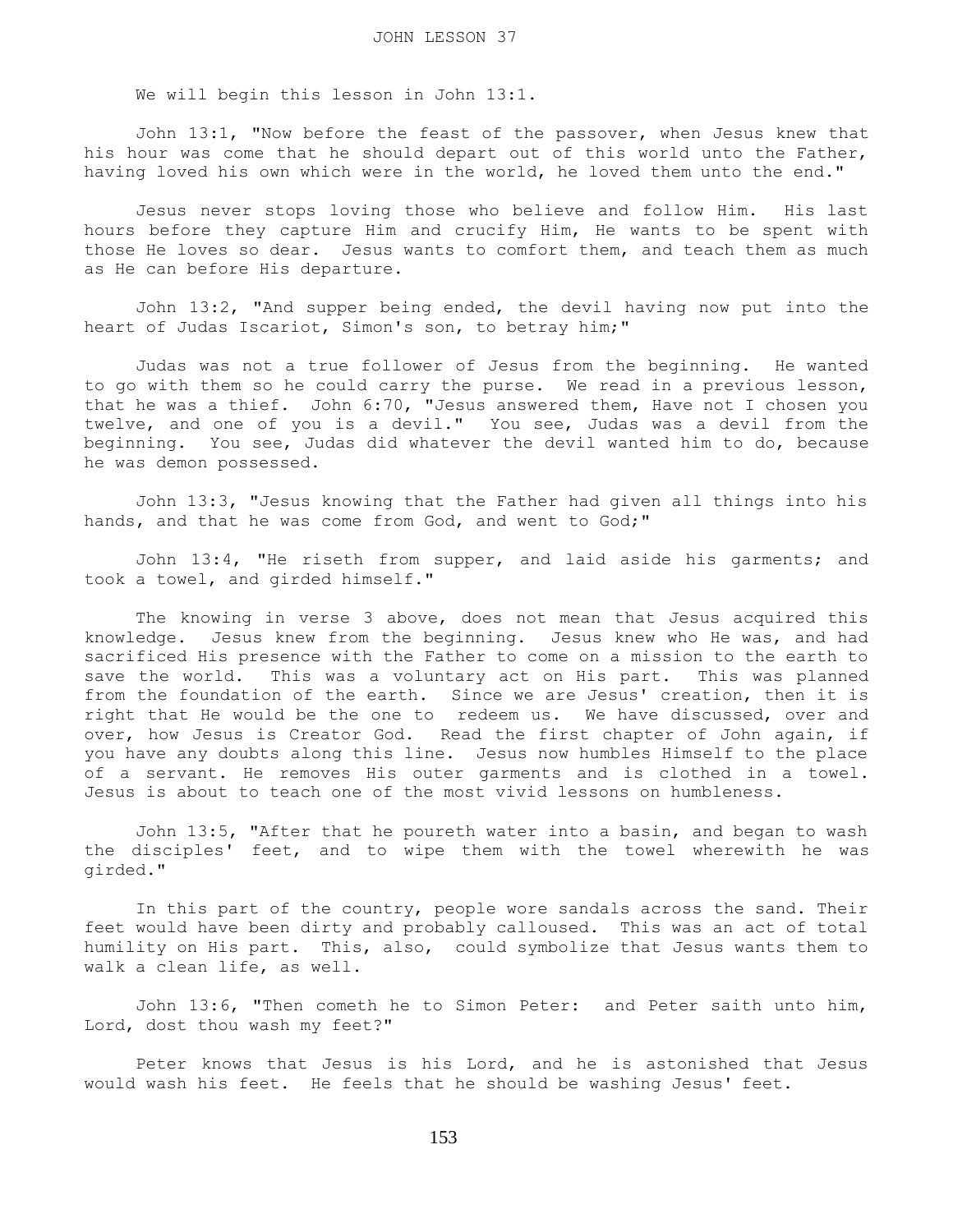# JOHN LESSON 37

We will begin this lesson in John 13:1.

John 13:1, "Now before the feast of the passover, when Jesus knew that his hour was come that he should depart out of this world unto the Father, having loved his own which were in the world, he loved them unto the end."

Jesus never stops loving those who believe and follow Him. His last hours before they capture Him and crucify Him, He wants to be spent with those He loves so dear. Jesus wants to comfort them, and teach them as much as He can before His departure.

John 13:2, "And supper being ended, the devil having now put into the heart of Judas Iscariot, Simon's son, to betray him;"

Judas was not a true follower of Jesus from the beginning. He wanted to go with them so he could carry the purse. We read in a previous lesson, that he was a thief. John 6:70, "Jesus answered them, Have not I chosen you twelve, and one of you is a devil." You see, Judas was a devil from the beginning. You see, Judas did whatever the devil wanted him to do, because he was demon possessed.

John 13:3, "Jesus knowing that the Father had given all things into his hands, and that he was come from God, and went to God;"

John 13:4, "He riseth from supper, and laid aside his garments; and took a towel, and girded himself."

The knowing in verse 3 above, does not mean that Jesus acquired this knowledge. Jesus knew from the beginning. Jesus knew who He was, and had sacrificed His presence with the Father to come on a mission to the earth to save the world. This was a voluntary act on His part. This was planned from the foundation of the earth. Since we are Jesus' creation, then it is right that He would be the one to redeem us. We have discussed, over and over, how Jesus is Creator God. Read the first chapter of John again, if you have any doubts along this line. Jesus now humbles Himself to the place of a servant. He removes His outer garments and is clothed in a towel. Jesus is about to teach one of the most vivid lessons on humbleness.

John 13:5, "After that he poureth water into a basin, and began to wash the disciples' feet, and to wipe them with the towel wherewith he was girded."

In this part of the country, people wore sandals across the sand. Their feet would have been dirty and probably calloused. This was an act of total humility on His part. This, also, could symbolize that Jesus wants them to walk a clean life, as well.

John 13:6, "Then cometh he to Simon Peter: and Peter saith unto him, Lord, dost thou wash my feet?"

Peter knows that Jesus is his Lord, and he is astonished that Jesus would wash his feet. He feels that he should be washing Jesus' feet.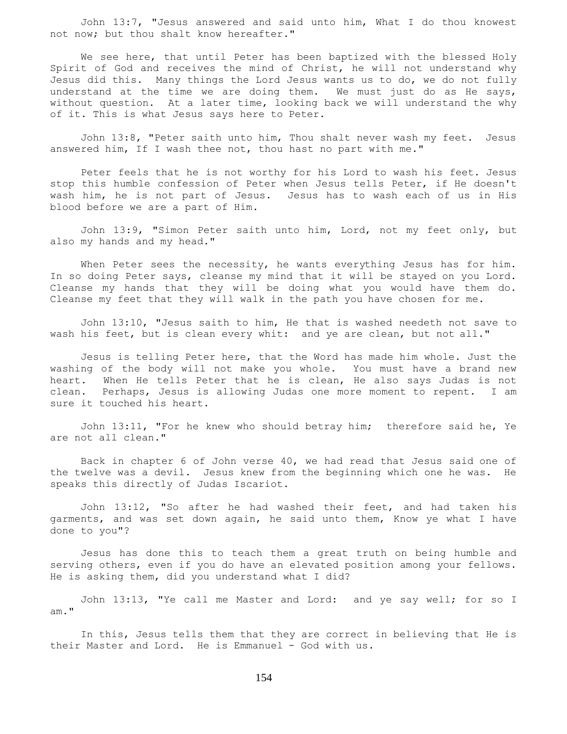John 13:7, "Jesus answered and said unto him, What I do thou knowest not now; but thou shalt know hereafter."

We see here, that until Peter has been baptized with the blessed Holy Spirit of God and receives the mind of Christ, he will not understand why Jesus did this. Many things the Lord Jesus wants us to do, we do not fully understand at the time we are doing them. We must just do as He says, without question. At a later time, looking back we will understand the why of it. This is what Jesus says here to Peter.

John 13:8, "Peter saith unto him, Thou shalt never wash my feet. Jesus answered him, If I wash thee not, thou hast no part with me."

Peter feels that he is not worthy for his Lord to wash his feet. Jesus stop this humble confession of Peter when Jesus tells Peter, if He doesn't wash him, he is not part of Jesus. Jesus has to wash each of us in His blood before we are a part of Him.

John 13:9, "Simon Peter saith unto him, Lord, not my feet only, but also my hands and my head."

When Peter sees the necessity, he wants everything Jesus has for him. In so doing Peter says, cleanse my mind that it will be stayed on you Lord. Cleanse my hands that they will be doing what you would have them do. Cleanse my feet that they will walk in the path you have chosen for me.

John 13:10, "Jesus saith to him, He that is washed needeth not save to wash his feet, but is clean every whit: and ye are clean, but not all."

Jesus is telling Peter here, that the Word has made him whole. Just the washing of the body will not make you whole. You must have a brand new heart. When He tells Peter that he is clean, He also says Judas is not clean. Perhaps, Jesus is allowing Judas one more moment to repent. I am sure it touched his heart.

John 13:11, "For he knew who should betray him; therefore said he, Ye are not all clean."

Back in chapter 6 of John verse 40, we had read that Jesus said one of the twelve was a devil. Jesus knew from the beginning which one he was. He speaks this directly of Judas Iscariot.

John 13:12, "So after he had washed their feet, and had taken his garments, and was set down again, he said unto them, Know ye what I have done to you"?

Jesus has done this to teach them a great truth on being humble and serving others, even if you do have an elevated position among your fellows. He is asking them, did you understand what I did?

John 13:13, "Ye call me Master and Lord: and ye say well; for so I am."

In this, Jesus tells them that they are correct in believing that He is their Master and Lord. He is Emmanuel - God with us.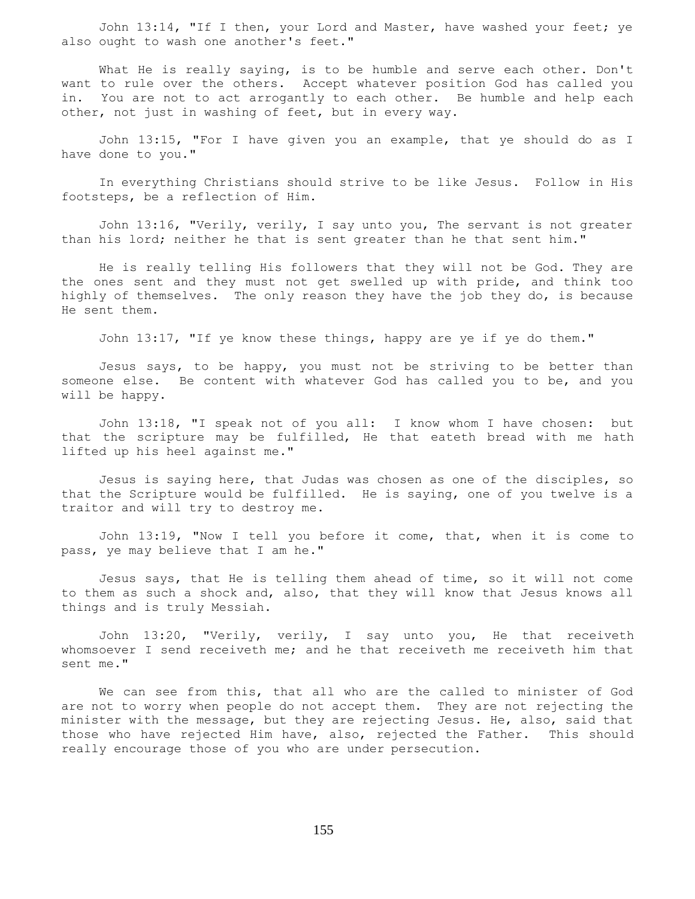John 13:14, "If I then, your Lord and Master, have washed your feet; ye also ought to wash one another's feet."

What He is really saying, is to be humble and serve each other. Don't want to rule over the others. Accept whatever position God has called you in. You are not to act arrogantly to each other. Be humble and help each other, not just in washing of feet, but in every way.

John 13:15, "For I have given you an example, that ye should do as I have done to you."

In everything Christians should strive to be like Jesus. Follow in His footsteps, be a reflection of Him.

John 13:16, "Verily, verily, I say unto you, The servant is not greater than his lord; neither he that is sent greater than he that sent him."

He is really telling His followers that they will not be God. They are the ones sent and they must not get swelled up with pride, and think too highly of themselves. The only reason they have the job they do, is because He sent them.

John 13:17, "If ye know these things, happy are ye if ye do them."

Jesus says, to be happy, you must not be striving to be better than someone else. Be content with whatever God has called you to be, and you will be happy.

John 13:18, "I speak not of you all: I know whom I have chosen: but that the scripture may be fulfilled, He that eateth bread with me hath lifted up his heel against me."

Jesus is saying here, that Judas was chosen as one of the disciples, so that the Scripture would be fulfilled. He is saying, one of you twelve is a traitor and will try to destroy me.

John 13:19, "Now I tell you before it come, that, when it is come to pass, ye may believe that I am he."

Jesus says, that He is telling them ahead of time, so it will not come to them as such a shock and, also, that they will know that Jesus knows all things and is truly Messiah.

John 13:20, "Verily, verily, I say unto you, He that receiveth whomsoever I send receiveth me; and he that receiveth me receiveth him that sent me."

We can see from this, that all who are the called to minister of God are not to worry when people do not accept them. They are not rejecting the minister with the message, but they are rejecting Jesus. He, also, said that those who have rejected Him have, also, rejected the Father. This should really encourage those of you who are under persecution.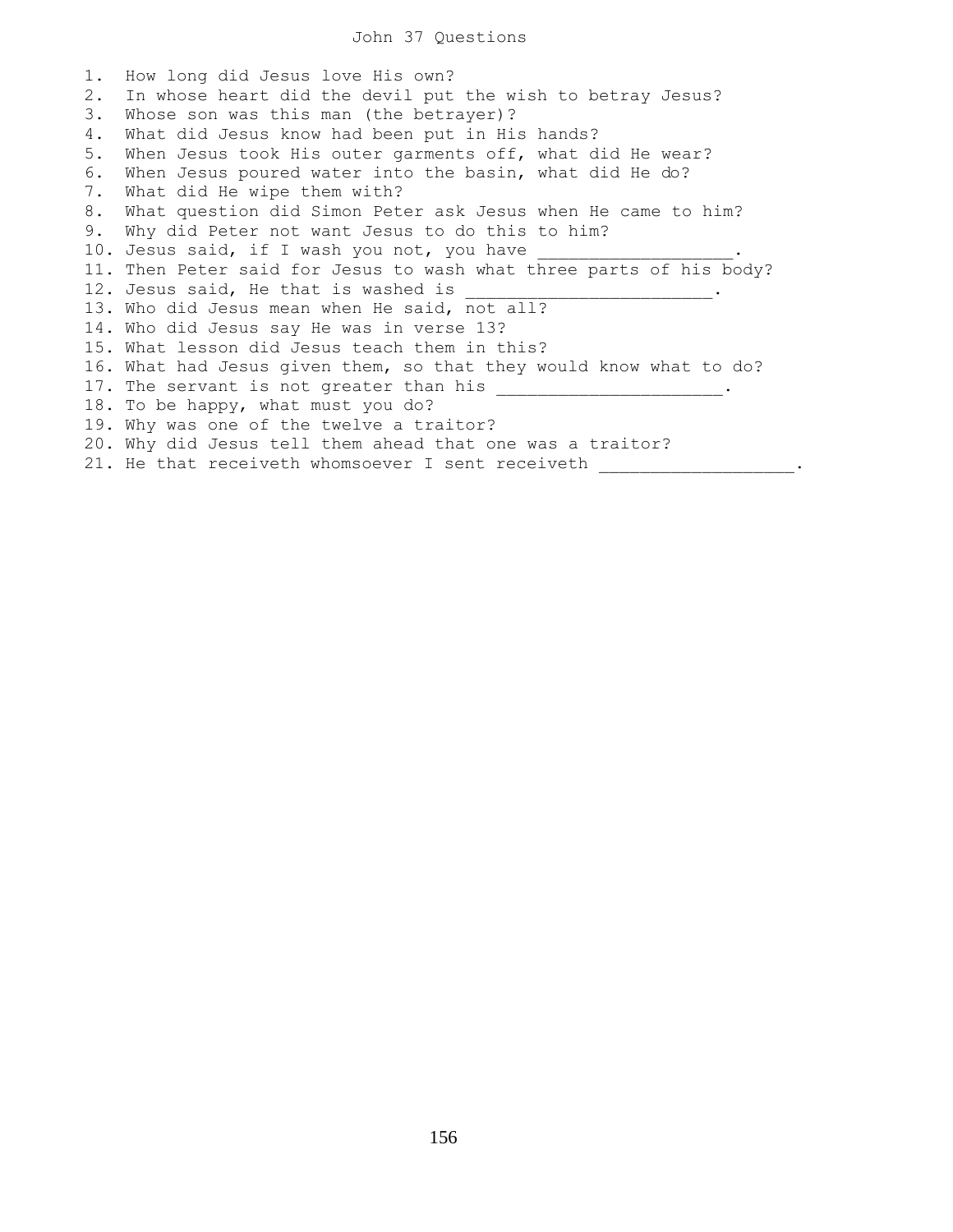# John 37 Questions

1. How long did Jesus love His own?
2. In whose heart did the devil put the wish to betray Jesus?
3. Whose son was this man (the betrayer)?
4. What did Jesus know had been put in His hands?
5. When Jesus took His outer garments off, what did He wear?
6. When Jesus poured water into the basin, what did He do?
7. What did He wipe them with?
8. What question did Simon Peter ask Jesus when He came to him?
9. Why did Peter not want Jesus to do this to him?
10. Jesus said, if I wash you not, you have ___________________.
11. Then Peter said for Jesus to wash what three parts of his body?
12. Jesus said, He that is washed is ________________________.
13. Who did Jesus mean when He said, not all?
14. Who did Jesus say He was in verse 13?
15. What lesson did Jesus teach them in this?
16. What had Jesus given them, so that they would know what to do?
17. The servant is not greater than his ______________________.
18. To be happy, what must you do?
19. Why was one of the twelve a traitor?
20. Why did Jesus tell them ahead that one was a traitor?
21. He that receiveth whomsoever I sent receiveth ___________________.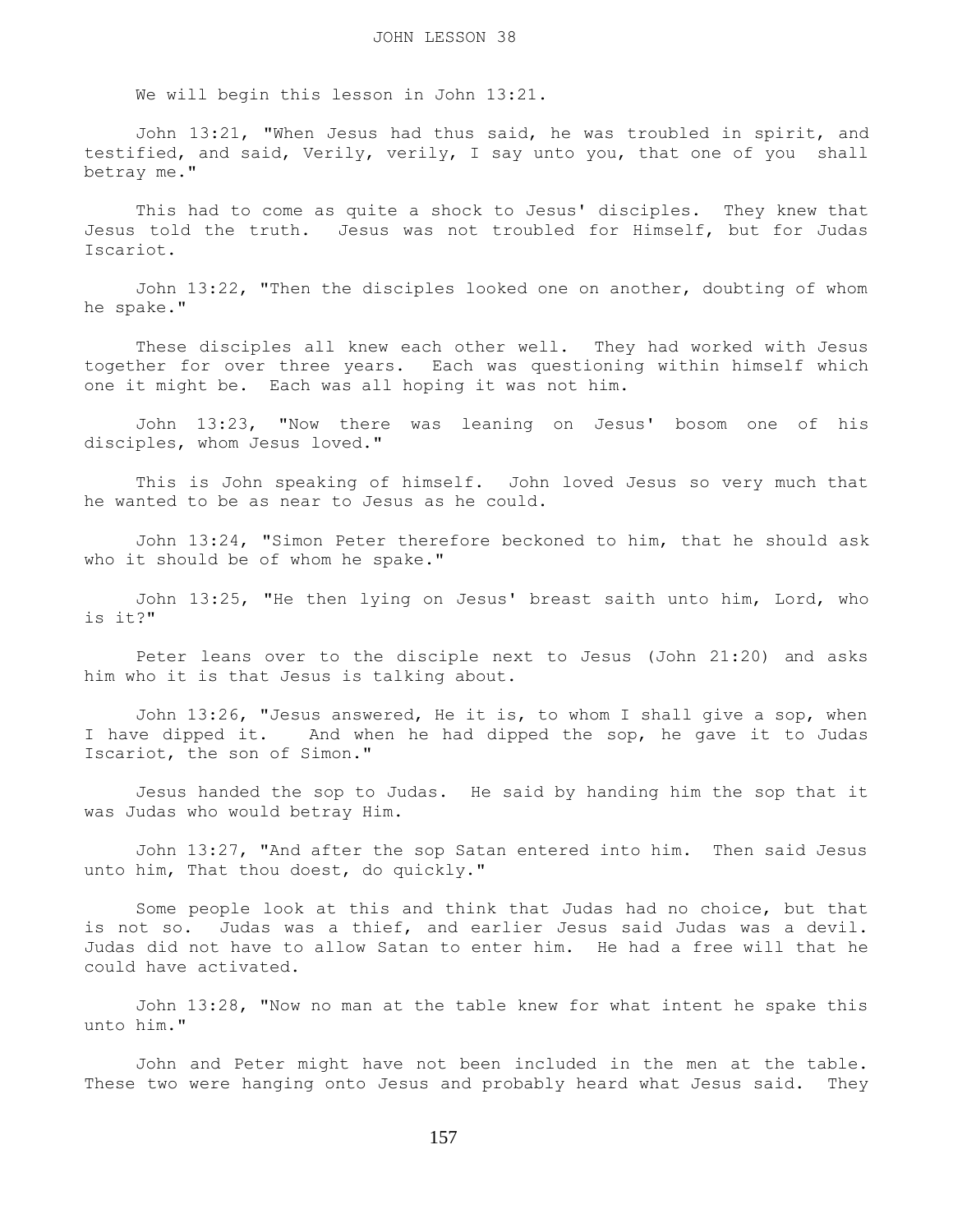# JOHN LESSON 38

We will begin this lesson in John 13:21.

John 13:21, "When Jesus had thus said, he was troubled in spirit, and testified, and said, Verily, verily, I say unto you, that one of you shall betray me."

This had to come as quite a shock to Jesus' disciples. They knew that Jesus told the truth. Jesus was not troubled for Himself, but for Judas Iscariot.

John 13:22, "Then the disciples looked one on another, doubting of whom he spake."

These disciples all knew each other well. They had worked with Jesus together for over three years. Each was questioning within himself which one it might be. Each was all hoping it was not him.

John 13:23, "Now there was leaning on Jesus' bosom one of his disciples, whom Jesus loved."

This is John speaking of himself. John loved Jesus so very much that he wanted to be as near to Jesus as he could.

John 13:24, "Simon Peter therefore beckoned to him, that he should ask who it should be of whom he spake."

John 13:25, "He then lying on Jesus' breast saith unto him, Lord, who is it?"

Peter leans over to the disciple next to Jesus (John 21:20) and asks him who it is that Jesus is talking about.

John 13:26, "Jesus answered, He it is, to whom I shall give a sop, when I have dipped it. And when he had dipped the sop, he gave it to Judas Iscariot, the son of Simon."

Jesus handed the sop to Judas. He said by handing him the sop that it was Judas who would betray Him.

John 13:27, "And after the sop Satan entered into him. Then said Jesus unto him, That thou doest, do quickly."

Some people look at this and think that Judas had no choice, but that is not so. Judas was a thief, and earlier Jesus said Judas was a devil. Judas did not have to allow Satan to enter him. He had a free will that he could have activated.

John 13:28, "Now no man at the table knew for what intent he spake this unto him."

John and Peter might have not been included in the men at the table. These two were hanging onto Jesus and probably heard what Jesus said. They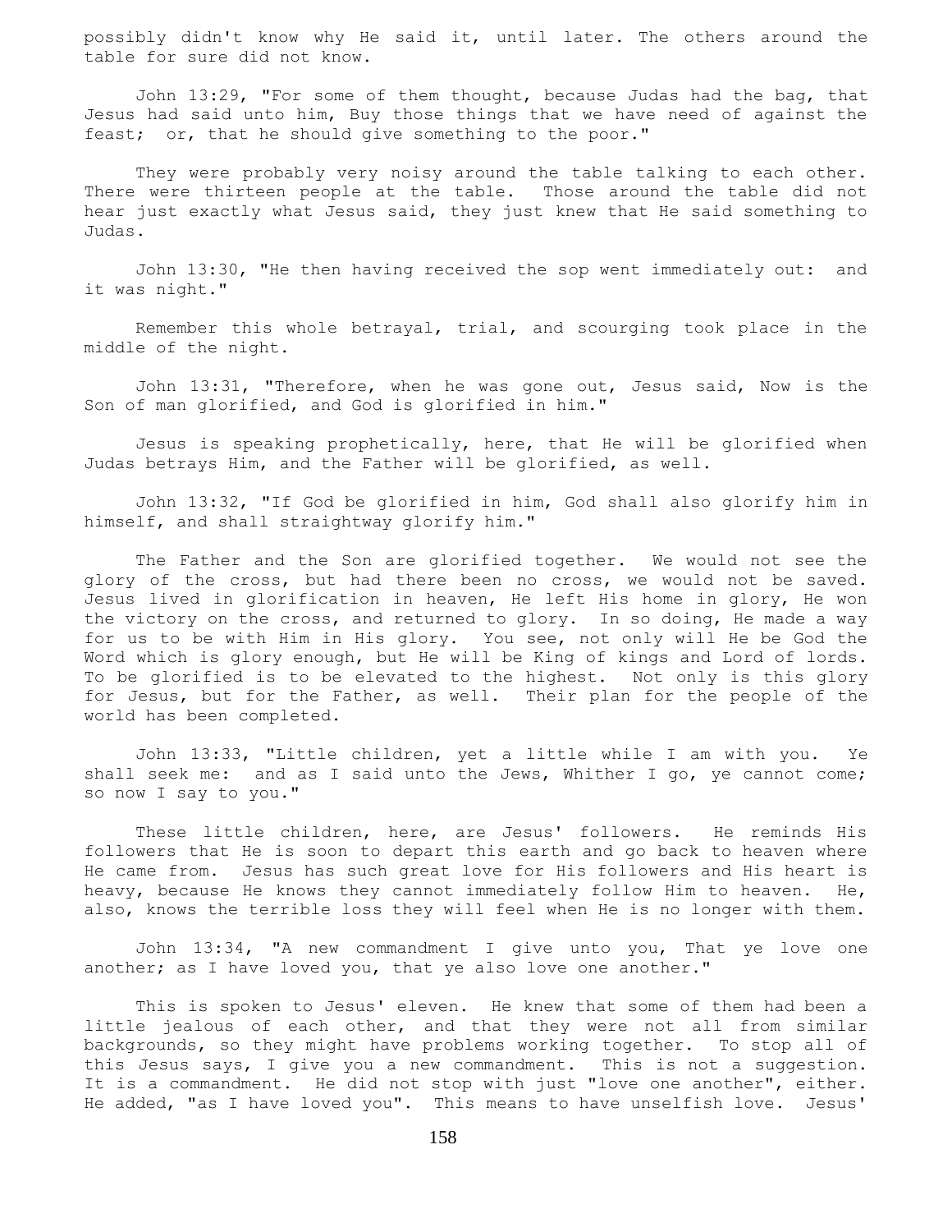possibly didn't know why He said it, until later. The others around the table for sure did not know.

John 13:29, "For some of them thought, because Judas had the bag, that Jesus had said unto him, Buy those things that we have need of against the feast; or, that he should give something to the poor."

They were probably very noisy around the table talking to each other. There were thirteen people at the table. Those around the table did not hear just exactly what Jesus said, they just knew that He said something to Judas.

John 13:30, "He then having received the sop went immediately out: and it was night."

Remember this whole betrayal, trial, and scourging took place in the middle of the night.

John 13:31, "Therefore, when he was gone out, Jesus said, Now is the Son of man glorified, and God is glorified in him."

Jesus is speaking prophetically, here, that He will be glorified when Judas betrays Him, and the Father will be glorified, as well.

John 13:32, "If God be glorified in him, God shall also glorify him in himself, and shall straightway glorify him."

The Father and the Son are glorified together. We would not see the glory of the cross, but had there been no cross, we would not be saved. Jesus lived in glorification in heaven, He left His home in glory, He won the victory on the cross, and returned to glory. In so doing, He made a way for us to be with Him in His glory. You see, not only will He be God the Word which is glory enough, but He will be King of kings and Lord of lords. To be glorified is to be elevated to the highest. Not only is this glory for Jesus, but for the Father, as well. Their plan for the people of the world has been completed.

John 13:33, "Little children, yet a little while I am with you. Ye shall seek me: and as I said unto the Jews, Whither I go, ye cannot come; so now I say to you."

These little children, here, are Jesus' followers. He reminds His followers that He is soon to depart this earth and go back to heaven where He came from. Jesus has such great love for His followers and His heart is heavy, because He knows they cannot immediately follow Him to heaven. He, also, knows the terrible loss they will feel when He is no longer with them.

John 13:34, "A new commandment I give unto you, That ye love one another; as I have loved you, that ye also love one another."

This is spoken to Jesus' eleven. He knew that some of them had been a little jealous of each other, and that they were not all from similar backgrounds, so they might have problems working together. To stop all of this Jesus says, I give you a new commandment. This is not a suggestion. It is a commandment. He did not stop with just "love one another", either. He added, "as I have loved you". This means to have unselfish love. Jesus'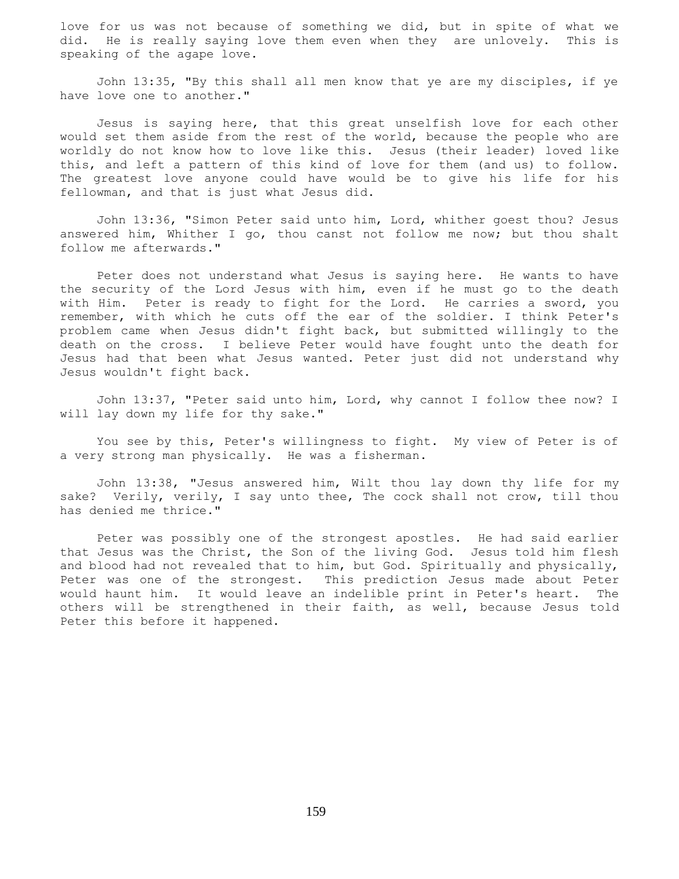love for us was not because of something we did, but in spite of what we did. He is really saying love them even when they are unlovely. This is speaking of the agape love.

John 13:35, "By this shall all men know that ye are my disciples, if ye have love one to another."

Jesus is saying here, that this great unselfish love for each other would set them aside from the rest of the world, because the people who are worldly do not know how to love like this. Jesus (their leader) loved like this, and left a pattern of this kind of love for them (and us) to follow. The greatest love anyone could have would be to give his life for his fellowman, and that is just what Jesus did.

John 13:36, "Simon Peter said unto him, Lord, whither goest thou? Jesus answered him, Whither I go, thou canst not follow me now; but thou shalt follow me afterwards."

Peter does not understand what Jesus is saying here. He wants to have the security of the Lord Jesus with him, even if he must go to the death with Him. Peter is ready to fight for the Lord. He carries a sword, you remember, with which he cuts off the ear of the soldier. I think Peter's problem came when Jesus didn't fight back, but submitted willingly to the death on the cross. I believe Peter would have fought unto the death for Jesus had that been what Jesus wanted. Peter just did not understand why Jesus wouldn't fight back.

John 13:37, "Peter said unto him, Lord, why cannot I follow thee now? I will lay down my life for thy sake."

You see by this, Peter's willingness to fight. My view of Peter is of a very strong man physically. He was a fisherman.

John 13:38, "Jesus answered him, Wilt thou lay down thy life for my sake? Verily, verily, I say unto thee, The cock shall not crow, till thou has denied me thrice."

Peter was possibly one of the strongest apostles. He had said earlier that Jesus was the Christ, the Son of the living God. Jesus told him flesh and blood had not revealed that to him, but God. Spiritually and physically, Peter was one of the strongest. This prediction Jesus made about Peter would haunt him. It would leave an indelible print in Peter's heart. The others will be strengthened in their faith, as well, because Jesus told Peter this before it happened.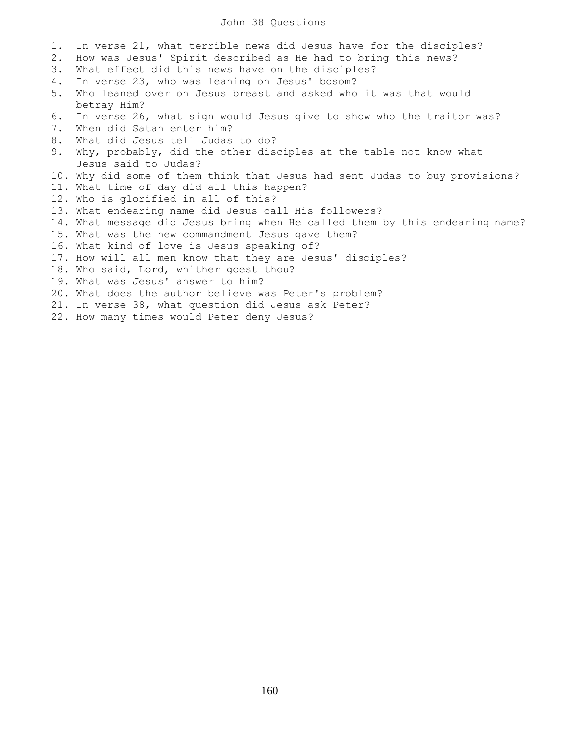# John 38 Questions

1. In verse 21, what terrible news did Jesus have for the disciples?
2. How was Jesus' Spirit described as He had to bring this news?
3. What effect did this news have on the disciples?
4. In verse 23, who was leaning on Jesus' bosom?
5. Who leaned over on Jesus breast and asked who it was that would betray Him?
6. In verse 26, what sign would Jesus give to show who the traitor was?
7. When did Satan enter him?
8. What did Jesus tell Judas to do?
9. Why, probably, did the other disciples at the table not know what Jesus said to Judas?
10. Why did some of them think that Jesus had sent Judas to buy provisions?
11. What time of day did all this happen?
12. Who is glorified in all of this?
13. What endearing name did Jesus call His followers?
14. What message did Jesus bring when He called them by this endearing name?
15. What was the new commandment Jesus gave them?
16. What kind of love is Jesus speaking of?
17. How will all men know that they are Jesus' disciples?
18. Who said, Lord, whither goest thou?
19. What was Jesus' answer to him?
20. What does the author believe was Peter's problem?
21. In verse 38, what question did Jesus ask Peter?
22. How many times would Peter deny Jesus?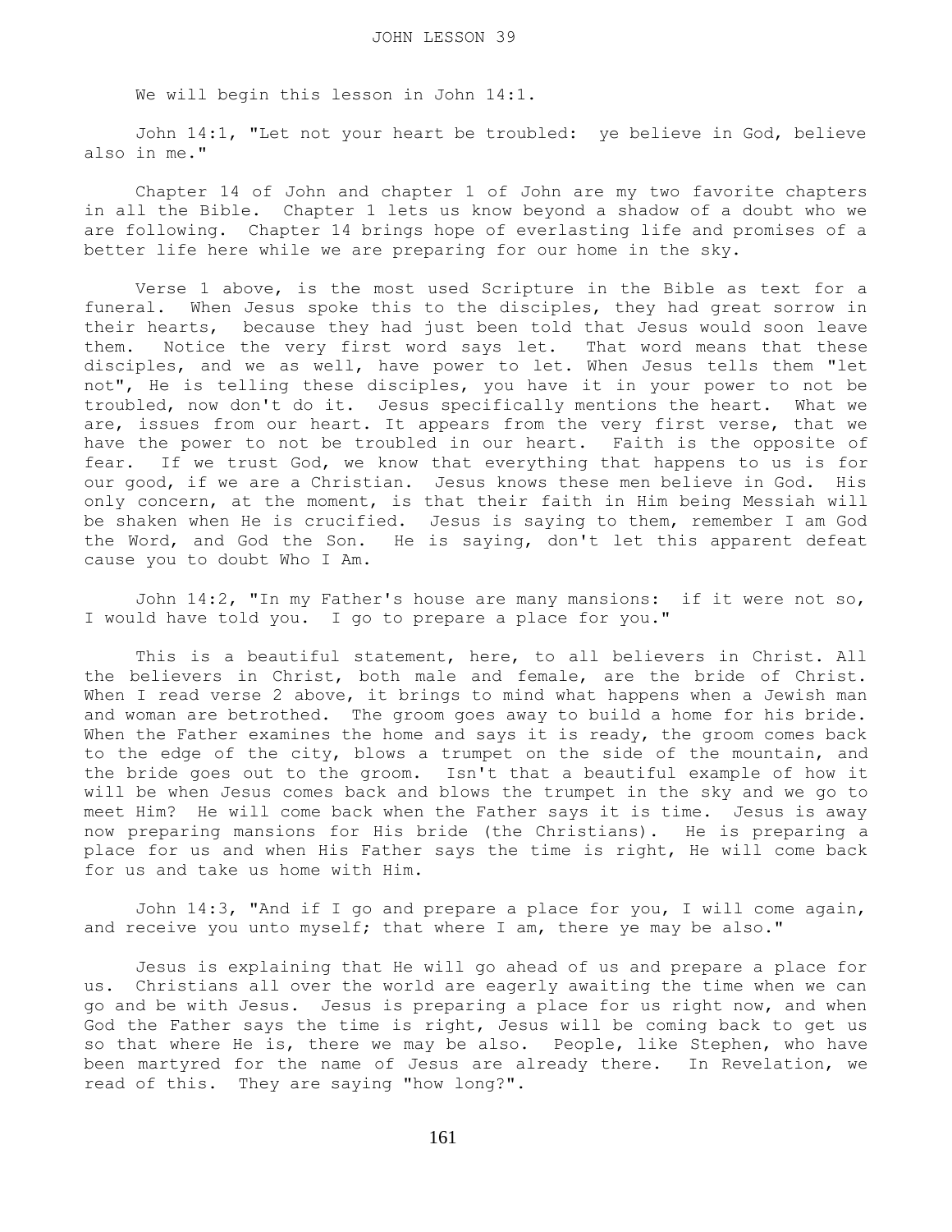# JOHN LESSON 39

We will begin this lesson in John 14:1.

John 14:1, "Let not your heart be troubled: ye believe in God, believe also in me."

Chapter 14 of John and chapter 1 of John are my two favorite chapters in all the Bible. Chapter 1 lets us know beyond a shadow of a doubt who we are following. Chapter 14 brings hope of everlasting life and promises of a better life here while we are preparing for our home in the sky.

Verse 1 above, is the most used Scripture in the Bible as text for a funeral. When Jesus spoke this to the disciples, they had great sorrow in their hearts, because they had just been told that Jesus would soon leave them. Notice the very first word says let. That word means that these disciples, and we as well, have power to let. When Jesus tells them "let not", He is telling these disciples, you have it in your power to not be troubled, now don't do it. Jesus specifically mentions the heart. What we are, issues from our heart. It appears from the very first verse, that we have the power to not be troubled in our heart. Faith is the opposite of fear. If we trust God, we know that everything that happens to us is for our good, if we are a Christian. Jesus knows these men believe in God. His only concern, at the moment, is that their faith in Him being Messiah will be shaken when He is crucified. Jesus is saying to them, remember I am God the Word, and God the Son. He is saying, don't let this apparent defeat cause you to doubt Who I Am.

John 14:2, "In my Father's house are many mansions: if it were not so, I would have told you. I go to prepare a place for you."

This is a beautiful statement, here, to all believers in Christ. All the believers in Christ, both male and female, are the bride of Christ. When I read verse 2 above, it brings to mind what happens when a Jewish man and woman are betrothed. The groom goes away to build a home for his bride. When the Father examines the home and says it is ready, the groom comes back to the edge of the city, blows a trumpet on the side of the mountain, and the bride goes out to the groom. Isn't that a beautiful example of how it will be when Jesus comes back and blows the trumpet in the sky and we go to meet Him? He will come back when the Father says it is time. Jesus is away now preparing mansions for His bride (the Christians). He is preparing a place for us and when His Father says the time is right, He will come back for us and take us home with Him.

John 14:3, "And if I go and prepare a place for you, I will come again, and receive you unto myself; that where I am, there ye may be also."

Jesus is explaining that He will go ahead of us and prepare a place for us. Christians all over the world are eagerly awaiting the time when we can go and be with Jesus. Jesus is preparing a place for us right now, and when God the Father says the time is right, Jesus will be coming back to get us so that where He is, there we may be also. People, like Stephen, who have been martyred for the name of Jesus are already there. In Revelation, we read of this. They are saying "how long?".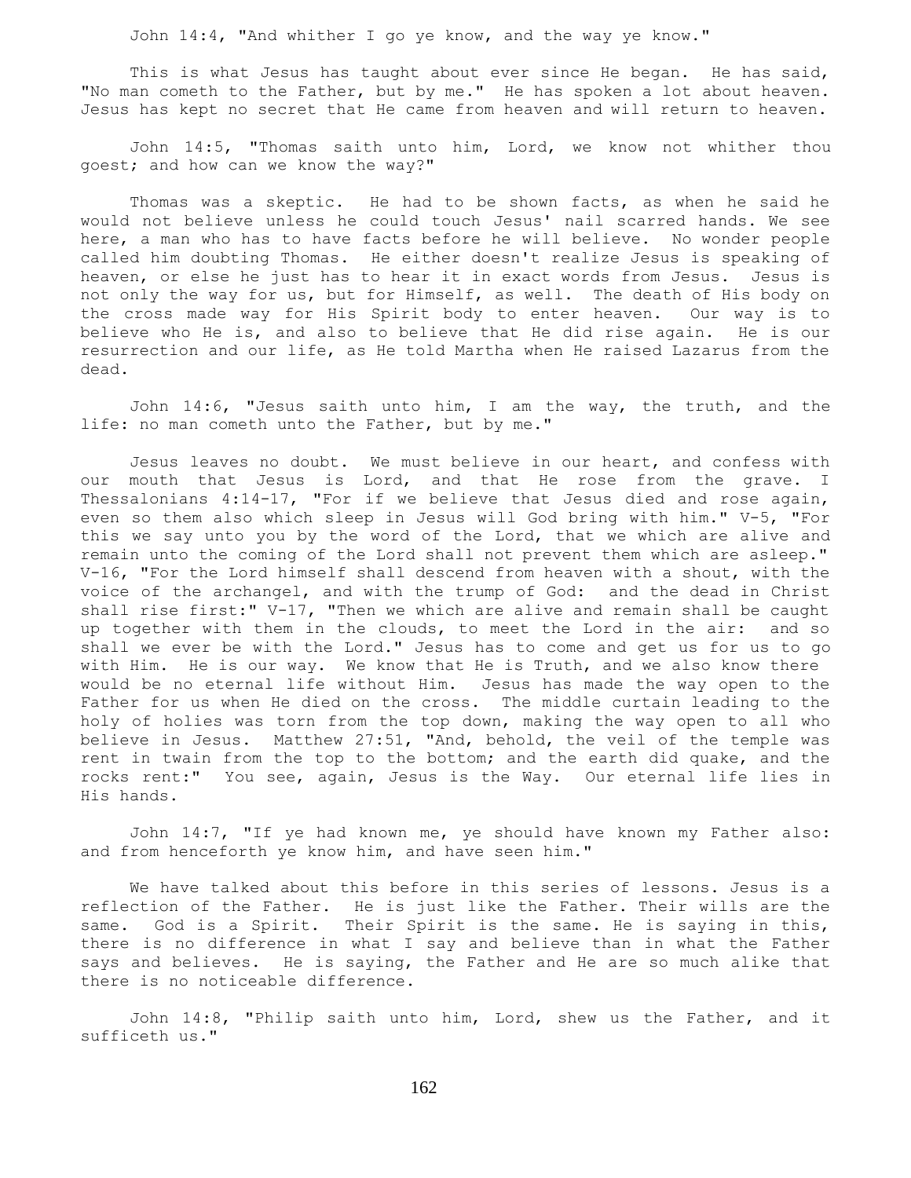John 14:4, "And whither I go ye know, and the way ye know."

This is what Jesus has taught about ever since He began. He has said, "No man cometh to the Father, but by me." He has spoken a lot about heaven. Jesus has kept no secret that He came from heaven and will return to heaven.

John 14:5, "Thomas saith unto him, Lord, we know not whither thou goest; and how can we know the way?"

Thomas was a skeptic. He had to be shown facts, as when he said he would not believe unless he could touch Jesus' nail scarred hands. We see here, a man who has to have facts before he will believe. No wonder people called him doubting Thomas. He either doesn't realize Jesus is speaking of heaven, or else he just has to hear it in exact words from Jesus. Jesus is not only the way for us, but for Himself, as well. The death of His body on the cross made way for His Spirit body to enter heaven. Our way is to believe who He is, and also to believe that He did rise again. He is our resurrection and our life, as He told Martha when He raised Lazarus from the dead.

John 14:6, "Jesus saith unto him, I am the way, the truth, and the life: no man cometh unto the Father, but by me."

Jesus leaves no doubt. We must believe in our heart, and confess with our mouth that Jesus is Lord, and that He rose from the grave. I Thessalonians 4:14-17, "For if we believe that Jesus died and rose again, even so them also which sleep in Jesus will God bring with him." V-5, "For this we say unto you by the word of the Lord, that we which are alive and remain unto the coming of the Lord shall not prevent them which are asleep." V-16, "For the Lord himself shall descend from heaven with a shout, with the voice of the archangel, and with the trump of God: and the dead in Christ shall rise first:" V-17, "Then we which are alive and remain shall be caught up together with them in the clouds, to meet the Lord in the air: and so shall we ever be with the Lord." Jesus has to come and get us for us to go with Him. He is our way. We know that He is Truth, and we also know there would be no eternal life without Him. Jesus has made the way open to the Father for us when He died on the cross. The middle curtain leading to the holy of holies was torn from the top down, making the way open to all who believe in Jesus. Matthew 27:51, "And, behold, the veil of the temple was rent in twain from the top to the bottom; and the earth did quake, and the rocks rent:" You see, again, Jesus is the Way. Our eternal life lies in His hands.

John 14:7, "If ye had known me, ye should have known my Father also: and from henceforth ye know him, and have seen him."

We have talked about this before in this series of lessons. Jesus is a reflection of the Father. He is just like the Father. Their wills are the same. God is a Spirit. Their Spirit is the same. He is saying in this, there is no difference in what I say and believe than in what the Father says and believes. He is saying, the Father and He are so much alike that there is no noticeable difference.

John 14:8, "Philip saith unto him, Lord, shew us the Father, and it sufficeth us."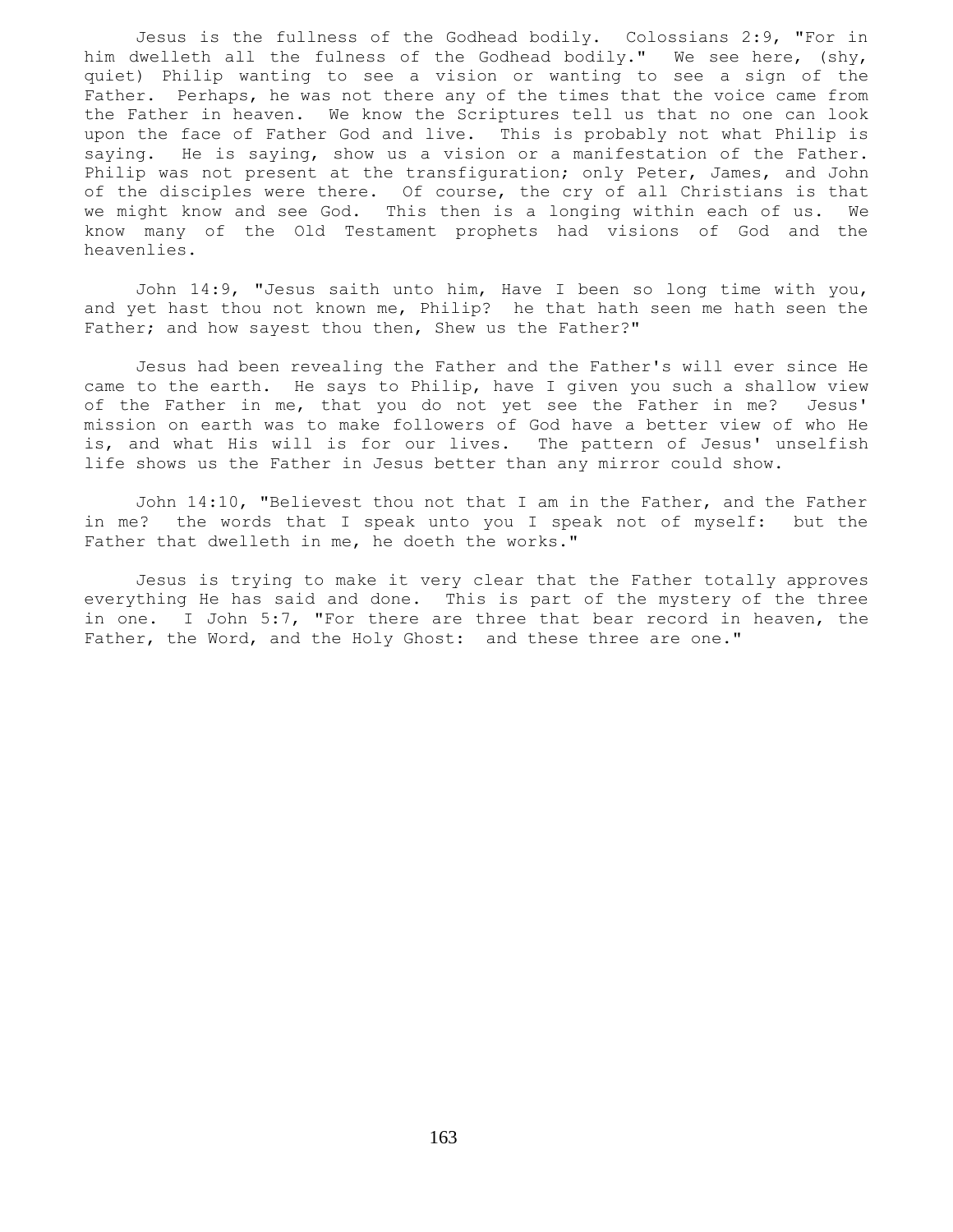Jesus is the fullness of the Godhead bodily. Colossians 2:9, "For in him dwelleth all the fulness of the Godhead bodily." We see here, (shy, quiet) Philip wanting to see a vision or wanting to see a sign of the Father. Perhaps, he was not there any of the times that the voice came from the Father in heaven. We know the Scriptures tell us that no one can look upon the face of Father God and live. This is probably not what Philip is saying. He is saying, show us a vision or a manifestation of the Father. Philip was not present at the transfiguration; only Peter, James, and John of the disciples were there. Of course, the cry of all Christians is that we might know and see God. This then is a longing within each of us. We know many of the Old Testament prophets had visions of God and the heavenlies.

John 14:9, "Jesus saith unto him, Have I been so long time with you, and yet hast thou not known me, Philip? he that hath seen me hath seen the Father; and how sayest thou then, Shew us the Father?"

Jesus had been revealing the Father and the Father's will ever since He came to the earth. He says to Philip, have I given you such a shallow view of the Father in me, that you do not yet see the Father in me? Jesus' mission on earth was to make followers of God have a better view of who He is, and what His will is for our lives. The pattern of Jesus' unselfish life shows us the Father in Jesus better than any mirror could show.

John 14:10, "Believest thou not that I am in the Father, and the Father in me? the words that I speak unto you I speak not of myself: but the Father that dwelleth in me, he doeth the works."

Jesus is trying to make it very clear that the Father totally approves everything He has said and done. This is part of the mystery of the three in one. I John 5:7, "For there are three that bear record in heaven, the Father, the Word, and the Holy Ghost: and these three are one."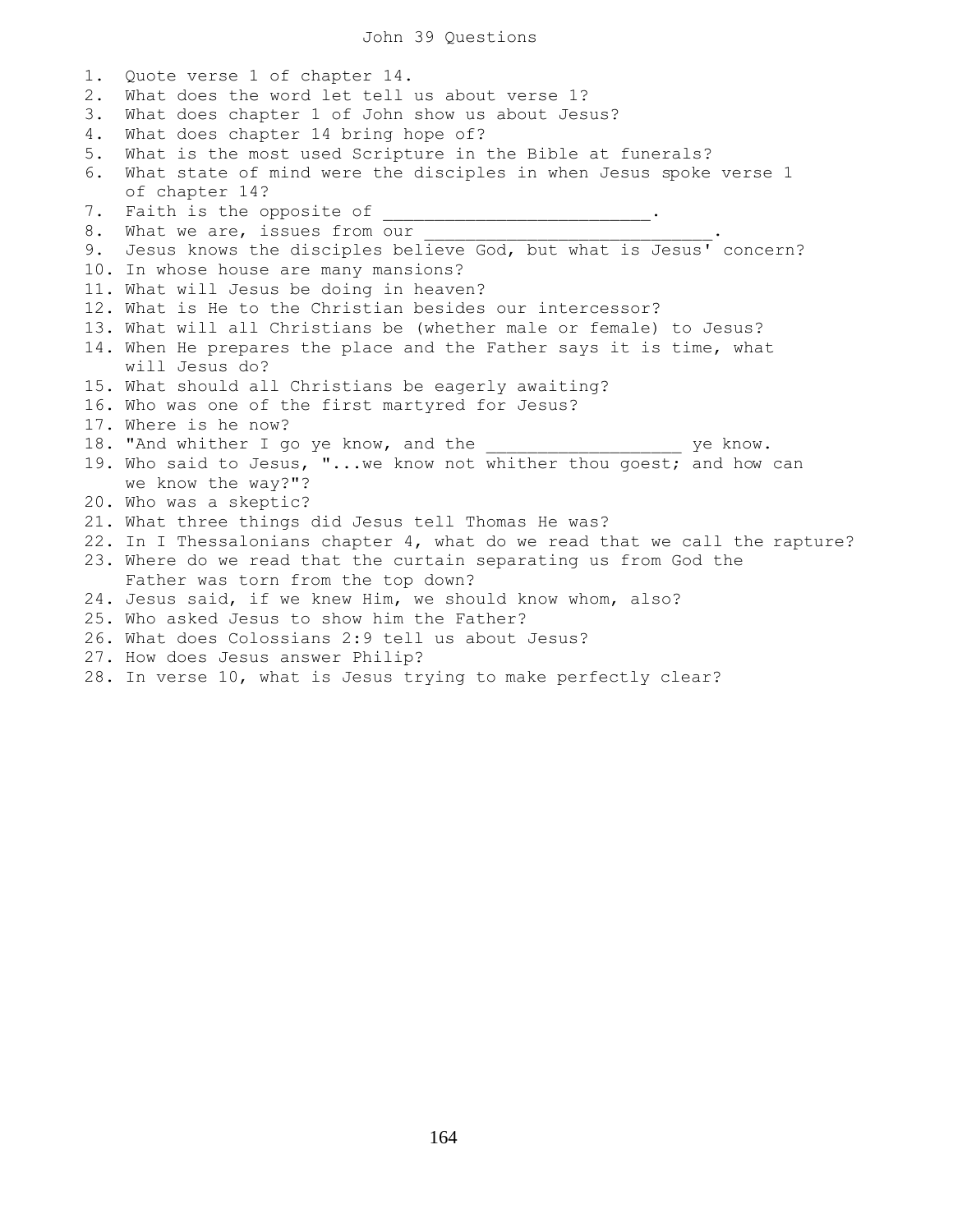# John 39 Questions

1. Quote verse 1 of chapter 14.
2. What does the word let tell us about verse 1?
3. What does chapter 1 of John show us about Jesus?
4. What does chapter 14 bring hope of?
5. What is the most used Scripture in the Bible at funerals?
6. What state of mind were the disciples in when Jesus spoke verse 1 of chapter 14?
7. Faith is the opposite of _________________________.
8. What we are, issues from our ___________________________.
9. Jesus knows the disciples believe God, but what is Jesus' concern?
10. In whose house are many mansions?
11. What will Jesus be doing in heaven?
12. What is He to the Christian besides our intercessor?
13. What will all Christians be (whether male or female) to Jesus?
14. When He prepares the place and the Father says it is time, what will Jesus do?
15. What should all Christians be eagerly awaiting?
16. Who was one of the first martyred for Jesus?
17. Where is he now?
18. "And whither I go ye know, and the ___________________ ye know.
19. Who said to Jesus, "...we know not whither thou goest; and how can we know the way?"?
20. Who was a skeptic?
21. What three things did Jesus tell Thomas He was?
22. In I Thessalonians chapter 4, what do we read that we call the rapture?
23. Where do we read that the curtain separating us from God the Father was torn from the top down?
24. Jesus said, if we knew Him, we should know whom, also?
25. Who asked Jesus to show him the Father?
26. What does Colossians 2:9 tell us about Jesus?
27. How does Jesus answer Philip?
28. In verse 10, what is Jesus trying to make perfectly clear?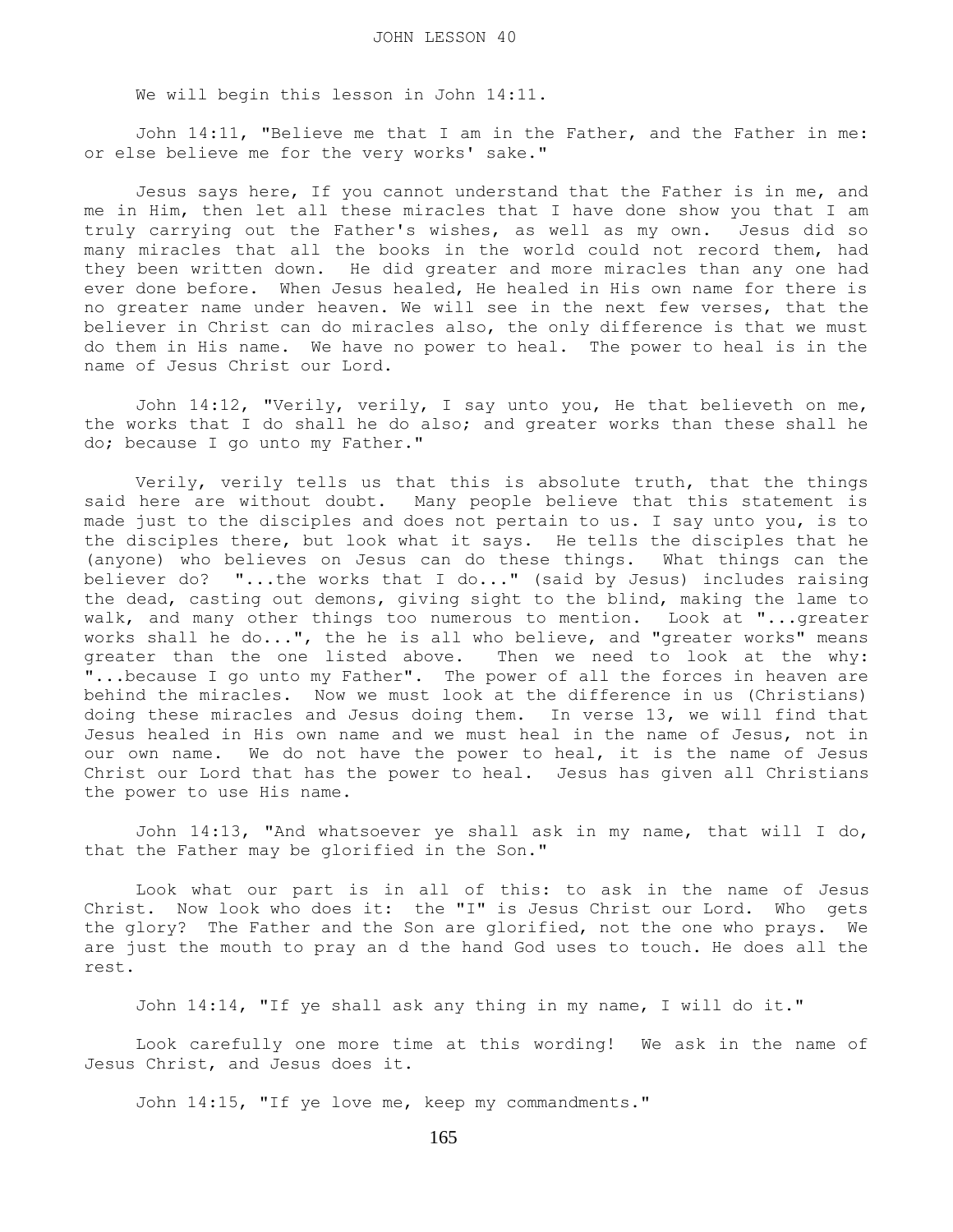# JOHN LESSON 40

We will begin this lesson in John 14:11.

John 14:11, "Believe me that I am in the Father, and the Father in me: or else believe me for the very works' sake."

Jesus says here, If you cannot understand that the Father is in me, and me in Him, then let all these miracles that I have done show you that I am truly carrying out the Father's wishes, as well as my own. Jesus did so many miracles that all the books in the world could not record them, had they been written down. He did greater and more miracles than any one had ever done before. When Jesus healed, He healed in His own name for there is no greater name under heaven. We will see in the next few verses, that the believer in Christ can do miracles also, the only difference is that we must do them in His name. We have no power to heal. The power to heal is in the name of Jesus Christ our Lord.

John 14:12, "Verily, verily, I say unto you, He that believeth on me, the works that I do shall he do also; and greater works than these shall he do; because I go unto my Father."

Verily, verily tells us that this is absolute truth, that the things said here are without doubt. Many people believe that this statement is made just to the disciples and does not pertain to us. I say unto you, is to the disciples there, but look what it says. He tells the disciples that he (anyone) who believes on Jesus can do these things. What things can the believer do? "...the works that I do..." (said by Jesus) includes raising the dead, casting out demons, giving sight to the blind, making the lame to walk, and many other things too numerous to mention. Look at "...greater works shall he do...", the he is all who believe, and "greater works" means greater than the one listed above. Then we need to look at the why: "...because I go unto my Father". The power of all the forces in heaven are behind the miracles. Now we must look at the difference in us (Christians) doing these miracles and Jesus doing them. In verse 13, we will find that Jesus healed in His own name and we must heal in the name of Jesus, not in our own name. We do not have the power to heal, it is the name of Jesus Christ our Lord that has the power to heal. Jesus has given all Christians the power to use His name.

John 14:13, "And whatsoever ye shall ask in my name, that will I do, that the Father may be glorified in the Son."

Look what our part is in all of this: to ask in the name of Jesus Christ. Now look who does it: the "I" is Jesus Christ our Lord. Who gets the glory? The Father and the Son are glorified, not the one who prays. We are just the mouth to pray an d the hand God uses to touch. He does all the rest.

John 14:14, "If ye shall ask any thing in my name, I will do it."

Look carefully one more time at this wording! We ask in the name of Jesus Christ, and Jesus does it.

John 14:15, "If ye love me, keep my commandments."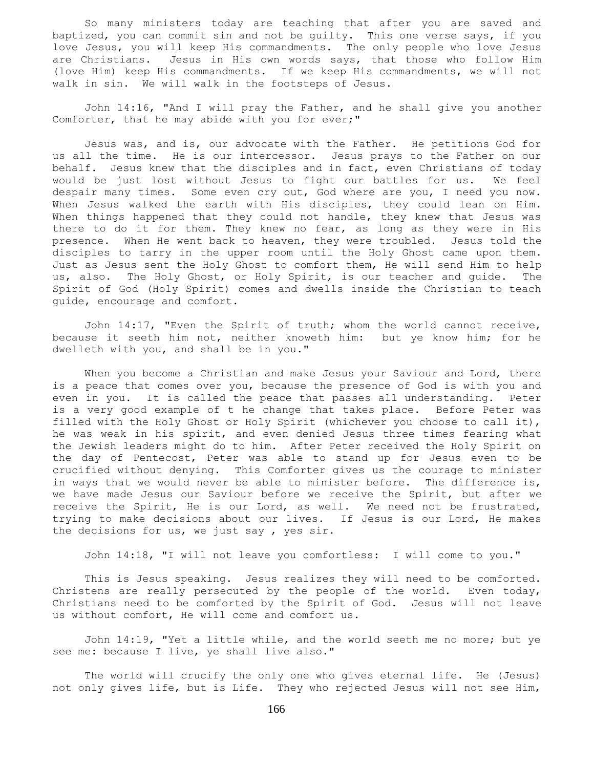So many ministers today are teaching that after you are saved and baptized, you can commit sin and not be guilty. This one verse says, if you love Jesus, you will keep His commandments. The only people who love Jesus are Christians. Jesus in His own words says, that those who follow Him (love Him) keep His commandments. If we keep His commandments, we will not walk in sin. We will walk in the footsteps of Jesus.

John 14:16, "And I will pray the Father, and he shall give you another Comforter, that he may abide with you for ever;"

Jesus was, and is, our advocate with the Father. He petitions God for us all the time. He is our intercessor. Jesus prays to the Father on our behalf. Jesus knew that the disciples and in fact, even Christians of today would be just lost without Jesus to fight our battles for us. We feel despair many times. Some even cry out, God where are you, I need you now. When Jesus walked the earth with His disciples, they could lean on Him. When things happened that they could not handle, they knew that Jesus was there to do it for them. They knew no fear, as long as they were in His presence. When He went back to heaven, they were troubled. Jesus told the disciples to tarry in the upper room until the Holy Ghost came upon them. Just as Jesus sent the Holy Ghost to comfort them, He will send Him to help us, also. The Holy Ghost, or Holy Spirit, is our teacher and guide. The Spirit of God (Holy Spirit) comes and dwells inside the Christian to teach guide, encourage and comfort.

John 14:17, "Even the Spirit of truth; whom the world cannot receive, because it seeth him not, neither knoweth him: but ye know him; for he dwelleth with you, and shall be in you."

When you become a Christian and make Jesus your Saviour and Lord, there is a peace that comes over you, because the presence of God is with you and even in you. It is called the peace that passes all understanding. Peter is a very good example of t he change that takes place. Before Peter was filled with the Holy Ghost or Holy Spirit (whichever you choose to call it), he was weak in his spirit, and even denied Jesus three times fearing what the Jewish leaders might do to him. After Peter received the Holy Spirit on the day of Pentecost, Peter was able to stand up for Jesus even to be crucified without denying. This Comforter gives us the courage to minister in ways that we would never be able to minister before. The difference is, we have made Jesus our Saviour before we receive the Spirit, but after we receive the Spirit, He is our Lord, as well. We need not be frustrated, trying to make decisions about our lives. If Jesus is our Lord, He makes the decisions for us, we just say , yes sir.

John 14:18, "I will not leave you comfortless: I will come to you."

This is Jesus speaking. Jesus realizes they will need to be comforted. Christens are really persecuted by the people of the world. Even today, Christians need to be comforted by the Spirit of God. Jesus will not leave us without comfort, He will come and comfort us.

John 14:19, "Yet a little while, and the world seeth me no more; but ye see me: because I live, ye shall live also."

The world will crucify the only one who gives eternal life. He (Jesus) not only gives life, but is Life. They who rejected Jesus will not see Him,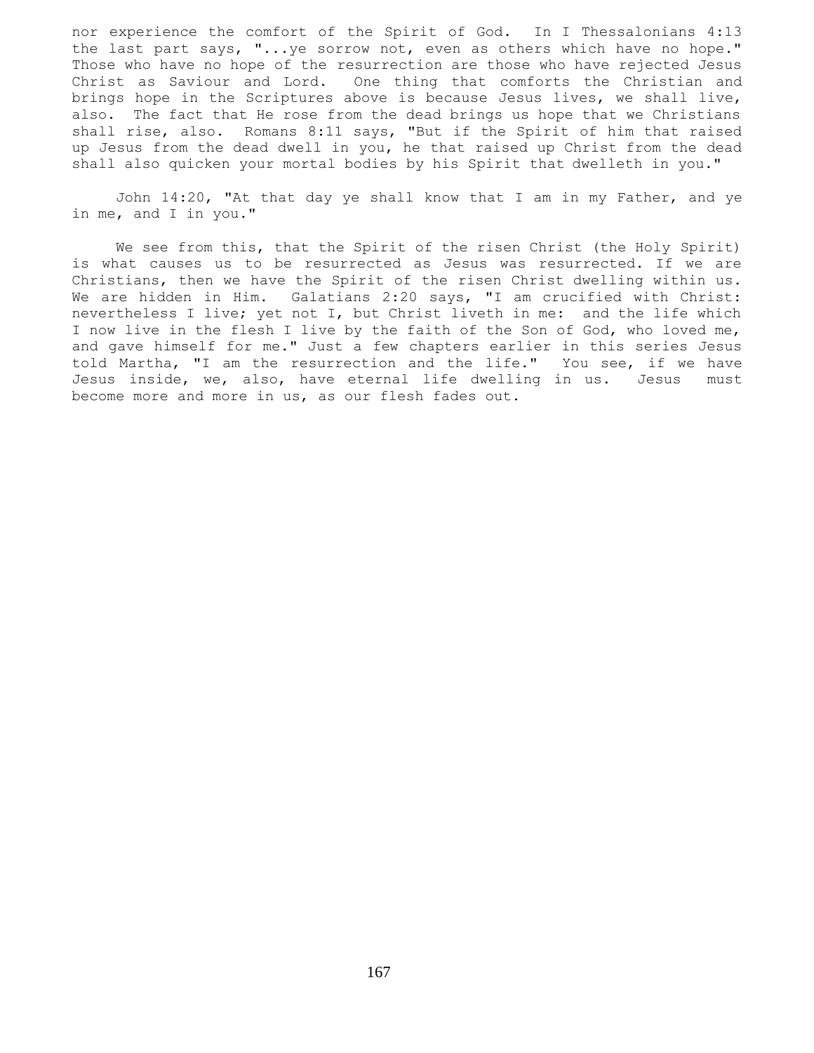nor experience the comfort of the Spirit of God. In I Thessalonians 4:13 the last part says, "...ye sorrow not, even as others which have no hope." Those who have no hope of the resurrection are those who have rejected Jesus Christ as Saviour and Lord. One thing that comforts the Christian and brings hope in the Scriptures above is because Jesus lives, we shall live, also. The fact that He rose from the dead brings us hope that we Christians shall rise, also. Romans 8:11 says, "But if the Spirit of him that raised up Jesus from the dead dwell in you, he that raised up Christ from the dead shall also quicken your mortal bodies by his Spirit that dwelleth in you."

John 14:20, "At that day ye shall know that I am in my Father, and ye in me, and I in you."

We see from this, that the Spirit of the risen Christ (the Holy Spirit) is what causes us to be resurrected as Jesus was resurrected. If we are Christians, then we have the Spirit of the risen Christ dwelling within us. We are hidden in Him. Galatians 2:20 says, "I am crucified with Christ: nevertheless I live; yet not I, but Christ liveth in me: and the life which I now live in the flesh I live by the faith of the Son of God, who loved me, and gave himself for me." Just a few chapters earlier in this series Jesus told Martha, "I am the resurrection and the life." You see, if we have Jesus inside, we, also, have eternal life dwelling in us. Jesus must become more and more in us, as our flesh fades out.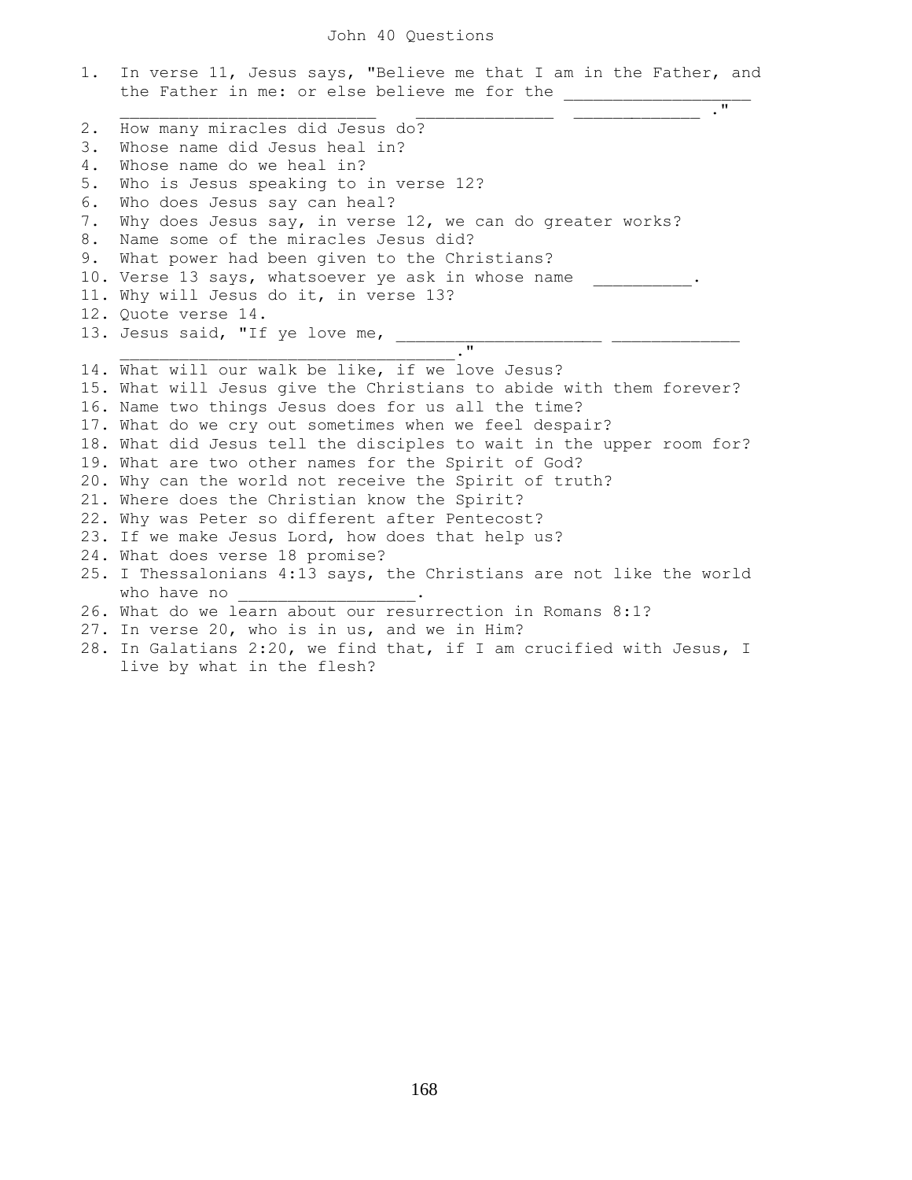# John 40 Questions

1. In verse 11, Jesus says, "Believe me that I am in the Father, and the Father in me: or else believe me for the __________________ _________________________ _____________ ____________ ."
2. How many miracles did Jesus do?
3. Whose name did Jesus heal in?
4. Whose name do we heal in?
5. Who is Jesus speaking to in verse 12?
6. Who does Jesus say can heal?
7. Why does Jesus say, in verse 12, we can do greater works?
8. Name some of the miracles Jesus did?
9. What power had been given to the Christians?
10. Verse 13 says, whatsoever ye ask in whose name __________.
11. Why will Jesus do it, in verse 13?
12. Quote verse 14.
13. Jesus said, "If ye love me, ____________________ ____________ ________________________________."
14. What will our walk be like, if we love Jesus?
15. What will Jesus give the Christians to abide with them forever?
16. Name two things Jesus does for us all the time?
17. What do we cry out sometimes when we feel despair?
18. What did Jesus tell the disciples to wait in the upper room for?
19. What are two other names for the Spirit of God?
20. Why can the world not receive the Spirit of truth?
21. Where does the Christian know the Spirit?
22. Why was Peter so different after Pentecost?
23. If we make Jesus Lord, how does that help us?
24. What does verse 18 promise?
25. I Thessalonians 4:13 says, the Christians are not like the world who have no _________________.
26. What do we learn about our resurrection in Romans 8:1?
27. In verse 20, who is in us, and we in Him?
28. In Galatians 2:20, we find that, if I am crucified with Jesus, I live by what in the flesh?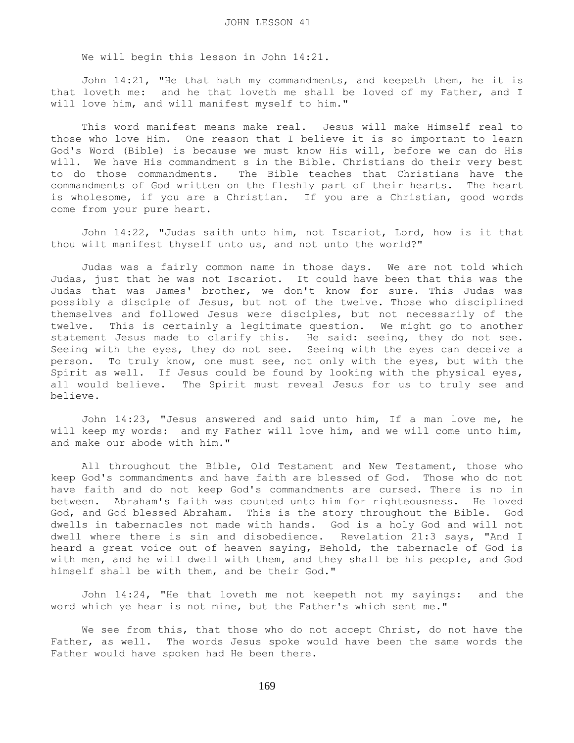# JOHN LESSON 41

We will begin this lesson in John 14:21.

John 14:21, "He that hath my commandments, and keepeth them, he it is that loveth me: and he that loveth me shall be loved of my Father, and I will love him, and will manifest myself to him."

This word manifest means make real. Jesus will make Himself real to those who love Him. One reason that I believe it is so important to learn God's Word (Bible) is because we must know His will, before we can do His will. We have His commandment s in the Bible. Christians do their very best to do those commandments. The Bible teaches that Christians have the commandments of God written on the fleshly part of their hearts. The heart is wholesome, if you are a Christian. If you are a Christian, good words come from your pure heart.

John 14:22, "Judas saith unto him, not Iscariot, Lord, how is it that thou wilt manifest thyself unto us, and not unto the world?"

Judas was a fairly common name in those days. We are not told which Judas, just that he was not Iscariot. It could have been that this was the Judas that was James' brother, we don't know for sure. This Judas was possibly a disciple of Jesus, but not of the twelve. Those who disciplined themselves and followed Jesus were disciples, but not necessarily of the twelve. This is certainly a legitimate question. We might go to another statement Jesus made to clarify this. He said: seeing, they do not see. Seeing with the eyes, they do not see. Seeing with the eyes can deceive a person. To truly know, one must see, not only with the eyes, but with the Spirit as well. If Jesus could be found by looking with the physical eyes, all would believe. The Spirit must reveal Jesus for us to truly see and believe.

John 14:23, "Jesus answered and said unto him, If a man love me, he will keep my words: and my Father will love him, and we will come unto him, and make our abode with him."

All throughout the Bible, Old Testament and New Testament, those who keep God's commandments and have faith are blessed of God. Those who do not have faith and do not keep God's commandments are cursed. There is no in between. Abraham's faith was counted unto him for righteousness. He loved God, and God blessed Abraham. This is the story throughout the Bible. God dwells in tabernacles not made with hands. God is a holy God and will not dwell where there is sin and disobedience. Revelation 21:3 says, "And I heard a great voice out of heaven saying, Behold, the tabernacle of God is with men, and he will dwell with them, and they shall be his people, and God himself shall be with them, and be their God."

John 14:24, "He that loveth me not keepeth not my sayings: and the word which ye hear is not mine, but the Father's which sent me."

We see from this, that those who do not accept Christ, do not have the Father, as well. The words Jesus spoke would have been the same words the Father would have spoken had He been there.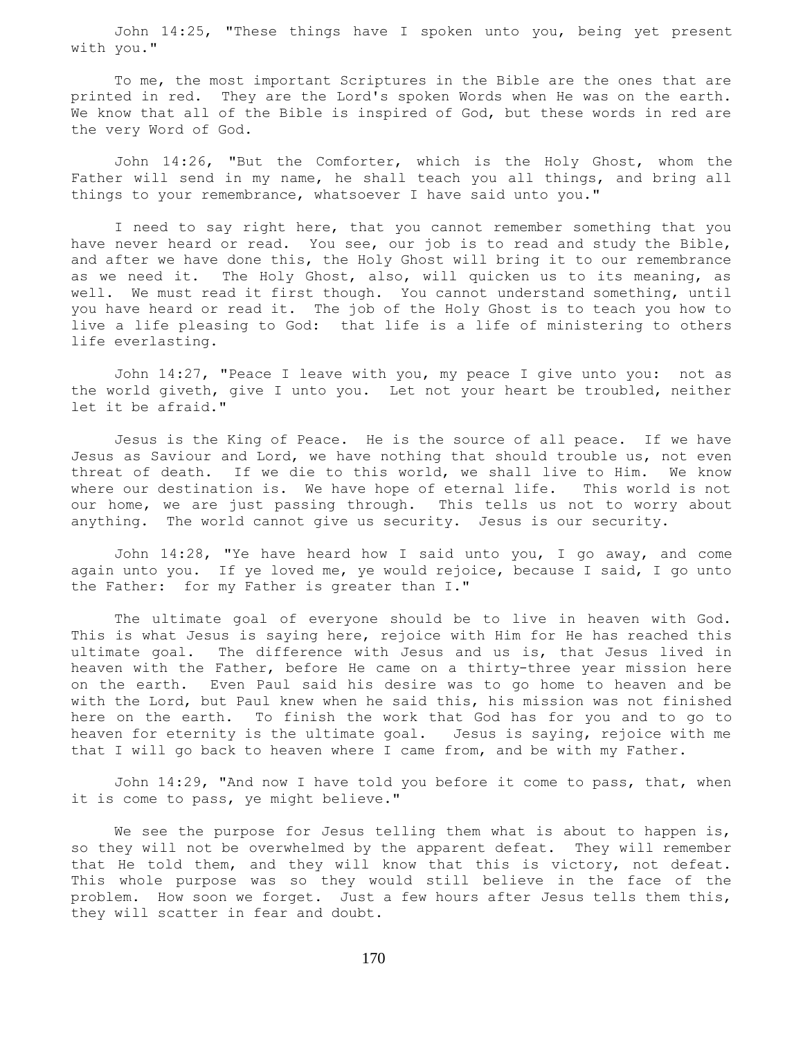John 14:25, "These things have I spoken unto you, being yet present with you."

To me, the most important Scriptures in the Bible are the ones that are printed in red. They are the Lord's spoken Words when He was on the earth. We know that all of the Bible is inspired of God, but these words in red are the very Word of God.

John 14:26, "But the Comforter, which is the Holy Ghost, whom the Father will send in my name, he shall teach you all things, and bring all things to your remembrance, whatsoever I have said unto you."

I need to say right here, that you cannot remember something that you have never heard or read. You see, our job is to read and study the Bible, and after we have done this, the Holy Ghost will bring it to our remembrance as we need it. The Holy Ghost, also, will quicken us to its meaning, as well. We must read it first though. You cannot understand something, until you have heard or read it. The job of the Holy Ghost is to teach you how to live a life pleasing to God: that life is a life of ministering to others life everlasting.

John 14:27, "Peace I leave with you, my peace I give unto you: not as the world giveth, give I unto you. Let not your heart be troubled, neither let it be afraid."

Jesus is the King of Peace. He is the source of all peace. If we have Jesus as Saviour and Lord, we have nothing that should trouble us, not even threat of death. If we die to this world, we shall live to Him. We know where our destination is. We have hope of eternal life. This world is not our home, we are just passing through. This tells us not to worry about anything. The world cannot give us security. Jesus is our security.

John 14:28, "Ye have heard how I said unto you, I go away, and come again unto you. If ye loved me, ye would rejoice, because I said, I go unto the Father: for my Father is greater than I."

The ultimate goal of everyone should be to live in heaven with God. This is what Jesus is saying here, rejoice with Him for He has reached this ultimate goal. The difference with Jesus and us is, that Jesus lived in heaven with the Father, before He came on a thirty-three year mission here on the earth. Even Paul said his desire was to go home to heaven and be with the Lord, but Paul knew when he said this, his mission was not finished here on the earth. To finish the work that God has for you and to go to heaven for eternity is the ultimate goal. Jesus is saying, rejoice with me that I will go back to heaven where I came from, and be with my Father.

John 14:29, "And now I have told you before it come to pass, that, when it is come to pass, ye might believe."

We see the purpose for Jesus telling them what is about to happen is, so they will not be overwhelmed by the apparent defeat. They will remember that He told them, and they will know that this is victory, not defeat. This whole purpose was so they would still believe in the face of the problem. How soon we forget. Just a few hours after Jesus tells them this, they will scatter in fear and doubt.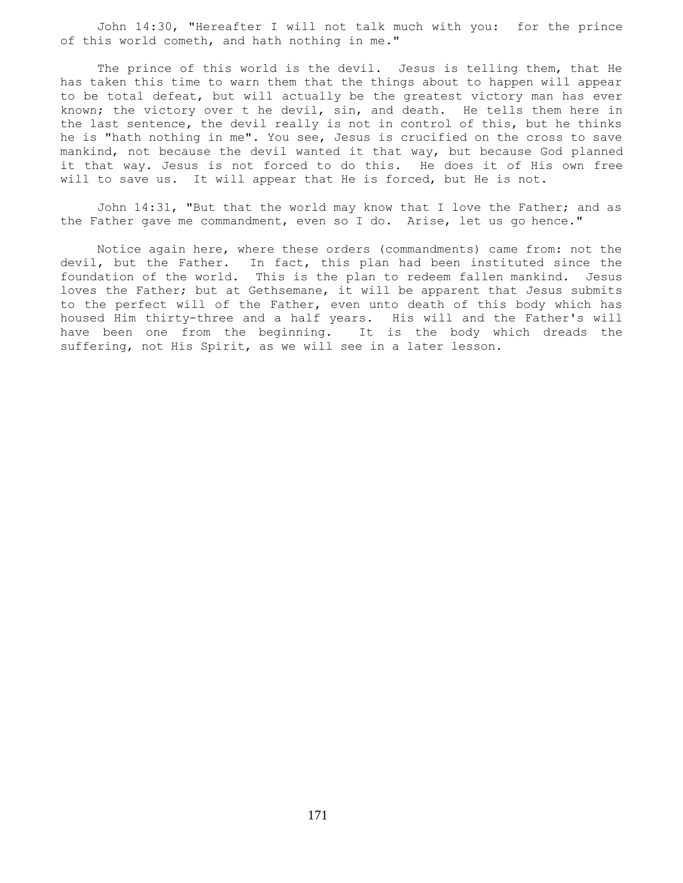John 14:30, "Hereafter I will not talk much with you: for the prince of this world cometh, and hath nothing in me."

The prince of this world is the devil. Jesus is telling them, that He has taken this time to warn them that the things about to happen will appear to be total defeat, but will actually be the greatest victory man has ever known; the victory over t he devil, sin, and death. He tells them here in the last sentence, the devil really is not in control of this, but he thinks he is "hath nothing in me". You see, Jesus is crucified on the cross to save mankind, not because the devil wanted it that way, but because God planned it that way. Jesus is not forced to do this. He does it of His own free will to save us. It will appear that He is forced, but He is not.

John 14:31, "But that the world may know that I love the Father; and as the Father gave me commandment, even so I do. Arise, let us go hence."

Notice again here, where these orders (commandments) came from: not the devil, but the Father. In fact, this plan had been instituted since the foundation of the world. This is the plan to redeem fallen mankind. Jesus loves the Father; but at Gethsemane, it will be apparent that Jesus submits to the perfect will of the Father, even unto death of this body which has housed Him thirty-three and a half years. His will and the Father's will have been one from the beginning. It is the body which dreads the suffering, not His Spirit, as we will see in a later lesson.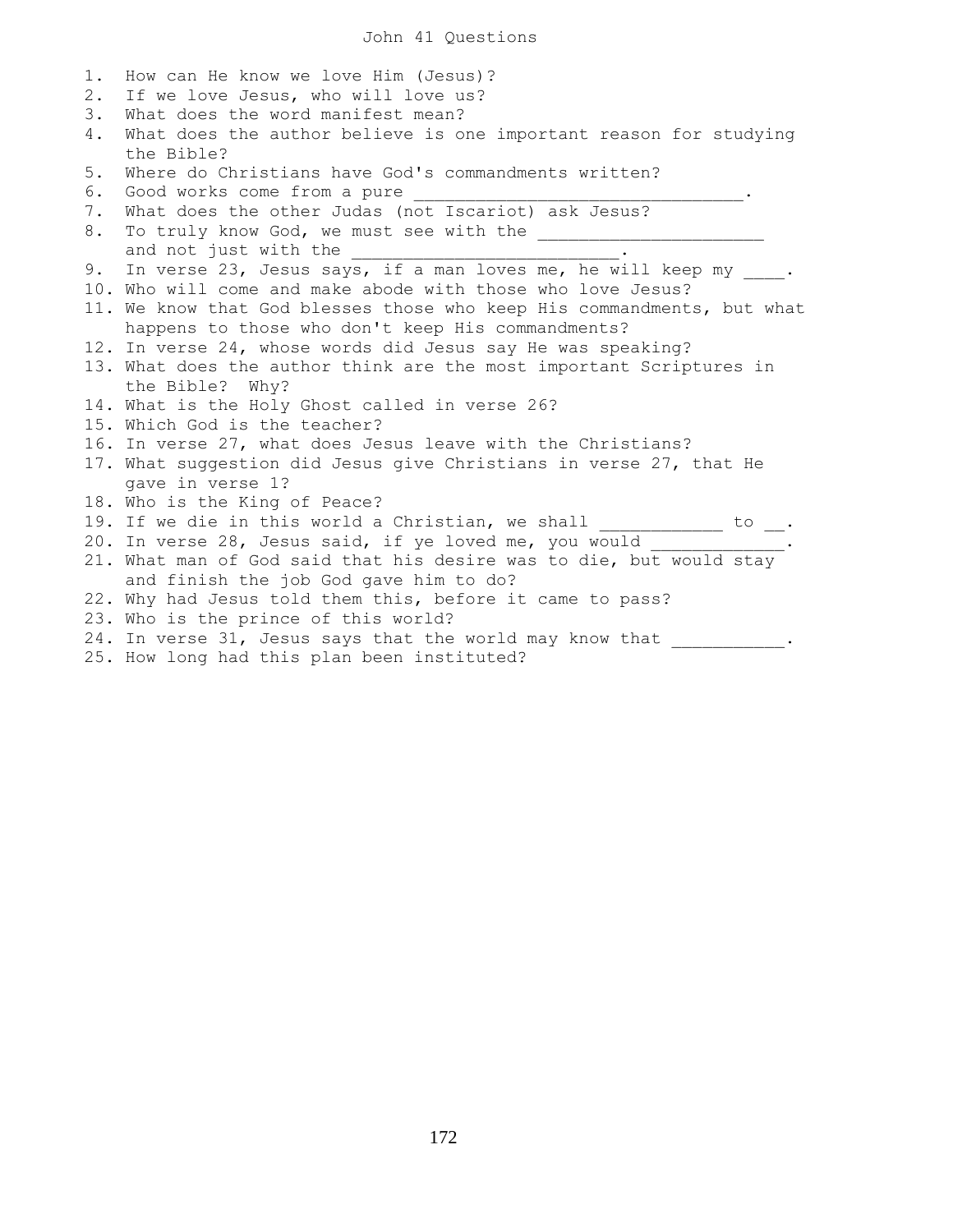# John 41 Questions

1. How can He know we love Him (Jesus)?
2. If we love Jesus, who will love us?
3. What does the word manifest mean?
4. What does the author believe is one important reason for studying the Bible?
5. Where do Christians have God's commandments written?
6. Good works come from a pure ________________________________.
7. What does the other Judas (not Iscariot) ask Jesus?
8. To truly know God, we must see with the _____________________ and not just with the _________________________.
9. In verse 23, Jesus says, if a man loves me, he will keep my ____.
10. Who will come and make abode with those who love Jesus?
11. We know that God blesses those who keep His commandments, but what happens to those who don't keep His commandments?
12. In verse 24, whose words did Jesus say He was speaking?
13. What does the author think are the most important Scriptures in the Bible? Why?
14. What is the Holy Ghost called in verse 26?
15. Which God is the teacher?
16. In verse 27, what does Jesus leave with the Christians?
17. What suggestion did Jesus give Christians in verse 27, that He gave in verse 1?
18. Who is the King of Peace?
19. If we die in this world a Christian, we shall ____________ to __.
20. In verse 28, Jesus said, if ye loved me, you would _____________.
21. What man of God said that his desire was to die, but would stay and finish the job God gave him to do?
22. Why had Jesus told them this, before it came to pass?
23. Who is the prince of this world?
24. In verse 31, Jesus says that the world may know that ___________.
25. How long had this plan been instituted?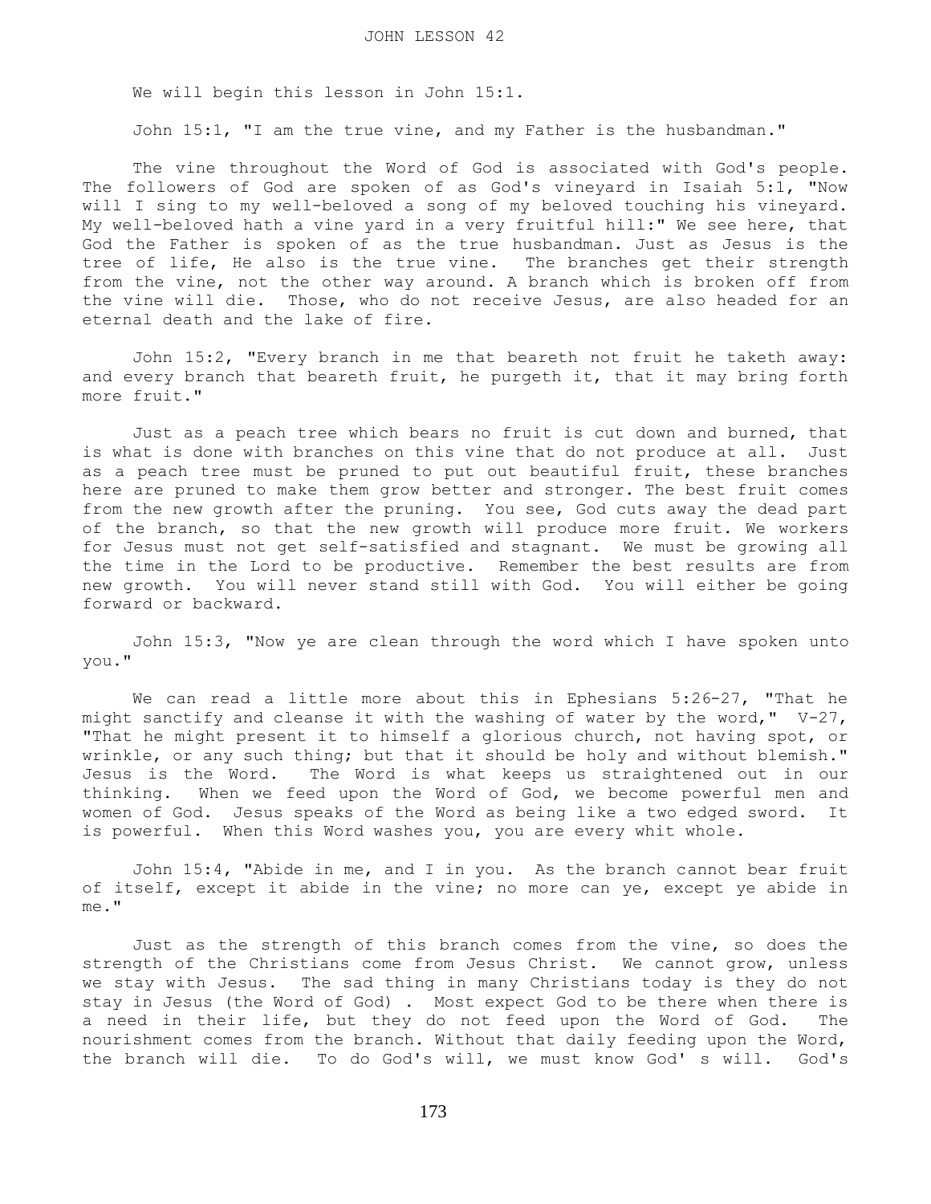# JOHN LESSON 42

We will begin this lesson in John 15:1.

John 15:1, "I am the true vine, and my Father is the husbandman."

The vine throughout the Word of God is associated with God's people. The followers of God are spoken of as God's vineyard in Isaiah 5:1, "Now will I sing to my well-beloved a song of my beloved touching his vineyard. My well-beloved hath a vine yard in a very fruitful hill:" We see here, that God the Father is spoken of as the true husbandman. Just as Jesus is the tree of life, He also is the true vine. The branches get their strength from the vine, not the other way around. A branch which is broken off from the vine will die. Those, who do not receive Jesus, are also headed for an eternal death and the lake of fire.

John 15:2, "Every branch in me that beareth not fruit he taketh away: and every branch that beareth fruit, he purgeth it, that it may bring forth more fruit."

Just as a peach tree which bears no fruit is cut down and burned, that is what is done with branches on this vine that do not produce at all. Just as a peach tree must be pruned to put out beautiful fruit, these branches here are pruned to make them grow better and stronger. The best fruit comes from the new growth after the pruning. You see, God cuts away the dead part of the branch, so that the new growth will produce more fruit. We workers for Jesus must not get self-satisfied and stagnant. We must be growing all the time in the Lord to be productive. Remember the best results are from new growth. You will never stand still with God. You will either be going forward or backward.

John 15:3, "Now ye are clean through the word which I have spoken unto you."

We can read a little more about this in Ephesians 5:26-27, "That he might sanctify and cleanse it with the washing of water by the word," V-27, "That he might present it to himself a glorious church, not having spot, or wrinkle, or any such thing; but that it should be holy and without blemish." Jesus is the Word. The Word is what keeps us straightened out in our thinking. When we feed upon the Word of God, we become powerful men and women of God. Jesus speaks of the Word as being like a two edged sword. It is powerful. When this Word washes you, you are every whit whole.

John 15:4, "Abide in me, and I in you. As the branch cannot bear fruit of itself, except it abide in the vine; no more can ye, except ye abide in me."

Just as the strength of this branch comes from the vine, so does the strength of the Christians come from Jesus Christ. We cannot grow, unless we stay with Jesus. The sad thing in many Christians today is they do not stay in Jesus (the Word of God) . Most expect God to be there when there is a need in their life, but they do not feed upon the Word of God. The nourishment comes from the branch. Without that daily feeding upon the Word, the branch will die. To do God's will, we must know God' s will. God's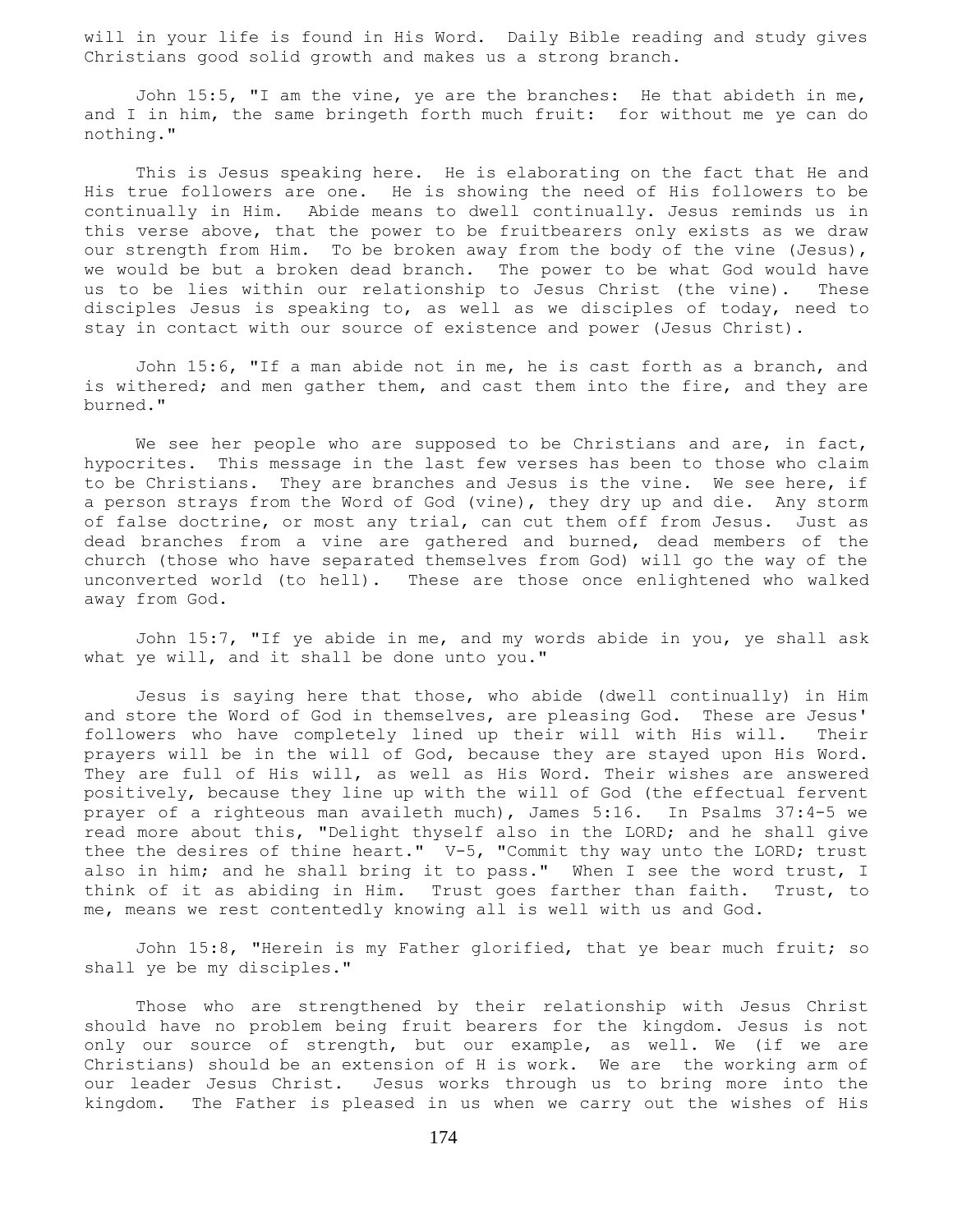will in your life is found in His Word. Daily Bible reading and study gives Christians good solid growth and makes us a strong branch.

John 15:5, "I am the vine, ye are the branches: He that abideth in me, and I in him, the same bringeth forth much fruit: for without me ye can do nothing."

This is Jesus speaking here. He is elaborating on the fact that He and His true followers are one. He is showing the need of His followers to be continually in Him. Abide means to dwell continually. Jesus reminds us in this verse above, that the power to be fruitbearers only exists as we draw our strength from Him. To be broken away from the body of the vine (Jesus), we would be but a broken dead branch. The power to be what God would have us to be lies within our relationship to Jesus Christ (the vine). These disciples Jesus is speaking to, as well as we disciples of today, need to stay in contact with our source of existence and power (Jesus Christ).

John 15:6, "If a man abide not in me, he is cast forth as a branch, and is withered; and men gather them, and cast them into the fire, and they are burned."

We see her people who are supposed to be Christians and are, in fact, hypocrites. This message in the last few verses has been to those who claim to be Christians. They are branches and Jesus is the vine. We see here, if a person strays from the Word of God (vine), they dry up and die. Any storm of false doctrine, or most any trial, can cut them off from Jesus. Just as dead branches from a vine are gathered and burned, dead members of the church (those who have separated themselves from God) will go the way of the unconverted world (to hell). These are those once enlightened who walked away from God.

John 15:7, "If ye abide in me, and my words abide in you, ye shall ask what ye will, and it shall be done unto you."

Jesus is saying here that those, who abide (dwell continually) in Him and store the Word of God in themselves, are pleasing God. These are Jesus' followers who have completely lined up their will with His will. Their prayers will be in the will of God, because they are stayed upon His Word. They are full of His will, as well as His Word. Their wishes are answered positively, because they line up with the will of God (the effectual fervent prayer of a righteous man availeth much), James 5:16. In Psalms 37:4-5 we read more about this, "Delight thyself also in the LORD; and he shall give thee the desires of thine heart." V-5, "Commit thy way unto the LORD; trust also in him; and he shall bring it to pass." When I see the word trust, I think of it as abiding in Him. Trust goes farther than faith. Trust, to me, means we rest contentedly knowing all is well with us and God.

John 15:8, "Herein is my Father glorified, that ye bear much fruit; so shall ye be my disciples."

Those who are strengthened by their relationship with Jesus Christ should have no problem being fruit bearers for the kingdom. Jesus is not only our source of strength, but our example, as well. We (if we are Christians) should be an extension of H is work. We are the working arm of our leader Jesus Christ. Jesus works through us to bring more into the kingdom. The Father is pleased in us when we carry out the wishes of His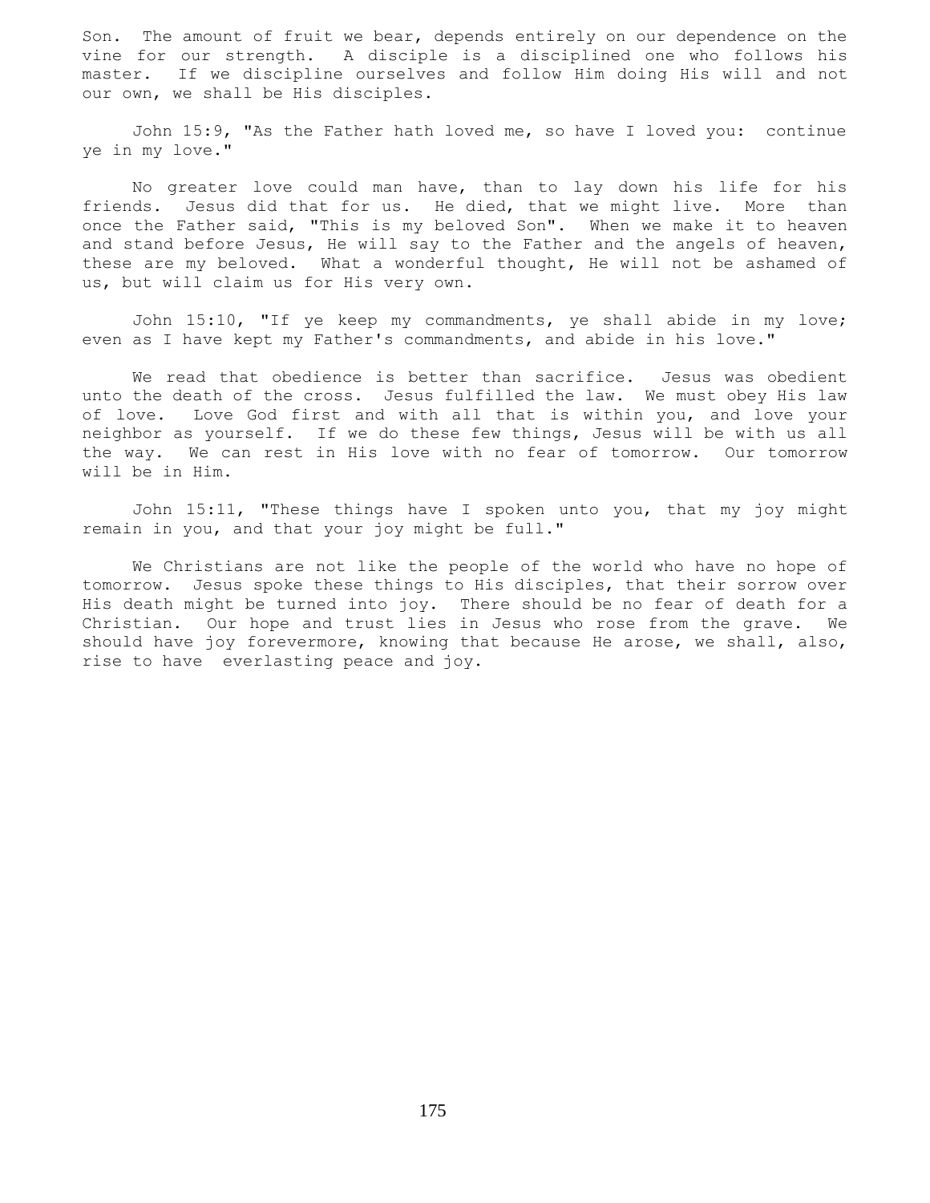Son. The amount of fruit we bear, depends entirely on our dependence on the vine for our strength. A disciple is a disciplined one who follows his master. If we discipline ourselves and follow Him doing His will and not our own, we shall be His disciples.

John 15:9, "As the Father hath loved me, so have I loved you: continue ye in my love."

No greater love could man have, than to lay down his life for his friends. Jesus did that for us. He died, that we might live. More than once the Father said, "This is my beloved Son". When we make it to heaven and stand before Jesus, He will say to the Father and the angels of heaven, these are my beloved. What a wonderful thought, He will not be ashamed of us, but will claim us for His very own.

John 15:10, "If ye keep my commandments, ye shall abide in my love; even as I have kept my Father's commandments, and abide in his love."

We read that obedience is better than sacrifice. Jesus was obedient unto the death of the cross. Jesus fulfilled the law. We must obey His law of love. Love God first and with all that is within you, and love your neighbor as yourself. If we do these few things, Jesus will be with us all the way. We can rest in His love with no fear of tomorrow. Our tomorrow will be in Him.

John 15:11, "These things have I spoken unto you, that my joy might remain in you, and that your joy might be full."

We Christians are not like the people of the world who have no hope of tomorrow. Jesus spoke these things to His disciples, that their sorrow over His death might be turned into joy. There should be no fear of death for a Christian. Our hope and trust lies in Jesus who rose from the grave. We should have joy forevermore, knowing that because He arose, we shall, also, rise to have everlasting peace and joy.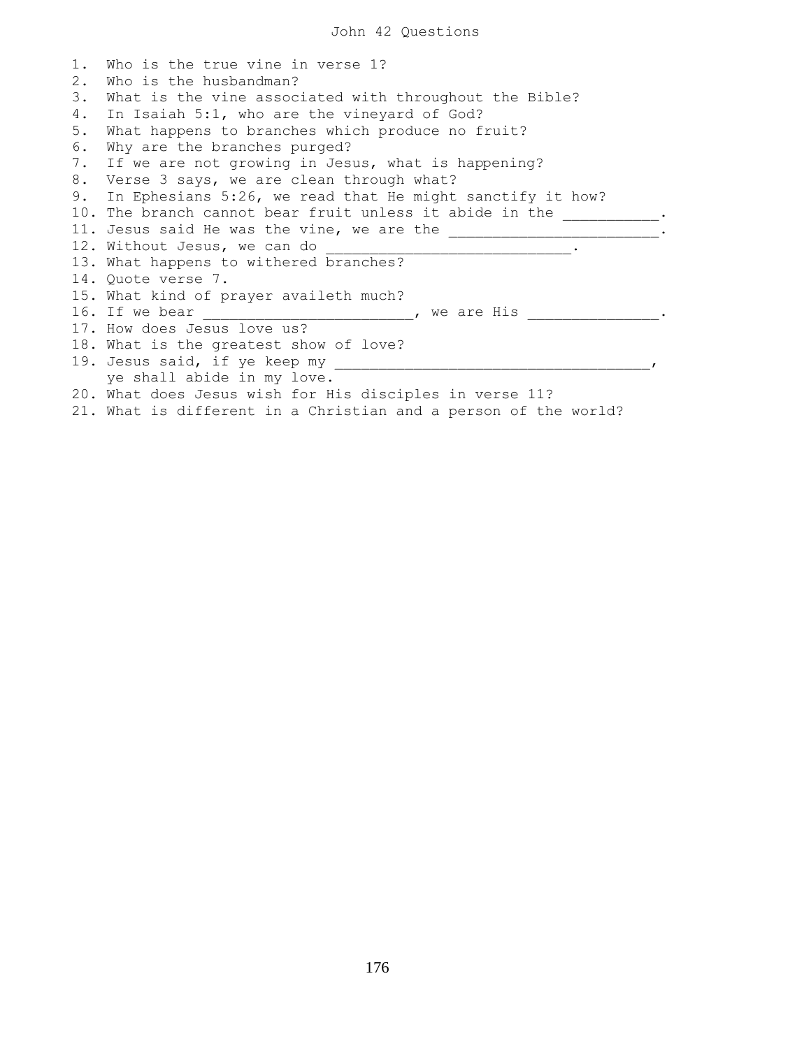# John 42 Questions

1. Who is the true vine in verse 1?
2. Who is the husbandman?
3. What is the vine associated with throughout the Bible?
4. In Isaiah 5:1, who are the vineyard of God?
5. What happens to branches which produce no fruit?
6. Why are the branches purged?
7. If we are not growing in Jesus, what is happening?
8. Verse 3 says, we are clean through what?
9. In Ephesians 5:26, we read that He might sanctify it how?
10. The branch cannot bear fruit unless it abide in the ___________.
11. Jesus said He was the vine, we are the ________________________.
12. Without Jesus, we can do ____________________________.
13. What happens to withered branches?
14. Quote verse 7.
15. What kind of prayer availeth much?
16. If we bear ________________________, we are His _______________.
17. How does Jesus love us?
18. What is the greatest show of love?
19. Jesus said, if ye keep my ___________________________________, ye shall abide in my love.
20. What does Jesus wish for His disciples in verse 11?
21. What is different in a Christian and a person of the world?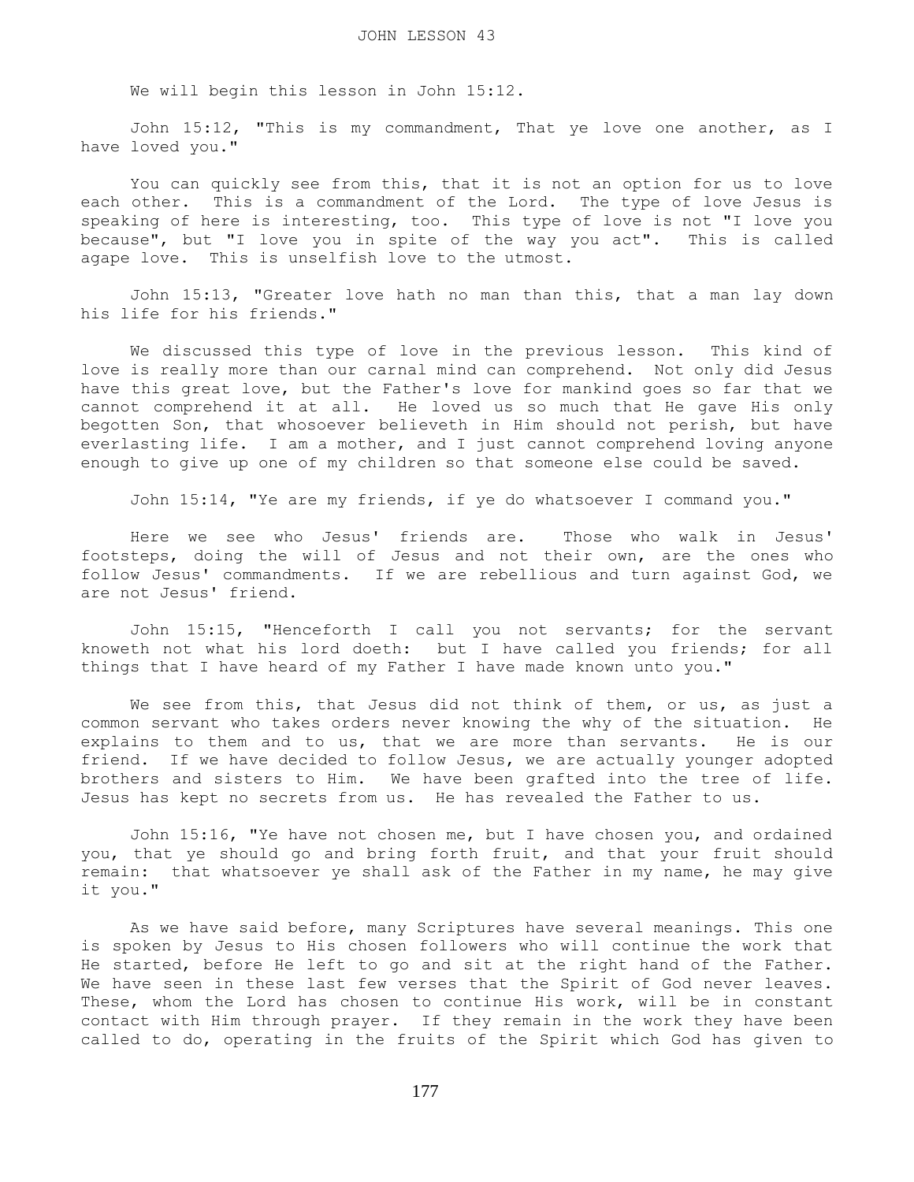# JOHN LESSON 43

We will begin this lesson in John 15:12.

John 15:12, "This is my commandment, That ye love one another, as I have loved you."

You can quickly see from this, that it is not an option for us to love each other. This is a commandment of the Lord. The type of love Jesus is speaking of here is interesting, too. This type of love is not "I love you because", but "I love you in spite of the way you act". This is called agape love. This is unselfish love to the utmost.

John 15:13, "Greater love hath no man than this, that a man lay down his life for his friends."

We discussed this type of love in the previous lesson. This kind of love is really more than our carnal mind can comprehend. Not only did Jesus have this great love, but the Father's love for mankind goes so far that we cannot comprehend it at all. He loved us so much that He gave His only begotten Son, that whosoever believeth in Him should not perish, but have everlasting life. I am a mother, and I just cannot comprehend loving anyone enough to give up one of my children so that someone else could be saved.

John 15:14, "Ye are my friends, if ye do whatsoever I command you."

Here we see who Jesus' friends are. Those who walk in Jesus' footsteps, doing the will of Jesus and not their own, are the ones who follow Jesus' commandments. If we are rebellious and turn against God, we are not Jesus' friend.

John 15:15, "Henceforth I call you not servants; for the servant knoweth not what his lord doeth: but I have called you friends; for all things that I have heard of my Father I have made known unto you."

We see from this, that Jesus did not think of them, or us, as just a common servant who takes orders never knowing the why of the situation. He explains to them and to us, that we are more than servants. He is our friend. If we have decided to follow Jesus, we are actually younger adopted brothers and sisters to Him. We have been grafted into the tree of life. Jesus has kept no secrets from us. He has revealed the Father to us.

John 15:16, "Ye have not chosen me, but I have chosen you, and ordained you, that ye should go and bring forth fruit, and that your fruit should remain: that whatsoever ye shall ask of the Father in my name, he may give it you."

As we have said before, many Scriptures have several meanings. This one is spoken by Jesus to His chosen followers who will continue the work that He started, before He left to go and sit at the right hand of the Father. We have seen in these last few verses that the Spirit of God never leaves. These, whom the Lord has chosen to continue His work, will be in constant contact with Him through prayer. If they remain in the work they have been called to do, operating in the fruits of the Spirit which God has given to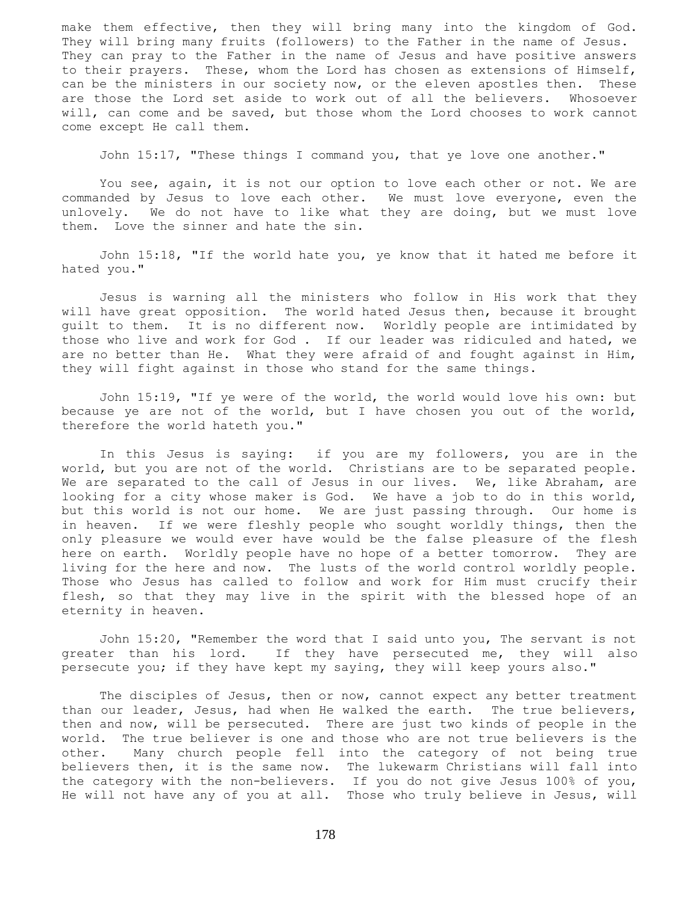make them effective, then they will bring many into the kingdom of God. They will bring many fruits (followers) to the Father in the name of Jesus. They can pray to the Father in the name of Jesus and have positive answers to their prayers. These, whom the Lord has chosen as extensions of Himself, can be the ministers in our society now, or the eleven apostles then. These are those the Lord set aside to work out of all the believers. Whosoever will, can come and be saved, but those whom the Lord chooses to work cannot come except He call them.

John 15:17, "These things I command you, that ye love one another."

You see, again, it is not our option to love each other or not. We are commanded by Jesus to love each other. We must love everyone, even the unlovely. We do not have to like what they are doing, but we must love them. Love the sinner and hate the sin.

John 15:18, "If the world hate you, ye know that it hated me before it hated you."

Jesus is warning all the ministers who follow in His work that they will have great opposition. The world hated Jesus then, because it brought guilt to them. It is no different now. Worldly people are intimidated by those who live and work for God . If our leader was ridiculed and hated, we are no better than He. What they were afraid of and fought against in Him, they will fight against in those who stand for the same things.

John 15:19, "If ye were of the world, the world would love his own: but because ye are not of the world, but I have chosen you out of the world, therefore the world hateth you."

In this Jesus is saying: if you are my followers, you are in the world, but you are not of the world. Christians are to be separated people. We are separated to the call of Jesus in our lives. We, like Abraham, are looking for a city whose maker is God. We have a job to do in this world, but this world is not our home. We are just passing through. Our home is in heaven. If we were fleshly people who sought worldly things, then the only pleasure we would ever have would be the false pleasure of the flesh here on earth. Worldly people have no hope of a better tomorrow. They are living for the here and now. The lusts of the world control worldly people. Those who Jesus has called to follow and work for Him must crucify their flesh, so that they may live in the spirit with the blessed hope of an eternity in heaven.

John 15:20, "Remember the word that I said unto you, The servant is not greater than his lord. If they have persecuted me, they will also persecute you; if they have kept my saying, they will keep yours also."

The disciples of Jesus, then or now, cannot expect any better treatment than our leader, Jesus, had when He walked the earth. The true believers, then and now, will be persecuted. There are just two kinds of people in the world. The true believer is one and those who are not true believers is the other. Many church people fell into the category of not being true believers then, it is the same now. The lukewarm Christians will fall into the category with the non-believers. If you do not give Jesus 100% of you, He will not have any of you at all. Those who truly believe in Jesus, will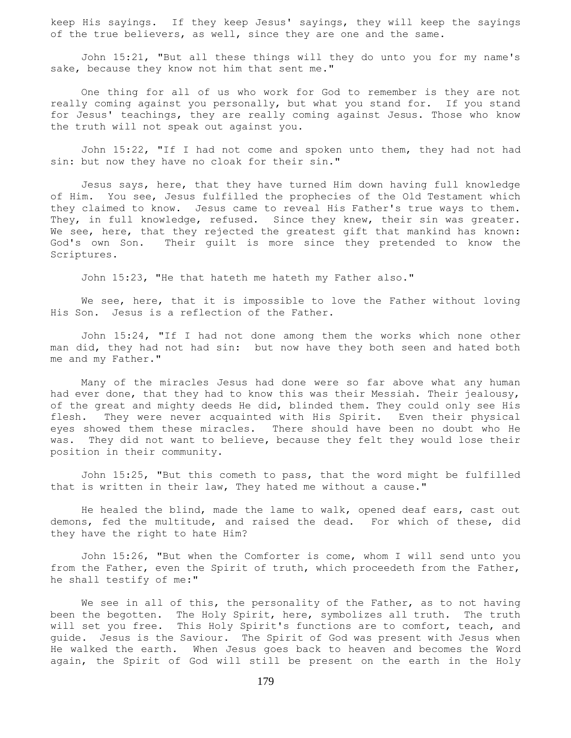keep His sayings. If they keep Jesus' sayings, they will keep the sayings of the true believers, as well, since they are one and the same.

John 15:21, "But all these things will they do unto you for my name's sake, because they know not him that sent me."

One thing for all of us who work for God to remember is they are not really coming against you personally, but what you stand for. If you stand for Jesus' teachings, they are really coming against Jesus. Those who know the truth will not speak out against you.

John 15:22, "If I had not come and spoken unto them, they had not had sin: but now they have no cloak for their sin."

Jesus says, here, that they have turned Him down having full knowledge of Him. You see, Jesus fulfilled the prophecies of the Old Testament which they claimed to know. Jesus came to reveal His Father's true ways to them. They, in full knowledge, refused. Since they knew, their sin was greater. We see, here, that they rejected the greatest gift that mankind has known: God's own Son. Their guilt is more since they pretended to know the Scriptures.

John 15:23, "He that hateth me hateth my Father also."

We see, here, that it is impossible to love the Father without loving His Son. Jesus is a reflection of the Father.

John 15:24, "If I had not done among them the works which none other man did, they had not had sin: but now have they both seen and hated both me and my Father."

Many of the miracles Jesus had done were so far above what any human had ever done, that they had to know this was their Messiah. Their jealousy, of the great and mighty deeds He did, blinded them. They could only see His flesh. They were never acquainted with His Spirit. Even their physical eyes showed them these miracles. There should have been no doubt who He was. They did not want to believe, because they felt they would lose their position in their community.

John 15:25, "But this cometh to pass, that the word might be fulfilled that is written in their law, They hated me without a cause."

He healed the blind, made the lame to walk, opened deaf ears, cast out demons, fed the multitude, and raised the dead. For which of these, did they have the right to hate Him?

John 15:26, "But when the Comforter is come, whom I will send unto you from the Father, even the Spirit of truth, which proceedeth from the Father, he shall testify of me:"

We see in all of this, the personality of the Father, as to not having been the begotten. The Holy Spirit, here, symbolizes all truth. The truth will set you free. This Holy Spirit's functions are to comfort, teach, and guide. Jesus is the Saviour. The Spirit of God was present with Jesus when He walked the earth. When Jesus goes back to heaven and becomes the Word again, the Spirit of God will still be present on the earth in the Holy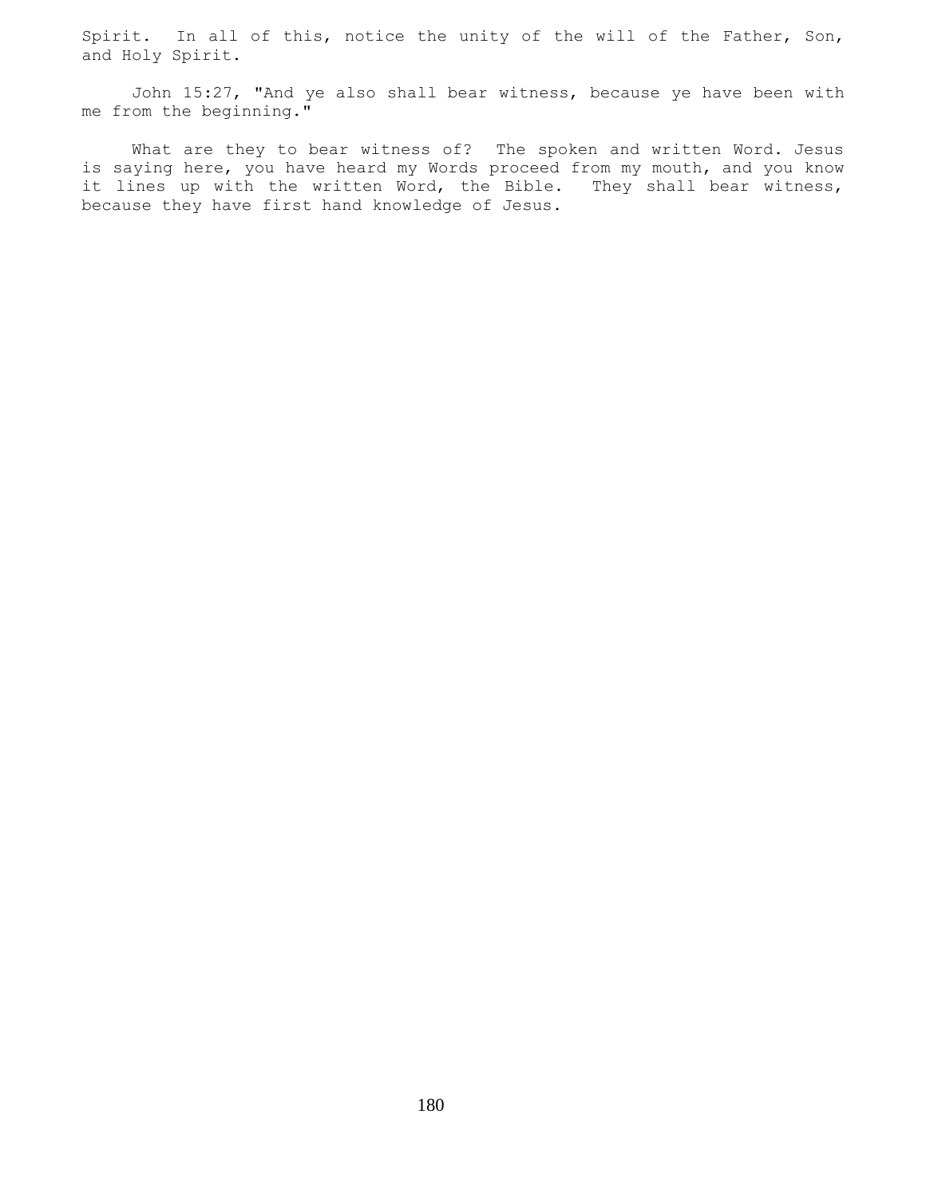Spirit. In all of this, notice the unity of the will of the Father, Son, and Holy Spirit.

John 15:27, "And ye also shall bear witness, because ye have been with me from the beginning."

What are they to bear witness of? The spoken and written Word. Jesus is saying here, you have heard my Words proceed from my mouth, and you know it lines up with the written Word, the Bible. They shall bear witness, because they have first hand knowledge of Jesus.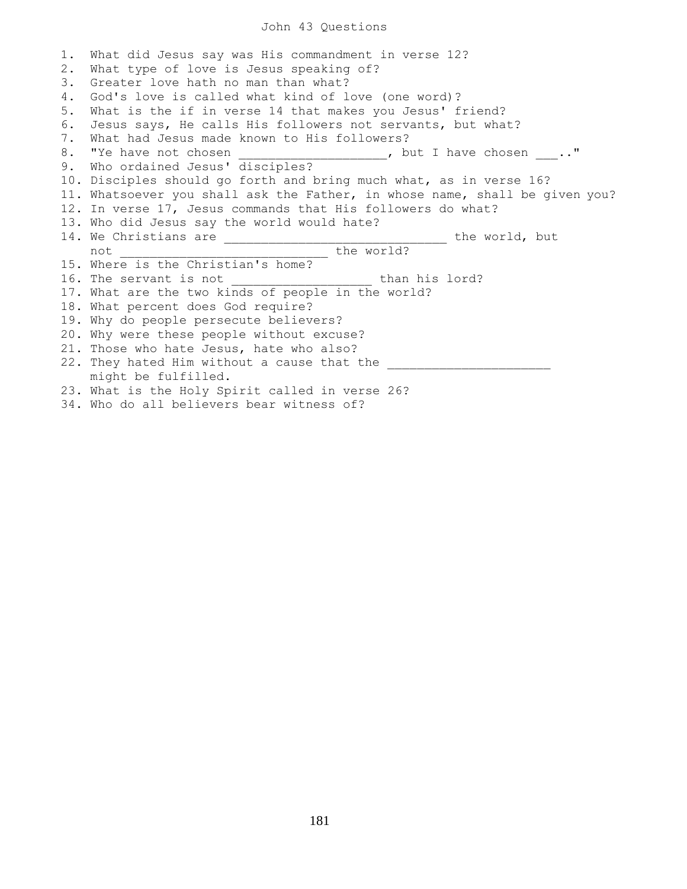# John 43 Questions

1. What did Jesus say was His commandment in verse 12?
2. What type of love is Jesus speaking of?
3. Greater love hath no man than what?
4. God's love is called what kind of love (one word)?
5. What is the if in verse 14 that makes you Jesus' friend?
6. Jesus says, He calls His followers not servants, but what?
7. What had Jesus made known to His followers?
8. "Ye have not chosen ___________________, but I have chosen ___.."
9. Who ordained Jesus' disciples?
10. Disciples should go forth and bring much what, as in verse 16?
11. Whatsoever you shall ask the Father, in whose name, shall be given you?
12. In verse 17, Jesus commands that His followers do what?
13. Who did Jesus say the world would hate?
14. We Christians are ______________________________ the world, but not ____________________________ the world?
15. Where is the Christian's home?
16. The servant is not ___________________ than his lord?
17. What are the two kinds of people in the world?
18. What percent does God require?
19. Why do people persecute believers?
20. Why were these people without excuse?
21. Those who hate Jesus, hate who also?
22. They hated Him without a cause that the ______________________ might be fulfilled.
23. What is the Holy Spirit called in verse 26?
34. Who do all believers bear witness of?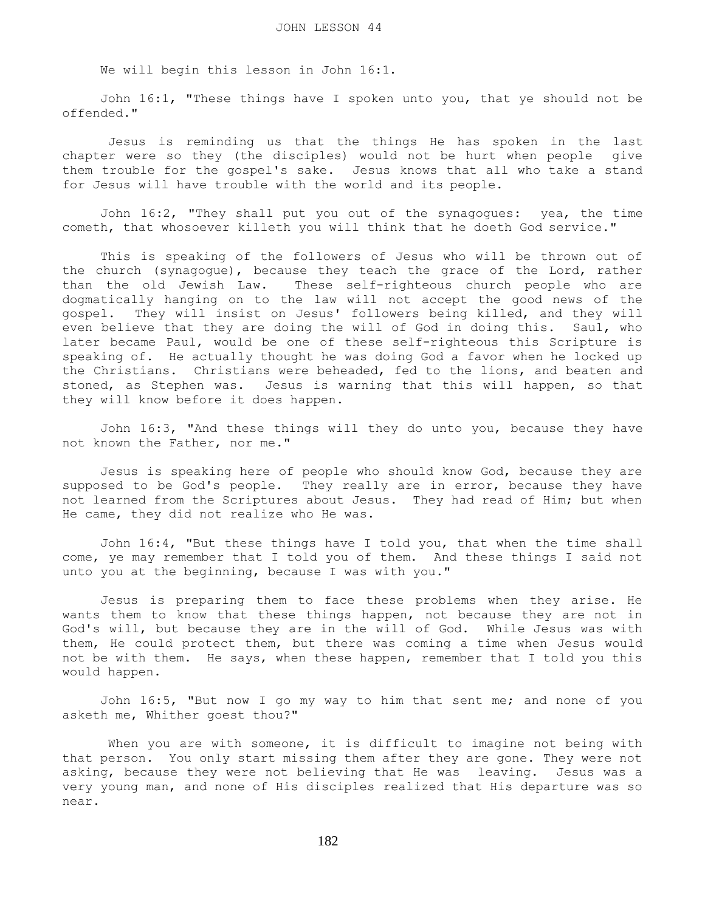# JOHN LESSON 44

We will begin this lesson in John 16:1.

John 16:1, "These things have I spoken unto you, that ye should not be offended."

Jesus is reminding us that the things He has spoken in the last chapter were so they (the disciples) would not be hurt when people give them trouble for the gospel's sake. Jesus knows that all who take a stand for Jesus will have trouble with the world and its people.

John 16:2, "They shall put you out of the synagogues: yea, the time cometh, that whosoever killeth you will think that he doeth God service."

This is speaking of the followers of Jesus who will be thrown out of the church (synagogue), because they teach the grace of the Lord, rather than the old Jewish Law. These self-righteous church people who are dogmatically hanging on to the law will not accept the good news of the gospel. They will insist on Jesus' followers being killed, and they will even believe that they are doing the will of God in doing this. Saul, who later became Paul, would be one of these self-righteous this Scripture is speaking of. He actually thought he was doing God a favor when he locked up the Christians. Christians were beheaded, fed to the lions, and beaten and stoned, as Stephen was. Jesus is warning that this will happen, so that they will know before it does happen.

John 16:3, "And these things will they do unto you, because they have not known the Father, nor me."

Jesus is speaking here of people who should know God, because they are supposed to be God's people. They really are in error, because they have not learned from the Scriptures about Jesus. They had read of Him; but when He came, they did not realize who He was.

John 16:4, "But these things have I told you, that when the time shall come, ye may remember that I told you of them. And these things I said not unto you at the beginning, because I was with you."

Jesus is preparing them to face these problems when they arise. He wants them to know that these things happen, not because they are not in God's will, but because they are in the will of God. While Jesus was with them, He could protect them, but there was coming a time when Jesus would not be with them. He says, when these happen, remember that I told you this would happen.

John 16:5, "But now I go my way to him that sent me; and none of you asketh me, Whither goest thou?"

When you are with someone, it is difficult to imagine not being with that person. You only start missing them after they are gone. They were not asking, because they were not believing that He was leaving. Jesus was a very young man, and none of His disciples realized that His departure was so near.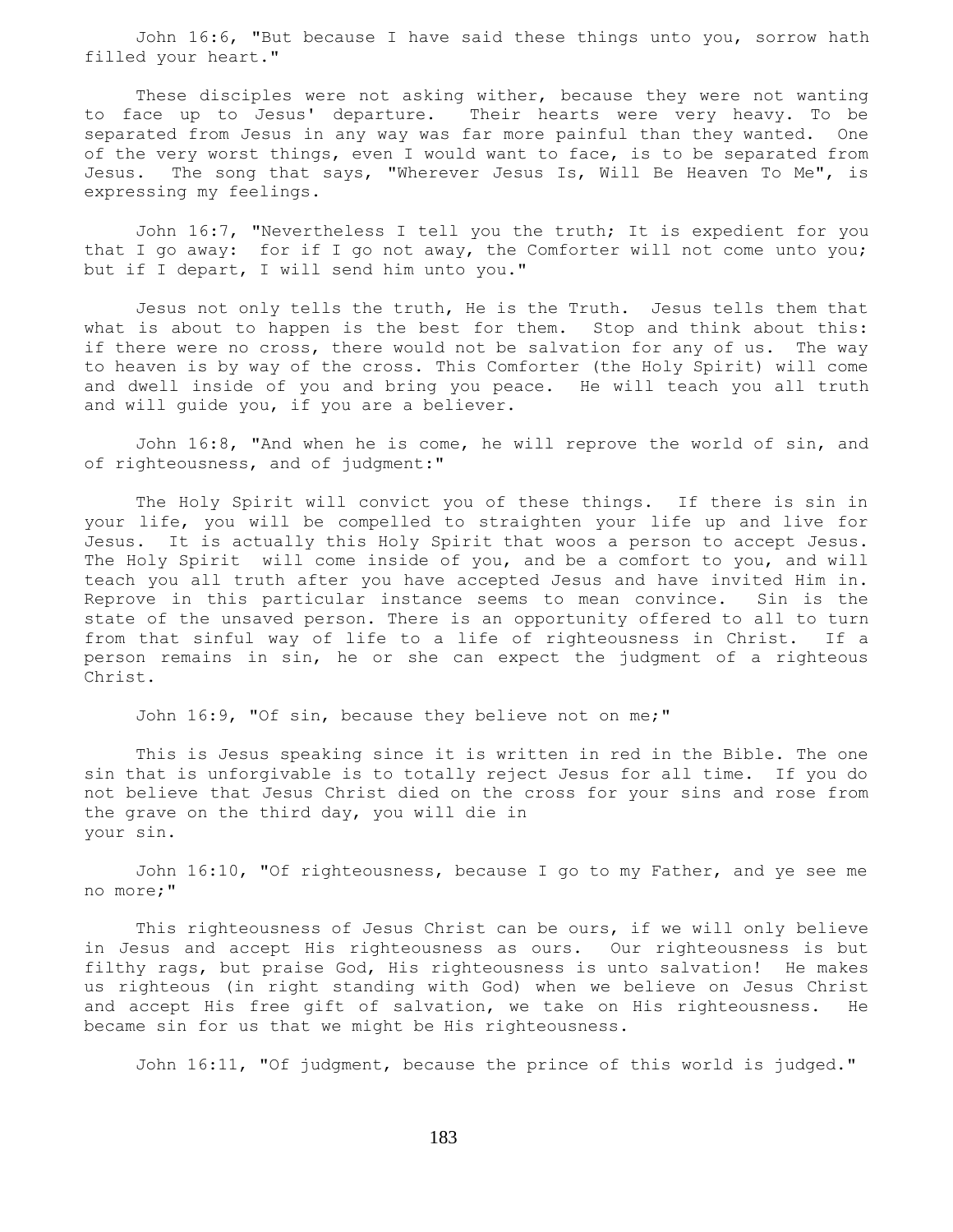John 16:6, "But because I have said these things unto you, sorrow hath filled your heart."

These disciples were not asking wither, because they were not wanting to face up to Jesus' departure. Their hearts were very heavy. To be separated from Jesus in any way was far more painful than they wanted. One of the very worst things, even I would want to face, is to be separated from Jesus. The song that says, "Wherever Jesus Is, Will Be Heaven To Me", is expressing my feelings.

John 16:7, "Nevertheless I tell you the truth; It is expedient for you that I go away: for if I go not away, the Comforter will not come unto you; but if I depart, I will send him unto you."

Jesus not only tells the truth, He is the Truth. Jesus tells them that what is about to happen is the best for them. Stop and think about this: if there were no cross, there would not be salvation for any of us. The way to heaven is by way of the cross. This Comforter (the Holy Spirit) will come and dwell inside of you and bring you peace. He will teach you all truth and will guide you, if you are a believer.

John 16:8, "And when he is come, he will reprove the world of sin, and of righteousness, and of judgment:"

The Holy Spirit will convict you of these things. If there is sin in your life, you will be compelled to straighten your life up and live for Jesus. It is actually this Holy Spirit that woos a person to accept Jesus. The Holy Spirit will come inside of you, and be a comfort to you, and will teach you all truth after you have accepted Jesus and have invited Him in. Reprove in this particular instance seems to mean convince. Sin is the state of the unsaved person. There is an opportunity offered to all to turn from that sinful way of life to a life of righteousness in Christ. If a person remains in sin, he or she can expect the judgment of a righteous Christ.

John 16:9, "Of sin, because they believe not on me;"

This is Jesus speaking since it is written in red in the Bible. The one sin that is unforgivable is to totally reject Jesus for all time. If you do not believe that Jesus Christ died on the cross for your sins and rose from the grave on the third day, you will die in your sin.

John 16:10, "Of righteousness, because I go to my Father, and ye see me no more;"

This righteousness of Jesus Christ can be ours, if we will only believe in Jesus and accept His righteousness as ours. Our righteousness is but filthy rags, but praise God, His righteousness is unto salvation! He makes us righteous (in right standing with God) when we believe on Jesus Christ and accept His free gift of salvation, we take on His righteousness. He became sin for us that we might be His righteousness.

John 16:11, "Of judgment, because the prince of this world is judged."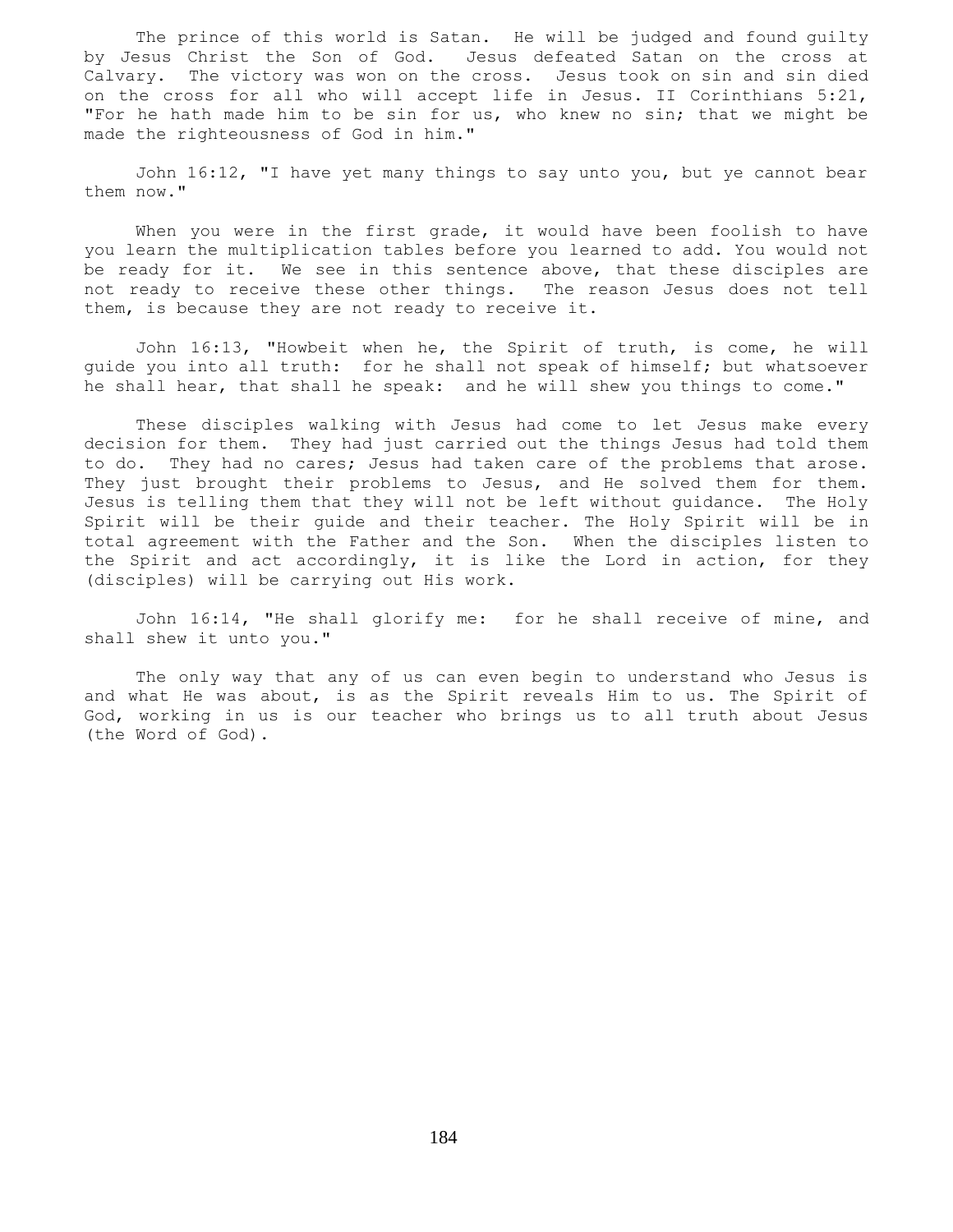The prince of this world is Satan. He will be judged and found guilty by Jesus Christ the Son of God. Jesus defeated Satan on the cross at Calvary. The victory was won on the cross. Jesus took on sin and sin died on the cross for all who will accept life in Jesus. II Corinthians 5:21, "For he hath made him to be sin for us, who knew no sin; that we might be made the righteousness of God in him."

John 16:12, "I have yet many things to say unto you, but ye cannot bear them now."

When you were in the first grade, it would have been foolish to have you learn the multiplication tables before you learned to add. You would not be ready for it. We see in this sentence above, that these disciples are not ready to receive these other things. The reason Jesus does not tell them, is because they are not ready to receive it.

John 16:13, "Howbeit when he, the Spirit of truth, is come, he will guide you into all truth: for he shall not speak of himself; but whatsoever he shall hear, that shall he speak: and he will shew you things to come."

These disciples walking with Jesus had come to let Jesus make every decision for them. They had just carried out the things Jesus had told them to do. They had no cares; Jesus had taken care of the problems that arose. They just brought their problems to Jesus, and He solved them for them. Jesus is telling them that they will not be left without guidance. The Holy Spirit will be their guide and their teacher. The Holy Spirit will be in total agreement with the Father and the Son. When the disciples listen to the Spirit and act accordingly, it is like the Lord in action, for they (disciples) will be carrying out His work.

John 16:14, "He shall glorify me: for he shall receive of mine, and shall shew it unto you."

The only way that any of us can even begin to understand who Jesus is and what He was about, is as the Spirit reveals Him to us. The Spirit of God, working in us is our teacher who brings us to all truth about Jesus (the Word of God).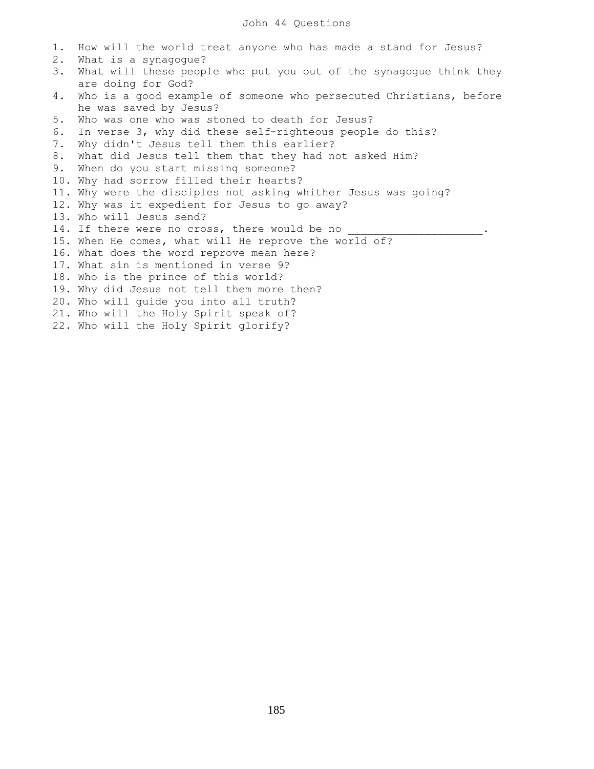# John 44 Questions

1. How will the world treat anyone who has made a stand for Jesus?
2. What is a synagogue?
3. What will these people who put you out of the synagogue think they are doing for God?
4. Who is a good example of someone who persecuted Christians, before he was saved by Jesus?
5. Who was one who was stoned to death for Jesus?
6. In verse 3, why did these self-righteous people do this?
7. Why didn't Jesus tell them this earlier?
8. What did Jesus tell them that they had not asked Him?
9. When do you start missing someone?
10. Why had sorrow filled their hearts?
11. Why were the disciples not asking whither Jesus was going?
12. Why was it expedient for Jesus to go away?
13. Who will Jesus send?
14. If there were no cross, there would be no ____________________.
15. When He comes, what will He reprove the world of?
16. What does the word reprove mean here?
17. What sin is mentioned in verse 9?
18. Who is the prince of this world?
19. Why did Jesus not tell them more then?
20. Who will guide you into all truth?
21. Who will the Holy Spirit speak of?
22. Who will the Holy Spirit glorify?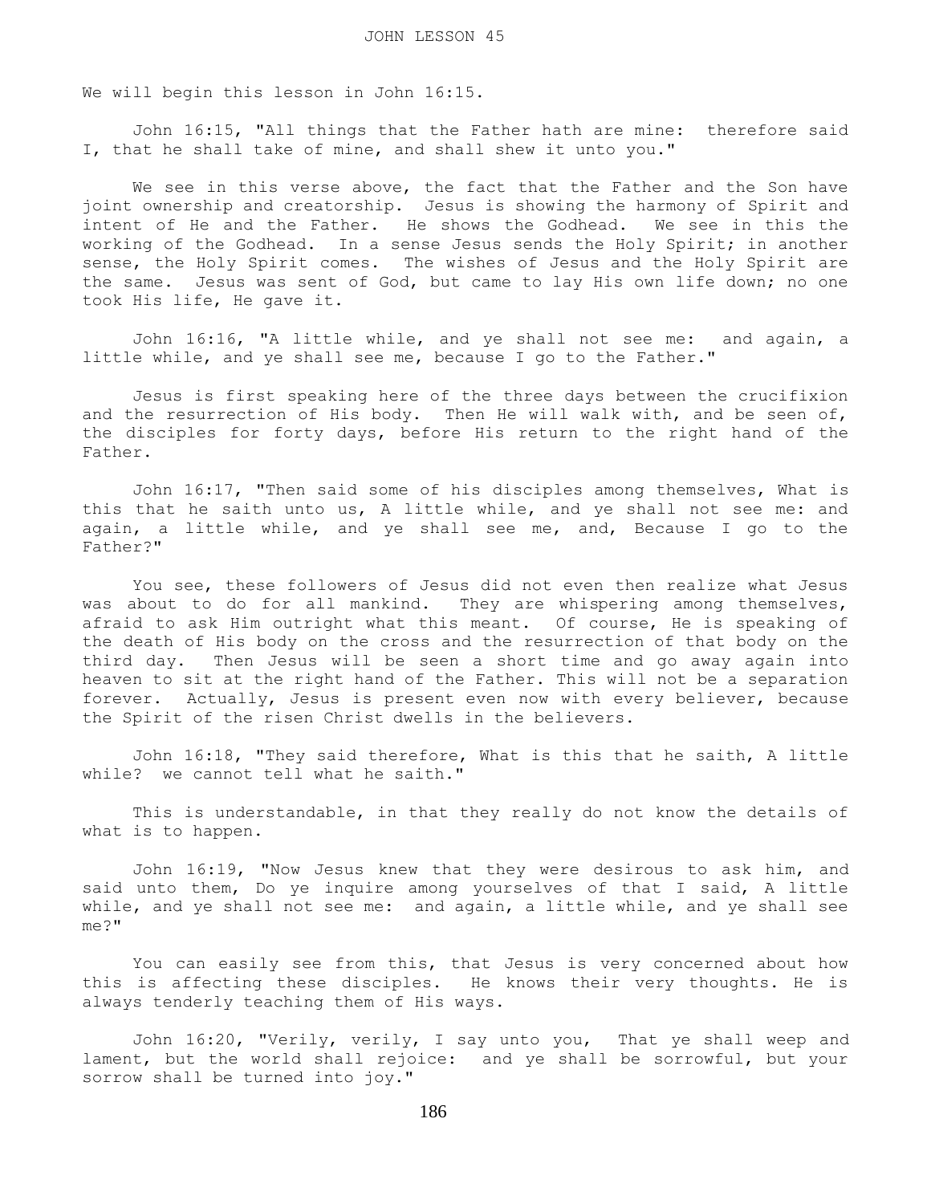# JOHN LESSON 45

We will begin this lesson in John 16:15.

John 16:15, "All things that the Father hath are mine: therefore said I, that he shall take of mine, and shall shew it unto you."

We see in this verse above, the fact that the Father and the Son have joint ownership and creatorship. Jesus is showing the harmony of Spirit and intent of He and the Father. He shows the Godhead. We see in this the working of the Godhead. In a sense Jesus sends the Holy Spirit; in another sense, the Holy Spirit comes. The wishes of Jesus and the Holy Spirit are the same. Jesus was sent of God, but came to lay His own life down; no one took His life, He gave it.

John 16:16, "A little while, and ye shall not see me: and again, a little while, and ye shall see me, because I go to the Father."

Jesus is first speaking here of the three days between the crucifixion and the resurrection of His body. Then He will walk with, and be seen of, the disciples for forty days, before His return to the right hand of the Father.

John 16:17, "Then said some of his disciples among themselves, What is this that he saith unto us, A little while, and ye shall not see me: and again, a little while, and ye shall see me, and, Because I go to the Father?"

You see, these followers of Jesus did not even then realize what Jesus was about to do for all mankind. They are whispering among themselves, afraid to ask Him outright what this meant. Of course, He is speaking of the death of His body on the cross and the resurrection of that body on the third day. Then Jesus will be seen a short time and go away again into heaven to sit at the right hand of the Father. This will not be a separation forever. Actually, Jesus is present even now with every believer, because the Spirit of the risen Christ dwells in the believers.

John 16:18, "They said therefore, What is this that he saith, A little while? we cannot tell what he saith."

This is understandable, in that they really do not know the details of what is to happen.

John 16:19, "Now Jesus knew that they were desirous to ask him, and said unto them, Do ye inquire among yourselves of that I said, A little while, and ye shall not see me: and again, a little while, and ye shall see me?"

You can easily see from this, that Jesus is very concerned about how this is affecting these disciples. He knows their very thoughts. He is always tenderly teaching them of His ways.

John 16:20, "Verily, verily, I say unto you, That ye shall weep and lament, but the world shall rejoice: and ye shall be sorrowful, but your sorrow shall be turned into joy."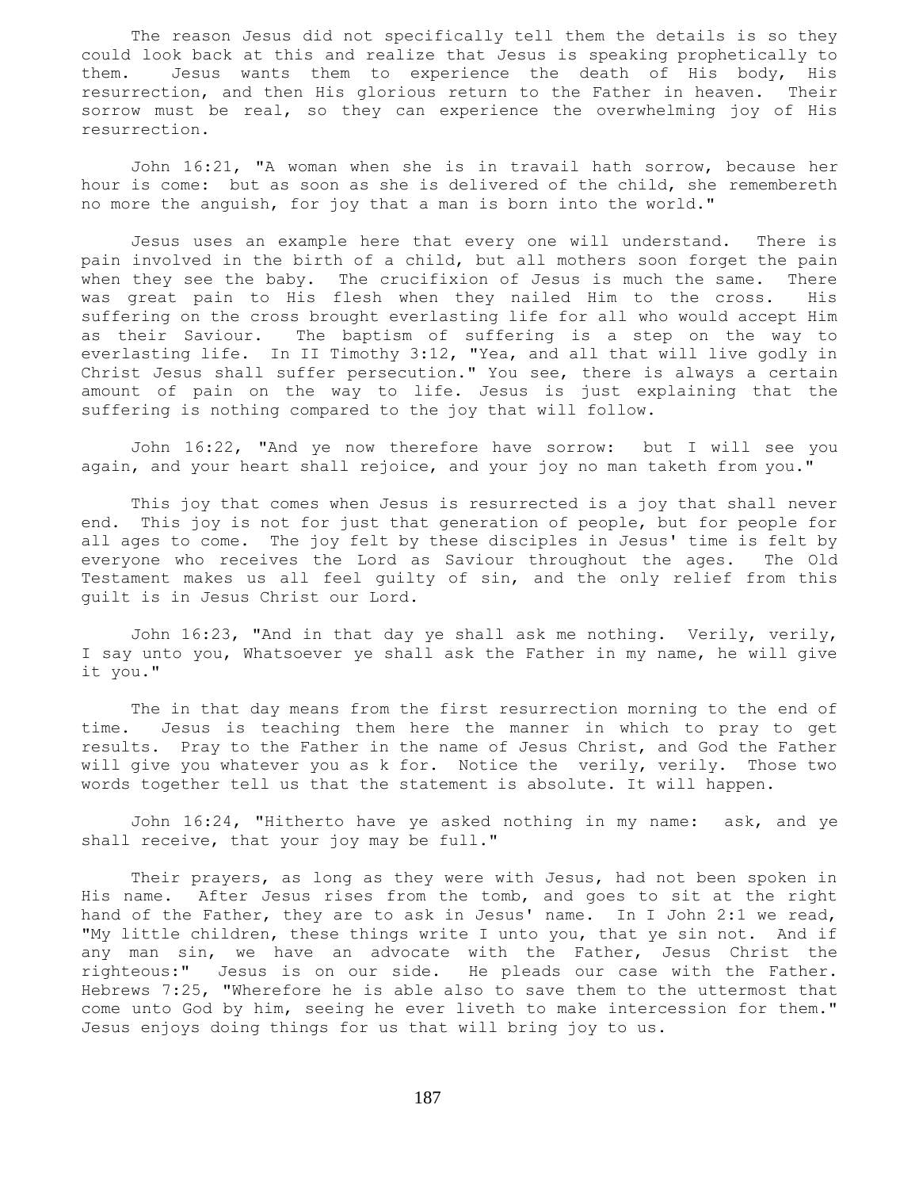The reason Jesus did not specifically tell them the details is so they could look back at this and realize that Jesus is speaking prophetically to them. Jesus wants them to experience the death of His body, His resurrection, and then His glorious return to the Father in heaven. Their sorrow must be real, so they can experience the overwhelming joy of His resurrection.

John 16:21, "A woman when she is in travail hath sorrow, because her hour is come: but as soon as she is delivered of the child, she remembereth no more the anguish, for joy that a man is born into the world."

Jesus uses an example here that every one will understand. There is pain involved in the birth of a child, but all mothers soon forget the pain when they see the baby. The crucifixion of Jesus is much the same. There was great pain to His flesh when they nailed Him to the cross. His suffering on the cross brought everlasting life for all who would accept Him as their Saviour. The baptism of suffering is a step on the way to everlasting life. In II Timothy 3:12, "Yea, and all that will live godly in Christ Jesus shall suffer persecution." You see, there is always a certain amount of pain on the way to life. Jesus is just explaining that the suffering is nothing compared to the joy that will follow.

John 16:22, "And ye now therefore have sorrow: but I will see you again, and your heart shall rejoice, and your joy no man taketh from you."

This joy that comes when Jesus is resurrected is a joy that shall never end. This joy is not for just that generation of people, but for people for all ages to come. The joy felt by these disciples in Jesus' time is felt by everyone who receives the Lord as Saviour throughout the ages. The Old Testament makes us all feel guilty of sin, and the only relief from this guilt is in Jesus Christ our Lord.

John 16:23, "And in that day ye shall ask me nothing. Verily, verily, I say unto you, Whatsoever ye shall ask the Father in my name, he will give it you."

The in that day means from the first resurrection morning to the end of time. Jesus is teaching them here the manner in which to pray to get results. Pray to the Father in the name of Jesus Christ, and God the Father will give you whatever you as k for. Notice the verily, verily. Those two words together tell us that the statement is absolute. It will happen.

John 16:24, "Hitherto have ye asked nothing in my name: ask, and ye shall receive, that your joy may be full."

Their prayers, as long as they were with Jesus, had not been spoken in His name. After Jesus rises from the tomb, and goes to sit at the right hand of the Father, they are to ask in Jesus' name. In I John 2:1 we read, "My little children, these things write I unto you, that ye sin not. And if any man sin, we have an advocate with the Father, Jesus Christ the righteous:" Jesus is on our side. He pleads our case with the Father. Hebrews 7:25, "Wherefore he is able also to save them to the uttermost that come unto God by him, seeing he ever liveth to make intercession for them." Jesus enjoys doing things for us that will bring joy to us.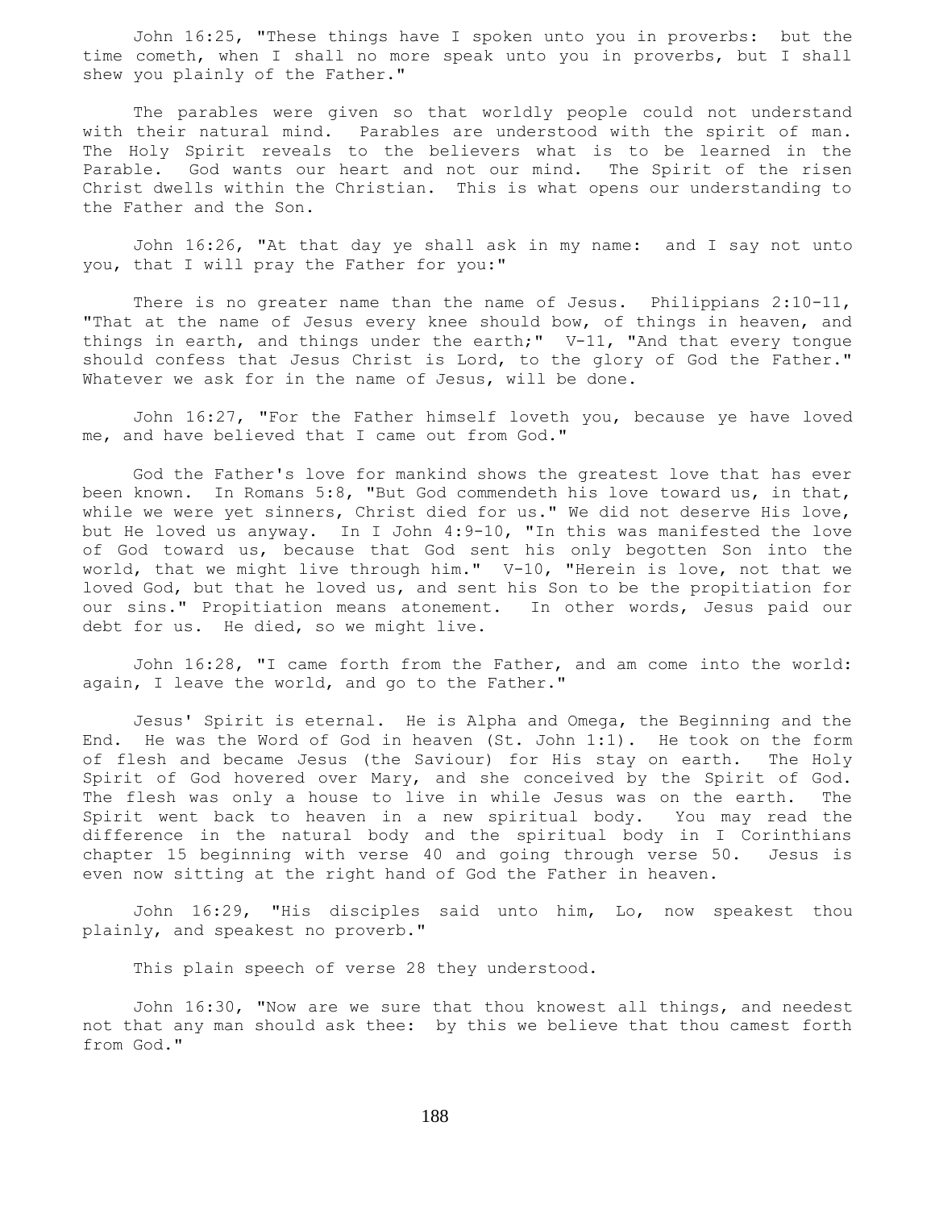John 16:25, "These things have I spoken unto you in proverbs: but the time cometh, when I shall no more speak unto you in proverbs, but I shall shew you plainly of the Father."

The parables were given so that worldly people could not understand with their natural mind. Parables are understood with the spirit of man. The Holy Spirit reveals to the believers what is to be learned in the Parable. God wants our heart and not our mind. The Spirit of the risen Christ dwells within the Christian. This is what opens our understanding to the Father and the Son.

John 16:26, "At that day ye shall ask in my name: and I say not unto you, that I will pray the Father for you:"

There is no greater name than the name of Jesus. Philippians 2:10-11, "That at the name of Jesus every knee should bow, of things in heaven, and things in earth, and things under the earth;" V-11, "And that every tongue should confess that Jesus Christ is Lord, to the glory of God the Father." Whatever we ask for in the name of Jesus, will be done.

John 16:27, "For the Father himself loveth you, because ye have loved me, and have believed that I came out from God."

God the Father's love for mankind shows the greatest love that has ever been known. In Romans 5:8, "But God commendeth his love toward us, in that, while we were yet sinners, Christ died for us." We did not deserve His love, but He loved us anyway. In I John 4:9-10, "In this was manifested the love of God toward us, because that God sent his only begotten Son into the world, that we might live through him." V-10, "Herein is love, not that we loved God, but that he loved us, and sent his Son to be the propitiation for our sins." Propitiation means atonement. In other words, Jesus paid our debt for us. He died, so we might live.

John 16:28, "I came forth from the Father, and am come into the world: again, I leave the world, and go to the Father."

Jesus' Spirit is eternal. He is Alpha and Omega, the Beginning and the End. He was the Word of God in heaven (St. John 1:1). He took on the form of flesh and became Jesus (the Saviour) for His stay on earth. The Holy Spirit of God hovered over Mary, and she conceived by the Spirit of God. The flesh was only a house to live in while Jesus was on the earth. The Spirit went back to heaven in a new spiritual body. You may read the difference in the natural body and the spiritual body in I Corinthians chapter 15 beginning with verse 40 and going through verse 50. Jesus is even now sitting at the right hand of God the Father in heaven.

John 16:29, "His disciples said unto him, Lo, now speakest thou plainly, and speakest no proverb."

This plain speech of verse 28 they understood.

John 16:30, "Now are we sure that thou knowest all things, and needest not that any man should ask thee: by this we believe that thou camest forth from God."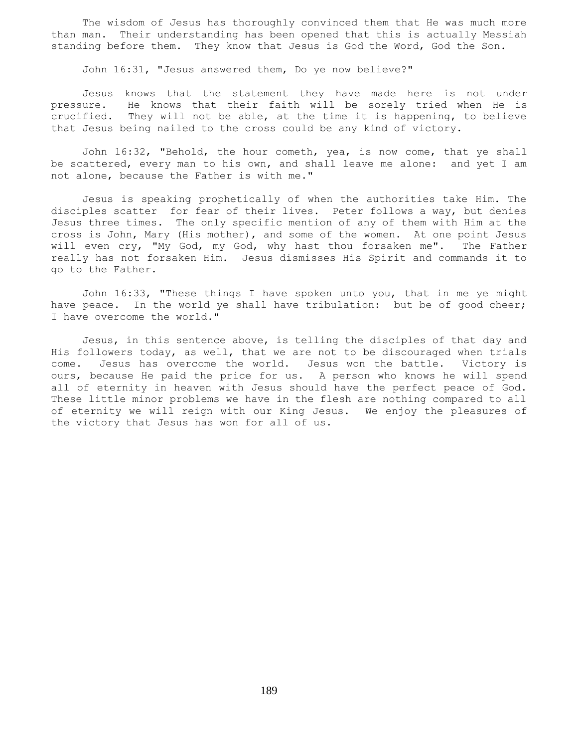The wisdom of Jesus has thoroughly convinced them that He was much more than man. Their understanding has been opened that this is actually Messiah standing before them. They know that Jesus is God the Word, God the Son.

John 16:31, "Jesus answered them, Do ye now believe?"

Jesus knows that the statement they have made here is not under pressure. He knows that their faith will be sorely tried when He is crucified. They will not be able, at the time it is happening, to believe that Jesus being nailed to the cross could be any kind of victory.

John 16:32, "Behold, the hour cometh, yea, is now come, that ye shall be scattered, every man to his own, and shall leave me alone: and yet I am not alone, because the Father is with me."

Jesus is speaking prophetically of when the authorities take Him. The disciples scatter for fear of their lives. Peter follows a way, but denies Jesus three times. The only specific mention of any of them with Him at the cross is John, Mary (His mother), and some of the women. At one point Jesus will even cry, "My God, my God, why hast thou forsaken me". The Father really has not forsaken Him. Jesus dismisses His Spirit and commands it to go to the Father.

John 16:33, "These things I have spoken unto you, that in me ye might have peace. In the world ye shall have tribulation: but be of good cheer; I have overcome the world."

Jesus, in this sentence above, is telling the disciples of that day and His followers today, as well, that we are not to be discouraged when trials come. Jesus has overcome the world. Jesus won the battle. Victory is ours, because He paid the price for us. A person who knows he will spend all of eternity in heaven with Jesus should have the perfect peace of God. These little minor problems we have in the flesh are nothing compared to all of eternity we will reign with our King Jesus. We enjoy the pleasures of the victory that Jesus has won for all of us.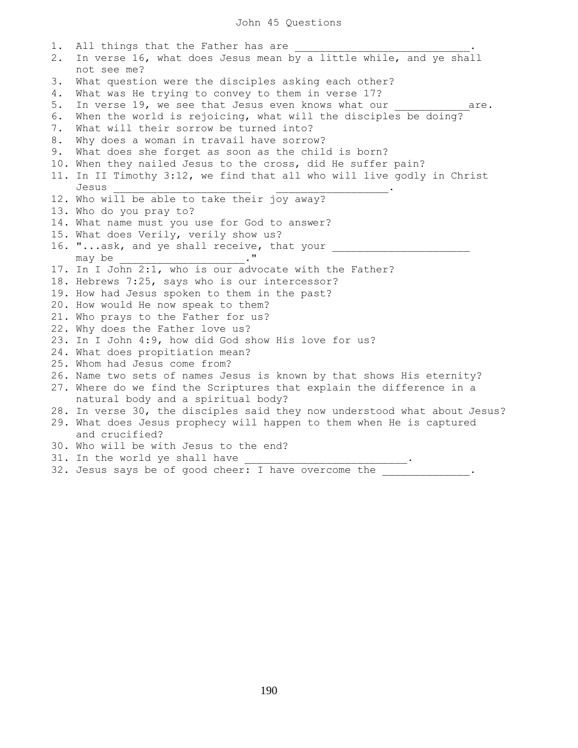# John 45 Questions

1. All things that the Father has are ____________________________.
2. In verse 16, what does Jesus mean by a little while, and ye shall not see me?
3. What question were the disciples asking each other?
4. What was He trying to convey to them in verse 17?
5. In verse 19, we see that Jesus even knows what our ___________are.
6. When the world is rejoicing, what will the disciples be doing?
7. What will their sorrow be turned into?
8. Why does a woman in travail have sorrow?
9. What does she forget as soon as the child is born?
10. When they nailed Jesus to the cross, did He suffer pain?
11. In II Timothy 3:12, we find that all who will live godly in Christ Jesus ______________________ __________________.
12. Who will be able to take their joy away?
13. Who do you pray to?
14. What name must you use for God to answer?
15. What does Verily, verily show us?
16. "...ask, and ye shall receive, that your ______________________ may be ____________________."
17. In I John 2:1, who is our advocate with the Father?
18. Hebrews 7:25, says who is our intercessor?
19. How had Jesus spoken to them in the past?
20. How would He now speak to them?
21. Who prays to the Father for us?
22. Why does the Father love us?
23. In I John 4:9, how did God show His love for us?
24. What does propitiation mean?
25. Whom had Jesus come from?
26. Name two sets of names Jesus is known by that shows His eternity?
27. Where do we find the Scriptures that explain the difference in a natural body and a spiritual body?
28. In verse 30, the disciples said they now understood what about Jesus?
29. What does Jesus prophecy will happen to them when He is captured and crucified?
30. Who will be with Jesus to the end?
31. In the world ye shall have __________________________.
32. Jesus says be of good cheer: I have overcome the ______________.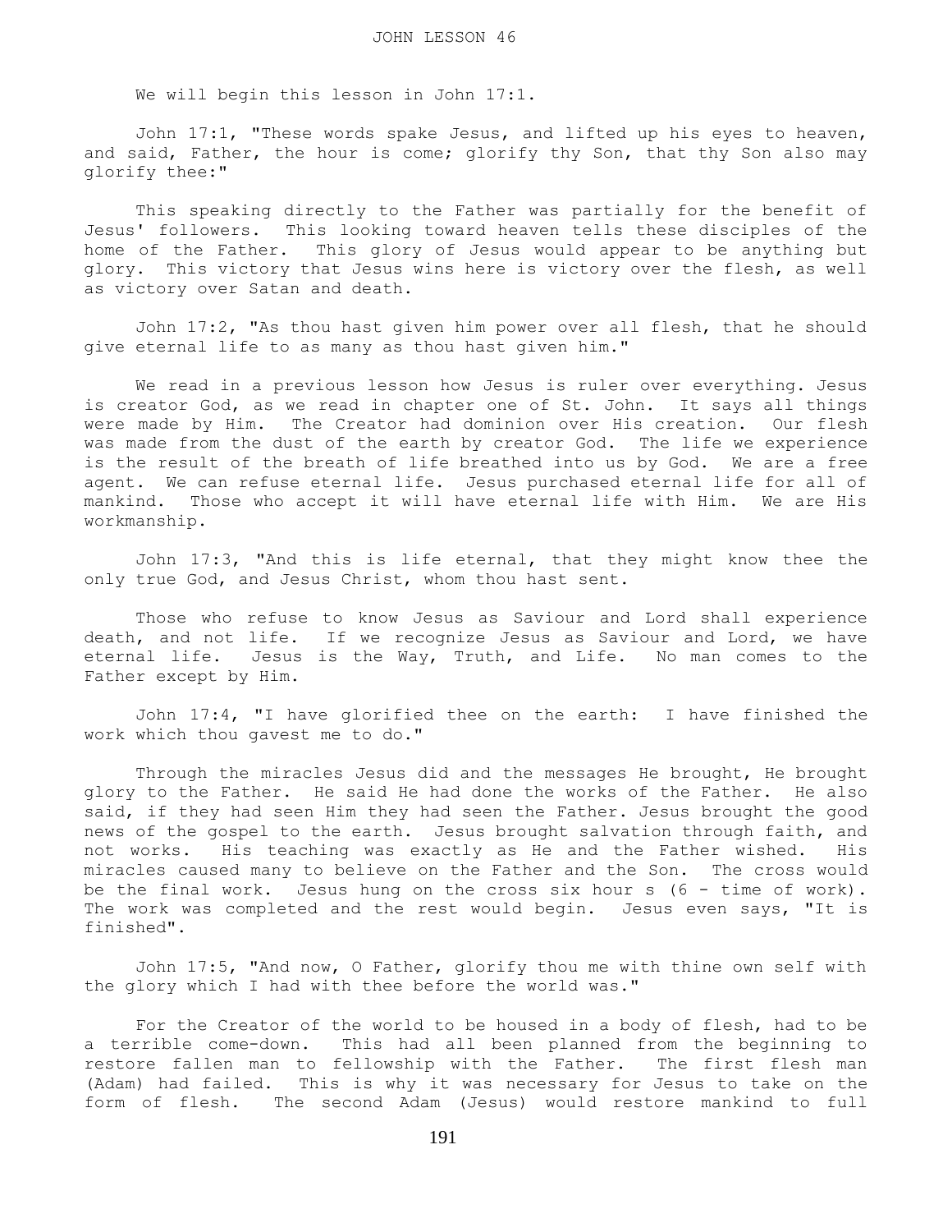# JOHN LESSON 46

We will begin this lesson in John 17:1.

John 17:1, "These words spake Jesus, and lifted up his eyes to heaven, and said, Father, the hour is come; glorify thy Son, that thy Son also may glorify thee:"

This speaking directly to the Father was partially for the benefit of Jesus' followers. This looking toward heaven tells these disciples of the home of the Father. This glory of Jesus would appear to be anything but glory. This victory that Jesus wins here is victory over the flesh, as well as victory over Satan and death.

John 17:2, "As thou hast given him power over all flesh, that he should give eternal life to as many as thou hast given him."

We read in a previous lesson how Jesus is ruler over everything. Jesus is creator God, as we read in chapter one of St. John. It says all things were made by Him. The Creator had dominion over His creation. Our flesh was made from the dust of the earth by creator God. The life we experience is the result of the breath of life breathed into us by God. We are a free agent. We can refuse eternal life. Jesus purchased eternal life for all of mankind. Those who accept it will have eternal life with Him. We are His workmanship.

John 17:3, "And this is life eternal, that they might know thee the only true God, and Jesus Christ, whom thou hast sent.

Those who refuse to know Jesus as Saviour and Lord shall experience death, and not life. If we recognize Jesus as Saviour and Lord, we have eternal life. Jesus is the Way, Truth, and Life. No man comes to the Father except by Him.

John 17:4, "I have glorified thee on the earth: I have finished the work which thou gavest me to do."

Through the miracles Jesus did and the messages He brought, He brought glory to the Father. He said He had done the works of the Father. He also said, if they had seen Him they had seen the Father. Jesus brought the good news of the gospel to the earth. Jesus brought salvation through faith, and not works. His teaching was exactly as He and the Father wished. His miracles caused many to believe on the Father and the Son. The cross would be the final work. Jesus hung on the cross six hour s (6 - time of work). The work was completed and the rest would begin. Jesus even says, "It is finished".

John 17:5, "And now, O Father, glorify thou me with thine own self with the glory which I had with thee before the world was."

For the Creator of the world to be housed in a body of flesh, had to be a terrible come-down. This had all been planned from the beginning to restore fallen man to fellowship with the Father. The first flesh man (Adam) had failed. This is why it was necessary for Jesus to take on the form of flesh. The second Adam (Jesus) would restore mankind to full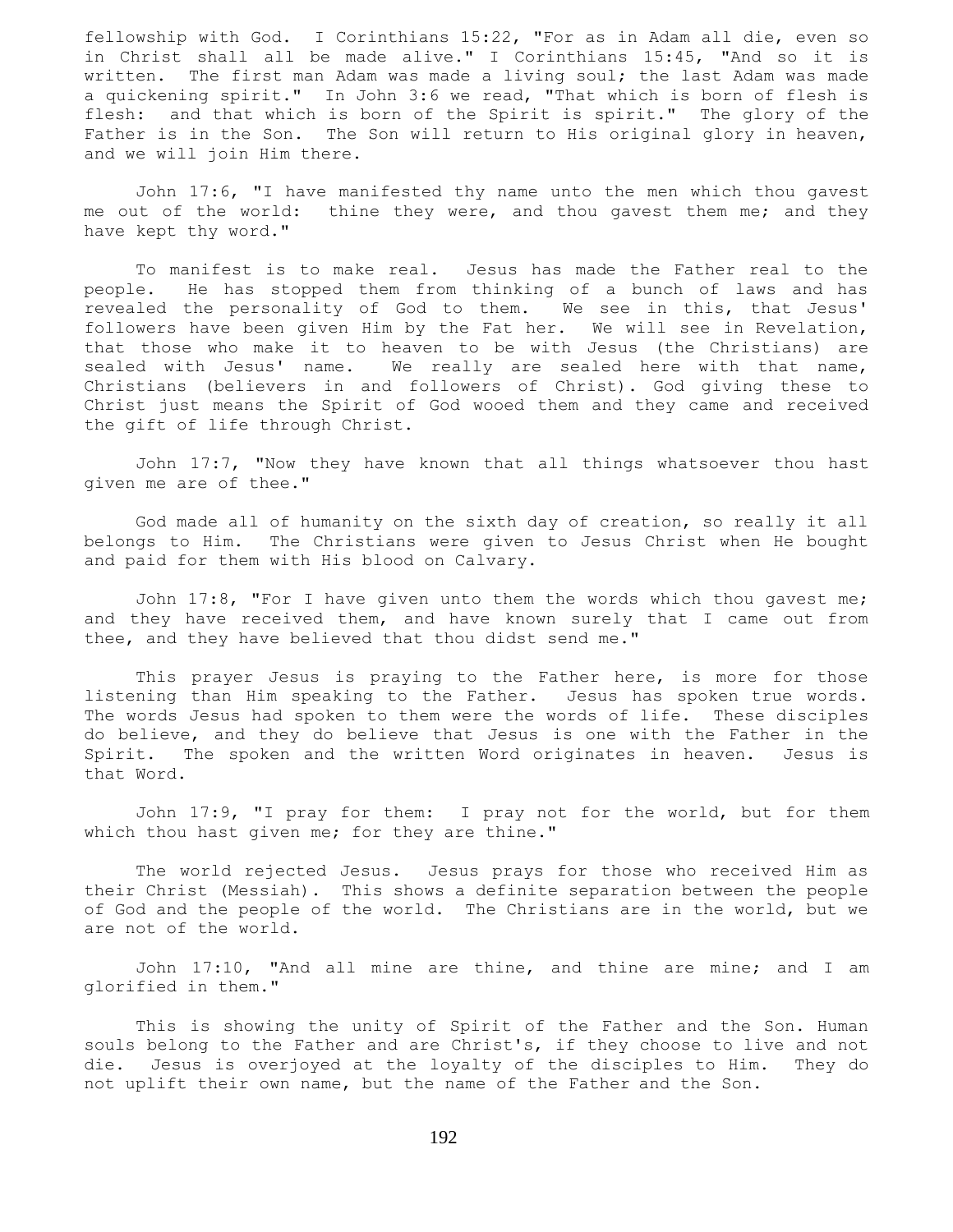fellowship with God. I Corinthians 15:22, "For as in Adam all die, even so in Christ shall all be made alive." I Corinthians 15:45, "And so it is written. The first man Adam was made a living soul; the last Adam was made a quickening spirit." In John 3:6 we read, "That which is born of flesh is flesh: and that which is born of the Spirit is spirit." The glory of the Father is in the Son. The Son will return to His original glory in heaven, and we will join Him there.

John 17:6, "I have manifested thy name unto the men which thou gavest me out of the world: thine they were, and thou gavest them me; and they have kept thy word."

To manifest is to make real. Jesus has made the Father real to the people. He has stopped them from thinking of a bunch of laws and has revealed the personality of God to them. We see in this, that Jesus' followers have been given Him by the Fat her. We will see in Revelation, that those who make it to heaven to be with Jesus (the Christians) are sealed with Jesus' name. We really are sealed here with that name, Christians (believers in and followers of Christ). God giving these to Christ just means the Spirit of God wooed them and they came and received the gift of life through Christ.

John 17:7, "Now they have known that all things whatsoever thou hast given me are of thee."

God made all of humanity on the sixth day of creation, so really it all belongs to Him. The Christians were given to Jesus Christ when He bought and paid for them with His blood on Calvary.

John 17:8, "For I have given unto them the words which thou gavest me; and they have received them, and have known surely that I came out from thee, and they have believed that thou didst send me."

This prayer Jesus is praying to the Father here, is more for those listening than Him speaking to the Father. Jesus has spoken true words. The words Jesus had spoken to them were the words of life. These disciples do believe, and they do believe that Jesus is one with the Father in the Spirit. The spoken and the written Word originates in heaven. Jesus is that Word.

John 17:9, "I pray for them: I pray not for the world, but for them which thou hast given me; for they are thine."

The world rejected Jesus. Jesus prays for those who received Him as their Christ (Messiah). This shows a definite separation between the people of God and the people of the world. The Christians are in the world, but we are not of the world.

John 17:10, "And all mine are thine, and thine are mine; and I am glorified in them."

This is showing the unity of Spirit of the Father and the Son. Human souls belong to the Father and are Christ's, if they choose to live and not die. Jesus is overjoyed at the loyalty of the disciples to Him. They do not uplift their own name, but the name of the Father and the Son.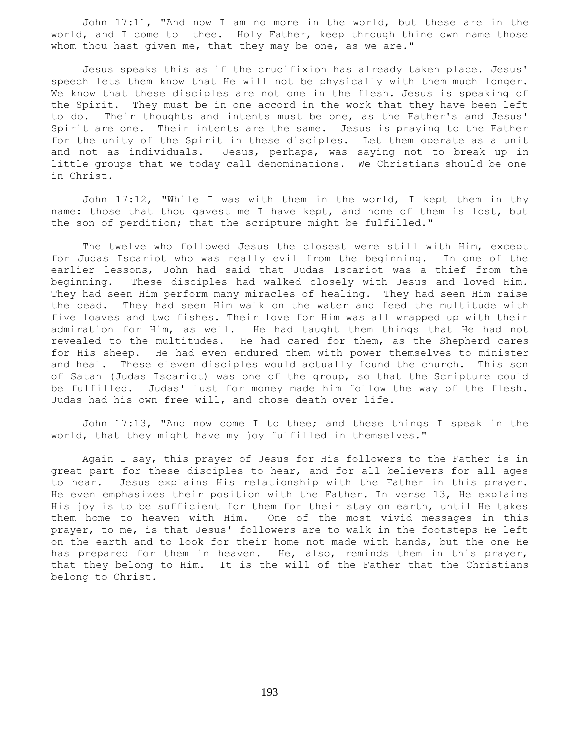John 17:11, "And now I am no more in the world, but these are in the world, and I come to thee. Holy Father, keep through thine own name those whom thou hast given me, that they may be one, as we are."

Jesus speaks this as if the crucifixion has already taken place. Jesus' speech lets them know that He will not be physically with them much longer. We know that these disciples are not one in the flesh. Jesus is speaking of the Spirit. They must be in one accord in the work that they have been left to do. Their thoughts and intents must be one, as the Father's and Jesus' Spirit are one. Their intents are the same. Jesus is praying to the Father for the unity of the Spirit in these disciples. Let them operate as a unit and not as individuals. Jesus, perhaps, was saying not to break up in little groups that we today call denominations. We Christians should be one in Christ.

John 17:12, "While I was with them in the world, I kept them in thy name: those that thou gavest me I have kept, and none of them is lost, but the son of perdition; that the scripture might be fulfilled."

The twelve who followed Jesus the closest were still with Him, except for Judas Iscariot who was really evil from the beginning. In one of the earlier lessons, John had said that Judas Iscariot was a thief from the beginning. These disciples had walked closely with Jesus and loved Him. They had seen Him perform many miracles of healing. They had seen Him raise the dead. They had seen Him walk on the water and feed the multitude with five loaves and two fishes. Their love for Him was all wrapped up with their admiration for Him, as well. He had taught them things that He had not revealed to the multitudes. He had cared for them, as the Shepherd cares for His sheep. He had even endured them with power themselves to minister and heal. These eleven disciples would actually found the church. This son of Satan (Judas Iscariot) was one of the group, so that the Scripture could be fulfilled. Judas' lust for money made him follow the way of the flesh. Judas had his own free will, and chose death over life.

John 17:13, "And now come I to thee; and these things I speak in the world, that they might have my joy fulfilled in themselves."

Again I say, this prayer of Jesus for His followers to the Father is in great part for these disciples to hear, and for all believers for all ages to hear. Jesus explains His relationship with the Father in this prayer. He even emphasizes their position with the Father. In verse 13, He explains His joy is to be sufficient for them for their stay on earth, until He takes them home to heaven with Him. One of the most vivid messages in this prayer, to me, is that Jesus' followers are to walk in the footsteps He left on the earth and to look for their home not made with hands, but the one He has prepared for them in heaven. He, also, reminds them in this prayer, that they belong to Him. It is the will of the Father that the Christians belong to Christ.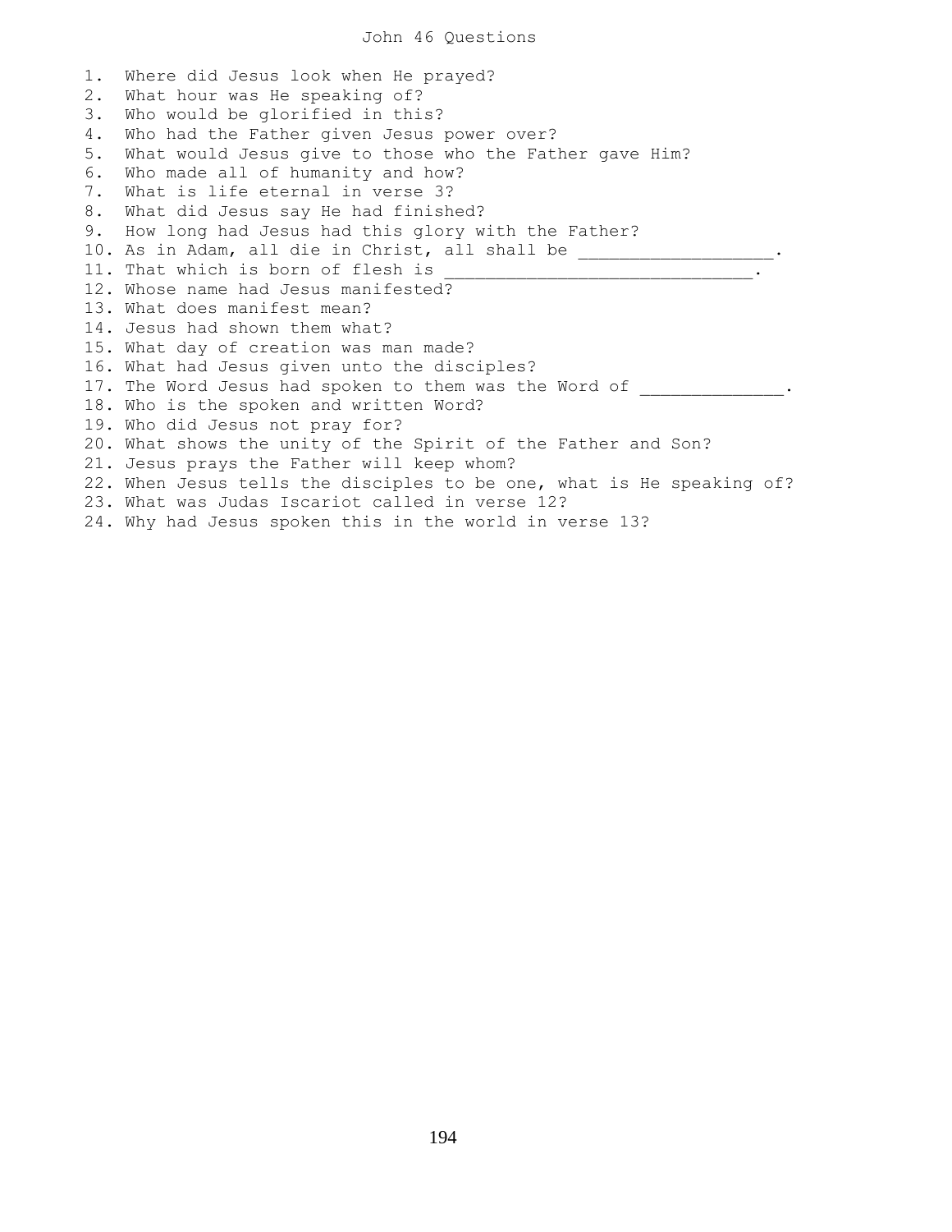# John 46 Questions

1. Where did Jesus look when He prayed?
2. What hour was He speaking of?
3. Who would be glorified in this?
4. Who had the Father given Jesus power over?
5. What would Jesus give to those who the Father gave Him?
6. Who made all of humanity and how?
7. What is life eternal in verse 3?
8. What did Jesus say He had finished?
9. How long had Jesus had this glory with the Father?
10. As in Adam, all die in Christ, all shall be __________________.
11. That which is born of flesh is ______________________________.
12. Whose name had Jesus manifested?
13. What does manifest mean?
14. Jesus had shown them what?
15. What day of creation was man made?
16. What had Jesus given unto the disciples?
17. The Word Jesus had spoken to them was the Word of ______________.
18. Who is the spoken and written Word?
19. Who did Jesus not pray for?
20. What shows the unity of the Spirit of the Father and Son?
21. Jesus prays the Father will keep whom?
22. When Jesus tells the disciples to be one, what is He speaking of?
23. What was Judas Iscariot called in verse 12?
24. Why had Jesus spoken this in the world in verse 13?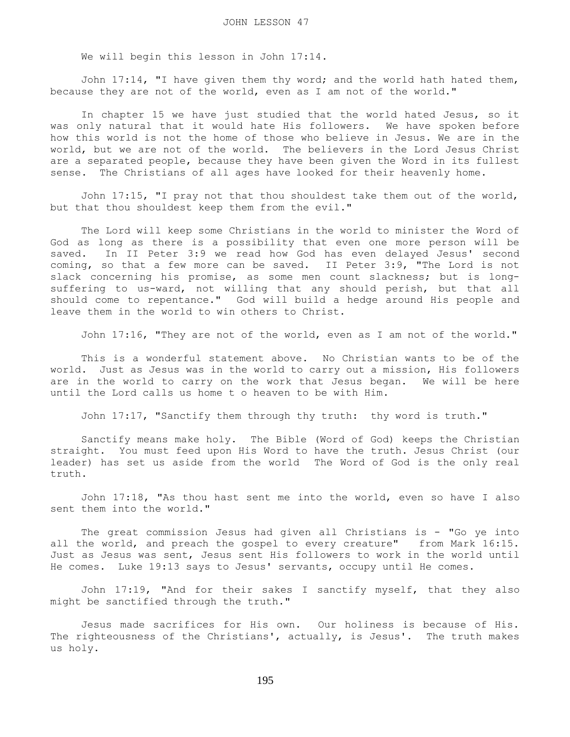# JOHN LESSON 47

We will begin this lesson in John 17:14.

John 17:14, "I have given them thy word; and the world hath hated them, because they are not of the world, even as I am not of the world."

In chapter 15 we have just studied that the world hated Jesus, so it was only natural that it would hate His followers. We have spoken before how this world is not the home of those who believe in Jesus. We are in the world, but we are not of the world. The believers in the Lord Jesus Christ are a separated people, because they have been given the Word in its fullest sense. The Christians of all ages have looked for their heavenly home.

John 17:15, "I pray not that thou shouldest take them out of the world, but that thou shouldest keep them from the evil."

The Lord will keep some Christians in the world to minister the Word of God as long as there is a possibility that even one more person will be saved. In II Peter 3:9 we read how God has even delayed Jesus' second coming, so that a few more can be saved. II Peter 3:9, "The Lord is not slack concerning his promise, as some men count slackness; but is long-suffering to us-ward, not willing that any should perish, but that all should come to repentance." God will build a hedge around His people and leave them in the world to win others to Christ.

John 17:16, "They are not of the world, even as I am not of the world."

This is a wonderful statement above. No Christian wants to be of the world. Just as Jesus was in the world to carry out a mission, His followers are in the world to carry on the work that Jesus began. We will be here until the Lord calls us home t o heaven to be with Him.

John 17:17, "Sanctify them through thy truth: thy word is truth."

Sanctify means make holy. The Bible (Word of God) keeps the Christian straight. You must feed upon His Word to have the truth. Jesus Christ (our leader) has set us aside from the world The Word of God is the only real truth.

John 17:18, "As thou hast sent me into the world, even so have I also sent them into the world."

The great commission Jesus had given all Christians is - "Go ye into all the world, and preach the gospel to every creature" from Mark 16:15. Just as Jesus was sent, Jesus sent His followers to work in the world until He comes. Luke 19:13 says to Jesus' servants, occupy until He comes.

John 17:19, "And for their sakes I sanctify myself, that they also might be sanctified through the truth."

Jesus made sacrifices for His own. Our holiness is because of His. The righteousness of the Christians', actually, is Jesus'. The truth makes us holy.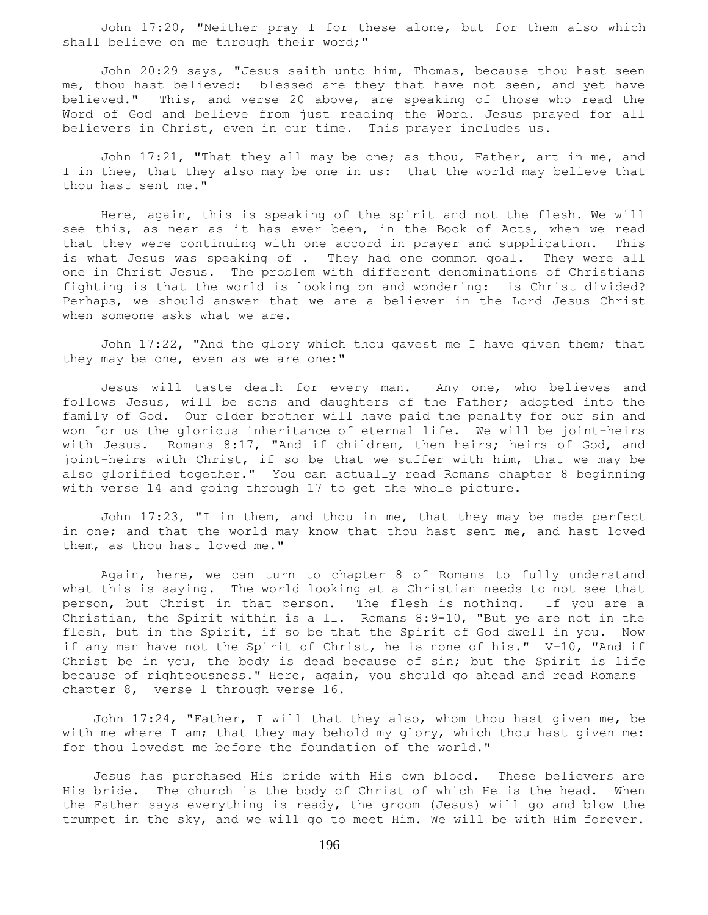John 17:20, "Neither pray I for these alone, but for them also which shall believe on me through their word;"

John 20:29 says, "Jesus saith unto him, Thomas, because thou hast seen me, thou hast believed: blessed are they that have not seen, and yet have believed." This, and verse 20 above, are speaking of those who read the Word of God and believe from just reading the Word. Jesus prayed for all believers in Christ, even in our time. This prayer includes us.

John 17:21, "That they all may be one; as thou, Father, art in me, and I in thee, that they also may be one in us: that the world may believe that thou hast sent me."

Here, again, this is speaking of the spirit and not the flesh. We will see this, as near as it has ever been, in the Book of Acts, when we read that they were continuing with one accord in prayer and supplication. This is what Jesus was speaking of . They had one common goal. They were all one in Christ Jesus. The problem with different denominations of Christians fighting is that the world is looking on and wondering: is Christ divided? Perhaps, we should answer that we are a believer in the Lord Jesus Christ when someone asks what we are.

John 17:22, "And the glory which thou gavest me I have given them; that they may be one, even as we are one:"

Jesus will taste death for every man. Any one, who believes and follows Jesus, will be sons and daughters of the Father; adopted into the family of God. Our older brother will have paid the penalty for our sin and won for us the glorious inheritance of eternal life. We will be joint-heirs with Jesus. Romans 8:17, "And if children, then heirs; heirs of God, and joint-heirs with Christ, if so be that we suffer with him, that we may be also glorified together." You can actually read Romans chapter 8 beginning with verse 14 and going through 17 to get the whole picture.

John 17:23, "I in them, and thou in me, that they may be made perfect in one; and that the world may know that thou hast sent me, and hast loved them, as thou hast loved me."

Again, here, we can turn to chapter 8 of Romans to fully understand what this is saying. The world looking at a Christian needs to not see that person, but Christ in that person. The flesh is nothing. If you are a Christian, the Spirit within is a ll. Romans 8:9-10, "But ye are not in the flesh, but in the Spirit, if so be that the Spirit of God dwell in you. Now if any man have not the Spirit of Christ, he is none of his." V-10, "And if Christ be in you, the body is dead because of sin; but the Spirit is life because of righteousness." Here, again, you should go ahead and read Romans chapter 8, verse 1 through verse 16.

John 17:24, "Father, I will that they also, whom thou hast given me, be with me where I am; that they may behold my glory, which thou hast given me: for thou lovedst me before the foundation of the world."

Jesus has purchased His bride with His own blood. These believers are His bride. The church is the body of Christ of which He is the head. When the Father says everything is ready, the groom (Jesus) will go and blow the trumpet in the sky, and we will go to meet Him. We will be with Him forever.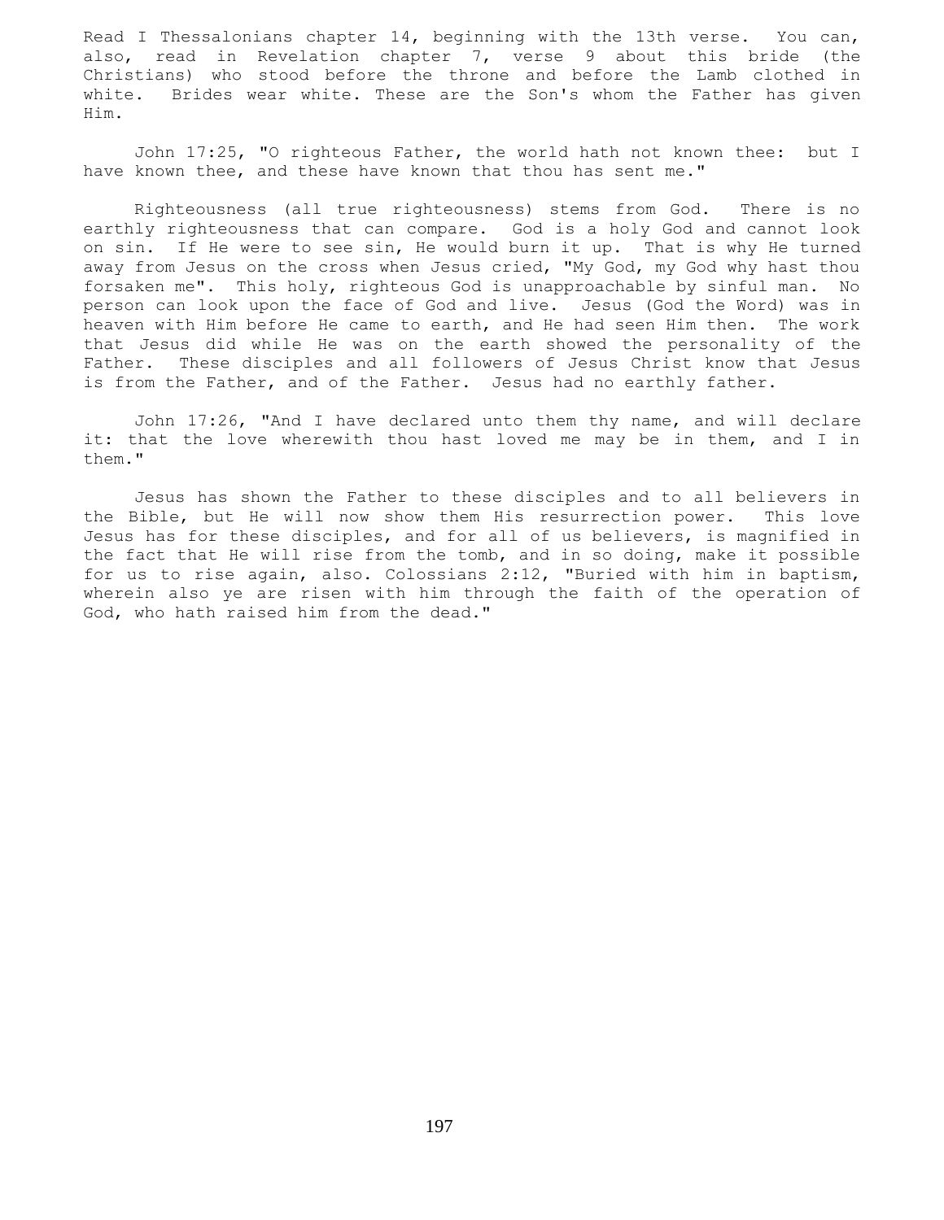Read I Thessalonians chapter 14, beginning with the 13th verse. You can, also, read in Revelation chapter 7, verse 9 about this bride (the Christians) who stood before the throne and before the Lamb clothed in white. Brides wear white. These are the Son's whom the Father has given Him.

John 17:25, "O righteous Father, the world hath not known thee: but I have known thee, and these have known that thou has sent me."

Righteousness (all true righteousness) stems from God. There is no earthly righteousness that can compare. God is a holy God and cannot look on sin. If He were to see sin, He would burn it up. That is why He turned away from Jesus on the cross when Jesus cried, "My God, my God why hast thou forsaken me". This holy, righteous God is unapproachable by sinful man. No person can look upon the face of God and live. Jesus (God the Word) was in heaven with Him before He came to earth, and He had seen Him then. The work that Jesus did while He was on the earth showed the personality of the Father. These disciples and all followers of Jesus Christ know that Jesus is from the Father, and of the Father. Jesus had no earthly father.

John 17:26, "And I have declared unto them thy name, and will declare it: that the love wherewith thou hast loved me may be in them, and I in them."

Jesus has shown the Father to these disciples and to all believers in the Bible, but He will now show them His resurrection power. This love Jesus has for these disciples, and for all of us believers, is magnified in the fact that He will rise from the tomb, and in so doing, make it possible for us to rise again, also. Colossians 2:12, "Buried with him in baptism, wherein also ye are risen with him through the faith of the operation of God, who hath raised him from the dead."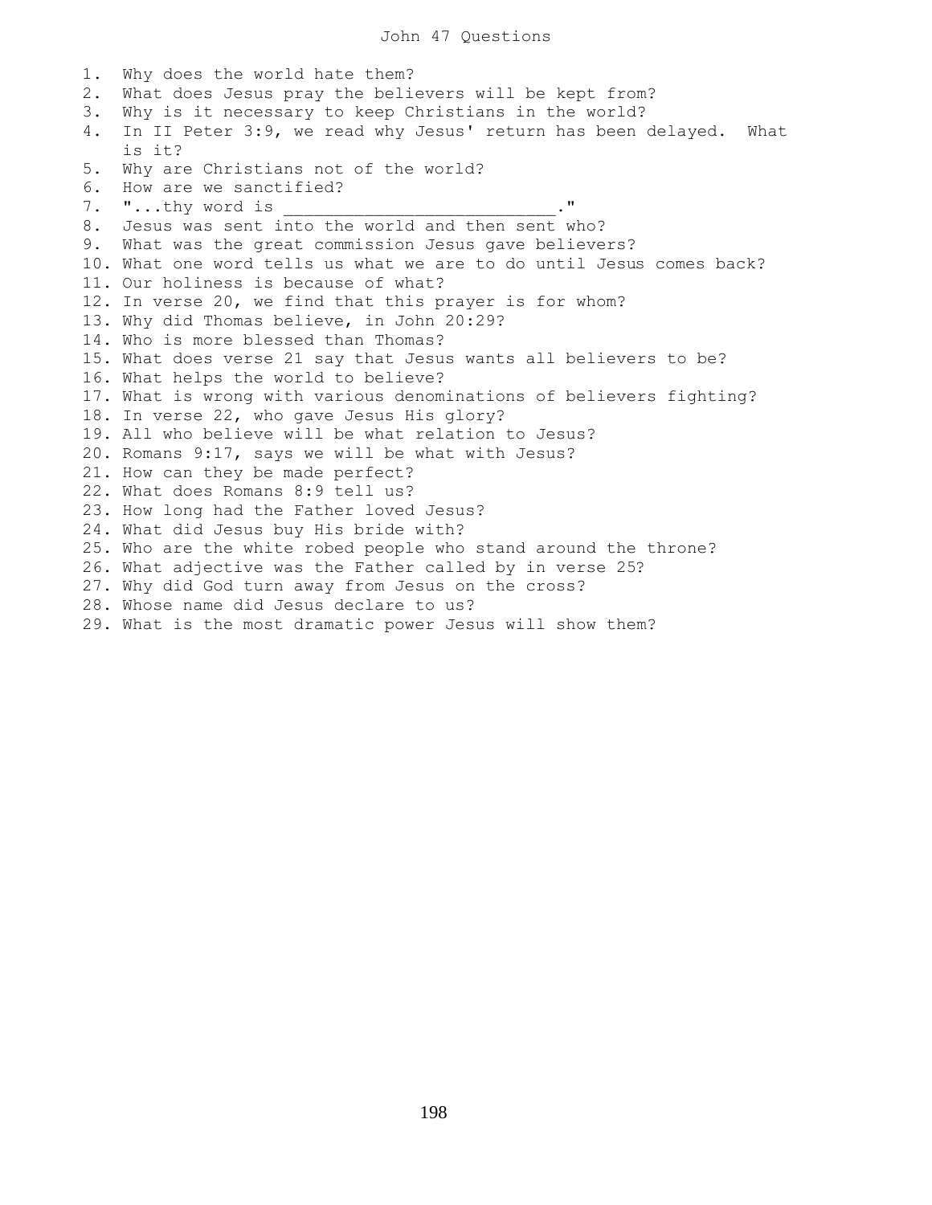# John 47 Questions

1. Why does the world hate them?
2. What does Jesus pray the believers will be kept from?
3. Why is it necessary to keep Christians in the world?
4. In II Peter 3:9, we read why Jesus' return has been delayed. What is it?
5. Why are Christians not of the world?
6. How are we sanctified?
7. "...thy word is ____________________________."
8. Jesus was sent into the world and then sent who?
9. What was the great commission Jesus gave believers?
10. What one word tells us what we are to do until Jesus comes back?
11. Our holiness is because of what?
12. In verse 20, we find that this prayer is for whom?
13. Why did Thomas believe, in John 20:29?
14. Who is more blessed than Thomas?
15. What does verse 21 say that Jesus wants all believers to be?
16. What helps the world to believe?
17. What is wrong with various denominations of believers fighting?
18. In verse 22, who gave Jesus His glory?
19. All who believe will be what relation to Jesus?
20. Romans 9:17, says we will be what with Jesus?
21. How can they be made perfect?
22. What does Romans 8:9 tell us?
23. How long had the Father loved Jesus?
24. What did Jesus buy His bride with?
25. Who are the white robed people who stand around the throne?
26. What adjective was the Father called by in verse 25?
27. Why did God turn away from Jesus on the cross?
28. Whose name did Jesus declare to us?
29. What is the most dramatic power Jesus will show them?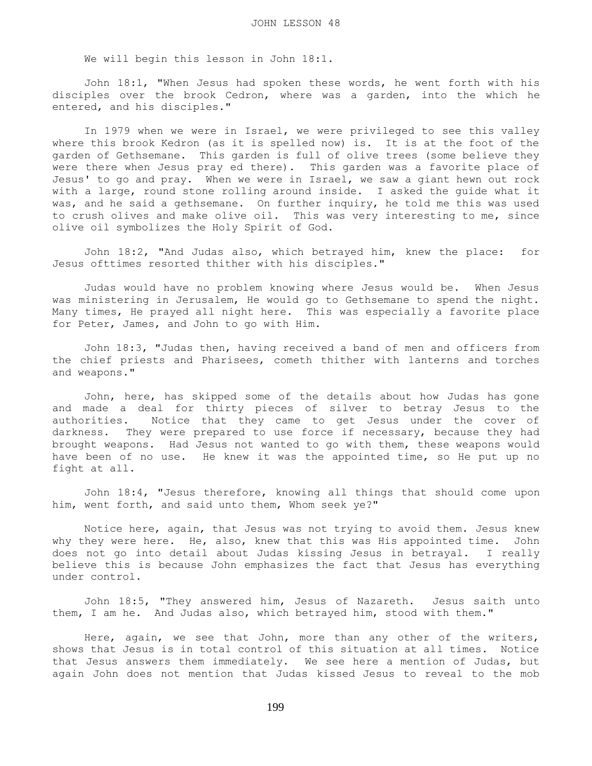# JOHN LESSON 48

We will begin this lesson in John 18:1.

John 18:1, "When Jesus had spoken these words, he went forth with his disciples over the brook Cedron, where was a garden, into the which he entered, and his disciples."

In 1979 when we were in Israel, we were privileged to see this valley where this brook Kedron (as it is spelled now) is. It is at the foot of the garden of Gethsemane. This garden is full of olive trees (some believe they were there when Jesus pray ed there). This garden was a favorite place of Jesus' to go and pray. When we were in Israel, we saw a giant hewn out rock with a large, round stone rolling around inside. I asked the guide what it was, and he said a gethsemane. On further inquiry, he told me this was used to crush olives and make olive oil. This was very interesting to me, since olive oil symbolizes the Holy Spirit of God.

John 18:2, "And Judas also, which betrayed him, knew the place: for Jesus ofttimes resorted thither with his disciples."

Judas would have no problem knowing where Jesus would be. When Jesus was ministering in Jerusalem, He would go to Gethsemane to spend the night. Many times, He prayed all night here. This was especially a favorite place for Peter, James, and John to go with Him.

John 18:3, "Judas then, having received a band of men and officers from the chief priests and Pharisees, cometh thither with lanterns and torches and weapons."

John, here, has skipped some of the details about how Judas has gone and made a deal for thirty pieces of silver to betray Jesus to the authorities. Notice that they came to get Jesus under the cover of darkness. They were prepared to use force if necessary, because they had brought weapons. Had Jesus not wanted to go with them, these weapons would have been of no use. He knew it was the appointed time, so He put up no fight at all.

John 18:4, "Jesus therefore, knowing all things that should come upon him, went forth, and said unto them, Whom seek ye?"

Notice here, again, that Jesus was not trying to avoid them. Jesus knew why they were here. He, also, knew that this was His appointed time. John does not go into detail about Judas kissing Jesus in betrayal. I really believe this is because John emphasizes the fact that Jesus has everything under control.

John 18:5, "They answered him, Jesus of Nazareth. Jesus saith unto them, I am he. And Judas also, which betrayed him, stood with them."

Here, again, we see that John, more than any other of the writers, shows that Jesus is in total control of this situation at all times. Notice that Jesus answers them immediately. We see here a mention of Judas, but again John does not mention that Judas kissed Jesus to reveal to the mob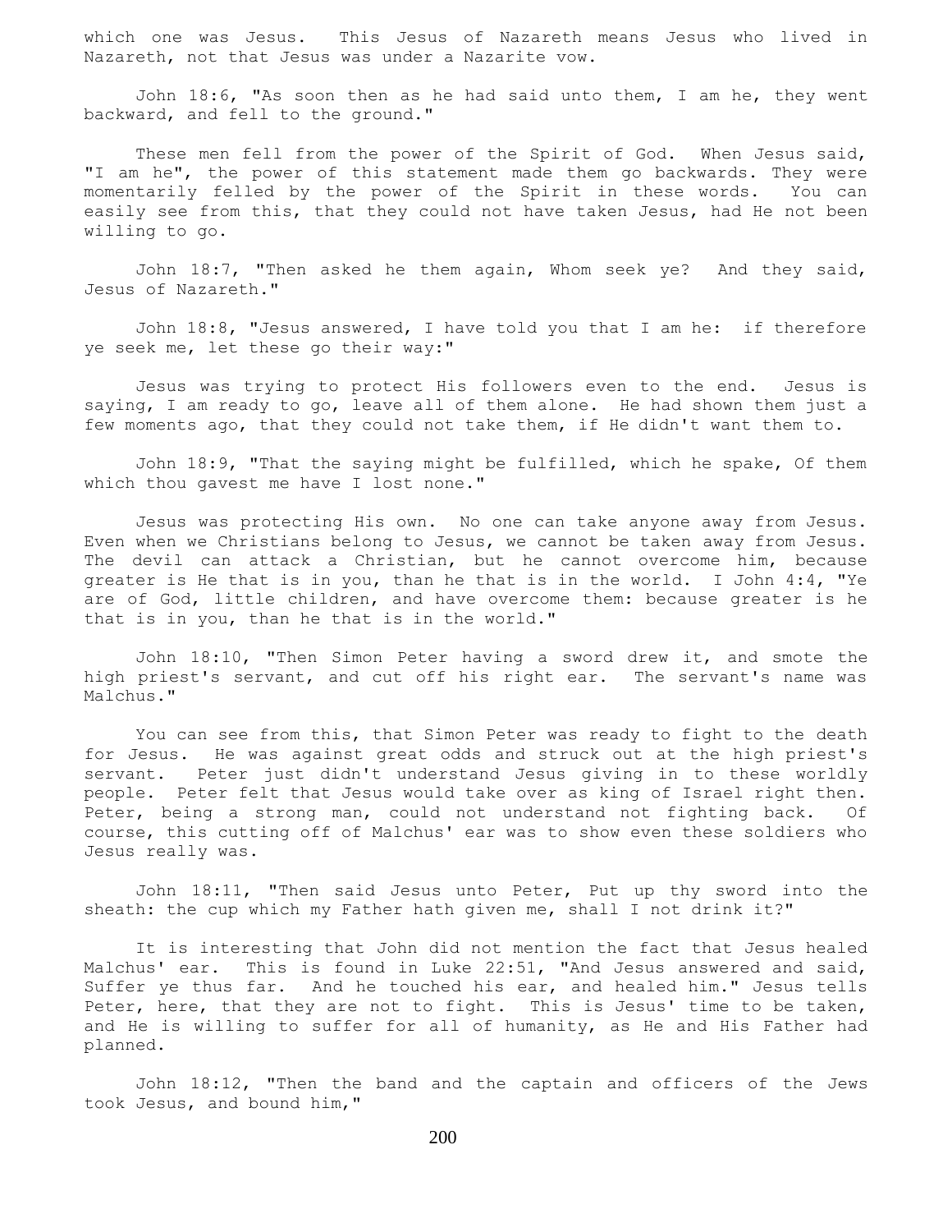which one was Jesus. This Jesus of Nazareth means Jesus who lived in Nazareth, not that Jesus was under a Nazarite vow.

John 18:6, "As soon then as he had said unto them, I am he, they went backward, and fell to the ground."

These men fell from the power of the Spirit of God. When Jesus said, "I am he", the power of this statement made them go backwards. They were momentarily felled by the power of the Spirit in these words. You can easily see from this, that they could not have taken Jesus, had He not been willing to go.

John 18:7, "Then asked he them again, Whom seek ye? And they said, Jesus of Nazareth."

John 18:8, "Jesus answered, I have told you that I am he: if therefore ye seek me, let these go their way:"

Jesus was trying to protect His followers even to the end. Jesus is saying, I am ready to go, leave all of them alone. He had shown them just a few moments ago, that they could not take them, if He didn't want them to.

John 18:9, "That the saying might be fulfilled, which he spake, Of them which thou gavest me have I lost none."

Jesus was protecting His own. No one can take anyone away from Jesus. Even when we Christians belong to Jesus, we cannot be taken away from Jesus. The devil can attack a Christian, but he cannot overcome him, because greater is He that is in you, than he that is in the world. I John 4:4, "Ye are of God, little children, and have overcome them: because greater is he that is in you, than he that is in the world."

John 18:10, "Then Simon Peter having a sword drew it, and smote the high priest's servant, and cut off his right ear. The servant's name was Malchus."

You can see from this, that Simon Peter was ready to fight to the death for Jesus. He was against great odds and struck out at the high priest's servant. Peter just didn't understand Jesus giving in to these worldly people. Peter felt that Jesus would take over as king of Israel right then. Peter, being a strong man, could not understand not fighting back. Of course, this cutting off of Malchus' ear was to show even these soldiers who Jesus really was.

John 18:11, "Then said Jesus unto Peter, Put up thy sword into the sheath: the cup which my Father hath given me, shall I not drink it?"

It is interesting that John did not mention the fact that Jesus healed Malchus' ear. This is found in Luke 22:51, "And Jesus answered and said, Suffer ye thus far. And he touched his ear, and healed him." Jesus tells Peter, here, that they are not to fight. This is Jesus' time to be taken, and He is willing to suffer for all of humanity, as He and His Father had planned.

John 18:12, "Then the band and the captain and officers of the Jews took Jesus, and bound him,"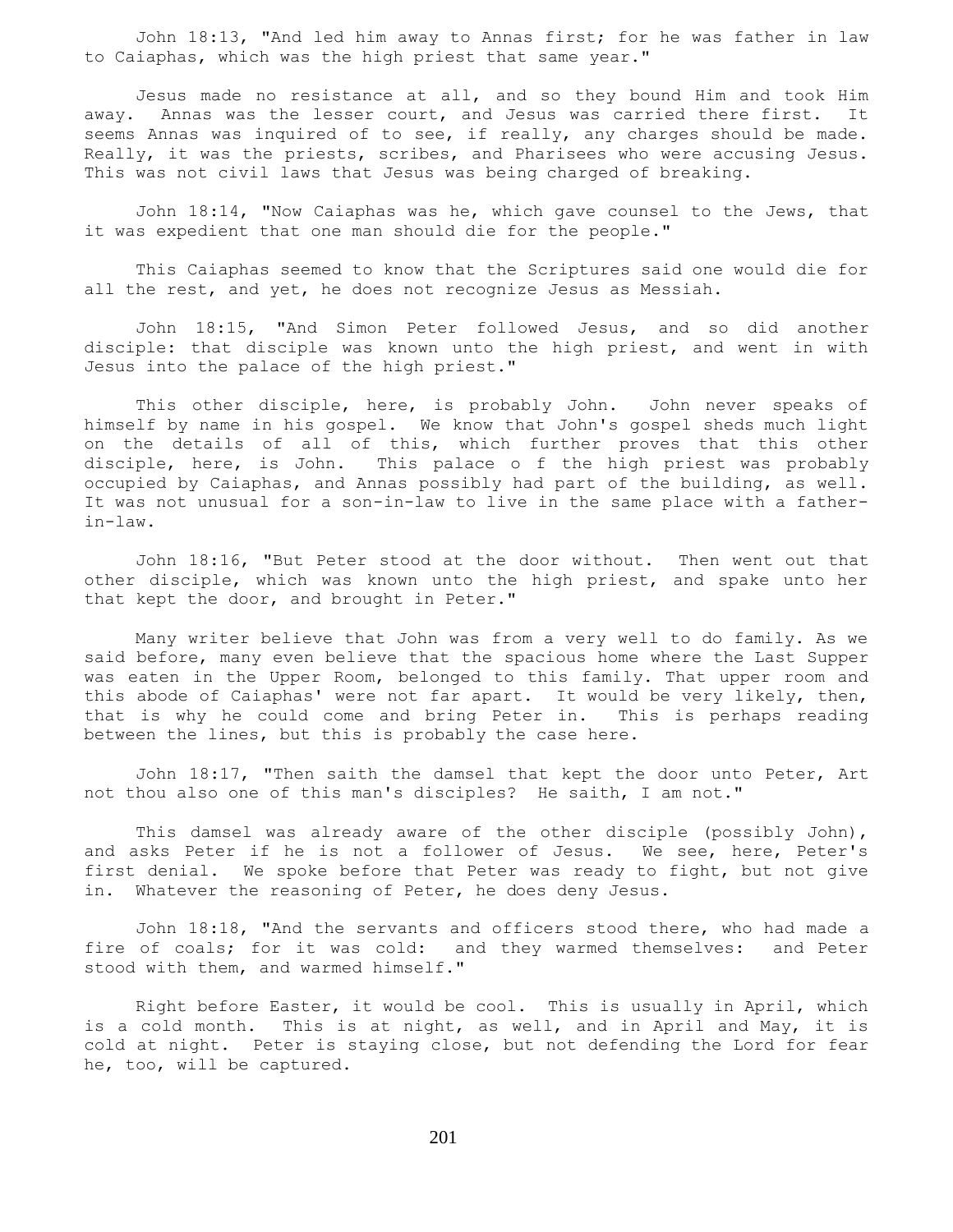John 18:13, "And led him away to Annas first; for he was father in law to Caiaphas, which was the high priest that same year."

Jesus made no resistance at all, and so they bound Him and took Him away. Annas was the lesser court, and Jesus was carried there first. It seems Annas was inquired of to see, if really, any charges should be made. Really, it was the priests, scribes, and Pharisees who were accusing Jesus. This was not civil laws that Jesus was being charged of breaking.

John 18:14, "Now Caiaphas was he, which gave counsel to the Jews, that it was expedient that one man should die for the people."

This Caiaphas seemed to know that the Scriptures said one would die for all the rest, and yet, he does not recognize Jesus as Messiah.

John 18:15, "And Simon Peter followed Jesus, and so did another disciple: that disciple was known unto the high priest, and went in with Jesus into the palace of the high priest."

This other disciple, here, is probably John. John never speaks of himself by name in his gospel. We know that John's gospel sheds much light on the details of all of this, which further proves that this other disciple, here, is John. This palace o f the high priest was probably occupied by Caiaphas, and Annas possibly had part of the building, as well. It was not unusual for a son-in-law to live in the same place with a father-in-law.

John 18:16, "But Peter stood at the door without. Then went out that other disciple, which was known unto the high priest, and spake unto her that kept the door, and brought in Peter."

Many writer believe that John was from a very well to do family. As we said before, many even believe that the spacious home where the Last Supper was eaten in the Upper Room, belonged to this family. That upper room and this abode of Caiaphas' were not far apart. It would be very likely, then, that is why he could come and bring Peter in. This is perhaps reading between the lines, but this is probably the case here.

John 18:17, "Then saith the damsel that kept the door unto Peter, Art not thou also one of this man's disciples? He saith, I am not."

This damsel was already aware of the other disciple (possibly John), and asks Peter if he is not a follower of Jesus. We see, here, Peter's first denial. We spoke before that Peter was ready to fight, but not give in. Whatever the reasoning of Peter, he does deny Jesus.

John 18:18, "And the servants and officers stood there, who had made a fire of coals; for it was cold: and they warmed themselves: and Peter stood with them, and warmed himself."

Right before Easter, it would be cool. This is usually in April, which is a cold month. This is at night, as well, and in April and May, it is cold at night. Peter is staying close, but not defending the Lord for fear he, too, will be captured.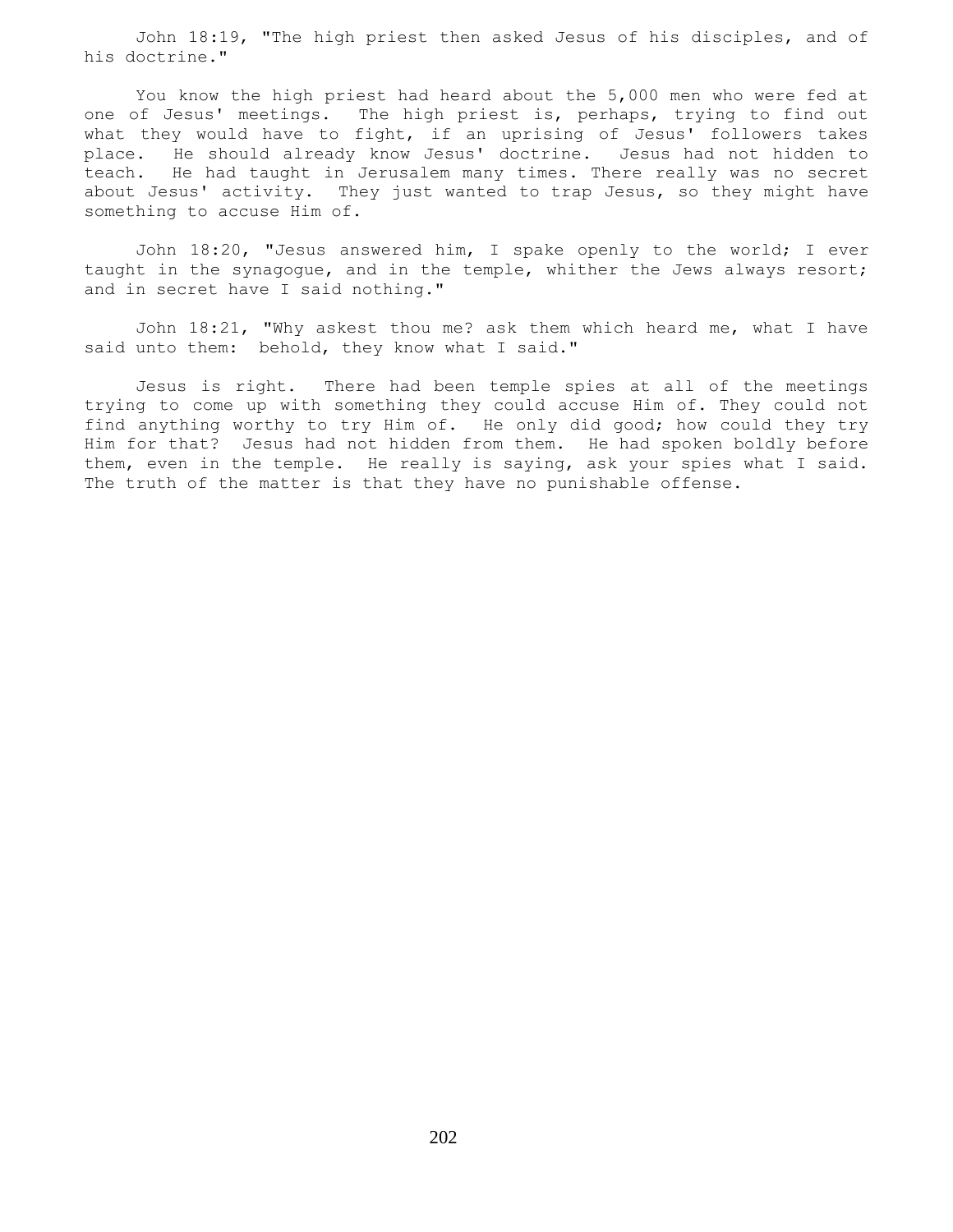John 18:19, "The high priest then asked Jesus of his disciples, and of his doctrine."

You know the high priest had heard about the 5,000 men who were fed at one of Jesus' meetings. The high priest is, perhaps, trying to find out what they would have to fight, if an uprising of Jesus' followers takes place. He should already know Jesus' doctrine. Jesus had not hidden to teach. He had taught in Jerusalem many times. There really was no secret about Jesus' activity. They just wanted to trap Jesus, so they might have something to accuse Him of.

John 18:20, "Jesus answered him, I spake openly to the world; I ever taught in the synagogue, and in the temple, whither the Jews always resort; and in secret have I said nothing."

John 18:21, "Why askest thou me? ask them which heard me, what I have said unto them: behold, they know what I said."

Jesus is right. There had been temple spies at all of the meetings trying to come up with something they could accuse Him of. They could not find anything worthy to try Him of. He only did good; how could they try Him for that? Jesus had not hidden from them. He had spoken boldly before them, even in the temple. He really is saying, ask your spies what I said. The truth of the matter is that they have no punishable offense.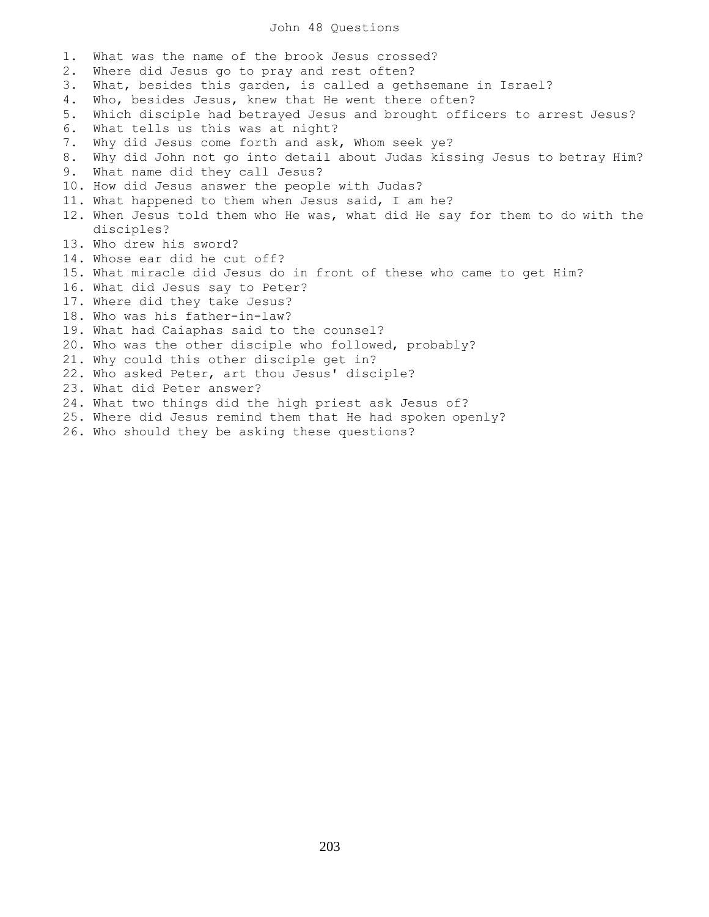# John 48 Questions

1. What was the name of the brook Jesus crossed?
2. Where did Jesus go to pray and rest often?
3. What, besides this garden, is called a gethsemane in Israel?
4. Who, besides Jesus, knew that He went there often?
5. Which disciple had betrayed Jesus and brought officers to arrest Jesus?
6. What tells us this was at night?
7. Why did Jesus come forth and ask, Whom seek ye?
8. Why did John not go into detail about Judas kissing Jesus to betray Him?
9. What name did they call Jesus?
10. How did Jesus answer the people with Judas?
11. What happened to them when Jesus said, I am he?
12. When Jesus told them who He was, what did He say for them to do with the disciples?
13. Who drew his sword?
14. Whose ear did he cut off?
15. What miracle did Jesus do in front of these who came to get Him?
16. What did Jesus say to Peter?
17. Where did they take Jesus?
18. Who was his father-in-law?
19. What had Caiaphas said to the counsel?
20. Who was the other disciple who followed, probably?
21. Why could this other disciple get in?
22. Who asked Peter, art thou Jesus' disciple?
23. What did Peter answer?
24. What two things did the high priest ask Jesus of?
25. Where did Jesus remind them that He had spoken openly?
26. Who should they be asking these questions?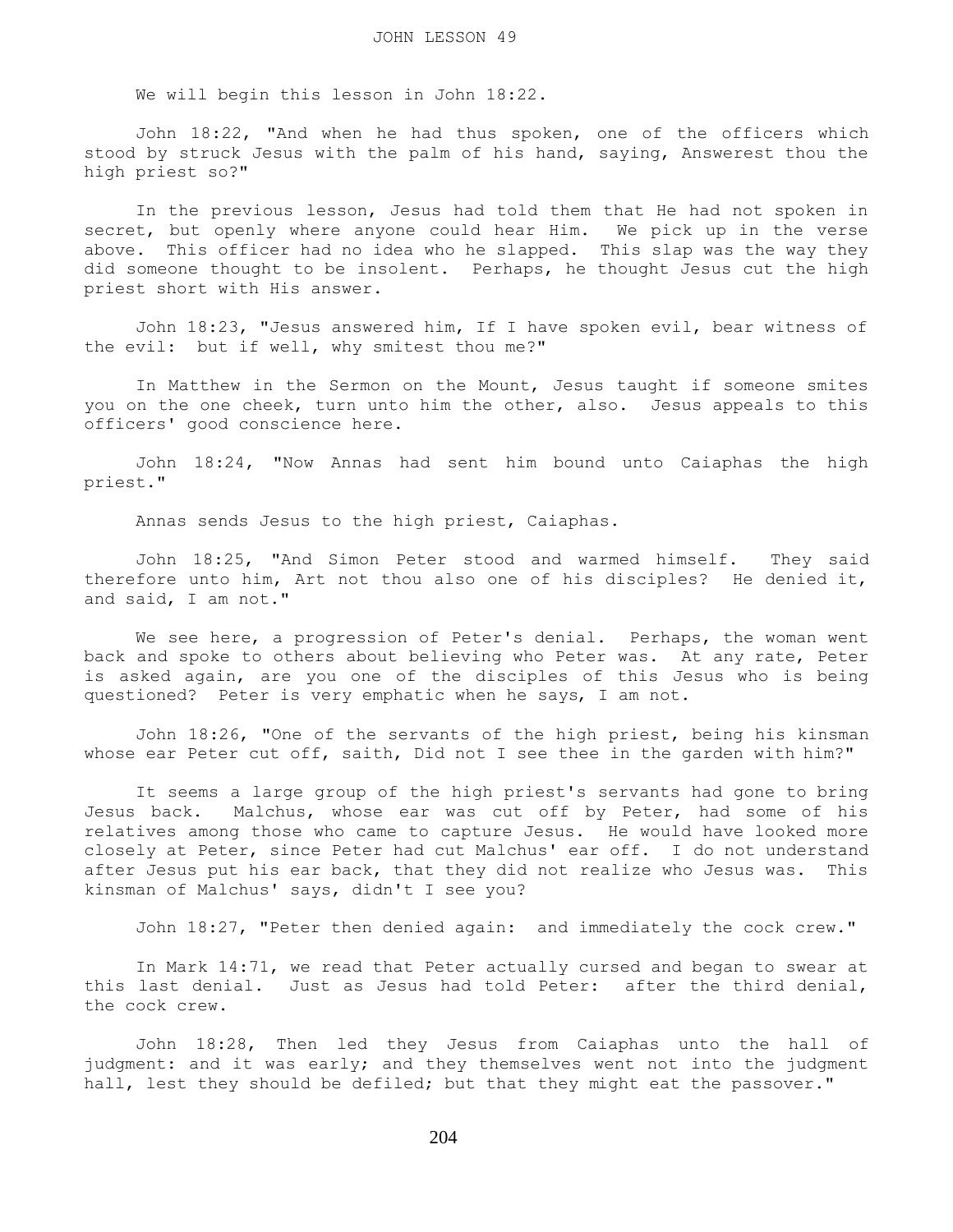# JOHN LESSON 49

We will begin this lesson in John 18:22.

John 18:22, "And when he had thus spoken, one of the officers which stood by struck Jesus with the palm of his hand, saying, Answerest thou the high priest so?"

In the previous lesson, Jesus had told them that He had not spoken in secret, but openly where anyone could hear Him. We pick up in the verse above. This officer had no idea who he slapped. This slap was the way they did someone thought to be insolent. Perhaps, he thought Jesus cut the high priest short with His answer.

John 18:23, "Jesus answered him, If I have spoken evil, bear witness of the evil: but if well, why smitest thou me?"

In Matthew in the Sermon on the Mount, Jesus taught if someone smites you on the one cheek, turn unto him the other, also. Jesus appeals to this officers' good conscience here.

John 18:24, "Now Annas had sent him bound unto Caiaphas the high priest."

Annas sends Jesus to the high priest, Caiaphas.

John 18:25, "And Simon Peter stood and warmed himself. They said therefore unto him, Art not thou also one of his disciples? He denied it, and said, I am not."

We see here, a progression of Peter's denial. Perhaps, the woman went back and spoke to others about believing who Peter was. At any rate, Peter is asked again, are you one of the disciples of this Jesus who is being questioned? Peter is very emphatic when he says, I am not.

John 18:26, "One of the servants of the high priest, being his kinsman whose ear Peter cut off, saith, Did not I see thee in the garden with him?"

It seems a large group of the high priest's servants had gone to bring Jesus back. Malchus, whose ear was cut off by Peter, had some of his relatives among those who came to capture Jesus. He would have looked more closely at Peter, since Peter had cut Malchus' ear off. I do not understand after Jesus put his ear back, that they did not realize who Jesus was. This kinsman of Malchus' says, didn't I see you?

John 18:27, "Peter then denied again: and immediately the cock crew."

In Mark 14:71, we read that Peter actually cursed and began to swear at this last denial. Just as Jesus had told Peter: after the third denial, the cock crew.

John 18:28, Then led they Jesus from Caiaphas unto the hall of judgment: and it was early; and they themselves went not into the judgment hall, lest they should be defiled; but that they might eat the passover."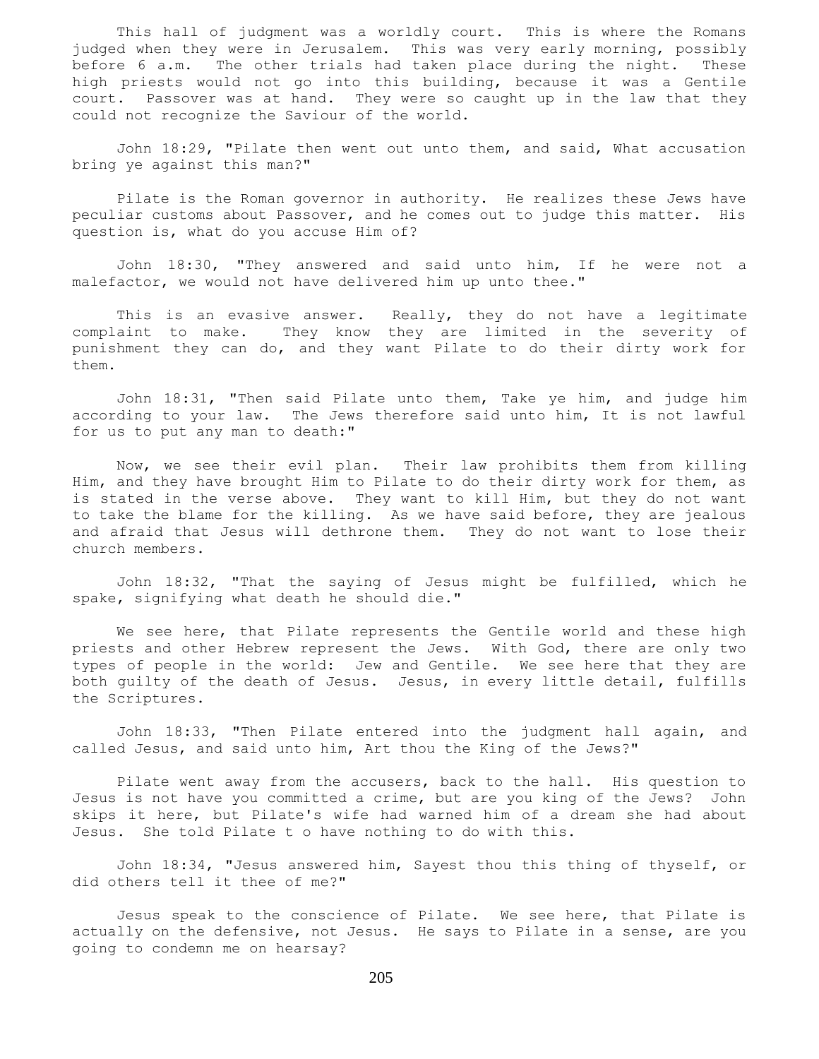This hall of judgment was a worldly court. This is where the Romans judged when they were in Jerusalem. This was very early morning, possibly before 6 a.m. The other trials had taken place during the night. These high priests would not go into this building, because it was a Gentile court. Passover was at hand. They were so caught up in the law that they could not recognize the Saviour of the world.

John 18:29, "Pilate then went out unto them, and said, What accusation bring ye against this man?"

Pilate is the Roman governor in authority. He realizes these Jews have peculiar customs about Passover, and he comes out to judge this matter. His question is, what do you accuse Him of?

John 18:30, "They answered and said unto him, If he were not a malefactor, we would not have delivered him up unto thee."

This is an evasive answer. Really, they do not have a legitimate complaint to make. They know they are limited in the severity of punishment they can do, and they want Pilate to do their dirty work for them.

John 18:31, "Then said Pilate unto them, Take ye him, and judge him according to your law. The Jews therefore said unto him, It is not lawful for us to put any man to death:"

Now, we see their evil plan. Their law prohibits them from killing Him, and they have brought Him to Pilate to do their dirty work for them, as is stated in the verse above. They want to kill Him, but they do not want to take the blame for the killing. As we have said before, they are jealous and afraid that Jesus will dethrone them. They do not want to lose their church members.

John 18:32, "That the saying of Jesus might be fulfilled, which he spake, signifying what death he should die."

We see here, that Pilate represents the Gentile world and these high priests and other Hebrew represent the Jews. With God, there are only two types of people in the world: Jew and Gentile. We see here that they are both guilty of the death of Jesus. Jesus, in every little detail, fulfills the Scriptures.

John 18:33, "Then Pilate entered into the judgment hall again, and called Jesus, and said unto him, Art thou the King of the Jews?"

Pilate went away from the accusers, back to the hall. His question to Jesus is not have you committed a crime, but are you king of the Jews? John skips it here, but Pilate's wife had warned him of a dream she had about Jesus. She told Pilate t o have nothing to do with this.

John 18:34, "Jesus answered him, Sayest thou this thing of thyself, or did others tell it thee of me?"

Jesus speak to the conscience of Pilate. We see here, that Pilate is actually on the defensive, not Jesus. He says to Pilate in a sense, are you going to condemn me on hearsay?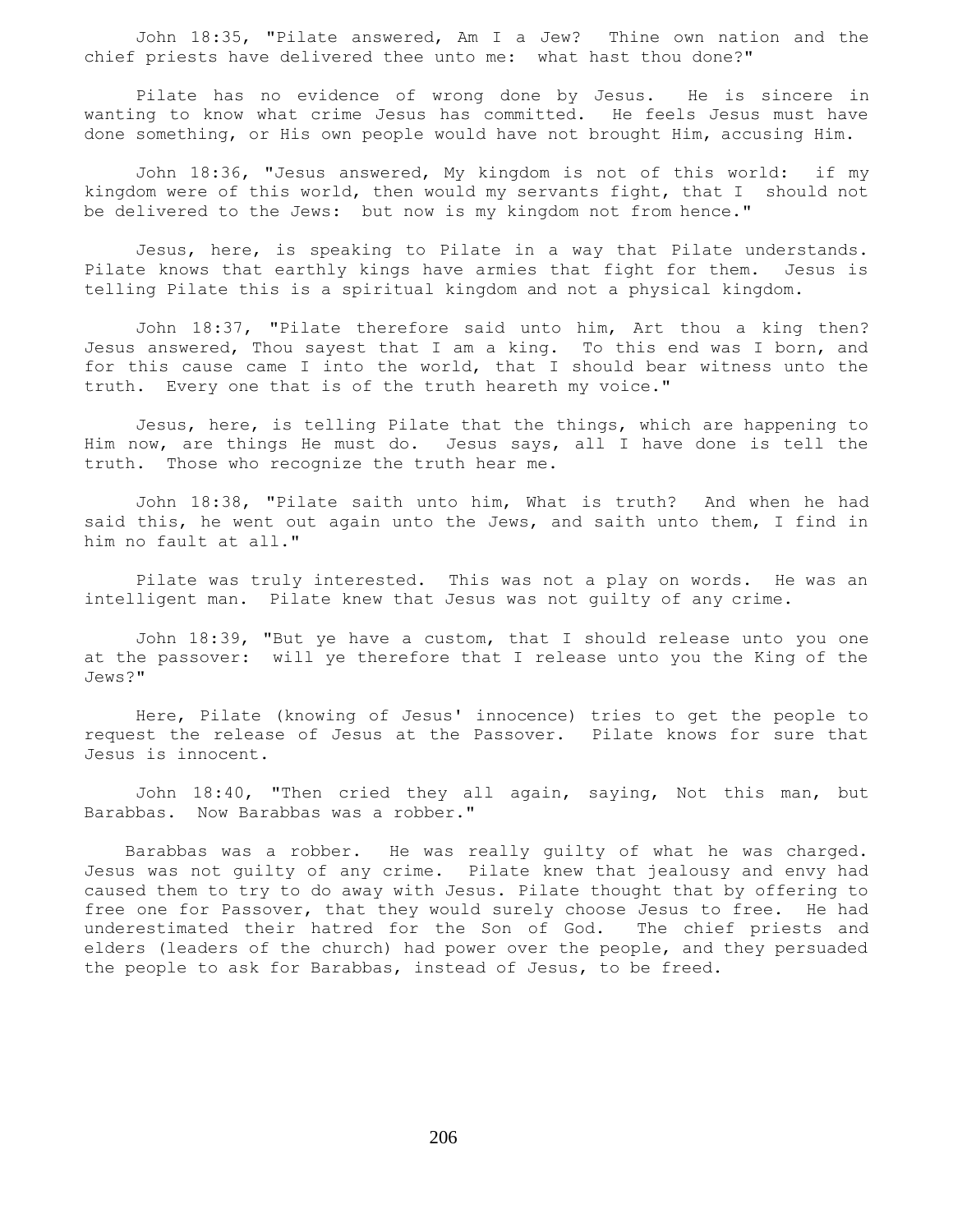John 18:35, "Pilate answered, Am I a Jew? Thine own nation and the chief priests have delivered thee unto me: what hast thou done?"

Pilate has no evidence of wrong done by Jesus. He is sincere in wanting to know what crime Jesus has committed. He feels Jesus must have done something, or His own people would have not brought Him, accusing Him.

John 18:36, "Jesus answered, My kingdom is not of this world: if my kingdom were of this world, then would my servants fight, that I should not be delivered to the Jews: but now is my kingdom not from hence."

Jesus, here, is speaking to Pilate in a way that Pilate understands. Pilate knows that earthly kings have armies that fight for them. Jesus is telling Pilate this is a spiritual kingdom and not a physical kingdom.

John 18:37, "Pilate therefore said unto him, Art thou a king then? Jesus answered, Thou sayest that I am a king. To this end was I born, and for this cause came I into the world, that I should bear witness unto the truth. Every one that is of the truth heareth my voice."

Jesus, here, is telling Pilate that the things, which are happening to Him now, are things He must do. Jesus says, all I have done is tell the truth. Those who recognize the truth hear me.

John 18:38, "Pilate saith unto him, What is truth? And when he had said this, he went out again unto the Jews, and saith unto them, I find in him no fault at all."

Pilate was truly interested. This was not a play on words. He was an intelligent man. Pilate knew that Jesus was not guilty of any crime.

John 18:39, "But ye have a custom, that I should release unto you one at the passover: will ye therefore that I release unto you the King of the Jews?"

Here, Pilate (knowing of Jesus' innocence) tries to get the people to request the release of Jesus at the Passover. Pilate knows for sure that Jesus is innocent.

John 18:40, "Then cried they all again, saying, Not this man, but Barabbas. Now Barabbas was a robber."

Barabbas was a robber. He was really guilty of what he was charged. Jesus was not guilty of any crime. Pilate knew that jealousy and envy had caused them to try to do away with Jesus. Pilate thought that by offering to free one for Passover, that they would surely choose Jesus to free. He had underestimated their hatred for the Son of God. The chief priests and elders (leaders of the church) had power over the people, and they persuaded the people to ask for Barabbas, instead of Jesus, to be freed.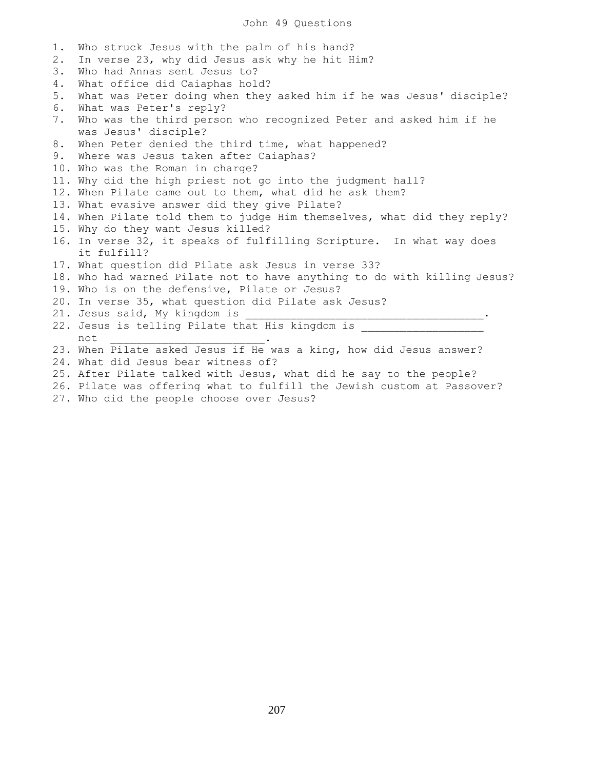# John 49 Questions

1. Who struck Jesus with the palm of his hand?
2. In verse 23, why did Jesus ask why he hit Him?
3. Who had Annas sent Jesus to?
4. What office did Caiaphas hold?
5. What was Peter doing when they asked him if he was Jesus' disciple?
6. What was Peter's reply?
7. Who was the third person who recognized Peter and asked him if he was Jesus' disciple?
8. When Peter denied the third time, what happened?
9. Where was Jesus taken after Caiaphas?
10. Who was the Roman in charge?
11. Why did the high priest not go into the judgment hall?
12. When Pilate came out to them, what did he ask them?
13. What evasive answer did they give Pilate?
14. When Pilate told them to judge Him themselves, what did they reply?
15. Why do they want Jesus killed?
16. In verse 32, it speaks of fulfilling Scripture. In what way does it fulfill?
17. What question did Pilate ask Jesus in verse 33?
18. Who had warned Pilate not to have anything to do with killing Jesus?
19. Who is on the defensive, Pilate or Jesus?
20. In verse 35, what question did Pilate ask Jesus?
21. Jesus said, My kingdom is _____________________________________.
22. Jesus is telling Pilate that His kingdom is ___________________ not _______________________.
23. When Pilate asked Jesus if He was a king, how did Jesus answer?
24. What did Jesus bear witness of?
25. After Pilate talked with Jesus, what did he say to the people?
26. Pilate was offering what to fulfill the Jewish custom at Passover?
27. Who did the people choose over Jesus?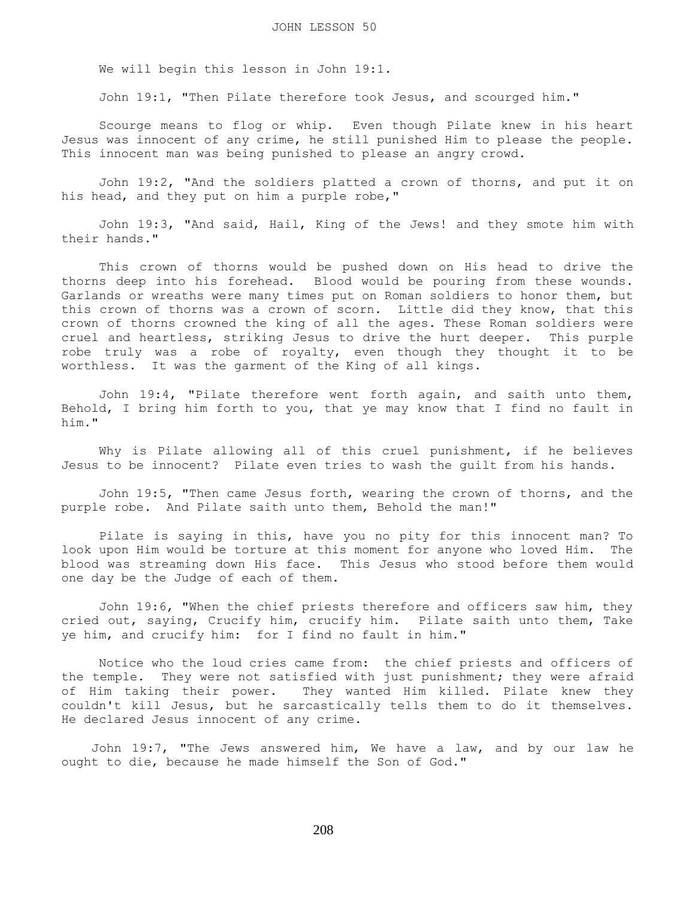# JOHN LESSON 50

We will begin this lesson in John 19:1.

John 19:1, "Then Pilate therefore took Jesus, and scourged him."

Scourge means to flog or whip. Even though Pilate knew in his heart Jesus was innocent of any crime, he still punished Him to please the people. This innocent man was being punished to please an angry crowd.

John 19:2, "And the soldiers platted a crown of thorns, and put it on his head, and they put on him a purple robe,"

John 19:3, "And said, Hail, King of the Jews! and they smote him with their hands."

This crown of thorns would be pushed down on His head to drive the thorns deep into his forehead. Blood would be pouring from these wounds. Garlands or wreaths were many times put on Roman soldiers to honor them, but this crown of thorns was a crown of scorn. Little did they know, that this crown of thorns crowned the king of all the ages. These Roman soldiers were cruel and heartless, striking Jesus to drive the hurt deeper. This purple robe truly was a robe of royalty, even though they thought it to be worthless. It was the garment of the King of all kings.

John 19:4, "Pilate therefore went forth again, and saith unto them, Behold, I bring him forth to you, that ye may know that I find no fault in him."

Why is Pilate allowing all of this cruel punishment, if he believes Jesus to be innocent? Pilate even tries to wash the guilt from his hands.

John 19:5, "Then came Jesus forth, wearing the crown of thorns, and the purple robe. And Pilate saith unto them, Behold the man!"

Pilate is saying in this, have you no pity for this innocent man? To look upon Him would be torture at this moment for anyone who loved Him. The blood was streaming down His face. This Jesus who stood before them would one day be the Judge of each of them.

John 19:6, "When the chief priests therefore and officers saw him, they cried out, saying, Crucify him, crucify him. Pilate saith unto them, Take ye him, and crucify him: for I find no fault in him."

Notice who the loud cries came from: the chief priests and officers of the temple. They were not satisfied with just punishment; they were afraid of Him taking their power. They wanted Him killed. Pilate knew they couldn't kill Jesus, but he sarcastically tells them to do it themselves. He declared Jesus innocent of any crime.

John 19:7, "The Jews answered him, We have a law, and by our law he ought to die, because he made himself the Son of God."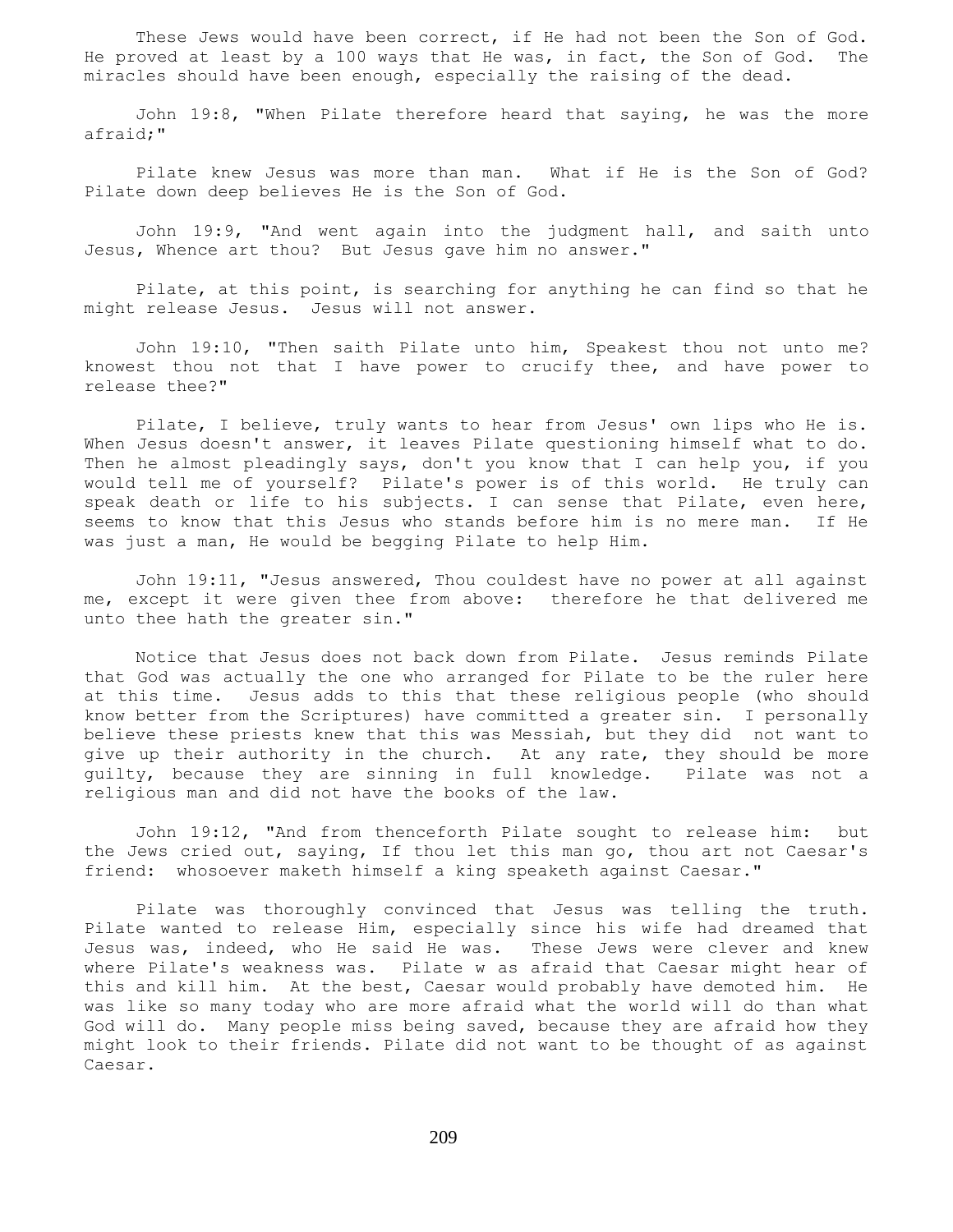These Jews would have been correct, if He had not been the Son of God. He proved at least by a 100 ways that He was, in fact, the Son of God. The miracles should have been enough, especially the raising of the dead.

John 19:8, "When Pilate therefore heard that saying, he was the more afraid;"

Pilate knew Jesus was more than man. What if He is the Son of God? Pilate down deep believes He is the Son of God.

John 19:9, "And went again into the judgment hall, and saith unto Jesus, Whence art thou? But Jesus gave him no answer."

Pilate, at this point, is searching for anything he can find so that he might release Jesus. Jesus will not answer.

John 19:10, "Then saith Pilate unto him, Speakest thou not unto me? knowest thou not that I have power to crucify thee, and have power to release thee?"

Pilate, I believe, truly wants to hear from Jesus' own lips who He is. When Jesus doesn't answer, it leaves Pilate questioning himself what to do. Then he almost pleadingly says, don't you know that I can help you, if you would tell me of yourself? Pilate's power is of this world. He truly can speak death or life to his subjects. I can sense that Pilate, even here, seems to know that this Jesus who stands before him is no mere man. If He was just a man, He would be begging Pilate to help Him.

John 19:11, "Jesus answered, Thou couldest have no power at all against me, except it were given thee from above: therefore he that delivered me unto thee hath the greater sin."

Notice that Jesus does not back down from Pilate. Jesus reminds Pilate that God was actually the one who arranged for Pilate to be the ruler here at this time. Jesus adds to this that these religious people (who should know better from the Scriptures) have committed a greater sin. I personally believe these priests knew that this was Messiah, but they did not want to give up their authority in the church. At any rate, they should be more guilty, because they are sinning in full knowledge. Pilate was not a religious man and did not have the books of the law.

John 19:12, "And from thenceforth Pilate sought to release him: but the Jews cried out, saying, If thou let this man go, thou art not Caesar's friend: whosoever maketh himself a king speaketh against Caesar."

Pilate was thoroughly convinced that Jesus was telling the truth. Pilate wanted to release Him, especially since his wife had dreamed that Jesus was, indeed, who He said He was. These Jews were clever and knew where Pilate's weakness was. Pilate w as afraid that Caesar might hear of this and kill him. At the best, Caesar would probably have demoted him. He was like so many today who are more afraid what the world will do than what God will do. Many people miss being saved, because they are afraid how they might look to their friends. Pilate did not want to be thought of as against Caesar.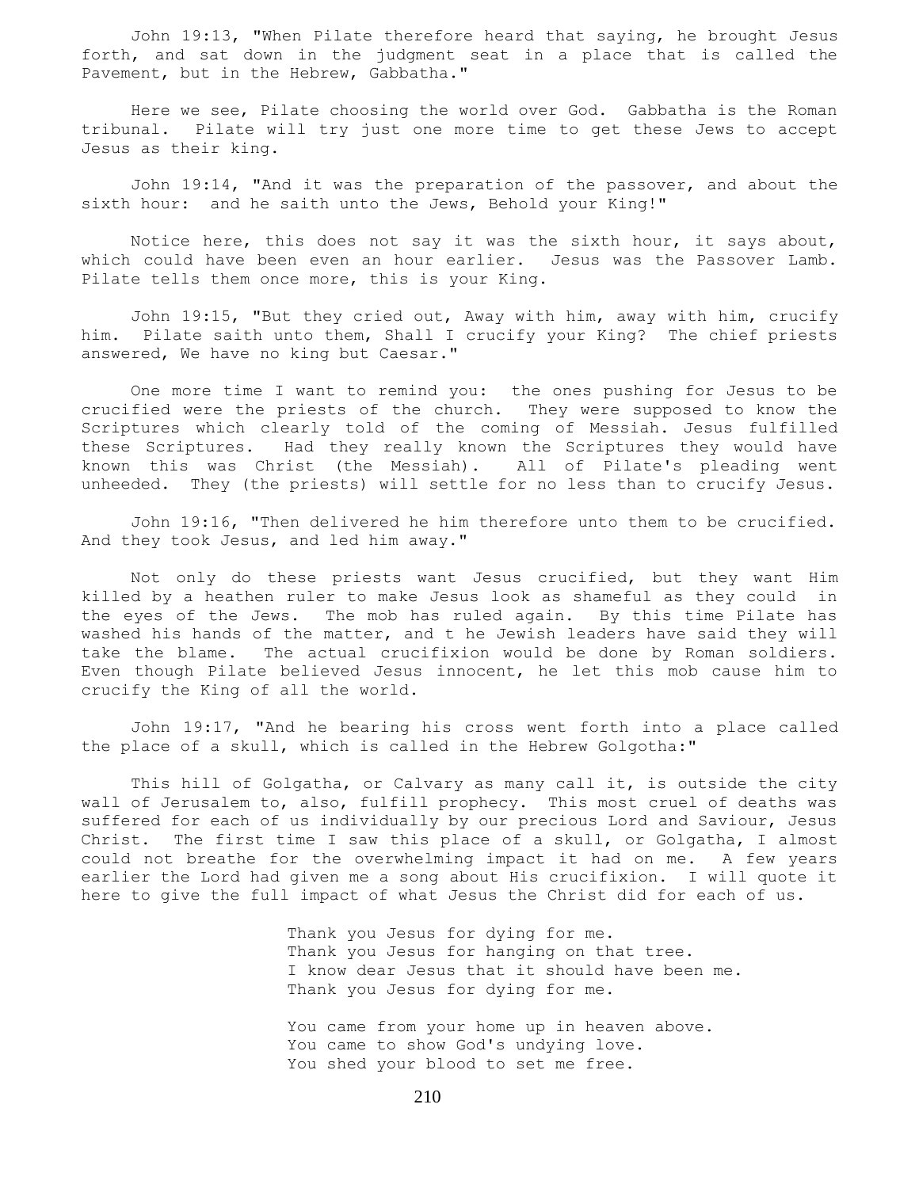John 19:13, "When Pilate therefore heard that saying, he brought Jesus forth, and sat down in the judgment seat in a place that is called the Pavement, but in the Hebrew, Gabbatha."

Here we see, Pilate choosing the world over God. Gabbatha is the Roman tribunal. Pilate will try just one more time to get these Jews to accept Jesus as their king.

John 19:14, "And it was the preparation of the passover, and about the sixth hour: and he saith unto the Jews, Behold your King!"

Notice here, this does not say it was the sixth hour, it says about, which could have been even an hour earlier. Jesus was the Passover Lamb. Pilate tells them once more, this is your King.

John 19:15, "But they cried out, Away with him, away with him, crucify him. Pilate saith unto them, Shall I crucify your King? The chief priests answered, We have no king but Caesar."

One more time I want to remind you: the ones pushing for Jesus to be crucified were the priests of the church. They were supposed to know the Scriptures which clearly told of the coming of Messiah. Jesus fulfilled these Scriptures. Had they really known the Scriptures they would have known this was Christ (the Messiah). All of Pilate's pleading went unheeded. They (the priests) will settle for no less than to crucify Jesus.

John 19:16, "Then delivered he him therefore unto them to be crucified. And they took Jesus, and led him away."

Not only do these priests want Jesus crucified, but they want Him killed by a heathen ruler to make Jesus look as shameful as they could in the eyes of the Jews. The mob has ruled again. By this time Pilate has washed his hands of the matter, and t he Jewish leaders have said they will take the blame. The actual crucifixion would be done by Roman soldiers. Even though Pilate believed Jesus innocent, he let this mob cause him to crucify the King of all the world.

John 19:17, "And he bearing his cross went forth into a place called the place of a skull, which is called in the Hebrew Golgotha:"

This hill of Golgatha, or Calvary as many call it, is outside the city wall of Jerusalem to, also, fulfill prophecy. This most cruel of deaths was suffered for each of us individually by our precious Lord and Saviour, Jesus Christ. The first time I saw this place of a skull, or Golgatha, I almost could not breathe for the overwhelming impact it had on me. A few years earlier the Lord had given me a song about His crucifixion. I will quote it here to give the full impact of what Jesus the Christ did for each of us.

> Thank you Jesus for dying for me.
> Thank you Jesus for hanging on that tree.
> I know dear Jesus that it should have been me.
> Thank you Jesus for dying for me.
>
> You came from your home up in heaven above.
> You came to show God's undying love.
> You shed your blood to set me free.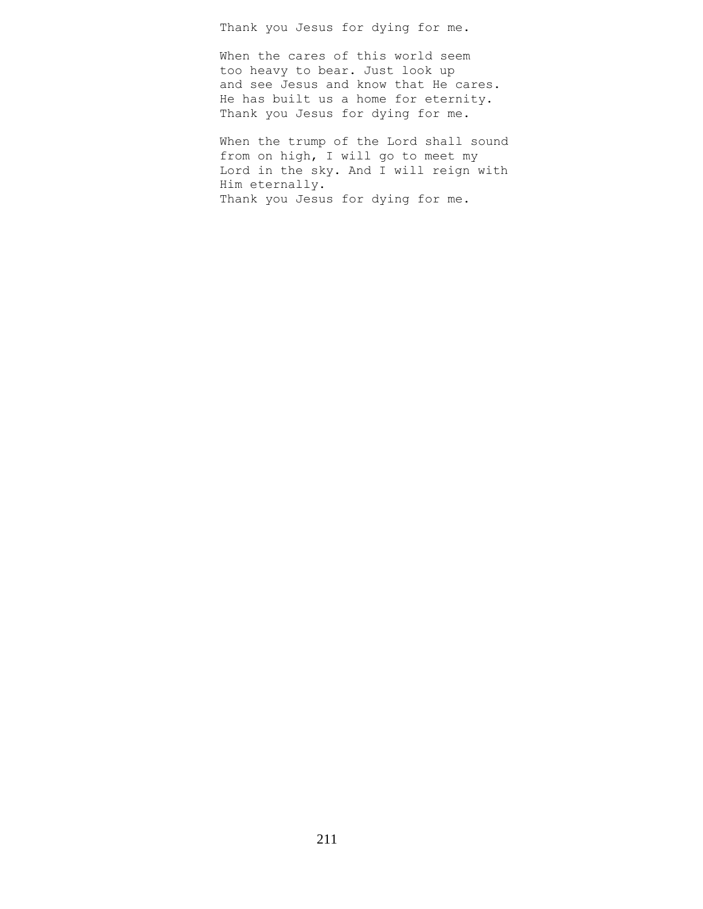Thank you Jesus for dying for me.

When the cares of this world seem
too heavy to bear. Just look up
and see Jesus and know that He cares.
He has built us a home for eternity.
Thank you Jesus for dying for me.

When the trump of the Lord shall sound
from on high, I will go to meet my
Lord in the sky. And I will reign with
Him eternally.
Thank you Jesus for dying for me.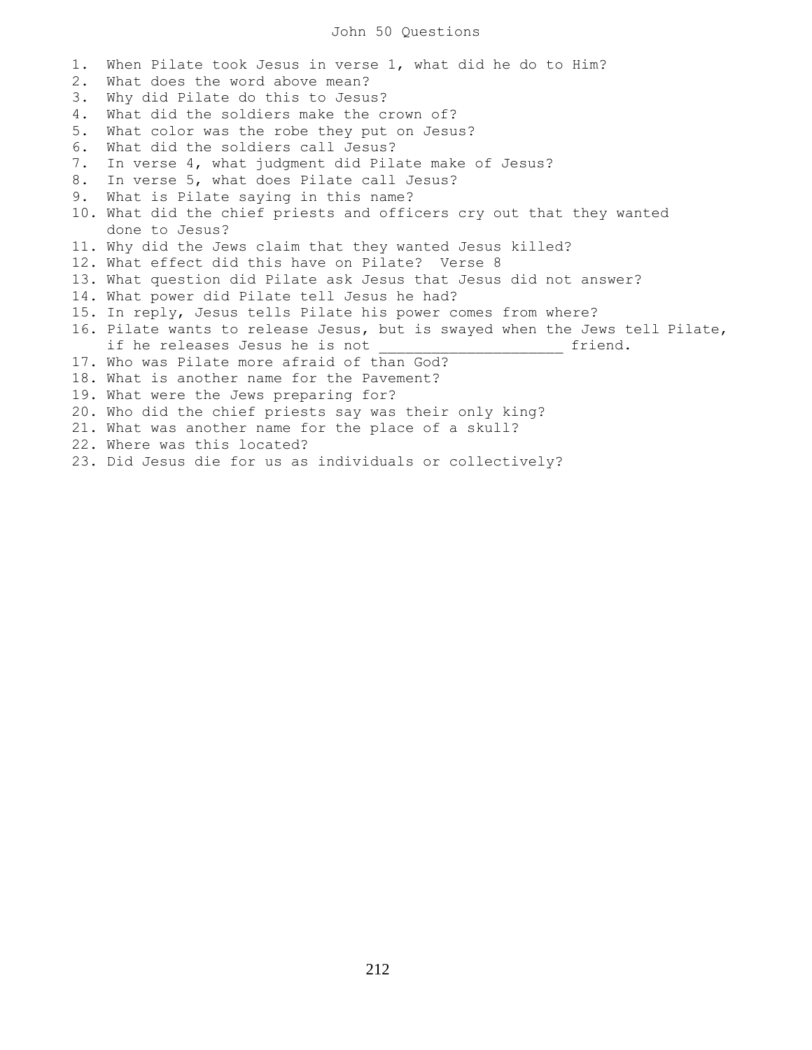# John 50 Questions

1. When Pilate took Jesus in verse 1, what did he do to Him?
2. What does the word above mean?
3. Why did Pilate do this to Jesus?
4. What did the soldiers make the crown of?
5. What color was the robe they put on Jesus?
6. What did the soldiers call Jesus?
7. In verse 4, what judgment did Pilate make of Jesus?
8. In verse 5, what does Pilate call Jesus?
9. What is Pilate saying in this name?
10. What did the chief priests and officers cry out that they wanted done to Jesus?
11. Why did the Jews claim that they wanted Jesus killed?
12. What effect did this have on Pilate? Verse 8
13. What question did Pilate ask Jesus that Jesus did not answer?
14. What power did Pilate tell Jesus he had?
15. In reply, Jesus tells Pilate his power comes from where?
16. Pilate wants to release Jesus, but is swayed when the Jews tell Pilate, if he releases Jesus he is not ____________________ friend.
17. Who was Pilate more afraid of than God?
18. What is another name for the Pavement?
19. What were the Jews preparing for?
20. Who did the chief priests say was their only king?
21. What was another name for the place of a skull?
22. Where was this located?
23. Did Jesus die for us as individuals or collectively?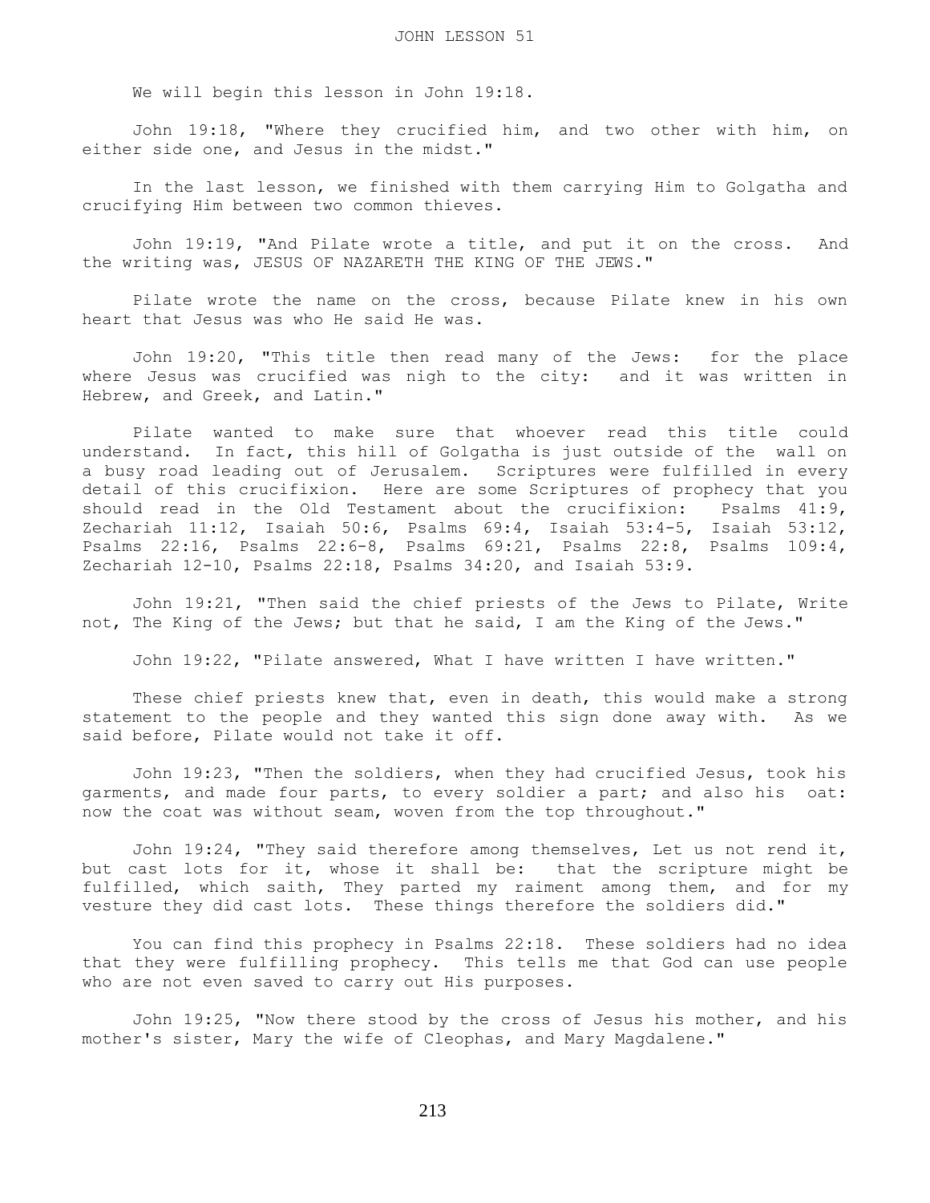# JOHN LESSON 51

We will begin this lesson in John 19:18.

John 19:18, "Where they crucified him, and two other with him, on either side one, and Jesus in the midst."

In the last lesson, we finished with them carrying Him to Golgatha and crucifying Him between two common thieves.

John 19:19, "And Pilate wrote a title, and put it on the cross. And the writing was, JESUS OF NAZARETH THE KING OF THE JEWS."

Pilate wrote the name on the cross, because Pilate knew in his own heart that Jesus was who He said He was.

John 19:20, "This title then read many of the Jews: for the place where Jesus was crucified was nigh to the city: and it was written in Hebrew, and Greek, and Latin."

Pilate wanted to make sure that whoever read this title could understand. In fact, this hill of Golgatha is just outside of the wall on a busy road leading out of Jerusalem. Scriptures were fulfilled in every detail of this crucifixion. Here are some Scriptures of prophecy that you should read in the Old Testament about the crucifixion: Psalms 41:9, Zechariah 11:12, Isaiah 50:6, Psalms 69:4, Isaiah 53:4-5, Isaiah 53:12, Psalms 22:16, Psalms 22:6-8, Psalms 69:21, Psalms 22:8, Psalms 109:4, Zechariah 12-10, Psalms 22:18, Psalms 34:20, and Isaiah 53:9.

John 19:21, "Then said the chief priests of the Jews to Pilate, Write not, The King of the Jews; but that he said, I am the King of the Jews."

John 19:22, "Pilate answered, What I have written I have written."

These chief priests knew that, even in death, this would make a strong statement to the people and they wanted this sign done away with. As we said before, Pilate would not take it off.

John 19:23, "Then the soldiers, when they had crucified Jesus, took his garments, and made four parts, to every soldier a part; and also his oat: now the coat was without seam, woven from the top throughout."

John 19:24, "They said therefore among themselves, Let us not rend it, but cast lots for it, whose it shall be: that the scripture might be fulfilled, which saith, They parted my raiment among them, and for my vesture they did cast lots. These things therefore the soldiers did."

You can find this prophecy in Psalms 22:18. These soldiers had no idea that they were fulfilling prophecy. This tells me that God can use people who are not even saved to carry out His purposes.

John 19:25, "Now there stood by the cross of Jesus his mother, and his mother's sister, Mary the wife of Cleophas, and Mary Magdalene."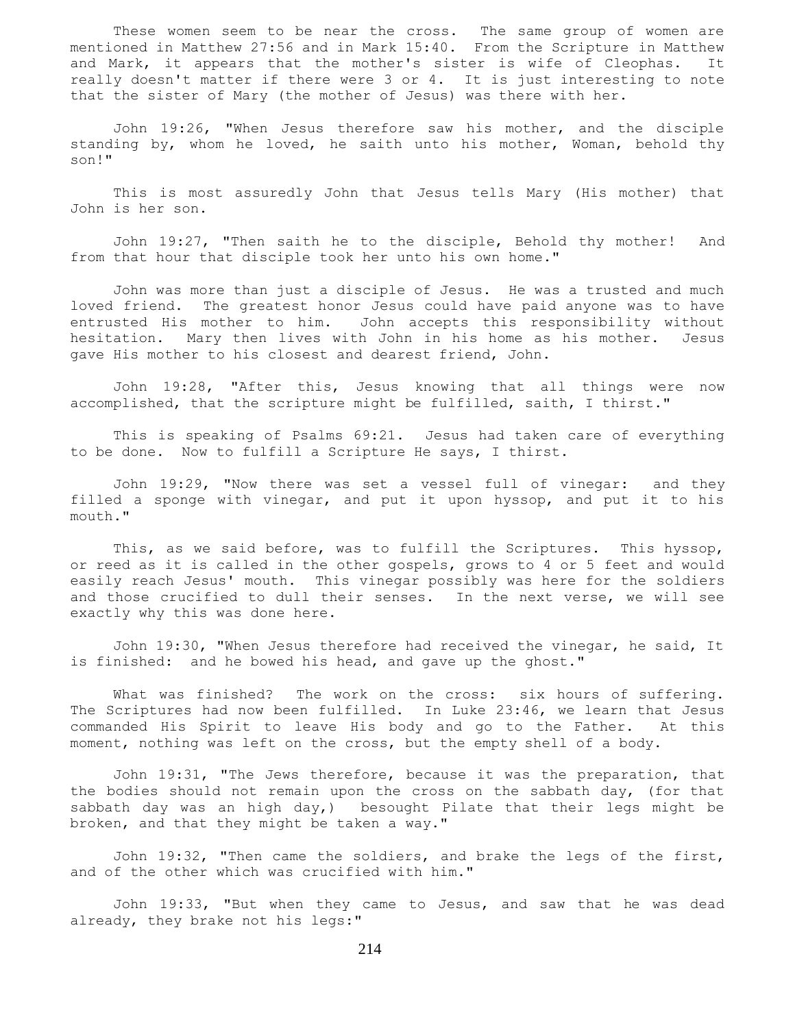These women seem to be near the cross. The same group of women are mentioned in Matthew 27:56 and in Mark 15:40. From the Scripture in Matthew and Mark, it appears that the mother's sister is wife of Cleophas. It really doesn't matter if there were 3 or 4. It is just interesting to note that the sister of Mary (the mother of Jesus) was there with her.

John 19:26, "When Jesus therefore saw his mother, and the disciple standing by, whom he loved, he saith unto his mother, Woman, behold thy son!"

This is most assuredly John that Jesus tells Mary (His mother) that John is her son.

John 19:27, "Then saith he to the disciple, Behold thy mother! And from that hour that disciple took her unto his own home."

John was more than just a disciple of Jesus. He was a trusted and much loved friend. The greatest honor Jesus could have paid anyone was to have entrusted His mother to him. John accepts this responsibility without hesitation. Mary then lives with John in his home as his mother. Jesus gave His mother to his closest and dearest friend, John.

John 19:28, "After this, Jesus knowing that all things were now accomplished, that the scripture might be fulfilled, saith, I thirst."

This is speaking of Psalms 69:21. Jesus had taken care of everything to be done. Now to fulfill a Scripture He says, I thirst.

John 19:29, "Now there was set a vessel full of vinegar: and they filled a sponge with vinegar, and put it upon hyssop, and put it to his mouth."

This, as we said before, was to fulfill the Scriptures. This hyssop, or reed as it is called in the other gospels, grows to 4 or 5 feet and would easily reach Jesus' mouth. This vinegar possibly was here for the soldiers and those crucified to dull their senses. In the next verse, we will see exactly why this was done here.

John 19:30, "When Jesus therefore had received the vinegar, he said, It is finished: and he bowed his head, and gave up the ghost."

What was finished? The work on the cross: six hours of suffering. The Scriptures had now been fulfilled. In Luke 23:46, we learn that Jesus commanded His Spirit to leave His body and go to the Father. At this moment, nothing was left on the cross, but the empty shell of a body.

John 19:31, "The Jews therefore, because it was the preparation, that the bodies should not remain upon the cross on the sabbath day, (for that sabbath day was an high day,) besought Pilate that their legs might be broken, and that they might be taken a way."

John 19:32, "Then came the soldiers, and brake the legs of the first, and of the other which was crucified with him."

John 19:33, "But when they came to Jesus, and saw that he was dead already, they brake not his legs:"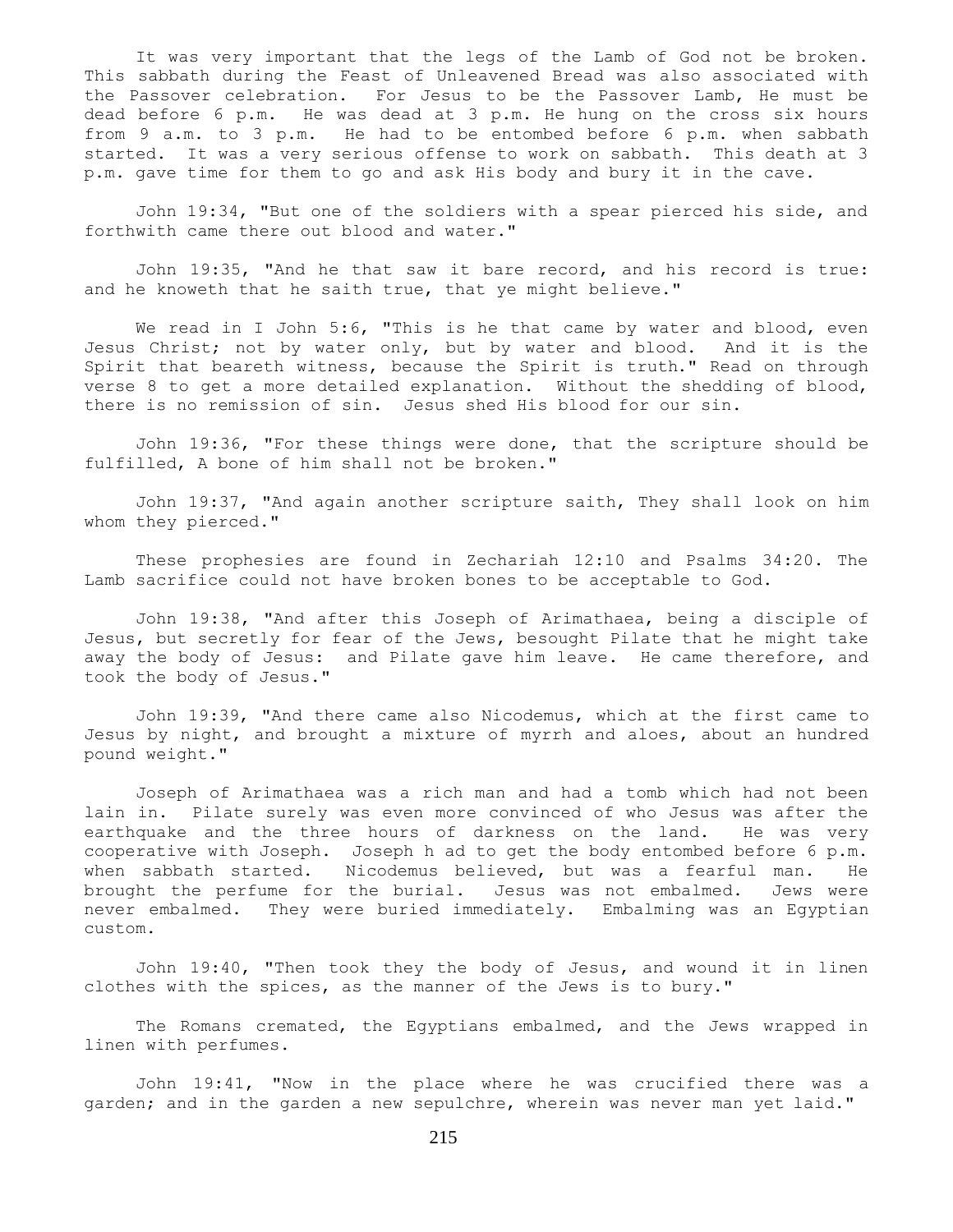It was very important that the legs of the Lamb of God not be broken. This sabbath during the Feast of Unleavened Bread was also associated with the Passover celebration. For Jesus to be the Passover Lamb, He must be dead before 6 p.m. He was dead at 3 p.m. He hung on the cross six hours from 9 a.m. to 3 p.m. He had to be entombed before 6 p.m. when sabbath started. It was a very serious offense to work on sabbath. This death at 3 p.m. gave time for them to go and ask His body and bury it in the cave.

John 19:34, "But one of the soldiers with a spear pierced his side, and forthwith came there out blood and water."

John 19:35, "And he that saw it bare record, and his record is true: and he knoweth that he saith true, that ye might believe."

We read in I John 5:6, "This is he that came by water and blood, even Jesus Christ; not by water only, but by water and blood. And it is the Spirit that beareth witness, because the Spirit is truth." Read on through verse 8 to get a more detailed explanation. Without the shedding of blood, there is no remission of sin. Jesus shed His blood for our sin.

John 19:36, "For these things were done, that the scripture should be fulfilled, A bone of him shall not be broken."

John 19:37, "And again another scripture saith, They shall look on him whom they pierced."

These prophesies are found in Zechariah 12:10 and Psalms 34:20. The Lamb sacrifice could not have broken bones to be acceptable to God.

John 19:38, "And after this Joseph of Arimathaea, being a disciple of Jesus, but secretly for fear of the Jews, besought Pilate that he might take away the body of Jesus: and Pilate gave him leave. He came therefore, and took the body of Jesus."

John 19:39, "And there came also Nicodemus, which at the first came to Jesus by night, and brought a mixture of myrrh and aloes, about an hundred pound weight."

Joseph of Arimathaea was a rich man and had a tomb which had not been lain in. Pilate surely was even more convinced of who Jesus was after the earthquake and the three hours of darkness on the land. He was very cooperative with Joseph. Joseph h ad to get the body entombed before 6 p.m. when sabbath started. Nicodemus believed, but was a fearful man. He brought the perfume for the burial. Jesus was not embalmed. Jews were never embalmed. They were buried immediately. Embalming was an Egyptian custom.

John 19:40, "Then took they the body of Jesus, and wound it in linen clothes with the spices, as the manner of the Jews is to bury."

The Romans cremated, the Egyptians embalmed, and the Jews wrapped in linen with perfumes.

John 19:41, "Now in the place where he was crucified there was a garden; and in the garden a new sepulchre, wherein was never man yet laid."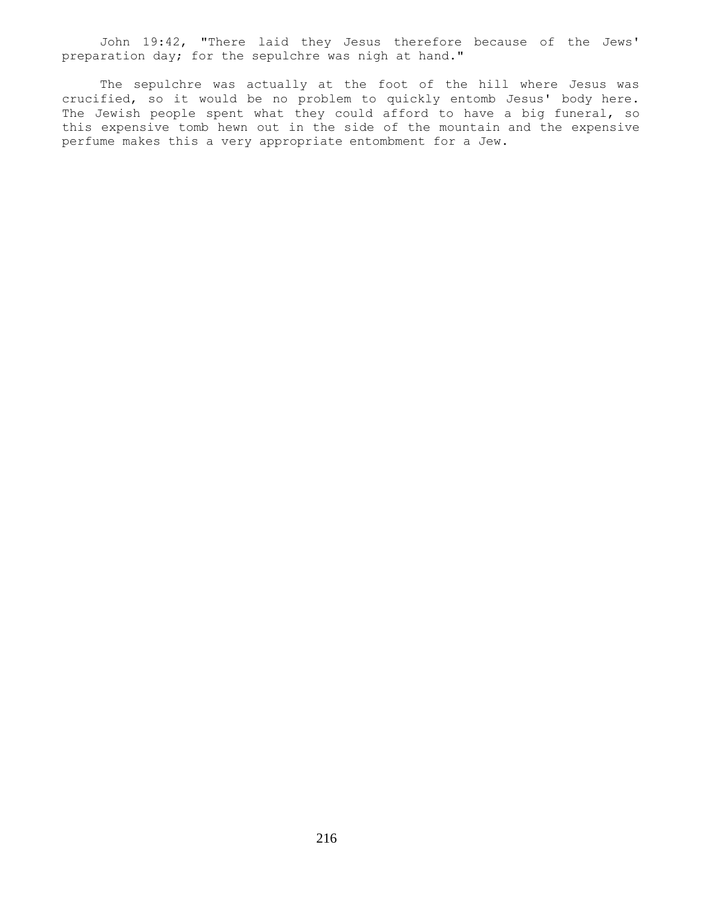John 19:42, "There laid they Jesus therefore because of the Jews' preparation day; for the sepulchre was nigh at hand."

The sepulchre was actually at the foot of the hill where Jesus was crucified, so it would be no problem to quickly entomb Jesus' body here. The Jewish people spent what they could afford to have a big funeral, so this expensive tomb hewn out in the side of the mountain and the expensive perfume makes this a very appropriate entombment for a Jew.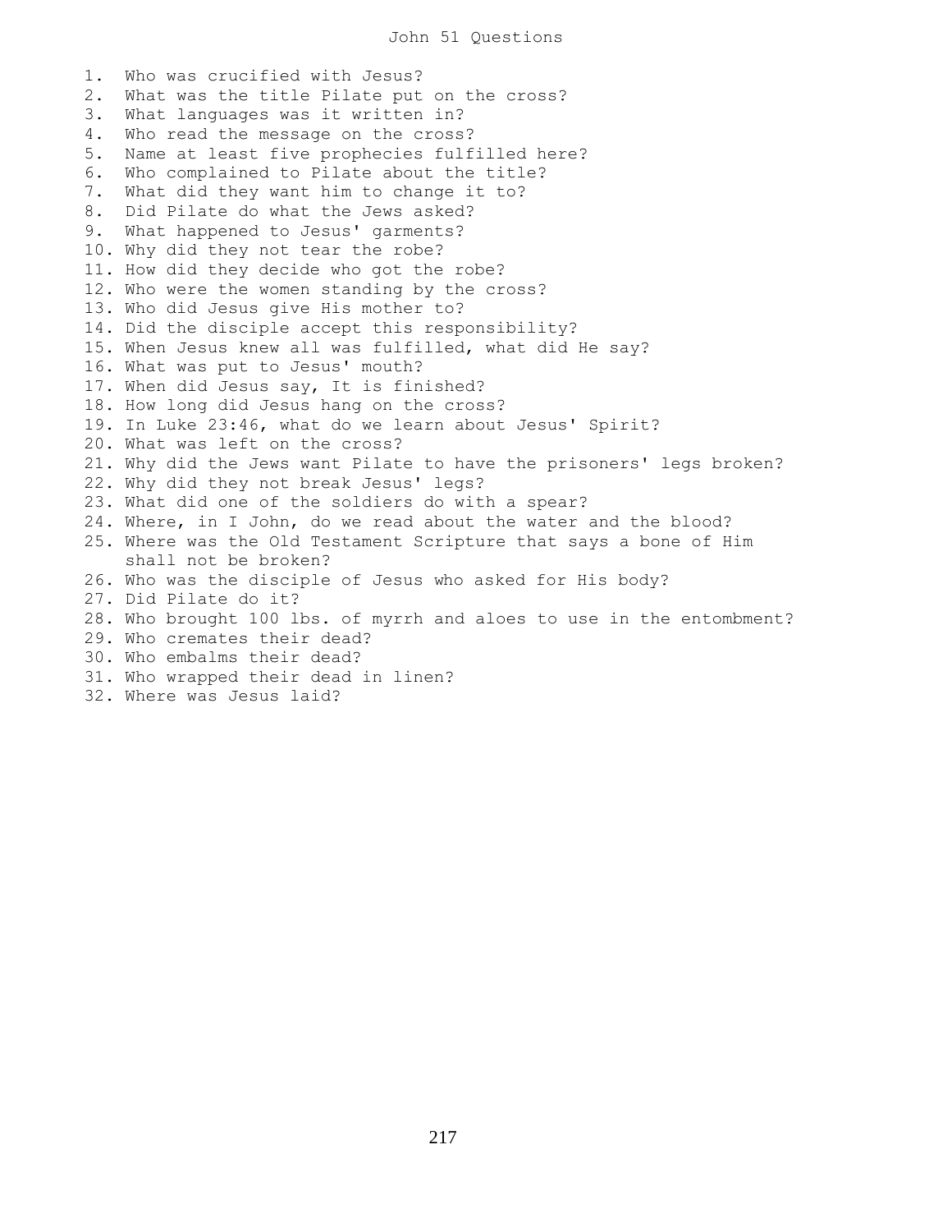# John 51 Questions

1. Who was crucified with Jesus?
2. What was the title Pilate put on the cross?
3. What languages was it written in?
4. Who read the message on the cross?
5. Name at least five prophecies fulfilled here?
6. Who complained to Pilate about the title?
7. What did they want him to change it to?
8. Did Pilate do what the Jews asked?
9. What happened to Jesus' garments?
10. Why did they not tear the robe?
11. How did they decide who got the robe?
12. Who were the women standing by the cross?
13. Who did Jesus give His mother to?
14. Did the disciple accept this responsibility?
15. When Jesus knew all was fulfilled, what did He say?
16. What was put to Jesus' mouth?
17. When did Jesus say, It is finished?
18. How long did Jesus hang on the cross?
19. In Luke 23:46, what do we learn about Jesus' Spirit?
20. What was left on the cross?
21. Why did the Jews want Pilate to have the prisoners' legs broken?
22. Why did they not break Jesus' legs?
23. What did one of the soldiers do with a spear?
24. Where, in I John, do we read about the water and the blood?
25. Where was the Old Testament Scripture that says a bone of Him shall not be broken?
26. Who was the disciple of Jesus who asked for His body?
27. Did Pilate do it?
28. Who brought 100 lbs. of myrrh and aloes to use in the entombment?
29. Who cremates their dead?
30. Who embalms their dead?
31. Who wrapped their dead in linen?
32. Where was Jesus laid?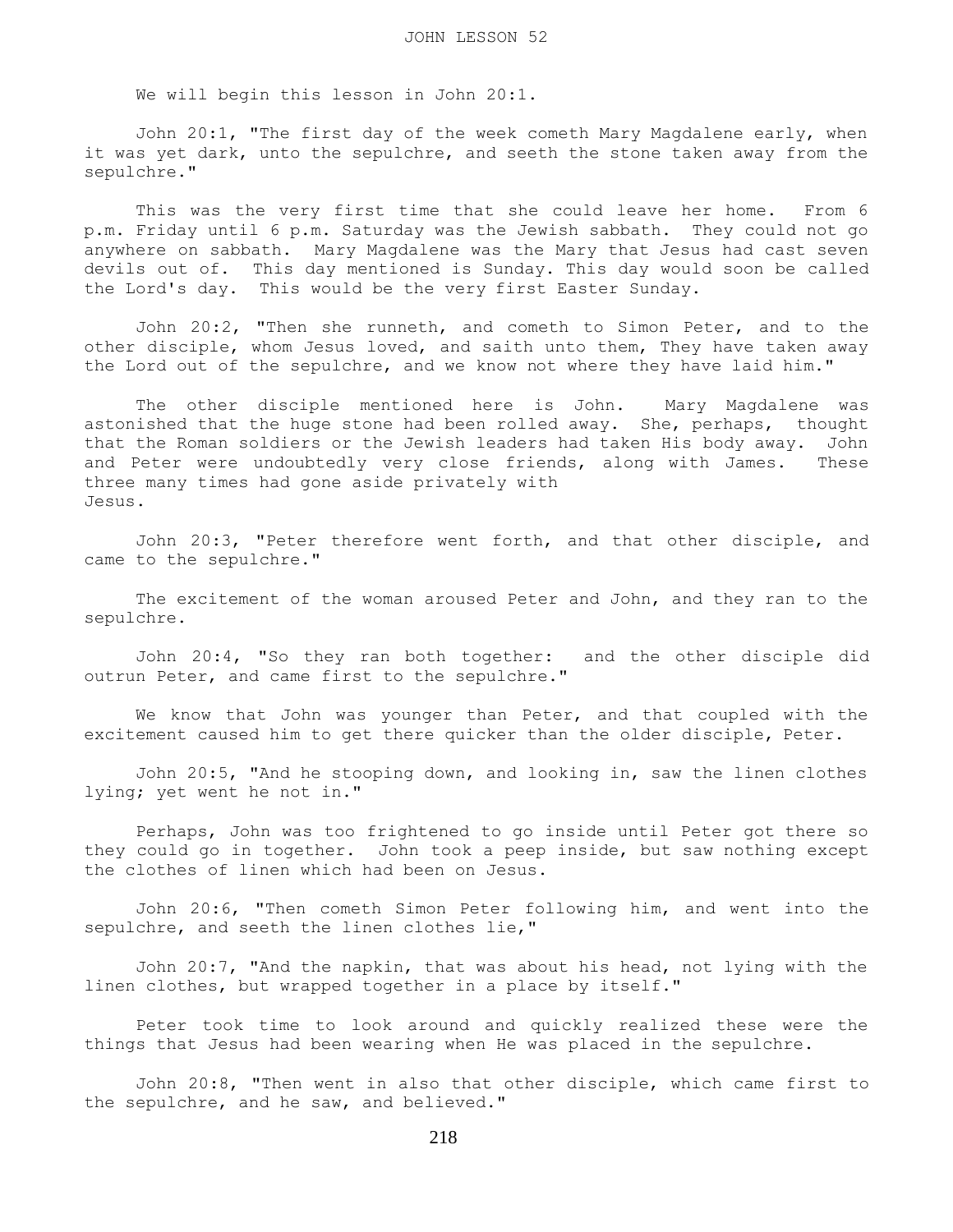# JOHN LESSON 52

We will begin this lesson in John 20:1.

John 20:1, "The first day of the week cometh Mary Magdalene early, when it was yet dark, unto the sepulchre, and seeth the stone taken away from the sepulchre."

This was the very first time that she could leave her home. From 6 p.m. Friday until 6 p.m. Saturday was the Jewish sabbath. They could not go anywhere on sabbath. Mary Magdalene was the Mary that Jesus had cast seven devils out of. This day mentioned is Sunday. This day would soon be called the Lord's day. This would be the very first Easter Sunday.

John 20:2, "Then she runneth, and cometh to Simon Peter, and to the other disciple, whom Jesus loved, and saith unto them, They have taken away the Lord out of the sepulchre, and we know not where they have laid him."

The other disciple mentioned here is John. Mary Magdalene was astonished that the huge stone had been rolled away. She, perhaps, thought that the Roman soldiers or the Jewish leaders had taken His body away. John and Peter were undoubtedly very close friends, along with James. These three many times had gone aside privately with Jesus.

John 20:3, "Peter therefore went forth, and that other disciple, and came to the sepulchre."

The excitement of the woman aroused Peter and John, and they ran to the sepulchre.

John 20:4, "So they ran both together: and the other disciple did outrun Peter, and came first to the sepulchre."

We know that John was younger than Peter, and that coupled with the excitement caused him to get there quicker than the older disciple, Peter.

John 20:5, "And he stooping down, and looking in, saw the linen clothes lying; yet went he not in."

Perhaps, John was too frightened to go inside until Peter got there so they could go in together. John took a peep inside, but saw nothing except the clothes of linen which had been on Jesus.

John 20:6, "Then cometh Simon Peter following him, and went into the sepulchre, and seeth the linen clothes lie,"

John 20:7, "And the napkin, that was about his head, not lying with the linen clothes, but wrapped together in a place by itself."

Peter took time to look around and quickly realized these were the things that Jesus had been wearing when He was placed in the sepulchre.

John 20:8, "Then went in also that other disciple, which came first to the sepulchre, and he saw, and believed."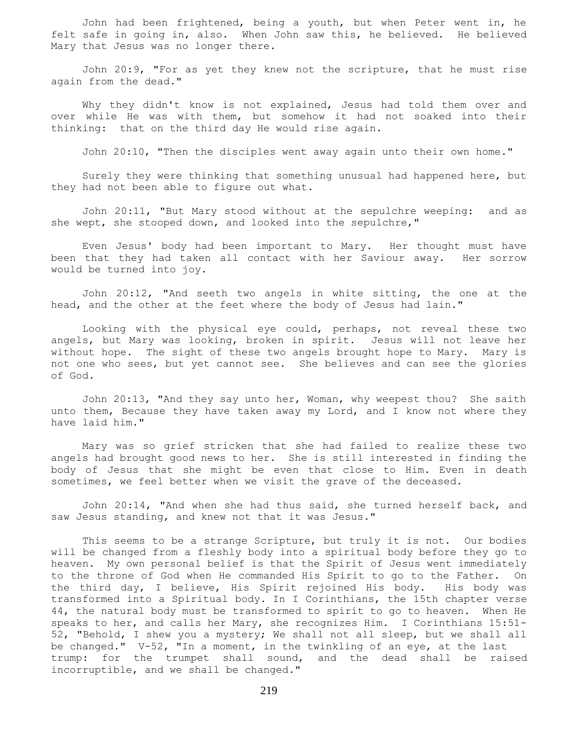John had been frightened, being a youth, but when Peter went in, he felt safe in going in, also. When John saw this, he believed. He believed Mary that Jesus was no longer there.

John 20:9, "For as yet they knew not the scripture, that he must rise again from the dead."

Why they didn't know is not explained, Jesus had told them over and over while He was with them, but somehow it had not soaked into their thinking: that on the third day He would rise again.

John 20:10, "Then the disciples went away again unto their own home."

Surely they were thinking that something unusual had happened here, but they had not been able to figure out what.

John 20:11, "But Mary stood without at the sepulchre weeping: and as she wept, she stooped down, and looked into the sepulchre,"

Even Jesus' body had been important to Mary. Her thought must have been that they had taken all contact with her Saviour away. Her sorrow would be turned into joy.

John 20:12, "And seeth two angels in white sitting, the one at the head, and the other at the feet where the body of Jesus had lain."

Looking with the physical eye could, perhaps, not reveal these two angels, but Mary was looking, broken in spirit. Jesus will not leave her without hope. The sight of these two angels brought hope to Mary. Mary is not one who sees, but yet cannot see. She believes and can see the glories of God.

John 20:13, "And they say unto her, Woman, why weepest thou? She saith unto them, Because they have taken away my Lord, and I know not where they have laid him."

Mary was so grief stricken that she had failed to realize these two angels had brought good news to her. She is still interested in finding the body of Jesus that she might be even that close to Him. Even in death sometimes, we feel better when we visit the grave of the deceased.

John 20:14, "And when she had thus said, she turned herself back, and saw Jesus standing, and knew not that it was Jesus."

This seems to be a strange Scripture, but truly it is not. Our bodies will be changed from a fleshly body into a spiritual body before they go to heaven. My own personal belief is that the Spirit of Jesus went immediately to the throne of God when He commanded His Spirit to go to the Father. On the third day, I believe, His Spirit rejoined His body. His body was transformed into a Spiritual body. In I Corinthians, the 15th chapter verse 44, the natural body must be transformed to spirit to go to heaven. When He speaks to her, and calls her Mary, she recognizes Him. I Corinthians 15:51-52, "Behold, I shew you a mystery; We shall not all sleep, but we shall all be changed." V-52, "In a moment, in the twinkling of an eye, at the last trump: for the trumpet shall sound, and the dead shall be raised incorruptible, and we shall be changed."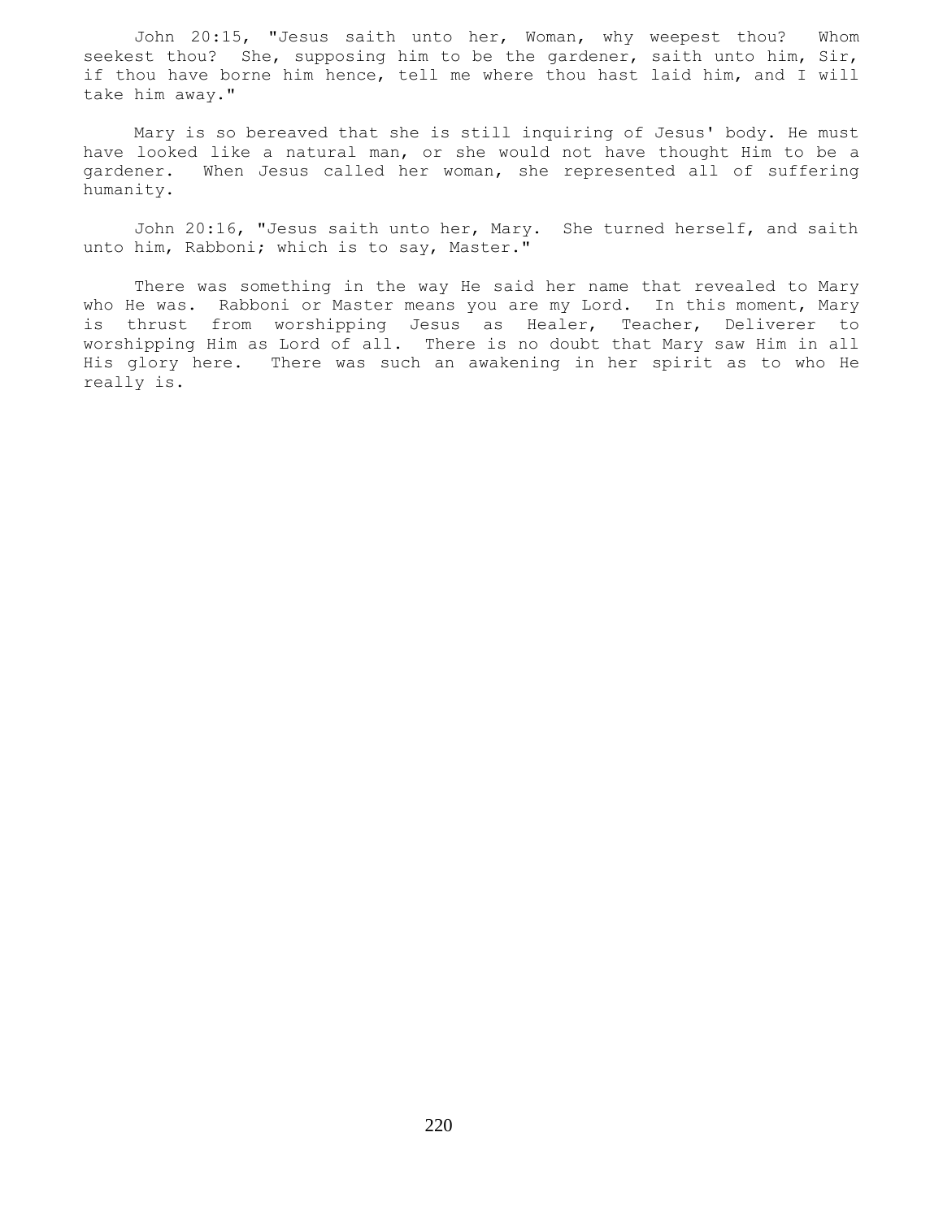John 20:15, "Jesus saith unto her, Woman, why weepest thou? Whom seekest thou? She, supposing him to be the gardener, saith unto him, Sir, if thou have borne him hence, tell me where thou hast laid him, and I will take him away."

Mary is so bereaved that she is still inquiring of Jesus' body. He must have looked like a natural man, or she would not have thought Him to be a gardener. When Jesus called her woman, she represented all of suffering humanity.

John 20:16, "Jesus saith unto her, Mary. She turned herself, and saith unto him, Rabboni; which is to say, Master."

There was something in the way He said her name that revealed to Mary who He was. Rabboni or Master means you are my Lord. In this moment, Mary is thrust from worshipping Jesus as Healer, Teacher, Deliverer to worshipping Him as Lord of all. There is no doubt that Mary saw Him in all His glory here. There was such an awakening in her spirit as to who He really is.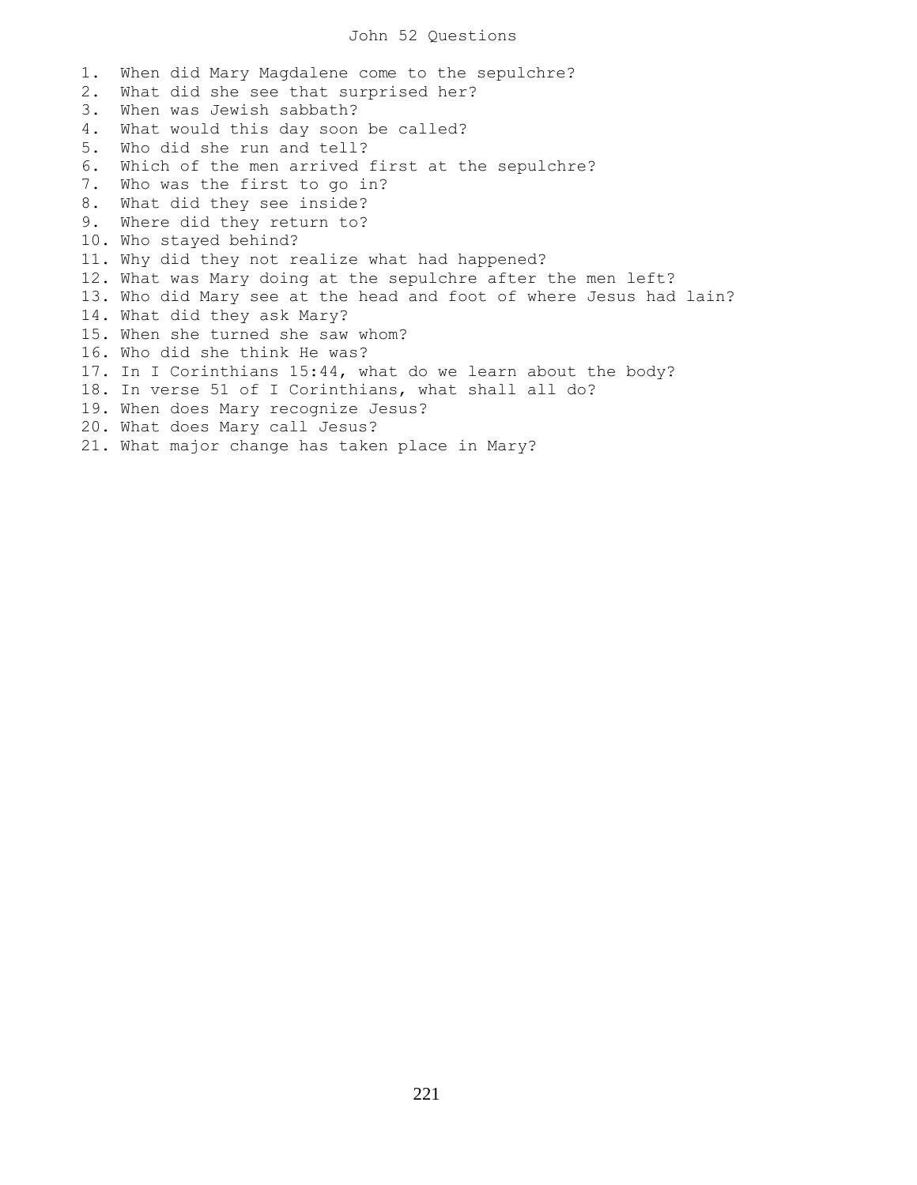# John 52 Questions

1. When did Mary Magdalene come to the sepulchre?
2. What did she see that surprised her?
3. When was Jewish sabbath?
4. What would this day soon be called?
5. Who did she run and tell?
6. Which of the men arrived first at the sepulchre?
7. Who was the first to go in?
8. What did they see inside?
9. Where did they return to?
10. Who stayed behind?
11. Why did they not realize what had happened?
12. What was Mary doing at the sepulchre after the men left?
13. Who did Mary see at the head and foot of where Jesus had lain?
14. What did they ask Mary?
15. When she turned she saw whom?
16. Who did she think He was?
17. In I Corinthians 15:44, what do we learn about the body?
18. In verse 51 of I Corinthians, what shall all do?
19. When does Mary recognize Jesus?
20. What does Mary call Jesus?
21. What major change has taken place in Mary?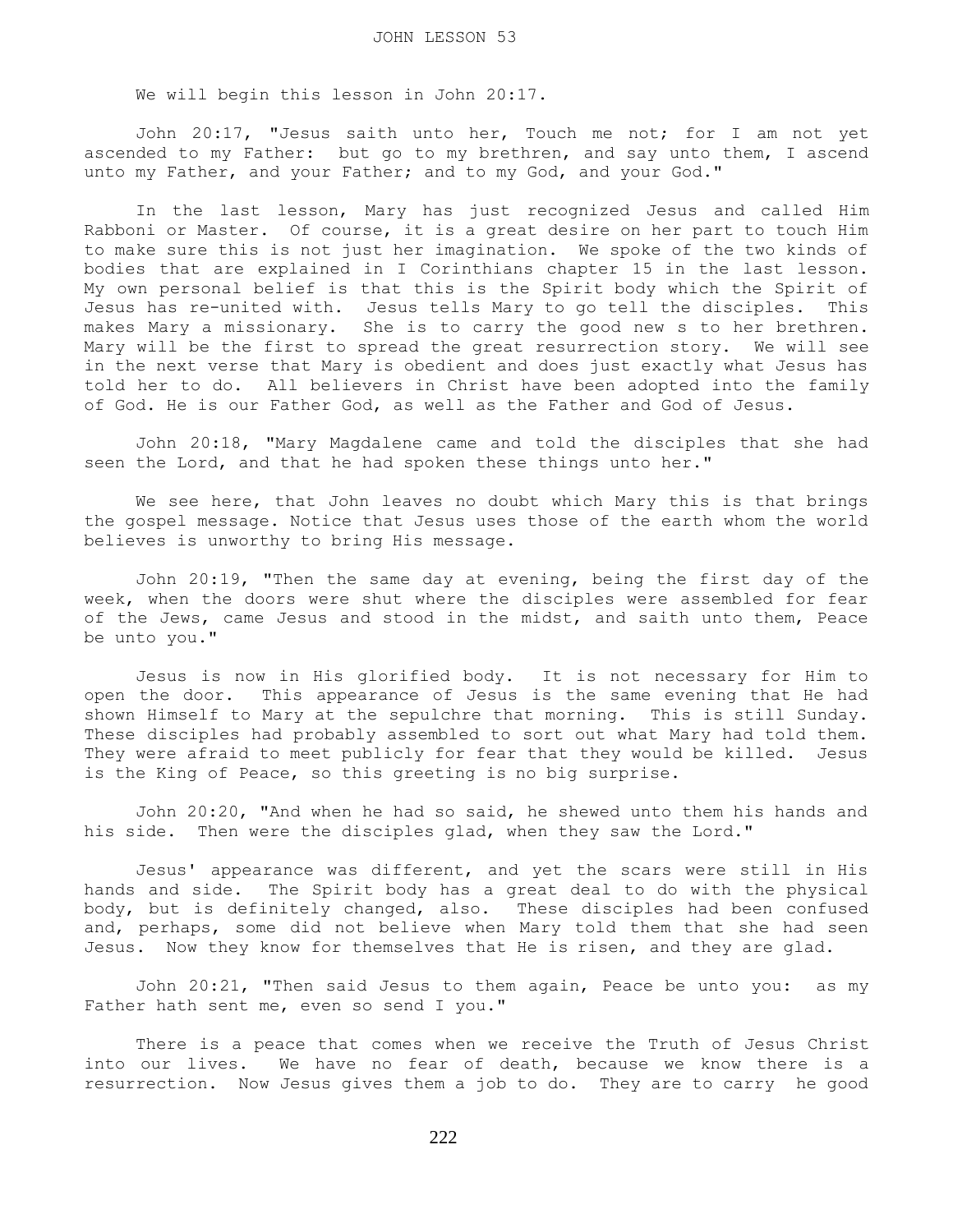# JOHN LESSON 53

We will begin this lesson in John 20:17.

John 20:17, "Jesus saith unto her, Touch me not; for I am not yet ascended to my Father: but go to my brethren, and say unto them, I ascend unto my Father, and your Father; and to my God, and your God."

In the last lesson, Mary has just recognized Jesus and called Him Rabboni or Master. Of course, it is a great desire on her part to touch Him to make sure this is not just her imagination. We spoke of the two kinds of bodies that are explained in I Corinthians chapter 15 in the last lesson. My own personal belief is that this is the Spirit body which the Spirit of Jesus has re-united with. Jesus tells Mary to go tell the disciples. This makes Mary a missionary. She is to carry the good new s to her brethren. Mary will be the first to spread the great resurrection story. We will see in the next verse that Mary is obedient and does just exactly what Jesus has told her to do. All believers in Christ have been adopted into the family of God. He is our Father God, as well as the Father and God of Jesus.

John 20:18, "Mary Magdalene came and told the disciples that she had seen the Lord, and that he had spoken these things unto her."

We see here, that John leaves no doubt which Mary this is that brings the gospel message. Notice that Jesus uses those of the earth whom the world believes is unworthy to bring His message.

John 20:19, "Then the same day at evening, being the first day of the week, when the doors were shut where the disciples were assembled for fear of the Jews, came Jesus and stood in the midst, and saith unto them, Peace be unto you."

Jesus is now in His glorified body. It is not necessary for Him to open the door. This appearance of Jesus is the same evening that He had shown Himself to Mary at the sepulchre that morning. This is still Sunday. These disciples had probably assembled to sort out what Mary had told them. They were afraid to meet publicly for fear that they would be killed. Jesus is the King of Peace, so this greeting is no big surprise.

John 20:20, "And when he had so said, he shewed unto them his hands and his side. Then were the disciples glad, when they saw the Lord."

Jesus' appearance was different, and yet the scars were still in His hands and side. The Spirit body has a great deal to do with the physical body, but is definitely changed, also. These disciples had been confused and, perhaps, some did not believe when Mary told them that she had seen Jesus. Now they know for themselves that He is risen, and they are glad.

John 20:21, "Then said Jesus to them again, Peace be unto you: as my Father hath sent me, even so send I you."

There is a peace that comes when we receive the Truth of Jesus Christ into our lives. We have no fear of death, because we know there is a resurrection. Now Jesus gives them a job to do. They are to carry he good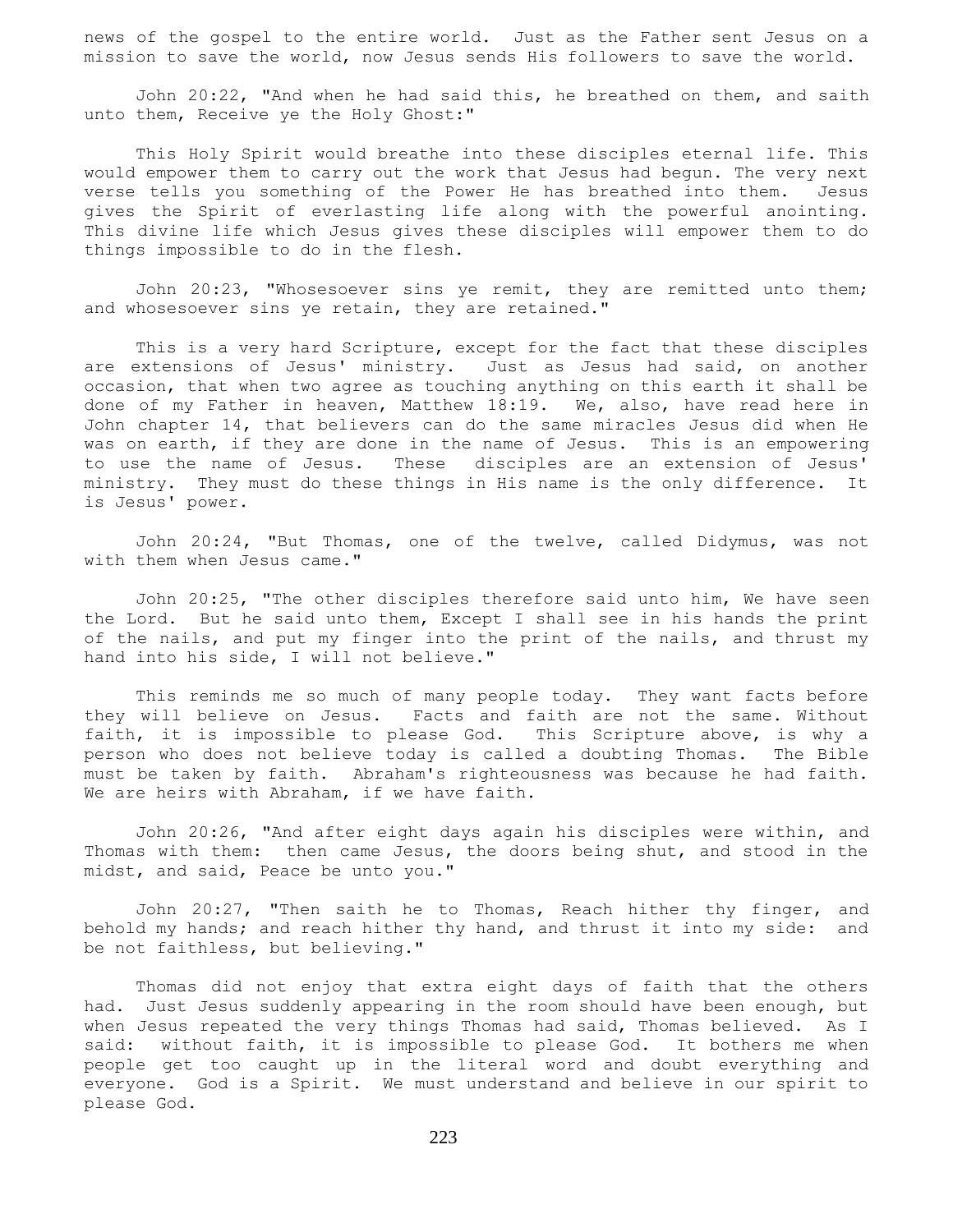news of the gospel to the entire world. Just as the Father sent Jesus on a mission to save the world, now Jesus sends His followers to save the world.

John 20:22, "And when he had said this, he breathed on them, and saith unto them, Receive ye the Holy Ghost:"

This Holy Spirit would breathe into these disciples eternal life. This would empower them to carry out the work that Jesus had begun. The very next verse tells you something of the Power He has breathed into them. Jesus gives the Spirit of everlasting life along with the powerful anointing. This divine life which Jesus gives these disciples will empower them to do things impossible to do in the flesh.

John 20:23, "Whosesoever sins ye remit, they are remitted unto them; and whosesoever sins ye retain, they are retained."

This is a very hard Scripture, except for the fact that these disciples are extensions of Jesus' ministry. Just as Jesus had said, on another occasion, that when two agree as touching anything on this earth it shall be done of my Father in heaven, Matthew 18:19. We, also, have read here in John chapter 14, that believers can do the same miracles Jesus did when He was on earth, if they are done in the name of Jesus. This is an empowering to use the name of Jesus. These disciples are an extension of Jesus' ministry. They must do these things in His name is the only difference. It is Jesus' power.

John 20:24, "But Thomas, one of the twelve, called Didymus, was not with them when Jesus came."

John 20:25, "The other disciples therefore said unto him, We have seen the Lord. But he said unto them, Except I shall see in his hands the print of the nails, and put my finger into the print of the nails, and thrust my hand into his side, I will not believe."

This reminds me so much of many people today. They want facts before they will believe on Jesus. Facts and faith are not the same. Without faith, it is impossible to please God. This Scripture above, is why a person who does not believe today is called a doubting Thomas. The Bible must be taken by faith. Abraham's righteousness was because he had faith. We are heirs with Abraham, if we have faith.

John 20:26, "And after eight days again his disciples were within, and Thomas with them: then came Jesus, the doors being shut, and stood in the midst, and said, Peace be unto you."

John 20:27, "Then saith he to Thomas, Reach hither thy finger, and behold my hands; and reach hither thy hand, and thrust it into my side: and be not faithless, but believing."

Thomas did not enjoy that extra eight days of faith that the others had. Just Jesus suddenly appearing in the room should have been enough, but when Jesus repeated the very things Thomas had said, Thomas believed. As I said: without faith, it is impossible to please God. It bothers me when people get too caught up in the literal word and doubt everything and everyone. God is a Spirit. We must understand and believe in our spirit to please God.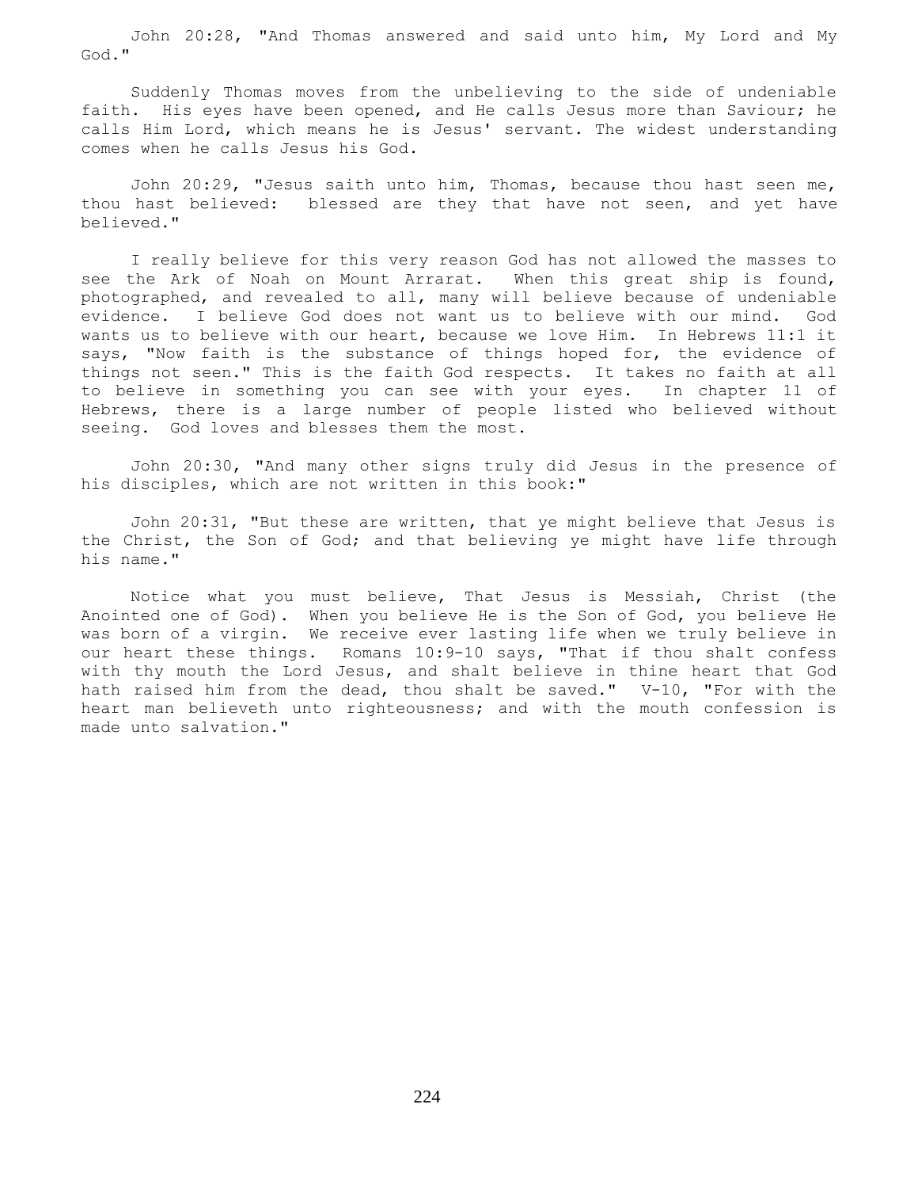John 20:28, "And Thomas answered and said unto him, My Lord and My God."

Suddenly Thomas moves from the unbelieving to the side of undeniable faith. His eyes have been opened, and He calls Jesus more than Saviour; he calls Him Lord, which means he is Jesus' servant. The widest understanding comes when he calls Jesus his God.

John 20:29, "Jesus saith unto him, Thomas, because thou hast seen me, thou hast believed: blessed are they that have not seen, and yet have believed."

I really believe for this very reason God has not allowed the masses to see the Ark of Noah on Mount Arrarat. When this great ship is found, photographed, and revealed to all, many will believe because of undeniable evidence. I believe God does not want us to believe with our mind. God wants us to believe with our heart, because we love Him. In Hebrews 11:1 it says, "Now faith is the substance of things hoped for, the evidence of things not seen." This is the faith God respects. It takes no faith at all to believe in something you can see with your eyes. In chapter 11 of Hebrews, there is a large number of people listed who believed without seeing. God loves and blesses them the most.

John 20:30, "And many other signs truly did Jesus in the presence of his disciples, which are not written in this book:"

John 20:31, "But these are written, that ye might believe that Jesus is the Christ, the Son of God; and that believing ye might have life through his name."

Notice what you must believe, That Jesus is Messiah, Christ (the Anointed one of God). When you believe He is the Son of God, you believe He was born of a virgin. We receive ever lasting life when we truly believe in our heart these things. Romans 10:9-10 says, "That if thou shalt confess with thy mouth the Lord Jesus, and shalt believe in thine heart that God hath raised him from the dead, thou shalt be saved." V-10, "For with the heart man believeth unto righteousness; and with the mouth confession is made unto salvation."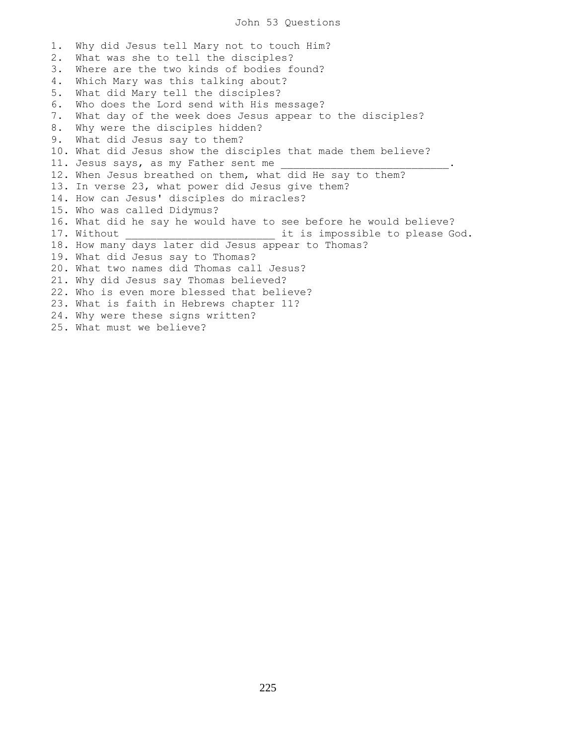# John 53 Questions

1. Why did Jesus tell Mary not to touch Him?
2. What was she to tell the disciples?
3. Where are the two kinds of bodies found?
4. Which Mary was this talking about?
5. What did Mary tell the disciples?
6. Who does the Lord send with His message?
7. What day of the week does Jesus appear to the disciples?
8. Why were the disciples hidden?
9. What did Jesus say to them?
10. What did Jesus show the disciples that made them believe?
11. Jesus says, as my Father sent me ___________________________.
12. When Jesus breathed on them, what did He say to them?
13. In verse 23, what power did Jesus give them?
14. How can Jesus' disciples do miracles?
15. Who was called Didymus?
16. What did he say he would have to see before he would believe?
17. Without ________________________ it is impossible to please God.
18. How many days later did Jesus appear to Thomas?
19. What did Jesus say to Thomas?
20. What two names did Thomas call Jesus?
21. Why did Jesus say Thomas believed?
22. Who is even more blessed that believe?
23. What is faith in Hebrews chapter 11?
24. Why were these signs written?
25. What must we believe?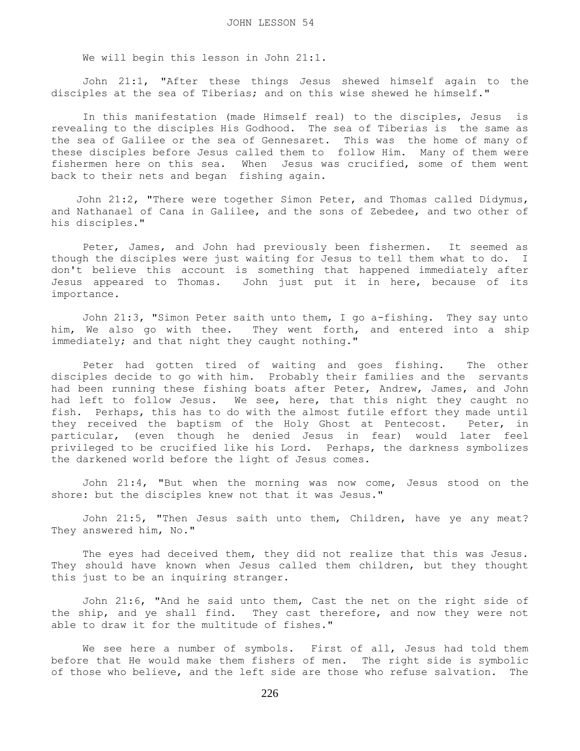# JOHN LESSON 54

We will begin this lesson in John 21:1.

John 21:1, "After these things Jesus shewed himself again to the disciples at the sea of Tiberias; and on this wise shewed he himself."

In this manifestation (made Himself real) to the disciples, Jesus is revealing to the disciples His Godhood. The sea of Tiberias is the same as the sea of Galilee or the sea of Gennesaret. This was the home of many of these disciples before Jesus called them to follow Him. Many of them were fishermen here on this sea. When Jesus was crucified, some of them went back to their nets and began fishing again.

John 21:2, "There were together Simon Peter, and Thomas called Didymus, and Nathanael of Cana in Galilee, and the sons of Zebedee, and two other of his disciples."

Peter, James, and John had previously been fishermen. It seemed as though the disciples were just waiting for Jesus to tell them what to do. I don't believe this account is something that happened immediately after Jesus appeared to Thomas. John just put it in here, because of its importance.

John 21:3, "Simon Peter saith unto them, I go a-fishing. They say unto him, We also go with thee. They went forth, and entered into a ship immediately; and that night they caught nothing."

Peter had gotten tired of waiting and goes fishing. The other disciples decide to go with him. Probably their families and the servants had been running these fishing boats after Peter, Andrew, James, and John had left to follow Jesus. We see, here, that this night they caught no fish. Perhaps, this has to do with the almost futile effort they made until they received the baptism of the Holy Ghost at Pentecost. Peter, in particular, (even though he denied Jesus in fear) would later feel privileged to be crucified like his Lord. Perhaps, the darkness symbolizes the darkened world before the light of Jesus comes.

John 21:4, "But when the morning was now come, Jesus stood on the shore: but the disciples knew not that it was Jesus."

John 21:5, "Then Jesus saith unto them, Children, have ye any meat? They answered him, No."

The eyes had deceived them, they did not realize that this was Jesus. They should have known when Jesus called them children, but they thought this just to be an inquiring stranger.

John 21:6, "And he said unto them, Cast the net on the right side of the ship, and ye shall find. They cast therefore, and now they were not able to draw it for the multitude of fishes."

We see here a number of symbols. First of all, Jesus had told them before that He would make them fishers of men. The right side is symbolic of those who believe, and the left side are those who refuse salvation. The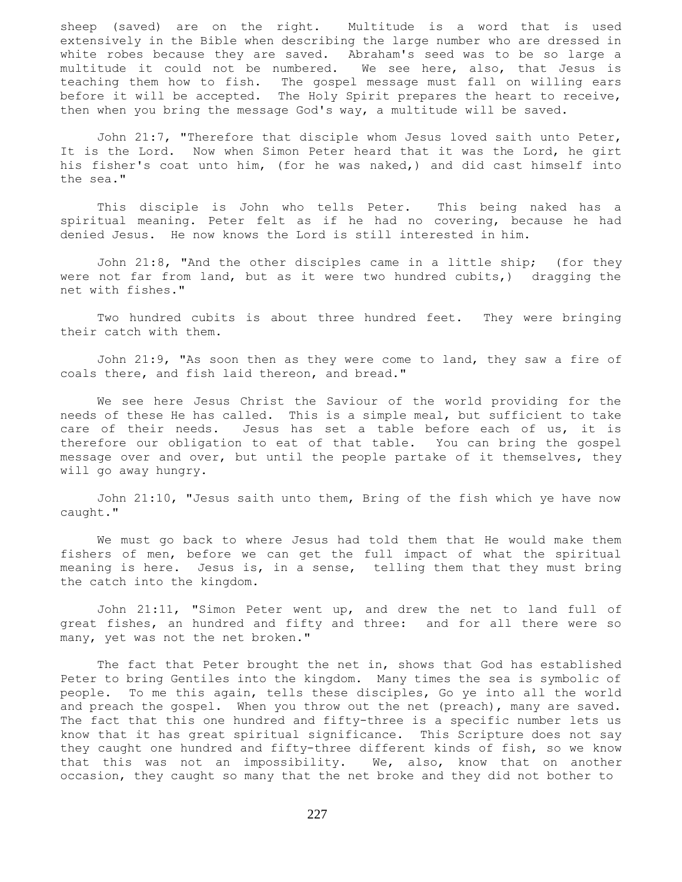sheep (saved) are on the right. Multitude is a word that is used extensively in the Bible when describing the large number who are dressed in white robes because they are saved. Abraham's seed was to be so large a multitude it could not be numbered. We see here, also, that Jesus is teaching them how to fish. The gospel message must fall on willing ears before it will be accepted. The Holy Spirit prepares the heart to receive, then when you bring the message God's way, a multitude will be saved.

John 21:7, "Therefore that disciple whom Jesus loved saith unto Peter, It is the Lord. Now when Simon Peter heard that it was the Lord, he girt his fisher's coat unto him, (for he was naked,) and did cast himself into the sea."

This disciple is John who tells Peter. This being naked has a spiritual meaning. Peter felt as if he had no covering, because he had denied Jesus. He now knows the Lord is still interested in him.

John 21:8, "And the other disciples came in a little ship; (for they were not far from land, but as it were two hundred cubits,) dragging the net with fishes."

Two hundred cubits is about three hundred feet. They were bringing their catch with them.

John 21:9, "As soon then as they were come to land, they saw a fire of coals there, and fish laid thereon, and bread."

We see here Jesus Christ the Saviour of the world providing for the needs of these He has called. This is a simple meal, but sufficient to take care of their needs. Jesus has set a table before each of us, it is therefore our obligation to eat of that table. You can bring the gospel message over and over, but until the people partake of it themselves, they will go away hungry.

John 21:10, "Jesus saith unto them, Bring of the fish which ye have now caught."

We must go back to where Jesus had told them that He would make them fishers of men, before we can get the full impact of what the spiritual meaning is here. Jesus is, in a sense, telling them that they must bring the catch into the kingdom.

John 21:11, "Simon Peter went up, and drew the net to land full of great fishes, an hundred and fifty and three: and for all there were so many, yet was not the net broken."

The fact that Peter brought the net in, shows that God has established Peter to bring Gentiles into the kingdom. Many times the sea is symbolic of people. To me this again, tells these disciples, Go ye into all the world and preach the gospel. When you throw out the net (preach), many are saved. The fact that this one hundred and fifty-three is a specific number lets us know that it has great spiritual significance. This Scripture does not say they caught one hundred and fifty-three different kinds of fish, so we know that this was not an impossibility. We, also, know that on another occasion, they caught so many that the net broke and they did not bother to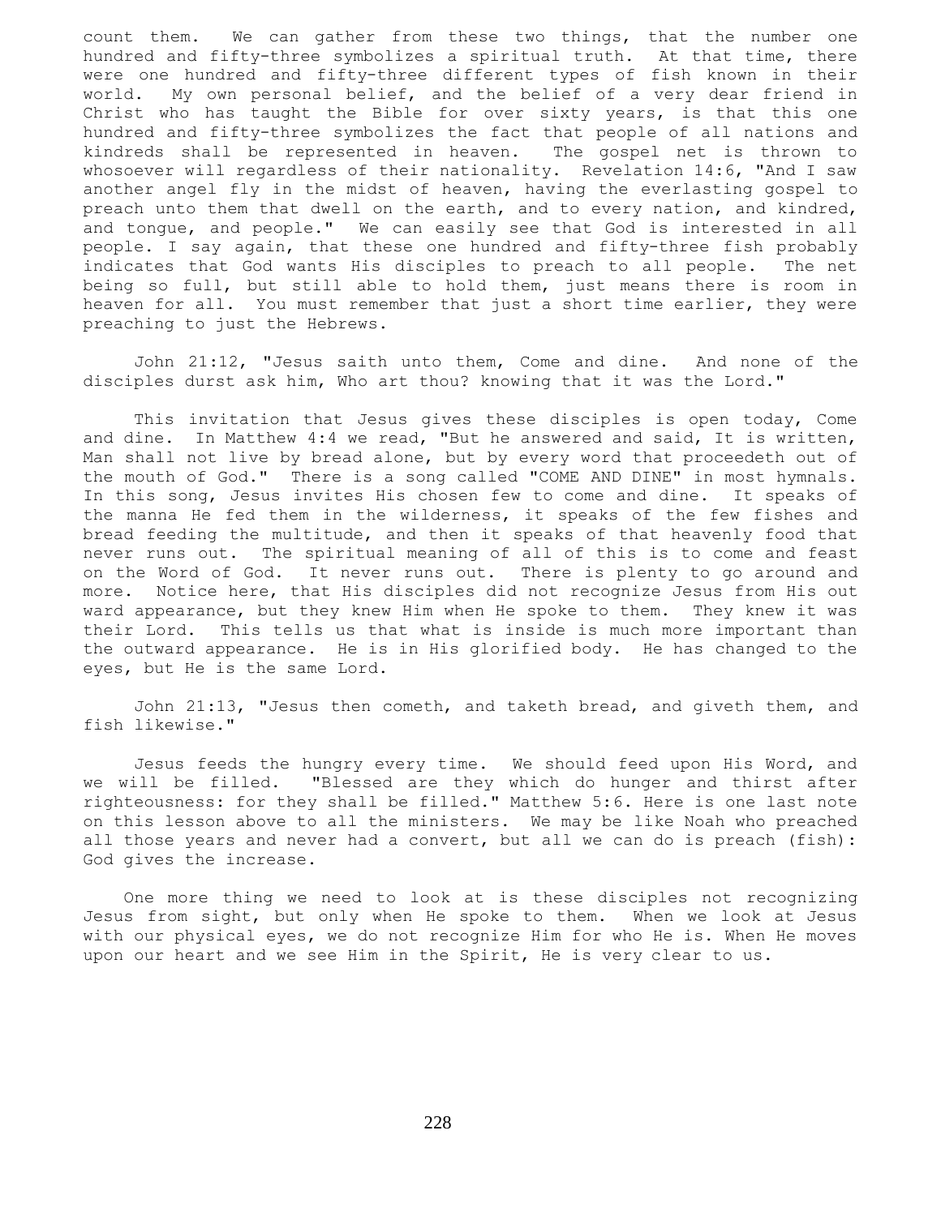count them. We can gather from these two things, that the number one hundred and fifty-three symbolizes a spiritual truth. At that time, there were one hundred and fifty-three different types of fish known in their world. My own personal belief, and the belief of a very dear friend in Christ who has taught the Bible for over sixty years, is that this one hundred and fifty-three symbolizes the fact that people of all nations and kindreds shall be represented in heaven. The gospel net is thrown to whosoever will regardless of their nationality. Revelation 14:6, "And I saw another angel fly in the midst of heaven, having the everlasting gospel to preach unto them that dwell on the earth, and to every nation, and kindred, and tongue, and people." We can easily see that God is interested in all people. I say again, that these one hundred and fifty-three fish probably indicates that God wants His disciples to preach to all people. The net being so full, but still able to hold them, just means there is room in heaven for all. You must remember that just a short time earlier, they were preaching to just the Hebrews.

John 21:12, "Jesus saith unto them, Come and dine. And none of the disciples durst ask him, Who art thou? knowing that it was the Lord."

This invitation that Jesus gives these disciples is open today, Come and dine. In Matthew 4:4 we read, "But he answered and said, It is written, Man shall not live by bread alone, but by every word that proceedeth out of the mouth of God." There is a song called "COME AND DINE" in most hymnals. In this song, Jesus invites His chosen few to come and dine. It speaks of the manna He fed them in the wilderness, it speaks of the few fishes and bread feeding the multitude, and then it speaks of that heavenly food that never runs out. The spiritual meaning of all of this is to come and feast on the Word of God. It never runs out. There is plenty to go around and more. Notice here, that His disciples did not recognize Jesus from His out ward appearance, but they knew Him when He spoke to them. They knew it was their Lord. This tells us that what is inside is much more important than the outward appearance. He is in His glorified body. He has changed to the eyes, but He is the same Lord.

John 21:13, "Jesus then cometh, and taketh bread, and giveth them, and fish likewise."

Jesus feeds the hungry every time. We should feed upon His Word, and we will be filled. "Blessed are they which do hunger and thirst after righteousness: for they shall be filled." Matthew 5:6. Here is one last note on this lesson above to all the ministers. We may be like Noah who preached all those years and never had a convert, but all we can do is preach (fish): God gives the increase.

One more thing we need to look at is these disciples not recognizing Jesus from sight, but only when He spoke to them. When we look at Jesus with our physical eyes, we do not recognize Him for who He is. When He moves upon our heart and we see Him in the Spirit, He is very clear to us.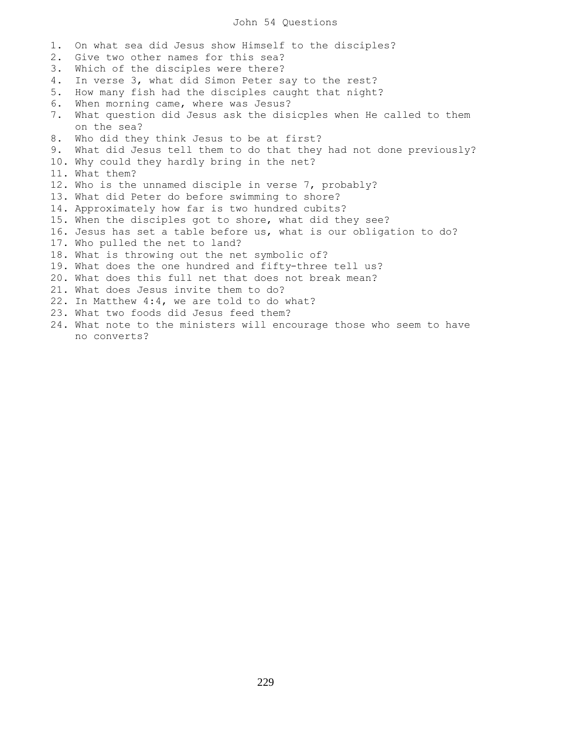# John 54 Questions

1. On what sea did Jesus show Himself to the disciples?
2. Give two other names for this sea?
3. Which of the disciples were there?
4. In verse 3, what did Simon Peter say to the rest?
5. How many fish had the disciples caught that night?
6. When morning came, where was Jesus?
7. What question did Jesus ask the disicples when He called to them on the sea?
8. Who did they think Jesus to be at first?
9. What did Jesus tell them to do that they had not done previously?
10. Why could they hardly bring in the net?
11. What them?
12. Who is the unnamed disciple in verse 7, probably?
13. What did Peter do before swimming to shore?
14. Approximately how far is two hundred cubits?
15. When the disciples got to shore, what did they see?
16. Jesus has set a table before us, what is our obligation to do?
17. Who pulled the net to land?
18. What is throwing out the net symbolic of?
19. What does the one hundred and fifty-three tell us?
20. What does this full net that does not break mean?
21. What does Jesus invite them to do?
22. In Matthew 4:4, we are told to do what?
23. What two foods did Jesus feed them?
24. What note to the ministers will encourage those who seem to have no converts?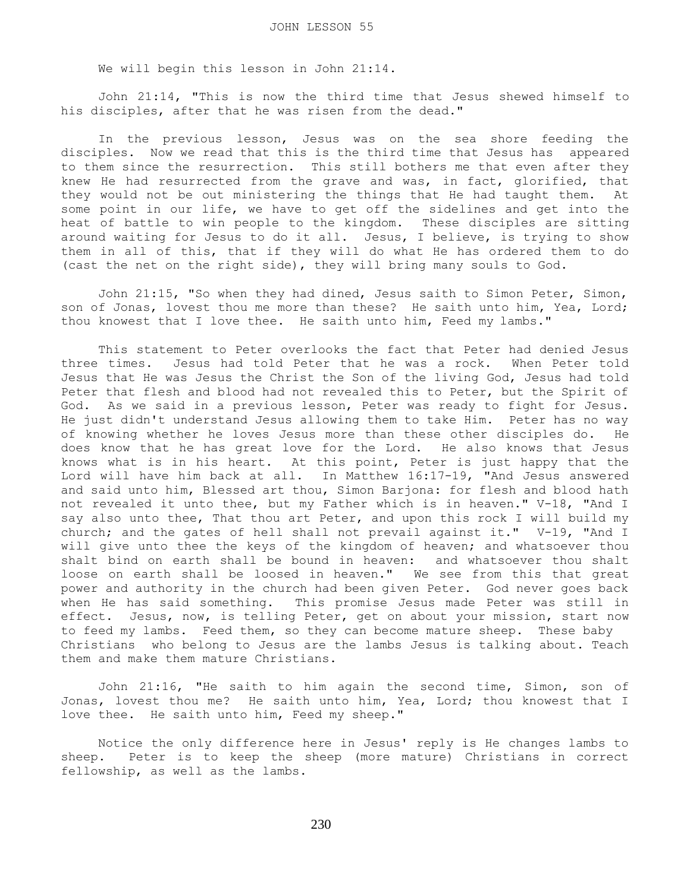# JOHN LESSON 55

We will begin this lesson in John 21:14.

John 21:14, "This is now the third time that Jesus shewed himself to his disciples, after that he was risen from the dead."

In the previous lesson, Jesus was on the sea shore feeding the disciples. Now we read that this is the third time that Jesus has appeared to them since the resurrection. This still bothers me that even after they knew He had resurrected from the grave and was, in fact, glorified, that they would not be out ministering the things that He had taught them. At some point in our life, we have to get off the sidelines and get into the heat of battle to win people to the kingdom. These disciples are sitting around waiting for Jesus to do it all. Jesus, I believe, is trying to show them in all of this, that if they will do what He has ordered them to do (cast the net on the right side), they will bring many souls to God.

John 21:15, "So when they had dined, Jesus saith to Simon Peter, Simon, son of Jonas, lovest thou me more than these? He saith unto him, Yea, Lord; thou knowest that I love thee. He saith unto him, Feed my lambs."

This statement to Peter overlooks the fact that Peter had denied Jesus three times. Jesus had told Peter that he was a rock. When Peter told Jesus that He was Jesus the Christ the Son of the living God, Jesus had told Peter that flesh and blood had not revealed this to Peter, but the Spirit of God. As we said in a previous lesson, Peter was ready to fight for Jesus. He just didn't understand Jesus allowing them to take Him. Peter has no way of knowing whether he loves Jesus more than these other disciples do. He does know that he has great love for the Lord. He also knows that Jesus knows what is in his heart. At this point, Peter is just happy that the Lord will have him back at all. In Matthew 16:17-19, "And Jesus answered and said unto him, Blessed art thou, Simon Barjona: for flesh and blood hath not revealed it unto thee, but my Father which is in heaven." V-18, "And I say also unto thee, That thou art Peter, and upon this rock I will build my church; and the gates of hell shall not prevail against it." V-19, "And I will give unto thee the keys of the kingdom of heaven; and whatsoever thou shalt bind on earth shall be bound in heaven: and whatsoever thou shalt loose on earth shall be loosed in heaven." We see from this that great power and authority in the church had been given Peter. God never goes back when He has said something. This promise Jesus made Peter was still in effect. Jesus, now, is telling Peter, get on about your mission, start now to feed my lambs. Feed them, so they can become mature sheep. These baby Christians who belong to Jesus are the lambs Jesus is talking about. Teach them and make them mature Christians.

John 21:16, "He saith to him again the second time, Simon, son of Jonas, lovest thou me? He saith unto him, Yea, Lord; thou knowest that I love thee. He saith unto him, Feed my sheep."

Notice the only difference here in Jesus' reply is He changes lambs to sheep. Peter is to keep the sheep (more mature) Christians in correct fellowship, as well as the lambs.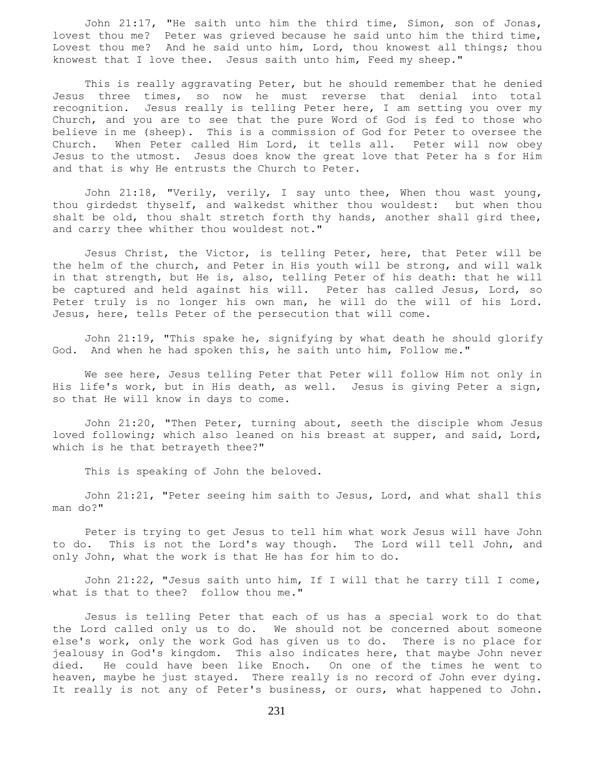John 21:17, "He saith unto him the third time, Simon, son of Jonas, lovest thou me? Peter was grieved because he said unto him the third time, Lovest thou me? And he said unto him, Lord, thou knowest all things; thou knowest that I love thee. Jesus saith unto him, Feed my sheep."

This is really aggravating Peter, but he should remember that he denied Jesus three times, so now he must reverse that denial into total recognition. Jesus really is telling Peter here, I am setting you over my Church, and you are to see that the pure Word of God is fed to those who believe in me (sheep). This is a commission of God for Peter to oversee the Church. When Peter called Him Lord, it tells all. Peter will now obey Jesus to the utmost. Jesus does know the great love that Peter ha s for Him and that is why He entrusts the Church to Peter.

John 21:18, "Verily, verily, I say unto thee, When thou wast young, thou girdedst thyself, and walkedst whither thou wouldest: but when thou shalt be old, thou shalt stretch forth thy hands, another shall gird thee, and carry thee whither thou wouldest not."

Jesus Christ, the Victor, is telling Peter, here, that Peter will be the helm of the church, and Peter in His youth will be strong, and will walk in that strength, but He is, also, telling Peter of his death: that he will be captured and held against his will. Peter has called Jesus, Lord, so Peter truly is no longer his own man, he will do the will of his Lord. Jesus, here, tells Peter of the persecution that will come.

John 21:19, "This spake he, signifying by what death he should glorify God. And when he had spoken this, he saith unto him, Follow me."

We see here, Jesus telling Peter that Peter will follow Him not only in His life's work, but in His death, as well. Jesus is giving Peter a sign, so that He will know in days to come.

John 21:20, "Then Peter, turning about, seeth the disciple whom Jesus loved following; which also leaned on his breast at supper, and said, Lord, which is he that betrayeth thee?"

This is speaking of John the beloved.

John 21:21, "Peter seeing him saith to Jesus, Lord, and what shall this man do?"

Peter is trying to get Jesus to tell him what work Jesus will have John to do. This is not the Lord's way though. The Lord will tell John, and only John, what the work is that He has for him to do.

John 21:22, "Jesus saith unto him, If I will that he tarry till I come, what is that to thee? follow thou me."

Jesus is telling Peter that each of us has a special work to do that the Lord called only us to do. We should not be concerned about someone else's work, only the work God has given us to do. There is no place for jealousy in God's kingdom. This also indicates here, that maybe John never died. He could have been like Enoch. On one of the times he went to heaven, maybe he just stayed. There really is no record of John ever dying. It really is not any of Peter's business, or ours, what happened to John.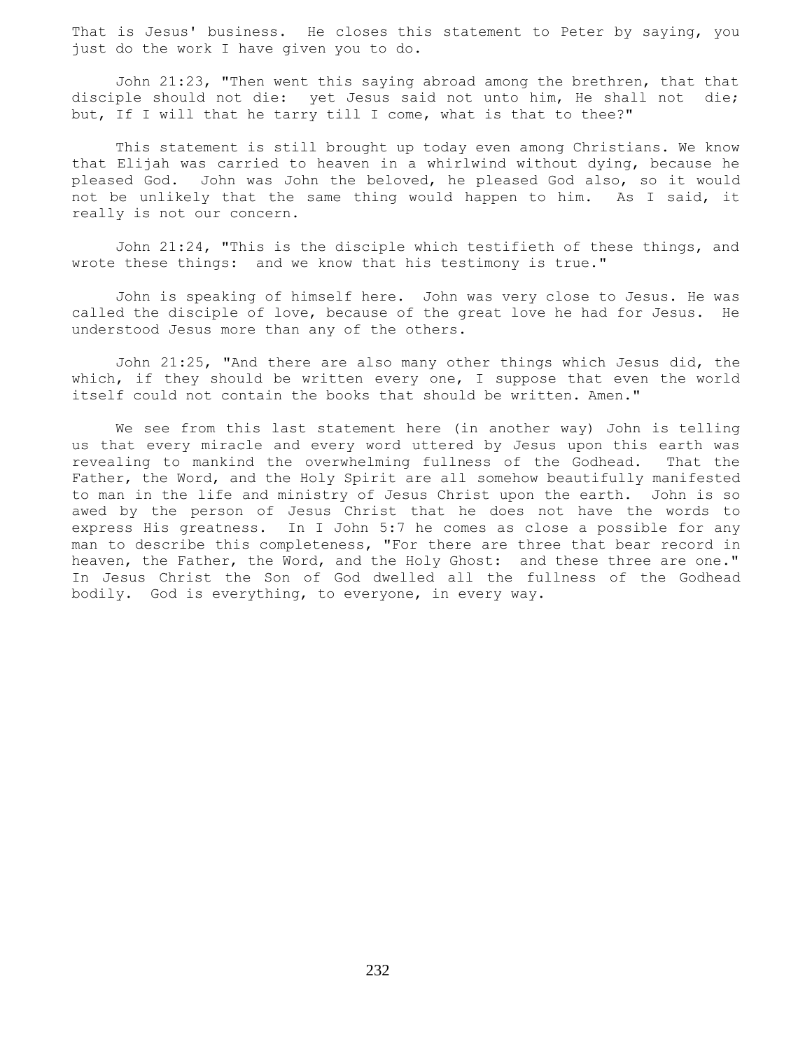That is Jesus' business. He closes this statement to Peter by saying, you just do the work I have given you to do.

John 21:23, "Then went this saying abroad among the brethren, that that disciple should not die: yet Jesus said not unto him, He shall not die; but, If I will that he tarry till I come, what is that to thee?"

This statement is still brought up today even among Christians. We know that Elijah was carried to heaven in a whirlwind without dying, because he pleased God. John was John the beloved, he pleased God also, so it would not be unlikely that the same thing would happen to him. As I said, it really is not our concern.

John 21:24, "This is the disciple which testifieth of these things, and wrote these things: and we know that his testimony is true."

John is speaking of himself here. John was very close to Jesus. He was called the disciple of love, because of the great love he had for Jesus. He understood Jesus more than any of the others.

John 21:25, "And there are also many other things which Jesus did, the which, if they should be written every one, I suppose that even the world itself could not contain the books that should be written. Amen."

We see from this last statement here (in another way) John is telling us that every miracle and every word uttered by Jesus upon this earth was revealing to mankind the overwhelming fullness of the Godhead. That the Father, the Word, and the Holy Spirit are all somehow beautifully manifested to man in the life and ministry of Jesus Christ upon the earth. John is so awed by the person of Jesus Christ that he does not have the words to express His greatness. In I John 5:7 he comes as close a possible for any man to describe this completeness, "For there are three that bear record in heaven, the Father, the Word, and the Holy Ghost: and these three are one." In Jesus Christ the Son of God dwelled all the fullness of the Godhead bodily. God is everything, to everyone, in every way.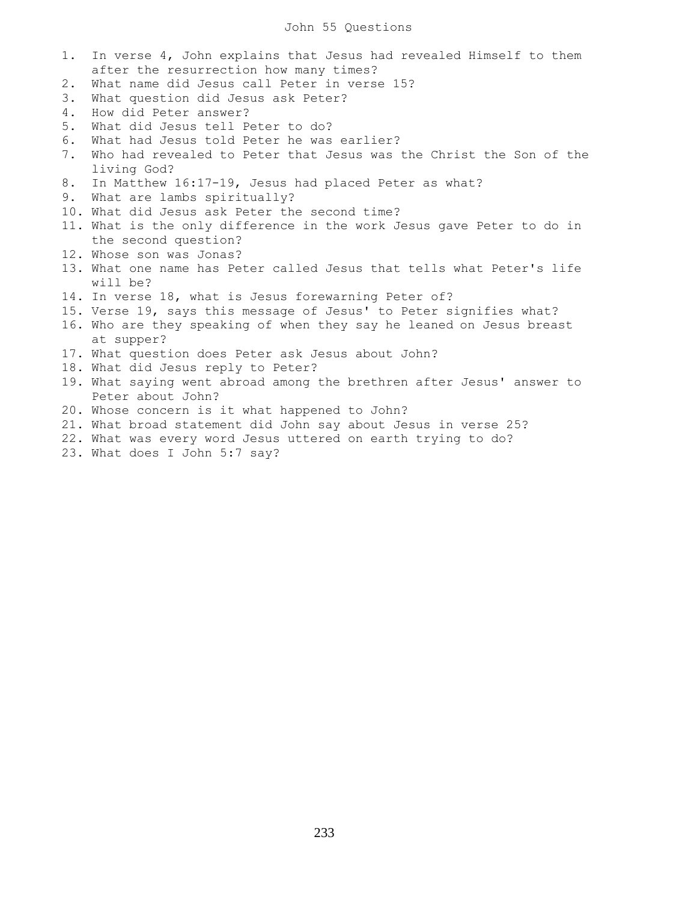# John 55 Questions

1. In verse 4, John explains that Jesus had revealed Himself to them after the resurrection how many times?
2. What name did Jesus call Peter in verse 15?
3. What question did Jesus ask Peter?
4. How did Peter answer?
5. What did Jesus tell Peter to do?
6. What had Jesus told Peter he was earlier?
7. Who had revealed to Peter that Jesus was the Christ the Son of the living God?
8. In Matthew 16:17-19, Jesus had placed Peter as what?
9. What are lambs spiritually?
10. What did Jesus ask Peter the second time?
11. What is the only difference in the work Jesus gave Peter to do in the second question?
12. Whose son was Jonas?
13. What one name has Peter called Jesus that tells what Peter's life will be?
14. In verse 18, what is Jesus forewarning Peter of?
15. Verse 19, says this message of Jesus' to Peter signifies what?
16. Who are they speaking of when they say he leaned on Jesus breast at supper?
17. What question does Peter ask Jesus about John?
18. What did Jesus reply to Peter?
19. What saying went abroad among the brethren after Jesus' answer to Peter about John?
20. Whose concern is it what happened to John?
21. What broad statement did John say about Jesus in verse 25?
22. What was every word Jesus uttered on earth trying to do?
23. What does I John 5:7 say?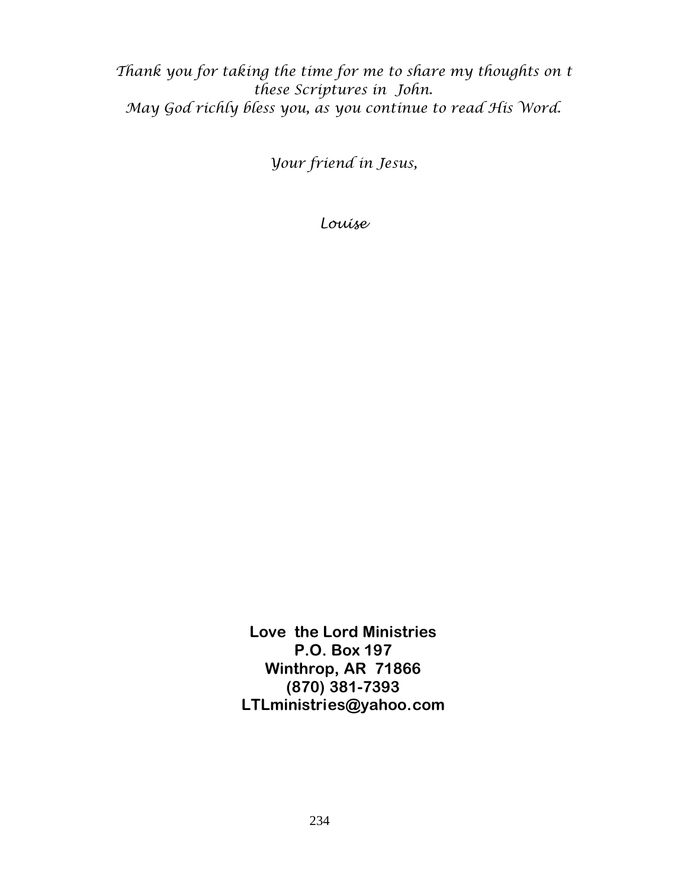*Thank you for taking the time for me to share my thoughts on t these Scriptures in John.*
*May God richly bless you, as you continue to read His Word.*

*Your friend in Jesus,*

*Louise*

**Love the Lord Ministries**
**P.O. Box 197**
**Winthrop, AR 71866**
**(870) 381-7393**
**LTLministries@yahoo.com**